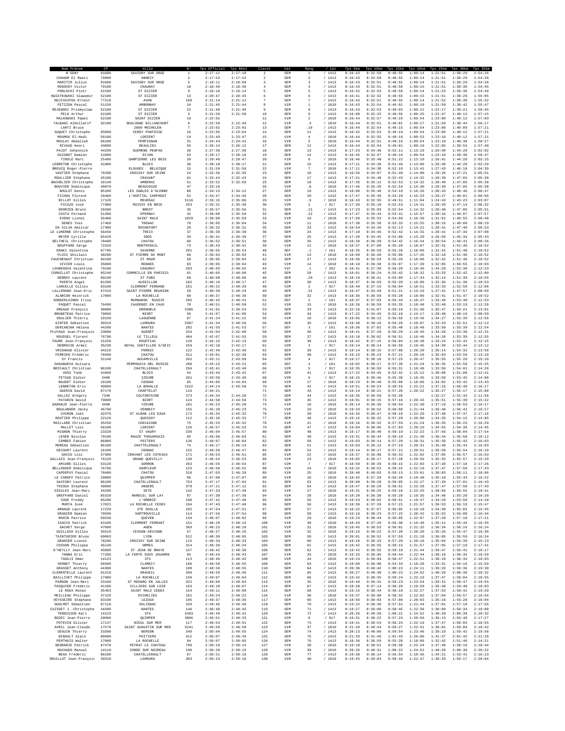| Nom Prénom | CP | Ville | N° | Tps Officiel | Tps Réel | Classt | Cat | Rang | / Cat | Tps 5km | Tps 10km | Tps 15km | Tps 20km | Tps 25km | Tps 30km | Tps 35km |
|---|---|---|---|---|---|---|---|---|---|---|---|---|---|---|---|---|
| N'GENY | 91600 | SAVIGNY SUR ORGE | 1 | 2:17:11 | 2:17:10 | 1 | SEM | 1 | / 1413 | 0:16:43 | 0:32:50 | 0:48:55 | 1:09:14 | 1:21:51 | 1:38:29 | 1:54:26 |
| CHAHAM El Maati | 74000 | ANNECY | 2 | 2:17:53 | 2:17:52 | 2 | SEM | 2 | / 1413 | 0:16:43 | 0:32:50 | 0:48:55 | 1:09:14 | 1:21:51 | 1:38:29 | 1:54:26 |
| MARITIM Julius | 91600 | SAVIGNY SUR ORGE | 5 | 2:18:11 | 2:18:09 | 3 | SEM | 3 | / 1413 | 0:16:43 | 0:32:50 | 0:48:55 | 1:09:14 | 1:21:51 | 1:38:29 | 1:54:26 |
| ROGOVOY Victor | 79180 | CHAURAY | 18 | 2:18:49 | 2:18:48 | 4 | SEM | 4 | / 1413 | 0:16:43 | 0:32:51 | 0:48:59 | 1:09:15 | 1:21:51 | 1:38:30 | 1:54:45 |
| POBLOCKI Piotr | 52100 | ST DIZIER | 9 | 2:19:16 | 2:19:14 | 5 | SEM | 5 | / 1413 | 0:16:42 | 0:32:53 | 0:48:59 | 1:09:14 | 1:21:53 | 1:38:30 | 1:54:49 |
| KWIATKOWSKI Slawomir | 52100 | ST DIZIER | 13 | 2:20:47 | 2:20:45 | 6 | SEM | 6 | / 1413 | 0:16:41 | 0:32:32 | 0:48:55 | 1:09:15 | 1:21:51 | 1:38:29 | 1:55:05 |
| NDJISSIPOU Ernest | 77210 | AVON | 199 | 2:21:14 | 2:21:12 | 7 | SEM | 7 | / 1413 | 0:16:43 | 0:32:51 | 0:48:55 | 1:09:14 | 1:21:52 | 1:38:30 | 1:55:32 |
| FETIZON Pascal | 51150 | AMBONNAY | 10 | 2:21:45 | 2:21:44 | 8 | V1M | 1 | / 1810 | 0:16:43 | 0:32:54 | 0:49:01 | 1:09:19 | 1:21:59 | 1:38:42 | 1:55:47 |
| ROJEWSKI Przemyslaw | 52100 | ST DIZIER | 22 | 2:21:48 | 2:21:46 | 9 | SEM | 8 | / 1413 | 0:16:43 | 0:32:53 | 0:49:03 | 1:09:21 | 1:22:17 | 1:39:21 | 1:56:45 |
| PELO Arthur | 52100 | ST DIZIER | 3 | 2:21:59 | 2:21:58 | 10 | SEM | 9 | / 1413 | 0:16:08 | 0:32:32 | 0:48:56 | 1:09:25 | 1:22:47 | 1:40:12 | 1:57:15 |
| MALKOWSKI Pawel | 52100 | SAINT DIZIER | 19 | 2:22:02 | | 11 | V1M | 2 | / 1810 | 0:16:44 | 0:32:57 | 0:49:23 | 1:09:54 | 1:23:09 | 1:40:12 | 1:57:03 |
| TALBANI Albellatif | 92100 | BOULOGNE BILLANCOURT | 8 | 2:22:50 | 2:22:49 | 12 | V1M | .3 | / 1810 | 0:16:44 | 0:32:51 | 0:49:01 | 1:09:17 | 1:21:59 | 1:38:44 | 1:56:17 |
| LAHTI Bruce | | 2800 MECHELEN | 7 | 2:23:02 | 2:23:01 | 13 | SEM | .10 | / 1413 | 0:16:44 | 0:32:54 | 0:49:15 | 1:09:54 | 1:23:08 | 1:40:09 | 1:57:21 |
| SUQUET Christophe | 95000 | CERGY PONTOISE | 16 | 2:23:05 | 2:23:04 | 14 | SEM | 11 | / 1413 | 0:16:42 | 0:32:53 | 0:49:16 | 1:09:54 | 1:23:09 | 1:40:12 | 1:57:21 |
| MOUMOU El-Hadi | 56100 | LORIENT | 14 | 2:23:49 | 2:23:47 | 15 | V1M | 4 | / 1810 | 0:16:44 | 0:32:55 | 0:49:16 | 1:09:53 | 1:23:10 | 1:40:12 | 1:57:21 |
| MOULAY Abdallah | 66100 | PERPIGNAN | 31 | 2:24:44 | 2:24:42 | 16 | V1M | 5 | / 1810 | 0:16:44 | 0:32:51 | 0:49:16 | 1:09:54 | 1:23:10 | 1:40:38 | 1:58:27 |
| RIVAUD Henri | 43800 | BEAULIEU | 55 | 2:26:14 | 2:26:12 | 17 | SEM | 12 | / 1413 | 0:16:44 | 0:32:54 | 0:49:01 | 1:09:19 | 1:22:05 | 1:39:54 | 1:57:40 |
| PAJOT Johannick | 44290 | GUEMENE PENFAO | 36 | 2:27:38 | 2:27:38 | 18 | SEM | 13 | / 1413 | 0:17:23 | 0:34:46 | 0:52:11 | 1:13:19 | 1:26:40 | 1:44:28 | 2:02:02 |
| GUIGNOT Damien | 21000 | DIJON | 53 | 2:28:17 | 2:28:16 | 19 | SEM | 14 | / 1413 | 0:16:45 | 0:32:57 | 0:49:16 | 1:09:54 | 1:23:10 | 1:40:38 | 1:58:47 |
| TIROLE Marc | 25490 | DAMPIERRE LES BOIS | 20 | 2:29:48 | 2:29:47 | 20 | V1M | 6 | / 1810 | 0:16:46 | 0:33:48 | 0:51:22 | 1:13:10 | 1:26:41 | 1:44:28 | 2:02:15 |
| LEBRETON Christophe | 41000 | BLOIS | 38 | 2:30:18 | 2:30:17 | 21 | SEM | 15 | / 1413 | 0:17:11 | 0:34:28 | 0:51:46 | 1:13:06 | 1:26:40 | 1:44:28 | 2:02:29 |
| BREUCQ Roger-Pierre | | ELOUGES BELGIQUE | 15 | 2:31:59 | 2:31:58 | 22 | V1M | 7 | / 1810 | 0:17:11 | 0:34:38 | 0:52:10 | 1:13:41 | 1:27:43 | 1:46:18 | 2:04:39 |
| VAUTIER Stéphane | 78290 | CROISSY SUR SEINE | 24 | 2:32:36 | 2:32:35 | 23 | SEM | 16 | / 1413 | 0:16:56 | 0:34:07 | 0:51:40 | 1:14:00 | 1:28:26 | 1:47:21 | 2:05:51 |
| ROULLIER Stéphane | 45190 | CRAVANT | 61 | 2:32:44 | 2:32:43 | 24 | SEM | 17 | / 1413 | 0:17:21 | 0:34:48 | 0:52:43 | 1:14:32 | 1:28:39 | 1:47:04 | 2:05:38 |
| BACHELIER Christophe | 16140 | AMBERAC | 51 | 2:32:52 | 2:32:50 | 25 | SEM | 18 | / 1413 | 0:17:35 | 0:35:12 | 0:52:53 | 1:14:32 | 1:28:40 | 1:47:05 | 2:05:38 |
| BOUVIER Dominique | 49070 | BEAUCOUZE | 47 | 2:33:16 | | 26 | V1M | .8 | / 1810 | 0:17:46 | 0:35:26 | 0:52:54 | 1:14:30 | 1:28:39 | 1:47:05 | 2:05:38 |
| BOULOT Denis | 85100 | LES SABLES D'OLONNE | 80 | 2:34:13 | 2:34:12 | 27 | SEM | 19 | / 1413 | 0:18:00 | 0:35:49 | 0:54:10 | 1:16:26 | 1:30:43 | 1:48:46 | 2:06:47 |
| FICHOU Florent | 29460 | L'HOPITAL CAMFROUT | 52 | 2:34:47 | 2:34:46 | 28 | SEM | 20 | / 1413 | 0:17:47 | 0:35:39 | 0:53:29 | 1:15:23 | 1:29:27 | 1:48:01 | 2:06:56 |
| BILLOT Gilles | 17120 | MEURSAC | 5116 | 2:35:15 | 2:35:06 | 29 | V1M | .9 | / 1810 | 0:16:43 | 0:32:55 | 0:49:51 | 1:11:04 | 1:24:43 | 1:43:23 | 2:03:07 |
| PICAZO José | 77680 | ROISSY EN BRIE | 253 | 2:35:31 | 2:35:30 | 30 | V2M | 1 | / 917 | 0:17:36 | 0:35:10 | 0:52:53 | 1:14:31 | 1:28:39 | 1:47:14 | 2:06:32 |
| DERRIEN Bruno | 29200 | BREST | 35 | 2:35:57 | 2:35:56 | 31 | SEM | .21 | / 1413 | 0:17:23 | 0:35:03 | 0:52:54 | 1:14:32 | 1:28:40 | 1:47:05 | 2:05:51 |
| COSTA Fernand | 51200 | EPERNAY | 42 | 2:36:00 | 2:35:59 | 32 | SEM | .22 | / 1413 | 0:17:47 | 0:35:43 | 0:53:41 | 1:15:57 | 1:30:16 | 1:49:07 | 2:07:57 |
| EVENO Lionel | 35400 | SAINT MALO | 1829 | 2:36:00 | 2:35:59 | 33 | V1M | 10 | / 1810 | 0:17:58 | 0:35:53 | 0:54:09 | 1:16:39 | 1:31:01 | 1:49:55 | 2:08:48 |
| DENES Yves | 17460 | THENAC | 70 | 2:36:05 | 2:36:04 | 34 | V1M | 11 | / 1810 | 0:17:38 | 0:35:28 | 0:53:32 | 1:15:55 | 1:30:15 | 1:49:08 | 2:08:19 |
| DA SILVA Amilcar | 17300 | ROCHEFORT | 28 | 2:36:32 | 2:36:31 | 35 | SEM | 23 | / 1413 | 0:16:54 | 0:34:26 | 0:52:13 | 1:14:21 | 1:28:41 | 1:47:40 | 2:06:53 |
| LE LUHERNE Christophe | 56450 | THEIX | 37 | 2:36:39 | 2:36:38 | 36 | SEM | 24 | / 1413 | 0:17:18 | 0:34:46 | 0:52:42 | 1:14:31 | 1:28:41 | 1:47:34 | 2:07:08 |
| MEYER Cyrille | 65420 | IBOS | 34 | 2:36:41 | 2:36:39 | 37 | SEM | 25 | / 1413 | 0:17:28 | 0:34:45 | 0:52:09 | 1:13:20 | 1:26:56 | 1:45:34 | 2:05:43 |
| DELTHEIL Christophe | 78400 | CHATOU | 60 | 2:36:52 | 2:36:51 | 38 | SEM | 26 | / 1413 | 0:18:28 | 0:36:39 | 0:54:42 | 1:16:44 | 1:30:54 | 1:49:41 | 2:08:26 |
| BOUFFARD Serge | 72320 | MONTMIRAIL | 73 | 2:38:43 | 2:38:41 | 39 | V1M | 12 | / 1810 | 0:18:37 | 0:37:00 | 0:55:29 | 1:18:07 | 1:32:41 | 1:51:46 | 2:10:52 |
| ENAKI Valentina | 67700 | SAVERNE | 201 | 2:38:55 | 2:38:53 | 40 | SEF | .1 | / 161 | 0:18:35 | 0:36:59 | 0:55:28 | 1:18:06 | 1:32:42 | 1:51:48 | 2:10:52 |
| PLOIX Ghislain | 40280 | ST PIERRE DU MONT | 66 | 2:39:04 | 2:39:03 | 41 | V1M | 13 | / 1810 | 0:18:09 | 0:36:40 | 0:55:06 | 1:17:45 | 1:32:18 | 1:51:38 | 2:10:52 |
| FAUCHEHAUT Christian | 94100 | ST MAUR | 58 | 2:39:05 | 2:39:04 | 42 | SEM | 27 | / 1413 | 0:18:36 | 0:36:59 | 0:55:29 | 1:18:06 | 1:32:42 | 1:51:46 | 2:10:52 |
| VIVIER Louis | 35000 | RENNES | 83 | 2:39:05 | 2:39:04 | 43 | V1M | 14 | / 1810 | 0:18:19 | 0:36:38 | 0:55:07 | 1:17:39 | 1:32:05 | 1:50:55 | 2:10:03 |
| LOUNEGOVA Valentina | 79180 | CHAURAY | 203 | 2:40:03 | 2:40:02 | 44 | V1F | .1 | / 262 | 0:18:41 | 0:37:38 | 0:56:29 | 1:19:46 | 1:34:29 | 1:53:38 | 2:12:23 |
| CORNILLOT Christophe | 95240 | CORMEILLE EN PARISIS | 91 | 2:40:05 | 2:40:00 | 45 | SEM | 28 | / 1413 | 0:18:01 | 0:36:24 | 0:55:42 | 1:18:32 | 1:33:25 | 1:52:42 | 2:12:00 |
| DEBRAY Laurent | 69190 | ST FONS | 69 | 2:40:08 | 2:40:06 | 46 | SEM | .29 | / 1413 | 0:18:19 | 0:36:41 | 0:55:09 | 1:17:43 | 1:32:14 | 1:51:39 | 2:10:55 |
| PUERTA Angel | 81200 | AUSSILLON | 182 | 2:40:19 | 2:40:17 | 47 | SEM | 30 | / 1413 | 0:18:37 | 0:36:59 | 0:55:29 | 1:18:06 | 1:32:36 | 1:51:38 | 2:10:53 |
| LANCELLE Gilles | 63100 | CLERMONT FERRAND | 251 | 2:40:22 | 2:40:20 | 48 | V2M | 2 | / 917 | 0:18:40 | 0:37:15 | 0:56:04 | 1:18:51 | 1:33:33 | 1:52:50 | 2:12:06 |
| LALLEMAND Jean-Eric | 97410 | SAINT PIERRE REUNION | 29 | 2:40:30 | 2:40:29 | 49 | SEM | .31 | / 1413 | 0:16:47 | 0:33:48 | 0:51:21 | 1:13:16 | 1:27:41 | 1:47:57 | 2:08:59 |
| ALARCON Heinrick | 17000 | LA ROCHELLE | 68 | 2:40:37 | 2:40:36 | 50 | SEM | 32 | / 1413 | 0:18:36 | 0:36:59 | 0:55:28 | 1:18:06 | 1:32:41 | 1:51:47 | 2:10:52 |
| SONGERLAINEN Irina | | MURNANSK RUSSIE | 205 | 2:40:42 | 2:40:41 | 51 | SEF | 2 | / 161 | 0:18:37 | 0:37:03 | 0:55:43 | 1:18:47 | 1:33:49 | 1:53:40 | 2:12:53 |
| PAQUET Pascal | 76490 | CAUDEBEC EN CAUX | 78 | 2:40:51 | 2:40:50 | 52 | V1M | 15 | / 1810 | 0:18:26 | 0:36:59 | 0:55:35 | 1:18:48 | 1:33:48 | 1:53:19 | 2:12:28 |
| GREAUD François | 38000 | GRENOBLE | 5386 | 2:41:01 | 2:39:54 | 53 | SEM | 33 | / 1413 | 0:22:16 | 0:41:07 | 0:59:19 | 1:21:36 | 1:35:47 | 1:54:21 | 2:13:01 |
| BRUNETEAU Patrice | 79000 | NIORT | 56 | 2:41:07 | 2:41:06 | 54 | SEM | 34 | / 1413 | 0:17:22 | 0:34:45 | 0:52:19 | 1:14:17 | 1:28:48 | 1:48:19 | 2:08:59 |
| SOULIER Thierry | 19150 | LAGUENNE | 87 | 2:41:24 | 2:41:21 | 55 | V1M | 16 | / 1810 | 0:19:05 | 0:38:12 | 0:56:59 | 1:19:46 | 1:34:27 | 1:53:39 | 2:12:55 |
| GINTER Sébastien | 39310 | LAMOURA | 5307 | 2:41:34 | 2:40:56 | 56 | SEM | 35 | / 1413 | 0:19:38 | 0:38:16 | 0:56:29 | 1:19:07 | 1:33:33 | 1:52:51 | 2:12:13 |
| DERIABINA Héléna | 44200 | NANTES | 202 | 2:41:55 | 2:41:53 | 57 | SEF | 3 | / 161 | 0:18:36 | 0:37:02 | 0:55:40 | 1:18:48 | 1:33:50 | 1:53:39 | 2:12:54 |
| PLUYAUD Jean-François | 23000 | GUERET | 334 | 2:42:04 | 2:42:00 | 58 | SEM | 36 | / 1413 | 0:18:41 | 0:37:29 | 0:56:29 | 1:19:45 | 1:34:28 | 1:53:38 | 2:12:31 |
| ROUSSEL Florent | 76790 | LE TILLEUL | 404 | 2:42:07 | 2:41:55 | 59 | SEM | 37 | / 1413 | 0:19:18 | 0:38:02 | 0:56:51 | 1:19:46 | 1:34:28 | 1:53:39 | 2:12:55 |
| FAURE Jean-François | 15150 | ROUFFIAC | 128 | 2:42:15 | 2:42:13 | 60 | SEM | 38 | / 1413 | 0:18:42 | 0:37:15 | 0:56:04 | 1:18:48 | 1:33:24 | 1:52:42 | 2:12:15 |
| DEBROISE Armel | 35230 | NOYAL CHATILLON S/SEIC | 259 | 2:42:18 | 2:42:17 | 61 | V2M | 3 | / 917 | 0:19:14 | 0:38:14 | 0:56:59 | 1:19:45 | 1:34:30 | 1:53:44 | 2:13:12 |
| VRIGNAUD Olivier | 44210 | PORNIC | 122 | 2:42:49 | 2:42:48 | 62 | SEM | 39 | / 1413 | 0:19:14 | 0:38:15 | 0:57:00 | 1:20:20 | 1:35:14 | 1:54:32 | 2:13:56 |
| FERRIEN Frédéric | 78400 | CHATOU | 311 | 2:43:01 | 2:42:38 | 63 | SEM | 40 | / 1413 | 0:19:15 | 0:38:23 | 0:57:21 | 1:20:18 | 1:35:03 | 1:53:59 | 2:13:18 |
| SY Francis | 31140 | AUCAMVILLE | 262 | 2:43:11 | 2:43:09 | 64 | V2M | 4 | / 917 | 0:19:17 | 0:38:18 | 0:57:23 | 1:20:47 | 1:35:55 | 1:55:29 | 2:15:10 |
| DADABAEVA Gulsara | | PERMSKAYA OBL RUSSIE | 208 | 2:43:22 | 2:43:21 | 65 | SEF | 4 | / 161 | 0:19:02 | 0:38:17 | 0:57:39 | 1:21:24 | 1:36:35 | 1:55:58 | 2:15:25 |
| BRICAULT Christian | 86100 | CHATELLERAULT | 256 | 2:43:41 | 2:43:40 | 66 | V2M | 5 | / 917 | 0:18:35 | 0:36:59 | 0:55:31 | 1:18:49 | 1:33:50 | 1:54:01 | 2:14:28 |
| VOSS Todd | 41000 | BLOIS | 54 | 2:43:44 | 2:43:42 | 67 | SEM | 41 | / 1413 | 0:17:22 | 0:34:45 | 0:52:42 | 1:15:12 | 1:30:08 | 1:51:08 | 2:12:41 |
| FETAUD Didier | 3400 | IZEURE | 261 | 2:43:50 | 2:43:48 | 68 | V2M | 6 | / 917 | 0:18:15 | 0:36:46 | 0:55:30 | 1:18:45 | 1:33:50 | 1:53:45 | 2:14:08 |
| BAUDET Didier | 16100 | COGNAC | 65 | 2:44:05 | 2:44:04 | 69 | V1M | 17 | / 1810 | 0:18:23 | 0:36:40 | 0:55:09 | 1:18:06 | 1:34:02 | 1:53:42 | 2:13:43 |
| LEBRETON Eric | 49800 | LA BOHALLE | 1522 | 2:44:14 | 2:43:58 | 70 | SEM | 42 | / 1413 | 0:19:51 | 0:39:24 | 0:58:53 | 1:22:21 | 1:37:16 | 1:56:49 | 2:16:17 |
| GUERIN David | 87170 | CHAPTELAT | 116 | 2:44:21 | | 71 | SEM | 43 | / 1413 | 0:19:14 | 0:38:21 | 0:57:20 | 1:20:22 | 1:35:27 | 1:55:17 | 2:15:08 |
| GALLEZ Grégory | 7340 | COLFONTAINE | 373 | 2:44:34 | 2:44:28 | 72 | SEM | 44 | / 1413 | 0:18:35 | 0:36:59 | 0:55:28 | | 1:32:27 | 1:51:43 | 2:11:56 |
| PATARIN David | 79000 | NIORT | 124 | 2:44:58 | 2:44:56 | 73 | SEM | 45 | / 1413 | 0:19:01 | 0:38:15 | 0:57:16 | 1:20:43 | 1:35:51 | 1:55:30 | 2:15:22 |
| DARANJO Jean-Pierre | 3400 | YZEURE | 101 | 2:45:23 | 2:45:20 | 74 | V1M | 18 | / 1810 | 0:20:14 | 0:39:30 | 0:58:54 | 1:22:30 | 1:37:19 | 1:56:53 | 2:16:17 |
| BOULANGER Jacky | 45760 | VENNECY | 155 | 2:45:28 | 2:45:23 | 75 | V1M | 19 | / 1810 | 0:19:33 | 0:38:52 | 0:58:09 | 1:21:44 | 1:36:48 | 1:56:41 | 2:16:17 |
| CHIRON Joël | 42370 | ST ALBAN LES EAUX | 172 | 2:45:34 | 2:45:32 | 76 | V1M | 20 | / 1810 | 0:19:26 | 0:38:47 | 0:58:19 | 1:22:29 | 1:37:48 | 1:57:37 | 2:17:16 |
| ROUTIER Philippe | 22120 | QUESSOY | 112 | 2:45:36 | 2:45:33 | 77 | SEM | 46 | / 1413 | 0:19:15 | 0:38:22 | 0:57:20 | 1:20:00 | 1:34:35 | 1:54:15 | 2:14:05 |
| MAILLARD Christian | 35250 | CHEVAIGNE | 75 | 2:45:53 | 2:45:52 | 78 | V1M | 21 | / 1810 | 0:19:16 | 0:38:52 | 0:57:59 | 1:21:24 | 1:36:35 | 1:56:23 | 2:16:29 |
| MALLET Loïc | 56100 | LORIENT | 126 | 2:45:57 | 2:45:53 | 79 | SEM | 47 | / 1413 | 0:19:04 | 0:38:05 | 0:57:03 | 1:20:10 | 1:34:55 | 1:54:39 | 2:14:45 |
| MIGNON Thierry | 23320 | ST VAURY | 330 | 2:46:04 | 2:45:57 | 80 | SEM | 48 | / 1413 | 0:19:17 | 0:38:40 | 0:58:18 | 1:22:22 | 1:37:56 | 1:58:04 | 2:17:54 |
| LEGER Nicolas | 79180 | MAUZE THOUARSAIS | 85 | 2:46:06 | 2:46:03 | 81 | SEM | 49 | / 1413 | 0:19:31 | 0:38:44 | 0:58:10 | 1:21:40 | 1:36:34 | 1:55:58 | 2:16:12 |
| COMBES Fabien | 86000 | POITERS | 136 | 2:46:07 | 2:46:04 | 82 | SEM | 50 | / 1413 | 0:19:03 | 0:38:14 | 0:57:20 | 1:20:31 | 1:35:39 | 1:55:43 | 2:16:03 |
| MOREAU Sébastien | 86100 | CHATTELERAULT | 74 | 2:46:17 | 2:46:14 | 83 | SEM | 51 | / 1413 | 0:19:03 | 0:38:12 | 0:57:19 | 1:20:31 | 1:35:40 | 1:55:43 | 2:16:03 |
| DECOURT Laurent | 16100 | COGNAC | 152 | 2:46:50 | 2:46:47 | 84 | SEM | 52 | / 1413 | 0:19:14 | 0:38:17 | 0:57:21 | 1:20:51 | 1:35:58 | 1:55:54 | 2:16:10 |
| DAVID Loïc | 37500 | CRAVANT LES COTEAUX | 171 | 2:46:53 | 2:46:51 | 85 | V1M | 22 | / 1810 | 0:19:37 | 0:39:08 | 0:58:32 | 1:22:02 | 1:37:05 | 1:56:57 | 2:16:53 |
| GALLAIS Jean-François | 76120 | GRAND QUEVILLY | 130 | 2:46:54 | 2:46:53 | 86 | V1M | 23 | / 1810 | 0:19:02 | 0:38:17 | 0:57:28 | 1:20:56 | 1:35:55 | 1:55:57 | 2:15:29 |
| AMIARD Gilles | 53120 | GORRON | 263 | 2:46:55 | 2:46:54 | 87 | V2M | 7 | / 917 | 0:18:59 | 0:38:39 | 0:58:15 | 1:22:03 | 1:37:20 | 1:57:10 | 2:17:26 |
| BELLENGER Dominique | 76700 | HARFLEUR | 123 | 2:46:58 | 2:46:52 | 88 | V1M | 24 | / 1810 | 0:19:32 | 0:38:52 | 0:58:22 | 1:22:19 | 1:37:47 | 1:57:50 | 2:17:43 |
| CAPDEPUY Pascal | 78400 | CHATOU | 318 | 2:47:03 | 2:46:39 | 89 | V1M | 25 | / 1810 | 0:20:40 | 0:40:03 | 0:59:13 | 1:23:01 | 1:38:03 | 1:58:11 | 2:18:06 |
| LE CAROFF Patrice | 29000 | QUIMPER | 99 | 2:47:08 | 2:47:07 | 90 | V1M | 26 | / 1810 | 0:18:42 | 0:37:29 | 0:56:29 | 1:19:48 | 1:35:10 | 1:55:43 | 2:16:22 |
| SAVIGNY Laurent | 86100 | CHATELLERAULT | 753 | 2:47:17 | 2:47:04 | 91 | SEM | 53 | / 1413 | 0:20:08 | 0:39:28 | 0:59:05 | 1:22:27 | 1:37:28 | 1:57:01 | 2:16:43 |
| THIOUX Stéphane | 49000 | ANGERS | 378 | 2:47:21 | 2:47:12 | 92 | SEM | 54 | / 1413 | 0:19:47 | 0:39:29 | 0:58:51 | 1:22:28 | 1:37:47 | 1:57:50 | 2:17:43 |
| GIEULES Jean-Marc | 34200 | SETE | 142 | 2:47:33 | 2:47:30 | 93 | V1M | 27 | / 1810 | 0:19:31 | 0:39:25 | 0:59:18 | 1:23:25 | 1:38:56 | 1:58:55 | 2:18:41 |
| GREFFARD Daniel | 85320 | MAREUIL SUR LAY | 97 | 2:47:38 | 2:47:36 | 94 | V1M | 28 | / 1810 | 0:18:28 | 0:36:38 | 0:55:29 | 1:19:35 | 1:34:48 | 1:55:20 | 2:16:20 |
| COUE Freddy | 85200 | L'ORBRIE | 108 | 2:47:41 | 2:47:40 | 95 | SEM | 55 | / 1413 | 0:18:53 | 0:38:02 | 0:56:51 | 1:19:47 | 1:34:29 | 1:53:50 | 2:14:18 |
| MURTA José | 17023 | LA ROCHELLE CEDEX | 194 | 2:47:43 | 2:47:40 | 96 | SEM | 56 | / 1413 | 0:18:59 | 0:37:20 | 0:57:21 | 1:21:57 | 1:36:53 | 1:56:19 | 2:15:47 |
| ARNAUD Laurent | 17220 | STE SOULLE | 102 | 2:47:54 | 2:47:51 | 97 | SEM | 57 | / 1413 | 0:18:22 | 0:37:07 | 0:56:05 | 1:19:18 | 1:34:30 | 1:55:02 | 2:15:45 |
| GRANIER Damien | 78500 | SARTROUVILLE | 114 | 2:47:56 | 2:47:54 | 98 | SEM | 58 | / 1413 | 0:19:16 | 0:38:23 | 0:57:22 | 1:20:42 | 1:35:52 | 1:56:00 | 2:16:44 |
| MARIN Patrice | 56530 | QUEVEN | 134 | 2:48:07 | 2:48:02 | 99 | V1M | 29 | / 1810 | 0:19:23 | 0:38:44 | 0:58:05 | 1:22:07 | 1:37:20 | 1:57:10 | 2:17:21 |
| ISACCO Patrick | 63100 | CLERMONT FERRANT | 151 | 2:48:20 | 2:48:15 | 100 | V1M | 30 | / 1810 | 0:18:43 | 0:37:29 | 0:56:30 | 1:19:48 | 1:35:11 | 1:55:44 | 2:16:35 |
| GACHET Serge | 47000 | AGEN | 369 | 2:48:23 | 2:48:10 | 101 | V1M | 31 | / 1810 | 0:19:45 | 0:38:53 | 0:58:01 | 1:21:32 | 1:36:34 | 1:56:16 | 2:16:24 |
| GUILLOUX Gilles | 35510 | CESSON-SEVIGNE | 57 | 2:48:27 | 2:48:26 | 102 | V1M | 32 | / 1810 | 0:19:15 | 0:38:22 | 0:57:28 | 1:20:26 | 1:35:26 | 1:55:47 | 2:16:30 |
| TAINTURIER Bruno | 69003 | LYON | 512 | 2:48:30 | 2:48:05 | 103 | SEM | 59 | / 1413 | 0:20:01 | 0:38:52 | 0:57:59 | 1:21:18 | 1:36:05 | 1:55:59 | 2:16:24 |
| GRANIER Lionel | 78290 | CROISSY SUR SEINE | 115 | 2:48:34 | 2:48:33 | 104 | SEM | 60 | / 1413 | 0:19:16 | 0:38:23 | 0:57:20 | 1:20:18 | 1:35:04 | 1:54:39 | 2:15:13 |
| COSSON Philippe | 45140 | ORMES | 314 | 2:48:39 | 2:48:34 | 105 | SEM | 61 | / 1413 | 0:19:42 | 0:38:55 | 0:58:15 | 1:21:57 | 1:37:05 | 1:57:10 | 2:17:41 |
| D'HEYLLY Jean-Marc | 45800 | ST JEAN DE BRAYE | 157 | 2:48:42 | 2:48:38 | 106 | SEM | 62 | / 1413 | 0:19:42 | 0:38:55 | 0:58:16 | 1:21:44 | 1:36:47 | 1:56:41 | 2:16:17 |
| YANNA Eric | 77260 | LA FERTE SOUS JOUARRE | 95 | 2:48:44 | 2:48:43 | 107 | V1M | 33 | / 1810 | 0:19:33 | 0:39:05 | 0:58:44 | 1:22:44 | 1:38:10 | 1:58:34 | 2:18:59 |
| TAOUJI Omar | 14123 | IFS | 113 | 2:48:46 | 2:48:42 | 108 | V1M | 34 | / 1810 | 0:19:24 | 0:39:04 | 0:58:47 | 1:22:51 | 1:38:10 | 1:58:34 | 2:19:03 |
| VERNET Thierry | 58500 | CLAMECY | 106 | 2:48:58 | 2:48:55 | 109 | SEM | 63 | / 1413 | 0:18:00 | 0:36:00 | 0:54:34 | 1:18:28 | 1:33:31 | 1:54:16 | 2:15:59 |
| GRASSET Anthony | 44300 | NANTES | 189 | 2:48:59 | 2:48:55 | 110 | SEM | 64 | / 1413 | 0:20:36 | 0:40:42 | 1:00:22 | 1:24:11 | 1:39:29 | 1:59:36 | 2:19:30 |
| CLEMENTELLE Laurent | 91210 | DRAVEIL | 399 | 2:48:59 | 2:48:46 | 111 | SEM | 65 | / 1413 | 0:20:27 | 0:40:30 | 1:00:22 | 1:24:52 | 1:40:20 | 2:00:38 | 2:20:32 |
| BAILLIVET Philippe | 17000 | LA ROCHELLE | 150 | 2:49:07 | 2:49:04 | 112 | SEM | 66 | / 1413 | 0:19:42 | 0:38:55 | 0:58:24 | 1:22:19 | 1:37:47 | 1:58:04 | 2:18:55 |
| PARDON Jean-Marc | 33160 | ST MEDARD EN JALLES | 322 | 2:49:09 | 2:49:04 | 113 | V1M | 35 | / 1810 | 0:19:49 | 0:39:31 | 0:59:23 | 1:23:54 | 1:39:31 | 1:59:47 | 2:19:55 |
| PASQUIER Frédéric | 41100 | VILLIERS SUR LOIR | 163 | 2:49:10 | 2:49:07 | 114 | SEM | 67 | / 1413 | 0:18:28 | 0:37:14 | 0:56:20 | 1:19:59 | 1:35:48 | 1:56:48 | 2:18:03 |
| LE ROUX Ronan | 35403 | SAINT MALO CEDEX | 154 | 2:49:11 | 2:49:09 | 115 | SEM | 68 | / 1413 | 0:19:15 | 0:38:44 | 0:58:18 | 1:22:27 | 1:37:53 | 1:58:41 | 2:19:20 |
| MEILLEAU Philippe | 37120 | RICHELIEU | 161 | 2:49:24 | 2:49:22 | 116 | V1M | 36 | / 1810 | 0:19:37 | 0:39:08 | 0:58:32 | 1:22:02 | 1:37:04 | 1:56:57 | 2:16:54 |
| VEYSSEIRE Stéphane | 63190 | LEZOUX | 195 | 2:49:37 | 2:49:36 | 117 | SEM | 69 | / 1413 | 0:18:56 | 0:38:03 | 0:57:00 | 1:20:03 | 1:35:16 | 1:55:20 | 2:16:04 |
| GOULMOT Sébastien | 87110 | SOLIGNAC | 328 | 2:49:46 | 2:49:40 | 118 | SEM | 70 | / 1413 | 0:19:22 | 0:38:50 | 0:57:52 | 1:21:44 | 1:37:01 | 1:57:10 | 2:17:56 |
| CUISSET J.-Christophe | 44300 | NANTES | 146 | 2:49:48 | 2:49:45 | 119 | SEM | 71 | / 1413 | 0:19:27 | 0:39:00 | 0:58:45 | 1:22:38 | 1:38:09 | 1:58:34 | 2:19:08 |
| TERNISIEN Karl | 14123 | IFS | 5483 | 2:49:49 | 2:49:41 | 120 | SEM | 72 | / 1413 | 0:20:26 | 0:40:30 | 1:00:21 | 1:24:52 | 1:40:20 | 2:00:38 | 2:20:32 |
| BOZEC Jean-Pierre | 29000 | QUIMPER | 3806 | 2:49:51 | 2:49:33 | 121 | V2M | 8 | / 917 | 0:19:31 | 0:38:22 | 0:57:24 | 1:20:56 | 1:36:13 | 1:56:40 | 2:17:27 |
| POTEVIN Olivier | 17137 | NIEUL SUR MER | 117 | 2:49:54 | 2:49:51 | 122 | SEM | 73 | / 1413 | 0:19:41 | 0:38:54 | 0:58:24 | 1:22:19 | 1:37:47 | 1:58:04 | 2:18:55 |
| AVRIL Jean-Claude | 17570 | SAINT AUGUSTIN SUR MER | 5241 | 2:49:59 | 2:48:58 | 123 | V1M | 37 | / 1810 | 0:21:20 | 0:40:44 | 0:59:27 | 1:22:41 | 1:38:01 | 1:58:09 | 2:18:42 |
| SEGUIN Thierry | 33390 | BERSON | 349 | 2:50:04 | 2:49:55 | 124 | SEM | 74 | / 1413 | 0:20:13 | 0:40:06 | 0:59:54 | 1:23:46 | 1:39:19 | 1:59:42 | 2:19:58 |
| BIBAULT Alain | 86000 | POITIERS | 412 | 2:50:07 | 2:49:49 | 125 | SEM | 75 | / 1413 | 0:21:33 | 0:41:46 | 1:01:43 | 1:26:06 | 1:41:37 | 2:01:42 | 2:21:28 |
| PERTHUIS Walter | 17000 | LA ROCHELLE | 94 | 2:50:07 | 2:50:05 | 126 | SEM | 76 | / 1413 | 0:18:36 | 0:36:59 | 0:55:28 | 1:18:06 | 1:32:42 | 1:51:48 | 2:14:21 |
| NEGRARIE Patrick | 87470 | PEYRAT LE CHATEAU | 789 | 2:50:19 | 2:50:14 | 127 | V1M | 38 | / 1810 | 0:19:18 | 0:38:51 | 0:58:30 | 1:22:24 | 1:37:48 | 1:58:10 | 2:18:44 |
| MACHADO Manuel | 14110 | CONDE SUR NOIREAU | 190 | 2:50:20 | 2:50:15 | 128 | V1M | 39 | / 1810 | 0:20:26 | 0:40:31 | 1:00:22 | 1:24:52 | 1:40:20 | 2:00:38 | 2:20:32 |
| BEAU Frédéric | 86100 | CHATELLERAULT | 67 | 2:50:21 | 2:50:19 | 129 | SEM | 77 | / 1413 | 0:19:38 | 0:38:14 | 0:56:54 | 1:19:45 | 1:34:21 | 1:53:41 | 2:16:13 |
| BRUILLOT Jean-François | 39310 | LAMOURA | 303 | 2:50:23 | 2:50:18 | 130 | V1M | 40 | / 1810 | 0:19:45 | 0:39:03 | 0:58:44 | 1:22:47 | 1:38:33 | 1:59:17 | 2:20:04 |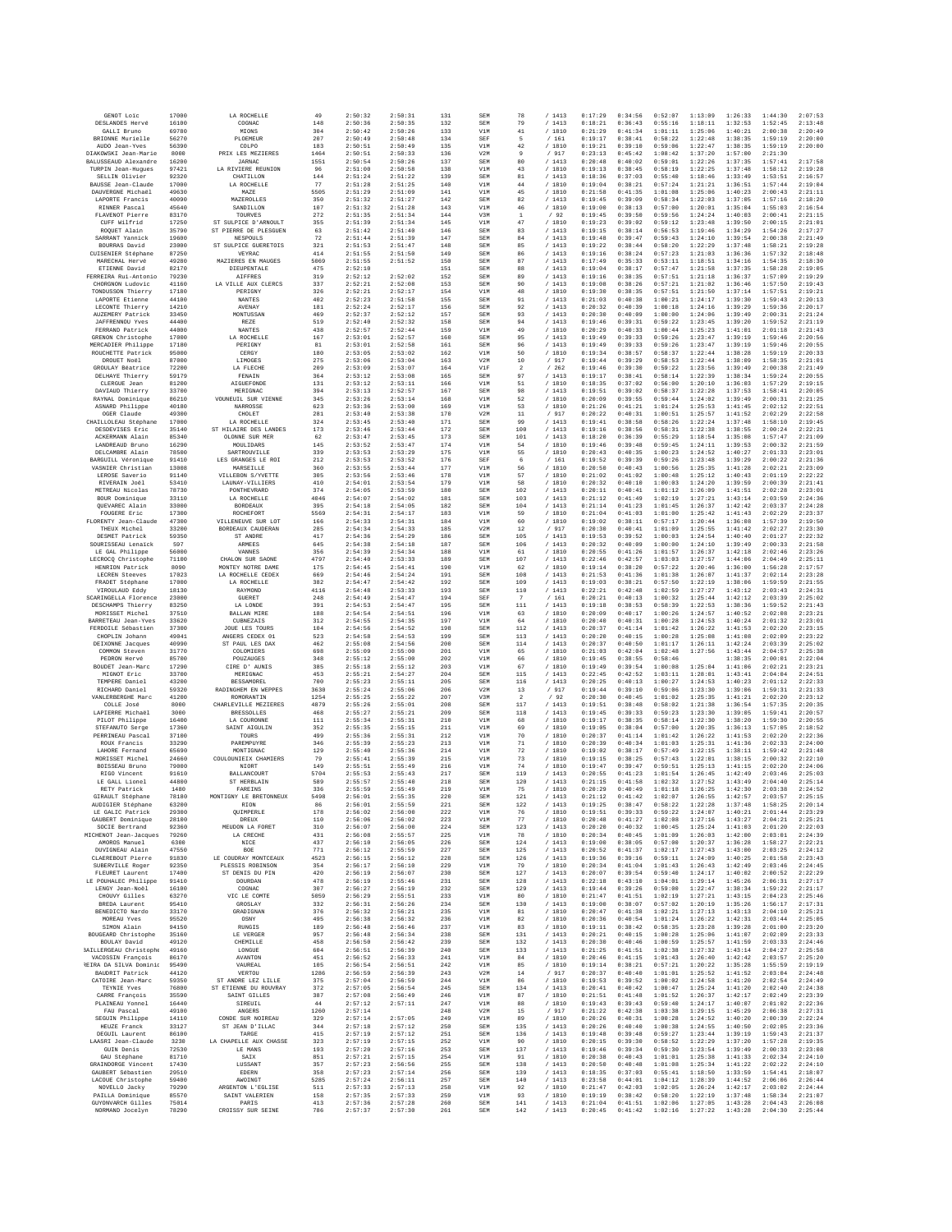| | | | | | | | | | | | | | | | | |
|---|---|---|---|---|---|---|---|---|---|---|---|---|---|---|---|---|
| GENOT Loïc | 17000 | LA ROCHELLE | 49 | 2:50:32 | 2:50:31 | 131 | SEM | 78 | / 1413 | 0:17:29 | 0:34:56 | 0:52:07 | 1:13:09 | 1:26:33 | 1:44:30 | 2:07:53 |
| DESLANDES Hervé | 16100 | COGNAC | 148 | 2:50:36 | 2:50:35 | 132 | SEM | 79 | / 1413 | 0:18:21 | 0:36:43 | 0:55:16 | 1:18:11 | 1:32:53 | 1:52:45 | 2:13:48 |
| GALLI Bruno | 69780 | MIONS | 304 | 2:50:42 | 2:50:26 | 133 | V1M | 41 | / 1810 | 0:21:29 | 0:41:34 | 1:01:11 | 1:25:06 | 1:40:21 | 2:00:38 | 2:20:49 |
| BRIONNE Murielle | 56270 | PLOEMEUR | 287 | 2:50:49 | 2:50:48 | 134 | SEF | 5 | / 161 | 0:19:17 | 0:38:41 | 0:58:22 | 1:22:48 | 1:38:35 | 1:59:19 | 2:20:00 |
| AUDO Jean-Yves | 56390 | COLPO | 183 | 2:50:51 | 2:50:49 | 135 | V1M | 42 | / 1810 | 0:19:21 | 0:39:10 | 0:59:06 | 1:22:47 | 1:38:35 | 1:59:19 | 2:20:00 |
| DIAKOWSKI Jean-Marie | 8000 | PRIX LES MEZIERES | 1464 | 2:50:51 | 2:50:33 | 136 | V2M | 9 | / 917 | 0:23:13 | 0:45:42 | 1:08:42 | 1:37:20 | 1:57:00 | 2:21:30 | |
| BALUSSEAUD Alexandre | 16200 | JARNAC | 1551 | 2:50:54 | 2:50:26 | 137 | SEM | 80 | / 1413 | 0:20:48 | 0:40:02 | 0:59:01 | 1:22:26 | 1:37:35 | 1:57:41 | 2:17:58 |
| TURPIN Jean-Hugues | 97421 | LA RIVIERE REUNION | 96 | 2:51:08 | 2:50:58 | 138 | V1M | 43 | / 1810 | 0:19:13 | 0:38:45 | 0:58:19 | 1:22:25 | 1:37:48 | 1:58:12 | 2:19:28 |
| SELLIN Olivier | 92320 | CHATILLON | 144 | 2:51:24 | 2:51:22 | 139 | SEM | 81 | / 1413 | 0:18:36 | 0:37:03 | 0:55:40 | 1:18:46 | 1:33:49 | 1:53:51 | 2:16:57 |
| BAUSSE Jean-Claude | 17000 | LA ROCHELLE | 77 | 2:51:28 | 2:51:25 | 140 | V1M | 44 | / 1810 | 0:19:04 | 0:38:21 | 0:57:24 | 1:21:21 | 1:36:51 | 1:57:44 | 2:19:04 |
| DAUVERGNE Michaël | 49630 | MAZE | 5505 | 2:51:29 | 2:51:09 | 141 | V1M | 45 | / 1810 | 0:21:58 | 0:41:35 | 1:01:08 | 1:25:06 | 1:40:23 | 2:00:43 | 2:21:11 |
| LAPORTE Francis | 40090 | MAZEROLLES | 350 | 2:51:32 | 2:51:27 | 142 | SEM | 82 | / 1413 | 0:19:45 | 0:39:09 | 0:58:34 | 1:22:03 | 1:37:05 | 1:57:16 | 2:18:20 |
| RINNER Pascal | 45640 | SANDILLON | 187 | 2:51:32 | 2:51:28 | 143 | V1M | 46 | / 1810 | 0:19:00 | 0:38:13 | 0:57:00 | 1:20:01 | 1:35:04 | 1:55:03 | 2:16:54 |
| FLAVENOT Pierre | 83170 | TOURVES | 272 | 2:51:35 | 2:51:34 | 144 | V3M | 1 | / 92 | 0:19:45 | 0:39:50 | 0:59:56 | 1:24:24 | 1:40:03 | 2:00:41 | 2:21:15 |
| CUFF Wilfrid | 17250 | ST SULPICE D'ARNOULT | 355 | 2:51:39 | 2:51:34 | 145 | V1M | 47 | / 1810 | 0:19:23 | 0:39:02 | 0:59:12 | 1:23:48 | 1:39:50 | 2:00:15 | 2:21:01 |
| ROQUET Alain | 35790 | ST PIERRE DE PLESGUEN | 63 | 2:51:42 | 2:51:40 | 146 | SEM | 83 | / 1413 | 0:19:15 | 0:38:14 | 0:56:53 | 1:19:46 | 1:34:29 | 1:54:26 | 2:17:27 |
| SARRANT Yannick | 19600 | NESPOULS | 72 | 2:51:44 | 2:51:39 | 147 | SEM | 84 | / 1413 | 0:19:48 | 0:39:47 | 0:59:43 | 1:24:10 | 1:39:54 | 2:00:38 | 2:21:49 |
| BOURRAS David | 23000 | ST SULPICE GUERETOIS | 321 | 2:51:53 | 2:51:47 | 148 | SEM | 85 | / 1413 | 0:19:22 | 0:38:44 | 0:58:20 | 1:22:29 | 1:37:48 | 1:58:21 | 2:19:28 |
| CUISENIER Stéphane | 87250 | VEYRAC | 414 | 2:51:55 | 2:51:50 | 149 | SEM | 86 | / 1413 | 0:19:16 | 0:38:24 | 0:57:23 | 1:21:03 | 1:36:36 | 1:57:32 | 2:18:48 |
| MARECHAL Hervé | 49280 | MAZIERES EN MAUGES | 5069 | 2:51:55 | 2:51:52 | 150 | SEM | 87 | / 1413 | 0:17:49 | 0:35:33 | 0:53:11 | 1:18:51 | 1:34:16 | 1:54:35 | 2:18:30 |
| ETIENNE David | 82170 | DIEUPENTALE | 475 | 2:52:10 | | 151 | SEM | 88 | / 1413 | 0:19:04 | 0:38:17 | 0:57:47 | 1:21:58 | 1:37:35 | 1:58:28 | 2:19:05 |
| FERREIRA Rui-Antonio | 79230 | AIFFRES | 319 | 2:52:12 | 2:52:02 | 152 | SEM | 89 | / 1413 | 0:19:16 | 0:38:35 | 0:57:51 | 1:21:18 | 1:36:37 | 1:57:09 | 2:19:29 |
| CHORGNON Ludovic | 41160 | LA VILLE AUX CLERCS | 337 | 2:52:21 | 2:52:08 | 153 | SEM | 90 | / 1413 | 0:19:08 | 0:38:26 | 0:57:21 | 1:21:02 | 1:36:46 | 1:57:50 | 2:19:43 |
| TONDUSSON Thierry | 17180 | PERIGNY | 326 | 2:52:21 | 2:52:17 | 154 | V1M | 48 | / 1810 | 0:19:30 | 0:38:35 | 0:57:51 | 1:21:50 | 1:37:14 | 1:57:51 | 2:19:21 |
| LAPORTE Etienne | 44100 | NANTES | 402 | 2:52:23 | 2:51:58 | 155 | SEM | 91 | / 1413 | 0:21:03 | 0:40:38 | 1:00:21 | 1:24:17 | 1:39:30 | 1:59:43 | 2:20:13 |
| LECONTE Thierry | 14210 | AVENAY | 181 | 2:52:24 | 2:52:17 | 156 | SEM | 92 | / 1413 | 0:20:32 | 0:40:39 | 1:00:18 | 1:24:16 | 1:39:29 | 1:59:36 | 2:20:17 |
| AUZEMERY Patrick | 33450 | MONTUSSAN | 469 | 2:52:37 | 2:52:12 | 157 | SEM | 93 | / 1413 | 0:20:30 | 0:40:09 | 1:00:00 | 1:24:06 | 1:39:49 | 2:00:31 | 2:21:24 |
| JAFFRENNOU Yves | 44400 | REZE | 519 | 2:52:40 | 2:52:32 | 158 | SEM | 94 | / 1413 | 0:19:46 | 0:39:31 | 0:59:22 | 1:23:45 | 1:39:20 | 1:59:52 | 2:21:19 |
| FERRAND Patrick | 44000 | NANTES | 438 | 2:52:57 | 2:52:44 | 159 | V1M | 49 | / 1810 | 0:20:29 | 0:40:33 | 1:00:44 | 1:25:23 | 1:41:01 | 2:01:18 | 2:21:43 |
| GRENON Christophe | 17000 | LA ROCHELLE | 167 | 2:53:01 | 2:52:57 | 160 | SEM | 95 | / 1413 | 0:19:49 | 0:39:33 | 0:59:26 | 1:23:47 | 1:39:19 | 1:59:46 | 2:20:56 |
| MERCADIER Philippe | 17180 | PERIGNY | 81 | 2:53:01 | 2:52:58 | 161 | SEM | 96 | / 1413 | 0:19:49 | 0:39:33 | 0:59:26 | 1:23:47 | 1:39:19 | 1:59:46 | 2:20:55 |
| ROUCHETTE Patrick | 95000 | CERGY | 180 | 2:53:05 | 2:53:02 | 162 | V1M | 50 | / 1810 | 0:19:34 | 0:38:57 | 0:58:37 | 1:22:44 | 1:38:28 | 1:59:19 | 2:20:33 |
| DROUET Noël | 87000 | LIMOGES | 275 | 2:53:06 | 2:53:04 | 163 | V2M | 10 | / 917 | 0:19:44 | 0:39:29 | 0:58:53 | 1:22:44 | 1:38:09 | 1:58:35 | 2:21:01 |
| GROULAY Béatrice | 72200 | LA FLECHE | 209 | 2:53:09 | 2:53:07 | 164 | V1F | 2 | / 262 | 0:19:46 | 0:39:30 | 0:59:22 | 1:23:56 | 1:39:40 | 2:00:38 | 2:21:49 |
| DELHAYE Thierry | 59179 | FENAIN | 364 | 2:53:12 | 2:53:08 | 165 | SEM | 97 | / 1413 | 0:19:17 | 0:38:41 | 0:58:14 | 1:22:39 | 1:38:34 | 1:59:24 | 2:20:55 |
| CLERGUE Jean | 81200 | AIGUEFONDE | 131 | 2:53:12 | 2:53:11 | 166 | V1M | 51 | / 1810 | 0:18:35 | 0:37:02 | 0:56:00 | 1:20:10 | 1:36:03 | 1:57:29 | 2:19:15 |
| DAVIAUD Thierry | 33700 | MERIGNAC | 394 | 2:53:13 | 2:52:57 | 167 | SEM | 98 | / 1413 | 0:19:51 | 0:39:02 | 0:58:37 | 1:22:28 | 1:37:53 | 1:58:41 | 2:20:05 |
| RAYNAL Dominique | 86210 | VOUNEUIL SUR VIENNE | 345 | 2:53:26 | 2:53:14 | 168 | V1M | 52 | / 1810 | 0:20:09 | 0:39:55 | 0:59:44 | 1:24:02 | 1:39:49 | 2:00:31 | 2:21:25 |
| ASNARD Philippe | 40180 | NARROSSE | 623 | 2:53:36 | 2:53:00 | 169 | V1M | 53 | / 1810 | 0:21:26 | 0:41:21 | 1:01:24 | 1:25:53 | 1:41:45 | 2:02:12 | 2:22:51 |
| OGER Claude | 49300 | CHOLET | 281 | 2:53:40 | 2:53:38 | 170 | V2M | 11 | / 917 | 0:20:22 | 0:40:31 | 1:00:51 | 1:25:57 | 1:41:52 | 2:02:29 | 2:22:58 |
| CHAILLOLEAU Stéphane | 17000 | LA ROCHELLE | 324 | 2:53:45 | 2:53:40 | 171 | SEM | 99 | / 1413 | 0:19:41 | 0:38:58 | 0:58:26 | 1:22:24 | 1:37:48 | 1:58:10 | 2:19:45 |
| DESDEVISES Eric | 35140 | ST HILAIRE DES LANDES | 173 | 2:53:46 | 2:53:44 | 172 | SEM | 100 | / 1413 | 0:19:16 | 0:38:56 | 0:58:31 | 1:22:38 | 1:38:55 | 2:00:24 | 2:22:21 |
| ACKERMANN Alain | 85340 | OLONNE SUR MER | 62 | 2:53:47 | 2:53:45 | 173 | SEM | 101 | / 1413 | 0:18:20 | 0:36:39 | 0:55:29 | 1:18:54 | 1:35:08 | 1:57:47 | 2:21:09 |
| LANDREAUD Bruno | 16290 | MOULIDARS | 145 | 2:53:52 | 2:53:47 | 174 | V1M | 54 | / 1810 | 0:19:46 | 0:39:48 | 0:59:45 | 1:24:11 | 1:39:53 | 2:00:32 | 2:21:59 |
| DELCAMBRE Alain | 78500 | SARTROUVILLE | 339 | 2:53:53 | 2:53:29 | 175 | V1M | 55 | / 1810 | 0:20:43 | 0:40:35 | 1:00:23 | 1:24:52 | 1:40:27 | 2:01:33 | 2:23:01 |
| BARGUILL Véronique | 91410 | LES GRANGES LE ROI | 212 | 2:53:53 | 2:53:52 | 176 | SEF | 6 | / 161 | 0:19:52 | 0:39:39 | 0:59:26 | 1:23:48 | 1:39:29 | 2:00:22 | 2:21:36 |
| VASNIER Christian | 13008 | MARSEILLE | 360 | 2:53:55 | 2:53:44 | 177 | V1M | 56 | / 1810 | 0:20:50 | 0:40:43 | 1:00:56 | 1:25:35 | 1:41:28 | 2:02:21 | 2:23:09 |
| LEROSE Saverio | 91140 | VILLEBON S/YVETTE | 305 | 2:53:56 | 2:53:46 | 178 | V1M | 57 | / 1810 | 0:21:02 | 0:41:02 | 1:00:48 | 1:25:12 | 1:40:43 | 2:01:19 | 2:22:22 |
| RIVERAIN Joël | 53410 | LAUNAY-VILLIERS | 410 | 2:54:01 | 2:53:54 | 179 | V1M | 58 | / 1810 | 0:20:32 | 0:40:10 | 1:00:03 | 1:24:20 | 1:39:59 | 2:00:39 | 2:21:41 |
| METREAU Nicolas | 78730 | PONTHEVRARD | 374 | 2:54:05 | 2:53:59 | 180 | SEM | 102 | / 1413 | 0:20:11 | 0:40:41 | 1:01:12 | 1:26:09 | 1:41:51 | 2:02:28 | 2:23:01 |
| BOUR Dominique | 33110 | LA ROCHELLE | 4046 | 2:54:07 | 2:54:02 | 181 | SEM | 103 | / 1413 | 0:21:12 | 0:41:49 | 1:02:19 | 1:27:21 | 1:43:14 | 2:03:59 | 2:24:36 |
| QUEVAREC Alain | 33000 | BORDEAUX | 395 | 2:54:18 | 2:54:05 | 182 | SEM | 104 | / 1413 | 0:21:14 | 0:41:23 | 1:01:45 | 1:26:37 | 1:42:42 | 2:03:37 | 2:24:28 |
| FOUGERE Eric | 17300 | ROCHEFORT | 5569 | 2:54:31 | 2:54:17 | 183 | V1M | 59 | / 1810 | 0:21:04 | 0:41:03 | 1:01:00 | 1:25:42 | 1:41:43 | 2:02:29 | 2:23:37 |
| FLORENTY Jean-Claude | 47300 | VILLENEUVE SUR LOT | 166 | 2:54:33 | 2:54:31 | 184 | V1M | 60 | / 1810 | 0:19:02 | 0:38:11 | 0:57:17 | 1:20:44 | 1:36:08 | 1:57:39 | 2:19:50 |
| THEUX Michel | 33200 | BORDEAUX CAUDÉRAN | 285 | 2:54:34 | 2:54:33 | 185 | V2M | 12 | / 917 | 0:20:30 | 0:40:41 | 1:01:09 | 1:25:55 | 1:41:42 | 2:02:27 | 2:23:30 |
| DESMET Patrick | 59350 | ST ANDRE | 417 | 2:54:36 | 2:54:29 | 186 | SEM | 105 | / 1413 | 0:19:53 | 0:39:52 | 1:00:03 | 1:24:54 | 1:40:40 | 2:01:27 | 2:22:32 |
| SOURISSEAU Lenaïck | 597 | ARMEES | 645 | 2:54:38 | 2:54:18 | 187 | SEM | 106 | / 1413 | 0:20:32 | 0:40:09 | 1:00:00 | 1:24:10 | 1:39:49 | 2:00:33 | 2:21:58 |
| LE GAL Philippe | 56000 | VANNES | 356 | 2:54:39 | 2:54:34 | 188 | V1M | 61 | / 1810 | 0:20:55 | 0:41:26 | 1:01:57 | 1:26:37 | 1:42:18 | 2:02:46 | 2:23:26 |
| LECROCQ Christophe | 71100 | CHALON SUR SAONE | 4797 | 2:54:40 | 2:53:33 | 189 | SEM | 107 | / 1413 | 0:22:46 | 0:42:57 | 1:03:03 | 1:27:57 | 1:44:06 | 2:04:49 | 2:25:11 |
| HENRION Patrick | 8090 | MONTEY NOTRE DAME | 175 | 2:54:45 | 2:54:41 | 190 | V1M | 62 | / 1810 | 0:19:14 | 0:38:20 | 0:57:22 | 1:20:46 | 1:36:00 | 1:56:28 | 2:17:57 |
| LECREN Steeves | 17023 | LA ROCHELLE CEDEX | 669 | 2:54:46 | 2:54:24 | 191 | SEM | 108 | / 1413 | 0:21:53 | 0:41:36 | 1:01:38 | 1:26:07 | 1:41:37 | 2:02:14 | 2:23:28 |
| FRADET Stéphane | 17000 | LA ROCHELLE | 382 | 2:54:47 | 2:54:42 | 192 | SEM | 109 | / 1413 | 0:19:03 | 0:38:21 | 0:57:50 | 1:22:19 | 1:38:06 | 1:59:59 | 2:21:55 |
| VIROULAUD Eddy | 18130 | RAYMOND | 4116 | 2:54:48 | 2:53:33 | 193 | SEM | 110 | / 1413 | 0:22:21 | 0:42:48 | 1:02:59 | 1:27:27 | 1:43:12 | 2:03:43 | 2:24:31 |
| SCARINGELLA Florence | 23000 | GUERET | 248 | 2:54:49 | 2:54:47 | 194 | SEF | 7 | / 161 | 0:20:21 | 0:40:13 | 1:00:32 | 1:25:44 | 1:42:12 | 2:03:39 | 2:25:02 |
| DESCHAMPS Thierry | 83250 | LA LONDE | 391 | 2:54:53 | 2:54:47 | 195 | SEM | 111 | / 1413 | 0:19:18 | 0:38:53 | 0:58:39 | 1:22:53 | 1:38:36 | 1:59:52 | 2:21:43 |
| MORISSET Michel | 37510 | BALLAN MIRE | 188 | 2:54:54 | 2:54:51 | 196 | V1M | 63 | / 1810 | 0:20:09 | 0:40:17 | 1:00:26 | 1:24:57 | 1:40:52 | 2:02:08 | 2:23:21 |
| BARRETEAU Jean-Yves | 33620 | CUBNEZAIS | 312 | 2:54:55 | 2:54:35 | 197 | V1M | 64 | / 1810 | 0:20:49 | 0:40:31 | 1:00:28 | 1:24:53 | 1:40:24 | 2:01:32 | 2:23:01 |
| FERDOILE Sébastien | 37300 | JOUE LES TOURS | 104 | 2:54:56 | 2:54:52 | 198 | SEM | 112 | / 1413 | 0:20:37 | 0:41:14 | 1:01:42 | 1:26:22 | 1:41:53 | 2:02:20 | 2:23:15 |
| CHOPLIN Johann | 49041 | ANGERS CEDEX 01 | 523 | 2:54:58 | 2:54:53 | 199 | SEM | 113 | / 1413 | 0:20:28 | 0:40:15 | 1:00:28 | 1:25:08 | 1:41:08 | 2:02:09 | 2:23:22 |
| DEIXONNE Jacques | 40990 | ST PAUL LES DAX | 462 | 2:55:08 | 2:54:56 | 200 | SEM | 114 | / 1413 | 0:20:37 | 0:40:50 | 1:01:17 | 1:26:11 | 1:42:24 | 2:03:39 | 2:25:02 |
| COMMON Steven | 31770 | COLOMIERS | 698 | 2:55:09 | 2:55:00 | 201 | V1M | 65 | / 1810 | 0:21:03 | 0:42:04 | 1:02:48 | 1:27:56 | 1:43:44 | 2:04:57 | 2:25:38 |
| PEDRON Hervé | 85700 | POUZAUGES | 348 | 2:55:12 | 2:55:08 | 202 | V1M | 66 | / 1810 | 0:19:45 | 0:38:55 | 0:58:46 | | 1:38:35 | 2:00:01 | 2:22:04 |
| BOUDET Jean-Marc | 17290 | CIRE D' AUNIS | 385 | 2:55:18 | 2:55:12 | 203 | V1M | 67 | / 1810 | 0:19:49 | 0:39:54 | 1:00:08 | 1:25:04 | 1:41:06 | 2:02:21 | 2:23:21 |
| MIGNOT Eric | 33700 | MERIGNAC | 453 | 2:55:21 | 2:54:27 | 204 | SEM | 115 | / 1413 | 0:22:45 | 0:42:52 | 1:03:11 | 1:28:01 | 1:43:41 | 2:04:04 | 2:24:51 |
| TEMPERE Daniel | 43200 | BESSAMOREL | 780 | 2:55:23 | 2:55:11 | 205 | SEM | 116 | / 1413 | 0:20:25 | 0:40:13 | 1:00:27 | 1:24:53 | 1:40:23 | 2:01:12 | 2:22:33 |
| RICHARD Daniel | 59320 | RADINGHEM EN WEPPES | 3638 | 2:55:24 | 2:55:06 | 206 | V2M | 13 | / 917 | 0:19:44 | 0:39:10 | 0:59:06 | 1:23:30 | 1:39:06 | 1:59:31 | 2:21:33 |
| VANLERBERGHE Marc | 41200 | ROMORANTIN | 1254 | 2:55:25 | 2:55:22 | 207 | V3M | 2 | / 92 | 0:20:30 | 0:40:45 | 1:01:02 | 1:25:35 | 1:41:21 | 2:02:20 | 2:23:12 |
| COLLE José | 8000 | CHARLEVILLE MEZIERES | 4879 | 2:55:26 | 2:55:01 | 208 | SEM | 117 | / 1413 | 0:19:51 | 0:38:48 | 0:58:02 | 1:21:38 | 1:36:54 | 1:57:35 | 2:20:35 |
| LAPIERRE Michaël | 3000 | BRESSOLLES | 468 | 2:55:27 | 2:55:21 | 209 | SEM | 118 | / 1413 | 0:19:45 | 0:39:33 | 0:59:23 | 1:23:49 | 1:39:55 | 1:59:41 | 2:20:57 |
| PILOT Philippe | 16400 | LA COURONNE | 111 | 2:55:34 | 2:55:31 | 210 | V1M | 68 | / 1810 | 0:19:17 | 0:38:35 | 0:58:14 | 1:22:30 | 1:38:20 | 1:59:30 | 2:20:55 |
| STEFANUTO Serge | 17360 | SAINT AIGULIN | 352 | 2:55:35 | 2:55:15 | 211 | V1M | 69 | / 1810 | 0:19:05 | 0:38:04 | 0:57:00 | 1:20:35 | 1:36:13 | 1:57:05 | 2:18:52 |
| PERRINEAU Pascal | 37100 | TOURS | 499 | 2:55:36 | 2:55:31 | 212 | V1M | 70 | / 1810 | 0:20:37 | 0:41:14 | 1:01:42 | 1:26:22 | 1:41:53 | 2:02:20 | 2:22:36 |
| ROUX Francis | 33290 | PAREMPUYRE | 346 | 2:55:39 | 2:55:23 | 213 | V1M | 71 | / 1810 | 0:20:39 | 0:40:34 | 1:01:03 | 1:25:31 | 1:41:36 | 2:02:33 | 2:24:00 |
| LAHORE Fernand | 65690 | MONTIGNAC | 129 | 2:55:40 | 2:55:36 | 214 | V1M | 72 | / 1810 | 0:19:02 | 0:38:17 | 0:57:49 | 1:22:15 | 1:38:11 | 1:59:42 | 2:21:48 |
| MORISSET Michel | 24660 | COULOUNIEIX CHAMIERS | 79 | 2:55:41 | 2:55:39 | 215 | V1M | 73 | / 1810 | 0:19:15 | 0:38:25 | 0:57:43 | 1:22:01 | 1:38:15 | 2:00:32 | 2:22:10 |
| BOISSEAU Bruno | 79000 | NIORT | 149 | 2:55:51 | 2:55:49 | 216 | V1M | 74 | / 1810 | 0:19:47 | 0:39:47 | 0:59:51 | 1:25:13 | 1:41:15 | 2:02:20 | 2:24:00 |
| RIGO Vincent | 91610 | BALLANCOURT | 5704 | 2:55:53 | 2:55:43 | 217 | SEM | 119 | / 1413 | 0:20:55 | 0:41:23 | 1:01:54 | 1:26:45 | 1:42:49 | 2:03:46 | 2:25:03 |
| LE GALL Lionel | 44800 | ST HERBLAIN | 589 | 2:55:57 | 2:55:48 | 218 | SEM | 120 | / 1413 | 0:21:15 | 0:41:58 | 1:02:32 | 1:27:52 | 1:43:49 | 2:04:40 | 2:25:14 |
| RETY Patrick | 1480 | FAREINS | 336 | 2:55:59 | 2:55:49 | 219 | V1M | 75 | / 1810 | 0:20:29 | 0:40:49 | 1:01:18 | 1:26:25 | 1:42:30 | 2:03:38 | 2:24:52 |
| GIRAULT Stéphane | 78180 | MONTIGNY LE BRETONNEUX | 5498 | 2:56:01 | 2:55:35 | 220 | SEM | 121 | / 1413 | 0:21:12 | 0:41:42 | 1:02:07 | 1:26:55 | 1:42:57 | 2:03:57 | 2:25:15 |
| AUDIGIER Stéphane | 63200 | RIOM | 86 | 2:56:01 | 2:55:59 | 221 | SEM | 122 | / 1413 | 0:19:25 | 0:38:47 | 0:58:22 | 1:22:28 | 1:37:48 | 1:58:25 | 2:20:14 |
| LE GALIC Patrick | 29300 | QUIMPERLE | 178 | 2:56:02 | 2:56:00 | 222 | V1M | 76 | / 1810 | 0:19:51 | 0:39:33 | 0:59:22 | 1:24:07 | 1:40:21 | 2:01:44 | 2:23:29 |
| GAUBERT Dominique | 28100 | DREUX | 110 | 2:56:06 | 2:56:02 | 223 | V1M | 77 | / 1810 | 0:20:48 | 0:41:27 | 1:02:08 | 1:27:16 | 1:43:27 | 2:04:21 | 2:25:21 |
| SOCIE Bertrand | 92360 | MEUDON LA FORET | 310 | 2:56:07 | 2:56:00 | 224 | SEM | 123 | / 1413 | 0:20:20 | 0:40:32 | 1:00:45 | 1:25:24 | 1:41:03 | 2:01:20 | 2:22:03 |
| MICHENOT Jean-Jacques | 79260 | LA CRECHE | 431 | 2:56:08 | 2:55:57 | 225 | V1M | 78 | / 1810 | 0:20:34 | 0:40:45 | 1:01:09 | 1:26:03 | 1:42:00 | 2:03:01 | 2:24:39 |
| AMOROS Manuel | 6300 | NICE | 437 | 2:56:10 | 2:56:05 | 226 | SEM | 124 | / 1413 | 0:19:00 | 0:38:05 | 0:57:00 | 1:20:37 | 1:36:28 | 1:58:27 | 2:22:21 |
| DUVIGNEAU Alain | 47550 | BOE | 771 | 2:56:12 | 2:55:59 | 227 | SEM | 125 | / 1413 | 0:20:52 | 0:41:37 | 1:02:17 | 1:27:43 | 1:43:00 | 2:03:25 | 2:24:12 |
| CLAEREBOUT Pierre | 91830 | LE COUDRAY MONTCEAUX | 4523 | 2:56:15 | 2:56:12 | 228 | SEM | 126 | / 1413 | 0:19:36 | 0:39:16 | 0:59:11 | 1:24:09 | 1:40:25 | 2:01:58 | 2:23:43 |
| SUBERVILLE Roger | 92350 | PLESSIS ROBINSON | 354 | 2:56:17 | 2:56:10 | 229 | V1M | 79 | / 1810 | 0:20:34 | 0:41:04 | 1:01:43 | 1:26:43 | 1:42:49 | 2:03:46 | 2:24:45 |
| FLEURET Laurent | 17400 | ST DENIS DU PIN | 420 | 2:56:19 | 2:56:07 | 230 | SEM | 127 | / 1413 | 0:20:07 | 0:39:54 | 0:59:48 | 1:24:17 | 1:40:02 | 2:00:52 | 2:22:29 |
| LE POUHALEC Philippe | 91410 | DOURDAN | 478 | 2:56:19 | 2:55:46 | 231 | SEM | 128 | / 1413 | 0:22:18 | 0:43:10 | 1:04:01 | 1:29:14 | 1:45:26 | 2:06:31 | 2:27:17 |
| LENGY Jean-Noël | 16100 | COGNAC | 307 | 2:56:27 | 2:56:19 | 232 | SEM | 129 | / 1413 | 0:19:44 | 0:39:26 | 0:59:00 | 1:22:47 | 1:38:34 | 1:59:22 | 2:21:17 |
| CHOUVY Gilles | 63270 | VIC LE COMTE | 5059 | 2:56:29 | 2:55:51 | 233 | V1M | 80 | / 1810 | 0:21:47 | 0:41:51 | 1:02:19 | 1:27:21 | 1:43:15 | 2:04:23 | 2:25:46 |
| BREDA Laurent | 95410 | GROSLAY | 332 | 2:56:31 | 2:56:26 | 234 | SEM | 130 | / 1413 | 0:19:00 | 0:38:07 | 0:57:02 | 1:20:19 | 1:35:26 | 1:56:17 | 2:17:31 |
| BENEDICTO Nardo | 33170 | GRADIGNAN | 376 | 2:56:32 | 2:56:21 | 235 | V1M | 81 | / 1810 | 0:20:47 | 0:41:38 | 1:02:21 | 1:27:13 | 1:43:13 | 2:04:10 | 2:25:21 |
| MOREAU Yves | 95520 | OSNY | 495 | 2:56:38 | 2:56:32 | 236 | V1M | 82 | / 1810 | 0:20:36 | 0:40:54 | 1:01:24 | 1:26:22 | 1:42:31 | 2:03:44 | 2:25:05 |
| SIMON Alain | 94150 | RUNGIS | 189 | 2:56:48 | 2:56:46 | 237 | V1M | 83 | / 1810 | 0:19:11 | 0:38:42 | 0:58:35 | 1:23:28 | 1:39:28 | 2:01:00 | 2:23:20 |
| BOUGEARD Christophe | 35160 | LE VERGER | 957 | 2:56:48 | 2:56:34 | 238 | SEM | 131 | / 1413 | 0:20:21 | 0:40:15 | 1:00:28 | 1:25:06 | 1:41:07 | 2:02:09 | 2:23:33 |
| BOULAY David | 49120 | CHEMILLE | 458 | 2:56:50 | 2:56:42 | 239 | SEM | 132 | / 1413 | 0:20:30 | 0:40:46 | 1:00:59 | 1:25:57 | 1:41:59 | 2:03:33 | 2:24:46 |
| BAILLERGEAU Christophe | 49160 | LONGUE | 604 | 2:56:51 | 2:56:39 | 240 | SEM | 133 | / 1413 | 0:21:25 | 0:41:51 | 1:02:38 | 1:27:32 | 1:43:14 | 2:04:27 | 2:25:58 |
| VACOSSIN François | 86170 | AVANTON | 451 | 2:56:52 | 2:56:33 | 241 | V1M | 84 | / 1810 | 0:20:46 | 0:41:15 | 1:01:43 | 1:26:40 | 1:42:42 | 2:03:57 | 2:25:20 |
| REIRA DA SILVA Dominic | 95490 | VAUREAL | 185 | 2:56:54 | 2:56:51 | 242 | V1M | 85 | / 1810 | 0:19:44 | 0:38:21 | 0:57:21 | 1:20:22 | 1:35:28 | 1:55:59 | 2:19:19 |
| BAUDRIT Patrick | 44120 | VERTOU | 1286 | 2:56:59 | 2:56:39 | 243 | V2M | 14 | / 917 | 0:20:37 | 0:40:40 | 1:01:01 | 1:25:52 | 1:41:52 | 2:03:04 | 2:24:48 |
| CATOIRE Jean-Marc | 59350 | ST ANDRE LEZ LILLE | 375 | 2:57:04 | 2:56:59 | 244 | V1M | 86 | / 1810 | 0:19:53 | 0:39:52 | 1:00:02 | 1:24:58 | 1:41:20 | 2:02:54 | 2:24:49 |
| TEYNIE Yves | 76800 | ST ETIENNE DU ROUVRAY | 372 | 2:57:05 | 2:56:54 | 245 | SEM | 134 | / 1413 | 0:20:41 | 0:40:42 | 1:00:47 | 1:25:24 | 1:41:20 | 2:02:40 | 2:24:38 |
| CARRE François | 35590 | SAINT GILLES | 387 | 2:57:08 | 2:56:49 | 246 | V1M | 87 | / 1810 | 0:21:51 | 0:41:48 | 1:01:52 | 1:26:37 | 1:42:17 | 2:02:49 | 2:23:39 |
| PLAINEAU Yonnel | 16440 | SIREUIL | 44 | 2:57:12 | 2:57:11 | 247 | V1M | 88 | / 1810 | 0:19:43 | 0:39:43 | 0:59:48 | 1:24:17 | 1:40:07 | 2:01:02 | 2:22:36 |
| FAU Pascal | 49100 | ANGERS | 1260 | 2:57:14 | | 248 | V2M | 15 | / 917 | 0:21:22 | 0:42:38 | 1:03:38 | 1:29:15 | 1:45:29 | 2:06:38 | 2:27:31 |
| SEGUIN Philippe | 14110 | CONDE SUR NOIREAU | 329 | 2:57:14 | 2:57:05 | 249 | V1M | 89 | / 1810 | 0:20:26 | 0:40:31 | 1:00:28 | 1:24:52 | 1:40:20 | 2:00:39 | 2:22:24 |
| HEUZE Franck | 33127 | ST JEAN D'ILLAC | 344 | 2:57:18 | 2:57:12 | 250 | SEM | 135 | / 1413 | 0:20:26 | 0:40:40 | 1:00:38 | 1:24:55 | 1:40:50 | 2:02:05 | 2:23:36 |
| DEGUIL Laurent | 86100 | TARGE | 415 | 2:57:19 | 2:57:12 | 251 | SEM | 136 | / 1413 | 0:19:48 | 0:39:48 | 0:59:27 | 1:23:44 | 1:39:19 | 1:59:43 | 2:21:37 |
| LAASRI Jean-Claude | 3230 | LA CHAPELLE AUX CHASSE | 323 | 2:57:19 | 2:57:15 | 252 | V1M | 90 | / 1810 | 0:20:15 | 0:39:30 | 0:58:52 | 1:22:29 | 1:37:20 | 1:57:28 | 2:19:35 |
| GUIN Denis | 72530 | LE MANS | 193 | 2:57:20 | 2:57:16 | 253 | SEM | 137 | / 1413 | 0:19:46 | 0:39:34 | 0:59:30 | 1:23:54 | 1:39:49 | 2:00:33 | 2:23:08 |
| GAU Stéphane | 81710 | SAIX | 851 | 2:57:21 | 2:57:15 | 254 | V1M | 91 | / 1810 | 0:20:38 | 0:40:43 | 1:01:01 | 1:25:38 | 1:41:33 | 2:02:34 | 2:24:10 |
| GRAINDORGE Vincent | 17430 | LUSSANT | 357 | 2:57:23 | 2:56:56 | 255 | SEM | 138 | / 1413 | 0:20:50 | 0:40:40 | 1:01:08 | 1:25:34 | 1:41:22 | 2:02:22 | 2:24:10 |
| GAUBERT Sébastien | 29510 | EDERN | 358 | 2:57:23 | 2:57:14 | 256 | SEM | 139 | / 1413 | 0:18:35 | 0:37:03 | 0:55:41 | 1:18:50 | 1:33:59 | 1:54:41 | 2:18:07 |
| LACOUE Christophe | 59400 | AWOINGT | 5285 | 2:57:24 | 2:56:11 | 257 | SEM | 140 | / 1413 | 0:23:58 | 0:44:01 | 1:04:12 | 1:28:39 | 1:44:52 | 2:06:06 | 2:26:44 |
| NOVELLO Jacky | 79290 | ARGENTON L'EGLISE | 511 | 2:57:33 | 2:57:13 | 258 | V1M | 92 | / 1810 | 0:21:47 | 0:42:03 | 1:02:05 | 1:26:24 | 1:42:17 | 2:03:02 | 2:24:44 |
| PAILLA Dominique | 85570 | SAINT VALERIEN | 158 | 2:57:35 | 2:57:33 | 259 | V1M | 93 | / 1810 | 0:19:19 | 0:38:42 | 0:58:20 | 1:22:19 | 1:37:48 | 1:58:34 | 2:21:07 |
| GUYONVARCH Gilles | 75014 | PARIS | 413 | 2:57:36 | 2:57:28 | 260 | SEM | 141 | / 1413 | 0:21:04 | 0:41:51 | 1:02:06 | 1:27:05 | 1:43:28 | 2:04:43 | 2:26:08 |
| NORMAND Jocelyn | 78290 | CROISSY SUR SEINE | 786 | 2:57:37 | 2:57:30 | 261 | SEM | 142 | / 1413 | 0:20:45 | 0:41:42 | 1:02:16 | 1:27:22 | 1:43:28 | 2:04:30 | 2:25:44 |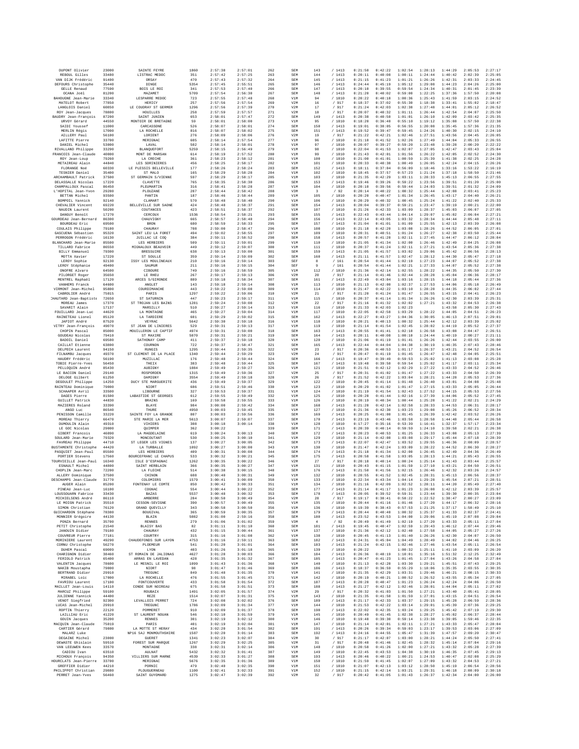| Nom | Dossard | Ville | | Temps | Temps réel | Clt | Cat | Clt cat | / | | | | | | | |
|---|---|---|---|---|---|---|---|---|---|---|---|---|---|---|---|---|
| DUPONT Olivier | 23000 | SAINTE FEYRE | 1860 | 2:57:38 | 2:57:01 | 262 | SEM | 143 | / 1413 | 0:21:50 | 0:42:22 | 1:02:54 | 1:28:13 | 1:44:29 | 2:05:53 | 2:27:17 |
| REBOUL Gilles | 33480 | LISTRAC MEDOC | 351 | 2:57:42 | 2:57:25 | 263 | SEM | 144 | / 1413 | 0:20:11 | 0:40:08 | 1:00:11 | 1:24:44 | 1:40:42 | 2:02:39 | 2:25:05 |
| VAN DIJK Frédéric | 91400 | ORSAY | 470 | 2:57:43 | 2:57:32 | 264 | SEM | 145 | / 1413 | 0:21:15 | 0:41:23 | 1:01:21 | 1:26:26 | 1:42:31 | 2:03:33 | 2:24:45 |
| DEFOURS Christophe | 35440 | DINGE | 5354 | 2:57:45 | 2:55:51 | 265 | SEM | 146 | / 1413 | 0:24:44 | 0:45:19 | 1:05:12 | 1:29:08 | 1:44:23 | 2:04:26 | 2:25:00 |
| GELLE Renaud | 77590 | BOIS LE ROI | 341 | 2:57:53 | 2:57:40 | 266 | SEM | 147 | / 1413 | 0:20:10 | 0:39:55 | 0:59:54 | 1:24:34 | 1:40:31 | 2:01:45 | 2:23:39 |
| OCANA Joël | 81200 | MAZAMET | 5709 | 2:57:54 | 2:56:38 | 267 | SEM | 148 | / 1413 | 0:21:28 | 0:40:02 | 0:59:08 | 1:22:25 | 1:37:36 | 1:57:50 | 2:20:08 |
| BAHOUGNE Jean-Marie | 33340 | LESPARRE MEDOC | 723 | 2:57:55 | 2:57:48 | 268 | V1M | 94 | / 1810 | 0:20:22 | 0:40:18 | 1:00:36 | 1:25:43 | 1:41:59 | 2:03:15 | 2:24:52 |
| MATELOT Robert | 77850 | HERICY | 257 | 2:57:56 | 2:57:54 | 269 | V2M | 16 | / 917 | 0:18:37 | 0:37:02 | 0:55:30 | 1:18:38 | 1:33:41 | 1:55:02 | 2:18:47 |
| LANGLOIS Daniel | 60850 | LE COUDRAY ST GERMER | 1296 | 2:57:56 | 2:57:39 | 270 | V2M | 17 | / 917 | 0:21:24 | 0:42:03 | 1:02:38 | 1:27:48 | 1:44:01 | 2:05:12 | 2:26:52 |
| ROY Jean-Jacques | 78800 | HOUILLES | 258 | 2:57:59 | 2:57:57 | 271 | V2M | 18 | / 917 | 0:20:07 | 0:40:32 | 1:01:11 | 1:26:44 | 1:42:54 | 2:04:07 | 2:25:50 |
| BAUDRY Jean-François | 87200 | SAINT JUNIEN | 653 | 2:58:01 | 2:57:47 | 272 | SEM | 149 | / 1413 | 0:20:38 | 0:40:50 | 1:01:01 | 1:26:10 | 1:42:09 | 2:03:42 | 2:25:35 |
| URVOY Gérard | 44550 | MONTOIR DE BRETAGNE | 59 | 2:58:01 | 2:58:00 | 273 | V1M | 95 | / 1810 | 0:18:28 | 0:36:48 | 0:55:10 | 1:19:12 | 1:35:08 | 1:57:50 | 2:22:38 |
| SAIDI Youssef | 11000 | CARCASSONE | 526 | 2:58:07 | 2:58:01 | 274 | SEM | 150 | / 1413 | 0:19:01 | 0:38:05 | 0:56:55 | 1:20:08 | 1:35:45 | 1:57:36 | 2:21:35 |
| MERLIN Régis | 17000 | LA ROCHELLE | 816 | 2:58:07 | 2:58:02 | 275 | SEM | 151 | / 1413 | 0:19:52 | 0:39:47 | 0:59:45 | 1:24:26 | 1:40:30 | 2:02:15 | 2:24:10 |
| AILLERY Paul | 56100 | LORIENT | 276 | 2:58:09 | 2:58:06 | 276 | V2M | 19 | / 917 | 0:21:22 | 0:42:21 | 1:02:46 | 1:27:51 | 1:43:56 | 2:04:45 | 2:26:05 |
| LAFITTE Pierre | 33700 | MERIGNAC | 605 | 2:58:14 | 2:57:54 | 277 | V1M | 96 | / 1810 | 0:21:18 | 0:41:52 | 1:02:26 | 1:27:49 | 1:44:04 | 2:05:33 | 2:26:55 |
| DANIEL Michel | 53000 | LAVAL | 502 | 2:58:14 | 2:58:01 | 278 | V1M | 97 | / 1810 | 0:20:07 | 0:39:27 | 0:59:20 | 1:23:48 | 1:39:28 | 2:00:20 | 2:22:22 |
| RIVALLAND Philippe | 33290 | BLANQUEFORT | 5259 | 2:58:15 | 2:56:49 | 279 | V1M | 98 | / 1810 | 0:22:04 | 0:41:53 | 1:02:07 | 1:27:05 | 1:42:47 | 2:03:43 | 2:25:04 |
| FRANCOIS Jean-Claude | 40000 | MONT DE MARSAN | 614 | 2:58:19 | 2:57:52 | 280 | V1M | 99 | / 1810 | 0:21:43 | 0:42:01 | 1:01:56 | 1:26:22 | 1:42:05 | 2:02:52 | 2:24:30 |
| ROY Jean-Loup | 79260 | LA CRECHE | 361 | 2:58:23 | 2:58:12 | 281 | V1M | 100 | / 1810 | 0:21:08 | 0:41:01 | 1:00:59 | 1:25:39 | 1:41:38 | 2:02:25 | 2:24:28 |
| METAIREAU Alain | 44840 | LES SORINIERES | 456 | 2:58:25 | 2:58:17 | 282 | V1M | 101 | / 1810 | 0:20:33 | 0:40:38 | 1:00:49 | 1:26:05 | 1:42:24 | 2:04:15 | 2:26:26 |
| FLORANGE Noé | 60330 | LE PLESSIS BELLEVILLE | 177 | 2:58:26 | 2:58:24 | 283 | SEM | 152 | / 1413 | 0:18:11 | 0:37:04 | 0:56:09 | 1:18:46 | 1:33:16 | 1:53:22 | 2:16:19 |
| TESNIER Daniel | 35400 | ST MALO | 165 | 2:58:29 | 2:58:29 | 284 | V1M | 102 | / 1810 | 0:18:45 | 0:37:57 | 0:57:23 | 1:21:24 | 1:37:18 | 1:58:50 | 2:21:46 |
| ARCHAMBAULT Patrick | 37500 | ST GERMAIN S/VIENNE | 597 | 2:58:29 | 2:58:17 | 285 | V1M | 103 | / 1810 | 0:21:35 | 0:42:29 | 1:03:11 | 1:28:33 | 1:45:13 | 2:06:55 | 2:27:55 |
| DELASSALLE Nicolas | 17220 | CLAVETTE | 765 | 2:58:35 | 2:58:30 | 286 | SEM | 153 | / 1413 | 0:19:46 | 0:39:26 | 0:59:22 | 1:23:56 | 1:39:51 | 2:01:20 | 2:25:00 |
| CHAMPALLOUX Pascal | 86450 | PLEUMARTIN | 316 | 2:58:41 | 2:58:28 | 287 | V1M | 104 | / 1810 | 0:20:18 | 0:39:56 | 0:59:44 | 1:24:03 | 1:39:51 | 2:01:32 | 2:24:09 |
| L'HOPITAL Jean-Yvon | 29280 | PLOUZANE | 287 | 2:58:44 | 2:58:42 | 288 | V3M | 3 | / 92 | 0:20:14 | 0:40:22 | 1:00:32 | 1:25:44 | 1:42:08 | 2:03:41 | 2:25:23 |
| BETTAN Michel | 93500 | PANTIN | 187 | 2:58:46 | 2:58:44 | 289 | V1M | 105 | / 1810 | 0:20:20 | 0:40:47 | 1:01:34 | 1:26:45 | 1:43:17 | 2:04:40 | 2:26:21 |
| BOMPOIL Yannick | 92140 | CLAMART | 570 | 2:58:48 | 2:58:40 | 290 | V1M | 106 | / 1810 | 0:20:29 | 0:40:32 | 1:00:45 | 1:25:24 | 1:41:22 | 2:02:40 | 2:25:33 |
| CHEVALIER Vincent | 69220 | BELLEVILLE SUR SAONE | 424 | 2:58:48 | 2:58:37 | 291 | SEM | 154 | / 1413 | 0:20:04 | 0:39:37 | 0:59:21 | 1:23:47 | 1:39:19 | 2:00:21 | 2:22:00 |
| NAUDIN Laurent | 50200 | COUTANCES | 423 | 2:58:51 | 2:58:37 | 292 | V1M | 107 | / 1810 | 0:21:26 | 0:42:33 | 1:03:09 | 1:28:37 | 1:45:03 | 2:06:07 | 2:27:05 |
| DANGUY Benoît | 17270 | CERCOUX | 1536 | 2:58:54 | 2:58:21 | 293 | SEM | 155 | / 1413 | 0:22:43 | 0:43:44 | 1:04:14 | 1:29:07 | 1:45:02 | 2:06:04 | 2:27:21 |
| GOURDEAU Jean-Bernard | 86300 | CHAUVIGNY | 665 | 2:58:57 | 2:58:40 | 294 | SEM | 156 | / 1413 | 0:22:14 | 0:43:05 | 1:03:32 | 1:28:34 | 1:44:44 | 2:05:48 | 2:27:11 |
| BOURDEAU Eric | 69500 | BRON | 680 | 2:58:59 | 2:58:33 | 295 | SEM | 157 | / 1413 | 0:21:04 | 0:41:01 | 1:01:09 | 1:25:55 | 1:42:13 | 2:03:39 | 2:26:08 |
| COULAIS Philippe | 79180 | CHAURAY | 788 | 2:59:00 | 2:58:47 | 296 | V1M | 108 | / 1810 | 0:21:18 | 0:42:20 | 1:03:08 | 1:28:26 | 1:44:52 | 2:06:05 | 2:27:01 |
| GASCUENA Sébastien | 95320 | SAINT LEU LA FORET | 494 | 2:59:02 | 2:58:55 | 297 | V1M | 109 | / 1810 | 0:20:31 | 0:40:51 | 1:01:24 | 1:26:27 | 1:42:38 | 2:03:50 | 2:25:44 |
| PERROGON Frédéric | 16130 | JUILLAC LE COQ | 384 | 2:59:11 | 2:58:52 | 298 | SEM | 158 | / 1413 | 0:20:57 | 0:41:28 | 1:02:11 | 1:27:45 | 1:44:47 | 2:06:12 | 2:28:04 |
| BLANCHARD Jean-Marie | 85500 | LES HERBIERS | 509 | 2:59:11 | 2:59:01 | 299 | V1M | 110 | / 1810 | 0:21:05 | 0:41:34 | 1:02:08 | 1:26:46 | 1:42:49 | 2:04:25 | 2:26:08 |
| TILLARD Fabrice | 86550 | MIGNALOUX BEAUVOIR | 449 | 2:59:12 | 2:59:07 | 300 | V1M | 111 | / 1810 | 0:20:37 | 0:41:24 | 1:02:11 | 1:27:21 | 1:43:54 | 2:05:36 | 2:27:38 |
| BILLY Emmanuel | 79300 | BRESSUIRE | 638 | 2:59:13 | 2:59:00 | 301 | SEM | 159 | / 1413 | 0:21:05 | 0:41:57 | 1:03:02 | 1:29:06 | 1:45:42 | 2:06:56 | 2:28:13 |
| MOTTA Xavier | 17220 | ST SOULLE | 359 | 2:59:14 | 2:59:09 | 302 | SEM | 160 | / 1413 | 0:21:11 | 0:41:57 | 1:02:47 | 1:28:12 | 1:44:30 | 2:05:47 | 2:27:18 |
| LEROY Sophie | 92130 | ISSY LES MOULINEAUX | 210 | 2:59:16 | 2:59:14 | 303 | SEF | 8 | / 161 | 0:20:54 | 0:41:44 | 1:02:19 | 1:27:23 | 1:44:07 | 2:05:52 | 2:27:38 |
| LEROY Stéphanie | 49400 | SAUMUR | 211 | 2:59:16 | 2:59:15 | 304 | SEF | 9 | / 161 | 0:20:54 | 0:41:44 | 1:02:21 | 1:27:33 | 1:44:07 | 2:05:52 | 2:27:38 |
| ONOFRE Alvaro | 64500 | CIBOURE | 749 | 2:59:16 | 2:58:59 | 305 | V1M | 112 | / 1810 | 0:21:36 | 0:42:14 | 1:02:55 | 1:28:22 | 1:44:35 | 2:05:50 | 2:27:30 |
| PILORGET Roger | 35650 | LE RHEU | 267 | 2:59:17 | 2:59:13 | 306 | V2M | 20 | / 917 | 0:21:14 | 0:41:46 | 1:02:44 | 1:28:28 | 1:45:04 | 2:06:36 | 2:28:17 |
| MENTREL Raphaël | 17120 | ARCES S/GIRONDE | 889 | 2:59:18 | 2:58:34 | 307 | SEM | 161 | / 1413 | 0:22:49 | 0:43:04 | 1:03:16 | 1:28:15 | 1:44:18 | 2:05:44 | 2:27:36 |
| VANHEMS Franck | 64600 | ANGLET | 143 | 2:59:18 | 2:59:14 | 308 | V1M | 113 | / 1810 | 0:21:13 | 0:42:00 | 1:02:37 | 1:27:53 | 1:44:06 | 2:05:18 | 2:26:49 |
| VIRMONT Jean-Michel | 95800 | COURDIMANCHE | 443 | 2:59:22 | 2:59:08 | 309 | V1M | 114 | / 1810 | 0:21:47 | 0:42:22 | 1:03:10 | 1:28:28 | 1:44:35 | 2:06:02 | 2:27:44 |
| CABROLIER André | 75015 | PARIS | 1297 | 2:59:22 | 2:59:06 | 310 | V2M | 21 | / 917 | 0:21:20 | 0:41:24 | 1:01:47 | 1:26:55 | 1:43:15 | 2:04:41 | 2:26:23 |
| CHAUTARD Jean-Baptiste | 72650 | ST SATURNIN | 447 | 2:59:23 | 2:59:17 | 311 | V1M | 115 | / 1810 | 0:20:37 | 0:41:14 | 1:01:34 | 1:26:26 | 1:42:30 | 2:03:39 | 2:25:31 |
| MOREAU James | 17370 | ST TROJAN LES BAINS | 1281 | 2:59:24 | 2:59:08 | 312 | V2M | 22 | / 917 | 0:21:16 | 0:41:32 | 1:02:02 | 1:27:21 | 1:43:32 | 2:04:53 | 2:26:38 |
| SAVARIT Alain | 17137 | MARSILLY | 510 | 2:59:27 | 2:59:14 | 313 | V1M | 116 | / 1810 | 0:21:33 | 0:42:03 | 1:02:23 | | 1:43:58 | 2:05:30 | 2:27:43 |
| FOUILLARD Jean-Luc | 44620 | LA MONTAGNE | 465 | 2:59:27 | 2:59:04 | 314 | V1M | 117 | / 1810 | 0:22:05 | 0:42:58 | 1:03:29 | 1:28:22 | 1:44:05 | 2:04:51 | 2:26:23 |
| RAINETEAU Lionel | 85120 | LA TARDIERE | 601 | 2:59:29 | 2:59:02 | 315 | SEM | 162 | / 1413 | 0:22:27 | 0:43:27 | 1:04:36 | 1:30:05 | 1:46:13 | 2:07:51 | 2:29:01 |
| JAPIOT André | 87520 | VEYRAC | 5642 | 2:59:30 | 2:59:18 | 316 | V1M | 118 | / 1810 | 0:20:21 | 0:40:13 | 1:00:32 | 1:25:44 | 1:42:12 | 2:03:39 | 2:25:02 |
| VITRY Jean-François | 49070 | ST JEAN DE LINIERES | 529 | 2:59:31 | 2:59:13 | 317 | V1M | 119 | / 1810 | 0:21:14 | 0:41:54 | 1:02:45 | 1:28:02 | 1:44:19 | 2:05:52 | 2:27:37 |
| CHOPIN Pascal | 85000 | MOUILLERON LE CAPTIF | 4974 | 2:59:31 | 2:59:00 | 318 | SEM | 163 | / 1413 | 0:20:55 | 0:41:41 | 1:02:18 | 1:26:58 | 1:43:08 | 2:04:47 | 2:26:51 |
| GOUDEAU Nicolas | 79410 | ST MAXIRE | 5070 | 2:59:31 | 2:59:21 | 319 | SEM | 164 | / 1413 | 0:20:11 | 0:40:08 | 1:00:18 | 1:24:44 | 1:40:19 | 2:00:27 | 2:21:11 |
| BADOIL Daniel | 69500 | SATHONAY CAMP | 411 | 2:59:37 | 2:59:18 | 320 | V1M | 120 | / 1810 | 0:21:06 | 0:41:19 | 1:01:41 | 1:26:26 | 1:42:44 | 2:03:55 | 2:26:00 |
| CAILLAT Etienne | 63800 | COURNON | 722 | 2:59:37 | 2:58:47 | 321 | SEM | 165 | / 1413 | 0:22:44 | 0:44:04 | 1:04:38 | 1:30:19 | 1:46:35 | 2:07:43 | 2:28:46 |
| DELPECH Laurent | 94150 | RUNGIS | 1295 | 2:59:44 | 2:59:35 | 322 | V2M | 23 | / 917 | 0:20:36 | 0:40:53 | 1:01:17 | 1:26:37 | 1:43:21 | 2:04:52 | 2:26:54 |
| FILNAMBU Jacques | 49370 | ST CLEMENT DE LA PLACE | 1340 | 2:59:44 | 2:59:29 | 323 | V2M | 24 | / 917 | 0:20:47 | 0:41:19 | 1:01:45 | 1:26:47 | 1:42:48 | 2:04:05 | 2:25:51 |
| HAUDRY Frédéric | 56190 | MUZILLAC | 176 | 2:59:48 | 2:59:44 | 324 | SEM | 166 | / 1413 | 0:19:47 | 0:39:49 | 0:59:53 | 1:25:02 | 1:41:13 | 2:03:08 | 2:25:28 |
| TOBIE Pierre-Yves | 56450 | THEIX | 383 | 2:59:48 | 2:59:44 | 325 | SEM | 167 | / 1413 | 0:19:48 | 0:39:50 | 0:59:54 | 1:25:02 | 1:41:17 | 2:03:11 | 2:25:34 |
| PELLOQUIN André | 85430 | AUBIGNY | 1084 | 2:59:49 | 2:59:27 | 326 | V1M | 121 | / 1810 | 0:21:51 | 0:42:12 | 1:02:29 | 1:27:22 | 1:43:33 | 2:04:52 | 2:26:46 |
| LE BACCON Daniel | 29140 | ROSPORDEN | 1315 | 2:59:49 | 2:59:36 | 327 | V2M | 25 | / 917 | 0:20:31 | 0:41:02 | 1:01:47 | 1:27:22 | 1:43:33 | 2:04:50 | 2:26:39 |
| DELOGE Gilbert | 61250 | DAMIGNY | 3554 | 2:59:49 | 2:59:18 | 328 | V2M | 26 | / 917 | 0:21:52 | 0:42:22 | 1:03:04 | 1:28:21 | 1:44:28 | 2:05:53 | 2:27:36 |
| DEGOULET Philippe | 14250 | DUCY STE MARGUERITE | 436 | 2:59:49 | 2:59:37 | 329 | V1M | 122 | / 1810 | 0:20:45 | 0:41:14 | 1:01:48 | 1:26:40 | 1:43:01 | 2:04:08 | 2:25:48 |
| RAINTEAU Dominique | 79000 | NIORT | 606 | 2:59:51 | 2:59:46 | 330 | V1M | 123 | / 1810 | 0:20:29 | 0:41:02 | 1:01:47 | 1:27:15 | 1:43:33 | 2:05:05 | 2:26:44 |
| SCHAAPER Avril | 33500 | LIBOURNE | 327 | 2:59:53 | 2:59:37 | 331 | V1M | 124 | / 1810 | 0:21:19 | 0:41:54 | 1:02:43 | 1:27:52 | 1:44:15 | 2:05:53 | 2:27:56 |
| DAGES Pierre | 81500 | LABASTIDE ST GEORGES | 612 | 2:59:55 | 2:59:49 | 332 | V1M | 125 | / 1810 | 0:20:28 | 0:41:44 | 1:02:16 | 1:27:39 | 1:44:06 | 2:05:52 | 2:27:45 |
| GUILLET Patrick | 44830 | BRAINS | 169 | 2:59:58 | 2:59:55 | 333 | V1M | 126 | / 1810 | 0:20:19 | 0:40:34 | 1:00:44 | 1:25:28 | 1:41:22 | 2:02:21 | 2:24:29 |
| MAZIERES Roland | 33390 | BLAYE | 984 | 3:00:00 | 2:59:42 | 334 | SEM | 168 | / 1413 | 0:21:28 | 0:42:14 | 1:02:58 | 1:28:33 | 1:44:53 | 2:06:31 | 2:28:17 |
| ANGO Luc | 86540 | THURE | 4950 | 3:00:03 | 2:59:45 | 335 | V1M | 127 | / 1810 | 0:21:36 | 0:42:30 | 1:03:23 | 1:29:08 | 1:45:26 | 2:06:52 | 2:28:34 |
| PENISSON Camille | 33220 | SAINTE FOY LA GRANDE | 807 | 3:00:03 | 2:59:56 | 336 | SEM | 169 | / 1413 | 0:20:25 | 0:41:00 | 1:01:45 | 1:26:39 | 1:42:42 | 2:03:52 | 2:26:26 |
| MOREAU Thierry | 66470 | STE MARIE LA MER | 5613 | 3:00:07 | 2:59:07 | 337 | SEM | 170 | / 1413 | 0:23:19 | 0:43:46 | 1:03:58 | 1:28:58 | 1:44:48 | 2:05:44 | 2:26:58 |
| DUMOULIN Alain | 49310 | VIHIERS | 308 | 3:00:18 | 3:00:14 | 338 | V1M | 128 | / 1810 | 0:17:27 | 0:35:16 | 0:53:39 | 1:16:41 | 1:32:37 | 1:57:17 | 2:23:34 |
| LE GOC Nicolas | 29000 | QUIMPER | 362 | 3:00:22 | | 339 | SEM | 171 | / 1413 | 0:20:39 | 0:40:14 | 0:59:59 | 1:24:10 | 1:39:58 | 2:02:21 | 2:26:38 |
| GIBERT Francois | 46090 | LA MADELAINE | 619 | 3:00:24 | 3:00:13 | 340 | SEM | 172 | / 1413 | 0:20:23 | 0:40:53 | 1:01:25 | 1:26:33 | 1:43:08 | 2:05:13 | 2:27:39 |
| SOULARD Jean-Marie | 79320 | MONCOUTANT | 530 | 3:00:25 | 3:00:10 | 341 | V1M | 129 | / 1810 | 0:21:14 | 0:42:08 | 1:03:08 | 1:29:17 | 1:45:44 | 2:07:18 | 2:28:39 |
| FAVREAU Philippe | 44710 | ST LEGER LES VIGNES | 137 | 3:00:27 | 3:00:05 | 342 | SEM | 173 | / 1413 | 0:22:07 | 0:42:47 | 1:03:52 | 1:29:55 | 1:46:36 | 2:08:09 | 2:28:57 |
| BUSTAMENTE Christophe | 44420 | LA TURBALLE | 1092 | 3:00:27 | 3:00:00 | 343 | V1M | 130 | / 1810 | 0:21:47 | 0:42:24 | 1:03:09 | 1:28:22 | 1:44:52 | 2:06:30 | 2:28:27 |
| PASQUIET Jean-Paul | 85500 | LES HERBIERS | 409 | 3:00:31 | 3:00:08 | 344 | SEM | 174 | / 1413 | 0:21:18 | 0:41:34 | 1:02:08 | 1:26:45 | 1:42:49 | 2:04:36 | 2:26:49 |
| PORTIER Stevens | 17560 | BOURCEFRANC LE CHAPUS | 533 | 3:00:32 | 3:00:21 | 345 | SEM | 175 | / 1413 | 0:20:58 | 0:41:58 | 1:03:05 | 1:28:13 | 1:44:21 | 2:05:43 | 2:26:55 |
| TOURVIEILLE Jean-Paul | 16340 | ISLE D'ESPAGNAC | 1262 | 3:00:35 | 3:00:22 | 346 | V2M | 27 | / 917 | 0:20:18 | 0:40:14 | 1:00:24 | 1:25:14 | 1:41:43 | 2:03:44 | 2:25:57 |
| ESNAULT Michel | 44800 | SAINT HERBLAIN | 366 | 3:00:35 | 3:00:27 | 347 | V1M | 131 | / 1810 | 0:20:43 | 0:41:15 | 1:01:59 | 1:27:10 | 1:43:21 | 2:04:50 | 2:26:51 |
| CHOPLIN Jean-Marc | 72200 | LA FLECHE | 514 | 3:00:38 | 3:00:15 | 348 | SEM | 176 | / 1413 | 0:21:50 | 0:41:56 | 1:02:15 | 1:26:46 | 1:42:32 | 2:03:26 | 2:24:57 |
| ALLERY Dominique | 37500 | CHINON | 608 | 3:00:40 | 3:00:31 | 349 | V1M | 132 | / 1810 | 0:20:55 | 0:41:52 | 1:02:45 | 1:28:31 | 1:45:13 | 2:06:56 | 2:28:37 |
| DESCHAMPS Jean-Claude | 31770 | COLOMIERS | 1579 | 3:00:41 | 3:00:09 | 350 | V1M | 133 | / 1810 | 0:22:34 | 0:43:34 | 1:04:14 | 1:29:28 | 1:45:54 | 2:07:21 | 2:28:51 |
| AUGER Alain | 85200 | FONTENAY LE COMTE | 850 | 3:00:42 | 3:00:33 | 351 | V1M | 134 | / 1810 | 0:21:16 | 0:42:09 | 1:02:52 | 1:28:11 | 1:44:20 | 2:05:49 | 2:27:40 |
| PINEAU Jean-Luc | 16100 | COGNAC | 554 | 3:00:44 | 3:00:22 | 352 | SEM | 177 | / 1413 | 0:21:14 | 0:41:17 | 1:01:23 | 1:26:08 | 1:42:12 | 2:03:39 | 2:25:57 |
| LOUSSOUARN Fabrice | 33430 | BAZAS | 5537 | 3:00:48 | 3:00:32 | 353 | SEM | 178 | / 1413 | 0:20:05 | 0:39:52 | 0:59:31 | 1:23:44 | 1:39:30 | 2:00:35 | 2:23:04 |
| MICHIELSENS André | 86110 | AMBERRE | 284 | 3:00:50 | 3:00:49 | 354 | V2M | 28 | / 917 | 0:19:17 | 0:38:41 | 0:58:22 | 1:22:52 | 1:38:47 | 2:00:27 | 2:23:09 |
| LE MOIGN Patrick | 35510 | CESSON-SEVIGNE | 390 | 3:00:57 | 3:00:49 | 355 | V1M | 135 | / 1810 | 0:20:44 | 0:41:16 | 1:01:46 | 1:27:20 | 1:44:17 | 2:06:32 | 2:28:16 |
| SIMON Christian | 76120 | GRAND QUEVILLY | 343 | 3:00:58 | 3:00:50 | 356 | V1M | 136 | / 1810 | 0:19:39 | 0:38:43 | 0:57:53 | 1:21:25 | 1:37:17 | 1:58:49 | 2:25:10 |
| GUICHARDON Stéphane | 78380 | BOUGIVAL | 365 | 3:00:59 | 3:00:35 | 357 | SEM | 179 | / 1413 | 0:20:44 | 0:40:40 | 1:00:32 | 1:25:37 | 1:41:33 | 2:02:37 | 2:24:41 |
| MONNIER Grégoire | 44130 | BLAIN | 5882 | 3:01:00 | 2:59:16 | 358 | SEM | 180 | / 1413 | 0:23:52 | 0:43:53 | 1:04:08 | 1:29:06 | 1:45:19 | 2:07:08 | 2:29:04 |
| PONZA Bernard | 35700 | RENNES | 279 | 3:01:06 | 3:01:02 | 359 | V3M | 4 | / 92 | 0:20:49 | 0:41:49 | 1:02:19 | 1:27:20 | 1:43:33 | 2:05:11 | 2:27:04 |
| PETIT Christophe | 21540 | BLAISY BAS | 82 | 3:01:11 | 3:01:10 | 360 | SEM | 181 | / 1413 | 0:19:45 | 0:40:47 | 1:02:59 | 1:29:43 | 1:46:12 | 2:07:44 | 2:29:46 |
| JANOUIN Didier | 79180 | CHAURAY | 432 | 3:01:15 | 3:00:44 | 361 | V1M | 137 | / 1810 | 0:21:36 | 0:42:12 | 1:02:40 | 1:27:58 | 1:44:05 | 2:05:27 | 2:27:26 |
| COUVREUR Pierre | 77181 | COURTRY | 315 | 3:01:16 | 3:01:08 | 362 | V1M | 138 | / 1810 | 0:20:45 | 0:41:13 | 1:01:40 | 1:26:26 | 1:42:30 | 2:04:07 | 2:26:50 |
| MORINIERE Laurent | 49290 | CHAUDEFONDS SUR LAYON | 4753 | 3:01:16 | 2:59:11 | 363 | SEM | 182 | / 1413 | 0:24:31 | 0:45:04 | 1:04:49 | 1:28:49 | 1:44:02 | 2:04:46 | 2:26:25 |
| CORNU Christophe | 56270 | PLOEMEUR | 541 | 3:01:20 | 3:01:01 | 364 | SEM | 183 | / 1413 | 0:21:24 | 0:42:15 | 1:02:46 | 1:27:46 | 1:43:54 | 2:05:11 | 2:26:54 |
| DUHEM Pascal | 69009 | LYON | 403 | 3:01:26 | 3:01:18 | 365 | V1M | 139 | / 1810 | 0:20:22 | | 1:00:32 | 1:25:11 | 1:41:10 | 2:03:09 | 2:26:20 |
| CHARIGNON Didier | 38460 | ST ROMAIN DE JALIONAS | 4627 | 3:01:28 | 3:00:03 | 366 | SEM | 184 | / 1413 | 0:26:36 | 0:49:19 | 1:10:01 | 1:35:16 | 1:51:32 | 2:12:25 | 2:32:49 |
| FERIOLO Patrick | 65400 | ARRAS EN LAVEDAN | 428 | 3:01:35 | 3:01:32 | 367 | SEM | 185 | / 1413 | 0:20:47 | 0:41:23 | 1:01:45 | 1:27:04 | 1:43:26 | 2:04:58 | 2:27:04 |
| VALENTIN Jacques | 78600 | LE MESNIL LE ROI | 1099 | 3:01:43 | 3:01:36 | 368 | V1M | 140 | / 1810 | 0:21:13 | 0:42:28 | 1:03:30 | 1:29:21 | 1:45:51 | 2:07:43 | 2:29:25 |
| NAKIB Houstapha | 79000 | NIORT | 98 | 3:01:47 | 3:01:46 | 369 | SEM | 186 | / 1413 | 0:18:37 | 0:36:59 | 0:55:29 | 1:18:06 | 1:35:35 | 2:03:55 | 2:30:35 |
| BERTRAND Didier | 29910 | TREGUNC | 849 | 3:01:48 | 3:01:35 | 370 | V1M | 141 | / 1810 | 0:21:35 | 0:42:29 | 1:03:31 | 1:29:46 | 1:46:21 | 2:08:15 | 2:30:33 |
| MIRABEL Loïc | 17000 | LA ROCHELLE | 476 | 3:01:55 | 3:01:45 | 371 | V1M | 142 | / 1810 | 0:20:19 | 0:40:21 | 1:00:52 | 1:26:52 | 1:43:55 | 2:05:34 | 2:27:05 |
| FAVRIOU Laurent | 17100 | FONTCOUVERTE | 433 | 3:01:58 | 3:01:54 | 372 | SEM | 187 | / 1413 | 0:20:28 | 0:40:47 | 1:01:23 | 1:26:24 | 1:42:24 | 2:04:06 | 2:26:50 |
| MAILLET Jean-Louis | 14110 | CONDE SUR NOIREAU | 675 | 3:01:58 | 3:01:51 | 373 | SEM | 188 | / 1413 | 0:21:17 | 0:42:12 | 1:02:46 | 1:28:01 | 1:44:04 | 2:05:11 | 2:27:02 |
| MARCUZ Philippe | 59100 | ROUBAIX | 1491 | 3:02:05 | 3:01:57 | 374 | V2M | 29 | / 917 | 0:20:32 | 0:41:03 | 1:01:50 | 1:27:21 | 1:43:40 | 2:05:41 | 2:28:05 |
| JULIENNE Yannick | 44400 | REZE | 1514 | 3:02:07 | 3:01:31 | 375 | V1M | 143 | / 1810 | 0:21:35 | 0:41:50 | 1:01:59 | 1:27:01 | 1:43:15 | 2:04:51 | 2:26:54 |
| VENOT Siegfried | 92300 | LEVALLOIS PERRET | 724 | 3:02:08 | 3:02:02 | 376 | SEM | 189 | / 1413 | 0:21:17 | 0:42:33 | 1:03:37 | 1:29:15 | 1:45:28 | 2:06:59 | 2:28:36 |
| LUCAS Jean-Michel | 29910 | TREGUNC | 1786 | 3:02:09 | 3:01:34 | 377 | V1M | 144 | / 1810 | 0:21:53 | 0:42:22 | 1:03:14 | 1:29:01 | 1:45:39 | 2:07:36 | 2:29:25 |
| ROPTIN Thierry | 22120 | POMMERET | 910 | 3:02:09 | 3:01:37 | 378 | SEM | 190 | / 1413 | 0:22:02 | 0:42:35 | 1:03:24 | 1:29:25 | 1:45:42 | 2:07:19 | 2:29:30 |
| LAILLIAU Eric | 41220 | ST LAURENT NOUAN | 546 | 3:02:18 | 3:01:59 | 379 | V1M | 145 | / 1810 | 0:20:49 | 0:41:45 | 1:02:38 | 1:28:27 | 1:45:02 | 2:06:37 | 2:28:44 |
| GOUIN Jacques | 35200 | RENNES | 301 | 3:02:19 | 3:02:12 | 380 | V1M | 146 | / 1810 | 0:19:48 | 0:39:30 | 0:59:14 | 1:23:38 | 1:39:05 | 1:59:46 | 2:22:35 |
| MACQUIN Jean-Claude | 75019 | PARIS | 401 | 3:02:19 | 3:02:04 | 381 | V1M | 147 | / 1810 | 0:21:14 | 0:42:01 | 1:02:11 | 1:27:21 | 1:43:33 | 2:05:47 | 2:28:04 |
| CARTIER Gérard | 79800 | LA MOTTE ST HERAY | 434 | 3:02:20 | 3:01:54 | 382 | SEM | 191 | / 1413 | 0:20:26 | 0:39:34 | 0:59:03 | 1:23:17 | 1:39:53 | 2:03:06 | 2:27:09 |
| MALARZ Luke | | NP16 5AJ MONMOUTHSHIRE | 1587 | 3:02:20 | 3:01:14 | 383 | SEM | 192 | / 1413 | 0:24:16 | 0:44:55 | 1:05:47 | 1:31:39 | 1:47:57 | 2:09:20 | 2:30:47 |
| DEGAINE Michel | 23000 | GUERET | 1341 | 3:02:23 | 3:02:07 | 384 | V2M | 30 | / 917 | 0:21:17 | 0:42:07 | 1:03:00 | 1:28:21 | 1:44:24 | 2:05:50 | 2:27:41 |
| DEWASTE Ghislain | 59510 | FOREST SUR MARQUE | 1267 | 3:02:29 | 3:02:25 | 385 | V2M | 31 | / 917 | 0:20:48 | 0:41:46 | 1:02:45 | 1:28:32 | 1:45:14 | 2:07:04 | 2:29:16 |
| VAN LEEUWEN Kees | 33570 | MONTAGNE | 338 | 3:02:31 | 3:02:14 | 386 | V1M | 148 | / 1810 | 0:20:58 | 0:41:26 | 1:02:00 | 1:27:21 | 1:43:32 | 2:05:28 | 2:27:39 |
| CADIOU Ivan | 63510 | AULNAT | 5432 | 3:02:32 | 3:01:41 | 387 | V1M | 149 | / 1810 | 0:22:45 | 0:43:53 | 1:04:38 | 1:30:19 | 1:46:35 | 2:07:45 | 2:29:13 |
| MICHOUX François | 94350 | VILLIERS SUR MARNE | 4539 | 3:02:33 | 3:01:27 | 388 | SEM | 193 | / 1413 | 0:20:46 | 0:40:22 | 1:00:21 | 1:24:53 | 1:40:47 | 2:02:08 | 2:25:29 |
| HOURCLATS Jean-Pierre | 33700 | MERIGNAC | 5676 | 3:02:35 | 3:01:36 | 389 | V1M | 150 | / 1810 | 0:21:59 | 0:41:45 | 1:02:07 | 1:27:09 | 1:43:32 | 2:04:53 | 2:27:21 |
| GREFFIER Didier | 44210 | PORNIC | 479 | 3:02:40 | 3:02:35 | 390 | V1M | 151 | / 1810 | 0:21:07 | 0:42:13 | 1:03:12 | 1:28:50 | 1:45:19 | 2:06:54 | 2:28:56 |
| PHILIPPOT Christian | 29880 | PLOUGUERNEAU | 1100 | 3:02:41 | 3:02:33 | 391 | V1M | 152 | / 1810 | 0:21:51 | 0:42:14 | 1:03:21 | 1:29:31 | 1:46:18 | 2:08:09 | 2:30:18 |
| PERRET Jean-Yves | 56460 | SAINT GUYOMARD | 1275 | 3:02:47 | 3:02:39 | 392 | V2M | 32 | / 917 | 0:20:42 | 0:41:05 | 1:01:43 | 1:26:37 | 1:42:34 | 2:04:00 | 2:26:00 |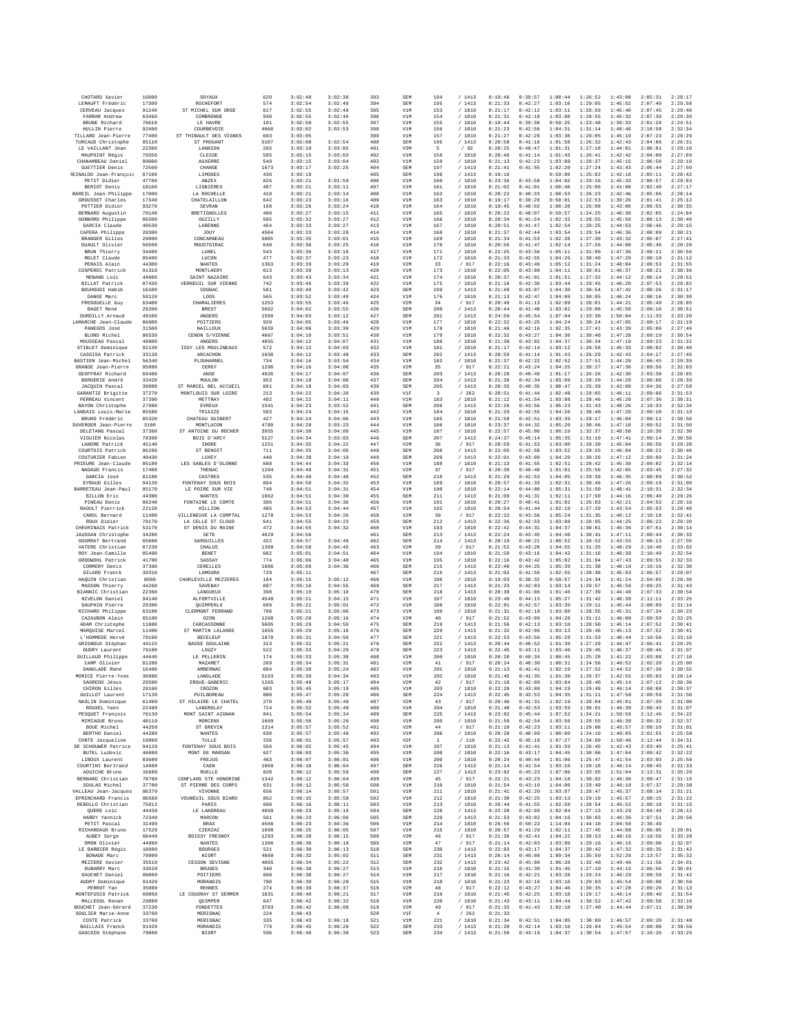| Nom | CP | Ville | Dossard | Temps réel | Temps officiel | Clt | Cat | Clt cat | / Total | T1 | T2 | T3 | T4 | T5 | T6 | T7 |
|---|---|---|---|---|---|---|---|---|---|---|---|---|---|---|---|---|
| CHOTARD Xavier | 16800 | SOYAUX | 620 | 3:02:48 | 3:02:38 | 393 | SEM | 194 | / 1413 | 0:19:46 | 0:39:57 | 1:00:44 | 1:26:52 | 1:43:08 | 2:05:31 | 2:28:17 |
| LEMAUFT Frédéric | 17300 | ROCHEFORT | 574 | 3:02:54 | 3:02:48 | 394 | SEM | 195 | / 1413 | 0:21:33 | 0:42:27 | 1:03:16 | 1:29:05 | 1:45:52 | 2:07:40 | 2:29:58 |
| CERVEAU Jacques | 91240 | ST MICHEL SUR ORGE | 617 | 3:02:55 | 3:02:48 | 395 | V1M | 153 | / 1810 | 0:21:17 | 0:42:12 | 1:03:11 | 1:28:59 | 1:45:40 | 2:07:45 | 2:29:40 |
| FARRAR Andrew | 63460 | COMBRONDE | 930 | 3:02:55 | 3:02:48 | 396 | V1M | 154 | / 1810 | 0:21:31 | 0:42:18 | 1:03:08 | 1:28:55 | 1:45:32 | 2:07:30 | 2:29:30 |
| BRUNE Richard | 76610 | LE HAVRE | 191 | 3:02:58 | 3:02:55 | 397 | V1M | 155 | / 1810 | 0:19:44 | 0:39:38 | 0:59:25 | 1:23:48 | 1:39:33 | 2:01:28 | 2:24:51 |
| HULLIN Pierre | 92400 | COURBEVOIE | 4668 | 3:03:02 | 3:02:53 | 398 | V1M | 156 | / 1810 | 0:21:23 | 0:42:56 | 1:04:31 | 1:31:14 | 1:48:48 | 2:10:58 | 2:32:34 |
| TILLARD Jean-Pierre | 77400 | ST THIBAULT DES VIGNES | 693 | 3:03:05 | | 399 | V1M | 157 | / 1810 | 0:21:27 | 0:42:29 | 1:03:36 | 1:29:05 | 1:45:19 | 2:07:23 | 2:29:29 |
| TURCAUD Christophe | 85110 | ST PROUANT | 5187 | 3:03:08 | 3:02:54 | 400 | SEM | 196 | / 1413 | 0:20:58 | 0:41:16 | 1:01:50 | 1:26:32 | 1:42:43 | 2:04:06 | 2:26:31 |
| LE VAILLANT Jean | 22300 | LANNION | 265 | 3:03:10 | 3:03:05 | 401 | V3M | 5 | / 92 | 0:20:25 | 0:40:47 | 1:01:31 | 1:27:18 | 1:44:01 | 2:06:01 | 2:29:10 |
| MAUPOINT Régis | 79350 | CLESSE | 585 | 3:03:15 | 3:03:03 | 402 | V1M | 158 | / 1810 | 0:20:46 | 0:41:14 | 1:01:43 | 1:26:41 | 1:42:42 | 2:04:00 | 2:27:09 |
| CHANAMBEAU Daniel | 89000 | AUXERRE | 549 | 3:03:15 | 3:03:04 | 403 | V1M | 159 | / 1810 | 0:21:13 | 0:42:23 | 1:03:08 | 1:28:37 | 1:45:15 | 2:06:58 | 2:29:16 |
| GUETTIER Denis | 72560 | CHANGE | 1673 | 3:03:17 | 3:02:25 | 404 | SEM | 197 | / 1413 | 0:21:41 | 0:41:55 | 1:02:20 | 1:27:24 | 1:43:43 | 2:05:44 | 2:27:50 |
| REINALDO Jean-François | 87100 | LIMOGES | 430 | 3:03:19 | | 405 | SEM | 198 | / 1413 | 0:19:16 | | 0:59:09 | 1:25:02 | 1:42:18 | 2:05:11 | 2:28:42 |
| PETIT Didier | 47700 | ANZEX | 826 | 3:03:21 | 3:01:59 | 406 | V1M | 160 | / 1810 | 0:23:36 | 0:43:50 | 1:04:02 | 1:29:16 | 1:45:33 | 2:06:57 | 2:29:03 |
| BERIOT Denis | 18160 | LIGNIERES | 407 | 3:03:21 | 3:03:11 | 407 | V1M | 161 | / 1810 | 0:21:02 | 0:41:01 | 1:00:48 | 1:25:06 | 1:41:08 | 2:02:48 | 2:27:17 |
| BAREIL Jean-Philippe | 17000 | LA ROCHELLE | 418 | 3:03:21 | 3:03:14 | 408 | V1M | 162 | / 1810 | 0:20:22 | 0:40:33 | 1:00:53 | 1:26:23 | 1:42:46 | 2:05:06 | 2:28:14 |
| GROUSSET Charles | 17340 | CHATELAILLON | 642 | 3:03:23 | 3:03:16 | 409 | V1M | 163 | / 1810 | 0:19:17 | 0:38:28 | 0:58:01 | 1:22:53 | 1:39:26 | 2:01:41 | 2:25:12 |
| POTTIER Didier | 93270 | SEVRAN | 168 | 3:03:26 | 3:03:24 | 410 | V1M | 164 | / 1810 | 0:19:45 | 0:40:02 | 1:00:28 | 1:26:08 | 1:43:06 | 2:06:55 | 2:30:35 |
| BERNARD Augustin | 79140 | BRETIGNOLLES | 400 | 3:03:27 | 3:03:15 | 411 | V1M | 165 | / 1810 | 0:20:22 | 0:40:07 | 0:59:57 | 1:24:25 | 1:40:30 | 2:02:05 | 2:24:04 |
| GONNORD Philippe | 86380 | OUZILLY | 505 | 3:03:32 | 3:03:27 | 412 | V1M | 166 | / 1810 | 0:20:34 | 0:41:24 | 1:02:33 | 1:28:55 | 1:45:59 | 2:08:13 | 2:30:40 |
| GARCIA Claude | 40530 | LABENNE | 464 | 3:03:33 | 3:03:27 | 413 | V1M | 167 | / 1810 | 0:20:51 | 0:41:47 | 1:02:54 | 1:28:25 | 1:44:53 | 2:06:46 | 2:29:15 |
| CAPERA Philippe | 28300 | JOUY | 4504 | 3:03:33 | 3:03:28 | 414 | V1M | 168 | / 1810 | 0:21:37 | 0:42:44 | 1:03:54 | 1:29:54 | 1:46:36 | 2:08:09 | 2:30:21 |
| BRANGER Gilles | 29900 | CONCARNEAU | 5085 | 3:03:35 | 3:03:01 | 415 | V1M | 169 | / 1810 | 0:21:34 | 0:41:53 | 1:02:28 | 1:27:30 | 1:43:32 | 2:05:07 | 2:27:41 |
| DUAULT Olivier | 56500 | MOUSTOIRAC | 640 | 3:03:36 | 3:03:25 | 416 | V1M | 170 | / 1810 | 0:20:56 | 0:41:47 | 1:02:14 | 1:27:26 | 1:44:00 | 2:05:46 | 2:28:20 |
| BRUN Thierry | 34400 | LUNEL | 543 | 3:03:36 | 3:03:18 | 417 | V1M | 171 | / 1810 | 0:22:25 | 0:43:56 | 1:05:11 | 1:31:00 | 1:47:36 | 2:09:11 | 2:30:56 |
| MOLET Claude | 85400 | LUCON | 477 | 3:03:37 | 3:03:23 | 418 | V1M | 172 | / 1810 | 0:21:33 | 0:42:55 | 1:04:26 | 1:30:40 | 1:47:29 | 2:09:18 | 2:31:12 |
| PERAIS Alain | 44300 | NANTES | 1363 | 3:03:39 | 3:03:20 | 419 | V2M | 33 | / 917 | 0:22:16 | 0:43:49 | 1:05:12 | 1:31:24 | 1:48:04 | 2:09:53 | 2:31:55 |
| COSPEREC Patrick | 91310 | MONTLHERY | 613 | 3:03:39 | 3:03:13 | 420 | V1M | 173 | / 1810 | 0:22:05 | 0:43:09 | 1:04:11 | 1:30:01 | 1:46:37 | 2:08:21 | 2:30:36 |
| MENAND Loïc | 44600 | SAINT NAZAIRE | 643 | 3:03:43 | 3:03:34 | 421 | V1M | 174 | / 1810 | 0:20:37 | 0:41:01 | 1:01:51 | 1:27:32 | 1:44:12 | 2:06:14 | 2:28:51 |
| BILLAT Patrick | 87430 | VERNEUIL SUR VIENNE | 742 | 3:03:46 | 3:03:39 | 422 | V1M | 175 | / 1810 | 0:21:16 | 0:42:36 | 1:03:44 | 1:29:45 | 1:46:20 | 2:07:53 | 2:29:02 |
| BOUHOUDI Habib | 16100 | COGNAC | 581 | 3:03:49 | 3:03:42 | 423 | SEM | 199 | / 1413 | 0:21:48 | 0:43:07 | 1:04:30 | 1:30:54 | 1:47:42 | 2:09:26 | 2:31:17 |
| DANGE Marc | 59120 | LOOS | 565 | 3:03:52 | 3:03:49 | 424 | V1M | 176 | / 1810 | 0:21:13 | 0:42:47 | 1:04:09 | 1:30:05 | 1:46:24 | 2:08:16 | 2:30:30 |
| FREDOUELLE Guy | 63400 | CHAMALIERES | 1253 | 3:03:55 | 3:03:46 | 425 | V2M | 34 | / 917 | 0:20:40 | 0:41:13 | 1:02:09 | 1:28:01 | 1:44:21 | 2:05:49 | 2:28:05 |
| BAGET René | 29200 | BREST | 5692 | 3:04:02 | 3:03:55 | 426 | SEM | 200 | / 1413 | 0:20:44 | 0:41:48 | 1:03:02 | 1:29:08 | 1:45:58 | 2:08:10 | 2:30:51 |
| DURDILLY Arnaud | 49100 | ANGERS | 1599 | 3:04:03 | 3:03:12 | 427 | SEM | 201 | / 1413 | 0:24:59 | 0:45:54 | 1:07:04 | 1:33:30 | 1:50:04 | 2:11:33 | 2:33:20 |
| LAMARCHE Jean-Claude | 86000 | POITIERS | 920 | 3:04:05 | 3:03:46 | 428 | V1M | 177 | / 1810 | 0:22:32 | 0:43:25 | 1:04:24 | 1:30:24 | 1:47:05 | 2:09:17 | 2:31:19 |
| PANEGOS José | 31560 | NAILLOUX | 5639 | 3:04:06 | 3:03:30 | 429 | V1M | 178 | / 1810 | 0:21:46 | 0:42:16 | 1:02:35 | 1:27:41 | 1:43:39 | 2:05:06 | 2:27:46 |
| BLOND Michel | 86530 | CENON S/VIENNE | 4667 | 3:04:10 | 3:03:51 | 430 | V1M | 179 | / 1810 | 0:22:32 | 0:43:27 | 1:04:36 | 1:30:40 | 1:47:28 | 2:09:19 | 2:30:54 |
| MOUSSEAU Pascal | 49000 | ANGERS | 4855 | 3:04:12 | 3:04:07 | 431 | V1M | 180 | / 1810 | 0:21:38 | 0:43:02 | 1:04:37 | 1:30:34 | 1:47:19 | 2:09:23 | 2:31:32 |
| STINLET Dominique | 92130 | ISSY LES MOULINEAUX | 572 | 3:04:12 | 3:04:03 | 432 | V1M | 181 | / 1810 | 0:21:17 | 0:42:14 | 1:03:12 | 1:28:58 | 1:45:33 | 2:08:02 | 2:30:40 |
| CASSISA Patrick | 33120 | ARCACHON | 1658 | 3:04:12 | 3:03:48 | 433 | SEM | 202 | / 1413 | 0:20:59 | 0:41:14 | 1:01:43 | 1:26:29 | 1:42:43 | 2:04:27 | 2:27:45 |
| BASTIEN Jean-Michel | 56340 | PLOUHARNEL | 734 | 3:04:16 | 3:03:54 | 434 | V1M | 182 | / 1810 | 0:21:37 | 0:42:22 | 1:02:52 | 1:27:51 | 1:44:29 | 2:06:45 | 2:29:39 |
| GRANDE Jean-Pierre | 95000 | CERGY | 1298 | 3:04:16 | 3:04:08 | 435 | V2M | 35 | / 917 | 0:22:21 | 0:43:24 | 1:04:25 | 1:30:27 | 1:47:30 | 2:09:56 | 2:32:03 |
| GEOFFRAY Richard | 69480 | ANSE | 4926 | 3:04:17 | 3:04:07 | 436 | SEM | 203 | / 1413 | 0:20:28 | 0:40:49 | 1:01:17 | 1:26:26 | 1:42:30 | 2:03:38 | 2:28:05 |
| BORDERIE André | 33420 | MOULON | 953 | 3:04:18 | 3:04:08 | 437 | SEM | 204 | / 1413 | 0:21:38 | 0:42:34 | 1:03:09 | 1:28:20 | 1:44:29 | 2:06:08 | 2:28:39 |
| JACQUIN Pascal | 38080 | ST MARCEL BEL ACCUEIL | 661 | 3:04:18 | 3:04:03 | 438 | SEM | 205 | / 1413 | 0:20:35 | 0:40:35 | 1:00:47 | 1:25:39 | 1:42:08 | 2:04:36 | 2:27:58 |
| GARANTIE Brigitte | 37270 | MONTLOUIS SUR LOIRE | 213 | 3:04:22 | 3:04:20 | 439 | V1F | 3 | / 262 | 0:20:51 | 0:41:44 | 1:02:48 | 1:29:05 | 1:46:11 | 2:09:06 | 2:31:53 |
| PERREAU Vincent | 37390 | METTRAY | 492 | 3:04:22 | 3:04:11 | 440 | V1M | 183 | / 1810 | 0:21:12 | 0:41:54 | 1:03:08 | 1:28:46 | 1:45:20 | 2:07:36 | 2:30:31 |
| BAYON Christophe | 27000 | EVREUX | 1541 | 3:04:23 | 3:03:52 | 441 | SEM | 206 | / 1413 | 0:22:26 | 0:43:56 | 1:05:23 | 1:31:43 | 1:48:26 | 2:10:33 | 2:32:34 |
| LANDAIS Louis-Marie | 85580 | TRIAIZE | 583 | 3:04:24 | 3:04:15 | 442 | V1M | 184 | / 1810 | 0:21:29 | 0:42:55 | 1:04:26 | 1:30:40 | 1:47:29 | 2:09:18 | 2:31:13 |
| BRUNO Frédéric | 85320 | CHATEAU GUIBERT | 427 | 3:04:24 | 3:04:06 | 443 | V1M | 185 | / 1810 | 0:21:58 | 0:42:51 | 1:03:39 | 1:29:17 | 1:46:04 | 2:08:11 | 2:30:50 |
| DUVERGER Jean-Pierre | 3100 | MONTLUCON | 4789 | 3:04:28 | 3:03:23 | 444 | V1M | 186 | / 1810 | 0:23:37 | 0:44:32 | 1:05:20 | 1:30:46 | 1:47:18 | 2:09:52 | 2:31:50 |
| DELETANG Pascal | 37360 | ST ANTOINE DU ROCHER | 3955 | 3:04:30 | 3:04:09 | 445 | V1M | 187 | / 1810 | 0:22:57 | 0:45:06 | 1:06:19 | 1:32:37 | 1:48:58 | 2:10:36 | 2:32:30 |
| VIGUIER Nicolas | 78390 | BOIS D'ARCY | 5127 | 3:04:34 | 3:03:03 | 446 | SEM | 207 | / 1413 | 0:24:37 | 0:45:14 | 1:05:35 | 1:31:10 | 1:47:41 | 2:09:14 | 2:30:56 |
| LANDRE Patrick | 45140 | INGRE | 1251 | 3:04:34 | 3:04:22 | 447 | V2M | 36 | / 917 | 0:20:59 | 0:41:53 | 1:03:00 | 1:28:30 | 1:45:04 | 2:06:58 | 2:29:28 |
| COURTOIS Patrick | 86280 | ST BENOIT | 711 | 3:04:35 | 3:04:05 | 448 | SEM | 208 | / 1413 | 0:22:05 | 0:42:58 | 1:03:52 | 1:29:25 | 1:46:04 | 2:08:22 | 2:30:46 |
| COUTURIER Fabien | 40430 | LUXEY | 440 | 3:04:38 | 3:04:10 | 449 | SEM | 209 | / 1413 | 0:22:01 | 0:43:09 | 1:04:20 | 1:30:26 | 1:47:12 | 2:09:09 | 2:31:24 |
| PRIEURE Jean-Claude | 85100 | LES SABLES D'OLONNE | 688 | 3:04:44 | 3:04:33 | 450 | V1M | 188 | / 1810 | 0:21:13 | 0:41:55 | 1:02:51 | 1:28:42 | 1:45:39 | 2:09:02 | 2:32:14 |
| NADAUD Francis | 17460 | THENAC | 1294 | 3:04:48 | 3:04:31 | 451 | V2M | 37 | / 917 | 0:20:30 | 0:40:40 | 1:01:01 | 1:25:56 | 1:42:05 | 2:03:45 | 2:27:32 |
| GARCIA José | 81100 | CASTRES | 535 | 3:04:48 | 3:04:40 | 452 | SEM | 210 | / 1413 | 0:21:29 | 0:42:53 | 1:04:05 | 1:29:39 | 1:46:35 | 2:08:09 | 2:30:52 |
| EYRAUD Gilles | 94120 | FONTENAY SOUS BOIS | 894 | 3:04:50 | 3:04:32 | 453 | V1M | 189 | / 1810 | 0:20:57 | 0:41:33 | 1:02:31 | 1:30:46 | 1:47:26 | 2:09:19 | 2:31:09 |
| BARRETEAU Jean-Paul | 85170 | LE POIRE SUR VIE | 740 | 3:04:51 | 3:04:31 | 454 | V1M | 190 | / 1810 | 0:22:14 | 0:44:00 | 1:05:31 | 1:31:50 | 1:48:41 | 2:10:31 | 2:32:34 |
| BILLON Eric | 44300 | NANTES | 1062 | 3:04:51 | 3:04:39 | 455 | SEM | 211 | / 1413 | 0:21:09 | 0:41:31 | 1:02:11 | 1:27:50 | 1:44:16 | 2:06:40 | 2:29:26 |
| PINEAU Denis | 86240 | FONTAINE LE COMTE | 396 | 3:04:51 | 3:04:36 | 456 | V1M | 191 | / 1810 | 0:20:27 | 0:40:41 | 1:01:02 | 1:26:03 | 1:42:21 | 2:04:55 | 2:28:16 |
| RAOULT Pierrick | 22120 | HILLION | 405 | 3:04:53 | 3:04:44 | 457 | V1M | 192 | / 1810 | 0:20:54 | 0:41:44 | 1:02:19 | 1:27:29 | 1:43:54 | 2:05:53 | 2:28:40 |
| CAROL Bernard | 11400 | VILLENEUVE LA COMPTAL | 1278 | 3:04:53 | 3:04:26 | 458 | V2M | 38 | / 917 | 0:22:32 | 0:43:56 | 1:05:24 | 1:31:35 | 1:48:12 | 2:10:18 | 2:32:41 |
| ROUX Didier | 78170 | LA CELLE ST CLOUD | 641 | 3:04:55 | 3:04:23 | 459 | SEM | 212 | / 1413 | 0:22:36 | 0:42:53 | 1:03:08 | 1:28:05 | 1:44:25 | 2:06:23 | 2:29:20 |
| CHEVRINAIS Patrick | 53170 | ST DENIS DU MAINE | 472 | 3:04:55 | 3:04:32 | 460 | V1M | 193 | / 1810 | 0:22:42 | 0:44:31 | 1:04:37 | 1:30:01 | 1:46:36 | 2:07:51 | 2:30:14 |
| JAUSSAN Christophe | 34200 | SETE | 4629 | 3:04:56 | | 461 | SEM | 213 | / 1413 | 0:22:24 | 0:43:45 | 1:04:48 | 1:30:41 | 1:47:11 | 2:08:44 | 2:30:33 |
| GOURRAT Bertrand | 65600 | SAROUILLES | 422 | 3:04:57 | 3:04:49 | 462 | SEM | 214 | / 1413 | 0:20:19 | 0:40:21 | 1:00:52 | 1:26:52 | 1:43:55 | 2:06:13 | 2:27:55 |
| VATERE Christian | 87230 | CHALUS | 1309 | 3:04:58 | 3:04:45 | 463 | V2M | 39 | / 917 | 0:21:52 | 0:43:28 | 1:04:55 | 1:31:25 | 1:48:29 | 2:10:40 | 2:33:02 |
| ROY Jean-Camille | 85490 | BENET | 602 | 3:05:01 | 3:04:51 | 464 | V1M | 194 | / 1810 | 0:21:58 | 0:43:16 | 1:04:42 | 1:31:16 | 1:48:30 | 2:10:49 | 2:32:54 |
| GRODWOHL Patrick | 41700 | SASSAY | 774 | 3:05:06 | 3:04:49 | 465 | V1M | 195 | / 1810 | 0:22:16 | 0:43:42 | 1:05:02 | 1:31:04 | 1:47:43 | 2:09:55 | 2:32:33 |
| CORMERY Denis | 37390 | CERELLES | 1086 | 3:05:09 | 3:04:36 | 466 | SEM | 215 | / 1413 | 0:22:40 | 0:44:25 | 1:05:39 | 1:31:38 | 1:48:10 | 2:10:16 | 2:32:30 |
| GILARD Franck | 39310 | LAMOURA | 729 | 3:05:11 | | 467 | SEM | 216 | / 1413 | 0:21:02 | 0:41:59 | 1:02:55 | 1:28:38 | 1:45:03 | 2:06:57 | 2:29:07 |
| HAQUIN Christian | 8000 | CHARLEVILLE MEZIERES | 184 | 3:05:15 | 3:05:12 | 468 | V1M | 196 | / 1810 | 0:19:03 | 0:38:32 | 0:58:57 | 1:24:34 | 1:41:24 | 2:04:05 | 2:28:39 |
| MASSON Thierry | 44260 | SAVENAY | 897 | 3:05:16 | 3:04:55 | 469 | SEM | 217 | / 1413 | 0:21:23 | 0:42:03 | 1:03:14 | 1:29:57 | 1:46:56 | 2:09:25 | 2:31:43 |
| BIANNIC Christian | 22360 | LANGUEUX | 398 | 3:05:19 | 3:05:10 | 470 | SEM | 218 | / 1413 | 0:20:38 | 0:41:06 | 1:01:46 | 1:27:39 | 1:44:48 | 2:07:33 | 2:30:54 |
| NIVELON Daniel | 94140 | ALFORTVILLE | 4540 | 3:05:21 | 3:04:15 | 471 | V1M | 197 | / 1810 | 0:23:40 | 0:44:15 | 1:05:27 | 1:31:42 | 1:48:38 | 2:11:11 | 2:33:25 |
| DAUPHIN Pierre | 29300 | QUIMPERLé | 689 | 3:05:21 | 3:05:01 | 472 | V1M | 198 | / 1810 | 0:22:01 | 0:42:57 | 1:03:39 | 1:29:11 | 1:45:44 | 2:08:09 | 2:31:14 |
| RICHARD Philippe | 63100 | CLERMONT FERRAND | 706 | 3:05:21 | 3:05:06 | 473 | V1M | 199 | / 1810 | 0:21:31 | 0:42:18 | 1:03:08 | 1:28:55 | 1:45:31 | 2:07:34 | 2:30:23 |
| CAZAUBON Alain | 65190 | OZON | 1268 | 3:05:28 | 3:05:16 | 474 | V2M | 40 | / 917 | 0:21:52 | 0:43:08 | 1:04:28 | 1:31:11 | 1:48:00 | 2:09:59 | 2:32:25 |
| ADAM Christophe | 11000 | CARCASSONNE | 5605 | 3:05:29 | 3:04:59 | 475 | SEM | 219 | / 1413 | 0:21:56 | 0:42:13 | 1:03:10 | 1:28:50 | 1:45:14 | 2:07:52 | 2:30:41 |
| MARQUISE Marcel | 11400 | ST MARTIN LALANDE | 1655 | 3:05:29 | 3:05:16 | 476 | SEM | 220 | / 1413 | 0:21:32 | 0:42:06 | 1:03:13 | 1:28:46 | 1:45:13 | 2:07:52 | 2:30:41 |
| L'HOMMEDE Hervé | 79160 | BECELEUF | 1078 | 3:05:31 | 3:04:59 | 477 | SEM | 221 | / 1413 | 0:22:53 | 0:43:56 | 1:05:28 | 1:31:53 | 1:48:44 | 2:10:56 | 2:33:19 |
| GRIGNOUX Stéphan | 44115 | BASSE GOULAINE | 313 | 3:05:32 | 3:05:21 | 478 | SEM | 222 | / 1413 | 0:20:44 | 0:40:52 | 1:01:39 | 1:27:29 | 1:44:47 | 2:06:41 | 2:29:25 |
| OUDRY Laurent | 79100 | LOUZY | 522 | 3:05:33 | 3:04:29 | 479 | SEM | 223 | / 1413 | 0:22:45 | 0:43:11 | 1:03:46 | 1:29:45 | 1:46:37 | 2:08:46 | 2:31:07 |
| GUILLAUD Philippe | 44640 | LE PELLERIN | 174 | 3:05:33 | 3:05:30 | 480 | V1M | 200 | / 1810 | 0:20:20 | 0:40:34 | 1:00:45 | 1:25:28 | 1:41:22 | 2:03:08 | 2:27:18 |
| CAMP Olivier | 81200 | MAZAMET | 269 | 3:05:34 | 3:05:31 | 481 | V2M | 41 | / 917 | 0:20:24 | 0:40:30 | 1:00:31 | 1:24:56 | 1:40:52 | 2:02:20 | 2:25:00 |
| DANGLADE René | 16490 | AMBERNAC | 804 | 3:05:38 | 3:05:24 | 482 | V1M | 201 | / 1810 | 0:21:13 | 0:41:41 | 1:02:19 | 1:27:52 | 1:44:52 | 2:07:38 | 2:30:55 |
| MORICE Pierre-Yves | 30900 | LANGLADE | 5103 | 3:05:39 | 3:04:34 | 483 | V1M | 202 | / 1810 | 0:21:45 | 0:41:35 | 1:01:38 | 1:26:37 | 1:42:55 | 2:05:03 | 2:28:14 |
| SAGREDO Jésus | 29500 | ERGUE-GABERIC | 1265 | 3:05:40 | 3:05:17 | 484 | V2M | 42 | / 917 | 0:21:18 | 0:42:09 | 1:03:04 | 1:28:40 | 1:45:14 | 2:07:12 | 2:30:36 |
| CHIRON Gilles | 29160 | CROZON | 603 | 3:05:45 | 3:05:19 | 485 | V1M | 203 | / 1810 | 0:22:28 | 0:43:08 | 1:04:19 | 1:29:49 | 1:46:14 | 2:08:08 | 2:30:37 |
| GUILLOT Laurent | 17138 | PUILBOREAU | 880 | 3:05:47 | 3:05:28 | 486 | SEM | 224 | / 1413 | 0:22:45 | 0:43:53 | 1:04:35 | 1:31:11 | 1:47:58 | 2:09:59 | 2:31:50 |
| NASLIN Dominique | 61400 | ST HILAIRE LE CHATEL | 270 | 3:05:49 | 3:05:48 | 487 | V2M | 43 | / 917 | 0:20:46 | 0:41:31 | 1:02:19 | 1:28:04 | 1:45:01 | 2:07:39 | 2:31:00 |
| ROUXEL Yann | 22490 | LANGROLAY | 714 | 3:05:52 | 3:05:48 | 488 | V1M | 204 | / 1810 | 0:21:40 | 0:42:53 | 1:03:59 | 1:30:01 | 1:46:38 | 2:08:45 | 2:31:07 |
| PESQUET François | 76130 | MONT SAINT AIGNAN | 841 | 3:05:54 | 3:05:34 | 489 | SEM | 225 | / 1413 | 0:23:02 | 0:45:44 | 1:07:52 | 1:34:21 | 1:50:56 | 2:12:46 | 2:34:22 |
| MIMIAGUE Bruno | 40110 | MORCENX | 1609 | 3:05:56 | 3:05:26 | 490 | V1M | 205 | / 1810 | 0:21:59 | 0:42:54 | 1:03:56 | 1:29:55 | 1:46:38 | 2:09:32 | 2:32:37 |
| BOUE Michel | 44250 | ST BREVIN | 1314 | 3:05:57 | 3:05:52 | 491 | V2M | 44 | / 917 | 0:21:10 | 0:42:23 | 1:03:11 | 1:29:08 | 1:45:57 | 2:08:10 | 2:31:01 |
| BERTHO Daniel | 44200 | NANTES | 630 | 3:05:57 | 3:05:48 | 492 | V1M | 206 | / 1810 | 0:20:20 | 0:40:09 | 1:00:00 | 1:24:10 | 1:40:05 | 2:01:55 | 2:25:50 |
| CONTE Jacqueline | 19000 | TULLE | 236 | 3:06:01 | 3:05:57 | 493 | V2F | 1 | / 110 | 0:22:42 | 0:45:10 | 1:07:27 | 1:34:09 | 1:50:46 | 2:12:44 | 2:34:31 |
| DE SCHOUWER Patrice | 94120 | FONTENAY SOUS BOIS | 556 | 3:06:02 | 3:05:45 | 494 | V1M | 207 | / 1810 | 0:21:13 | 0:41:41 | 1:01:59 | 1:26:45 | 1:42:43 | 2:03:40 | 2:25:41 |
| BUTEL Ludovic | 40000 | MONT DE MARSAN | 627 | 3:06:03 | 3:05:36 | 495 | V1M | 208 | / 1810 | 0:22:16 | 0:43:17 | 1:04:45 | 1:30:06 | 1:47:04 | 2:09:42 | 2:32:22 |
| LIBOUX Laurent | 83600 | FREJUS | 463 | 3:06:07 | 3:06:01 | 496 | V1M | 209 | / 1810 | 0:20:24 | 0:40:44 | 1:01:06 | 1:25:47 | 1:41:54 | 2:03:03 | 2:25:50 |
| COURTINI Bertrand | 14000 | CAEN | 1069 | 3:06:10 | 3:06:04 | 497 | SEM | 226 | / 1413 | 0:21:14 | 0:41:54 | 1:03:16 | 1:29:18 | 1:46:14 | 2:08:45 | 2:31:33 |
| ADUICHE Bruno | 16600 | RUELLE | 828 | 3:06:12 | 3:05:50 | 498 | SEM | 227 | / 1413 | 0:23:02 | 0:45:23 | 1:07:06 | 1:33:55 | 1:51:04 | 2:13:31 | 2:35:26 |
| BERNARD Christian | 78700 | CONFLANS STE HONORINE | 1342 | 3:06:12 | 3:06:04 | 499 | V2M | 45 | / 917 | 0:22:21 | 0:43:23 | 1:04:18 | 1:30:02 | 1:46:36 | 2:08:47 | 2:31:15 |
| SOULAS Michel | 37700 | ST PIERRE DES CORPS | 631 | 3:06:12 | 3:05:50 | 500 | V1M | 210 | / 1810 | 0:21:54 | 0:43:10 | 1:04:06 | 1:29:49 | 1:46:10 | 2:07:37 | 2:29:38 |
| VALLEAU Jean-Jacques | 86370 | VIVONNE | 656 | 3:06:14 | 3:05:57 | 501 | V1M | 211 | / 1810 | 0:21:41 | 0:42:20 | 1:03:07 | 1:28:47 | 1:45:37 | 2:08:14 | 2:31:21 |
| EPRINCHARD Francis | 86580 | VOUNEUIL SOUS BIARD | 862 | 3:06:15 | 3:05:58 | 502 | V1M | 212 | / 1810 | 0:21:30 | 0:42:25 | 1:03:13 | 1:29:19 | 1:45:57 | 2:08:15 | 2:31:22 |
| REBOLLO Christian | 75012 | PARIS | 600 | 3:06:16 | 3:06:11 | 503 | V1M | 213 | / 1810 | 0:20:44 | 0:41:55 | 1:02:58 | 1:28:54 | 1:45:52 | 2:08:18 | 2:31:15 |
| QUERE Loïc | 44430 | LE LANDREAU | 4899 | 3:06:23 | 3:05:16 | 504 | SEM | 228 | / 1413 | 0:22:20 | 0:42:09 | 1:02:04 | 1:27:13 | 1:43:29 | 2:04:49 | 2:28:12 |
| HARDY Yannick | 72340 | MARCON | 561 | 3:06:23 | 3:06:06 | 505 | SEM | 229 | / 1413 | 0:21:53 | 0:43:02 | 1:04:16 | 1:30:03 | 1:46:36 | 2:07:51 | 2:29:56 |
| PETIT Pascal | 31490 | BRAX | 4566 | 3:06:23 | 3:04:36 | 506 | V1M | 214 | / 1810 | 0:26:56 | 0:50:22 | 1:14:04 | 1:44:10 | 2:04:50 | 2:36:49 | |
| RICHARDAUD Bruno | 17520 | CIERZAC | 1098 | 3:06:25 | 3:06:05 | 507 | V1M | 215 | / 1810 | 0:20:57 | 0:41:29 | 1:02:11 | 1:27:45 | 1:44:08 | 2:06:05 | 2:29:01 |
| AUBEY Serge | 60440 | BOISSY FRESNOY | 1293 | 3:06:28 | 3:06:15 | 508 | V2M | 46 | / 917 | 0:21:36 | 0:42:41 | 1:04:22 | 1:30:53 | 1:48:16 | 2:10:56 | 2:33:28 |
| OMON Olivier | 44000 | NANTES | 1306 | 3:06:30 | 3:06:18 | 509 | V2M | 47 | / 917 | 0:21:14 | 0:42:03 | 1:03:09 | 1:29:16 | 1:46:16 | 2:09:06 | 2:32:07 |
| LE BARBIER Régis | 18000 | BOURGES | 521 | 3:06:30 | 3:06:13 | 510 | SEM | 230 | / 1413 | 0:22:03 | 0:43:17 | 1:04:37 | 1:30:42 | 1:47:32 | 2:09:35 | 2:31:42 |
| BONADE Marc | 79000 | NIORT | 4060 | 3:06:32 | 3:05:02 | 511 | SEM | 231 | / 1413 | 0:26:14 | 0:48:08 | 1:09:34 | 1:35:50 | 1:52:26 | 2:13:57 | 2:35:32 |
| MEZIERE Xavier | 35510 | CESSON SEVIGNE | 4065 | 3:06:34 | 3:05:22 | 512 | SEM | 232 | / 1413 | 0:23:42 | 0:45:00 | 1:06:28 | 1:32:48 | 1:49:46 | 2:11:56 | 2:34:01 |
| DUBARRY Marc | 33520 | BRUGES | 340 | 3:06:38 | 3:06:27 | 513 | V1M | 216 | / 1810 | 0:21:15 | 0:41:30 | 1:01:45 | 1:27:10 | 1:44:15 | 2:06:56 | 2:30:01 |
| GAUCHET Daniel | 86000 | POITIERS | 668 | 3:06:38 | 3:06:27 | 514 | V1M | 217 | / 1810 | 0:21:16 | 0:42:21 | 1:03:28 | 1:29:24 | 1:46:29 | 2:08:59 | 2:31:42 |
| AUDRY Dominique | 91420 | MORANGIS | 780 | 3:06:39 | 3:06:20 | 515 | V1M | 218 | / 1810 | 0:21:23 | 0:42:16 | 1:03:18 | 1:29:03 | 1:45:54 | 2:08:08 | 2:30:56 |
| PERROT Yan | 35000 | RENNES | 274 | 3:06:39 | 3:06:37 | 516 | V2M | 48 | / 917 | 0:22:12 | 0:43:27 | 1:04:46 | 1:30:35 | 1:47:28 | 2:09:26 | 2:31:13 |
| MONTEFUSCO Patrick | 60850 | LE COUDRAY ST GERMER | 1031 | 3:06:40 | 3:06:21 | 517 | V1M | 219 | / 1810 | 0:21:45 | 0:42:25 | 1:03:18 | 1:29:17 | 1:46:14 | 2:08:40 | 2:31:54 |
| MALLEGOL Ronan | 29000 | QUIMPER | 647 | 3:06:42 | 3:06:32 | 518 | V1M | 220 | / 1810 | 0:21:43 | 0:43:11 | 1:04:44 | 1:30:52 | 1:47:42 | 2:09:58 | 2:32:16 |
| BOUCHET Jean-Gérard | 37230 | FONDETTES | 3703 | 3:06:42 | 3:06:08 | 519 | V2M | 49 | / 917 | 0:21:33 | 0:41:43 | 1:02:18 | 1:27:40 | 1:44:44 | 2:07:11 | 2:30:39 |
| SOULIER Marie-Anne | 33700 | MERIGNAC | 224 | 3:06:43 | | 520 | V1F | 4 | / 262 | 0:21:33 | | | | | | |
| COSTE Patrick | 33700 | MERIGNAC | 335 | 3:06:43 | 3:06:18 | 521 | V1M | 221 | / 1810 | 0:21:34 | 0:42:51 | 1:04:05 | 1:30:00 | 1:46:57 | 2:09:20 | 2:31:40 |
| BAILLAIS Franck | 91420 | MORANGIS | 779 | 3:06:45 | 3:06:26 | 522 | SEM | 233 | / 1413 | 0:21:20 | 0:42:14 | 1:03:16 | 1:29:04 | 1:45:54 | 2:08:08 | 2:30:56 |
| GASCOIN Stéphane | 79000 | NIORT | 596 | 3:06:48 | 3:06:38 | 523 | SEM | 234 | / 1413 | 0:21:58 | 0:43:19 | 1:04:37 | 1:30:54 | 1:47:57 | 2:10:26 | 2:33:25 |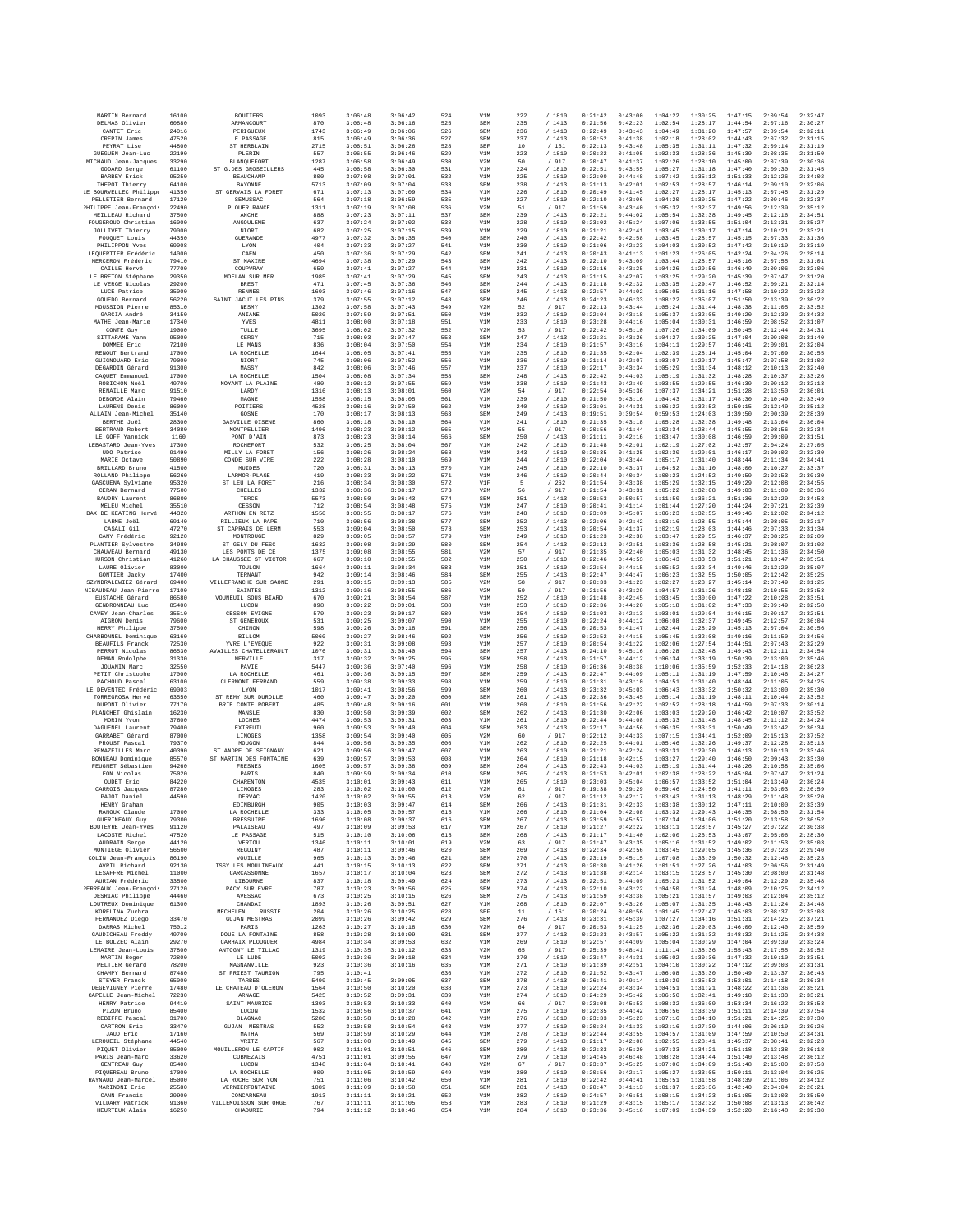| MARTIN Bernard | 16100 | BOUTIERS | 1893 | 3:06:48 | 3:06:42 | 524 | V1M | 222 | / 1810 | 0:21:42 | 0:43:00 | 1:04:22 | 1:30:25 | 1:47:15 | 2:09:54 | 2:32:47 |
|---|---|---|---|---|---|---|---|---|---|---|---|---|---|---|---|---|
| DELMAS Olivier | 60880 | ARMANCOURT | 870 | 3:06:48 | 3:06:16 | 525 | SEM | 239 | / 1413 | 0:21:56 | 0:42:23 | 1:02:54 | 1:28:17 | 1:44:54 | 2:07:16 | 2:30:27 |
| CANTET Eric | 24016 | PERIGUEUX | 1743 | 3:06:49 | 3:06:06 | 526 | SEM | 236 | / 1413 | 0:22:49 | 0:43:43 | 1:04:49 | 1:31:20 | 1:47:57 | 2:09:54 | 2:32:11 |
| CREPIN James | 47520 | LE PASSAGE | 815 | 3:06:49 | 3:06:36 | 527 | SEM | 237 | / 1413 | 0:20:52 | 0:41:38 | 1:02:18 | 1:28:02 | 1:44:43 | 2:07:32 | 2:31:15 |
| PEYRAT Lise | 44800 | ST HERBLAIN | 2715 | 3:06:51 | 3:06:26 | 528 | SEF | 10 | / 161 | 0:22:13 | 0:43:48 | 1:05:35 | 1:31:11 | 1:47:32 | 2:09:14 | 2:31:19 |
| GUEGUEN Jean-Luc | 22190 | PLERIN | 557 | 3:06:55 | 3:06:46 | 529 | V1M | 223 | / 1810 | 0:20:22 | 0:41:05 | 1:02:33 | 1:28:36 | 1:45:39 | 2:08:35 | 2:31:50 |
| MICHAUD Jean-Jacques | 33290 | BLANQUEFORT | 1287 | 3:06:58 | 3:06:49 | 530 | V2M | 50 | / 917 | 0:20:47 | 0:41:37 | 1:02:26 | 1:28:10 | 1:45:00 | 2:07:39 | 2:30:36 |
| GODARD Serge | 61100 | ST G.DES GROSEILLERS | 445 | 3:06:58 | 3:06:30 | 531 | V1M | 224 | / 1810 | 0:22:51 | 0:43:55 | 1:05:27 | 1:31:18 | 1:47:40 | 2:09:30 | 2:31:45 |
| BARBEY Erick | 95250 | BEAUCHAMP | 800 | 3:07:08 | 3:07:01 | 532 | V1M | 225 | / 1810 | 0:22:00 | 0:44:48 | 1:07:42 | 1:35:12 | 1:51:33 | 2:12:26 | 2:34:02 |
| THEPOT Thierry | 64100 | BAYONNE | 5713 | 3:07:09 | 3:07:04 | 533 | SEM | 238 | / 1413 | 0:21:13 | 0:42:01 | 1:02:53 | 1:28:57 | 1:46:14 | 2:09:10 | 2:32:06 |
| LE BOURVELLEC Philippe | 41350 | ST GERVAIS LA FORET | 671 | 3:07:13 | 3:07:09 | 534 | V1M | 226 | / 1810 | 0:20:49 | 0:41:45 | 1:02:27 | 1:28:17 | 1:45:13 | 2:07:45 | 2:31:29 |
| PELLETIER Bernard | 17120 | SEMUSSAC | 564 | 3:07:18 | 3:06:59 | 535 | V1M | 227 | / 1810 | 0:22:18 | 0:43:06 | 1:04:20 | 1:30:25 | 1:47:22 | 2:09:46 | 2:32:37 |
| PHILIPPE Jean-François | 22490 | PLOUER RANCE | 1311 | 3:07:19 | 3:07:08 | 536 | V2M | 51 | / 917 | 0:21:59 | 0:43:40 | 1:05:32 | 1:32:37 | 1:49:56 | 2:12:39 | 2:35:12 |
| MEILLEAU Richard | 37500 | ANCHE | 888 | 3:07:23 | 3:07:11 | 537 | SEM | 239 | / 1413 | 0:22:21 | 0:44:02 | 1:05:54 | 1:32:38 | 1:49:45 | 2:12:16 | 2:34:51 |
| FOUGEROUD Christian | 16000 | ANGOULEME | 637 | 3:07:24 | 3:07:02 | 538 | V1M | 228 | / 1810 | 0:23:02 | 0:45:24 | 1:07:06 | 1:33:55 | 1:51:04 | 2:13:31 | 2:35:27 |
| JOLLIVET Thierry | 79000 | NIORT | 602 | 3:07:25 | 3:07:15 | 539 | V1M | 229 | / 1810 | 0:21:21 | 0:42:41 | 1:03:45 | 1:30:17 | 1:47:14 | 2:10:21 | 2:33:21 |
| FOUQUET Louis | 44350 | GUERANDE | 4977 | 3:07:32 | 3:06:35 | 540 | SEM | 240 | / 1413 | 0:22:42 | 0:42:58 | 1:03:45 | 1:28:57 | 1:45:15 | 2:07:33 | 2:31:36 |
| PHILIPPON Yves | 69008 | LYON | 404 | 3:07:33 | 3:07:27 | 541 | V1M | 230 | / 1810 | 0:21:06 | 0:42:23 | 1:04:03 | 1:30:52 | 1:47:42 | 2:10:19 | 2:33:19 |
| LEQUERTIER Frédéric | 14000 | CAEN | 450 | 3:07:36 | 3:07:29 | 542 | SEM | 241 | / 1413 | 0:20:43 | 0:41:13 | 1:01:23 | 1:26:05 | 1:42:24 | 2:04:26 | 2:28:14 |
| MERCERON Frédéric | 79410 | ST MAXIRE | 4694 | 3:07:38 | 3:07:29 | 543 | SEM | 242 | / 1413 | 0:22:10 | 0:43:09 | 1:03:44 | 1:28:57 | 1:45:16 | 2:07:55 | 2:31:01 |
| CAILLE Hervé | 77780 | COUPVRAY | 659 | 3:07:41 | 3:07:27 | 544 | V1M | 231 | / 1810 | 0:22:16 | 0:43:25 | 1:04:26 | 1:29:56 | 1:46:49 | 2:09:06 | 2:32:06 |
| LE BRETON Stéphane | 29350 | MOELAN SUR MER | 1985 | 3:07:41 | 3:07:29 | 545 | SEM | 243 | / 1413 | 0:21:15 | 0:42:07 | 1:03:25 | 1:29:20 | 1:45:39 | 2:07:47 | 2:31:20 |
| LE VERGE Nicolas | 29200 | BREST | 471 | 3:07:45 | 3:07:36 | 546 | SEM | 244 | / 1413 | 0:21:18 | 0:42:32 | 1:03:35 | 1:29:47 | 1:46:52 | 2:09:21 | 2:32:14 |
| LUCE Patrice | 35000 | RENNES | 1603 | 3:07:46 | 3:07:16 | 547 | SEM | 245 | / 1413 | 0:22:57 | 0:44:02 | 1:05:05 | 1:31:16 | 1:47:58 | 2:10:22 | 2:33:22 |
| GOUEDO Bernard | 56220 | SAINT JACUT LES PINS | 379 | 3:07:55 | 3:07:12 | 548 | SEM | 246 | / 1413 | 0:24:23 | 0:46:33 | 1:08:22 | 1:35:07 | 1:51:50 | 2:13:39 | 2:36:22 |
| MOUSSION Pierre | 85310 | NESMY | 1302 | 3:07:58 | 3:07:43 | 549 | V2M | 52 | / 917 | 0:22:13 | 0:43:44 | 1:05:24 | 1:31:44 | 1:48:38 | 2:11:05 | 2:33:52 |
| GARCIA André | 34150 | ANIANE | 5020 | 3:07:59 | 3:07:51 | 550 | V1M | 232 | / 1810 | 0:22:04 | 0:43:18 | 1:05:37 | 1:32:05 | 1:49:20 | 2:12:30 | 2:34:32 |
| MATHE Jean-Marie | 17340 | YVES | 4811 | 3:08:00 | 3:07:18 | 551 | V1M | 233 | / 1810 | 0:23:28 | 0:44:16 | 1:05:04 | 1:30:31 | 1:46:59 | 2:08:52 | 2:31:07 |
| CONTE Guy | 19000 | TULLE | 3695 | 3:08:02 | 3:07:32 | 552 | V2M | 53 | / 917 | 0:22:42 | 0:45:10 | 1:07:26 | 1:34:09 | 1:50:45 | 2:12:44 | 2:34:31 |
| SITTARAME Yann | 95000 | CERGY | 715 | 3:08:03 | 3:07:47 | 553 | SEM | 247 | / 1413 | 0:22:21 | 0:43:26 | 1:04:27 | 1:30:25 | 1:47:04 | 2:09:08 | 2:31:40 |
| DOMMEE Eric | 72100 | LE MANS | 836 | 3:08:04 | 3:07:50 | 554 | V1M | 234 | / 1810 | 0:21:57 | 0:43:16 | 1:04:11 | 1:29:57 | 1:46:41 | 2:09:01 | 2:32:04 |
| RENOUT Bertrand | 17000 | LA ROCHELLE | 1644 | 3:08:05 | 3:07:41 | 555 | V1M | 235 | / 1810 | 0:21:35 | 0:42:04 | 1:02:39 | 1:28:14 | 1:45:04 | 2:07:09 | 2:30:55 |
| GUIGNOUARD Eric | 79000 | NIORT | 745 | 3:08:06 | 3:07:52 | 556 | V1M | 236 | / 1810 | 0:21:14 | 0:42:07 | 1:03:07 | 1:29:17 | 1:45:47 | 2:07:58 | 2:31:02 |
| DEGARDIN Gérard | 91300 | MASSY | 842 | 3:08:06 | 3:07:46 | 557 | V1M | 237 | / 1810 | 0:22:17 | 0:43:34 | 1:05:29 | 1:31:34 | 1:48:12 | 2:10:13 | 2:32:40 |
| CAQUET Emmanuel | 17000 | LA ROCHELLE | 1504 | 3:08:08 | 3:07:34 | 558 | SEM | 248 | / 1413 | 0:22:42 | 0:44:03 | 1:05:19 | 1:31:32 | 1:48:28 | 2:10:37 | 2:33:26 |
| ROBICHON Noël | 49700 | NOYANT LA PLAINE | 400 | 3:08:12 | 3:07:55 | 559 | V1M | 238 | / 1810 | 0:21:43 | 0:42:49 | 1:03:55 | 1:29:55 | 1:46:39 | 2:09:12 | 2:32:13 |
| RENAILLE Marc | 91510 | LARDY | 1316 | 3:08:13 | 3:08:01 | 560 | V2M | 54 | / 917 | 0:22:54 | 0:45:36 | 1:07:37 | 1:34:21 | 1:51:28 | 2:13:50 | 2:36:01 |
| DEBORDE Alain | 79460 | MAGNE | 1558 | 3:08:15 | 3:08:05 | 561 | V1M | 239 | / 1810 | 0:21:50 | 0:43:16 | 1:04:43 | 1:31:17 | 1:48:30 | 2:10:49 | 2:33:49 |
| LAURENS Denis | 86000 | POITIERS | 4528 | 3:08:16 | 3:07:50 | 562 | V1M | 240 | / 1810 | 0:23:01 | 0:44:31 | 1:06:22 | 1:32:52 | 1:50:15 | 2:12:49 | 2:35:12 |
| ALLAIN Jean-Michel | 35140 | GOSNE | 170 | 3:08:17 | 3:08:13 | 563 | SEM | 249 | / 1413 | 0:19:51 | 0:39:54 | 0:59:53 | 1:24:03 | 1:39:50 | 2:00:39 | 2:28:39 |
| BERTHE Joël | 28300 | GASVILLE OISENE | 860 | 3:08:18 | 3:08:10 | 564 | V1M | 241 | / 1810 | 0:21:35 | 0:43:18 | 1:05:28 | 1:32:38 | 1:49:48 | 2:13:04 | 2:36:04 |
| BERTRAND Robert | 34080 | MONTPELLIER | 1496 | 3:08:23 | 3:08:12 | 565 | V2M | 55 | / 917 | 0:20:56 | 0:41:44 | 1:02:34 | 1:28:44 | 1:45:55 | 2:08:56 | 2:32:34 |
| LE GOFF Yannick | 1160 | PONT D'AIN | 873 | 3:08:23 | 3:08:14 | 566 | SEM | 250 | / 1413 | 0:21:11 | 0:42:16 | 1:03:47 | 1:30:08 | 1:46:59 | 2:09:09 | 2:31:51 |
| LEBASTARD Jean-Yves | 17300 | ROCHEFORT | 532 | 3:08:25 | 3:08:04 | 567 | V1M | 242 | / 1810 | 0:21:48 | 0:42:01 | 1:02:19 | 1:27:02 | 1:42:57 | 2:04:24 | 2:27:05 |
| UDO Patrice | 91490 | MILLY LA FORET | 156 | 3:08:26 | 3:08:24 | 568 | V1M | 243 | / 1810 | 0:20:35 | 0:41:25 | 1:02:30 | 1:29:01 | 1:46:17 | 2:09:02 | 2:32:30 |
| MARIE Octave | 50890 | CONDE SUR VIRE | 222 | 3:08:28 | 3:08:10 | 569 | V1M | 244 | / 1810 | 0:22:04 | 0:43:44 | 1:05:17 | 1:31:40 | 1:48:44 | 2:11:34 | 2:34:41 |
| BRILLARD Bruno | 41500 | MUIDES | 720 | 3:08:31 | 3:08:13 | 570 | V1M | 245 | / 1810 | 0:22:10 | 0:43:37 | 1:04:52 | 1:31:10 | 1:48:00 | 2:10:27 | 2:33:37 |
| ROLLAND Philippe | 56260 | LARMOR-PLAGE | 419 | 3:08:33 | 3:08:22 | 571 | V1M | 246 | / 1810 | 0:20:44 | 0:40:34 | 1:00:23 | 1:24:52 | 1:40:59 | 2:03:53 | 2:30:30 |
| GASCUENA Sylviane | 95320 | ST LEU LA FORET | 216 | 3:08:34 | 3:08:30 | 572 | V1F | 5 | / 262 | 0:21:54 | 0:43:38 | 1:05:29 | 1:32:15 | 1:49:29 | 2:12:08 | 2:34:55 |
| CERAN Bernard | 77500 | CHELLES | 1332 | 3:08:36 | 3:08:17 | 573 | V2M | 56 | / 917 | 0:21:54 | 0:43:31 | 1:05:22 | 1:32:08 | 1:49:03 | 2:11:09 | 2:33:36 |
| BAUDRY Laurent | 86800 | TERCE | 5573 | 3:08:50 | 3:06:43 | 574 | SEM | 251 | / 1413 | 0:28:53 | 0:50:57 | 1:11:50 | 1:36:21 | 1:51:36 | 2:12:29 | 2:34:53 |
| MELEU Michel | 35510 | CESSON | 712 | 3:08:54 | 3:08:48 | 575 | V1M | 247 | / 1810 | 0:20:41 | 0:41:14 | 1:01:44 | 1:27:20 | 1:44:24 | 2:07:21 | 2:32:39 |
| BAX DE KEATING Hervé | 44320 | ARTHON EN RETZ | 1550 | 3:08:55 | 3:08:17 | 576 | V1M | 248 | / 1810 | 0:23:09 | 0:45:07 | 1:06:23 | 1:32:55 | 1:49:46 | 2:12:02 | 2:34:12 |
| LARME Joël | 69140 | RILLIEUX LA PAPE | 710 | 3:08:56 | 3:08:38 | 577 | SEM | 252 | / 1413 | 0:22:06 | 0:42:42 | 1:03:16 | 1:28:55 | 1:45:44 | 2:08:05 | 2:32:17 |
| CASALI Gil | 47270 | ST CAPRAIS DE LERM | 553 | 3:09:04 | 3:08:50 | 578 | SEM | 253 | / 1413 | 0:20:54 | 0:41:37 | 1:02:19 | 1:28:03 | 1:44:46 | 2:07:33 | 2:31:34 |
| CANY Frédéric | 92120 | MONTROUGE | 829 | 3:09:05 | 3:08:57 | 579 | V1M | 249 | / 1810 | 0:21:23 | 0:42:38 | 1:03:47 | 1:29:55 | 1:46:37 | 2:08:25 | 2:32:09 |
| PLANTIER Sylvestre | 34980 | ST GELY DU FESC | 1632 | 3:09:08 | 3:08:29 | 580 | SEM | 254 | / 1413 | 0:22:12 | 0:42:51 | 1:03:36 | 1:28:58 | 1:45:21 | 2:08:07 | 2:31:02 |
| CHAUVEAU Bernard | 49130 | LES PONTS DE CE | 1375 | 3:09:08 | 3:08:55 | 581 | V2M | 57 | / 917 | 0:21:35 | 0:42:40 | 1:05:03 | 1:31:32 | 1:48:45 | 2:11:36 | 2:34:50 |
| HURSON Christian | 41260 | LA CHAUSSEE ST VICTOR | 667 | 3:09:10 | 3:08:55 | 582 | V1M | 250 | / 1810 | 0:22:46 | 0:44:53 | 1:06:43 | 1:33:53 | 1:51:21 | 2:13:47 | 2:35:51 |
| LAURE Olivier | 83000 | TOULON | 1664 | 3:09:11 | 3:08:34 | 583 | V1M | 251 | / 1810 | 0:22:54 | 0:44:15 | 1:05:52 | 1:32:34 | 1:49:46 | 2:12:20 | 2:35:07 |
| GONTIER Jacky | 17400 | TERNANT | 942 | 3:09:14 | 3:08:46 | 584 | SEM | 255 | / 1413 | 0:22:47 | 0:44:47 | 1:06:23 | 1:32:55 | 1:50:05 | 2:12:42 | 2:35:25 |
| SZYNDRALEWIEZ Gérard | 69400 | VILLEFRANCHE SUR SAONE | 291 | 3:09:15 | 3:09:13 | 585 | V2M | 58 | / 917 | 0:20:33 | 0:41:23 | 1:02:27 | 1:28:27 | 1:45:14 | 2:07:49 | 2:31:25 |
| NIBAUDEAU Jean-Pierre | 17100 | SAINTES | 1312 | 3:09:16 | 3:08:55 | 586 | V2M | 59 | / 917 | 0:21:56 | 0:43:29 | 1:04:57 | 1:31:26 | 1:48:18 | 2:10:55 | 2:33:53 |
| EUSTACHE Gérard | 86580 | VOUNEUIL SOUS BIARD | 670 | 3:09:21 | 3:08:54 | 587 | V1M | 252 | / 1810 | 0:21:48 | 0:42:45 | 1:03:45 | 1:30:00 | 1:47:22 | 2:10:28 | 2:33:51 |
| GENDRONNEAU Luc | 85400 | LUCON | 898 | 3:09:22 | 3:09:01 | 588 | V1M | 253 | / 1810 | 0:22:36 | 0:44:20 | 1:05:18 | 1:31:02 | 1:47:33 | 2:09:49 | 2:32:58 |
| CAVEY Jean-Charles | 35510 | CESSON EVIGNE | 579 | 3:09:23 | 3:09:17 | 589 | V1M | 254 | / 1810 | 0:21:03 | 0:42:13 | 1:03:01 | 1:29:04 | 1:46:15 | 2:09:17 | 2:32:51 |
| AIGRON Denis | 79600 | ST GENEROUX | 531 | 3:09:25 | 3:09:07 | 590 | V1M | 255 | / 1810 | 0:22:24 | 0:44:12 | 1:06:08 | 1:32:37 | 1:49:45 | 2:12:57 | 2:36:04 |
| HERRY Philippe | 37500 | CHINON | 598 | 3:09:26 | 3:09:18 | 591 | SEM | 256 | / 1413 | 0:20:53 | 0:41:47 | 1:02:44 | 1:28:29 | 1:45:13 | 2:07:04 | 2:30:56 |
| CHARBONNEL Dominique | 63160 | BILLOM | 5060 | 3:09:27 | 3:08:46 | 592 | V1M | 256 | / 1810 | 0:22:52 | 0:44:15 | 1:05:45 | 1:32:08 | 1:49:16 | 2:11:50 | 2:34:56 |
| BEAUFILS Franck | 72530 | YVRE L'EVEQUE | 922 | 3:09:31 | 3:09:08 | 593 | V1M | 257 | / 1810 | 0:20:54 | 0:41:22 | 1:02:06 | 1:27:54 | 1:44:51 | 2:07:43 | 2:32:29 |
| PERROT Nicolas | 86530 | AVAILLES CHATELLERAULT | 1076 | 3:09:31 | 3:08:40 | 594 | SEM | 257 | / 1413 | 0:24:10 | 0:45:16 | 1:06:28 | 1:32:48 | 1:49:43 | 2:12:11 | 2:34:54 |
| DEMAN Rodolphe | 31330 | MERVILLE | 317 | 3:09:32 | 3:09:25 | 595 | SEM | 258 | / 1413 | 0:21:57 | 0:44:12 | 1:06:34 | 1:33:19 | 1:50:39 | 2:13:00 | 2:35:46 |
| JOUANIN Marc | 32550 | PAVIE | 5447 | 3:09:36 | 3:09:18 | 596 | V1M | 258 | / 1810 | 0:26:36 | 0:48:38 | 1:10:06 | 1:35:59 | 1:52:33 | 2:14:18 | 2:36:23 |
| PETIT Christophe | 17000 | LA ROCHELLE | 461 | 3:09:36 | 3:09:15 | 597 | SEM | 259 | / 1413 | 0:22:47 | 0:44:09 | 1:05:11 | 1:31:19 | 1:47:59 | 2:10:46 | 2:34:27 |
| PACHOUD Pascal | 63100 | CLERMONT FERRAND | 559 | 3:09:38 | 3:09:33 | 598 | V1M | 259 | / 1810 | 0:21:31 | 0:43:10 | 1:04:51 | 1:31:40 | 1:48:44 | 2:11:05 | 2:34:25 |
| LE DEVENTEC Frédéric | 69003 | LYON | 1017 | 3:09:41 | 3:08:56 | 599 | SEM | 260 | / 1413 | 0:23:32 | 0:45:03 | 1:06:43 | 1:33:32 | 1:50:32 | 2:13:00 | 2:35:30 |
| TORREGROSA Hervé | 63550 | ST REMY SUR DUROLLE | 460 | 3:09:47 | 3:09:28 | 600 | SEM | 261 | / 1413 | 0:22:36 | 0:43:45 | 1:05:14 | 1:31:19 | 1:48:11 | 2:10:44 | 2:33:52 |
| DUPONT Olivier | 77170 | BRIE COMTE ROBERT | 405 | 3:09:48 | 3:09:16 | 601 | V1M | 260 | / 1810 | 0:21:56 | 0:42:22 | 1:02:52 | 1:28:18 | 1:44:59 | 2:07:33 | 2:30:14 |
| PLANCHET Ghislain | 16230 | MANSLE | 830 | 3:09:50 | 3:09:39 | 602 | SEM | 262 | / 1413 | 0:21:30 | 0:42:06 | 1:03:03 | 1:29:20 | 1:46:42 | 2:10:07 | 2:33:52 |
| MORIN Yvon | 37600 | LOCHES | 4474 | 3:09:53 | 3:09:31 | 603 | V1M | 261 | / 1810 | 0:22:44 | 0:44:08 | 1:05:33 | 1:31:48 | 1:48:45 | 2:11:12 | 2:34:24 |
| DAGUENEL Laurent | 79400 | EXIREUIL | 960 | 3:09:53 | 3:09:40 | 604 | SEM | 263 | / 1413 | 0:22:17 | 0:44:56 | 1:06:35 | 1:33:31 | 1:50:49 | 2:13:42 | 2:36:34 |
| GARRABET Gérard | 87000 | LIMOGES | 1358 | 3:09:54 | 3:09:40 | 605 | V2M | 60 | / 917 | 0:22:12 | 0:44:33 | 1:07:15 | 1:34:41 | 1:52:09 | 2:15:13 | 2:37:52 |
| PROUST Pascal | 79370 | MOUGON | 844 | 3:09:56 | 3:09:35 | 606 | V1M | 262 | / 1810 | 0:22:25 | 0:44:01 | 1:05:46 | 1:32:26 | 1:49:37 | 2:12:28 | 2:35:13 |
| REMAZEILLES Marc | 40390 | ST ANDRE DE SEIGNANX | 621 | 3:09:56 | 3:09:47 | 607 | V1M | 263 | / 1810 | 0:21:21 | 0:42:24 | 1:03:31 | 1:29:30 | 1:46:13 | 2:10:10 | 2:33:46 |
| BONNEAU Dominique | 85570 | ST MARTIN DES FONTAINE | 639 | 3:09:57 | 3:09:53 | 608 | V1M | 264 | / 1810 | 0:21:18 | 0:42:15 | 1:03:27 | 1:29:40 | 1:46:50 | 2:09:43 | 2:33:30 |
| FEUGNET Sébastien | 94260 | FRESNES | 1605 | 3:09:57 | 3:09:38 | 609 | SEM | 264 | / 1413 | 0:22:43 | 0:44:03 | 1:05:19 | 1:31:44 | 1:48:26 | 2:10:58 | 2:35:06 |
| EON Nicolas | 75020 | PARIS | 840 | 3:09:59 | 3:09:34 | 610 | SEM | 265 | / 1413 | 0:21:53 | 0:42:01 | 1:02:38 | 1:28:22 | 1:45:04 | 2:07:47 | 2:31:24 |
| OUDET Eric | 84220 | CHARENTON | 4535 | 3:10:01 | 3:09:43 | 611 | V1M | 265 | / 1810 | 0:23:03 | 0:45:04 | 1:06:57 | 1:33:52 | 1:51:04 | 2:13:49 | 2:36:24 |
| CARROIS Jacques | 87280 | LIMOGES | 283 | 3:10:02 | 3:10:00 | 612 | V2M | 61 | / 917 | 0:19:38 | 0:39:29 | 0:59:46 | 1:24:50 | 1:41:11 | 2:03:03 | 2:26:59 |
| PAJOT Daniel | 44590 | DERVAC | 1420 | 3:10:02 | 3:09:55 | 613 | V2M | 62 | / 917 | 0:21:12 | 0:42:17 | 1:03:43 | 1:31:13 | 1:48:29 | 2:11:48 | 2:35:20 |
| HENRY Graham | | EDINBURGH | 985 | 3:10:03 | 3:09:47 | 614 | SEM | 266 | / 1413 | 0:21:31 | 0:42:33 | 1:03:38 | 1:30:12 | 1:47:11 | 2:10:00 | 2:33:39 |
| RANOUX Claude | 17000 | LA ROCHELLE | 333 | 3:10:05 | 3:09:57 | 615 | V1M | 266 | / 1810 | 0:21:04 | 0:42:08 | 1:03:32 | 1:29:43 | 1:46:35 | 2:08:50 | 2:31:54 |
| GUERINEAUX Guy | 79300 | BRESSUIRE | 1696 | 3:10:08 | 3:09:37 | 616 | SEM | 267 | / 1413 | 0:23:59 | 0:45:57 | 1:07:34 | 1:34:06 | 1:51:20 | 2:13:58 | 2:36:52 |
| BOUTEYRE Jean-Yves | 91120 | PALAISEAU | 497 | 3:10:09 | 3:09:53 | 617 | V1M | 267 | / 1810 | 0:21:27 | 0:42:22 | 1:03:11 | 1:28:57 | 1:45:27 | 2:07:22 | 2:30:38 |
| LACOSTE Michel | 47520 | LE PASSAGE | 515 | 3:10:10 | 3:10:06 | 618 | SEM | 268 | / 1413 | 0:21:17 | 0:41:40 | 1:02:00 | 1:26:53 | 1:43:07 | 2:05:06 | 2:28:30 |
| AUDRAIN Serge | 44120 | VERTOU | 1346 | 3:10:11 | 3:10:01 | 619 | V2M | 63 | / 917 | 0:21:47 | 0:43:35 | 1:05:16 | 1:31:52 | 1:49:02 | 2:11:53 | 2:35:03 |
| MONTIEGE Olivier | 56500 | REGUINY | 487 | 3:10:11 | 3:09:46 | 620 | SEM | 269 | / 1413 | 0:22:34 | 0:42:56 | 1:03:45 | 1:29:05 | 1:45:36 | 2:07:23 | 2:29:40 |
| COLIN Jean-François | 86190 | VOUILLE | 965 | 3:10:13 | 3:09:46 | 621 | SEM | 270 | / 1413 | 0:23:19 | 0:45:15 | 1:07:08 | 1:33:39 | 1:50:32 | 2:12:46 | 2:35:23 |
| AVRIL Richard | 92130 | ISSY LES MOULINEAUX | 441 | 3:10:15 | 3:10:13 | 622 | SEM | 271 | / 1413 | 0:20:38 | 0:41:26 | 1:01:51 | 1:27:26 | 1:44:03 | 2:06:56 | 2:31:49 |
| LESAFFRE Michel | 11000 | CARCASSONNE | 1657 | 3:10:17 | 3:10:04 | 623 | SEM | 272 | / 1413 | 0:21:38 | 0:42:14 | 1:03:15 | 1:28:57 | 1:45:30 | 2:08:00 | 2:31:48 |
| AURIAN Frédéric | 33500 | LIBOURNE | 837 | 3:10:18 | 3:09:49 | 624 | SEM | 273 | / 1413 | 0:22:51 | 0:44:09 | 1:05:21 | 1:31:52 | 1:49:04 | 2:12:29 | 2:35:48 |
| PERREAUX Jean-François | 27120 | PACY SUR EVRE | 787 | 3:10:23 | 3:09:56 | 625 | SEM | 274 | / 1413 | 0:22:10 | 0:43:22 | 1:04:50 | 1:31:24 | 1:48:09 | 2:10:25 | 2:34:12 |
| DESRIAC Philippe | 44460 | AVESSAC | 673 | 3:10:25 | 3:10:15 | 626 | SEM | 275 | / 1413 | 0:21:59 | 0:43:38 | 1:05:21 | 1:31:57 | 1:49:03 | 2:12:04 | 2:35:12 |
| LOUTREUX Dominique | 61300 | CHANDAI | 1893 | 3:10:26 | 3:09:51 | 627 | V1M | 268 | / 1810 | 0:22:07 | 0:43:26 | 1:05:07 | 1:31:35 | 1:48:43 | 2:11:24 | 2:34:48 |
| KORELINA Zuchra | | MECHELEN RUSSIE | 204 | 3:10:26 | 3:10:25 | 628 | SEF | 11 | / 161 | 0:20:24 | 0:40:56 | 1:01:45 | 1:27:47 | 1:45:03 | 2:08:37 | 2:33:03 |
| FERNANDEZ Diego | 33470 | GUJAN MESTRAS | 2099 | 3:10:26 | 3:09:42 | 629 | SEM | 276 | / 1413 | 0:23:31 | 0:45:39 | 1:07:27 | 1:34:16 | 1:51:31 | 2:14:25 | 2:37:21 |
| DARRAS Michel | 75012 | PARIS | 1263 | 3:10:27 | 3:10:18 | 630 | V2M | 64 | / 917 | 0:20:53 | 0:41:25 | 1:02:36 | 1:29:03 | 1:46:00 | 2:12:40 | 2:35:59 |
| GAUDICHEAU Freddy | 49700 | DOUE LA FONTAINE | 858 | 3:10:28 | 3:10:09 | 631 | SEM | 277 | / 1413 | 0:22:23 | 0:43:57 | 1:05:22 | 1:31:32 | 1:48:32 | 2:11:25 | 2:34:38 |
| LE BOLZEC Alain | 29270 | CARHAIX PLOUGUER | 4984 | 3:10:34 | 3:09:53 | 632 | V1M | 269 | / 1810 | 0:22:57 | 0:44:09 | 1:05:04 | 1:30:29 | 1:47:04 | 2:09:39 | 2:33:24 |
| LEMAIRE Jean-Louis | 37800 | ANTOGNY LE TILLAC | 1319 | 3:10:35 | 3:10:12 | 633 | V2M | 65 | / 917 | 0:25:39 | 0:48:41 | 1:11:14 | 1:38:36 | 1:55:43 | 2:17:55 | 2:39:52 |
| MARTIN Roger | 72800 | LE LUDE | 5092 | 3:10:36 | 3:09:18 | 634 | V1M | 270 | / 1810 | 0:23:47 | 0:44:31 | 1:05:02 | 1:30:36 | 1:47:32 | 2:10:10 | 2:33:51 |
| PELTIER Gérard | 78280 | MAGNANVILLE | 923 | 3:10:36 | 3:10:16 | 635 | V1M | 271 | / 1810 | 0:21:59 | 0:42:51 | 1:04:18 | 1:30:22 | 1:47:12 | 2:09:03 | 2:31:31 |
| CHAMPY Bernard | 87480 | ST PRIEST TAURION | 795 | 3:10:41 | | 636 | V1M | 272 | / 1810 | 0:21:52 | 0:43:47 | 1:06:08 | 1:33:30 | 1:50:49 | 2:13:37 | 2:36:43 |
| STEYER Franck | 65000 | TARBES | 5499 | 3:10:45 | 3:09:05 | 637 | SEM | 278 | / 1413 | 0:26:41 | 0:49:14 | 1:10:29 | 1:35:52 | 1:52:01 | 2:14:18 | 2:36:34 |
| DEGEVIGNEY Pierre | 17480 | LE CHATEAU D'OLERON | 1564 | 3:10:50 | 3:10:20 | 638 | V1M | 273 | / 1810 | 0:22:24 | 0:43:34 | 1:04:51 | 1:31:21 | 1:48:22 | 2:11:36 | 2:35:21 |
| CAPELLE Jean-Michel | 72230 | ARNAGE | 5425 | 3:10:52 | 3:09:31 | 639 | V1M | 274 | / 1810 | 0:24:29 | 0:45:42 | 1:06:50 | 1:32:41 | 1:49:18 | 2:11:33 | 2:33:21 |
| HENRY Patrice | 94410 | SAINT MAURICE | 1303 | 3:10:53 | 3:10:33 | 640 | V2M | 66 | / 917 | 0:23:08 | 0:45:53 | 1:08:32 | 1:36:09 | 1:53:34 | 2:16:22 | 2:38:53 |
| PIZON Bruno | 85400 | LUCON | 1532 | 3:10:56 | 3:10:37 | 641 | V1M | 275 | / 1810 | 0:22:35 | 0:44:42 | 1:06:56 | 1:33:39 | 1:51:11 | 2:14:39 | 2:37:54 |
| REBIFFE Pascal | 31700 | BLAGNAC | 5280 | 3:10:58 | 3:10:28 | 642 | V1M | 276 | / 1810 | 0:23:33 | 0:45:23 | 1:07:16 | 1:34:10 | 1:51:21 | 2:14:25 | 2:37:30 |
| CARTRON Eric | 33470 | GUJAN MESTRAS | 552 | 3:10:58 | 3:10:54 | 643 | V1M | 277 | / 1810 | 0:20:24 | 0:41:33 | 1:02:16 | 1:27:39 | 1:44:06 | 2:06:19 | 2:30:26 |
| JAUD Eric | 17160 | MATHA | 569 | 3:10:59 | 3:10:29 | 644 | V1M | 278 | / 1810 | 0:22:44 | 0:43:55 | 1:04:57 | 1:31:09 | 1:47:59 | 2:10:50 | 2:34:31 |
| LEROUEIL Stéphane | 44540 | VRITZ | 567 | 3:11:00 | 3:10:49 | 645 | SEM | 279 | / 1413 | 0:21:17 | 0:42:08 | 1:02:55 | 1:28:41 | 1:45:37 | 2:08:41 | 2:32:23 |
| PIQUET Olivier | 85000 | MOUILLERON LE CAPTIF | 902 | 3:11:01 | 3:10:51 | 646 | SEM | 280 | / 1413 | 0:22:33 | 0:45:20 | 1:07:33 | 1:34:21 | 1:51:18 | 2:13:38 | 2:36:18 |
| PARIS Jean-Marc | 33620 | CUBNEZAIS | 4751 | 3:11:01 | 3:09:55 | 647 | V1M | 279 | / 1810 | 0:24:45 | 0:46:48 | 1:08:28 | 1:34:44 | 1:51:40 | 2:13:48 | 2:36:12 |
| GENTREAU Guy | 85400 | LUCON | 1348 | 3:11:04 | 3:10:41 | 648 | V2M | 67 | / 917 | 0:23:37 | 0:45:25 | 1:07:06 | 1:34:09 | 1:51:48 | 2:15:00 | 2:37:53 |
| PIQUEREAU Bruno | 17000 | LA ROCHELLE | 989 | 3:11:05 | 3:10:59 | 649 | V1M | 280 | / 1810 | 0:20:56 | 0:42:17 | 1:05:27 | 1:33:05 | 1:50:11 | 2:13:04 | 2:36:25 |
| RAYNAUD Jean-Marcel | 85000 | LA ROCHE SUR YON | 751 | 3:11:06 | 3:10:42 | 650 | V1M | 281 | / 1810 | 0:22:42 | 0:44:41 | 1:05:51 | 1:31:58 | 1:48:39 | 2:11:06 | 2:34:12 |
| MARINONI Eric | 25580 | VERNIERFONTAINE | 1089 | 3:11:09 | 3:10:58 | 651 | SEM | 281 | / 1413 | 0:20:47 | 0:41:13 | 1:01:37 | 1:26:36 | 1:42:40 | 2:04:04 | 2:26:21 |
| CANN Francis | 29900 | CONCARNEAU | 1913 | 3:11:11 | 3:10:21 | 652 | V1M | 282 | / 1810 | 0:24:57 | 0:46:51 | 1:08:15 | 1:34:23 | 1:51:05 | 2:13:03 | 2:35:50 |
| VILOARY Patrick | 91360 | VILLEMOISSON SUR ORGE | 767 | 3:11:11 | 3:11:05 | 653 | V1M | 283 | / 1810 | 0:21:29 | 0:43:15 | 1:05:17 | 1:32:32 | 1:50:08 | 2:13:13 | 2:36:42 |
| HEURTEUX Alain | 16250 | CHADURIE | 794 | 3:11:12 | 3:10:46 | 654 | V1M | 284 | / 1810 | 0:23:36 | 0:45:16 | 1:07:09 | 1:34:39 | 1:52:20 | 2:16:48 | 2:39:38 |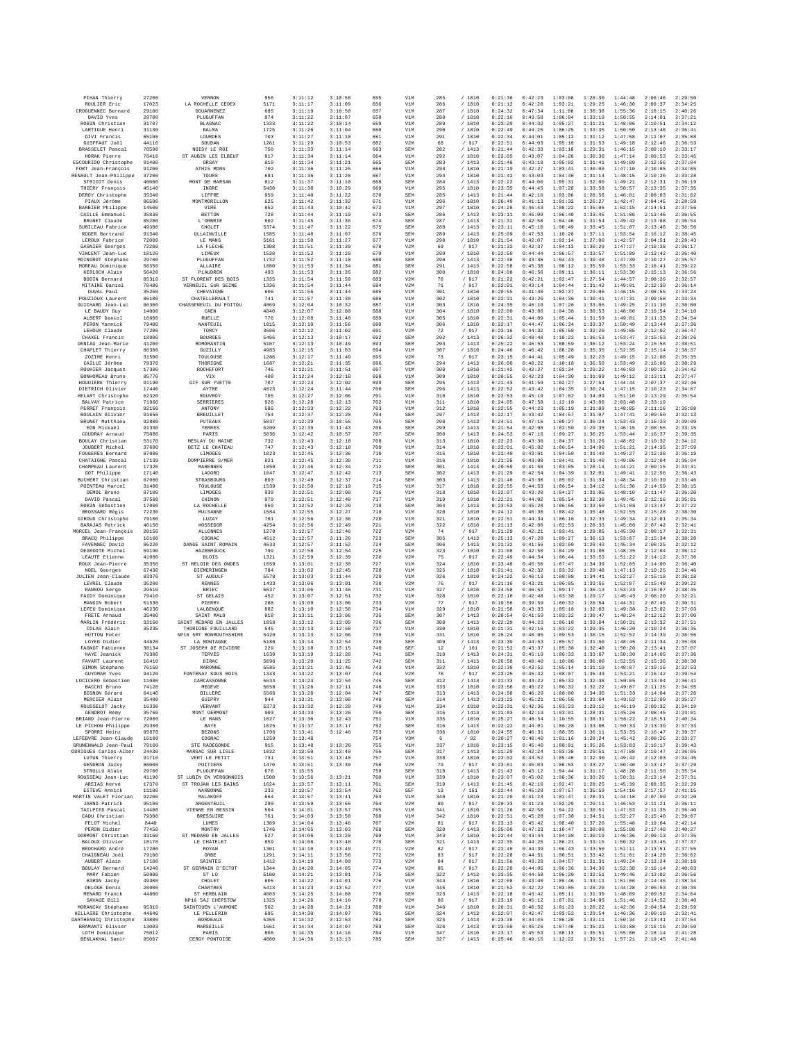| | | | | | | | | | | | | | | | | |
|---|---|---|---|---|---|---|---|---|---|---|---|---|---|---|---|---|
| PIHAN Thierry | 27200 | VERNON | 956 | 3:11:12 | 3:10:58 | 655 | V1M | 285 | / 1810 | 0:21:36 | 0:42:23 | 1:03:08 | 1:28:30 | 1:44:48 | 2:06:46 | 2:29:50 |
| ROULIER Eric | 17023 | LA ROCHELLE CEDEX | 5171 | 3:11:17 | 3:11:09 | 656 | V1M | 286 | / 1810 | 0:21:12 | 0:42:20 | 1:03:21 | 1:29:25 | 1:46:30 | 2:09:37 | 2:34:25 |
| CROGUENNEC Bernard | 29180 | DOUARNENEZ | 685 | 3:11:19 | 3:10:58 | 657 | V1M | 287 | / 1810 | 0:24:32 | 0:47:34 | 1:11:08 | 1:38:38 | 1:55:36 | 2:18:15 | 2:40:26 |
| DAVID Yves | 29700 | PLUGUFFAN | 874 | 3:11:22 | 3:11:07 | 658 | V1M | 288 | / 1810 | 0:22:16 | 0:43:58 | 1:06:04 | 1:33:19 | 1:50:55 | 2:14:01 | 2:37:21 |
| ROBIN Christian | 31700 | BLAGNAC | 1333 | 3:11:22 | 3:10:14 | 659 | V1M | 289 | / 1810 | 0:23:29 | 0:44:32 | 1:05:27 | 1:31:21 | 1:48:06 | 2:10:51 | 2:34:12 |
| LARTIGUE Henri | 31130 | BALMA | 1725 | 3:11:26 | 3:11:04 | 660 | V1M | 290 | / 1810 | 0:22:49 | 0:44:25 | 1:06:25 | 1:33:35 | 1:50:50 | 2:13:48 | 2:36:41 |
| DIVI Francis | 65100 | LOURDES | 703 | 3:11:27 | 3:11:10 | 661 | V1M | 291 | / 1810 | 0:22:34 | 0:44:01 | 1:05:12 | 1:31:12 | 1:47:58 | 2:11:07 | 2:35:08 |
| GUIFFAUT Joël | 44110 | SOUDAN | 1261 | 3:11:29 | 3:10:53 | 662 | V2M | 68 | / 917 | 0:22:51 | 0:44:03 | 1:05:18 | 1:31:53 | 1:49:18 | 2:12:46 | 2:36:53 |
| BRASSELET Pascal | 78590 | NOISY LE ROI | 750 | 3:11:33 | 3:11:14 | 663 | SEM | 282 | / 1413 | 0:21:44 | 0:42:33 | 1:03:18 | 1:29:31 | 1:46:15 | 2:09:10 | 2:33:17 |
| HORAK Pierre | 76410 | ST AUBIN LES ELBEUF | 817 | 3:11:34 | 3:11:14 | 664 | V1M | 292 | / 1810 | 0:22:05 | 0:43:07 | 1:04:20 | 1:30:30 | 1:47:14 | 2:09:53 | 2:33:45 |
| ESCOURIDO Christophe | 91400 | ORSAY | 819 | 3:11:34 | 3:11:21 | 665 | SEM | 283 | / 1413 | 0:21:48 | 0:43:18 | 1:05:02 | 1:31:41 | 1:49:09 | 2:12:56 | 2:37:04 |
| FORT Jean-François | 91200 | ATHIS MONS | 702 | 3:11:36 | 3:11:25 | 666 | V1M | 293 | / 1810 | 0:21:19 | 0:42:27 | 1:03:41 | 1:30:00 | 1:47:10 | 2:10:05 | 2:34:05 |
| RENAULT Jean-Philippe | 37200 | TOURS | 681 | 3:11:36 | 3:11:26 | 667 | V1M | 294 | / 1810 | 0:21:42 | 0:43:03 | 1:04:40 | 1:31:14 | 1:48:15 | 2:10:26 | 2:33:28 |
| STRICOT Denis | 40000 | MONT DE MARSAN | 812 | 3:11:37 | 3:11:10 | 668 | SEM | 284 | / 1413 | 0:22:22 | 0:44:00 | 1:05:31 | 1:32:00 | 1:49:21 | 2:12:31 | 2:36:19 |
| THIERY François | 45140 | INGRE | 5438 | 3:11:38 | 3:10:29 | 669 | V1M | 295 | / 1810 | 0:23:35 | 0:44:45 | 1:07:20 | 1:33:58 | 1:50:57 | 2:13:35 | 2:37:35 |
| DERDY Christophe | 35340 | LIFFRE | 959 | 3:11:40 | 3:11:22 | 670 | SEM | 285 | / 1413 | 0:21:44 | 0:42:16 | 1:03:06 | 1:28:56 | 1:46:01 | 2:08:03 | 2:31:02 |
| PIAUX Jérôme | 86500 | MONTMORILLON | 625 | 3:11:42 | 3:11:32 | 671 | V1M | 296 | / 1810 | 0:20:49 | 0:41:13 | 1:01:33 | 1:26:27 | 1:42:47 | 2:04:45 | 2:28:59 |
| BARBIER Philippe | 14500 | VIRE | 852 | 3:11:43 | 3:10:42 | 672 | V1M | 297 | / 1810 | 0:24:28 | 0:46:43 | 1:08:22 | 1:35:06 | 1:52:15 | 2:14:51 | 2:37:56 |
| CAILLE Emmanuel | 35830 | BETTON | 728 | 3:11:44 | 3:11:19 | 673 | SEM | 286 | / 1413 | 0:23:11 | 0:45:09 | 1:06:49 | 1:33:45 | 1:51:06 | 2:13:46 | 2:36:55 |
| BRUNET Claude | 85200 | L'ORBRIE | 802 | 3:11:45 | 3:11:36 | 674 | SEM | 287 | / 1413 | 0:21:31 | 0:42:58 | 1:04:46 | 1:31:54 | 1:49:42 | 2:13:08 | 2:36:54 |
| SUBILEAU Fabrice | 49300 | CHOLET | 5374 | 3:11:47 | 3:11:22 | 675 | SEM | 288 | / 1413 | 0:23:11 | 0:45:10 | 1:06:49 | 1:33:45 | 1:51:07 | 2:13:46 | 2:36:56 |
| ROGER Bertrand | 91340 | OLLAINVILLE | 1585 | 3:11:48 | 3:11:07 | 676 | SEM | 289 | / 1413 | 0:25:09 | 0:47:53 | 1:10:20 | 1:37:11 | 1:53:54 | 2:16:12 | 2:38:45 |
| LEROUX Fabrice | 72000 | LE MANS | 5161 | 3:11:50 | 3:11:27 | 677 | V1M | 298 | / 1810 | 0:21:54 | 0:42:07 | 1:02:14 | 1:27:00 | 1:42:57 | 2:04:51 | 2:28:43 |
| GASNIER Georges | 72200 | LA FLECHE | 1308 | 3:11:51 | 3:11:39 | 678 | V2M | 69 | / 917 | 0:21:32 | 0:42:37 | 1:04:13 | 1:30:29 | 1:47:27 | 2:10:38 | 2:36:17 |
| VINCENT Jean-Luc | 18120 | LIMEUX | 1538 | 3:11:52 | 3:11:29 | 679 | V1M | 299 | / 1810 | 0:22:50 | 0:44:44 | 1:06:57 | 1:33:57 | 1:51:09 | 2:13:42 | 2:36:40 |
| MOINDROT Stéphane | 29700 | PLUGUFFAN | 1732 | 3:11:52 | 3:11:18 | 680 | SEM | 290 | / 1413 | 0:22:38 | 0:43:36 | 1:04:43 | 1:30:48 | 1:47:39 | 2:10:27 | 2:35:57 |
| MOREAU Dominique | 56350 | ALLAIRE | 1080 | 3:11:53 | 3:11:34 | 681 | SEM | 291 | / 1413 | 0:22:58 | 0:45:30 | 1:08:12 | 1:35:59 | 1:53:33 | 2:16:41 | 2:39:22 |
| KERLOCH Alain | 56420 | PLAUDREN | 493 | 3:11:53 | 3:11:35 | 682 | V1M | 300 | / 1810 | 0:24:08 | 0:46:56 | 1:09:11 | 1:36:11 | 1:53:30 | 2:15:13 | 2:36:56 |
| BODIN Bernard | 85310 | ST FLORENT DES BOIS | 1335 | 3:11:54 | 3:11:50 | 683 | V2M | 70 | / 917 | 0:21:22 | 0:42:21 | 1:02:47 | 1:27:54 | 1:44:57 | 2:08:26 | 2:32:57 |
| MITAINE Daniel | 78480 | VERNEUIL SUR SEINE | 1336 | 3:11:54 | 3:11:44 | 684 | V2M | 71 | / 917 | 0:22:01 | 0:43:14 | 1:04:44 | 1:31:42 | 1:49:01 | 2:12:30 | 2:36:14 |
| DUVAL Paul | 35250 | CHEVAIGNE | 606 | 3:11:56 | 3:11:44 | 685 | V1M | 301 | / 1810 | 0:20:55 | 0:41:40 | 1:02:37 | 1:29:06 | 1:46:15 | 2:08:55 | 2:33:24 |
| POUZIOUX Laurent | 86100 | CHATELLERAULT | 741 | 3:11:57 | 3:11:38 | 686 | V1M | 302 | / 1810 | 0:22:31 | 0:43:26 | 1:04:36 | 1:30:41 | 1:47:31 | 2:09:58 | 2:33:34 |
| GUICHARD Jean-Luc | 86360 | CHASSENEUIL DU POITOU | 4869 | 3:12:04 | 3:10:32 | 687 | V1M | 303 | / 1810 | 0:24:35 | 0:46:18 | 1:07:26 | 1:33:06 | 1:49:25 | 2:11:39 | 2:36:00 |
| LE BAUDY Guy | 14000 | CAEN | 4840 | 3:12:07 | 3:12:00 | 688 | V1M | 304 | / 1810 | 0:22:00 | 0:43:06 | 1:04:38 | 1:30:53 | 1:48:00 | 2:10:54 | 2:34:10 |
| ALBERT Daniel | 16600 | RUELLE | 776 | 3:12:08 | 3:11:48 | 689 | V1M | 305 | / 1810 | 0:22:31 | 0:44:09 | 1:05:44 | 1:31:59 | 1:49:01 | 2:11:33 | 2:34:54 |
| PERON Yannick | 79400 | NANTEUIL | 1015 | 3:12:10 | 3:11:56 | 690 | V1M | 306 | / 1810 | 0:22:17 | 0:44:47 | 1:06:34 | 1:33:37 | 1:50:49 | 2:13:44 | 2:37:36 |
| LEHOUX Claude | 77200 | TORCY | 3686 | 3:12:12 | 3:11:02 | 691 | V2M | 72 | / 917 | 0:23:16 | 0:44:32 | 1:05:58 | 1:32:20 | 1:49:05 | 2:12:02 | 2:36:47 |
| CHAXEL Francis | 18000 | BOURGES | 5496 | 3:12:13 | 3:10:17 | 692 | SEM | 292 | / 1413 | 0:26:32 | 0:48:48 | 1:10:22 | 1:36:53 | 1:53:47 | 2:15:53 | 2:38:26 |
| DENIAU Jean-Marie | 41200 | ROMORANTIN | 5107 | 3:12:13 | 3:10:49 | 693 | SEM | 293 | / 1413 | 0:25:22 | 0:46:53 | 1:08:59 | 1:36:12 | 1:53:24 | 2:15:58 | 2:38:51 |
| CHAPLET Thierry | 86380 | OUZILLY | 4983 | 3:12:15 | 3:11:03 | 694 | V1M | 307 | / 1810 | 0:24:46 | 0:46:42 | 1:08:28 | 1:35:35 | 1:52:35 | 2:15:14 | 2:38:37 |
| ZOZIME Henri | 31500 | TOULOUSE | 1266 | 3:12:17 | 3:11:49 | 695 | V2M | 73 | / 917 | 0:23:15 | 0:44:41 | 1:05:49 | 1:32:23 | 1:49:15 | 2:12:08 | 2:35:35 |
| CAILLE Jérôme | 70370 | THORIGNÉ | 1687 | 3:12:21 | 3:11:35 | 696 | SEM | 294 | / 1413 | 0:26:08 | 0:48:22 | 1:10:18 | 1:36:50 | 1:53:49 | 2:16:06 | 2:38:29 |
| ROUHIER Jacques | 17300 | ROCHEFORT | 7146 | 3:12:21 | 3:11:51 | 697 | V1M | 308 | / 1810 | 0:21:42 | 0:42:27 | 1:03:34 | 1:29:22 | 1:46:03 | 2:09:33 | 2:34:42 |
| BONHOMEAU Bruno | 85770 | VIX | 408 | 3:12:24 | 3:12:18 | 698 | V1M | 309 | / 1810 | 0:20:55 | 0:42:23 | 1:04:30 | 1:31:09 | 1:49:12 | 2:13:11 | 2:37:47 |
| HOUDIERE Thierry | 91190 | GIF SUR YVETTE | 787 | 3:12:24 | 3:12:02 | 699 | SEM | 295 | / 1413 | 0:21:43 | 0:41:59 | 1:02:27 | 1:27:54 | 1:44:44 | 2:07:37 | 2:32:46 |
| DIETRICH Olivier | 17440 | AYTRE | 4823 | 3:12:24 | 3:11:44 | 700 | SEM | 296 | / 1413 | 0:22:52 | 0:43:42 | 1:04:35 | 1:30:24 | 1:47:15 | 2:10:23 | 2:34:07 |
| HELART Christophe | 62320 | ROUVROY | 705 | 3:12:27 | 3:12:06 | 701 | V1M | 310 | / 1810 | 0:22:53 | 0:45:10 | 1:07:02 | 1:34:09 | 1:51:10 | 2:13:29 | 2:35:54 |
| BALVAY Patrice | 71960 | SERRIERES | 928 | 3:12:28 | 3:12:13 | 702 | V1M | 311 | / 1810 | 0:24:05 | 0:47:58 | 1:12:19 | 1:43:00 | 2:03:48 | 2:33:19 | |
| PERRET François | 92160 | ANTONY | 580 | 3:12:33 | 3:12:22 | 703 | V1M | 312 | / 1810 | 0:22:55 | 0:44:23 | 1:05:19 | 1:31:09 | 1:48:05 | 2:11:16 | 2:35:08 |
| BOULAIN Olivier | 91650 | BREUILLET | 754 | 3:12:37 | 3:12:20 | 704 | SEM | 297 | / 1413 | 0:22:17 | 0:43:42 | 1:04:57 | 1:31:07 | 1:47:41 | 2:09:50 | 2:32:13 |
| BRUNET Matthieu | 92800 | PUTEAUX | 5037 | 3:12:39 | 3:10:55 | 705 | SEM | 298 | / 1413 | 0:24:51 | 0:47:16 | 1:09:27 | 1:36:24 | 1:53:43 | 2:16:33 | 2:39:09 |
| EON Mickaël | 91330 | YERRES | 5209 | 3:12:39 | 3:11:43 | 706 | SEM | 299 | / 1413 | 0:21:54 | 0:42:08 | 1:02:50 | 1:29:35 | 1:46:15 | 2:08:55 | 2:33:15 |
| COUDRAY Arnaud | 75008 | PARIS | 5036 | 3:12:42 | 3:10:57 | 707 | SEM | 300 | / 1413 | 0:24:53 | 0:47:16 | 1:09:27 | 1:36:25 | 1:53:44 | 2:16:37 | 2:39:35 |
| BOULAY Christian | 53170 | MESLAY DU MAINE | 732 | 3:12:43 | 3:12:18 | 708 | V1M | 313 | / 1810 | 0:22:23 | 0:43:36 | 1:04:37 | 1:31:26 | 1:48:02 | 2:10:32 | 2:34:12 |
| JOUBERT Michel | 37600 | BETZ LE CHATEAU | 747 | 3:12:43 | 3:12:18 | 709 | V1M | 314 | / 1810 | 0:23:01 | 0:45:02 | 1:06:54 | 1:34:00 | 1:51:21 | 2:14:35 | 2:37:59 |
| FOUGERES Bernard | 87000 | LIMOGES | 1023 | 3:12:45 | 3:12:36 | 710 | V1M | 315 | / 1810 | 0:21:40 | 0:43:01 | 1:04:50 | 1:31:49 | 1:49:27 | 2:12:38 | 2:36:19 |
| CHATAIGNE Pascal | 17139 | DOMPIERRE S/MER | 821 | 3:12:45 | 3:12:39 | 711 | V1M | 316 | / 1810 | 0:21:28 | 0:43:00 | 1:04:41 | 1:31:40 | 1:49:06 | 2:12:04 | 2:36:04 |
| CHAMPEAU Laurent | 17320 | MARENNES | 1858 | 3:12:46 | 3:12:34 | 712 | SEM | 301 | / 1413 | 0:20:59 | 0:41:58 | 1:03:05 | 1:28:14 | 1:44:21 | 2:09:15 | 2:33:31 |
| GOT Philippe | 17140 | LAGORD | 1047 | 3:12:47 | 3:12:42 | 713 | SEM | 302 | / 1413 | 0:21:29 | 0:42:54 | 1:04:39 | 1:32:01 | 1:49:41 | 2:12:56 | 2:36:43 |
| BUCHERT Christian | 67000 | STRASBOURG | 803 | 3:12:49 | 3:12:37 | 714 | SEM | 303 | / 1413 | 0:21:46 | 0:43:30 | 1:05:02 | 1:31:34 | 1:48:34 | 2:10:39 | 2:33:46 |
| POINTEAU Marcel | 31400 | TOULOUSE | 1539 | 3:12:50 | 3:12:19 | 715 | V1M | 317 | / 1810 | 0:22:55 | 0:44:53 | 1:06:54 | 1:34:12 | 1:51:36 | 2:14:59 | 2:38:15 |
| DEMOL Bruno | 87100 | LIMOGES | 939 | 3:12:51 | 3:12:08 | 716 | V1M | 318 | / 1810 | 0:22:07 | 0:43:20 | 1:04:27 | 1:31:05 | 1:48:10 | 2:11:47 | 2:36:20 |
| DAVID Pascal | 37500 | CHINON | 979 | 3:12:51 | 3:12:40 | 717 | V1M | 319 | / 1810 | 0:22:21 | 0:44:02 | 1:05:54 | 1:32:38 | 1:49:45 | 2:12:16 | 2:35:01 |
| ROBIN Sébastien | 17000 | LA ROCHELLE | 969 | 3:12:52 | 3:12:29 | 718 | SEM | 304 | / 1413 | 0:23:53 | 0:45:28 | 1:06:56 | 1:33:50 | 1:51:08 | 2:13:47 | 2:37:22 |
| BROSSARD Régis | 72230 | MULSANNE | 1584 | 3:12:55 | 3:12:27 | 719 | V1M | 320 | / 1810 | 0:24:12 | 0:46:30 | 1:08:42 | 1:35:48 | 1:52:55 | 2:15:28 | 2:38:30 |
| GIROUD Christophe | 79180 | LUZAY | 701 | 3:12:56 | 3:12:36 | 720 | V1M | 321 | / 1810 | 0:22:51 | 0:44:34 | 1:06:16 | 1:32:33 | 1:49:34 | 2:12:01 | 2:35:34 |
| BARAJAS Patrick | 40150 | HOSSEGOR | 4254 | 3:12:56 | 3:12:49 | 721 | V1M | 322 | / 1810 | 0:21:13 | 0:42:00 | 1:02:53 | 1:28:33 | 1:45:06 | 2:07:42 | 2:32:41 |
| MORCEL Jean-François | 28150 | ALLONNES | 1270 | 3:12:57 | 3:12:46 | 722 | V2M | 74 | / 917 | 0:21:29 | 0:42:21 | 1:03:41 | 1:29:05 | 1:45:30 | 2:08:17 | 2:32:31 |
| BRACQ Philippe | 16100 | COGNAC | 4512 | 3:12:57 | 3:11:26 | 723 | SEM | 305 | / 1413 | 0:25:13 | 0:47:28 | 1:09:27 | 1:36:13 | 1:53:07 | 2:15:34 | 2:38:28 |
| FAVENNEC David | 86220 | DANGE SAINT ROMAIN | 4633 | 3:12:57 | 3:11:52 | 724 | SEM | 306 | / 1413 | 0:21:39 | 0:41:56 | 1:02:50 | 1:28:43 | 1:45:34 | 2:08:25 | 2:32:12 |
| DEGRODTE Michel | 59190 | HAZEBROUCK | 799 | 3:12:58 | 3:12:54 | 725 | V1M | 323 | / 1810 | 0:21:08 | 0:42:50 | 1:04:29 | 1:31:08 | 1:48:35 | 2:12:04 | 2:36:12 |
| LEAUTE Etienne | 41000 | BLOIS | 1321 | 3:12:59 | 3:12:39 | 726 | V2M | 75 | / 917 | 0:22:49 | 0:44:54 | 1:06:44 | 1:33:53 | 1:51:22 | 2:14:12 | 2:37:36 |
| ROUX Jean-Pierre | 35350 | ST MELOIR DES ONDES | 1659 | 3:13:01 | 3:12:30 | 727 | V1M | 324 | / 1810 | 0:23:48 | 0:45:50 | 1:07:47 | 1:34:39 | 1:52:05 | 2:14:09 | 2:36:40 |
| NOEL Georges | 67430 | DIEMERINGEN | 784 | 3:13:02 | 3:12:45 | 728 | V1M | 325 | / 1810 | 0:21:41 | 0:42:32 | 1:03:32 | 1:29:48 | 1:47:13 | 2:10:25 | 2:34:46 |
| JULIEN Jean-Claude | 83370 | ST AUGULF | 5578 | 3:13:03 | 3:11:44 | 729 | V1M | 326 | / 1810 | 0:24:22 | 0:46:13 | 1:08:08 | 1:34:41 | 1:52:27 | 2:15:18 | 2:38:18 |
| LEVREL Claude | 35200 | RENNES | 1433 | 3:13:06 | 3:13:01 | 730 | V2M | 76 | / 917 | 0:21:16 | 0:43:21 | 1:06:05 | 1:33:55 | 1:52:07 | 2:15:48 | 2:39:22 |
| RANNOU Serge | 29510 | BRIEC | 5637 | 3:13:06 | 3:11:46 | 731 | V1M | 327 | / 1810 | 0:24:58 | 0:46:52 | 1:09:17 | 1:36:13 | 1:53:33 | 2:16:07 | 2:38:45 |
| FAIDY Dominique | 79410 | ST GELAIS | 452 | 3:13:07 | 3:12:51 | 732 | V1M | 328 | / 1810 | 0:22:10 | 0:42:48 | 1:03:38 | 1:29:17 | 1:45:43 | 2:08:20 | 2:32:21 |
| MANGIN Robert | 51530 | PIERRY | 288 | 3:13:09 | 3:13:06 | 733 | V2M | 77 | / 917 | 0:19:56 | 0:39:59 | 1:00:32 | 1:26:54 | 1:44:31 | 2:07:45 | 2:30:31 |
| LEFEU Dominique | 46230 | LALBENQUE | 882 | 3:13:10 | 3:12:58 | 734 | V1M | 329 | / 1810 | 0:21:58 | 0:43:33 | 1:05:18 | 1:32:03 | 1:49:38 | 2:13:02 | 2:37:03 |
| FRETE Arnaud | 35400 | SAINT MALO | 918 | 3:13:11 | 3:13:06 | 735 | SEM | 307 | / 1413 | 0:20:54 | 0:41:59 | 1:03:32 | 1:30:47 | 1:48:24 | 2:12:12 | 2:37:00 |
| MARLIN Frédéric | 33160 | SAINT MEDARD EN JALLES | 1058 | 3:13:12 | 3:13:05 | 736 | SEM | 308 | / 1413 | 0:22:29 | 0:44:23 | 1:06:10 | 1:33:04 | 1:50:31 | 2:13:32 | 2:37:51 |
| COLAS Alain | 35235 | THORIGNE FOUILLARD | 545 | 3:13:13 | 3:12:58 | 737 | V1M | 330 | / 1810 | 0:21:31 | 0:42:16 | 1:03:22 | 1:29:35 | 1:46:20 | 2:10:24 | 2:36:35 |
| HUTTON Peter | | NP16 5MT MONMOUTHSHIRE | 5428 | 3:13:13 | 3:12:06 | 738 | V1M | 331 | / 1810 | 0:25:24 | 0:48:05 | 1:09:53 | 1:36:15 | 1:52:52 | 2:14:39 | 2:36:56 |
| LOYEN Didier | 44620 | LA MONTAGNE | 5180 | 3:13:14 | 3:12:54 | 739 | SEM | 309 | / 1413 | 0:23:39 | 0:44:53 | 1:05:57 | 1:31:50 | 1:48:45 | 2:11:34 | 2:35:08 |
| FAGNOT Fabienne | 38134 | ST JOSEPH DE RIVIERE | 229 | 3:13:18 | 3:13:15 | 740 | SEF | 12 | / 161 | 0:21:52 | 0:43:37 | 1:05:38 | 1:32:40 | 1:50:20 | 2:13:41 | 2:37:07 |
| HAYE Jeanick | 79300 | TERVES | 1638 | 3:13:19 | 3:12:28 | 741 | SEM | 310 | / 1413 | 0:24:31 | 0:45:19 | 1:06:33 | 1:33:07 | 1:50:30 | 2:14:05 | 2:37:36 |
| FAVART Laurent | 16410 | DIRAC | 5098 | 3:13:20 | 3:11:25 | 742 | SEM | 311 | / 1413 | 0:26:58 | 0:48:40 | 1:10:00 | 1:36:00 | 1:52:55 | 2:15:36 | 2:38:30 |
| SIMON Stéphane | 76150 | MARONNE | 5585 | 3:13:21 | 3:12:46 | 743 | V1M | 332 | / 1810 | 0:22:39 | 0:43:52 | 1:05:14 | 1:31:19 | 1:48:07 | 2:10:16 | 2:32:53 |
| GUYOMAR Yves | 94120 | FONTENAY SOUS BOIS | 1343 | 3:13:22 | 3:13:07 | 744 | V2M | 78 | / 917 | 0:23:25 | 0:45:42 | 1:08:07 | 1:35:43 | 1:53:21 | 2:16:42 | 2:39:54 |
| LOCICERO Sébastien | 11000 | CARCASSONNE | 5634 | 3:13:23 | 3:12:54 | 745 | SEM | 312 | / 1413 | 0:21:33 | 0:43:22 | 1:05:32 | 1:32:38 | 1:50:05 | 2:13:04 | 2:36:41 |
| BACCHI Bruno | 74120 | MEGEVE | 5658 | 3:13:26 | 3:12:11 | 746 | V1M | 333 | / 1810 | 0:23:56 | 0:45:22 | 1:06:32 | 1:32:22 | 1:49:07 | 2:11:25 | 2:34:55 |
| BIGNON Gérard | 64140 | BILLERE | 5566 | 3:13:28 | 3:12:04 | 747 | SEM | 313 | / 1413 | 0:24:58 | 0:46:29 | 1:08:00 | 1:34:35 | 1:51:33 | 2:14:04 | 2:37:28 |
| MERCIER Alain | 35480 | GUIPRY | 944 | 3:13:31 | 3:13:08 | 748 | SEM | 314 | / 1413 | 0:23:23 | 0:45:21 | 1:06:58 | 1:33:04 | 1:49:52 | 2:12:09 | 2:35:27 |
| ROUSSELOT Jacky | 16330 | VERVANT | 5373 | 3:13:32 | 3:12:20 | 749 | V1M | 334 | / 1810 | 0:22:31 | 0:42:36 | 1:03:23 | 1:29:12 | 1:46:19 | 2:09:32 | 2:34:19 |
| GENDROT Rémy | 35760 | MONT GERMONT | 903 | 3:13:33 | 3:13:26 | 750 | SEM | 315 | / 1413 | 0:21:03 | 0:42:13 | 1:03:01 | 1:28:31 | 1:45:26 | 2:08:45 | 2:33:01 |
| BRIAND Jean-Pierre | 72000 | LE MANS | 1827 | 3:13:36 | 3:12:43 | 751 | V1M | 335 | / 1810 | 0:25:27 | 0:48:54 | 1:10:55 | 1:38:31 | 1:56:22 | 2:18:51 | 2:40:34 |
| LE PICHON Philippe | 29300 | BAYE | 1025 | 3:13:37 | 3:13:17 | 752 | SEM | 316 | / 1413 | 0:22:22 | 0:44:01 | 1:06:28 | 1:33:08 | 1:50:33 | 2:13:39 | 2:37:33 |
| SPORRI Heinz | 95870 | BEZONS | 1706 | 3:13:41 | 3:12:46 | 753 | V1M | 336 | / 1810 | 0:24:55 | 0:46:31 | 1:08:35 | 1:36:11 | 1:53:35 | 2:16:47 | 2:39:37 |
| LEFEBVRE Jean-Claude | 16100 | COGNAC | 1259 | 3:13:48 | | 754 | V3M | 6 | / 92 | 0:20:57 | 0:40:40 | 1:01:16 | 1:28:24 | 1:45:42 | 2:08:26 | 2:33:27 |
| GRUNENWALD Jean-Paul | 79180 | STE RADEGONDE | 915 | 3:13:48 | 3:13:26 | 755 | V1M | 337 | / 1810 | 0:23:15 | 0:45:40 | 1:08:01 | 1:35:26 | 1:53:03 | 2:16:17 | 2:39:43 |
| RODRIGUES Carlos-Alber | 24430 | MARSAC SUR LISLE | 1832 | 3:13:50 | 3:13:40 | 756 | SEM | 317 | / 1413 | 0:21:29 | 0:42:24 | 1:03:30 | 1:29:51 | 1:47:08 | 2:10:47 | 2:36:05 |
| LUTUN Thierry | 91710 | VERT LE PETIT | 731 | 3:13:51 | 3:13:40 | 757 | V1M | 338 | / 1810 | 0:22:02 | 0:43:52 | 1:05:48 | 1:32:30 | 1:49:42 | 2:12:03 | 2:34:45 |
| GENDRON Jacky | 86000 | POITIERS | 1470 | 3:13:51 | 3:13:38 | 758 | V2M | 79 | / 917 | 0:23:01 | 0:45:03 | 1:06:53 | 1:33:27 | 1:50:40 | 2:13:47 | 2:37:29 |
| STRULLU Alain | 29700 | PLUGUFFAN | 676 | 3:13:55 | | 759 | SEM | 318 | / 1413 | 0:21:43 | 0:43:12 | 1:04:44 | 1:31:17 | 1:48:28 | 2:11:50 | 2:35:54 |
| ROUSSEAU Jean-Luc | 41190 | ST LUBIN EN VERGONNOIS | 1508 | 3:13:56 | 3:13:21 | 760 | V1M | 339 | / 1810 | 0:23:07 | 0:45:02 | 1:06:36 | 1:33:20 | 1:50:31 | 2:13:14 | 2:37:31 |
| AREIAS Hervé | 17370 | ST TROJAN LES BAINS | 1624 | 3:13:57 | 3:13:11 | 761 | SEM | 319 | / 1413 | 0:21:45 | 0:42:16 | 1:02:47 | 1:28:25 | 1:45:39 | 2:08:35 | 2:32:39 |
| ESTEVE Annick | 11100 | NARBONNE | 233 | 3:13:57 | 3:13:54 | 762 | SEF | 13 | / 161 | 0:22:44 | 0:45:28 | 1:07:57 | 1:35:59 | 1:54:16 | 2:17:57 | 2:41:15 |
| MARTIN VALET Florian | 92200 | MALAKOFF | 664 | 3:13:57 | 3:13:41 | 763 | V1M | 340 | / 1810 | 0:21:28 | 0:41:23 | 1:01:47 | 1:28:31 | 1:44:18 | 2:07:09 | 2:32:20 |
| JARNO Patrick | 95100 | ARGENTEUIL | 290 | 3:13:59 | 3:13:56 | 764 | V2M | 80 | / 917 | 0:20:33 | 0:41:23 | 1:02:29 | 1:29:11 | 1:46:53 | 2:11:21 | 2:36:11 |
| TAILPIED Pascal | 14400 | VIENNE EN BESSIN | 504 | 3:14:01 | 3:13:57 | 765 | V1M | 341 | / 1810 | 0:21:26 | 0:42:50 | 1:04:22 | 1:30:51 | 1:47:53 | 2:11:35 | 2:36:40 |
| CADU Christian | 79300 | BRESSUIRE | 761 | 3:14:03 | 3:13:50 | 766 | V1M | 342 | / 1810 | 0:22:51 | 0:45:28 | 1:07:38 | 1:34:51 | 1:52:27 | 2:15:48 | 2:39:07 |
| FELOT Michel | 8440 | LUMES | 1389 | 3:14:04 | 3:13:46 | 767 | V2M | 81 | / 917 | 0:23:13 | 0:45:42 | 1:08:40 | 1:37:20 | 1:55:48 | 2:19:04 | 2:42:14 |
| PERON Didier | 77450 | MONTRY | 1746 | 3:14:05 | 3:13:03 | 768 | SEM | 320 | / 1413 | 0:25:00 | 0:47:23 | 1:10:47 | 1:38:08 | 1:55:08 | 2:17:48 | 2:40:27 |
| DORMONT Christian | 33160 | ST MEDARD EN JALLES | 527 | 3:14:06 | 3:13:20 | 769 | V1M | 343 | / 1810 | 0:22:44 | 0:43:44 | 1:04:38 | 1:30:19 | 1:46:36 | 2:09:13 | 2:37:35 |
| BALOUX Olivier | 18170 | LE CHATELET | 859 | 3:14:08 | 3:13:48 | 770 | SEM | 321 | / 1413 | 0:22:35 | 0:44:25 | 1:06:21 | 1:33:15 | 1:50:32 | 2:13:45 | 2:37:37 |
| BROCHARD André | 17200 | ROYAN | 1301 | 3:14:10 | 3:13:49 | 771 | V2M | 82 | / 917 | 0:22:40 | 0:44:39 | 1:06:43 | 1:33:50 | 1:51:11 | 2:13:51 | 2:37:55 |
| CHAIGNEAU Joël | 79180 | ORBE | 1291 | 3:14:11 | 3:13:58 | 772 | V2M | 83 | / 917 | 0:22:28 | 0:44:51 | 1:06:51 | 1:33:42 | 1:51:01 | 2:14:28 | 2:38:02 |
| AUBERT Alain | 17100 | SAINTES | 1412 | 3:14:19 | 3:14:00 | 773 | V2M | 84 | / 917 | 0:21:56 | 0:43:29 | 1:04:57 | 1:31:31 | 1:49:24 | 2:13:24 | 2:38:18 |
| BOULAY Bernard | 14240 | ST GERMAIN D'ECTOT | 1344 | 3:14:20 | 3:14:05 | 774 | V2M | 85 | / 917 | 0:22:20 | 0:44:05 | 1:06:36 | 1:34:30 | 1:52:38 | 2:16:14 | 2:40:03 |
| MARY Fabien | 50000 | ST LO | 5100 | 3:14:21 | 3:13:01 | 775 | SEM | 322 | / 1413 | 0:23:35 | 0:44:58 | 1:06:20 | 1:32:51 | 1:49:46 | 2:13:02 | 2:36:56 |
| BIRON Jacky | 49300 | CHOLET | 805 | 3:14:22 | 3:14:01 | 776 | V1M | 344 | / 1810 | 0:22:08 | 0:43:40 | 1:05:46 | 1:33:11 | 1:51:06 | 2:14:45 | 2:38:34 |
| DELOGE Denis | 28000 | CHARTRES | 5413 | 3:14:23 | 3:13:52 | 777 | V1M | 345 | / 1810 | 0:21:52 | 0:42:22 | 1:03:05 | 1:28:20 | 1:44:28 | 2:05:53 | 2:30:35 |
| MENARD Franck | 44800 | ST HERBLAIN | 4603 | 3:14:25 | 3:14:08 | 778 | SEM | 323 | / 1413 | 0:22:18 | 0:43:42 | 1:05:11 | 1:31:39 | 1:48:09 | 2:09:52 | 2:34:04 |
| SAVAGE Bill | | NP16 5AJ CHEPSTOW | 1325 | 3:14:26 | 3:14:16 | 779 | V2M | 86 | / 917 | 0:23:19 | 0:45:12 | 1:07:01 | 1:34:05 | 1:51:46 | 2:14:52 | 2:38:40 |
| MORANCAY Stéphane | 95310 | SAINTOUEN L'AUMONE | 562 | 3:14:28 | 3:14:21 | 780 | V1M | 346 | / 1810 | 0:20:31 | 0:40:52 | 1:01:23 | 1:26:22 | 1:42:36 | 2:04:54 | 2:29:59 |
| HILLAIRE Christophe | 44640 | LE PELLERIN | 695 | 3:14:30 | 3:14:07 | 781 | SEM | 324 | / 1413 | 0:22:07 | 0:42:47 | 1:03:52 | 1:29:54 | 1:46:36 | 2:08:10 | 2:32:41 |
| DARTHENUCQ Christophe | 33800 | BORDEAUX | 5365 | 3:14:32 | 3:12:53 | 782 | SEM | 325 | / 1413 | 0:23:38 | 0:44:45 | 1:06:20 | 1:33:11 | 1:50:34 | 2:13:41 | 2:37:54 |
| BRAMANTI Olivier | 13003 | MARSEILLE | 1661 | 3:14:34 | 3:14:07 | 783 | SEM | 326 | / 1413 | 0:23:00 | 0:45:26 | 1:07:48 | 1:35:21 | 1:53:08 | 2:16:16 | 2:39:50 |
| LOTH Dominique | 75012 | PARIS | 886 | 3:14:35 | 3:14:16 | 784 | V1M | 347 | / 1810 | 0:23:17 | 0:45:53 | 1:08:13 | 1:35:51 | 1:55:00 | 2:18:14 | 2:41:28 |
| BENLAKHAL Samir | 95007 | CERGY PONTOISE | 4880 | 3:14:36 | 3:13:13 | 785 | SEM | 327 | / 1413 | 0:25:46 | 0:49:15 | 1:12:22 | 1:39:51 | 1:57:21 | 2:19:45 | 2:41:48 |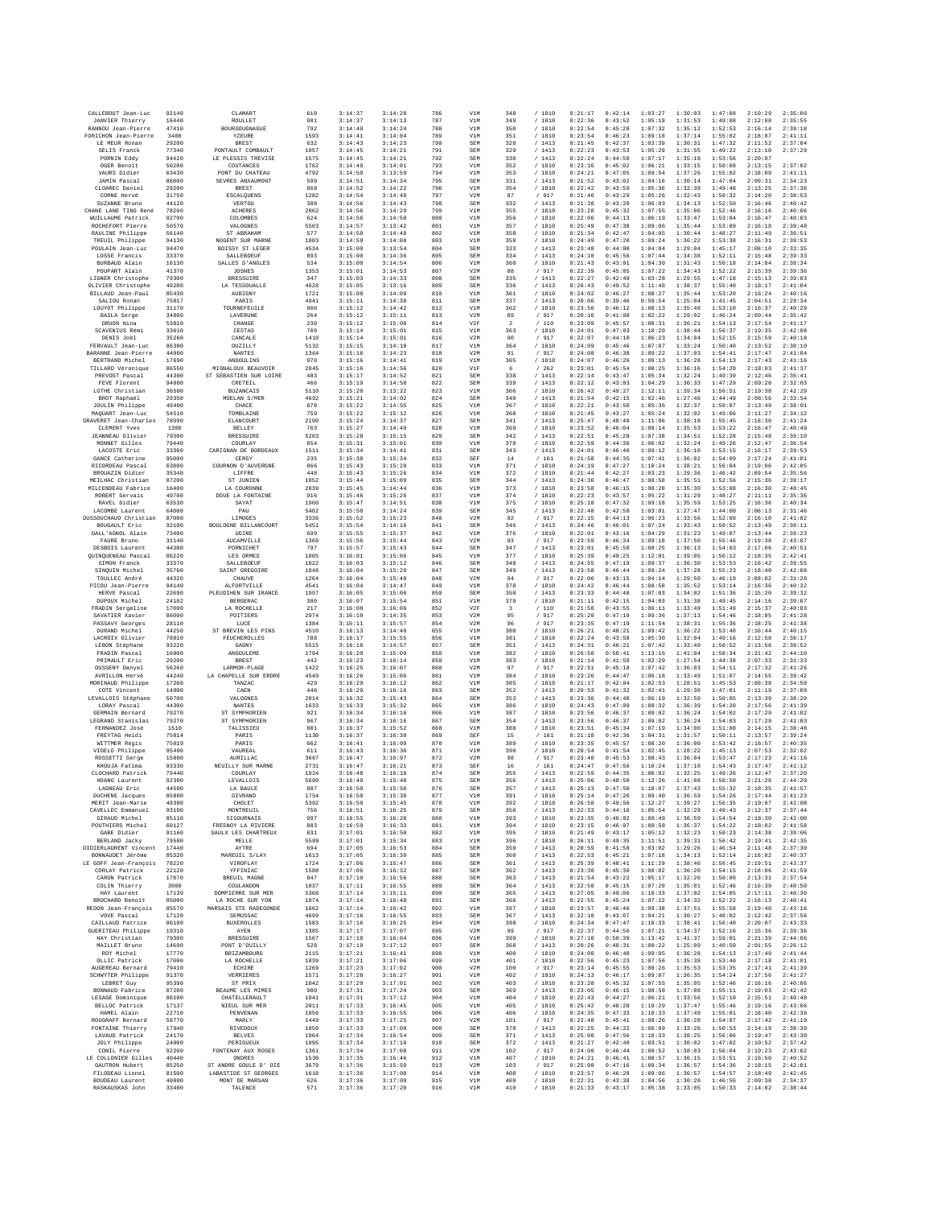| | | | | | | | | | | | | | | | |
|---|---|---|---|---|---|---|---|---|---|---|---|---|---|---|---|
| CALLEBOUT Jean-Luc | 92140 | CLAMART | 610 | 3:14:37 | 3:14:28 | 786 | V1M | 348 | / 1810 | 0:21:17 | 0:42:14 | 1:03:27 | 1:30:03 | 1:47:08 | 2:10:29 | 2:35:00 |
| JANVIER Thierry | 16440 | ROULLET | 981 | 3:14:37 | 3:14:13 | 787 | V1M | 349 | / 1810 | 0:22:36 | 0:43:52 | 1:05:19 | 1:31:53 | 1:49:08 | 2:12:08 | 2:35:55 |
| RANNOU Jean-Pierre | 47410 | BOURGOUGNAGUE | 792 | 3:14:40 | 3:14:24 | 788 | V1M | 350 | / 1810 | 0:22:54 | 0:45:20 | 1:07:32 | 1:35:12 | 1:52:53 | 2:16:14 | 2:39:18 |
| FORICHON Jean-Pierre | 3400 | YZEURE | 1593 | 3:14:41 | 3:14:04 | 789 | V1M | 351 | / 1810 | 0:23:54 | 0:46:23 | 1:09:10 | 1:37:14 | 1:55:02 | 2:18:07 | 2:41:11 |
| LE MEUR Ronan | 29200 | BREST | 632 | 3:14:43 | 3:14:23 | 790 | SEM | 328 | / 1413 | 0:21:45 | 0:42:37 | 1:03:39 | 1:30:31 | 1:47:32 | 2:11:52 | 2:37:04 |
| SELIS Franck | 77340 | PONTAULT COMBAULT | 1057 | 3:14:45 | 3:14:21 | 791 | SEM | 329 | / 1413 | 0:22:23 | 0:43:53 | 1:05:29 | 1:31:55 | 1:49:22 | 2:13:10 | 2:37:29 |
| PORNIN Eddy | 94420 | LE PLESSIS TREVISE | 1575 | 3:14:45 | 3:14:21 | 792 | SEM | 330 | / 1413 | 0:22:24 | 0:44:50 | 1:07:17 | 1:35:19 | 1:53:56 | 2:20:07 | |
| OGER Benoit | 50200 | COUTANCES | 1762 | 3:14:49 | 3:14:01 | 793 | V1M | 352 | / 1810 | 0:23:16 | 0:45:02 | 1:06:21 | 1:33:15 | 1:50:08 | 2:13:15 | 2:37:02 |
| VAURS Didier | 63430 | PONT DU CHATEAU | 4792 | 3:14:50 | 3:13:59 | 794 | V1M | 353 | / 1810 | 0:24:21 | 0:47:05 | 1:09:54 | 1:37:26 | 1:55:02 | 2:18:09 | 2:41:11 |
| JAMIN Pascal | 86800 | SEVRES ANXAUMONT | 599 | 3:14:51 | 3:14:34 | 795 | SEM | 331 | / 1413 | 0:21:52 | 0:43:02 | 1:04:16 | 1:30:14 | 1:47:04 | 2:09:31 | 2:34:23 |
| CLOAREC Daniel | 29200 | BREST | 868 | 3:14:52 | 3:14:22 | 796 | V1M | 354 | / 1810 | 0:22:42 | 0:43:59 | 1:05:36 | 1:32:39 | 1:49:48 | 2:13:25 | 2:37:36 |
| CORNE Hervé | 31750 | ESCALQUENS | 1282 | 3:14:54 | 3:14:48 | 797 | V2M | 87 | / 917 | 0:21:46 | 0:43:29 | 1:05:26 | 1:32:43 | 1:50:32 | 2:14:20 | 2:38:53 |
| SUZANNE Bruno | 44120 | VERTOU | 388 | 3:14:56 | 3:14:43 | 798 | SEM | 332 | / 1413 | 0:21:38 | 0:43:28 | 1:06:03 | 1:34:13 | 1:52:50 | 2:16:46 | 2:40:42 |
| CHANE LANE TING René | 78260 | ACHERES | 2062 | 3:14:56 | 3:14:29 | 799 | V1M | 355 | / 1810 | 0:23:28 | 0:45:32 | 1:07:55 | 1:35:06 | 1:52:46 | 2:16:16 | 2:40:06 |
| WUILLAUME Patrick | 92700 | COLOMBES | 624 | 3:14:56 | 3:14:50 | 800 | V1M | 356 | / 1810 | 0:22:06 | 0:44:13 | 1:06:19 | 1:33:47 | 1:53:04 | 2:16:47 | 2:40:03 |
| ROCHEFORT Pierre | 50570 | VALOGNES | 5503 | 3:14:57 | 3:13:42 | 801 | V1M | 357 | / 1810 | 0:25:49 | 0:47:38 | 1:09:06 | 1:35:44 | 1:53:09 | 2:16:18 | 2:39:48 |
| RAULINE Philippe | 56140 | ST ABRAHAM | 577 | 3:14:58 | 3:14:48 | 802 | V1M | 358 | / 1810 | 0:21:34 | 0:42:47 | 1:04:05 | 1:30:44 | 1:48:27 | 2:11:49 | 2:36:51 |
| TREUIL Philippe | 94130 | NOGENT SUR MARNE | 1803 | 3:14:59 | 3:14:08 | 803 | V1M | 359 | / 1810 | 0:24:49 | 0:47:20 | 1:09:24 | 1:36:22 | 1:53:38 | 2:16:31 | 2:39:53 |
| POULAIN Jean-Luc | 94470 | BOISSY ST LEGER | 4534 | 3:15:00 | 3:13:54 | 804 | SEM | 333 | / 1413 | 0:23:48 | 0:44:00 | 1:04:04 | 1:29:04 | 1:45:17 | 2:08:10 | 2:33:35 |
| LOSSE Francis | 33370 | SALLEBOEUF | 893 | 3:15:00 | 3:14:36 | 805 | SEM | 334 | / 1413 | 0:24:18 | 0:45:56 | 1:07:44 | 1:34:38 | 1:52:11 | 2:15:48 | 2:39:33 |
| BURBAUD Alain | 16130 | SALLES D'ANGLES | 534 | 3:15:00 | 3:14:54 | 806 | V1M | 360 | / 1810 | 0:21:43 | 0:43:01 | 1:04:30 | 1:31:43 | 1:50:18 | 2:14:04 | 2:38:34 |
| POUPART Alain | 41370 | JOSNES | 1353 | 3:15:01 | 3:14:53 | 807 | V2M | 88 | / 917 | 0:22:39 | 0:45:05 | 1:07:22 | 1:34:43 | 1:52:22 | 2:15:39 | 2:39:36 |
| LIGNER Christophe | 79300 | BRESSUIRE | 347 | 3:15:03 | 3:14:33 | 808 | SEM | 335 | / 1413 | 0:22:27 | 0:42:49 | 1:03:28 | 1:29:55 | 1:47:18 | 2:15:13 | 2:39:03 |
| OLIVIER Christophe | 49280 | LA TESSOUALLE | 4628 | 3:15:05 | 3:13:16 | 809 | SEM | 336 | / 1413 | 0:26:43 | 0:49:52 | 1:11:48 | 1:38:37 | 1:55:40 | 2:18:17 | 2:41:04 |
| BILLAUD Jean-Paul | 85430 | AUBIGNY | 1721 | 3:15:08 | 3:14:09 | 810 | V1M | 361 | / 1810 | 0:24:02 | 0:46:27 | 1:08:27 | 1:35:44 | 1:53:20 | 2:16:24 | 2:40:16 |
| SALIOU Ronan | 75017 | PARIS | 4941 | 3:15:11 | 3:14:38 | 811 | SEM | 337 | / 1413 | 0:20:06 | 0:39:46 | 0:59:54 | 1:25:04 | 1:41:45 | 2:04:51 | 2:29:34 |
| LOUYOT Philippe | 31170 | TOURNEFEUILE | 900 | 3:15:12 | 3:14:42 | 812 | V1M | 362 | / 1810 | 0:23:56 | 0:46:12 | 1:08:13 | 1:35:48 | 1:53:10 | 2:16:37 | 2:40:29 |
| BAILA Serge | 34880 | LAVERUNE | 264 | 3:15:12 | 3:15:11 | 813 | V2M | 89 | / 917 | 0:20:16 | 0:41:08 | 1:02:22 | 1:29:02 | 1:46:24 | 2:09:44 | 2:35:42 |
| DRUON Nina | 53810 | CHANGE | 230 | 3:15:12 | 3:15:08 | 814 | V2F | 2 | / 110 | 0:23:09 | 0:45:57 | 1:08:31 | 1:36:21 | 1:54:13 | 2:17:54 | 2:41:17 |
| SCAVENIUS Rémi | 33610 | CESTAS | 709 | 3:15:14 | 3:15:01 | 815 | V1M | 363 | / 1810 | 0:24:01 | 0:47:03 | 1:10:20 | 1:38:44 | 1:56:37 | 2:19:35 | 2:42:08 |
| DENIS Joël | 35260 | CANCALE | 1410 | 3:15:14 | 3:15:01 | 816 | V2M | 90 | / 917 | 0:22:07 | 0:44:10 | 1:06:23 | 1:34:04 | 1:52:15 | 2:15:59 | 2:40:18 |
| FERVAULT Jean-Luc | 86380 | OUZILLY | 5132 | 3:15:15 | 3:14:18 | 817 | V1M | 364 | / 1810 | 0:24:09 | 0:45:46 | 1:07:07 | 1:33:24 | 1:50:40 | 2:13:52 | 2:38:10 |
| BARANNE Jean-Pierre | 44000 | NANTES | 1364 | 3:15:16 | 3:14:23 | 818 | V2M | 91 | / 917 | 0:24:08 | 0:46:30 | 1:09:22 | 1:37:03 | 1:54:41 | 2:17:47 | 2:41:04 |
| BERTRAND Michel | 17690 | ANGOULINS | 970 | 3:15:16 | 3:14:41 | 819 | V1M | 365 | / 1810 | 0:24:07 | 0:46:26 | 1:09:13 | 1:36:28 | 1:54:13 | 2:17:43 | 2:41:16 |
| TILLARD Véronique | 86550 | MIGNALOUX BEAUVOIR | 2845 | 3:15:16 | 3:14:56 | 820 | V1F | 6 | / 262 | 0:23:01 | 0:45:54 | 1:08:25 | 1:36:16 | 1:54:20 | 2:18:03 | 2:41:37 |
| PREVOST Pascal | 44300 | ST SEBASTIEN SUR LOIRE | 403 | 3:15:17 | 3:14:52 | 821 | SEM | 338 | / 1413 | 0:22:14 | 0:43:47 | 1:05:34 | 1:32:24 | 1:49:39 | 2:12:46 | 2:36:41 |
| FEVE Florent | 94000 | CRETEIL | 466 | 3:15:19 | 3:14:58 | 822 | SEM | 339 | / 1413 | 0:22:12 | 0:43:03 | 1:04:29 | 1:30:33 | 1:47:29 | 2:09:26 | 2:32:03 |
| LOTHE Christian | 36500 | BUZANCAIS | 5110 | 3:15:20 | 3:13:22 | 823 | V1M | 366 | / 1810 | 0:26:42 | 0:49:27 | 1:12:11 | 1:39:34 | 1:56:51 | 2:19:38 | 2:42:29 |
| BROT Raphaël | 29350 | MOELAN S/MER | 4692 | 3:15:21 | 3:14:02 | 824 | SEM | 340 | / 1413 | 0:21:54 | 0:42:15 | 1:02:46 | 1:27:46 | 1:44:49 | 2:08:56 | 2:33:54 |
| JOULIN Philippe | 49400 | CHACE | 878 | 3:15:22 | 3:14:55 | 825 | V1M | 367 | / 1810 | 0:22:21 | 0:43:50 | 1:05:36 | 1:32:37 | 1:50:07 | 2:13:49 | 2:38:01 |
| MAQUART Jean-Luc | 54510 | TOMBLAINE | 759 | 3:15:22 | 3:15:12 | 826 | V1M | 368 | / 1810 | 0:21:45 | 0:43:27 | 1:05:24 | 1:32:02 | 1:49:06 | 2:11:27 | 2:34:12 |
| GRAVERET Jean-Charles | 78990 | ELANCOURT | 2190 | 3:15:24 | 3:14:37 | 827 | SEM | 341 | / 1413 | 0:25:47 | 0:48:48 | 1:11:06 | 1:38:18 | 1:55:45 | 2:18:30 | 2:41:24 |
| CLEMENT Yves | 1300 | BELLEY | 763 | 3:15:27 | 3:14:49 | 828 | V1M | 369 | / 1810 | 0:23:52 | 0:46:04 | 1:08:14 | 1:35:53 | 1:53:22 | 2:16:47 | 2:40:49 |
| JEANNEAU Olivier | 79300 | BRESSUIRE | 5283 | 3:15:28 | 3:15:15 | 829 | SEM | 342 | / 1413 | 0:22:51 | 0:45:28 | 1:07:38 | 1:34:51 | 1:52:28 | 2:15:48 | 2:39:10 |
| MONNET Gilles | 79440 | COURLAY | 854 | 3:15:31 | 3:15:01 | 830 | V1M | 370 | / 1810 | 0:22:59 | 0:44:36 | 1:06:02 | 1:32:24 | 1:49:26 | 2:12:47 | 2:36:54 |
| LACOSTE Eric | 33360 | CARIGNAN DE BORDEAUX | 1511 | 3:15:34 | 3:14:41 | 831 | SEM | 343 | / 1413 | 0:24:01 | 0:46:46 | 1:09:12 | 1:36:10 | 1:53:15 | 2:16:17 | 2:39:53 |
| GANCE Catherine | 95000 | CERGY | 235 | 3:15:38 | 3:15:34 | 832 | SEF | 14 | / 161 | 0:21:58 | 0:44:35 | 1:07:41 | 1:36:02 | 1:54:09 | 2:17:24 | 2:41:01 |
| RICORDEAU Pascal | 63800 | COURNON D'AUVERGNE | 866 | 3:15:43 | 3:15:28 | 833 | V1M | 371 | / 1810 | 0:24:19 | 0:47:27 | 1:10:24 | 1:38:21 | 1:56:04 | 2:19:06 | 2:42:05 |
| BROUAZIN Didier | 35340 | LIFFRE | 448 | 3:15:43 | 3:15:26 | 834 | V1M | 372 | / 1810 | 0:21:44 | 0:42:27 | 1:03:23 | 1:29:36 | 1:46:42 | 2:09:54 | 2:35:56 |
| MEILHAC Christian | 87200 | ST JUNIEN | 1052 | 3:15:44 | 3:15:09 | 835 | SEM | 344 | / 1413 | 0:24:36 | 0:46:47 | 1:08:58 | 1:35:51 | 1:52:56 | 2:15:36 | 2:39:17 |
| MILCENDEAU Fabrice | 16400 | LA COURONNE | 2039 | 3:15:45 | 3:14:44 | 836 | V1M | 373 | / 1810 | 0:23:58 | 0:46:15 | 1:08:20 | 1:35:30 | 1:53:08 | 2:16:30 | 2:40:45 |
| ROBERT Gervais | 49700 | DOUE LA FONTAINE | 916 | 3:15:46 | 3:15:26 | 837 | V1M | 374 | / 1810 | 0:22:23 | 0:43:57 | 1:05:22 | 1:31:29 | 1:48:27 | 2:11:11 | 2:35:36 |
| RAVEL Didier | 63530 | SAYAT | 1960 | 3:15:47 | 3:14:51 | 838 | V1M | 375 | / 1810 | 0:25:10 | 0:47:32 | 1:09:18 | 1:35:59 | 1:53:25 | 2:16:36 | 2:40:34 |
| LACOMBE Laurent | 64000 | PAU | 5402 | 3:15:50 | 3:14:24 | 839 | SEM | 345 | / 1413 | 0:22:48 | 0:42:50 | 1:03:01 | 1:27:47 | 1:44:00 | 2:06:13 | 2:31:46 |
| DUSSOUCHAUD Christian | 87000 | LIMOGES | 3336 | 3:15:52 | 3:15:23 | 840 | V2M | 92 | / 917 | 0:22:15 | 0:44:13 | 1:06:23 | 1:33:56 | 1:52:08 | 2:16:10 | 2:41:02 |
| BOUGAULT Eric | 92100 | BOULOGNE BILLANCOURT | 5451 | 3:15:54 | 3:14:16 | 841 | SEM | 346 | / 1413 | 0:24:46 | 0:46:01 | 1:07:24 | 1:33:43 | 1:50:52 | 2:13:49 | 2:38:11 |
| DALL'AGNOL Alain | 73400 | UGINE | 699 | 3:15:55 | 3:15:37 | 842 | V1M | 376 | / 1810 | 0:22:01 | 0:43:16 | 1:04:29 | 1:31:23 | 1:49:07 | 2:13:44 | 2:38:23 |
| FAURE Bruno | 31140 | AUCAMVILLE | 1369 | 3:15:56 | 3:15:44 | 843 | V2M | 93 | / 917 | 0:23:59 | 0:46:34 | 1:09:18 | 1:37:50 | 1:55:46 | 2:19:38 | 2:43:07 |
| DESBOIS Laurent | 44380 | PORNICHET | 797 | 3:15:57 | 3:15:43 | 844 | SEM | 347 | / 1413 | 0:23:01 | 0:45:58 | 1:08:25 | 1:36:13 | 1:54:03 | 2:17:06 | 2:40:51 |
| QUINQUENEAU Pascal | 86220 | LES ORMES | 1005 | 3:16:01 | 3:15:06 | 845 | V1M | 377 | / 1810 | 0:25:39 | 0:49:25 | 1:12:01 | 1:39:05 | 1:56:12 | 2:18:35 | 2:42:41 |
| SIMON Franck | 33370 | SALLEBOEUF | 1822 | 3:16:03 | 3:15:12 | 846 | SEM | 348 | / 1413 | 0:24:55 | 0:47:19 | 1:09:37 | 1:36:30 | 1:53:53 | 2:16:42 | 2:39:55 |
| SINQUIN Michel | 35760 | SAINT GREGOIRE | 1848 | 3:16:04 | 3:15:29 | 847 | SEM | 349 | / 1413 | 0:23:58 | 0:46:44 | 1:09:24 | 1:37:28 | 1:55:23 | 2:18:40 | 2:42:08 |
| TOULLEC André | 44320 | CHAUVE | 1264 | 3:16:04 | 3:15:48 | 848 | V2M | 94 | / 917 | 0:22:06 | 0:43:15 | 1:04:14 | 1:29:50 | 1:46:19 | 2:08:02 | 2:31:28 |
| PICOU Jean-Pierre | 94140 | ALFORTVILLE | 4541 | 3:16:04 | 3:14:47 | 849 | V1M | 378 | / 1810 | 0:24:42 | 0:46:44 | 1:08:58 | 1:35:52 | 1:53:14 | 2:16:36 | 2:40:32 |
| HERVE Pascal | 22690 | PLEUDIHEN SUR IRANCE | 1997 | 3:16:05 | 3:15:06 | 850 | SEM | 350 | / 1413 | 0:23:33 | 0:44:48 | 1:07:03 | 1:34:02 | 1:51:36 | 2:15:20 | 2:39:32 |
| DUPOUX Michel | 24102 | BERGERAC | 380 | 3:16:07 | 3:15:54 | 851 | V1M | 379 | / 1810 | 0:21:11 | 0:42:15 | 1:04:03 | 1:31:38 | 1:49:45 | 2:14:16 | 2:39:07 |
| FRADIN Sergeline | 17000 | LA ROCHELLE | 217 | 3:16:08 | 3:16:06 | 852 | V2F | 3 | / 110 | 0:21:58 | 0:43:55 | 1:06:11 | 1:33:49 | 1:51:49 | 2:15:37 | 2:40:03 |
| SAVATIER Xavier | 86000 | POITIERS | 2974 | 3:16:10 | 3:14:35 | 853 | V2M | 95 | / 917 | 0:25:20 | 0:47:19 | 1:09:36 | 1:37:13 | 1:54:46 | 2:18:05 | 2:41:28 |
| PASSAVY Georges | 28110 | LUCE | 1384 | 3:16:11 | 3:15:57 | 854 | V2M | 96 | / 917 | 0:23:35 | 0:47:19 | 1:11:54 | 1:38:31 | 1:55:36 | 2:18:25 | 2:41:38 |
| DURAND Michel | 44250 | ST BREVIN LES PINS | 4510 | 3:16:13 | 3:14:49 | 855 | V1M | 380 | / 1810 | 0:26:21 | 0:48:21 | 1:09:42 | 1:36:22 | 1:53:48 | 2:16:44 | 2:40:15 |
| LACROIX Olivier | 78810 | FEUCHEROLLES | 788 | 3:16:17 | 3:15:55 | 856 | V1M | 381 | / 1810 | 0:22:24 | 0:43:58 | 1:05:30 | 1:32:04 | 1:49:16 | 2:12:58 | 2:38:17 |
| LEBON Stéphane | 93220 | GAGNY | 5515 | 3:16:18 | 3:14:57 | 857 | SEM | 351 | / 1413 | 0:24:31 | 0:46:21 | 1:07:42 | 1:33:49 | 1:50:52 | 2:13:56 | 2:38:52 |
| FRADIN Pascal | 16000 | ANGOULEME | 1794 | 3:16:20 | 3:15:09 | 858 | V1M | 382 | / 1810 | 0:26:58 | 0:50:41 | 1:13:16 | 1:41:04 | 1:58:34 | 2:21:42 | 2:44:10 |
| PRIMAULT Eric | 29200 | BREST | 442 | 3:16:23 | 3:16:14 | 859 | V1M | 383 | / 1810 | 0:21:14 | 0:41:58 | 1:02:29 | 1:27:54 | 1:44:38 | 2:07:33 | 2:31:33 |
| OUSSENY Danyel | 56260 | LARMOR-PLAGE | 1422 | 3:16:25 | 3:16:07 | 860 | V2M | 97 | / 917 | 0:22:51 | 0:45:18 | 1:07:42 | 1:36:03 | 1:54:11 | 2:17:32 | 2:41:26 |
| AVRILLON Hervé | 44240 | LA CHAPELLE SUR ERDRE | 4549 | 3:16:26 | 3:15:06 | 861 | V1M | 384 | / 1810 | 0:23:26 | 0:44:47 | 1:06:18 | 1:33:49 | 1:51:07 | 2:14:55 | 2:39:42 |
| MORINAUD Philippe | 17260 | TANZAC | 429 | 3:16:29 | 3:16:12 | 862 | V1M | 385 | / 1810 | 0:21:17 | 0:42:04 | 1:02:53 | 1:28:51 | 1:45:53 | 2:09:38 | 2:34:50 |
| COTE Vincent | 14000 | CAEN | 446 | 3:16:29 | 3:16:16 | 863 | SEM | 352 | / 1413 | 0:20:53 | 0:41:32 | 1:02:41 | 1:29:30 | 1:47:01 | 2:11:19 | 2:37:09 |
| LEVALLOIS Stéphane | 50700 | VALOGNES | 2014 | 3:16:32 | 3:15:43 | 864 | SEM | 353 | / 1413 | 0:23:36 | 0:44:48 | 1:06:19 | 1:32:50 | 1:50:05 | 2:13:39 | 2:38:20 |
| LORAY Pascal | 44300 | NANTES | 1633 | 3:16:33 | 3:15:32 | 865 | V1M | 386 | / 1810 | 0:24:43 | 0:47:09 | 1:09:32 | 1:36:39 | 1:54:20 | 2:17:56 | 2:41:39 |
| GERMAIN Bernard | 79270 | ST SYMPHORIEN | 921 | 3:16:34 | 3:16:16 | 866 | V1M | 387 | / 1810 | 0:23:56 | 0:46:37 | 1:09:02 | 1:36:24 | 1:54:02 | 2:17:29 | 2:41:02 |
| LEGRAND Stanislas | 79270 | ST SYMPHORIEN | 967 | 3:16:34 | 3:16:16 | 867 | SEM | 354 | / 1413 | 0:23:56 | 0:46:37 | 1:09:02 | 1:36:24 | 1:54:03 | 2:17:29 | 2:41:03 |
| FERNANDEZ José | 1510 | TALISSIEU | 801 | 3:16:37 | 3:15:52 | 868 | V1M | 388 | / 1810 | 0:23:51 | 0:45:34 | 1:07:19 | 1:34:00 | 1:51:08 | 2:14:15 | 2:38:48 |
| FREYTAG Heidi | 75014 | PARIS | 1130 | 3:16:37 | 3:16:30 | 869 | SEF | 15 | / 161 | 0:21:18 | 0:42:36 | 1:04:31 | 1:31:57 | 1:50:11 | 2:13:57 | 2:39:24 |
| WITTMER Régis | 75019 | PARIS | 662 | 3:16:41 | 3:16:09 | 870 | V1M | 389 | / 1810 | 0:23:35 | 0:45:57 | 1:08:20 | 1:36:00 | 1:53:42 | 2:16:57 | 2:40:35 |
| VIDELO Philippe | 95490 | VAUREAL | 611 | 3:16:43 | 3:16:36 | 871 | V1M | 390 | / 1810 | 0:20:54 | 0:41:54 | 1:02:45 | 1:28:22 | 1:45:13 | 2:07:53 | 2:32:02 |
| ROSSETTI Serge | 15000 | AURILLAC | 3667 | 3:16:47 | 3:16:07 | 872 | V2M | 98 | / 917 | 0:23:40 | 0:45:53 | 1:08:43 | 1:36:04 | 1:53:47 | 2:17:23 | 2:41:16 |
| KHOUJA Fatima | 93330 | NEUILLY SUR MARNE | 2731 | 3:16:47 | 3:16:21 | 873 | SEF | 16 | / 161 | 0:24:47 | 0:47:56 | 1:10:24 | 1:37:10 | 1:54:43 | 2:17:47 | 2:41:12 |
| CLOCHARD Patrick | 79440 | COURLAY | 1924 | 3:16:48 | 3:16:18 | 874 | SEM | 355 | / 1413 | 0:22:59 | 0:44:35 | 1:06:02 | 1:32:25 | 1:49:26 | 2:12:47 | 2:37:20 |
| HOANG Laurent | 92300 | LEVALLOIS | 5609 | 3:16:49 | 3:15:48 | 875 | SEM | 356 | / 1413 | 0:25:06 | 0:48:50 | 1:12:26 | 1:41:08 | 1:58:50 | 2:21:26 | 2:44:20 |
| LAGNEAU Eric | 44500 | LA BAULE | 887 | 3:16:50 | 3:15:58 | 876 | SEM | 357 | / 1413 | 0:25:13 | 0:47:50 | 1:10:07 | 1:37:43 | 1:55:32 | 2:18:35 | 2:41:57 |
| DUCHENE Jacques | 85800 | GIVRAND | 1754 | 3:16:50 | 3:15:39 | 877 | V1M | 391 | / 1810 | 0:25:14 | 0:47:26 | 1:09:40 | 1:36:59 | 1:54:26 | 2:17:44 | 2:41:23 |
| MERIT Jean-Marie | 49300 | CHOLET | 5302 | 3:16:50 | 3:15:45 | 878 | V1M | 392 | / 1810 | 0:26:58 | 0:49:56 | 1:12:27 | 1:39:27 | 1:56:35 | 2:19:07 | 2:42:08 |
| CAVELLEC Emmanuel | 93100 | MONTREUIL | 756 | 3:16:51 | 3:16:25 | 879 | SEM | 358 | / 1413 | 0:22:33 | 0:44:16 | 1:05:54 | 1:32:29 | 1:49:43 | 2:12:37 | 2:37:44 |
| GIRAUD Michel | 85110 | SIGOURNAIS | 997 | 3:16:55 | 3:16:28 | 880 | V1M | 393 | / 1810 | 0:23:35 | 0:46:02 | 1:08:49 | 1:36:59 | 1:54:54 | 2:18:30 | 2:42:00 |
| POUTHIERS Michel | 60127 | FRESNOY LA RIVIERE | 803 | 3:16:59 | 3:16:33 | 881 | V1M | 394 | / 1810 | 0:23:15 | 0:46:07 | 1:08:58 | 1:36:37 | 1:54:22 | 2:18:02 | 2:41:58 |
| GABE Didier | 91160 | SAULX LES CHARTREUX | 831 | 3:17:01 | 3:16:50 | 882 | V1M | 395 | / 1810 | 0:21:49 | 0:43:17 | 1:05:12 | 1:32:23 | 1:50:23 | 2:14:38 | 2:39:06 |
| BERLAND Jacky | 79500 | MELLE | 5589 | 3:17:01 | 3:15:34 | 883 | V1M | 396 | / 1810 | 0:26:11 | 0:49:35 | 1:11:51 | 1:39:31 | 1:56:42 | 2:19:41 | 2:42:35 |
| DIDIERLAURENT Vincent | 17440 | AYTRE | 694 | 3:17:05 | 3:16:53 | 884 | SEM | 359 | / 1413 | 0:20:59 | 0:41:58 | 1:03:02 | 1:29:26 | 1:46:54 | 2:11:48 | 2:37:30 |
| BONNAUDET Jérôme | 85320 | MAREUIL S/LAY | 1613 | 3:17:05 | 3:16:39 | 885 | SEM | 360 | / 1413 | 0:22:53 | 0:45:21 | 1:07:18 | 1:34:13 | 1:52:14 | 2:16:02 | 2:40:37 |
| LE GOFF Jean-François | 78220 | VIROFLAY | 1724 | 3:17:06 | 3:15:47 | 886 | SEM | 361 | / 1413 | 0:25:39 | 0:48:41 | 1:11:29 | 1:38:46 | 1:56:45 | 2:19:51 | 2:43:37 |
| CORLAY Patrick | 22120 | YFFINIAC | 1588 | 3:17:06 | 3:16:32 | 887 | SEM | 362 | / 1413 | 0:23:30 | 0:45:30 | 1:08:02 | 1:36:20 | 1:54:15 | 2:18:06 | 2:41:59 |
| CARON Patrick | 17870 | BREUIL MAGNE | 847 | 3:17:10 | 3:16:56 | 888 | SEM | 363 | / 1413 | 0:21:54 | 0:43:22 | 1:05:17 | 1:32:26 | 1:50:00 | 2:13:31 | 2:37:54 |
| COLIN Thierry | 3080 | COULANDON | 1037 | 3:17:11 | 3:16:55 | 889 | SEM | 364 | / 1413 | 0:22:50 | 0:45:15 | 1:07:29 | 1:35:01 | 1:52:46 | 2:16:39 | 2:40:50 |
| HAY Laurent | 17139 | DOMPIERRE SUR MER | 5368 | 3:17:14 | 3:15:11 | 890 | SEM | 365 | / 1413 | 0:27:05 | 0:49:06 | 1:10:33 | 1:37:02 | 1:54:05 | 2:17:11 | 2:40:30 |
| BROCHARD Benoît | 85000 | LA ROCHE SUR YON | 1874 | 3:17:14 | 3:16:48 | 891 | SEM | 366 | / 1413 | 0:22:55 | 0:45:24 | 1:07:22 | 1:34:32 | 1:52:22 | 2:16:13 | 2:40:41 |
| REDON Jean-François | 85570 | MARSAIS STE RADEGONDE | 1662 | 3:17:14 | 3:16:42 | 892 | V1M | 397 | / 1810 | 0:23:57 | 0:46:46 | 1:09:38 | 1:37:51 | 1:55:58 | 2:19:40 | 2:43:16 |
| VOVE Pascal | 17120 | SEMUSSAC | 4699 | 3:17:16 | 3:16:55 | 893 | SEM | 367 | / 1413 | 0:22:10 | 0:43:07 | 1:04:21 | 1:30:27 | 1:48:02 | 2:12:42 | 2:37:56 |
| CAILLAUD Patrice | 86180 | BUXEROLLES | 1583 | 3:17:16 | 3:16:25 | 894 | V1M | 398 | / 1810 | 0:24:34 | 0:47:47 | 1:10:33 | 1:38:41 | 1:56:40 | 2:20:07 | 2:43:33 |
| GUERITEAU Philippe | 19310 | AYEN | 1385 | 3:17:17 | 3:17:07 | 895 | V2M | 99 | / 917 | 0:22:37 | 0:44:56 | 1:07:21 | 1:34:37 | 1:52:16 | 2:15:36 | 2:39:36 |
| HAY Christian | 79300 | BRESSUIRE | 1567 | 3:17:18 | 3:16:04 | 896 | V1M | 399 | / 1810 | 0:27:10 | 0:50:39 | 1:13:42 | 1:41:37 | 1:59:01 | 2:21:39 | 2:44:06 |
| MAILLET Bruno | 14690 | PONT D'OUILLY | 528 | 3:17:19 | 3:17:12 | 897 | SEM | 368 | / 1413 | 0:20:26 | 0:40:31 | 1:00:22 | 1:25:09 | 1:40:50 | 2:01:55 | 2:26:12 |
| ROY Michel | 17770 | BRIZAMBOURG | 2115 | 3:17:21 | 3:16:41 | 898 | V1M | 400 | / 1810 | 0:24:00 | 0:46:40 | 1:09:05 | 1:36:28 | 1:54:13 | 2:17:49 | 2:41:44 |
| OLLIC Patrick | 17000 | LA ROCHELLE | 1039 | 3:17:21 | 3:17:06 | 899 | V1M | 401 | / 1810 | 0:22:56 | 0:45:23 | 1:07:56 | 1:35:38 | 1:53:40 | 2:17:18 | 2:41:01 |
| AUGEREAU Bernard | 79410 | ECHIRE | 1269 | 3:17:23 | 3:17:02 | 900 | V2M | 100 | / 917 | 0:23:14 | 0:45:55 | 1:08:26 | 1:35:53 | 1:53:35 | 2:17:41 | 2:41:39 |
| SCHWYTER Philippe | 91370 | VERRIERES | 1571 | 3:17:28 | 3:16:27 | 901 | V1M | 402 | / 1810 | 0:24:13 | 0:46:17 | 1:09:07 | 1:36:35 | 1:54:24 | 2:17:56 | 2:41:27 |
| LEBRET Guy | 95390 | ST PRIX | 1842 | 3:17:29 | 3:17:01 | 902 | V1M | 403 | / 1810 | 0:23:28 | 0:45:32 | 1:07:55 | 1:35:05 | 1:52:46 | 2:16:16 | 2:40:06 |
| BONNAUD Fabrice | 87280 | BEAUNE LES MIMES | 980 | 3:17:31 | 3:17:24 | 903 | SEM | 369 | / 1413 | 0:23:05 | 0:46:15 | 1:08:58 | 1:37:08 | 1:55:11 | 2:19:03 | 2:42:42 |
| LESAGE Dominique | 86100 | CHATELLERAULT | 1841 | 3:17:31 | 3:17:12 | 904 | V1M | 404 | / 1810 | 0:22:43 | 0:44:27 | 1:06:21 | 1:33:56 | 1:52:10 | 2:15:51 | 2:40:48 |
| BELLOC Patrick | 17137 | NIEUL SUR MER | 2011 | 3:17:33 | 3:16:45 | 905 | V1M | 405 | / 1810 | 0:25:42 | 0:48:28 | 1:10:29 | 1:37:47 | 1:55:46 | 2:19:16 | 2:43:06 |
| HAMEL Alain | 22710 | PENVENAN | 1856 | 3:17:33 | 3:16:55 | 906 | V1M | 406 | / 1810 | 0:24:35 | 0:47:33 | 1:10:33 | 1:37:49 | 1:55:01 | 2:18:40 | 2:42:38 |
| ROUGRAFF Bernard | 59770 | MARLY | 1449 | 3:17:33 | 3:17:25 | 907 | V2M | 101 | / 917 | 0:22:48 | 0:45:41 | 1:08:26 | 1:36:20 | 1:54:07 | 2:17:42 | 2:41:19 |
| FONTAINE Thierry | 17940 | RIVEDOUX | 1850 | 3:17:33 | 3:17:09 | 908 | SEM | 370 | / 1413 | 0:22:25 | 0:44:22 | 1:06:09 | 1:33:26 | 1:50:53 | 2:14:19 | 2:38:39 |
| LAVAUD Patrick | 24170 | BELVES | 1964 | 3:17:34 | 3:16:54 | 909 | SEM | 371 | / 1413 | 0:25:08 | 0:47:56 | 1:10:33 | 1:38:25 | 1:56:06 | 2:19:47 | 2:43:30 |
| JOLY Philippe | 24000 | PERIGUEUX | 1095 | 3:17:34 | 3:17:18 | 910 | SEM | 372 | / 1413 | 0:21:27 | 0:42:40 | 1:03:51 | 1:30:02 | 1:47:02 | 2:10:52 | 2:37:42 |
| CONIL Pierre | 92260 | FONTENAY AUX ROSES | 1361 | 3:17:34 | 3:17:08 | 911 | V2M | 102 | / 917 | 0:24:00 | 0:46:44 | 1:09:52 | 1:38:03 | 1:56:04 | 2:19:23 | 2:43:02 |
| LE COLLONIER Gilles | 40440 | ONDRES | 1530 | 3:17:35 | 3:16:46 | 912 | V1M | 407 | / 1810 | 0:24:21 | 0:46:41 | 1:08:57 | 1:36:15 | 1:53:51 | 2:16:50 | 2:40:52 |
| GAUTRON Hubert | 85250 | ST ANDRE GOULE D' OIE | 3679 | 3:17:36 | 3:15:59 | 913 | V2M | 103 | / 917 | 0:25:08 | 0:47:16 | 1:09:34 | 1:36:57 | 1:54:36 | 2:18:15 | 2:42:01 |
| FILODEAU Lionel | 81500 | LABASTIDE ST GEORGES | 1618 | 3:17:36 | 3:17:00 | 914 | V1M | 408 | / 1810 | 0:23:57 | 0:46:28 | 1:09:06 | 1:36:57 | 1:54:57 | 2:18:49 | 2:42:45 |
| BOUDEAU Laurent | 40000 | MONT DE MARSAN | 626 | 3:17:36 | 3:17:09 | 915 | V1M | 409 | / 1810 | 0:22:31 | 0:43:38 | 1:04:56 | 1:30:20 | 1:46:56 | 2:09:38 | 2:34:37 |
| RASKAUSKAS John | 33400 | TALENCE | 571 | 3:17:36 | 3:17:20 | 916 | V1M | 410 | / 1810 | 0:21:33 | 0:43:17 | 1:05:38 | 1:33:05 | 1:50:33 | 2:14:02 | 2:38:44 |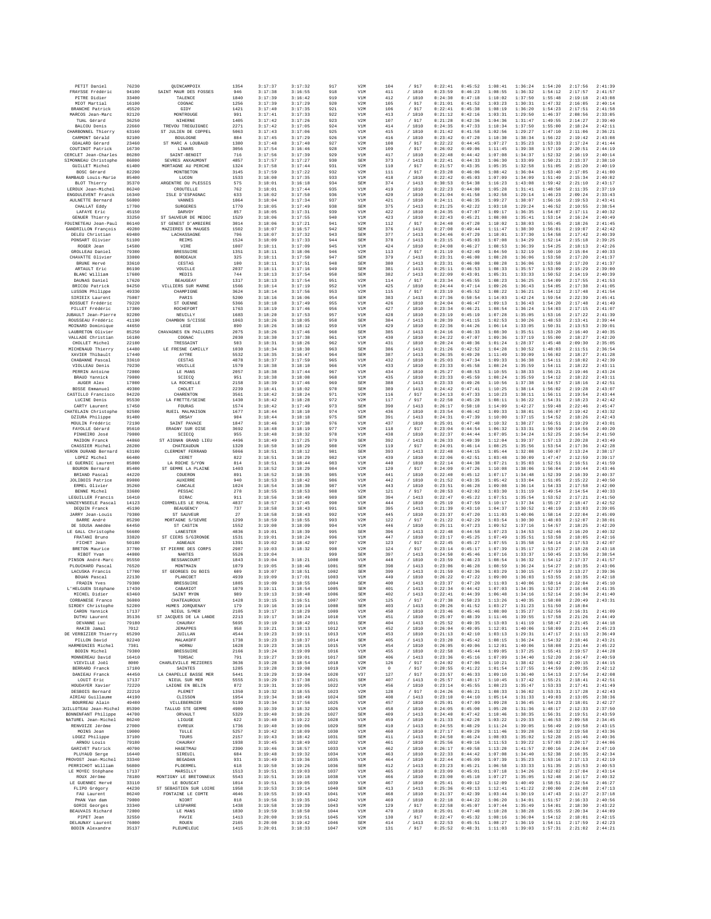| PETIT Daniel | 76230 | QUINCAMPOIX | 1354 | 3:17:37 | 3:17:32 | 917 | V2M | 104 | / 917 | 0:22:41 | 0:45:52 | 1:08:41 | 1:36:24 | 1:54:20 | 2:17:56 | 2:41:39 |
|---|---|---|---|---|---|---|---|---|---|---|---|---|---|---|---|---|
| FRAYSSE Frédéric | 94100 | SAINT MAUR DES FOSSES | 946 | 3:17:38 | 3:16:55 | 918 | V1M | 411 | / 1810 | 0:23:59 | 0:46:23 | 1:08:55 | 1:36:32 | 1:54:12 | 2:17:57 | 2:41:57 |
| PITRE Didier | 33400 | TALENCE | 1840 | 3:17:39 | 3:16:42 | 919 | V1M | 412 | / 1810 | 0:24:30 | 0:47:18 | 1:10:02 | 1:37:50 | 1:55:48 | 2:19:18 | 2:43:08 |
| MIOT Martial | 16100 | COGNAC | 1256 | 3:17:39 | 3:17:29 | 920 | V2M | 105 | / 917 | 0:21:01 | 0:41:52 | 1:03:23 | 1:30:31 | 1:47:32 | 2:16:05 | 2:40:14 |
| BRANCHE Patrick | 45520 | GIDY | 1421 | 3:17:40 | 3:17:35 | 921 | V2M | 106 | / 917 | 0:22:41 | 0:45:38 | 1:08:19 | 1:36:20 | 1:54:23 | 2:17:51 | 2:41:58 |
| MARCOS Jean-Marc | 92120 | MONTROUGE | 991 | 3:17:41 | 3:17:33 | 922 | V1M | 413 | / 1810 | 0:21:12 | 0:42:16 | 1:03:31 | 1:29:50 | 1:46:37 | 2:08:56 | 2:33:05 |
| TUAL Gérard | 36250 | NIHERNE | 1405 | 3:17:42 | 3:17:26 | 923 | V2M | 107 | / 917 | 0:21:28 | 0:42:36 | 1:04:36 | 1:31:47 | 1:49:55 | 2:14:27 | 2:39:40 |
| BALCOU Denis | 22660 | TREVOU TREGUIGNEC | 2271 | 3:17:42 | 3:17:05 | 924 | V1M | 414 | / 1810 | 0:24:35 | 0:47:33 | 1:10:34 | 1:37:50 | 1:55:00 | 2:18:24 | 2:42:11 |
| CHARBONNEL Thierry | 63160 | ST JULIEN DE COPPEL | 5063 | 3:17:43 | 3:17:06 | 925 | V1M | 415 | / 1810 | 0:21:42 | 0:41:58 | 1:02:56 | 1:29:27 | 1:47:10 | 2:11:06 | 2:36:21 |
| CARMONT Gérald | 92100 | BOULOGNE | 884 | 3:17:45 | 3:17:29 | 926 | V1M | 416 | / 1810 | 0:23:42 | 0:47:20 | 1:10:30 | 1:38:34 | 1:56:22 | 2:19:42 | 2:43:08 |
| GOALARD Gérard | 23460 | ST MARC A LOUBAUD | 1380 | 3:17:48 | 3:17:40 | 927 | V2M | 108 | / 917 | 0:22:22 | 0:44:45 | 1:07:27 | 1:35:23 | 1:53:33 | 2:17:24 | 2:41:44 |
| COUTINOT Patrick | 16730 | LINARS | 3056 | 3:17:54 | 3:16:46 | 928 | V2M | 109 | / 917 | 0:26:02 | 0:49:06 | 1:11:45 | 1:39:38 | 1:57:19 | 2:20:51 | 2:44:19 |
| CERCLET Jean-Charles | 86280 | SAINT-BENOIT | 716 | 3:17:56 | 3:17:39 | 929 | V1M | 417 | / 1810 | 0:22:48 | 0:44:42 | 1:07:08 | 1:34:37 | 1:52:32 | 2:16:19 | 2:40:14 |
| SIMONNEAU Christophe | 86800 | SEVRES ANXAUMONT | 4857 | 3:17:57 | 3:17:27 | 930 | SEM | 373 | / 1413 | 0:22:41 | 0:44:33 | 1:06:30 | 1:33:09 | 1:50:21 | 2:13:37 | 2:38:10 |
| GUILLET Michel | 61400 | MORTAGNE AU PERCHE | 1324 | 3:17:58 | 3:17:44 | 931 | V2M | 110 | / 917 | 0:21:57 | 0:43:35 | 1:05:35 | 1:32:58 | 1:51:05 | 2:15:20 | 2:40:19 |
| BOSC Gérard | 82290 | MONTBETON | 3145 | 3:17:59 | 3:17:22 | 932 | V2M | 111 | / 917 | 0:23:28 | 0:46:06 | 1:08:42 | 1:36:04 | 1:53:40 | 2:17:05 | 2:41:00 |
| RAMBAUD Louis-Marie | 85400 | LUCON | 1533 | 3:18:00 | 3:17:35 | 933 | V1M | 418 | / 1810 | 0:22:42 | 0:45:03 | 1:07:09 | 1:34:09 | 1:51:49 | 2:15:34 | 2:40:02 |
| BLOT Thierry | 35370 | ARGENTRE DU PLESSIS | 575 | 3:18:01 | 3:16:18 | 934 | SEM | 374 | / 1413 | 0:30:53 | 0:54:38 | 1:16:23 | 1:43:08 | 1:59:42 | 2:21:10 | 2:43:17 |
| LEROUX Jean-Michel | 86240 | CROUTELLE | 762 | 3:18:01 | 3:17:44 | 935 | V1M | 419 | / 1810 | 0:22:23 | 0:44:00 | 1:05:28 | 1:31:41 | 1:48:58 | 2:11:35 | 2:37:19 |
| ENGOULEVENT Franck | 16340 | ISLE D'ESPAGNAC | 633 | 3:18:02 | 3:17:50 | 936 | V1M | 420 | / 1810 | 0:21:04 | 0:41:50 | 1:02:58 | 1:29:14 | 1:46:23 | 2:09:24 | 2:33:43 |
| AULNETTE Bernard | 56000 | VANNES | 1064 | 3:18:04 | 3:17:34 | 937 | V1M | 421 | / 1810 | 0:24:11 | 0:46:35 | 1:09:27 | 1:38:07 | 1:56:16 | 2:19:53 | 2:43:41 |
| CHALLAT Eddy | 17700 | SURGERES | 1770 | 3:18:05 | 3:17:49 | 938 | SEM | 375 | / 1413 | 0:21:25 | 0:42:22 | 1:03:18 | 1:29:24 | 1:46:52 | 2:10:55 | 2:38:54 |
| LAFAYE Eric | 45150 | DARVOY | 857 | 3:18:05 | 3:17:31 | 939 | V1M | 422 | / 1810 | 0:24:35 | 0:47:07 | 1:09:17 | 1:36:35 | 1:54:07 | 2:17:11 | 2:40:32 |
| GENUER Thierry | 33250 | ST SAUVEUR DE MEDOC | 1529 | 3:18:06 | 3:17:55 | 940 | V1M | 423 | / 1810 | 0:22:43 | 0:45:21 | 1:08:08 | 1:35:41 | 1:53:14 | 2:16:24 | 2:40:49 |
| FOUINETEAU Jean-Paul | 86140 | ST GENEST D'AMBIERE | 3014 | 3:18:06 | 3:17:21 | 941 | V2M | 112 | / 917 | 0:24:40 | 0:47:20 | 1:10:02 | 1:38:03 | 1:55:45 | 2:18:26 | 2:41:45 |
| GANDRILLON François | 49280 | MAZIERES EN MAUGES | 1502 | 3:18:07 | 3:16:57 | 942 | SEM | 376 | / 1413 | 0:27:08 | 0:49:44 | 1:11:47 | 1:38:30 | 1:56:01 | 2:19:07 | 2:42:42 |
| DELEU Christian | 69400 | LACHASSAGNE | 796 | 3:18:07 | 3:17:32 | 943 | SEM | 377 | / 1413 | 0:24:46 | 0:47:29 | 1:10:01 | 1:37:30 | 1:54:58 | 2:17:42 | 2:40:39 |
| PONSART Olivier | 51100 | REIMS | 1524 | 3:18:09 | 3:17:33 | 944 | SEM | 378 | / 1413 | 0:23:15 | 0:45:03 | 1:07:08 | 1:34:29 | 1:52:14 | 2:15:18 | 2:39:25 |
| ROGER Jean | 14500 | VIRE | 1007 | 3:18:11 | 3:17:09 | 945 | V1M | 424 | / 1810 | 0:24:08 | 0:46:27 | 1:08:53 | 1:36:39 | 1:54:25 | 2:18:13 | 2:42:26 |
| GROLLEAU Daniel | 79300 | BRESSUIRE | 1351 | 3:18:11 | 3:18:06 | 946 | V2M | 113 | / 917 | 0:21:19 | 0:42:49 | 1:04:50 | 1:32:19 | 1:50:10 | 2:15:04 | 2:40:33 |
| CHAVATTE Olivier | 33000 | BORDEAUX | 325 | 3:18:11 | 3:17:50 | 947 | SEM | 379 | / 1413 | 0:23:31 | 0:46:00 | 1:08:28 | 1:36:06 | 1:53:58 | 2:17:20 | 2:41:37 |
| BRUNE Hervé | 33610 | CESTAS | 100 | 3:18:11 | 3:17:51 | 948 | SEM | 380 | / 1413 | 0:23:31 | 0:46:00 | 1:08:28 | 1:36:06 | 1:53:58 | 2:17:20 | 2:41:37 |
| ARTAULT Eric | 86190 | VOUILLE | 2037 | 3:18:11 | 3:17:16 | 949 | SEM | 381 | / 1413 | 0:25:11 | 0:46:53 | 1:08:33 | 1:35:57 | 1:53:09 | 2:15:29 | 2:39:00 |
| BLANC William | 17600 | MEDIS | 744 | 3:18:13 | 3:17:54 | 950 | SEM | 382 | / 1413 | 0:22:09 | 0:43:01 | 1:05:31 | 1:33:33 | 1:50:52 | 2:14:19 | 2:40:39 |
| DAUNAS Daniel | 17620 | BEAUGEAY | 1317 | 3:18:13 | 3:17:54 | 951 | V2M | 114 | / 917 | 0:23:34 | 0:45:55 | 1:08:23 | 1:36:25 | 1:54:09 | 2:17:55 | 2:41:53 |
| BRICOU Patrick | 94250 | VILLIERS SUR MARNE | 1566 | 3:18:14 | 3:17:19 | 952 | V1M | 425 | / 1810 | 0:24:44 | 0:47:14 | 1:09:26 | 1:36:43 | 1:54:05 | 2:17:38 | 2:41:05 |
| LUSSON Philippe | 49330 | CHAMPIGNE | 3624 | 3:18:14 | 3:17:56 | 953 | V2M | 115 | / 917 | 0:23:19 | 0:45:52 | 1:08:22 | 1:36:21 | 1:54:12 | 2:17:48 | 2:41:54 |
| SIREIX Laurent | 75087 | PARIS | 5200 | 3:18:16 | 3:16:06 | 954 | SEM | 383 | / 1413 | 0:27:08 | 0:50:54 | 1:14:03 | 1:42:24 | 1:59:54 | 2:22:39 | 2:45:41 |
| BOSSUET Frédéric | 79220 | ST OUENNE | 5366 | 3:18:18 | 3:17:49 | 955 | V1M | 426 | / 1810 | 0:24:04 | 0:46:47 | 1:09:13 | 1:36:43 | 1:54:20 | 2:17:48 | 2:41:49 |
| PILLET Frédéric | 17300 | ROCHEFORT | 1763 | 3:18:19 | 3:17:46 | 956 | V1M | 427 | / 1810 | 0:23:34 | 0:46:21 | 1:08:54 | 1:36:24 | 1:54:03 | 2:17:15 | 2:41:07 |
| JUBAULT Jean-Pierre | 92200 | NEUILLY | 1683 | 3:18:20 | 3:17:53 | 957 | V1M | 428 | / 1810 | 0:23:19 | 0:45:19 | 1:07:28 | 1:35:05 | 1:53:16 | 2:17:22 | 2:41:39 |
| ROUSSEAU Frédéric | 41190 | CHAMBON S/CISSE | 1063 | 3:18:26 | 3:18:05 | 958 | SEM | 384 | / 1413 | 0:20:39 | 0:41:15 | 1:02:53 | 1:30:26 | 1:48:53 | 2:13:41 | 2:39:44 |
| MOINARD Dominique | 44650 | LEGE | 890 | 3:18:26 | 3:18:12 | 959 | V1M | 429 | / 1810 | 0:22:36 | 0:44:26 | 1:06:14 | 1:33:05 | 1:50:31 | 2:13:53 | 2:39:01 |
| LAUBRETON Olivier | 85250 | CHAVAGNES EN PAILLERS | 2075 | 3:18:26 | 3:17:46 | 960 | SEM | 385 | / 1413 | 0:24:16 | 0:46:33 | 1:08:30 | 1:35:51 | 1:53:20 | 2:16:40 | 2:40:35 |
| VALLADE Christian | 16100 | COGNAC | 2038 | 3:18:30 | 3:17:38 | 961 | V1M | 430 | / 1810 | 0:24:22 | 0:47:07 | 1:09:36 | 1:37:19 | 1:55:00 | 2:18:27 | 2:42:20 |
| CHOLLET Michel | 22100 | TRESSAINT | 503 | 3:18:31 | 3:18:26 | 962 | V1M | 431 | / 1810 | 0:20:24 | 0:40:36 | 1:01:24 | 1:28:37 | 1:45:48 | 2:09:30 | 2:35:05 |
| MICHENAUD Thierry | 14400 | LE FRESNE CAMILLY | 1030 | 3:18:34 | 3:18:30 | 963 | SEM | 386 | / 1413 | 0:21:26 | 0:42:52 | 1:04:28 | 1:30:52 | 1:48:03 | 2:11:51 | 2:36:54 |
| XAVIER Thibault | 17440 | AYTRE | 5532 | 3:18:35 | 3:16:47 | 964 | SEM | 387 | / 1413 | 0:26:35 | 0:49:20 | 1:11:49 | 1:39:09 | 1:56:02 | 2:18:27 | 2:41:28 |
| CHABANNE Pascal | 33610 | CESTAS | 4078 | 3:18:37 | 3:17:59 | 965 | V1M | 432 | / 1810 | 0:25:03 | 0:47:34 | 1:09:33 | 1:36:38 | 1:54:11 | 2:18:02 | 2:42:39 |
| VIOLLEAU Denis | 79230 | VOUILLE | 1570 | 3:18:38 | 3:18:10 | 966 | V1M | 433 | / 1810 | 0:23:33 | 0:45:58 | 1:08:24 | 1:35:59 | 1:54:11 | 2:18:22 | 2:43:11 |
| PERRIN Antoine | 72000 | LE MANS | 2057 | 3:18:38 | 3:17:44 | 967 | V1M | 434 | / 1810 | 0:25:27 | 0:48:53 | 1:10:55 | 1:38:33 | 1:56:21 | 2:19:46 | 2:43:24 |
| BRAUD Yannick | 79000 | SCIECQ | 951 | 3:18:38 | 3:18:08 | 968 | V1M | 435 | / 1810 | 0:23:33 | 0:45:59 | 1:08:24 | 1:35:59 | 1:54:12 | 2:18:22 | 2:43:11 |
| AUGER Alex | 17000 | LA ROCHELLE | 2158 | 3:18:39 | 3:17:46 | 969 | SEM | 388 | / 1413 | 0:23:33 | 0:49:26 | 1:10:56 | 1:37:38 | 1:54:57 | 2:18:16 | 2:42:51 |
| BOSSE Emmanuel | 49300 | CHOLET | 2239 | 3:18:41 | 3:18:02 | 970 | SEM | 389 | / 1413 | 0:24:42 | 0:47:41 | 1:10:25 | 1:38:14 | 1:56:02 | 2:19:28 | 2:43:07 |
| CASTILLO Francisco | 94220 | CHARENTON | 3561 | 3:18:42 | 3:18:24 | 971 | V2M | 116 | / 917 | 0:24:13 | 0:47:33 | 1:10:23 | 1:38:11 | 1:56:11 | 2:19:54 | 2:43:44 |
| LUCINE Denis | 95530 | LA FRETTE/SEINE | 1430 | 3:18:42 | 3:18:28 | 972 | V2M | 117 | / 917 | 0:22:50 | 0:45:28 | 1:08:11 | 1:36:22 | 1:54:31 | 2:18:23 | 2:42:42 |
| CARTY Laurent | 17450 | FOURAS | 1574 | 3:18:42 | 3:17:49 | 973 | SEM | 390 | / 1413 | 0:26:17 | 0:50:10 | 1:14:09 | 1:42:27 | 1:59:48 | 2:22:46 | 2:45:47 |
| CHATELAIN Christophe | 92500 | RUEIL MALMAISON | 1677 | 3:18:44 | 3:18:10 | 974 | V1M | 436 | / 1810 | 0:23:54 | 0:46:42 | 1:09:33 | 1:38:01 | 1:56:07 | 2:19:42 | 2:43:32 |
| DZIURA Philippe | 91400 | ORSAY | 904 | 3:18:44 | 3:18:18 | 975 | SEM | 391 | / 1413 | 0:24:31 | 0:47:39 | 1:10:00 | 1:37:15 | 1:54:52 | 2:18:26 | 2:42:43 |
| MOULIN Frédéric | 72190 | SAINT PAVACE | 1847 | 3:18:46 | 3:17:38 | 976 | V1M | 437 | / 1810 | 0:25:01 | 0:47:40 | 1:10:32 | 1:38:27 | 1:56:51 | 2:19:29 | 2:43:01 |
| FAYOLLE Gérard | 95610 | ERAGNY SUR OISE | 3692 | 3:18:48 | 3:18:19 | 977 | V2M | 118 | / 917 | 0:23:04 | 0:44:54 | 1:06:32 | 1:33:31 | 1:50:59 | 2:14:56 | 2:40:20 |
| PINHEIRO José | 79000 | SCIECQ | 955 | 3:18:48 | 3:18:32 | 978 | V1M | 438 | / 1810 | 0:22:37 | 0:44:44 | 1:07:05 | 1:34:24 | 1:52:25 | 2:16:54 | 2:41:50 |
| MAIDON Franck | 44860 | ST AIGNAN GRAND LIEU | 4496 | 3:18:49 | 3:17:25 | 979 | SEM | 392 | / 1413 | 0:26:33 | 0:49:39 | 1:12:04 | 1:39:37 | 1:57:13 | 2:20:28 | 2:43:49 |
| CHASSIER Michel | 28200 | CHATEAUDUN | 1320 | 3:18:50 | 3:18:29 | 980 | V2M | 119 | / 917 | 0:24:01 | 0:46:14 | 1:08:25 | 1:35:56 | 1:53:54 | 2:17:36 | 2:42:28 |
| VERON DURAND Bernard | 63100 | CLERMONT FERRAND | 5066 | 3:18:51 | 3:18:12 | 981 | SEM | 393 | / 1413 | 0:22:48 | 0:44:15 | 1:05:44 | 1:32:08 | 1:50:07 | 2:13:24 | 2:38:17 |
| LOPEZ Michel | 66400 | CERET | 822 | 3:18:51 | 3:18:29 | 982 | V1M | 439 | / 1810 | 0:22:06 | 0:42:51 | 1:03:48 | 1:30:09 | 1:47:47 | 2:12:59 | 2:39:17 |
| LE GUERNIC Laurent | 85000 | LA ROCHE S/YON | 814 | 3:18:51 | 3:18:44 | 983 | V1M | 440 | / 1810 | 0:22:14 | 0:44:38 | 1:07:21 | 1:35:03 | 1:52:51 | 2:16:51 | 2:41:59 |
| BOURON Bernard | 85400 | ST GEMME LA PLAINE | 1403 | 3:18:52 | 3:18:29 | 984 | V2M | 120 | / 917 | 0:24:09 | 0:47:26 | 1:10:08 | 1:38:06 | 1:56:04 | 2:19:44 | 2:43:46 |
| BRIAND Pascal | 44220 | COUERON | 891 | 3:18:52 | 3:18:35 | 985 | V1M | 441 | / 1810 | 0:22:40 | 0:45:12 | 1:07:17 | 1:34:48 | 1:52:39 | 2:16:39 | 2:40:37 |
| JOLIBOIS Patrice | 89000 | AUXERRE | 940 | 3:18:53 | 3:18:42 | 986 | V1M | 442 | / 1810 | 0:21:52 | 0:43:35 | 1:05:42 | 1:33:04 | 1:51:05 | 2:15:22 | 2:40:50 |
| ERMEL Olivier | 35260 | CANCALE | 1024 | 3:18:54 | 3:18:30 | 987 | V1M | 443 | / 1810 | 0:23:51 | 0:46:28 | 1:09:08 | 1:36:14 | 1:54:33 | 2:17:58 | 2:42:00 |
| BENNE Michel | 33600 | PESSAC | 278 | 3:18:55 | 3:18:53 | 988 | V2M | 121 | / 917 | 0:20:53 | 0:42:02 | 1:03:30 | 1:31:19 | 1:49:54 | 2:14:54 | 2:40:33 |
| LEGUILLIER Francis | 16410 | DIRAC | 911 | 3:18:56 | 3:18:49 | 989 | SEM | 394 | / 1413 | 0:22:47 | 0:45:22 | 1:07:51 | 1:35:54 | 1:53:52 | 2:17:21 | 2:41:50 |
| VANZEYNSEELE Pascal | 14123 | CORMELLES LE ROYAL | 4837 | 3:18:57 | 3:17:45 | 990 | V1M | 444 | / 1810 | 0:25:19 | 0:47:59 | 1:10:17 | 1:37:34 | 1:55:27 | 2:18:47 | 2:42:52 |
| DEQUIN Franck | 45190 | BEAUGENCY | 737 | 3:18:58 | 3:18:43 | 991 | SEM | 395 | / 1413 | 0:21:39 | 0:43:10 | 1:04:37 | 1:30:52 | 1:48:19 | 2:13:03 | 2:39:05 |
| JARRY Jean-Louis | 79300 | ST SAUVEUR | 27 | 3:18:58 | 3:18:43 | 992 | V1M | 445 | / 1810 | 0:23:37 | 0:47:20 | 1:11:03 | 1:40:06 | 1:58:14 | 2:22:04 | 2:45:09 |
| BARRE André | 85290 | MORTAGNE S/SEVRE | 1299 | 3:18:59 | 3:18:55 | 993 | V2M | 122 | / 917 | 0:21:22 | 0:42:29 | 1:03:54 | 1:30:30 | 1:48:03 | 2:12:07 | 2:38:01 |
| DE SOUSA Amédée | 64450 | ST CASTIN | 1552 | 3:19:00 | 3:18:09 | 994 | V1M | 446 | / 1810 | 0:25:11 | 0:47:23 | 1:09:52 | 1:37:16 | 1:54:57 | 2:18:25 | 2:42:20 |
| LE GALL Christophe | 56600 | LANESTER | 4836 | 3:19:01 | 3:18:39 | 995 | SEM | 396 | / 1413 | 0:22:48 | 0:44:58 | 1:07:23 | 1:34:53 | 1:52:46 | 2:16:20 | 2:40:32 |
| FRATANI Bruno | 33820 | ST CIERS S/GIRONDE | 1531 | 3:19:01 | 3:18:24 | 996 | V1M | 447 | / 1810 | 0:23:17 | 0:45:25 | 1:07:49 | 1:35:51 | 1:53:58 | 2:18:05 | 2:42:16 |
| FICHET Jean | 50180 | AGNEAUX | 1391 | 3:19:02 | 3:18:42 | 997 | V2M | 123 | / 917 | 0:22:45 | 0:45:27 | 1:07:55 | 1:35:58 | 1:54:14 | 2:17:53 | 2:42:07 |
| BRETON Maurice | 37700 | ST PIERRE DES CORPS | 2987 | 3:19:03 | 3:18:32 | 998 | V2M | 124 | / 917 | 0:23:14 | 0:45:17 | 1:07:39 | 1:35:17 | 1:53:27 | 2:18:28 | 2:43:18 |
| RIBOT Yvan | 44000 | NANTES | 5526 | 3:19:04 | | 999 | SEM | 397 | / 1413 | 0:24:50 | 0:45:46 | 1:07:16 | 1:33:37 | 1:50:45 | 2:13:56 | 2:38:54 |
| PINSON André-Marc | 95550 | BESSANCOURT | 1843 | 3:19:04 | 3:18:21 | 1000 | V1M | 448 | / 1810 | 0:23:59 | 0:46:23 | 1:08:54 | 1:36:32 | 1:54:12 | 2:17:37 | 2:41:57 |
| PLOUCHARD Pascal | 76520 | MONTMAIN | 1079 | 3:19:05 | 3:18:46 | 1001 | SEM | 398 | / 1413 | 0:23:06 | 0:46:28 | 1:08:59 | 1:36:24 | 1:54:27 | 2:18:35 | 2:43:06 |
| LACUSKA Francis | 17780 | ST GEORGES DU BOIS | 609 | 3:19:07 | 3:18:51 | 1002 | SEM | 399 | / 1413 | 0:21:59 | 0:42:36 | 1:03:29 | 1:30:15 | 1:47:59 | 2:13:27 | 2:39:36 |
| BOUAN Pascal | 22130 | PLANCOET | 4939 | 3:19:09 | 3:17:01 | 1003 | V1M | 449 | / 1810 | 0:26:22 | 0:47:22 | 1:09:00 | 1:36:03 | 1:53:55 | 2:18:35 | 2:42:18 |
| FRADIN Yves | 79300 | BRESSUIRE | 1885 | 3:19:09 | 3:18:55 | 1004 | SEM | 400 | / 1413 | 0:23:37 | 0:47:20 | 1:11:03 | 1:40:06 | 1:58:14 | 2:22:04 | 2:45:10 |
| L'HELGUEN Stéphane | 17430 | CABARIOT | 1070 | 3:19:11 | 3:18:54 | 1005 | SEM | 401 | / 1413 | 0:22:34 | 0:44:42 | 1:07:03 | 1:34:35 | 1:52:37 | 2:16:48 | 2:41:35 |
| MICHEL Didier | 63460 | SAINT MYON | 989 | 3:19:13 | 3:18:48 | 1006 | SEM | 402 | / 1413 | 0:22:41 | 0:44:39 | 1:06:48 | 1:34:16 | 1:52:14 | 2:16:34 | 2:41:40 |
| CORBANESE Franco | 36000 | CHATEAUROUX | 1428 | 3:19:15 | 3:16:51 | 1007 | V2M | 125 | / 917 | 0:27:38 | 0:50:23 | 1:13:26 | 1:40:35 | 1:58:08 | 2:20:49 | 2:43:31 |
| SIRDEY Christophe | 52200 | HUMES JORQUENAY | 179 | 3:19:16 | 3:19:14 | 1008 | SEM | 403 | / 1413 | 0:20:26 | 0:41:52 | 1:03:27 | 1:31:23 | 1:51:50 | 2:18:04 | |
| CARON Yannick | 17137 | NIEUL S/MER | 2105 | 3:19:17 | 3:18:29 | 1009 | V1M | 450 | / 1810 | 0:23:46 | 0:45:46 | 1:08:00 | 1:35:27 | 1:52:56 | 2:16:31 | 2:41:09 |
| DUTHU Laurent | 35136 | ST JACQUES DE LA LANDE | 2213 | 3:19:17 | 3:18:24 | 1010 | V1M | 451 | / 1810 | 0:25:07 | 0:48:39 | 1:11:46 | 1:39:55 | 1:57:58 | 2:21:26 | 2:44:49 |
| DEVANNE Luc | 79180 | CHAURAY | 5695 | 3:19:19 | 3:18:42 | 1011 | SEM | 404 | / 1413 | 0:25:52 | 0:49:35 | 1:13:03 | 1:41:19 | 1:58:47 | 2:21:45 | 2:44:18 |
| RAKIB Jamal | 7012 | JEMAPPES | 958 | 3:19:21 | 3:18:13 | 1012 | V1M | 452 | / 1810 | 0:26:04 | 0:49:05 | 1:12:01 | 1:40:06 | 1:58:09 | 2:21:44 | 2:45:23 |
| DE VERBIZIER Thierry | 65290 | JUILLAN | 4544 | 3:19:23 | 3:19:11 | 1013 | V1M | 453 | / 1810 | 0:21:13 | 0:42:10 | 1:03:13 | 1:29:31 | 1:47:17 | 2:11:13 | 2:36:49 |
| PILLON David | 92240 | MALAKOFF | 1738 | 3:19:23 | 3:18:37 | 1014 | SEM | 405 | / 1413 | 0:23:20 | 0:45:42 | 1:08:15 | 1:36:24 | 1:54:32 | 2:18:46 | 2:43:21 |
| HARMEGNIES Michel | 7301 | HORNU | 1628 | 3:19:23 | 3:18:15 | 1015 | V1M | 454 | / 1810 | 0:26:05 | 0:49:06 | 1:12:01 | 1:40:06 | 1:58:08 | 2:21:44 | 2:45:22 |
| BODIN Michel | 79300 | BRESSUIRE | 2166 | 3:19:24 | 3:19:09 | 1016 | V1M | 455 | / 1810 | 0:22:58 | 0:45:44 | 1:09:05 | 1:37:25 | 1:55:41 | 2:19:57 | 2:44:28 |
| MONNEREAU David | 16410 | TORSAC | 791 | 3:19:27 | 3:19:01 | 1017 | SEM | 406 | / 1413 | 0:23:36 | 0:45:16 | 1:07:09 | 1:34:40 | 1:52:20 | 2:16:47 | 2:40:59 |
| VIEVILLE Joël | 8000 | CHARLEVILLE MEZIERES | 3636 | 3:19:28 | 3:18:54 | 1018 | V2M | 126 | / 917 | 0:24:02 | 0:47:06 | 1:10:21 | 1:38:42 | 1:56:42 | 2:20:15 | 2:44:15 |
| BERRARD Franck | 17100 | SAINTES | 1285 | 3:19:28 | 3:19:08 | 1019 | V2M | 0 | / 917 | 0:20:55 | 0:41:22 | 1:01:54 | 1:27:55 | 1:44:59 | 2:09:35 | 2:42:12 |
| DANIEAU Franck | 44450 | LA CHAPELLE BASSE MER | 5441 | 3:19:29 | 3:19:04 | 1020 | V37 | 127 | / 917 | 0:23:57 | 0:46:33 | 1:09:10 | 1:36:40 | 1:54:13 | 2:17:54 | 2:42:08 |
| LOUIT Eric | 17137 | NIEUL SUR MER | 5555 | 3:19:29 | 3:17:38 | 1021 | SEM | 407 | / 1413 | 0:25:57 | 0:48:17 | 1:10:45 | 1:37:42 | 1:55:21 | 2:18:41 | 2:42:51 |
| HOUDAYER Xavier | 72220 | LAIGNE EN BELIN | 872 | 3:19:31 | 3:19:05 | 1022 | V1M | 456 | / 1810 | 0:23:14 | 0:45:55 | 1:08:23 | 1:35:47 | 1:53:33 | 2:17:41 | 2:41:49 |
| DESBOIS Bernard | 22210 | PLEMET | 1350 | 3:19:32 | 3:18:55 | 1023 | V2M | 128 | / 917 | 0:24:26 | 0:46:21 | 1:08:33 | 1:36:02 | 1:53:31 | 2:17:28 | 2:42:43 |
| AIRIAU Guillaume | 44190 | CLISSON | 1954 | 3:19:34 | 3:18:49 | 1024 | SEM | 408 | / 1413 | 0:23:18 | 0:44:10 | 1:05:14 | 1:31:33 | 1:49:03 | 2:13:05 | 2:38:36 |
| BOURREAU Alain | 49400 | VILLEBERNIER | 5199 | 3:19:34 | 3:17:56 | 1025 | V1M | 457 | / 1810 | 0:25:01 | 0:47:09 | 1:09:28 | 1:36:45 | 1:54:23 | 2:18:01 | 2:42:27 |
| JUILLOTEAU Jean-Michel | 85390 | TALLUD STE GEMME | 4980 | 3:19:39 | 3:18:32 | 1026 | V1M | 458 | / 1810 | 0:24:05 | 0:45:00 | 1:05:20 | 1:31:36 | 1:48:17 | 2:12:33 | 2:37:50 |
| BONNENFANT Philippe | 44700 | ORVAULT | 5329 | 3:19:40 | 3:18:26 | 1027 | SEM | 409 | / 1413 | 0:24:48 | 0:47:42 | 1:10:46 | 1:38:35 | 1:56:31 | 2:19:51 | 2:43:59 |
| NATUREL Jean-Michel | 86240 | LIGUGE | 622 | 3:19:40 | 3:19:22 | 1028 | V1M | 459 | / 1810 | 0:21:33 | 0:42:20 | 1:03:22 | 1:29:33 | 1:46:53 | 2:09:58 | 2:34:45 |
| RENVOIZE Jérôme | 27000 | EVREUX | 1736 | 3:19:40 | 3:19:06 | 1029 | SEM | 410 | / 1413 | 0:24:55 | 0:48:29 | 1:11:24 | 1:39:05 | 1:56:49 | 2:19:58 | 2:43:15 |
| MOINS Jean | 19000 | TULLE | 5257 | 3:19:42 | 3:18:09 | 1030 | V1M | 460 | / 1810 | 0:27:17 | 0:49:29 | 1:11:46 | 1:39:28 | 1:56:32 | 2:19:58 | 2:43:36 |
| LOGEZ Philippe | 37100 | TOURS | 2157 | 3:19:43 | 3:18:42 | 1031 | SEM | 411 | / 1413 | 0:24:50 | 0:46:24 | 1:08:03 | 1:35:02 | 1:52:28 | 2:15:46 | 2:40:36 |
| ARNOU Louis | 79180 | CHAURAY | 1938 | 3:19:45 | 3:18:49 | 1032 | V1M | 461 | / 1810 | 0:25:56 | 0:49:16 | 1:11:53 | 1:39:22 | 1:57:03 | 2:20:17 | 2:44:06 |
| GARIVET Patrick | 40700 | HAGETMAU | 2390 | 3:19:46 | 3:18:57 | 1033 | V1M | 462 | / 1810 | 0:26:17 | 0:49:58 | 1:13:20 | 1:41:57 | 2:00:16 | 2:24:04 | 2:47:10 |
| FLIPO Grégory | 44230 | ST SEBASTIEN SUR LOIRE | 1958 | 3:19:53 | 3:19:14 | 1040 | SEM | 413 | / 1413 | 0:25:36 | 0:49:13 | 1:12:41 | 1:41:22 | 2:00:00 | 2:24:08 | 2:47:13 |
| FAU Laurent | 86240 | FONTAINE LE COMTE | 4646 | 3:19:55 | 3:19:43 | 1041 | V1M | 468 | / 1810 | 0:21:37 | 0:42:39 | 1:03:44 | 1:30:19 | 1:47:43 | 2:11:27 | 2:37:18 |
| PHAN Van dam | 79000 | NIORT | 818 | 3:19:56 | 3:19:35 | 1042 | V1M | 469 | / 1810 | 0:22:18 | 0:44:22 | 1:06:20 | 1:34:01 | 1:51:57 | 2:16:33 | 2:40:56 |
| GORIE Georges | 33340 | LESPARRE | 1438 | 3:19:58 | 3:19:39 | 1043 | V2M | 129 | / 917 | 0:22:58 | 0:45:07 | 1:07:44 | 1:35:49 | 1:54:01 | 2:18:30 | 2:43:22 |
| BEAUVAIS Richard | 72000 | LE MANS | 1830 | 3:19:59 | 3:18:58 | 1044 | V1M | 470 | / 1810 | 0:25:01 | 0:47:40 | 1:10:28 | 1:38:28 | 1:55:55 | 2:20:34 | 2:44:09 |
| PIPET Jean | 32550 | PAVIE | 1413 | 3:20:00 | 3:19:51 | 1045 | V2M | 130 | / 917 | 0:22:47 | 0:45:32 | 1:08:16 | 1:36:04 | 1:54:12 | 2:18:01 | 2:42:15 |
| DELAUNAY Laurent | 76000 | ROUEN | 2165 | 3:20:00 | 3:19:42 | 1046 | SEM | 414 | / 1413 | 0:23:53 | 0:45:51 | 1:08:27 | 1:36:19 | 1:54:11 | 2:17:59 | 2:42:23 |
| BODIN Alexandre | 35137 | PLEUMELEUC | 1415 | 3:20:01 | 3:18:33 | 1047 | V2M | 131 | / 917 | 0:25:52 | 0:48:31 | 1:11:03 | 1:39:03 | 1:57:31 | 2:21:02 | 2:44:21 |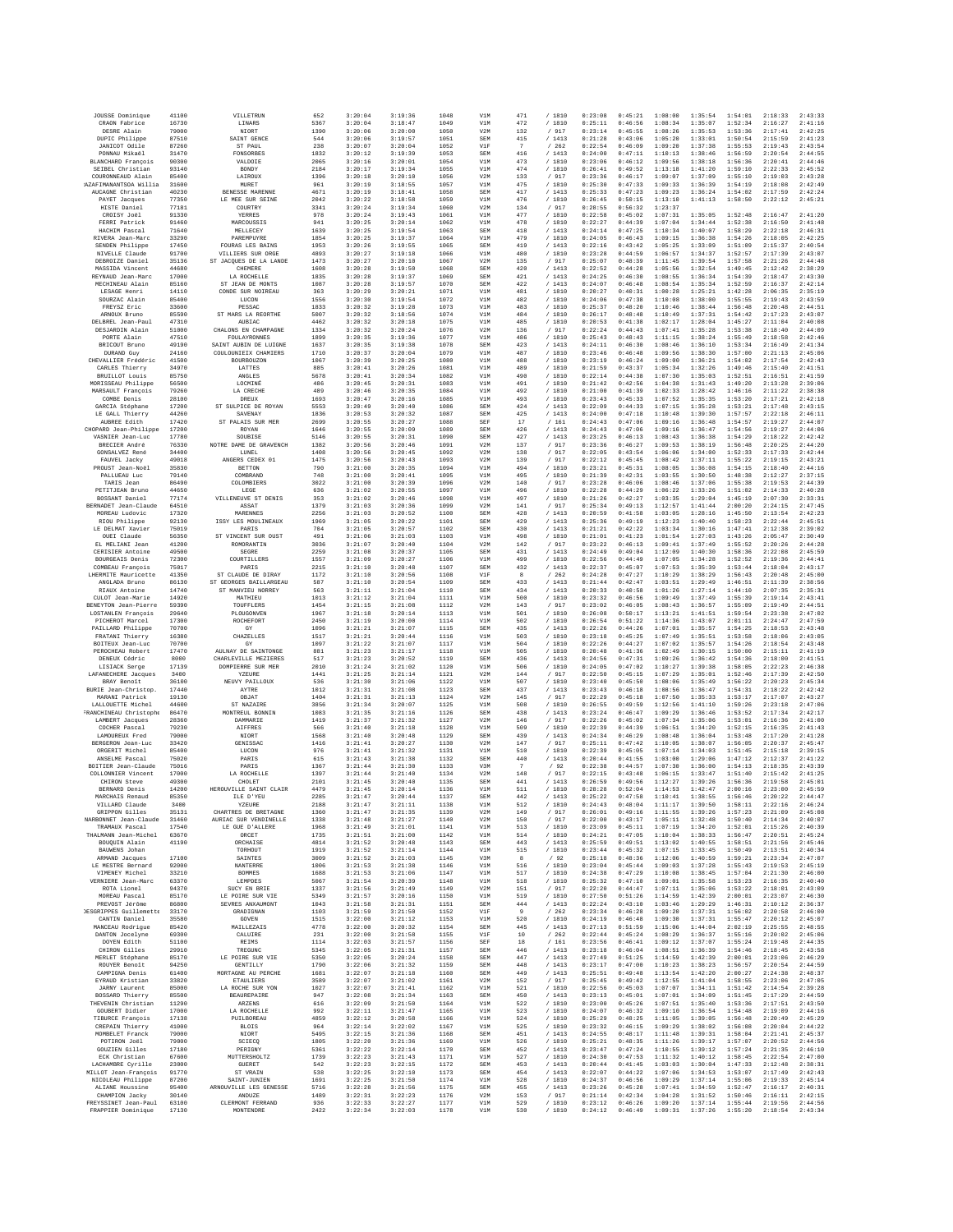| | | | | | | | | | | | | | | | |
|---|---|---|---|---|---|---|---|---|---|---|---|---|---|---|---|
| JOUSSE Dominique | 41100 | VILLETRUN | 652 | 3:20:04 | 3:19:36 | 1048 | V1M | 471 | / 1810 | 0:23:08 | 0:45:21 | 1:08:00 | 1:35:54 | 1:54:01 | 2:18:33 | 2:43:33 |
| CRAON Fabrice | 16730 | LINARS | 5367 | 3:20:04 | 3:18:47 | 1049 | V1M | 472 | / 1810 | 0:25:11 | 0:46:56 | 1:08:34 | 1:35:07 | 1:52:34 | 2:16:27 | 2:41:16 |
| DESRE Alain | 79000 | NIORT | 1390 | 3:20:06 | 3:20:08 | 1050 | V2M | 132 | / 917 | 0:23:14 | 0:45:55 | 1:08:26 | 1:35:53 | 1:53:36 | 2:17:41 | 2:42:25 |
| DUPIC Philippe | 87510 | SAINT GENCE | 544 | 3:20:06 | 3:19:57 | 1051 | SEM | 415 | / 1413 | 0:21:28 | 0:43:06 | 1:05:20 | 1:33:01 | 1:50:54 | 2:15:59 | 2:41:23 |
| JANICOT Odile | 87260 | ST PAUL | 238 | 3:20:07 | 3:20:04 | 1052 | V1F | 7 | / 262 | 0:22:54 | 0:46:09 | 1:09:20 | 1:37:38 | 1:55:53 | 2:19:43 | 2:43:54 |
| PONNAU Mikaël | 31470 | FONSORBES | 1832 | 3:20:12 | 3:19:39 | 1053 | SEM | 416 | / 1413 | 0:24:00 | 0:47:11 | 1:10:13 | 1:38:46 | 1:56:59 | 2:20:54 | 2:44:55 |
| BLANCHARD François | 90300 | VALDOIE | 2065 | 3:20:16 | 3:20:01 | 1054 | V1M | 473 | / 1810 | 0:23:06 | 0:46:12 | 1:09:56 | 1:38:18 | 1:56:36 | 2:20:41 | 2:44:46 |
| SEIBEL Christian | 93140 | BONDY | 2184 | 3:20:17 | 3:19:34 | 1055 | V1M | 474 | / 1810 | 0:26:41 | 0:49:52 | 1:13:18 | 1:41:20 | 1:59:10 | 2:22:33 | 2:45:52 |
| COURONNEAUD Alain | 85400 | LAIROUX | 1396 | 3:20:18 | 3:20:18 | 1056 | V2M | 133 | / 917 | 0:23:36 | 0:46:17 | 1:09:07 | 1:37:09 | 1:55:10 | 2:19:03 | 2:43:28 |
| AZAFIMANANTSOA Willia | 31600 | MURET | 961 | 3:20:19 | 3:18:55 | 1057 | V1M | 475 | / 1810 | 0:25:38 | 0:47:33 | 1:09:33 | 1:36:39 | 1:54:19 | 2:18:08 | 2:42:49 |
| AUCAGNE Christian | 40230 | BENESSE MARENNE | 4671 | 3:20:19 | 3:18:41 | 1058 | SEM | 417 | / 1413 | 0:25:33 | 0:47:23 | 1:09:23 | 1:36:24 | 1:54:02 | 2:17:59 | 2:42:24 |
| PAYET Jacques | 77350 | LE MEE SUR SEINE | 2042 | 3:20:22 | 3:18:58 | 1059 | V1M | 476 | / 1810 | 0:26:45 | 0:50:15 | 1:13:10 | 1:41:13 | 1:58:50 | 2:22:12 | 2:45:21 |
| HISTE Daniel | 77181 | COURTRY | 3341 | 3:20:24 | 3:19:34 | 1060 | V2M | 134 | / 917 | 0:28:55 | 0:56:32 | 1:23:37 | | | | |
| CROISY Joël | 91330 | YERRES | 978 | 3:20:24 | 3:19:43 | 1061 | V1M | 477 | / 1810 | 0:22:58 | 0:45:02 | 1:07:31 | 1:35:05 | 1:52:48 | 2:16:47 | 2:41:20 |
| FERRI Patrick | 91460 | MARCOUSSIS | 941 | 3:20:25 | 3:20:14 | 1062 | V1M | 478 | / 1810 | 0:22:27 | 0:44:39 | 1:07:04 | 1:34:44 | 1:52:38 | 2:16:50 | 2:41:48 |
| HACHIM Pascal | 71640 | MELLECEY | 1639 | 3:20:25 | 3:19:54 | 1063 | SEM | 418 | / 1413 | 0:24:14 | 0:47:25 | 1:10:34 | 1:40:07 | 1:58:29 | 2:22:18 | 2:46:31 |
| RIVERA Jean-Marc | 33290 | PAREMPUYRE | 1854 | 3:20:25 | 3:19:37 | 1064 | V1M | 479 | / 1810 | 0:24:05 | 0:46:43 | 1:09:15 | 1:36:38 | 1:54:26 | 2:18:05 | 2:42:25 |
| SENDEN Philippe | 17450 | FOURAS LES BAINS | 1953 | 3:20:26 | 3:19:55 | 1065 | SEM | 419 | / 1413 | 0:22:16 | 0:43:42 | 1:05:25 | 1:33:09 | 1:51:09 | 2:15:37 | 2:40:54 |
| NIVELLE Claude | 91700 | VILLIERS SUR ORGE | 4893 | 3:20:27 | 3:19:18 | 1066 | V1M | 480 | / 1810 | 0:23:28 | 0:44:59 | 1:06:57 | 1:34:37 | 1:52:57 | 2:17:39 | 2:43:07 |
| DEBROIZE Daniel | 35136 | ST JACQUES DE LA LANDE | 1473 | 3:20:27 | 3:20:10 | 1067 | V2M | 135 | / 917 | 0:25:07 | 0:48:39 | 1:11:45 | 1:39:54 | 1:57:58 | 2:21:26 | 2:44:48 |
| MASSIDA Vincent | 44680 | CHEMERE | 1608 | 3:20:28 | 3:19:50 | 1068 | SEM | 420 | / 1413 | 0:22:52 | 0:44:28 | 1:05:56 | 1:32:54 | 1:49:45 | 2:12:42 | 2:38:29 |
| REYNAUD Jean-Marc | 17000 | LA ROCHELLE | 1835 | 3:20:28 | 3:19:37 | 1069 | SEM | 421 | / 1413 | 0:24:25 | 0:46:30 | 1:08:55 | 1:36:34 | 1:54:39 | 2:18:47 | 2:43:30 |
| MECHINEAU Alain | 85160 | ST JEAN DE MONTS | 1087 | 3:20:28 | 3:19:57 | 1070 | SEM | 422 | / 1413 | 0:24:07 | 0:46:48 | 1:08:54 | 1:35:34 | 1:52:59 | 2:16:37 | 2:42:14 |
| LESAGE Henri | 14110 | CONDE SUR NOIREAU | 363 | 3:20:29 | 3:20:21 | 1071 | V1M | 481 | / 1810 | 0:20:27 | 0:40:31 | 1:00:28 | 1:25:21 | 1:42:28 | 2:06:35 | 2:35:19 |
| SOURZAC Alain | 85400 | LUCON | 1556 | 3:20:30 | 3:19:54 | 1072 | V1M | 482 | / 1810 | 0:24:06 | 0:47:38 | 1:10:08 | 1:38:00 | 1:55:55 | 2:19:43 | 2:43:59 |
| FREYSZ Eric | 33600 | PESSAC | 1833 | 3:20:32 | 3:19:28 | 1073 | V1M | 483 | / 1810 | 0:25:37 | 0:48:20 | 1:10:46 | 1:38:44 | 1:56:48 | 2:20:48 | 2:44:51 |
| ARNOUX Bruno | 85590 | ST MARS LA REORTHE | 5007 | 3:20:32 | 3:18:56 | 1074 | V1M | 484 | / 1810 | 0:26:17 | 0:48:48 | 1:10:49 | 1:37:31 | 1:54:42 | 2:17:23 | 2:43:07 |
| DELBREL Jean-Paul | 47310 | AUBIAC | 4462 | 3:20:32 | 3:20:18 | 1075 | V1M | 485 | / 1810 | 0:20:53 | 0:41:38 | 1:02:17 | 1:28:04 | 1:45:27 | 2:11:04 | 2:40:08 |
| DESJARDIN Alain | 51000 | CHALONS EN CHAMPAGNE | 1334 | 3:20:32 | 3:20:24 | 1076 | V2M | 136 | / 917 | 0:22:24 | 0:44:43 | 1:07:41 | 1:35:28 | 1:53:38 | 2:18:40 | 2:44:09 |
| PORTE Alain | 47510 | FOULAYRONNES | 1899 | 3:20:35 | 3:19:36 | 1077 | V1M | 486 | / 1810 | 0:25:43 | 0:48:43 | 1:11:15 | 1:38:24 | 1:55:49 | 2:18:58 | 2:42:46 |
| BRICOUT Bruno | 49190 | SAINT AUBIN DE LUIGNE | 1637 | 3:20:35 | 3:19:38 | 1078 | SEM | 423 | / 1413 | 0:24:11 | 0:46:30 | 1:08:46 | 1:36:10 | 1:53:34 | 2:16:49 | 2:41:34 |
| DURAND Guy | 24160 | COULOUNIEIX CHAMIERS | 1710 | 3:20:37 | 3:20:04 | 1079 | V1M | 487 | / 1810 | 0:23:46 | 0:46:48 | 1:09:56 | 1:38:30 | 1:57:00 | 2:21:13 | 2:45:06 |
| CHEVALLIER Frédéric | 41500 | BOURBOUZON | 1067 | 3:20:39 | 3:20:25 | 1080 | V1M | 488 | / 1810 | 0:23:19 | 0:46:24 | 1:09:00 | 1:36:21 | 1:54:02 | 2:17:54 | 2:42:43 |
| CARLES Thierry | 34970 | LATTES | 885 | 3:20:41 | 3:20:26 | 1081 | V1M | 489 | / 1810 | 0:21:59 | 0:43:37 | 1:05:34 | 1:32:26 | 1:49:46 | 2:15:40 | 2:41:51 |
| BRUILLOT Louis | 85750 | ANGLES | 5678 | 3:20:41 | 3:20:34 | 1082 | V1M | 490 | / 1810 | 0:22:14 | 0:44:28 | 1:07:30 | 1:35:03 | 1:52:51 | 2:16:51 | 2:41:59 |
| MORISSEAU Philippe | 56500 | LOCMINÉ | 486 | 3:20:45 | 3:20:31 | 1083 | V1M | 491 | / 1810 | 0:21:42 | 0:42:56 | 1:04:30 | 1:31:43 | 1:49:20 | 2:13:28 | 2:39:06 |
| MARSAULT François | 79260 | LA CRECHE | 489 | 3:20:46 | 3:20:35 | 1084 | V1M | 492 | / 1810 | 0:21:00 | 0:41:39 | 1:02:33 | 1:28:42 | 1:46:16 | 2:11:22 | 2:38:38 |
| COMBE Denis | 28100 | DREUX | 1693 | 3:20:47 | 3:20:16 | 1085 | V1M | 493 | / 1810 | 0:23:43 | 0:45:33 | 1:07:52 | 1:35:35 | 1:53:20 | 2:17:21 | 2:42:18 |
| GARCIA Stéphane | 17200 | ST SULPICE DE ROYAN | 5553 | 3:20:49 | 3:20:40 | 1086 | SEM | 424 | / 1413 | 0:22:09 | 0:44:33 | 1:07:15 | 1:35:28 | 1:53:21 | 2:17:48 | 2:43:15 |
| LE GALL Thierry | 44260 | SAVENAY | 1836 | 3:20:53 | 3:20:32 | 1087 | SEM | 425 | / 1413 | 0:24:00 | 0:47:18 | 1:10:48 | 1:39:30 | 1:57:57 | 2:22:18 | 2:46:11 |
| AUBREE Edith | 17420 | ST PALAIS SUR MER | 2699 | 3:20:55 | 3:20:27 | 1088 | SEF | 17 | / 161 | 0:24:43 | 0:47:06 | 1:09:16 | 1:36:48 | 1:54:57 | 2:19:27 | 2:44:07 |
| CHOPARD Jean-Philippe | 17200 | ROYAN | 1646 | 3:20:55 | 3:20:09 | 1089 | SEM | 426 | / 1413 | 0:24:43 | 0:47:06 | 1:09:16 | 1:36:47 | 1:54:56 | 2:19:27 | 2:44:06 |
| VASNIER Jean-Luc | 17780 | SOUBISE | 5146 | 3:20:55 | 3:20:31 | 1090 | SEM | 427 | / 1413 | 0:23:25 | 0:46:13 | 1:08:43 | 1:36:38 | 1:54:29 | 2:18:22 | 2:42:42 |
| BRECIER André | 76330 | NOTRE DAME DE GRAVENCH | 1382 | 3:20:56 | 3:20:46 | 1091 | V2M | 137 | / 917 | 0:23:36 | 0:46:27 | 1:09:53 | 1:38:19 | 1:56:48 | 2:20:25 | 2:44:20 |
| GONSALVEZ René | 34400 | LUNEL | 1408 | 3:20:56 | 3:20:45 | 1092 | V2M | 138 | / 917 | 0:22:05 | 0:43:54 | 1:06:06 | 1:34:00 | 1:52:33 | 2:17:33 | 2:42:44 |
| FAUVEL Jacky | 49018 | ANGERS CEDEX 01 | 1475 | 3:20:56 | 3:20:43 | 1093 | V2M | 139 | / 917 | 0:22:12 | 0:45:45 | 1:08:42 | 1:37:11 | 1:55:22 | 2:19:15 | 2:43:21 |
| PROUST Jean-Noël | 35830 | BETTON | 790 | 3:21:00 | 3:20:35 | 1094 | V1M | 494 | / 1810 | 0:23:21 | 0:45:31 | 1:08:05 | 1:36:08 | 1:54:15 | 2:18:40 | 2:44:16 |
| PALLUEAU Luc | 79140 | COMBRAND | 748 | 3:21:00 | 3:20:41 | 1095 | V1M | 495 | / 1810 | 0:21:39 | 0:42:31 | 1:03:55 | 1:30:50 | 1:48:38 | 2:12:27 | 2:37:15 |
| TARIS Jean | 86490 | COLOMBIERS | 3022 | 3:21:00 | 3:20:39 | 1096 | V2M | 140 | / 917 | 0:23:28 | 0:46:06 | 1:08:46 | 1:37:06 | 1:55:38 | 2:19:53 | 2:44:39 |
| PETITJEAN Bruno | 44650 | LEGE | 636 | 3:21:02 | 3:20:55 | 1097 | V1M | 496 | / 1810 | 0:22:28 | 0:44:29 | 1:06:22 | 1:33:26 | 1:51:02 | 2:14:33 | 2:40:28 |
| BOSSANT Daniel | 77174 | VILLENEUVE ST DENIS | 353 | 3:21:02 | 3:20:46 | 1098 | V1M | 497 | / 1810 | 0:21:26 | 0:42:27 | 1:03:35 | 1:29:04 | 1:45:19 | 2:07:30 | 2:33:31 |
| BERNADET Jean-Claude | 64510 | ASSAT | 1379 | 3:21:03 | 3:20:36 | 1099 | V2M | 141 | / 917 | 0:25:34 | 0:49:13 | 1:12:57 | 1:41:44 | 2:00:20 | 2:24:15 | 2:47:45 |
| MOREAU Ludovic | 17320 | MARENNES | 2256 | 3:21:03 | 3:20:52 | 1100 | SEM | 428 | / 1413 | 0:20:59 | 0:41:58 | 1:03:05 | 1:28:16 | 1:45:50 | 2:13:54 | 2:42:23 |
| RIOU Philippe | 92130 | ISSY LES MOULINEAUX | 1969 | 3:21:05 | 3:20:22 | 1101 | SEM | 429 | / 1413 | 0:25:36 | 0:49:19 | 1:12:23 | 1:40:40 | 1:58:23 | 2:22:44 | 2:45:51 |
| LE DELMAT Xavier | 75019 | PARIS | 784 | 3:21:05 | 3:20:57 | 1102 | SEM | 430 | / 1413 | 0:21:21 | 0:42:22 | 1:03:34 | 1:30:16 | 1:47:41 | 2:12:38 | 2:39:02 |
| OUEI Claude | 56350 | ST VINCENT SUR OUST | 491 | 3:21:06 | 3:21:03 | 1103 | V1M | 498 | / 1810 | 0:21:01 | 0:41:23 | 1:01:54 | 1:27:03 | 1:43:26 | 2:05:47 | 2:30:49 |
| EL MELIANI Jean | 41200 | ROMORANTIN | 3036 | 3:21:07 | 3:20:40 | 1104 | V2M | 142 | / 917 | 0:23:22 | 0:46:13 | 1:09:41 | 1:37:49 | 1:55:52 | 2:20:26 | 2:44:28 |
| CERISIER Antoine | 49500 | SEGRE | 2259 | 3:21:08 | 3:20:37 | 1105 | SEM | 431 | / 1413 | 0:24:49 | 0:49:04 | 1:12:09 | 1:40:30 | 1:58:36 | 2:22:08 | 2:45:59 |
| BOURGEAIS Denis | 72300 | COURTILLERS | 1557 | 3:21:09 | 3:20:27 | 1106 | V1M | 499 | / 1810 | 0:22:56 | 0:44:49 | 1:07:05 | 1:34:28 | 1:52:52 | 2:19:36 | 2:44:41 |
| COMBEAU François | 75017 | PARIS | 2215 | 3:21:10 | 3:20:48 | 1107 | SEM | 432 | / 1413 | 0:22:37 | 0:45:07 | 1:07:53 | 1:35:39 | 1:53:44 | 2:18:04 | 2:43:17 |
| LHERMITE Mauricette | 41350 | ST CLAUDE DE DIRAY | 1172 | 3:21:10 | 3:20:56 | 1108 | V1F | 8 | / 262 | 0:24:28 | 0:47:27 | 1:10:29 | 1:38:29 | 1:56:43 | 2:20:48 | 2:45:00 |
| ANGLADA Bruno | 86130 | ST GEORGES BAILLARGEAU | 587 | 3:21:10 | 3:20:54 | 1109 | SEM | 433 | / 1413 | 0:21:44 | 0:42:47 | 1:03:51 | 1:29:49 | 1:46:51 | 2:11:39 | 2:38:56 |
| RIAUX Antoine | 14740 | ST MANVIEU NORREY | 563 | 3:21:11 | 3:21:04 | 1110 | SEM | 434 | / 1413 | 0:20:33 | 0:40:58 | 1:01:26 | 1:27:14 | 1:44:10 | 2:07:35 | 2:35:31 |
| CULOT Jean-Marie | 14920 | MATHIEU | 1813 | 3:21:12 | 3:21:04 | 1111 | V1M | 500 | / 1810 | 0:23:32 | 0:46:56 | 1:09:49 | 1:37:49 | 1:55:39 | 2:19:14 | 2:43:41 |
| BENEYTON Jean-Pierre | 59390 | TOUFFLERS | 1454 | 3:21:15 | 3:21:08 | 1112 | V2M | 143 | / 917 | 0:23:02 | 0:46:05 | 1:08:43 | 1:36:57 | 1:55:09 | 2:19:49 | 2:44:51 |
| LOSTANLEN François | 29640 | PLOUGONVEN | 1967 | 3:21:18 | 3:20:14 | 1113 | V1M | 501 | / 1810 | 0:26:08 | 0:50:17 | 1:13:21 | 1:41:51 | 1:59:54 | 2:23:38 | 2:47:02 |
| PICHEROT Marcel | 17300 | ROCHEFORT | 2450 | 3:21:19 | 3:20:00 | 1114 | V1M | 502 | / 1810 | 0:26:54 | 0:51:22 | 1:14:36 | 1:43:07 | 2:01:11 | 2:24:47 | 2:47:59 |
| PAILLARD Philippe | 70700 | GY | 1096 | 3:21:21 | 3:21:07 | 1115 | SEM | 435 | / 1413 | 0:22:26 | 0:44:26 | 1:07:01 | 1:35:57 | 1:54:25 | 2:18:53 | 2:43:48 |
| FRATANI Thierry | 16380 | CHAZELLES | 1517 | 3:21:21 | 3:20:44 | 1116 | V1M | 503 | / 1810 | 0:23:18 | 0:45:25 | 1:07:49 | 1:35:51 | 1:53:58 | 2:18:06 | 2:43:05 |
| BOITEUX Jean-Luc | 70700 | GY | 1097 | 3:21:22 | 3:21:07 | 1117 | V1M | 504 | / 1810 | 0:22:26 | 0:44:27 | 1:07:02 | 1:35:57 | 1:54:26 | 2:18:54 | 2:43:48 |
| PEROCHEAU Robert | 17470 | AULNAY DE SAINTONGE | 801 | 3:21:23 | 3:21:17 | 1118 | V1M | 505 | / 1810 | 0:20:48 | 0:41:36 | 1:02:49 | 1:30:15 | 1:50:00 | 2:15:11 | 2:41:19 |
| DENEUX Cédric | 8000 | CHARLEVILLE MEZIERES | 517 | 3:21:23 | 3:20:52 | 1119 | SEM | 436 | / 1413 | 0:24:56 | 0:47:31 | 1:09:26 | 1:36:42 | 1:54:36 | 2:18:00 | 2:41:51 |
| LISIACK Serge | 17139 | DOMPIERRE SUR MER | 2010 | 3:21:24 | 3:21:02 | 1120 | V1M | 506 | / 1810 | 0:24:05 | 0:47:02 | 1:10:27 | 1:39:38 | 1:58:05 | 2:22:23 | 2:46:38 |
| LAFANECHERE Jacques | 3400 | YZEURE | 1441 | 3:21:25 | 3:21:14 | 1121 | V2M | 144 | / 917 | 0:22:50 | 0:45:15 | 1:07:29 | 1:35:01 | 1:52:46 | 2:17:39 | 2:42:50 |
| BRAY Benoit | 36100 | NEUVY PAILLOUX | 536 | 3:21:30 | 3:21:06 | 1122 | V1M | 507 | / 1810 | 0:23:40 | 0:45:50 | 1:08:06 | 1:35:49 | 1:56:22 | 2:20:23 | 2:45:34 |
| BURIE Jean-Christop. | 17440 | AYTRE | 1812 | 3:21:31 | 3:21:08 | 1123 | SEM | 437 | / 1413 | 0:23:43 | 0:46:18 | 1:08:56 | 1:36:47 | 1:54:31 | 2:18:22 | 2:42:42 |
| MARANI Patrick | 19130 | OBJAT | 1404 | 3:21:31 | 3:21:13 | 1124 | V2M | 145 | / 917 | 0:22:29 | 0:45:18 | 1:07:50 | 1:35:33 | 1:53:17 | 2:17:07 | 2:43:27 |
| LALLOUETTE Michel | 44600 | ST NAZAIRE | 3056 | 3:21:34 | 3:20:07 | 1125 | V1M | 508 | / 1810 | 0:26:55 | 0:49:59 | 1:12:56 | 1:41:10 | 1:59:26 | 2:23:18 | 2:47:06 |
| FRANCHINEAU Christophe | 86470 | MONTREUIL BONNIN | 1083 | 3:21:35 | 3:21:16 | 1126 | SEM | 438 | / 1413 | 0:23:24 | 0:46:47 | 1:09:29 | 1:36:46 | 1:53:52 | 2:17:34 | 2:42:17 |
| LAMBERT Jacques | 28360 | DAMMARIE | 1419 | 3:21:37 | 3:21:32 | 1127 | V2M | 146 | / 917 | 0:22:26 | 0:45:02 | 1:07:34 | 1:35:06 | 1:53:01 | 2:16:36 | 2:41:00 |
| COCHER Pascal | 79230 | AIFFRES | 566 | 3:21:40 | 3:21:18 | 1128 | V1M | 509 | / 1810 | 0:22:39 | 0:44:39 | 1:06:51 | 1:34:20 | 1:52:15 | 2:16:35 | 2:41:43 |
| LAMOUREUX Fred | 79000 | NIORT | 1568 | 3:21:40 | 3:20:48 | 1129 | SEM | 439 | / 1413 | 0:24:34 | 0:46:29 | 1:08:48 | 1:36:04 | 1:53:48 | 2:17:20 | 2:41:28 |
| BERGERON Jean-Luc | 33420 | GENISSAC | 1416 | 3:21:41 | 3:20:27 | 1130 | V2M | 147 | / 917 | 0:25:11 | 0:47:42 | 1:10:05 | 1:38:07 | 1:56:05 | 2:20:37 | 2:45:47 |
| ORGERIT Michel | 85400 | LUCON | 976 | 3:21:41 | 3:21:32 | 1131 | V1M | 510 | / 1810 | 0:22:39 | 0:45:05 | 1:07:14 | 1:34:03 | 1:51:45 | 2:15:18 | 2:39:15 |
| ANSELME Pascal | 75020 | PARIS | 615 | 3:21:43 | 3:21:38 | 1132 | SEM | 440 | / 1413 | 0:20:44 | 0:41:55 | 1:03:08 | 1:29:06 | 1:47:12 | 2:12:37 | 2:41:22 |
| BOITIER Jean-Claude | 75016 | PARIS | 1367 | 3:21:44 | 3:21:30 | 1133 | V3M | 7 | / 92 | 0:22:38 | 0:44:57 | 1:07:30 | 1:36:00 | 1:54:13 | 2:18:35 | 2:43:39 |
| COLLONNIER Vincent | 17000 | LA ROCHELLE | 1397 | 3:21:44 | 3:21:40 | 1134 | V2M | 148 | / 917 | 0:22:15 | 0:43:48 | 1:06:15 | 1:33:47 | 1:51:40 | 2:15:42 | 2:41:25 |
| CHIRON Steve | 49300 | CHOLET | 2101 | 3:21:45 | 3:20:49 | 1135 | SEM | 441 | / 1413 | 0:26:59 | 0:49:56 | 1:12:27 | 1:39:26 | 1:56:36 | 2:19:58 | 2:45:01 |
| BERNARD Denis | 14200 | HEROUVILLE SAINT CLAIR | 4479 | 3:21:45 | 3:20:14 | 1136 | V1M | 511 | / 1810 | 0:28:28 | 0:52:04 | 1:14:53 | 1:42:47 | 2:00:16 | 2:23:00 | 2:45:59 |
| MARCHAIS Renaud | 85350 | ILE D'YEU | 2285 | 3:21:47 | 3:20:44 | 1137 | SEM | 442 | / 1413 | 0:25:22 | 0:47:58 | 1:10:41 | 1:38:55 | 1:56:46 | 2:20:22 | 2:44:47 |
| VILLARD Claude | 3400 | YZEURE | 2188 | 3:21:47 | 3:21:11 | 1138 | V1M | 512 | / 1810 | 0:24:43 | 0:48:04 | 1:11:17 | 1:39:50 | 1:58:11 | 2:22:16 | 2:46:24 |
| GRIPPON Gilles | 35131 | CHARTRES DE BRETAGNE | 1360 | 3:21:47 | 3:21:35 | 1139 | V2M | 149 | / 917 | 0:26:01 | 0:49:16 | 1:11:55 | 1:39:26 | 1:57:23 | 2:21:09 | 2:45:08 |
| NARBONNET Jean-Claude | 31460 | AURIAC SUR VENDINELLE | 1338 | 3:21:48 | 3:21:27 | 1140 | V2M | 150 | / 917 | 0:22:08 | 0:43:17 | 1:05:11 | 1:32:48 | 1:50:40 | 2:14:34 | 2:40:07 |
| TRAMAUX Pascal | 17540 | LE GUE D'ALLERE | 1968 | 3:21:49 | 3:21:01 | 1141 | V1M | 513 | / 1810 | 0:23:09 | 0:45:11 | 1:07:19 | 1:34:20 | 1:52:01 | 2:15:26 | 2:40:39 |
| THALMANN Jean-Michel | 63670 | ORCET | 1735 | 3:21:51 | 3:21:00 | 1142 | V1M | 514 | / 1810 | 0:24:21 | 0:47:05 | 1:10:04 | 1:38:33 | 1:56:47 | 2:20:51 | 2:45:24 |
| BOUQUIN Alain | 41190 | ORCHAISE | 4814 | 3:21:52 | 3:20:48 | 1143 | SEM | 443 | / 1413 | 0:25:59 | 0:49:51 | 1:13:02 | 1:40:55 | 1:58:51 | 2:21:56 | 2:45:46 |
| BAUWENS Johan | | TORHOUT | 1919 | 3:21:52 | 3:21:14 | 1144 | V1M | 515 | / 1810 | 0:23:44 | 0:45:32 | 1:07:15 | 1:33:45 | 1:50:49 | 2:13:51 | 2:40:34 |
| ARMAND Jacques | 17100 | SAINTES | 3009 | 3:21:52 | 3:21:03 | 1145 | V3M | 8 | / 92 | 0:25:18 | 0:48:36 | 1:12:06 | 1:40:59 | 1:59:21 | 2:23:34 | 2:47:07 |
| LE MESTRE Bernard | 92000 | NANTERRE | 1806 | 3:21:53 | 3:21:38 | 1146 | V1M | 516 | / 1810 | 0:23:04 | 0:45:44 | 1:09:03 | 1:37:28 | 1:55:43 | 2:19:53 | 2:45:19 |
| VIMENEY Michel | 33210 | BOMMES | 1688 | 3:21:53 | 3:21:06 | 1147 | V1M | 517 | / 1810 | 0:24:38 | 0:47:29 | 1:10:08 | 1:38:45 | 1:57:04 | 2:21:30 | 2:46:00 |
| VERNIERE Jean-Marc | 63370 | LEMPDES | 5067 | 3:21:54 | 3:20:39 | 1148 | V1M | 518 | / 1810 | 0:25:32 | 0:47:10 | 1:09:01 | 1:35:58 | 1:53:23 | 2:16:35 | 2:40:40 |
| ROTA Lionel | 94370 | SUCY EN BRIE | 1337 | 3:21:56 | 3:21:49 | 1149 | V2M | 151 | / 917 | 0:22:20 | 0:44:47 | 1:07:11 | 1:35:06 | 1:53:22 | 2:18:01 | 2:43:09 |
| MOREAU Pascal | 85170 | LE POIRE SUR VIE | 5349 | 3:21:57 | 3:20:16 | 1150 | V1M | 519 | / 1810 | 0:27:50 | 0:51:26 | 1:14:59 | 1:42:39 | 2:00:01 | 2:23:07 | 2:46:30 |
| PREVOST Jérôme | 86080 | SEVRES ANXAUMONT | 1043 | 3:21:58 | 3:21:31 | 1151 | SEM | 444 | / 1413 | 0:22:24 | 0:43:10 | 1:03:46 | 1:29:29 | 1:46:31 | 2:10:12 | 2:36:37 |
| DESGRIPPES Guillemette | 33170 | GRADIGNAN | 1103 | 3:21:59 | 3:21:50 | 1152 | V1F | 9 | / 262 | 0:23:34 | 0:46:28 | 1:09:20 | 1:37:31 | 1:56:02 | 2:20:58 | 2:46:00 |
| CANTIN Daniel | 35580 | GOVEN | 1515 | 3:22:00 | 3:21:12 | 1153 | V1M | 520 | / 1810 | 0:24:19 | 0:46:48 | 1:09:30 | 1:37:31 | 1:55:47 | 2:20:12 | 2:45:07 |
| MANCEAU Rodrigue | 85420 | MAILLEZAIS | 4778 | 3:22:00 | 3:20:32 | 1154 | SEM | 445 | / 1413 | 0:27:13 | 0:51:59 | 1:15:06 | 1:44:02 | 2:02:19 | 2:25:55 | 2:48:55 |
| DANTON Jocelyne | 69300 | CALUIRE | 231 | 3:22:00 | 3:21:58 | 1155 | V1F | 10 | / 262 | 0:22:44 | 0:45:24 | 1:08:29 | 1:36:37 | 1:55:16 | 2:20:02 | 2:45:06 |
| DOYEN Edith | 51100 | REIMS | 1114 | 3:22:03 | 3:21:57 | 1156 | SEF | 18 | / 161 | 0:23:56 | 0:46:41 | 1:09:12 | 1:37:07 | 1:55:24 | 2:19:48 | 2:44:35 |
| CHIRON Gilles | 29910 | TREGUNC | 5345 | 3:22:05 | 3:21:31 | 1157 | SEM | 446 | / 1413 | 0:23:18 | 0:46:04 | 1:08:51 | 1:36:39 | 1:54:46 | 2:18:45 | 2:43:58 |
| MERLET Stéphane | 85170 | LE POIRE SUR VIE | 5350 | 3:22:05 | 3:20:24 | 1158 | SEM | 447 | / 1413 | 0:27:49 | 0:51:25 | 1:14:59 | 1:42:39 | 2:00:01 | 2:23:06 | 2:46:29 |
| ROUYER Benoit | 94250 | GENTILLY | 1700 | 3:22:06 | 3:21:32 | 1159 | SEM | 448 | / 1413 | 0:23:47 | 0:47:00 | 1:10:23 | 1:38:23 | 1:56:57 | 2:20:54 | 2:44:59 |
| CAMPIGNA Denis | 61400 | MORTAGNE AU PERCHE | 1681 | 3:22:07 | 3:21:18 | 1160 | SEM | 449 | / 1413 | 0:25:51 | 0:49:48 | 1:13:54 | 1:42:20 | 2:00:27 | 2:24:38 | 2:48:37 |
| EYRAUD Kristian | 33820 | ETAULIERS | 3589 | 3:22:07 | 3:21:02 | 1161 | V2M | 152 | / 917 | 0:25:45 | 0:49:42 | 1:12:55 | 1:41:04 | 1:58:55 | 2:23:06 | 2:47:05 |
| JARNY Laurent | 85000 | LA ROCHE SUR YON | 1027 | 3:22:07 | 3:21:41 | 1162 | V1M | 521 | / 1810 | 0:22:56 | 0:45:03 | 1:07:07 | 1:34:11 | 1:51:42 | 2:14:54 | 2:39:28 |
| BOSSARD Thierry | 85500 | BEAUREPAIRE | 947 | 3:22:08 | 3:21:34 | 1163 | SEM | 450 | / 1413 | 0:23:13 | 0:45:01 | 1:07:01 | 1:34:09 | 1:51:45 | 2:17:29 | 2:44:59 |
| THEVENIN Christian | 11290 | ARZENS | 616 | 3:22:09 | 3:21:50 | 1164 | V1M | 522 | / 1810 | 0:23:06 | 0:45:26 | 1:07:51 | 1:35:40 | 1:53:36 | 2:17:51 | 2:43:50 |
| GOUBERT Didier | 17000 | LA ROCHELLE | 992 | 3:22:11 | 3:21:47 | 1165 | V1M | 523 | / 1810 | 0:24:07 | 0:46:32 | 1:09:10 | 1:36:54 | 1:54:48 | 2:19:09 | 2:44:16 |
| TIBURCE François | 17138 | PUILBOREAU | 4859 | 3:22:12 | 3:20:58 | 1166 | V1M | 524 | / 1810 | 0:25:29 | 0:48:25 | 1:11:05 | 1:39:05 | 1:56:48 | 2:20:49 | 2:45:29 |
| CREPAIN Thierry | 41000 | BLOIS | 964 | 3:22:14 | 3:22:02 | 1167 | V1M | 525 | / 1810 | 0:23:32 | 0:46:15 | 1:09:29 | 1:38:02 | 1:56:08 | 2:20:04 | 2:44:22 |
| MOMBELET Franck | 79000 | NIORT | 5405 | 3:22:15 | 3:21:36 | 1168 | SEM | 451 | / 1413 | 0:24:55 | 0:48:17 | 1:11:48 | 1:39:31 | 1:58:04 | 2:21:41 | 2:45:37 |
| POTIRON Joël | 79000 | SCIECQ | 1805 | 3:22:20 | 3:21:36 | 1169 | V1M | 526 | / 1810 | 0:25:17 | 0:48:35 | 1:11:26 | 1:39:17 | 1:57:07 | 2:20:52 | 2:44:56 |
| GOUZIEN Gilles | 17180 | PERIGNY | 5361 | 3:22:22 | 3:22:14 | 1170 | SEM | 452 | / 1413 | 0:23:47 | 0:47:24 | 1:10:55 | 1:39:12 | 1:57:24 | 2:21:35 | 2:46:10 |
| ECK Christian | 67600 | MUTTERSHOLTZ | 1739 | 3:22:23 | 3:21:43 | 1171 | V1M | 527 | / 1810 | 0:24:38 | 0:47:53 | 1:11:32 | 1:40:12 | 1:58:45 | 2:22:54 | 2:47:00 |
| LACHAMBRE Cyrille | 23000 | GUERET | 542 | 3:22:23 | 3:22:15 | 1172 | SEM | 453 | / 1413 | 0:20:44 | 0:41:45 | 1:03:03 | 1:30:04 | 1:47:33 | 2:12:48 | 2:38:31 |
| MILLOT Jean-François | 91770 | ST VRAIN | 538 | 3:22:25 | 3:22:10 | 1173 | SEM | 454 | / 1413 | 0:22:07 | 0:44:22 | 1:07:06 | 1:34:53 | 1:53:07 | 2:17:49 | 2:42:43 |
| NICOLEAU Philippe | 87200 | SAINT-JUNIEN | 1691 | 3:22:25 | 3:21:50 | 1174 | V1M | 528 | / 1810 | 0:24:37 | 0:46:56 | 1:09:29 | 1:37:14 | 1:55:06 | 2:19:33 | 2:45:14 |
| ALIANE Houssine | 95400 | ARNOUVILLE LES GONESSE | 5716 | 3:22:28 | 3:21:56 | 1175 | SEM | 455 | / 1413 | 0:23:26 | 0:45:28 | 1:07:41 | 1:34:59 | 1:52:47 | 2:16:17 | 2:40:31 |
| CHAMPION Jacky | 30140 | ANDUZE | 1489 | 3:22:31 | 3:22:23 | 1176 | V2M | 153 | / 917 | 0:21:14 | 0:42:34 | 1:04:28 | 1:31:52 | 1:50:46 | 2:16:11 | 2:42:15 |
| FREYSSINET Jean-Paul | 63180 | CLERMONT FERRAND | 936 | 3:22:33 | 3:22:27 | 1177 | V1M | 529 | / 1810 | 0:23:12 | 0:46:26 | 1:09:20 | 1:37:14 | 1:55:44 | 2:19:56 | 2:44:56 |
| FRAPPIER Dominique | 17130 | MONTENDRE | 2422 | 3:22:34 | 3:22:03 | 1178 | V1M | 530 | / 1810 | 0:24:12 | 0:46:49 | 1:09:31 | 1:37:26 | 1:55:20 | 2:18:54 | 2:43:34 |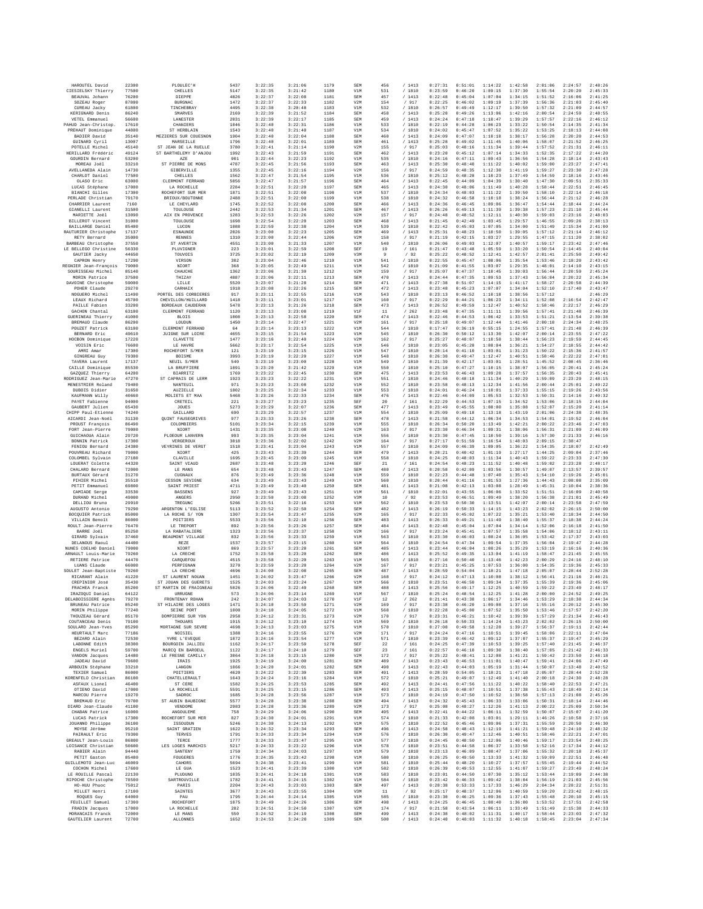| HAROUTEL David | 22300 | PLOULEC'H | 5437 | 3:22:35 | 3:21:06 | 1179 | SEM | 456 | / 1413 | 0:27:31 | 0:51:01 | 1:14:22 | 1:42:58 | 2:01:06 | 2:24:57 | 2:48:26 |
|---|---|---|---|---|---|---|---|---|---|---|---|---|---|---|---|---|
| CIESIELSKY Thierry | 77500 | CHELLES | 5147 | 3:22:35 | 3:21:42 | 1180 | V1M | 531 | / 1810 | 0:23:59 | 0:46:20 | 1:09:15 | 1:37:30 | 1:55:54 | 2:20:20 | 2:45:33 |
| BEAUVAL Johann | 76200 | DIEPPE | 4826 | 3:22:37 | 3:22:08 | 1181 | SEM | 457 | / 1413 | 0:22:48 | 0:45:04 | 1:07:04 | 1:34:15 | 1:51:52 | 2:16:06 | 2:41:25 |
| SOZEAU Roger | 87800 | BURGNAC | 1472 | 3:22:37 | 3:22:33 | 1182 | V2M | 154 | / 917 | 0:22:25 | 0:46:02 | 1:09:19 | 1:37:39 | 1:56:36 | 2:21:03 | 2:45:40 |
| CUREAU Jacky | 61800 | TINCHEBRAY | 4495 | 3:22:38 | 3:20:48 | 1183 | V1M | 532 | / 1810 | 0:26:57 | 0:49:49 | 1:12:17 | 1:39:50 | 1:57:32 | 2:21:09 | 2:44:57 |
| KERIGNARD Denis | 86240 | SMARVES | 2169 | 3:22:39 | 3:21:52 | 1184 | SEM | 458 | / 1413 | 0:25:28 | 0:49:26 | 1:13:06 | 1:42:16 | 2:00:54 | 2:24:59 | 2:48:55 |
| VETEL Emmanuel | 56600 | LANESTER | 2031 | 3:22:39 | 3:22:17 | 1185 | SEM | 459 | / 1413 | 0:24:24 | 0:47:18 | 1:10:47 | 1:39:29 | 1:57:57 | 2:22:16 | 2:46:12 |
| PAHUD Jean-Christop. | 17610 | CHANIERS | 1046 | 3:22:40 | 3:22:31 | 1186 | V1M | 533 | / 1810 | 0:22:19 | 0:44:28 | 1:06:23 | 1:33:22 | 1:50:54 | 2:14:35 | 2:41:34 |
| PREHAUT Dominique | 44800 | ST HERBLAIN | 1543 | 3:22:40 | 3:21:40 | 1187 | V1M | 534 | / 1810 | 0:24:02 | 0:45:47 | 1:07:52 | 1:35:22 | 1:53:25 | 2:18:13 | 2:44:08 |
| BADIER David | 35140 | MEZIERES SUR COUESNON | 1904 | 3:22:40 | 3:22:04 | 1188 | SEM | 460 | / 1413 | 0:24:09 | 0:47:07 | 1:10:18 | 1:38:17 | 1:56:28 | 2:20:20 | 2:44:53 |
| GUINARD Cyril | 13007 | MARSEILLE | 1796 | 3:22:40 | 3:22:01 | 1189 | SEM | 461 | / 1413 | 0:25:28 | 0:49:02 | 1:11:45 | 1:40:06 | 1:58:07 | 2:21:52 | 2:46:25 |
| POTELLE Michel | 45140 | ST JEAN DE LA RUELLE | 3780 | 3:22:41 | 3:21:14 | 1190 | V2M | 155 | / 917 | 0:25:03 | 0:48:16 | 1:11:34 | 1:39:44 | 1:57:52 | 2:21:31 | 2:46:11 |
| HERILLARD Frédéric | 49124 | ST BARTHELEMY D'ANJOU | 1992 | 3:22:43 | 3:21:59 | 1191 | SEM | 462 | / 1413 | 0:23:20 | 0:45:12 | 1:07:14 | 1:34:33 | 1:52:35 | 2:17:22 | 2:44:20 |
| GOURDIN Bernard | 53200 | AZE | 981 | 3:22:44 | 3:22:23 | 1192 | V1M | 535 | / 1810 | 0:24:16 | 0:47:11 | 1:09:43 | 1:36:56 | 1:54:28 | 2:18:14 | 2:43:43 |
| MOREAU Joël | 33210 | ST PIERRE DE MONS | 4787 | 3:22:45 | 3:21:56 | 1193 | SEM | 463 | / 1413 | 0:25:30 | 0:48:40 | 1:11:22 | 1:40:02 | 1:59:00 | 2:23:27 | 2:47:41 |
| AVELLANEDA Alain | 14730 | GIBERVILLE | 1355 | 3:22:45 | 3:22:16 | 1194 | V2M | 156 | / 917 | 0:24:59 | 0:48:35 | 1:12:30 | 1:41:19 | 1:59:27 | 2:23:30 | 2:47:28 |
| CHARLOT Daniel | 77500 | CHELLES | 1562 | 3:22:47 | 3:21:54 | 1195 | V1M | 536 | / 1810 | 0:25:12 | 0:48:28 | 1:10:23 | 1:37:49 | 1:54:59 | 2:18:16 | 2:43:46 |
| OLASO Eric | 63000 | CLERMONT FERRAND | 5056 | 3:22:47 | 3:21:57 | 1196 | SEM | 464 | / 1413 | 0:22:45 | 0:44:09 | 1:04:39 | 1:30:40 | 1:47:30 | 2:09:51 | 2:35:33 |
| LUCAS Stéphane | 17000 | LA ROCHELLE | 2284 | 3:22:51 | 3:22:29 | 1197 | SEM | 465 | / 1413 | 0:24:30 | 0:48:06 | 1:11:49 | 1:40:28 | 1:58:44 | 2:22:51 | 2:46:45 |
| BIANCHI Gilles | 17300 | ROCHEFORT SUR MER | 1071 | 3:22:51 | 3:22:08 | 1198 | V1M | 537 | / 1810 | 0:24:34 | 0:48:03 | 1:11:22 | 1:39:50 | 1:58:10 | 2:22:14 | 2:46:18 |
| PERLADE Christian | 79170 | BRIOUX/BOUTONNE | 2488 | 3:22:51 | 3:22:08 | 1199 | V1M | 538 | / 1810 | 0:24:32 | 0:46:58 | 1:10:18 | 1:38:24 | 1:56:44 | 2:21:12 | 2:46:28 |
| CHARRIER Laurent | 7160 | LE CHEYLARD | 1745 | 3:22:52 | 3:22:08 | 1200 | SEM | 466 | / 1413 | 0:24:36 | 0:46:45 | 1:09:06 | 1:36:47 | 1:54:44 | 2:18:44 | 2:44:24 |
| GIANELLI Laurent | 31500 | TOULOUSE | 2442 | 3:22:53 | 3:21:34 | 1201 | SEM | 467 | / 1413 | 0:26:26 | 0:49:13 | 1:11:39 | 1:39:38 | 1:57:23 | 2:21:10 | 2:45:44 |
| MARIETTE Joël | 13090 | AIX EN PROVENCE | 1283 | 3:22:53 | 3:22:26 | 1202 | V2M | 157 | / 917 | 0:24:48 | 0:48:52 | 1:12:11 | 1:40:30 | 1:59:03 | 2:23:16 | 2:48:03 |
| BILLEROT Vincent | 31000 | TOULOUSE | 1698 | 3:22:54 | 3:22:29 | 1203 | SEM | 468 | / 1413 | 0:21:45 | 0:42:49 | 1:03:45 | 1:29:57 | 1:46:55 | 2:09:26 | 2:38:13 |
| BAILLARGE Daniel | 85400 | LUCON | 1088 | 3:22:59 | 3:22:38 | 1204 | V1M | 539 | / 1810 | 0:22:42 | 0:45:03 | 1:07:05 | 1:34:00 | 1:51:49 | 2:15:34 | 2:41:00 |
| RAUTURIER Christophe | 17137 | ESNAUNDE | 2026 | 3:23:00 | 3:22:23 | 1205 | SEM | 469 | / 1413 | 0:25:31 | 0:48:23 | 1:10:50 | 1:39:05 | 1:57:12 | 2:21:14 | 2:46:12 |
| RETY Bernard | 35000 | RENNES | 1310 | 3:23:00 | 3:22:44 | 1206 | V2M | 158 | / 917 | 0:21:19 | 0:42:15 | 1:03:27 | 1:29:55 | 1:47:15 | 2:11:20 | 2:38:02 |
| BARBEAU Christophe | 37550 | ST AVERTIN | 4551 | 3:23:00 | 3:21:33 | 1207 | V1M | 540 | / 1810 | 0:26:06 | 0:49:03 | 1:12:07 | 1:40:57 | 1:59:17 | 2:23:42 | 2:47:46 |
| LE BELLEGO Christine | 56330 | PLUVIGNER | 223 | 3:23:01 | 3:22:59 | 1208 | SEF | 19 | / 161 | 0:21:47 | 0:43:48 | 1:05:59 | 1:33:20 | 1:50:54 | 2:14:45 | 2:40:04 |
| GAUTIER Jacky | 44650 | TOUVOIS | 3725 | 3:23:02 | 3:22:19 | 1209 | V3M | 9 | / 92 | 0:25:22 | 0:48:52 | 1:12:41 | 1:42:57 | 2:01:41 | 2:25:50 | 2:49:42 |
| CAPRON Henry | 17290 | VIRSON | 302 | 3:23:04 | 3:22:46 | 1210 | V1M | 541 | / 1810 | 0:22:55 | 0:45:47 | 1:08:06 | 1:35:54 | 1:53:46 | 2:18:20 | 2:43:42 |
| REGNIER Jean-François | 79000 | NIORT | 368 | 3:23:05 | 3:22:49 | 1211 | V1M | 542 | / 1810 | 0:21:09 | 0:41:55 | 1:03:07 | 1:29:35 | 1:48:01 | 2:14:10 | 2:43:15 |
| SOURISSEAU Michel | 85140 | CHAUCHE | 1362 | 3:23:06 | 3:21:30 | 1212 | V2M | 159 | / 917 | 0:25:07 | 0:47:37 | 1:10:45 | 1:39:03 | 1:56:44 | 2:20:59 | 2:45:24 |
| MORIN Patrice | 37500 | THIZAY | 4887 | 3:23:06 | 3:22:11 | 1213 | SEM | 470 | / 1413 | 0:24:44 | 0:47:35 | 1:09:53 | 1:37:43 | 1:56:04 | 2:20:22 | 2:45:34 |
| DAVOINE Christophe | 59000 | LILLE | 5520 | 3:23:07 | 3:21:28 | 1214 | SEM | 471 | / 1413 | 0:27:38 | 0:51:07 | 1:14:15 | 1:41:17 | 1:58:27 | 2:20:58 | 2:44:39 |
| POHER Claude | 29270 | CARHAIX | 1918 | 3:23:08 | 3:22:26 | 1215 | SEM | 472 | / 1413 | 0:23:48 | 0:45:23 | 1:07:07 | 1:34:04 | 1:52:10 | 2:17:40 | 2:43:47 |
| NOGUERO Michel | 11490 | PORTEL DES CORBIERES | 917 | 3:23:11 | 3:22:55 | 1216 | V1M | 543 | / 1810 | 0:23:13 | 0:46:52 | 1:10:18 | 1:38:56 | 1:57:12 | | 2:46:29 |
| LEAUX Richard | 45700 | CHEVILLON/HUILLARD | 1418 | 3:23:11 | 3:23:01 | 1217 | V2M | 160 | / 917 | 0:22:29 | 0:44:21 | 1:06:23 | 1:34:11 | 1:52:08 | 2:16:54 | 2:42:47 |
| PAILLE Fabien | 33200 | BORDEAUX CAUDERAN | 5478 | 3:23:13 | 3:21:26 | 1218 | SEM | 473 | / 1413 | 0:26:52 | 0:49:59 | 1:12:47 | 1:40:52 | 1:58:46 | 2:22:17 | 2:46:29 |
| GACHON Chantal | 63100 | CLERMONT FERRAND | 1120 | 3:23:13 | 3:23:08 | 1219 | V1F | 11 | / 262 | 0:23:48 | 0:47:35 | 1:11:11 | 1:39:56 | 1:57:41 | 2:21:48 | 2:46:39 |
| GUERINEAU Thierry | 41000 | BLOIS | 1008 | 3:23:13 | 3:22:58 | 1220 | SEM | 474 | / 1413 | 0:22:46 | 0:44:53 | 1:06:42 | 1:33:53 | 1:51:21 | 2:13:54 | 2:39:38 |
| BREMAUD Claude | 86200 | LOUDUN | 1450 | 3:23:14 | 3:22:47 | 1221 | V2M | 161 | / 917 | 0:25:18 | 0:49:07 | 1:12:44 | 1:41:46 | 2:00:18 | 2:24:34 | 2:48:25 |
| POUZET Patrick | 63100 | CLERMONT FERRAND | 64 | 3:23:14 | 3:23:13 | 1222 | V1M | 544 | / 1810 | 0:17:47 | 0:36:19 | 0:55:15 | 1:24:55 | 1:57:41 | 2:21:48 | 2:46:39 |
| BERNARD Eric | 49610 | JUIGNE SUR LOIRE | 4655 | 3:23:15 | 3:21:54 | 1223 | V1M | 545 | / 1810 | 0:26:38 | 0:50:12 | 1:13:30 | 1:42:07 | 2:00:14 | 2:23:55 | 2:47:22 |
| HOCBON Dominique | 17220 | CLAVETTE | 1477 | 3:23:16 | 3:22:40 | 1224 | V2M | 162 | / 917 | 0:25:27 | 0:48:07 | 1:10:58 | 1:38:44 | 1:56:23 | 2:19:59 | 2:44:45 |
| VOISIN Eric | 76600 | LE HAVRE | 5662 | 3:23:17 | 3:22:54 | 1225 | V1M | 546 | / 1810 | 0:23:05 | 0:45:28 | 1:08:04 | 1:36:21 | 1:54:27 | 2:18:55 | 2:44:42 |
| AMRI Amar | 17300 | ROCHEFORT S/MER | 121 | 3:23:19 | 3:23:15 | 1226 | V1M | 547 | / 1810 | 0:20:14 | 0:41:10 | 1:03:01 | 1:31:23 | 1:50:22 | 2:15:36 | 2:41:57 |
| GINGREAU Guy | 79300 | BOISME | 3993 | 3:23:19 | 3:22:20 | 1227 | V1M | 548 | / 1810 | 0:26:30 | 0:49:47 | 1:12:47 | 1:40:51 | 1:58:46 | 2:22:22 | 2:47:01 |
| TAVERA Laurent | 17137 | NEUIL S/MER | 540 | 3:23:19 | 3:23:00 | 1228 | V1M | 549 | / 1810 | 0:21:39 | 0:42:17 | 1:03:01 | 1:28:51 | 1:45:52 | 2:08:45 | 2:36:46 |
| CAILLE Dominique | 85530 | LA BRUFFIERE | 1091 | 3:23:20 | 3:21:42 | 1229 | V1M | 550 | / 1810 | 0:25:10 | 0:47:27 | 1:10:15 | 1:38:07 | 1:56:05 | 2:20:41 | 2:45:24 |
| GAZQUEZ Thierry | 64200 | BIARRITZ | 1769 | 3:23:22 | 3:22:45 | 1230 | SEM | 475 | / 1413 | 0:23:53 | 0:46:43 | 1:09:28 | 1:37:57 | 1:56:35 | 2:20:43 | 2:45:41 |
| RODRIGUEZ Jean-Marie | 47270 | ST CAPRAIS DE LERM | 1923 | 3:23:23 | 3:22:22 | 1231 | V1M | 551 | / 1810 | 0:24:46 | 0:48:18 | 1:11:34 | 1:40:29 | 1:59:09 | 2:23:29 | 2:48:15 |
| MENESTRIER Roland | 79400 | NANTEUIL | 971 | 3:23:23 | 3:23:08 | 1232 | V1M | 552 | / 1810 | 0:23:58 | 0:48:13 | 1:12:34 | 1:41:56 | 2:00:44 | 2:25:01 | 2:49:22 |
| DUBOIS Didier | 31650 | AUZIELLE | 1802 | 3:23:25 | 3:22:54 | 1233 | V1M | 553 | / 1810 | 0:24:01 | 0:46:24 | 1:10:01 | 1:37:33 | 1:55:15 | 2:19:26 | 2:43:56 |
| KAUFMANN Willy | 40660 | MOLIETS ET MAA | 5468 | 3:23:26 | 3:22:33 | 1234 | SEM | 476 | / 1413 | 0:22:46 | 0:44:09 | 1:05:53 | 1:32:53 | 1:50:31 | 2:14:16 | 2:40:32 |
| PAYET Fabienne | 94000 | CRETEIL | 221 | 3:23:27 | 3:23:23 | 1235 | SEF | 20 | / 161 | 0:22:29 | 0:44:53 | 1:07:15 | 1:34:52 | 1:53:06 | 2:18:15 | 2:44:04 |
| GAUBERT Julien | 65430 | JOUES | 5273 | 3:23:29 | 3:22:07 | 1236 | SEM | 477 | / 1413 | 0:23:49 | 0:45:55 | 1:08:00 | 1:35:08 | 1:52:07 | 2:15:20 | 2:41:14 |
| CHIPP Paul-Etienne | 74240 | GAILLARD | 690 | 3:23:29 | 3:22:57 | 1237 | V1M | 554 | / 1810 | 0:25:09 | 0:49:18 | 1:13:18 | 1:43:19 | 2:01:06 | 2:24:38 | 2:48:35 |
| AICARDI Jean-Noël | 31130 | QUINT FAUSEGRIVES | 977 | 3:23:33 | 3:23:26 | 1238 | SEM | 478 | / 1413 | 0:21:58 | 0:44:12 | 1:06:34 | 1:34:53 | 1:54:01 | 2:19:52 | 2:46:04 |
| PROUST François | 86490 | COLOMBIERS | 5101 | 3:23:34 | 3:22:15 | 1239 | V1M | 555 | / 1810 | 0:26:34 | 0:50:20 | 1:13:49 | 1:42:21 | 2:00:22 | 2:23:46 | 2:47:03 |
| FORT Jean-Pierre | 79000 | NIORT | 1431 | 3:23:35 | 3:23:08 | 1240 | V2M | 163 | / 917 | 0:23:30 | 0:46:34 | 1:09:31 | 1:38:06 | 1:56:31 | 2:21:09 | 2:46:09 |
| GUICHAOUA Alain | 29720 | PLOEOUR LANVERN | 993 | 3:23:35 | 3:23:04 | 1241 | V1M | 556 | / 1810 | 0:23:30 | 0:47:45 | 1:10:50 | 1:39:16 | 1:57:30 | 2:21:33 | 2:46:16 |
| BONNIN Patrick | 17380 | VERGEROUX | 3018 | 3:23:36 | 3:22:02 | 1242 | V2M | 164 | / 917 | 0:27:17 | 0:51:59 | 1:16:54 | 1:48:03 | 2:09:15 | 2:38:47 | |
| FENIOU Bernard | 24380 | VEYRINES DE VERGT | 1518 | 3:23:41 | 3:23:04 | 1243 | V1M | 557 | / 1810 | 0:24:09 | 0:46:39 | 1:09:05 | 1:36:22 | 1:54:35 | 2:18:07 | 2:42:49 |
| POUVREAU Richard | 79000 | NIORT | 425 | 3:23:43 | 3:23:39 | 1244 | SEM | 479 | / 1413 | 0:20:21 | 0:40:42 | 1:01:19 | 1:27:17 | 1:44:25 | 2:09:04 | 2:37:46 |
| COLOMBEL Sylvain | 27180 | CLAVILLE | 1695 | 3:23:45 | 3:23:09 | 1245 | V1M | 558 | / 1810 | 0:24:25 | 0:48:03 | 1:11:34 | 1:40:43 | 1:59:22 | 2:23:33 | 2:47:30 |
| LOUERAT Colette | 44320 | SAINT VIAUD | 2687 | 3:23:48 | 3:23:20 | 1246 | SEF | 21 | / 161 | 0:24:54 | 0:48:23 | 1:11:52 | 1:40:48 | 1:59:02 | 2:23:28 | 2:48:17 |
| CHALARD Bernard | 72000 | LE MANS | 654 | 3:23:48 | 3:23:43 | 1247 | SEM | 480 | / 1413 | 0:20:58 | 0:42:09 | 1:03:56 | 1:30:57 | 1:49:07 | 2:13:57 | 2:39:57 |
| BURTAUX Gérard | 31270 | CUGNAUX | 876 | 3:23:49 | 3:23:36 | 1248 | V1M | 559 | / 1810 | 0:22:23 | 0:44:48 | 1:07:40 | 1:35:43 | 1:54:10 | 2:19:26 | 2:45:01 |
| PIHIER Michel | 35510 | CESSON SEVIGNE | 634 | 3:23:49 | 3:23:43 | 1249 | V1M | 560 | / 1810 | 0:20:44 | 0:41:16 | 1:01:53 | 1:27:36 | 1:44:43 | 2:08:08 | 2:35:09 |
| PETIT Emmanuel | 69800 | SAINT PRIEST | 4711 | 3:23:49 | 3:23:40 | 1250 | SEM | 481 | / 1413 | 0:21:08 | 0:42:13 | 1:03:08 | 1:28:49 | 1:45:31 | 2:10:04 | 2:38:36 |
| CAMIADE Serge | 33530 | BASSENS | 927 | 3:23:49 | 3:23:43 | 1251 | V1M | 561 | / 1810 | 0:22:01 | 0:43:55 | 1:06:06 | 1:33:52 | 1:51:51 | 2:16:09 | 2:40:58 |
| DURAND Michel | 49000 | ANGERS | 2950 | 3:23:50 | 3:23:08 | 1252 | V3M | 10 | / 92 | 0:23:53 | 0:46:51 | 1:09:49 | 1:38:20 | 1:56:38 | 2:21:01 | 2:45:49 |
| DELLIOU Bruno | 29910 | TREGUNC | 5266 | 3:23:51 | 3:22:16 | 1253 | V1M | 562 | / 1810 | 0:23:53 | 0:50:30 | 1:13:51 | 1:42:07 | 2:00:14 | 2:23:58 | 2:47:59 |
| AUGUSTO Antonio | 79290 | ARGENTON L'EGLISE | 5113 | 3:23:52 | 3:22:53 | 1254 | SEM | 482 | / 1413 | 0:26:19 | 0:50:33 | 1:14:15 | 1:43:23 | 2:02:02 | 2:26:15 | 2:50:00 |
| BOCQUIER Patrick | 85000 | LA ROCHE S/ YON | 1307 | 3:23:54 | 3:23:47 | 1255 | V2M | 165 | / 917 | 0:22:33 | 0:45:02 | 1:07:22 | 1:35:21 | 1:53:40 | 2:18:34 | 2:44:50 |
| VILLAIN Benoît | 86000 | POITIERS | 5533 | 3:23:56 | 3:22:10 | 1256 | SEM | 483 | / 1413 | 0:26:33 | 0:49:21 | 1:11:49 | 1:38:40 | 1:55:37 | 2:18:38 | 2:44:24 |
| ROULT Jean-Pierre | 76470 | LE TREPORT | 892 | 3:23:56 | 3:23:26 | 1257 | SEM | 484 | / 1413 | 0:22:48 | 0:45:04 | 1:07:04 | 1:34:14 | 1:52:06 | 2:16:18 | 2:41:50 |
| BARRE Joël | 85250 | LA RABATALIERE | 1323 | 3:23:56 | 3:23:37 | 1258 | V2M | 166 | / 917 | 0:23:24 | 0:45:41 | 1:07:57 | 1:35:58 | 1:54:06 | 2:18:12 | 2:43:11 |
| GIRARD Sylvain | 37460 | BEAUMONT VILLAGE | 832 | 3:23:56 | 3:23:33 | 1259 | V1M | 563 | / 1810 | 0:23:36 | 0:46:03 | 1:08:24 | 1:36:05 | 1:53:42 | 2:17:37 | 2:43:03 |
| DELANOUS Raoul | 44400 | REZE | 1537 | 3:23:57 | 3:23:15 | 1260 | V1M | 564 | / 1810 | 0:24:54 | 0:47:34 | 1:09:54 | 1:37:35 | 1:56:04 | 2:19:47 | 2:44:28 |
| NUNES COELHO Daniel | 79000 | NIORT | 869 | 3:23:57 | 3:23:28 | 1261 | SEM | 485 | / 1413 | 0:23:44 | 0:46:04 | 1:08:26 | 1:35:29 | 1:53:19 | 2:16:16 | 2:40:36 |
| ARNAULT Louis-Marie | 79260 | LA CRECHE | 1752 | 3:23:58 | 3:23:20 | 1262 | SEM | 486 | / 1413 | 0:25:52 | 0:49:35 | 1:13:04 | 1:41:19 | 1:58:47 | 2:21:45 | 2:45:55 |
| RETIERE Patrice | 44470 | CARQUEFOU | 4515 | 3:23:58 | 3:22:20 | 1263 | V1M | 565 | / 1810 | 0:27:16 | 0:50:40 | 1:13:46 | 1:42:23 | 2:00:29 | 2:24:16 | 2:48:10 |
| LUANS Claude | 66000 | PERPIGNAN | 3270 | 3:23:59 | 3:23:20 | 1264 | V2M | 167 | / 917 | 0:23:21 | 0:45:25 | 1:07:53 | 1:36:00 | 1:54:35 | 2:19:36 | 2:45:33 |
| SOULET Jean-Baptiste | 79260 | LA CRECHE | 4696 | 3:24:00 | 3:22:08 | 1265 | SEM | 487 | / 1413 | 0:28:59 | 0:54:04 | 1:18:21 | 1:47:18 | 2:05:07 | 2:28:44 | 2:52:28 |
| RICARANT Alain | 41220 | ST LAURENT NOUAN | 1451 | 3:24:02 | 3:23:47 | 1266 | V2M | 168 | / 917 | 0:24:12 | 0:47:13 | 1:10:08 | 1:38:12 | 1:56:41 | 2:21:16 | 2:46:21 |
| CREPINIOR José | 35430 | ST JOUAN DES GUERETS | 1525 | 3:24:03 | 3:23:24 | 1267 | V1M | 566 | / 1810 | 0:23:51 | 0:46:50 | 1:09:34 | 1:37:35 | 1:55:39 | 2:19:36 | 2:45:06 |
| FRACHEA Franck | 85200 | ST MARTIN DE FRAIGNEAU | 5026 | 3:24:06 | 3:22:49 | 1268 | SEM | 488 | / 1413 | 0:25:56 | 0:49:17 | 1:12:25 | 1:40:59 | 1:59:22 | 2:23:49 | 2:48:17 |
| IRAZOQUI Daniel | 64122 | URRUGNE | 573 | 3:24:06 | 3:23:14 | 1269 | V1M | 567 | / 1810 | 0:25:24 | 0:48:54 | 1:12:25 | 1:41:28 | 2:00:00 | 2:24:52 | 2:49:25 |
| DELABOISSIERE Agnès | 79270 | FRONTENAY ROHAN | 242 | 3:24:07 | 3:24:03 | 1270 | V1F | 12 | / 262 | 0:21:41 | 0:43:38 | 1:06:17 | 1:34:46 | 1:53:29 | 2:18:38 | 2:44:34 |
| BRUNEAU Patrice | 85240 | ST HILAIRE DES LOGES | 1471 | 3:24:10 | 3:23:59 | 1271 | V2M | 169 | / 917 | 0:23:38 | 0:46:20 | 1:09:08 | 1:37:16 | 1:55:16 | 2:20:12 | 2:45:30 |
| MORIN Philippe | 77240 | SEINE PORT | 1008 | 3:24:10 | 3:24:05 | 1272 | V1M | 568 | / 1810 | 0:22:28 | 0:45:00 | 1:07:52 | 1:35:50 | 1:53:46 | 2:17:57 | 2:42:20 |
| THOUZEAU Gérard | 85170 | DOMPIERRE SUR YON | 2958 | 3:24:12 | 3:23:31 | 1273 | V2M | 170 | / 917 | 0:23:31 | 0:46:21 | 1:10:42 | 1:39:39 | 1:57:29 | 2:21:34 | 2:46:43 |
| COUTANCEAU Denis | 79100 | THOUARS | 1915 | 3:24:12 | 3:23:10 | 1274 | V1M | 569 | / 1810 | 0:26:18 | 0:50:33 | 1:14:24 | 1:43:23 | 2:02:02 | 2:26:15 | 2:50:00 |
| SOULARD Jean-Yves | 85290 | MORTAGNE SUR SEVRE | 4698 | 3:24:13 | 3:23:03 | 1275 | V1M | 570 | / 1810 | 0:27:00 | 0:49:58 | 1:12:28 | 1:39:27 | 1:56:37 | 2:19:11 | 2:42:44 |
| HEURTAULT Marc | 77186 | NOISIEL | 1388 | 3:24:16 | 3:23:55 | 1276 | V2M | 171 | / 917 | 0:24:24 | 0:47:16 | 1:10:51 | 1:39:45 | 1:58:06 | 2:22:11 | 2:47:04 |
| BEZARD Alain | 72530 | YVRE L'EVEQUE | 1072 | 3:24:16 | 3:23:54 | 1277 | V1M | 571 | / 1810 | 0:23:39 | 0:46:42 | 1:09:12 | 1:37:07 | 1:55:37 | 2:19:47 | 2:45:29 |
| LABONNE Edith | 38300 | BOURGOIN JALLIEU | 1162 | 3:24:17 | 3:23:59 | 1278 | SEF | 22 | / 161 | 0:24:25 | 0:47:39 | 1:10:53 | 1:39:25 | 1:57:40 | 2:21:45 | 2:46:37 |
| ENGELS Muriel | 59700 | MARCQ EN BAROEUL | 1122 | 3:24:17 | 3:24:10 | 1279 | SEF | 23 | / 161 | 0:22:57 | 0:46:10 | 1:09:30 | 1:38:40 | 1:57:05 | 2:21:42 | 2:46:33 |
| VANDON Jacques | 14480 | LE FRESNE CAMILLY | 3064 | 3:24:18 | 3:23:15 | 1280 | V2M | 172 | / 917 | 0:25:22 | 0:48:41 | 1:12:08 | 1:41:21 | 1:59:42 | 2:23:50 | 2:48:18 |
| JADEAU David | 79600 | IRAIS | 1925 | 3:24:19 | 3:24:00 | 1281 | SEM | 489 | / 1413 | 0:23:43 | 0:46:53 | 1:11:01 | 1:40:47 | 1:59:41 | 2:24:06 | 2:47:49 |
| ARBOUIN Stéphane | 33210 | LANGON | 1066 | 3:24:20 | 3:24:01 | 1282 | SEM | 490 | / 1413 | 0:22:43 | 0:44:03 | 1:05:19 | 1:31:44 | 1:50:07 | 2:13:48 | 2:40:52 |
| TEXIER Samuel | 86000 | POITIERS | 4620 | 3:24:22 | 3:22:30 | 1283 | SEM | 491 | / 1413 | 0:28:59 | 0:54:05 | 1:18:21 | 1:47:18 | 2:05:07 | 2:28:44 | 2:52:28 |
| KORENFELD Christian | 86100 | CHATELLERAULT | 1643 | 3:24:24 | 3:23:16 | 1284 | V1M | 572 | / 1810 | 0:25:21 | 0:49:07 | 1:12:49 | 1:41:40 | 2:00:18 | 2:24:30 | 2:48:28 |
| ASFAUX Lionel | 46400 | ST CERE | 1582 | 3:24:25 | 3:23:53 | 1285 | SEM | 492 | / 1413 | 0:24:41 | 0:47:56 | 1:11:22 | 1:40:22 | 1:58:40 | 2:22:53 | 2:47:21 |
| OTIENO David | 17000 | LA ROCHELLE | 5591 | 3:24:25 | 3:23:15 | 1286 | SEM | 493 | / 1413 | 0:25:19 | 0:48:07 | 1:10:51 | 1:37:38 | 1:55:43 | 2:18:49 | 2:42:14 |
| MARCOU Pierre | 19270 | SADROC | 1685 | 3:24:28 | 3:23:56 | 1287 | V1M | 573 | / 1810 | 0:24:19 | 0:47:50 | 1:10:52 | 1:38:58 | 1:57:13 | 2:21:08 | 2:45:26 |
| BREMAUD Eric | 79700 | ST AUBIN BAUBIGNE | 5577 | 3:24:28 | 3:23:38 | 1288 | SEM | 494 | / 1413 | 0:24:32 | 0:45:43 | 1:06:33 | 1:33:06 | 1:50:31 | 2:18:14 | 2:44:46 |
| DIARD Jean-Claude | 41100 | VENDOME | 2983 | 3:24:28 | 3:23:36 | 1289 | V2M | 173 | / 917 | 0:25:08 | 0:48:27 | 1:12:26 | 1:41:13 | 2:00:22 | 2:25:09 | 2:50:34 |
| CHABAN Patrice | 16000 | ANGOULEME | 758 | 3:24:29 | 3:24:06 | 1290 | SEM | 495 | / 1413 | 0:22:41 | 0:44:22 | 1:06:11 | 1:32:59 | 1:50:07 | 2:15:07 | 2:41:20 |
| LUCAS Patrick | 17300 | ROCHEFORT SUR MER | 827 | 3:24:30 | 3:24:01 | 1291 | V1M | 574 | / 1810 | 0:21:33 | 0:42:08 | 1:03:01 | 1:29:11 | 1:46:26 | 2:10:58 | 2:37:16 |
| JOUANNO Philippe | 36100 | ISSOUDUN | 5246 | 3:24:30 | 3:24:13 | 1292 | V1M | 575 | / 1810 | 0:22:52 | 0:45:46 | 1:09:06 | 1:37:31 | 1:55:59 | 2:20:50 | 2:46:30 |
| MOYSE Jérôme | 95210 | SAINT GRATIEN | 1622 | 3:24:32 | 3:23:34 | 1293 | SEM | 496 | / 1413 | 0:24:58 | 0:48:43 | 1:12:19 | 1:41:21 | 1:59:48 | 2:24:10 | 2:48:32 |
| PAIRAULT Eric | 79300 | TERVES | 1791 | 3:24:33 | 3:23:34 | 1294 | V1M | 576 | / 1810 | 0:26:30 | 0:49:47 | 1:12:46 | 1:40:51 | 1:58:46 | 2:22:21 | 2:47:01 |
| GREAULT Jean-Louis | 86800 | TERCE | 1777 | 3:24:33 | 3:23:47 | 1295 | V1M | 577 | / 1810 | 0:24:45 | 0:48:50 | 1:12:06 | 1:40:46 | 1:59:17 | 2:23:54 | 2:48:25 |
| LOISANCE Christian | 50600 | LES LOGES MARCHIS | 5217 | 3:24:33 | 3:23:22 | 1296 | V1M | 578 | / 1810 | 0:23:51 | 0:44:58 | 1:06:37 | 1:33:58 | 1:52:16 | 2:17:34 | 2:44:12 |
| RABIER Alain | 94440 | SANTENY | 1759 | 3:24:34 | 3:24:03 | 1297 | V1M | 579 | / 1810 | 0:23:13 | 0:46:09 | 1:08:47 | 1:37:06 | 1:55:32 | 2:20:18 | 2:45:37 |
| PETIT Gaston | 85480 | FOUGERES | 1776 | 3:24:35 | 3:23:42 | 1298 | V1M | 580 | / 1810 | 0:26:25 | 0:49:50 | 1:13:33 | 1:41:32 | 1:59:09 | 2:22:51 | 2:46:48 |
| GUILLEMOTO Jean-Luc | 46089 | CAHORS | 5694 | 3:24:38 | 3:23:41 | 1299 | V1M | 581 | / 1810 | 0:25:44 | 0:48:20 | 1:10:27 | 1:37:57 | 1:55:45 | 2:19:44 | 2:44:52 |
| COCHON Michel | 17680 | LE GUA | 1523 | 3:24:41 | 3:23:39 | 1300 | V1M | 582 | / 1810 | 0:26:39 | 0:49:53 | 1:12:55 | 1:41:07 | 1:59:27 | 2:23:49 | 2:48:24 |
| LE ROUILLE Pascal | 22130 | PLUDUNO | 1035 | 3:24:41 | 3:24:18 | 1301 | V1M | 583 | / 1810 | 0:23:01 | 0:44:50 | 1:07:30 | 1:35:12 | 1:53:44 | 2:19:09 | 2:44:38 |
| RIPOCHE Christophe | 78580 | SARTROUVILLE | 1782 | 3:24:41 | 3:24:15 | 1302 | V1M | 584 | / 1810 | 0:23:42 | 0:46:33 | 1:09:42 | 1:38:04 | 1:56:19 | 2:21:03 | 2:45:56 |
| HO-HUU Phuoc | 75012 | PARIS | 2204 | 3:24:43 | 3:23:03 | 1303 | SEM | 497 | / 1413 | 0:28:38 | 0:53:33 | 1:17:33 | 1:46:29 | 2:04:34 | 2:28:22 | 2:51:31 |
| MILLET Henri | 17100 | SAINTES | 3677 | 3:24:43 | 3:23:55 | 1304 | V3M | 11 | / 92 | 0:25:17 | 0:48:37 | 1:12:06 | 1:40:59 | 1:59:20 | 2:23:42 | 2:48:15 |
| ROQUES Guy | 64000 | PAU | 1795 | 3:24:44 | 3:24:14 | 1305 | V1M | 585 | / 1810 | 0:23:30 | 0:46:25 | 1:09:36 | 1:37:43 | 1:55:48 | 2:20:10 | 2:45:15 |
| FEUILLET Samuel | 17300 | ROCHEFORT | 1075 | 3:24:49 | 3:24:26 | 1306 | SEM | 498 | / 1413 | 0:24:25 | 0:46:45 | 1:08:40 | 1:36:00 | 1:53:52 | 2:17:51 | 2:42:58 |
| FRADIN Jacques | 17000 | LA ROCHELLE | 282 | 3:24:51 | 3:24:50 | 1307 | V2M | 174 | / 917 | 0:21:58 | 0:43:54 | 1:06:11 | 1:33:49 | 1:51:49 | 2:15:38 | 2:44:33 |
| MORANCAIS Franck | 72000 | LE MANS | 550 | 3:24:52 | 3:24:19 | 1308 | SEM | 499 | / 1413 | 0:24:38 | 0:48:02 | 1:11:31 | 1:40:17 | 1:58:44 | 2:23:03 | 2:47:32 |
| GAUTELIER Laurent | 72700 | ALLONNES | 1652 | 3:24:53 | 3:24:20 | 1309 | SEM | 500 | / 1413 | 0:24:40 | 0:48:03 | 1:11:32 | 1:40:18 | 1:58:45 | 2:23:04 | 2:47:34 |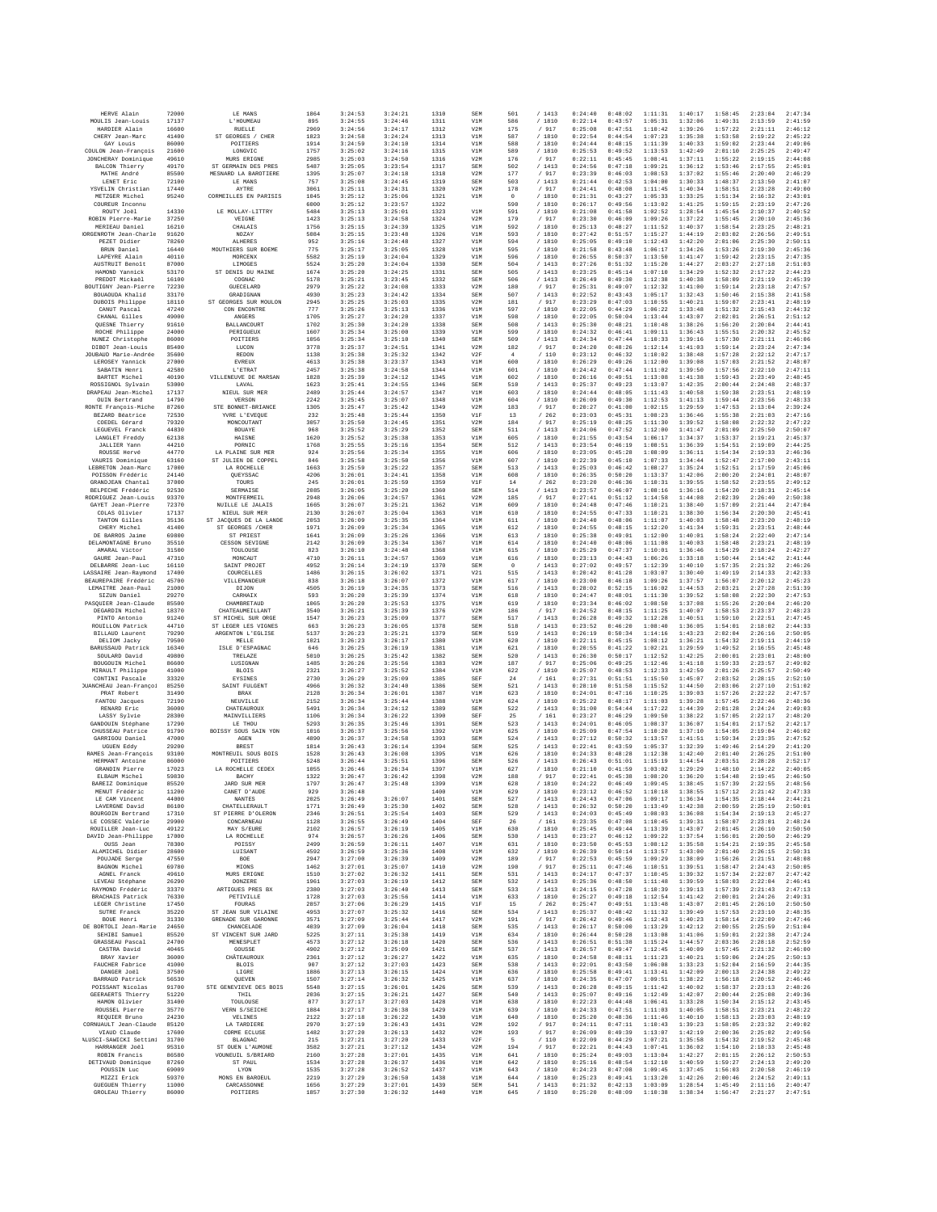| | | | | | | | | | | | | | | | | |
|---|---|---|---|---|---|---|---|---|---|---|---|---|---|---|---|---|
| HERVE Alain | 72000 | LE MANS | 1864 | 3:24:53 | 3:24:21 | 1310 | SEM | 501 | / 1413 | 0:24:40 | 0:48:02 | 1:11:31 | 1:40:17 | 1:58:45 | 2:23:04 | 2:47:34 |
| MOULIS Jean-Louis | 17137 | L'HOUMEAU | 895 | 3:24:55 | 3:24:46 | 1311 | V1M | 586 | / 1810 | 0:22:14 | 0:43:57 | 1:05:31 | 1:32:06 | 1:49:31 | 2:13:59 | 2:41:59 |
| HARDIER Alain | 16600 | RUELLE | 2969 | 3:24:56 | 3:24:17 | 1312 | V2M | 175 | / 917 | 0:25:08 | 0:47:51 | 1:10:42 | 1:39:26 | 1:57:22 | 2:21:11 | 2:46:12 |
| CHERY Jean-Marc | 41400 | ST GEORGES / CHER | 1823 | 3:24:58 | 3:24:24 | 1313 | V1M | 587 | / 1810 | 0:22:54 | 0:44:54 | 1:07:23 | 1:35:38 | 1:53:58 | 2:19:22 | 2:45:22 |
| GAY Louis | 86000 | POITIERS | 1914 | 3:24:59 | 3:24:10 | 1314 | V1M | 588 | / 1810 | 0:24:44 | 0:48:15 | 1:11:39 | 1:40:33 | 1:59:02 | 2:23:44 | 2:49:06 |
| COULON Jean-François | 21600 | LONGVIC | 1757 | 3:25:02 | 3:24:16 | 1315 | V1M | 589 | / 1810 | 0:25:53 | 0:49:52 | 1:13:53 | 1:42:49 | 2:01:10 | 2:25:25 | 2:49:47 |
| JONCHERAY Dominique | 49610 | MURS ERIGNE | 2985 | 3:25:03 | 3:24:59 | 1316 | V2M | 176 | / 917 | 0:22:11 | 0:45:45 | 1:08:41 | 1:37:11 | 1:55:22 | 2:19:15 | 2:44:08 |
| BALCON Thierry | 49170 | ST GERMAIN DES PRES | 5487 | 3:25:05 | 3:23:54 | 1317 | SEM | 502 | / 1413 | 0:24:56 | 0:47:18 | 1:09:21 | 1:36:12 | 1:53:46 | 2:17:55 | 2:45:01 |
| MATHE André | 85500 | MESNARD LA BAROTIERE | 1395 | 3:25:07 | 3:24:18 | 1318 | V2M | 177 | / 917 | 0:23:39 | 0:46:03 | 1:08:53 | 1:37:02 | 1:55:46 | 2:20:40 | 2:46:29 |
| LENET Eric | 72100 | LE MANS | 757 | 3:25:08 | 3:24:45 | 1319 | SEM | 503 | / 1413 | 0:21:44 | 0:42:53 | 1:04:00 | 1:30:33 | 1:48:37 | 2:13:50 | 2:41:07 |
| YSVELIN Christian | 17440 | AYTRE | 3061 | 3:25:11 | 3:24:31 | 1320 | V2M | 178 | / 917 | 0:24:41 | 0:48:08 | 1:11:45 | 1:40:34 | 1:58:51 | 2:23:28 | 2:49:00 |
| METZGER Michel | 95240 | CORMEILLES EN PARISIS | 1045 | 3:25:12 | 3:25:06 | 1321 | V1M | 0 | / 1810 | 0:21:31 | 0:43:27 | 1:05:33 | 1:33:25 | 1:51:34 | 2:16:32 | 2:43:01 |
| COUREUR Inconnu | | | 6000 | 3:25:12 | 3:23:57 | 1322 | | 590 | / 1810 | 0:26:17 | 0:49:56 | 1:13:02 | 1:41:25 | 1:59:15 | 2:23:19 | 2:47:26 |
| ROUTY Joël | 14330 | LE MOLLAY-LITTRY | 5484 | 3:25:13 | 3:25:01 | 1323 | V1M | 591 | / 1810 | 0:21:08 | 0:41:58 | 1:02:52 | 1:28:54 | 1:45:54 | 2:10:37 | 2:40:52 |
| ROBIN Pierre-Marie | 37250 | VEIGNE | 1423 | 3:25:13 | 3:24:58 | 1324 | V2M | 179 | / 917 | 0:23:30 | 0:46:09 | 1:09:26 | 1:37:22 | 1:55:45 | 2:20:10 | 2:45:36 |
| MERIEAU Daniel | 16210 | CHALAIS | 1756 | 3:25:15 | 3:24:39 | 1325 | V1M | 592 | / 1810 | 0:25:13 | 0:48:27 | 1:11:52 | 1:40:37 | 1:58:54 | 2:23:25 | 2:48:21 |
| ORGENROTH Jean-Charle | 91620 | NOZAY | 5084 | 3:25:15 | 3:23:48 | 1326 | V1M | 593 | / 1810 | 0:27:42 | 0:51:57 | 1:15:27 | 1:44:19 | 2:03:02 | 2:26:56 | 2:49:51 |
| PEZET Didier | 78260 | ALHERES | 952 | 3:25:16 | 3:24:48 | 1327 | V1M | 594 | / 1810 | 0:25:05 | 0:49:10 | 1:12:43 | 1:42:20 | 2:01:06 | 2:25:30 | 2:50:11 |
| BRUN Daniel | 16440 | MOUTHIERS SUR BOEME | 775 | 3:25:17 | 3:25:05 | 1328 | V1M | 595 | / 1810 | 0:21:58 | 0:43:48 | 1:06:17 | 1:34:26 | 1:53:26 | 2:19:30 | 2:45:36 |
| LAPEYRE Alain | 40110 | MORCENX | 5582 | 3:25:19 | 3:24:04 | 1329 | V1M | 596 | / 1810 | 0:26:55 | 0:50:37 | 1:13:58 | 1:41:47 | 1:59:42 | 2:23:15 | 2:47:35 |
| AUSTRUIT Benoît | 87000 | LIMOGES | 5524 | 3:25:20 | 3:24:04 | 1330 | SEM | 504 | / 1413 | 0:27:26 | 0:51:32 | 1:15:20 | 1:44:27 | 2:03:27 | 2:27:18 | 2:51:03 |
| HAMOND Yannick | 53170 | ST DENIS DU MAINE | 1674 | 3:25:20 | 3:24:25 | 1331 | SEM | 505 | / 1413 | 0:23:25 | 0:45:14 | 1:07:10 | 1:34:29 | 1:52:32 | 2:17:22 | 2:44:23 |
| PREDOT Mickaël | 16100 | COGNAC | 5178 | 3:25:21 | 3:23:45 | 1332 | SEM | 506 | / 1413 | 0:26:49 | 0:49:38 | 1:12:38 | 1:40:38 | 1:58:09 | 2:21:19 | 2:45:39 |
| BOUTIGNY Jean-Pierre | 72230 | GUECELARD | 2979 | 3:25:22 | 3:24:08 | 1333 | V2M | 180 | / 917 | 0:25:31 | 0:49:07 | 1:12:32 | 1:41:00 | 1:59:14 | 2:23:18 | 2:47:57 |
| BOUAOUDA Khalid | 33170 | GRADIGNAN | 4930 | 3:25:23 | 3:24:42 | 1334 | SEM | 507 | / 1413 | 0:22:52 | 0:43:43 | 1:05:17 | 1:32:43 | 1:50:46 | 2:15:38 | 2:41:58 |
| DUBOIS Philippe | 18110 | ST GEORGES SUR MOULON | 2945 | 3:25:25 | 3:25:03 | 1335 | V2M | 181 | / 917 | 0:23:29 | 0:47:03 | 1:10:55 | 1:40:21 | 1:59:07 | 2:23:41 | 2:48:19 |
| CANUT Pascal | 47240 | CON ENCONTRE | 777 | 3:25:26 | 3:25:13 | 1336 | V1M | 597 | / 1810 | 0:22:05 | 0:44:29 | 1:06:22 | 1:33:48 | 1:51:32 | 2:15:43 | 2:44:32 |
| CHANAL Gilles | 49000 | ANGERS | 1705 | 3:25:27 | 3:24:20 | 1337 | V1M | 598 | / 1810 | 0:22:05 | 0:50:04 | 1:13:44 | 1:43:07 | 2:02:01 | 2:26:51 | 2:51:12 |
| QUESNE Thierry | 91610 | BALLANCOURT | 1702 | 3:25:30 | 3:24:20 | 1338 | SEM | 508 | / 1413 | 0:25:30 | 0:48:21 | 1:10:48 | 1:38:26 | 1:56:20 | 2:20:04 | 2:44:41 |
| ROCHE Philippe | 24000 | PERIGUEUX | 1607 | 3:25:34 | 3:25:08 | 1339 | V1M | 599 | / 1810 | 0:24:32 | 0:46:41 | 1:09:11 | 1:36:43 | 1:55:51 | 2:20:32 | 2:45:52 |
| NUNEZ Christophe | 86000 | POITIERS | 1056 | 3:25:34 | 3:25:10 | 1340 | SEM | 509 | / 1413 | 0:24:34 | 0:47:44 | 1:10:33 | 1:39:16 | 1:57:30 | 2:21:13 | 2:46:06 |
| DIBOT Jean-Louis | 85400 | LUCON | 3778 | 3:25:37 | 3:24:51 | 1341 | V2M | 182 | / 917 | 0:24:20 | 0:48:26 | 1:12:14 | 1:41:03 | 1:59:14 | 2:23:24 | 2:47:34 |
| JOUBAUD Marie-Andrée | 35600 | REDON | 1138 | 3:25:38 | 3:25:32 | 1342 | V2F | 4 | / 110 | 0:23:12 | 0:46:32 | 1:10:02 | 1:38:48 | 1:57:28 | 2:22:12 | 2:47:17 |
| LEROSEY Yannick | 27000 | EVREUX | 4613 | 3:25:38 | 3:23:37 | 1343 | V1M | 600 | / 1810 | 0:26:29 | 0:49:26 | 1:12:00 | 1:39:08 | 1:57:03 | 2:21:52 | 2:48:07 |
| SABATIN Henri | 42580 | L'ETRAT | 2457 | 3:25:38 | 3:24:58 | 1344 | V1M | 601 | / 1810 | 0:24:42 | 0:47:44 | 1:11:02 | 1:39:50 | 1:57:56 | 2:22:10 | 2:47:11 |
| BARTET Michel | 40190 | VILLENEUVE DE MARSAN | 1828 | 3:25:39 | 3:24:12 | 1345 | V1M | 602 | / 1810 | 0:26:16 | 0:49:51 | 1:13:08 | 1:41:38 | 1:59:43 | 2:23:49 | 2:48:45 |
| ROSSIGNOL Sylvain | 53000 | LAVAL | 1623 | 3:25:41 | 3:24:55 | 1346 | SEM | 510 | / 1413 | 0:25:37 | 0:49:23 | 1:13:07 | 1:42:35 | 2:00:44 | 2:24:48 | 2:48:37 |
| DRAPEAU Jean-Michel | 17137 | NIEUL SUR MER | 2489 | 3:25:44 | 3:24:57 | 1347 | V1M | 603 | / 1810 | 0:24:44 | 0:48:05 | 1:11:43 | 1:40:58 | 1:59:38 | 2:23:51 | 2:48:19 |
| OUIN Bertrand | 14790 | VERSON | 2242 | 3:25:45 | 3:25:07 | 1348 | V1M | 604 | / 1810 | 0:26:09 | 0:49:30 | 1:12:53 | 1:41:13 | 1:59:44 | 2:23:56 | 2:48:33 |
| RONTE François-Miche | 87260 | STE BONNET-BRIANCE | 1305 | 3:25:47 | 3:25:42 | 1349 | V2M | 183 | / 917 | 0:20:27 | 0:41:08 | 1:02:15 | 1:29:59 | 1:47:53 | 2:13:04 | 2:39:24 |
| BEZARD Béatrice | 72530 | YVRE L'EVEQUE | 232 | 3:25:48 | 3:25:44 | 1350 | V1F | 13 | / 262 | 0:23:03 | 0:45:31 | 1:08:23 | 1:36:46 | 1:55:38 | 2:21:03 | 2:47:16 |
| COEDEL Gérard | 79320 | MONCOUTANT | 3057 | 3:25:50 | 3:24:45 | 1351 | V2M | 184 | / 917 | 0:25:19 | 0:48:25 | 1:11:30 | 1:39:52 | 1:58:08 | 2:22:32 | 2:47:22 |
| LEGUEVEL Franck | 44830 | BOUAYE | 968 | 3:25:52 | 3:25:29 | 1352 | SEM | 511 | / 1413 | 0:24:06 | 0:47:52 | 1:12:00 | 1:41:47 | 2:01:09 | 2:25:50 | 2:50:07 |
| LANGLET Freddy | 62138 | HAISNE | 1620 | 3:25:52 | 3:25:38 | 1353 | V1M | 605 | / 1810 | 0:21:55 | 0:43:54 | 1:06:17 | 1:34:37 | 1:53:37 | 2:19:21 | 2:45:37 |
| JALLIER Yann | 44210 | PORNIC | 1768 | 3:25:55 | 3:25:16 | 1354 | SEM | 512 | / 1413 | 0:23:54 | 0:46:19 | 1:08:51 | 1:36:39 | 1:54:51 | 2:19:09 | 2:44:25 |
| ROUSSE Hervé | 44770 | LA PLAINE SUR MER | 924 | 3:25:56 | 3:25:34 | 1355 | V1M | 606 | / 1810 | 0:23:05 | 0:45:28 | 1:08:09 | 1:36:11 | 1:54:34 | 2:19:33 | 2:46:36 |
| VAURIS Dominique | 63160 | ST JULIEN DE COPPEL | 846 | 3:25:58 | 3:25:50 | 1356 | V1M | 607 | / 1810 | 0:22:39 | 0:45:10 | 1:07:33 | 1:34:44 | 1:52:47 | 2:17:00 | 2:43:11 |
| LEBRETON Jean-Marc | 17000 | LA ROCHELLE | 1663 | 3:25:59 | 3:25:22 | 1357 | SEM | 513 | / 1413 | 0:25:03 | 0:46:42 | 1:08:27 | 1:35:24 | 1:52:51 | 2:17:59 | 2:45:06 |
| POISSON Frédéric | 24140 | QUEYSSAC | 4206 | 3:26:01 | 3:24:41 | 1358 | V1M | 608 | / 1810 | 0:26:35 | 0:50:20 | 1:13:37 | 1:42:06 | 2:00:20 | 2:24:01 | 2:48:07 |
| GRANDJEAN Chantal | 37000 | TOURS | 245 | 3:26:01 | 3:25:59 | 1359 | V1F | 14 | / 262 | 0:23:20 | 0:46:36 | 1:10:31 | 1:39:55 | 1:58:52 | 2:23:55 | 2:49:12 |
| BELPECHE Frédéric | 92530 | SERMAISE | 2085 | 3:26:05 | 3:25:20 | 1360 | SEM | 514 | / 1413 | 0:23:57 | 0:46:07 | 1:08:16 | 1:36:16 | 1:54:20 | 2:18:31 | 2:45:14 |
| RODRIGUEZ Jean-Louis | 93370 | MONTFERMEIL | 2948 | 3:26:06 | 3:24:57 | 1361 | V2M | 185 | / 917 | 0:27:41 | 0:51:12 | 1:14:58 | 1:44:08 | 2:02:39 | 2:26:49 | 2:50:38 |
| GAYET Jean-Pierre | 72370 | NUILLE LE JALAIS | 1665 | 3:26:07 | 3:25:21 | 1362 | V1M | 609 | / 1810 | 0:24:48 | 0:47:46 | 1:10:21 | 1:38:40 | 1:57:09 | 2:21:44 | 2:47:04 |
| COLAS Olivier | 17137 | NIEUL SUR MER | 2130 | 3:26:07 | 3:25:04 | 1363 | V1M | 610 | / 1810 | 0:24:55 | 0:47:33 | 1:10:21 | 1:38:30 | 1:56:34 | 2:20:30 | 2:45:41 |
| TANTON Gilles | 35136 | ST JACQUES DE LA LANDE | 2053 | 3:26:09 | 3:25:35 | 1364 | V1M | 611 | / 1810 | 0:24:40 | 0:48:06 | 1:11:07 | 1:40:03 | 1:58:48 | 2:23:20 | 2:48:19 |
| CHERY Michel | 41400 | ST GEORGES /CHER | 1971 | 3:26:09 | 3:25:34 | 1365 | V1M | 612 | / 1810 | 0:24:55 | 0:48:15 | 1:12:20 | 1:41:34 | 1:59:31 | 2:23:51 | 2:48:44 |
| DE BARROS Jaime | 69800 | ST PRIEST | 1641 | 3:26:09 | 3:25:26 | 1366 | V1M | 613 | / 1810 | 0:25:38 | 0:49:01 | 1:12:00 | 1:40:01 | 1:58:24 | 2:22:40 | 2:47:14 |
| DELAMONTAGNE Bruno | 35510 | CESSON SEVIGNE | 2142 | 3:26:09 | 3:25:34 | 1367 | V1M | 614 | / 1810 | 0:24:40 | 0:48:06 | 1:11:08 | 1:40:03 | 1:58:48 | 2:23:21 | 2:48:19 |
| AMARAL Victor | 31500 | TOULOUSE | 823 | 3:26:10 | 3:24:48 | 1368 | V1M | 615 | / 1810 | 0:25:29 | 0:47:37 | 1:10:01 | 1:36:46 | 1:54:29 | 2:18:24 | 2:42:27 |
| GAURE Jean-Paul | 47310 | MONCAUT | 4710 | 3:26:11 | 3:24:57 | 1369 | V1M | 616 | / 1810 | 0:23:13 | 0:44:43 | 1:06:26 | 1:33:18 | 1:50:44 | 2:14:42 | 2:41:44 |
| DELBARRE Jean-Luc | 16110 | SAINT PROJET | 4952 | 3:26:14 | 3:24:19 | 1370 | SEM | 0 | / 1413 | 0:27:02 | 0:49:57 | 1:12:39 | 1:40:10 | 1:57:35 | 2:21:32 | 2:46:26 |
| LASSAIRE Jean-Raymond | 17400 | COURCELLES | 1406 | 3:26:15 | 3:26:02 | 1371 | V2l | 515 | / 1413 | 0:20:42 | 0:41:28 | 1:03:07 | 1:30:40 | 1:49:19 | 2:14:33 | 2:42:33 |
| BEAUREPAIRE Frédéric | 45700 | VILLEMANDEUR | 838 | 3:26:18 | 3:26:07 | 1372 | V1M | 617 | / 1810 | 0:23:00 | 0:46:18 | 1:09:26 | 1:37:57 | 1:56:07 | 2:20:12 | 2:45:23 |
| LEMAITRE Jean-Paul | 21000 | DIJON | 4505 | 3:26:19 | 3:24:35 | 1373 | SEM | 516 | / 1413 | 0:28:02 | 0:52:15 | 1:16:02 | 1:44:53 | 2:03:21 | 2:27:28 | 2:51:39 |
| SIZUN Daniel | 29270 | CARHAIX | 593 | 3:26:20 | 3:25:39 | 1374 | V1M | 618 | / 1810 | 0:24:47 | 0:48:01 | 1:11:30 | 1:39:52 | 1:58:08 | 2:22:30 | 2:47:53 |
| PASQUIER Jean-Claude | 85500 | CHAMBRETAUD | 1065 | 3:26:20 | 3:25:53 | 1375 | V1M | 619 | / 1810 | 0:23:34 | 0:46:02 | 1:08:50 | 1:37:08 | 1:55:26 | 2:20:04 | 2:46:20 |
| DEGARDIN Michel | 18370 | CHATEAUMEILLANT | 3540 | 3:26:21 | 3:25:39 | 1376 | V2M | 186 | / 917 | 0:24:52 | 0:48:15 | 1:11:25 | 1:40:07 | 1:58:53 | 2:23:37 | 2:48:23 |
| PINTO Antonio | 91240 | ST MICHEL SUR ORGE | 1547 | 3:26:23 | 3:25:09 | 1377 | SEM | 517 | / 1413 | 0:26:28 | 0:49:32 | 1:12:28 | 1:40:51 | 1:59:10 | 2:22:51 | 2:47:45 |
| ROUILLON Patrick | 44710 | ST LEGER LES VIGNES | 663 | 3:26:23 | 3:26:05 | 1378 | SEM | 518 | / 1413 | 0:23:52 | 0:46:20 | 1:08:40 | 1:36:05 | 1:54:01 | 2:18:02 | 2:44:33 |
| BILLAUD Laurent | 79290 | ARGENTON L'EGLISE | 5137 | 3:26:23 | 3:25:21 | 1379 | SEM | 519 | / 1413 | 0:26:19 | 0:50:34 | 1:14:16 | 1:43:23 | 2:02:04 | 2:26:16 | 2:50:05 |
| DELIOM Jacky | 79500 | MELLE | 1021 | 3:26:23 | 3:26:17 | 1380 | V1M | 620 | / 1810 | 0:22:11 | 0:45:15 | 1:08:12 | 1:36:21 | 1:54:32 | 2:19:11 | 2:44:19 |
| BARUSSAUD Patrick | 16340 | ISLE D'ESPAGNAC | 646 | 3:26:25 | 3:26:19 | 1381 | V1M | 621 | / 1810 | 0:20:55 | 0:41:22 | 1:02:21 | 1:29:59 | 1:49:52 | 2:16:55 | 2:45:48 |
| BOUGOUIN Pascale | 49800 | TRELAZE | 5010 | 3:26:25 | 3:25:42 | 1382 | SEM | 520 | / 1413 | 0:26:30 | 0:50:17 | 1:12:52 | 1:42:25 | 2:00:01 | 2:23:01 | 2:48:00 |
| BOUGOUIN Michel | 86600 | LUSIGNAN | 1485 | 3:26:26 | 3:25:56 | 1383 | V2M | 187 | / 917 | 0:25:06 | 0:49:25 | 1:12:46 | 1:41:18 | 1:59:33 | 2:23:57 | 2:49:02 |
| MIRAULT Philippe | 41000 | BLOIS | 2321 | 3:26:27 | 3:25:52 | 1384 | V1M | 622 | / 1810 | 0:25:07 | 0:48:53 | 1:12:33 | 1:42:59 | 2:01:26 | 2:25:57 | 2:50:49 |
| CONTINI Pascale | 33320 | EYSINES | 2730 | 3:26:29 | 3:25:09 | 1385 | SEF | 24 | / 161 | 0:27:31 | 0:51:51 | 1:15:50 | 1:45:07 | 2:03:52 | 2:28:15 | 2:52:10 |
| JUANCHEAU Jean-Françoi | 85250 | SAINT FULGENT | 4966 | 3:26:32 | 3:24:40 | 1386 | SEM | 521 | / 1413 | 0:28:10 | 0:51:58 | 1:15:52 | 1:44:50 | 2:03:06 | 2:27:10 | 2:51:02 |
| PRAT Robert | 31490 | BRAX | 2128 | 3:26:34 | 3:26:01 | 1387 | V1M | 623 | / 1810 | 0:24:01 | 0:47:16 | 1:10:25 | 1:39:03 | 1:57:26 | 2:22:22 | 2:47:57 |
| FANTOU Jacques | 72190 | NEUVILLE | 2152 | 3:26:34 | 3:25:44 | 1388 | V1M | 624 | / 1810 | 0:25:22 | 0:48:17 | 1:11:03 | 1:39:28 | 1:57:45 | 2:22:46 | 2:48:36 |
| RENARD Eric | 36000 | CHATEAUROUX | 5491 | 3:26:34 | 3:24:12 | 1389 | SEM | 522 | / 1413 | 0:31:00 | 0:54:44 | 1:17:22 | 1:44:39 | 2:01:28 | 2:24:24 | 2:49:03 |
| LASSY Sylvie | 28300 | MAINVILLIERS | 1106 | 3:26:34 | 3:26:22 | 1390 | SEF | 25 | / 161 | 0:23:27 | 0:46:29 | 1:09:58 | 1:38:22 | 1:57:05 | 2:22:17 | 2:48:20 |
| GANDOUIN Stéphane | 17290 | LE THOU | 5293 | 3:26:35 | 3:25:46 | 1391 | SEM | 523 | / 1413 | 0:24:01 | 0:46:05 | 1:08:37 | 1:36:07 | 1:54:01 | 2:17:52 | 2:42:17 |
| CHUSSEAU Patrice | 91790 | BOISSY SOUS SAIN YON | 1016 | 3:26:37 | 3:25:56 | 1392 | V1M | 625 | / 1810 | 0:25:09 | 0:47:54 | 1:10:20 | 1:37:10 | 1:54:05 | 2:19:04 | 2:46:02 |
| GARRIGOU Daniel | 47000 | AGEN | 4890 | 3:26:37 | 3:24:58 | 1393 | SEM | 524 | / 1413 | 0:27:12 | 0:50:32 | 1:13:57 | 1:41:51 | 1:59:34 | 2:23:35 | 2:47:52 |
| UGUEN Eddy | 29200 | BREST | 1814 | 3:26:43 | 3:26:14 | 1394 | SEM | 525 | / 1413 | 0:22:41 | 0:43:59 | 1:05:37 | 1:32:39 | 1:49:46 | 2:14:29 | 2:41:20 |
| RAMES Jean-François | 93100 | MONTREUIL SOUS BOIS | 1528 | 3:26:43 | 3:26:08 | 1395 | V1M | 626 | / 1810 | 0:24:33 | 0:48:28 | 1:12:38 | 1:42:40 | 2:01:40 | 2:26:25 | 2:51:00 |
| HERMANT Antoine | 86000 | POITIERS | 5248 | 3:26:44 | 3:25:51 | 1396 | SEM | 526 | / 1413 | 0:26:43 | 0:51:01 | 1:15:19 | 1:44:54 | 2:03:51 | 2:28:28 | 2:52:17 |
| GRANDIN Pierre | 17023 | LA ROCHELLE CEDEX | 1055 | 3:26:46 | 3:26:34 | 1397 | V1M | 627 | / 1810 | 0:21:10 | 0:41:59 | 1:03:02 | 1:29:29 | 1:48:10 | 2:14:22 | 2:40:05 |
| ELBAUM Michel | 59830 | BACHY | 1322 | 3:26:47 | 3:26:42 | 1398 | V2M | 188 | / 917 | 0:22:41 | 0:45:38 | 1:08:20 | 1:36:20 | 1:54:48 | 2:19:45 | 2:46:50 |
| BAREIZ Dominique | 85520 | JARD SUR MER | 1797 | 3:26:47 | 3:25:48 | 1399 | V1M | 628 | / 1810 | 0:24:22 | 0:46:49 | 1:09:45 | 1:38:45 | 1:57:39 | 2:22:55 | 2:48:56 |
| MENUT Frédéric | 11200 | CANET D'AUDE | 929 | 3:26:48 | | 1400 | V1M | 629 | / 1810 | 0:23:12 | 0:46:52 | 1:10:18 | 1:38:55 | 1:57:12 | 2:21:42 | 2:47:33 |
| LE CAM Vincent | 44000 | NANTES | 2025 | 3:26:49 | 3:26:07 | 1401 | SEM | 527 | / 1413 | 0:24:43 | 0:47:06 | 1:09:17 | 1:36:34 | 1:54:35 | 2:18:44 | 2:44:21 |
| LAVERGNE David | 86100 | CHATELLERAULT | 1771 | 3:26:49 | 3:25:30 | 1402 | SEM | 528 | / 1413 | 0:26:32 | 0:50:20 | 1:13:49 | 1:42:38 | 2:00:59 | 2:25:19 | 2:50:01 |
| BOURGOIN Bertrand | 17310 | ST PIERRE D'OLERON | 2346 | 3:26:51 | 3:25:54 | 1403 | SEM | 529 | / 1413 | 0:24:03 | 0:45:49 | 1:08:03 | 1:36:08 | 1:54:34 | 2:19:13 | 2:45:27 |
| LE COSSEC Valérie | 29900 | CONCARNEAU | 1128 | 3:26:55 | 3:26:49 | 1404 | SEF | 26 | / 161 | 0:23:35 | 0:47:08 | 1:10:45 | 1:39:31 | 1:58:07 | 2:23:01 | 2:48:24 |
| ROUILLER Jean-Luc | 49122 | MAY S/EURE | 2102 | 3:26:57 | 3:26:19 | 1405 | V1M | 630 | / 1810 | 0:25:45 | 0:49:44 | 1:13:39 | 1:43:07 | 2:01:45 | 2:26:10 | 2:50:50 |
| DAVID Jean-Philippe | 17000 | LA ROCHELLE | 974 | 3:26:57 | 3:26:28 | 1406 | SEM | 530 | / 1413 | 0:23:27 | 0:46:12 | 1:09:22 | 1:37:54 | 1:56:03 | 2:20:50 | 2:46:29 |
| OUSS Jean | 78300 | POISSY | 2499 | 3:26:59 | 3:26:11 | 1407 | V1M | 631 | / 1810 | 0:23:50 | 0:45:53 | 1:08:12 | 1:35:58 | 1:54:21 | 2:19:35 | 2:45:58 |
| ALAMICHEL Didier | 28600 | LUISANT | 4592 | 3:26:59 | 3:25:36 | 1408 | V1M | 632 | / 1810 | 0:26:39 | 0:50:14 | 1:13:57 | 1:43:00 | 2:01:40 | 2:26:15 | 2:50:31 |
| POUJADE Serge | 47550 | BOE | 2947 | 3:27:00 | 3:26:39 | 1409 | V2M | 189 | / 917 | 0:22:53 | 0:45:59 | 1:09:29 | 1:38:09 | 1:56:20 | 2:21:51 | 2:48:08 |
| BAGNON Michel | 69780 | MIONS | 1462 | 3:27:01 | 3:25:07 | 1410 | V2M | 190 | / 917 | 0:25:11 | 0:47:46 | 1:10:51 | 1:39:51 | 1:58:47 | 2:24:43 | 2:50:05 |
| AGNEL Franck | 49610 | MURS ERIGNE | 1510 | 3:27:02 | 3:26:32 | 1411 | SEM | 531 | / 1413 | 0:24:17 | 0:47:37 | 1:10:45 | 1:39:32 | 1:57:34 | 2:22:07 | 2:47:42 |
| LEVEAU Stéphane | 26290 | DONZERE | 1961 | 3:27:03 | 3:26:19 | 1412 | SEM | 532 | / 1413 | 0:25:36 | 0:48:50 | 1:11:48 | 1:39:59 | 1:58:03 | 2:22:04 | 2:46:41 |
| RAYMOND Frédéric | 33370 | ARTIGUES PRES BX | 2380 | 3:27:03 | 3:26:40 | 1413 | SEM | 533 | / 1413 | 0:24:15 | 0:47:28 | 1:10:39 | 1:39:13 | 1:57:39 | 2:21:43 | 2:47:13 |
| BRACHAIS Patrick | 76330 | PETIVILLE | 1728 | 3:27:03 | 3:25:56 | 1414 | V1M | 633 | / 1810 | 0:25:27 | 0:49:18 | 1:12:54 | 1:41:42 | 2:00:01 | 2:24:26 | 2:49:31 |
| LEGER Christine | 17450 | FOURAS | 2857 | 3:27:06 | 3:26:29 | 1415 | V1F | 15 | / 262 | 0:25:47 | 0:49:51 | 1:13:48 | 1:43:07 | 2:01:45 | 2:26:10 | 2:50:50 |
| SUTRE Franck | 35220 | ST JEAN SUR VILAINE | 4953 | 3:27:07 | 3:25:32 | 1416 | SEM | 534 | / 1413 | 0:25:37 | 0:48:42 | 1:11:32 | 1:39:49 | 1:57:53 | 2:23:10 | 2:48:35 |
| BOUE Henri | 31330 | GRENADE SUR GARONNE | 3571 | 3:27:09 | 3:25:44 | 1417 | V2M | 191 | / 917 | 0:26:42 | 0:49:46 | 1:12:43 | 1:40:23 | 1:58:14 | 2:22:09 | 2:47:46 |
| DE BORTOLI Jean-Marie | 24650 | CHANCELADE | 4839 | 3:27:09 | 3:26:04 | 1418 | SEM | 535 | / 1413 | 0:26:17 | 0:50:00 | 1:13:29 | 1:42:12 | 2:00:55 | 2:25:59 | 2:51:04 |
| SEHIBI Samuel | 85520 | ST VINCENT SUR JARD | 5225 | 3:27:11 | 3:25:38 | 1419 | V1M | 634 | / 1810 | 0:26:44 | 0:50:28 | 1:13:08 | 1:41:06 | 1:59:01 | 2:22:38 | 2:47:24 |
| GRASSEAU Pascal | 24700 | MENESPLET | 4573 | 3:27:12 | 3:26:18 | 1420 | SEM | 536 | / 1413 | 0:26:51 | 0:51:38 | 1:15:24 | 1:44:57 | 2:03:36 | 2:28:18 | 2:52:59 |
| CASTRA David | 40465 | GOUSSE | 4902 | 3:27:12 | 3:25:09 | 1421 | SEM | 537 | / 1413 | 0:26:57 | 0:49:47 | 1:12:45 | 1:40:09 | 1:57:45 | 2:21:32 | 2:46:00 |
| BRAY Xavier | 36000 | CHÂTEAUROUX | 2361 | 3:27:12 | 3:26:27 | 1422 | V1M | 635 | / 1810 | 0:24:58 | 0:48:11 | 1:11:23 | 1:40:21 | 1:59:06 | 2:24:25 | 2:50:13 |
| FAUCHER Fabrice | 41000 | BLOIS | 907 | 3:27:12 | 3:27:03 | 1423 | SEM | 538 | / 1413 | 0:22:01 | 0:43:50 | 1:06:08 | 1:33:23 | 1:52:04 | 2:16:59 | 2:44:35 |
| DANGER Joël | 37500 | LIGRE | 1886 | 3:27:13 | 3:26:15 | 1424 | V1M | 636 | / 1810 | 0:25:58 | 0:49:41 | 1:13:41 | 1:42:09 | 2:00:13 | 2:24:38 | 2:49:22 |
| BARRAUD Patrick | 56530 | QUEVEN | 1507 | 3:27:14 | 3:26:32 | 1425 | V1M | 637 | / 1810 | 0:24:35 | 0:47:07 | 1:09:51 | 1:38:22 | 1:56:18 | 2:20:52 | 2:46:46 |
| POISSANT Nicolas | 91700 | STE GENEVIEVE DES BOIS | 5548 | 3:27:15 | 3:26:01 | 1426 | SEM | 539 | / 1413 | 0:26:28 | 0:49:15 | 1:11:42 | 1:40:02 | 1:58:37 | 2:23:13 | 2:48:26 |
| GEERAERTS Thierry | 51220 | THIL | 2036 | 3:27:15 | 3:26:21 | 1427 | SEM | 540 | / 1413 | 0:25:07 | 0:49:16 | 1:12:49 | 1:42:07 | 2:00:44 | 2:25:08 | 2:49:36 |
| HAMON Olivier | 31400 | TOULOUSE | 877 | 3:27:17 | 3:27:03 | 1428 | V1M | 638 | / 1810 | 0:22:23 | 0:44:48 | 1:06:41 | 1:33:28 | 1:50:34 | 2:15:12 | 2:43:45 |
| ROUSSEL Pierre | 35770 | VERN S/SEICHE | 1084 | 3:27:17 | 3:26:38 | 1429 | V1M | 639 | / 1810 | 0:24:33 | 0:47:51 | 1:11:03 | 1:40:05 | 1:58:51 | 2:23:21 | 2:48:22 |
| REQUIER Bruno | 24230 | VELINES | 2122 | 3:27:18 | 3:26:22 | 1430 | V1M | 640 | / 1810 | 0:25:20 | 0:48:36 | 1:11:46 | 1:40:10 | 1:58:13 | 2:23:03 | 2:48:19 |
| CORNUAULT Jean-Claude | 85120 | LA TARDIERE | 2970 | 3:27:19 | 3:26:43 | 1431 | V2M | 192 | / 917 | 0:24:11 | 0:47:11 | 1:10:43 | 1:39:23 | 1:58:05 | 2:23:32 | 2:49:02 |
| VIAUD Claude | 17600 | CORME ECLUSE | 1482 | 3:27:20 | 3:26:13 | 1432 | V2M | 193 | / 917 | 0:26:09 | 0:49:39 | 1:13:07 | 1:42:19 | 2:00:36 | 2:25:02 | 2:49:56 |
| KLUSCI-SAWICKI Settimi | 31700 | BLAGNAC | 215 | 3:27:21 | 3:27:20 | 1433 | V2F | 5 | / 110 | 0:22:09 | 0:44:29 | 1:07:21 | 1:35:58 | 1:54:32 | 2:19:52 | 2:45:48 |
| HARRANGER Joël | 95310 | ST OUEN L'AUMONE | 3582 | 3:27:21 | 3:27:12 | 1434 | V2M | 194 | / 917 | 0:22:21 | 0:44:43 | 1:07:41 | 1:36:02 | 1:54:10 | 2:18:33 | 2:45:48 |
| ROBIN Francis | 86580 | VOUNEUIL S/BRIARD | 2160 | 3:27:28 | 3:27:01 | 1435 | V1M | 641 | / 1810 | 0:25:24 | 0:49:03 | 1:13:04 | 1:42:27 | 2:01:15 | 2:26:12 | 2:50:53 |
| DETIVAUD Dominique | 87260 | ST PAUL | 1534 | 3:27:28 | 3:26:37 | 1436 | V1M | 642 | / 1810 | 0:25:16 | 0:48:54 | 1:12:18 | 1:40:59 | 1:59:27 | 2:24:13 | 2:49:20 |
| POUSSIN Luc | 69009 | LYON | 1535 | 3:27:28 | 3:26:52 | 1437 | V1M | 643 | / 1810 | 0:24:23 | 0:47:08 | 1:09:45 | 1:37:45 | 1:56:03 | 2:20:58 | 2:46:19 |
| MIZZI Erick | 59370 | MONS EN BAROEUL | 2219 | 3:27:29 | 3:26:50 | 1438 | V1M | 644 | / 1810 | 0:25:23 | 0:49:41 | 1:13:20 | 1:42:26 | 2:00:46 | 2:24:52 | 2:49:11 |
| GUEGUEN Thierry | 11000 | CARCASSONNE | 1656 | 3:27:29 | 3:27:01 | 1439 | SEM | 541 | / 1413 | 0:21:32 | 0:42:13 | 1:03:09 | 1:28:54 | 1:45:49 | 2:11:16 | 2:40:47 |
| GROLEAU Thierry | 86000 | POITIERS | 1857 | 3:27:30 | 3:26:32 | 1440 | V1M | 645 | / 1810 | 0:25:20 | 0:48:09 | 1:10:38 | 1:38:34 | 1:56:47 | 2:21:27 | 2:47:51 |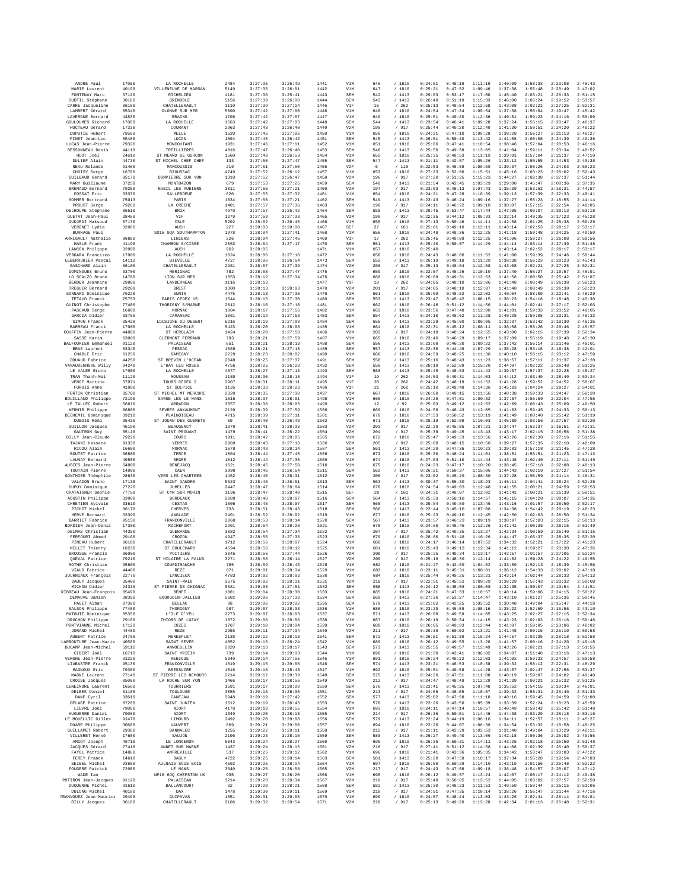| Nom | CP | Ville | Dossard | Temps | Temps réel | Place | Cat | Pl. cat | | Split 1 | Split 2 | Split 3 | Split 4 | Split 5 | Split 6 | Split 7 |
|---|---|---|---|---|---|---|---|---|---|---|---|---|---|---|---|---|
| ANDRE Paul | 17000 | LA ROCHELLE | 2484 | 3:27:35 | 3:26:49 | 1441 | V1M | 646 | / 1810 | 0:24:51 | 0:48:19 | 1:11:19 | 1:40:09 | 1:58:33 | 2:23:08 | 2:48:43 |
| MARIE Laurent | 40190 | VILLENEUVE DE MARSAN | 5149 | 3:27:35 | 3:26:01 | 1442 | V1M | 647 | / 1810 | 0:25:21 | 0:47:32 | 1:09:46 | 1:37:38 | 1:55:48 | 2:20:49 | 2:47:02 |
| FONTENAY Marc | 37120 | RICHELIEU | 4181 | 3:27:38 | 3:25:41 | 1443 | SEM | 542 | / 1413 | 0:29:03 | 0:53:17 | 1:17:08 | 1:45:40 | 2:03:21 | 2:26:33 | 2:51:15 |
| SUBTIL Stéphane | 38100 | GRENOBLE | 5156 | 3:27:39 | 3:26:08 | 1444 | SEM | 543 | / 1413 | 0:26:48 | 0:51:19 | 1:15:33 | 1:46:00 | 2:05:24 | 2:29:52 | 2:53:57 |
| CARRE Jacqueline | 86100 | CHATELLERAULT | 1110 | 3:27:39 | 3:27:14 | 1445 | V1F | 16 | / 262 | 0:25:13 | 0:48:54 | 1:12:58 | 1:43:08 | 2:02:21 | 2:27:25 | 2:52:31 |
| LAMBERT Gérard | 85340 | OLONNE SUR MER | 5000 | 3:27:42 | 3:27:00 | 1446 | V1M | 648 | / 1810 | 0:24:54 | 0:47:34 | 1:09:54 | 1:37:36 | 1:56:04 | 2:19:47 | 2:45:42 |
| LAVERGNE Bernard | 44830 | BRAINS | 1708 | 3:27:42 | 3:27:07 | 1447 | V1M | 649 | / 1810 | 0:25:51 | 0:49:28 | 1:12:36 | 1:40:51 | 1:59:23 | 2:24:16 | 2:50:00 |
| GOULOUMES Richard | 17000 | LA ROCHELLE | 1563 | 3:27:42 | 3:27:03 | 1448 | SEM | 544 | / 1413 | 0:23:54 | 0:46:41 | 1:09:28 | 1:37:24 | 1:55:15 | 2:20:47 | 2:46:37 |
| HUCTEAU Gérard | 17330 | COURANT | 2963 | 3:27:43 | 3:26:48 | 1449 | V2M | 195 | / 917 | 0:25:44 | 0:49:20 | 1:12:40 | 1:41:30 | 1:59:51 | 2:24:20 | 2:49:22 |
| DUPUTIE Hubert | 79500 | MELLE | 1520 | 3:27:45 | 3:27:05 | 1450 | V1M | 650 | / 1810 | 0:24:21 | 0:47:10 | 1:09:28 | 1:38:28 | 1:56:27 | 2:21:13 | 2:46:27 |
| PINET Jean-Luc | 85400 | LUCON | 1694 | 3:27:45 | 3:26:42 | 1451 | SEM | 545 | / 1413 | 0:26:51 | 0:50:40 | 1:13:42 | 1:41:55 | 2:00:08 | 2:24:39 | 2:49:36 |
| LUCAS Jean-Pierre | 79320 | MONCOUTANT | 1931 | 3:27:46 | 3:27:11 | 1452 | V1M | 651 | / 1810 | 0:25:06 | 0:47:41 | 1:10:54 | 1:38:46 | 1:57:04 | 2:20:53 | 2:46:16 |
| BESSONNEAU Denis | 44119 | TREILLIERES | 4816 | 3:27:47 | 3:26:40 | 1453 | SEM | 546 | / 1413 | 0:25:50 | 0:49:38 | 1:13:05 | 1:41:04 | 1:59:11 | 2:23:34 | 2:48:52 |
| HUOT Joël | 24610 | ST MEARD DE GURCON | 1560 | 3:27:48 | 3:26:53 | 1454 | V1M | 652 | / 1810 | 0:25:35 | 0:48:53 | 1:11:19 | 1:39:01 | 1:57:04 | 2:21:37 | 2:47:10 |
| DULIEF Alain | 44730 | ST MICHEL CHEF CHEF | 133 | 3:27:50 | 3:27:47 | 1455 | SEM | 547 | / 1413 | 0:21:11 | 0:42:57 | 1:05:26 | 1:33:12 | 1:50:55 | 2:14:53 | 2:40:38 |
| NEAU Rolande | 91460 | MARCOUSSIS | 219 | 3:27:51 | 3:27:50 | 1456 | V2F | 6 | / 110 | 0:22:53 | 0:45:59 | 1:09:59 | 1:39:37 | 1:58:26 | 2:24:03 | 2:50:23 |
| CHOISY Serge | 16700 | BIOUSSAC | 4749 | 3:27:52 | 3:26:12 | 1457 | V1M | 653 | / 1810 | 0:27:23 | 0:52:00 | 1:15:51 | 1:45:16 | 2:03:23 | 2:28:02 | 2:52:43 |
| GUILBAUD Gérard | 85170 | DOMPIERRE SUR YON | 1318 | 3:27:52 | 3:26:47 | 1458 | V2M | 196 | / 917 | 0:27:28 | 0:51:25 | 1:15:23 | 1:44:27 | 2:02:38 | 2:27:37 | 2:51:44 |
| MARY Guillaume | 37250 | MONTBAZON | 679 | 3:27:53 | 3:27:25 | 1459 | SEM | 548 | / 1413 | 0:21:54 | 0:42:45 | 1:03:29 | 1:29:00 | 1:45:47 | 2:08:36 | 2:37:35 |
| BREMAUD Bernard | 79250 | NUEIL LES AUBIERS | 3811 | 3:27:55 | 3:27:21 | 1460 | V2M | 197 | / 917 | 0:23:03 | 0:45:13 | 1:07:43 | 1:35:39 | 1:53:53 | 2:18:31 | 2:44:57 |
| FOSSAT Eric | 33370 | SALLEBOEUF | 820 | 3:27:55 | 3:27:32 | 1461 | V1M | 654 | / 1810 | 0:24:21 | 0:47:28 | 1:10:39 | 1:39:13 | 1:57:39 | 2:22:33 | 2:48:41 |
| SOMMER Bertrand | 75013 | PARIS | 1634 | 3:27:56 | 3:27:21 | 1462 | SEM | 549 | / 1413 | 0:23:43 | 0:46:24 | 1:09:16 | 1:37:27 | 1:55:23 | 2:18:55 | 2:44:14 |
| PROUST Serge | 79260 | LA CRECHE | 1401 | 3:27:57 | 3:27:36 | 1463 | V2M | 198 | / 917 | 0:24:11 | 0:46:22 | 1:09:10 | 1:38:07 | 1:57:15 | 2:22:54 | 2:49:05 |
| DELHOUME Stéphane | 86510 | BRUX | 4970 | 3:27:57 | 3:25:42 | 1464 | SEM | 550 | / 1413 | 0:28:45 | 0:53:47 | 1:17:44 | 1:47:05 | 2:06:07 | 2:30:13 | 2:53:18 |
| GUETAT Jean-Paul | 38450 | VIF | 1279 | 3:27:59 | 3:27:33 | 1465 | V2M | 199 | / 917 | 0:22:35 | 0:44:12 | 1:05:33 | 1:32:14 | 1:49:35 | 2:17:23 | 2:45:28 |
| OUDJEDI Maksoud | 87170 | ISLE | 5202 | 3:28:02 | 3:26:45 | 1466 | V1M | 655 | / 1810 | 0:27:13 | 0:50:46 | 1:14:11 | 1:42:58 | 2:01:25 | 2:25:38 | 2:50:29 |
| VERGNET Lydia | 32000 | AUCH | 227 | 3:28:03 | 3:28:00 | 1467 | SEF | 27 | / 161 | 0:25:01 | 0:49:10 | 1:13:11 | 1:43:14 | 2:02:53 | 2:28:17 | 2:53:17 |
| BURNAGE Paul | | SO16 9QA SOUTHAMPTON | 1978 | 3:28:04 | 3:27:41 | 1468 | V1M | 656 | / 1810 | 0:24:48 | 0:48:36 | 1:12:25 | 1:41:18 | 1:59:48 | 2:24:25 | 2:49:50 |
| ARRIGAULT Nathalie | 86800 | LINIERS | 226 | 3:28:04 | 3:27:45 | 1469 | V1F | 17 | / 262 | 0:25:45 | 0:49:09 | 1:12:25 | 1:41:06 | 1:59:27 | 2:26:08 | 2:50:56 |
| HASLE Frank | 41190 | CHAMBON S/CISSE | 2063 | 3:28:04 | 3:27:17 | 1470 | SEM | 551 | / 1413 | 0:25:40 | 0:50:07 | 1:14:29 | 1:44:14 | 2:03:14 | 2:27:39 | 2:51:48 |
| LANCON Philippe | 32000 | AUCH | 962 | 3:28:05 | | 1471 | V1M | 657 | / 1810 | 0:25:40 | | | 1:43:14 | 2:02:52 | 2:28:17 | 2:53:17 |
| VERGARA Francisco | 17000 | LA ROCHELLE | 1824 | 3:28:06 | 3:27:18 | 1472 | V1M | 658 | / 1810 | 0:24:43 | 0:48:06 | 1:11:52 | 1:41:00 | 1:59:39 | 2:24:46 | 2:50:44 |
| LEBERRURIER Pascal | 14112 | BIEVILLE | 4727 | 3:28:06 | 3:26:54 | 1473 | SEM | 552 | / 1413 | 0:26:19 | 0:49:18 | 1:11:29 | 1:38:38 | 1:56:23 | 2:20:23 | 2:45:43 |
| GASCHARD Alain | 86100 | CHATELLERAULT | 2981 | 3:28:07 | 3:27:39 | 1474 | V2M | 200 | / 917 | 0:25:13 | 0:48:54 | 1:12:58 | 1:43:08 | 2:02:21 | 2:27:25 | 2:52:31 |
| DOMINGUES Bruno | 33700 | MERIGNAC | 782 | 3:28:08 | 3:27:47 | 1475 | V1M | 659 | / 1810 | 0:22:57 | 0:45:26 | 1:10:10 | 1:37:40 | 1:55:27 | 2:19:57 | 2:46:01 |
| LO SCALZO Bruno | 14780 | LION SUR MER | 1853 | 3:28:12 | 3:27:34 | 1476 | V1M | 660 | / 1810 | 0:26:09 | 0:49:31 | 1:12:53 | 1:41:58 | 2:00:50 | 2:25:42 | 2:51:07 |
| BERDER Jeannine | 29800 | LANDERNEAU | 1116 | 3:28:13 | | 1477 | V1F | 18 | / 262 | 0:24:05 | 0:48:10 | 1:12:06 | 1:41:48 | 2:00:49 | 2:26:38 | 2:52:23 |
| TREGUER Bernard | 29200 | BREST | 1300 | 3:28:13 | 3:28:03 | 1478 | V2M | 201 | / 917 | 0:24:05 | 0:48:10 | 1:12:07 | 1:41:48 | 2:00:49 | 2:26:38 | 2:52:23 |
| SONNARD Dominique | 79220 | SURIN | 4475 | 3:28:13 | 3:27:35 | 1479 | V1M | 661 | / 1810 | 0:25:09 | 0:48:52 | 1:12:02 | 1:40:04 | 1:58:09 | 2:22:41 | 2:48:29 |
| TETAUD Franck | 75753 | PARIS CEDEX 15 | 1544 | 3:28:15 | 3:27:30 | 1480 | SEM | 553 | / 1413 | 0:23:47 | 0:45:42 | 1:08:15 | 1:36:23 | 1:54:18 | 2:18:48 | 2:45:30 |
| GUINOT Christophe | 77400 | THORIGNY S/MARNE | 2012 | 3:28:16 | 3:27:18 | 1481 | V1M | 662 | / 1810 | 0:26:46 | 0:51:12 | 1:14:56 | 1:44:01 | 2:02:41 | 2:27:17 | 2:52:03 |
| PASCAUD Serge | 16600 | MORNAC | 1004 | 3:28:17 | 3:27:56 | 1482 | V1M | 663 | / 1810 | 0:23:56 | 0:47:40 | 1:12:08 | 1:41:01 | 1:59:33 | 2:23:52 | 2:49:05 |
| GARCIA Didier | 33750 | CAMARSAC | 1061 | 3:28:19 | 3:27:53 | 1483 | SEM | 554 | / 1413 | 0:24:18 | 0:48:02 | 1:11:28 | 1:40:28 | 1:59:05 | 2:23:31 | 2:48:32 |
| SIMON Franck | 35420 | LOUSIGNE DU DESERT | 5216 | 3:28:19 | 3:27:09 | 1484 | SEM | 555 | / 1413 | 0:23:28 | 0:45:00 | 1:06:05 | 1:32:37 | 1:53:42 | 2:19:30 | 2:46:35 |
| BARREAU Franck | 17000 | LA ROCHELLE | 5423 | 3:28:20 | 3:28:08 | 1485 | V1M | 664 | / 1810 | 0:22:31 | 0:45:12 | 1:08:11 | 1:36:58 | 1:55:26 | 2:20:46 | 2:45:57 |
| COUFFIN Jean-Pierre | 44800 | ST HERBLAIN | 1424 | 3:28:20 | 3:27:58 | 1486 | V2M | 202 | / 917 | 0:24:18 | 0:48:24 | 1:12:55 | 1:43:00 | 2:02:15 | 2:27:39 | 2:52:34 |
| SASSE Karim | 63000 | CLERMONT FERRAND | 793 | 3:28:21 | 3:27:59 | 1487 | V1M | 665 | / 1810 | 0:23:46 | 0:46:29 | 1:09:17 | 1:37:09 | 1:55:19 | 2:19:48 | 2:45:30 |
| BALFOURIER Emmanuel | 91120 | PALAISEAU | 651 | 3:28:21 | 3:28:13 | 1488 | SEM | 556 | / 1413 | 0:23:08 | 0:46:20 | 1:09:22 | 1:37:42 | 1:56:14 | 2:21:46 | 2:49:01 |
| BRAS Laurent | 83340 | PESSAC | 1589 | 3:28:21 | 3:27:18 | 1489 | SEM | 557 | / 1413 | 0:22:38 | 0:44:49 | 1:07:29 | 1:35:28 | 1:53:16 | 2:16:38 | 2:42:01 |
| CHABLE Eric | 61250 | DAMIGNY | 2229 | 3:28:23 | 3:28:02 | 1490 | V1M | 666 | / 1810 | 0:24:59 | 0:48:25 | 1:11:30 | 1:40:10 | 1:58:15 | 2:23:12 | 2:47:59 |
| DOUAUD Fabrice | 44250 | ST BREVIN L'OCEAN | 2048 | 3:28:25 | 3:27:37 | 1491 | SEM | 558 | / 1413 | 0:25:16 | 0:48:43 | 1:11:23 | 1:38:57 | 1:57:11 | 2:21:37 | 2:47:28 |
| VANAUDENHOVE Willy | 94240 | L'HAY LES ROSES | 4756 | 3:28:25 | 3:26:23 | 1492 | SEM | 559 | / 1413 | 0:28:19 | 0:52:09 | 1:15:28 | 1:44:07 | 2:02:22 | 2:26:48 | 2:51:25 |
| LE VALER Bruno | 17000 | LA ROCHELLE | 4877 | 3:28:27 | 3:27:13 | 1493 | SEM | 560 | / 1413 | 0:25:45 | 0:48:53 | 1:11:42 | 1:39:37 | 1:57:37 | 2:22:28 | 2:48:27 |
| TRAN Thanh-Mai | 11120 | MOUSSAN | 1188 | 3:28:30 | 3:28:18 | 1494 | V1F | 19 | / 262 | 0:24:53 | 0:49:31 | 1:14:03 | 1:44:12 | 2:03:40 | 2:28:40 | 2:53:24 |
| VENOT Martine | 37071 | TOURS CEDEX 2 | 2907 | 3:28:31 | 3:28:11 | 1495 | V1F | 20 | / 262 | 0:24:42 | 0:48:19 | 1:11:52 | 1:41:28 | 1:59:52 | 2:24:52 | 2:50:07 |
| FURDIS Anne | 41000 | ST SULPICE | 1135 | 3:28:33 | 3:28:23 | 1496 | V1F | 21 | / 262 | 0:25:10 | 0:49:48 | 1:14:36 | 1:45:03 | 2:04:24 | 2:29:27 | 2:54:01 |
| FORTIN Christian | 85700 | ST MICHEL MT MERCURE | 2328 | 3:28:35 | 3:27:30 | 1497 | V1M | 667 | / 1810 | 0:26:00 | 0:49:15 | 1:11:56 | 1:40:38 | 1:59:33 | 2:24:47 | 2:50:20 |
| BOUILLAUD Philippe | 72100 | SARGE LES LE MANS | 1616 | 3:28:37 | 3:28:01 | 1498 | V1M | 668 | / 1810 | 0:24:29 | 0:47:01 | 1:09:32 | 1:37:57 | 1:56:59 | 2:22:04 | 2:47:56 |
| LE TALLEC Robert | 56610 | ARRADON | 3657 | 3:28:38 | 3:28:03 | 1499 | V3M | 12 | / 92 | 0:25:03 | 0:49:12 | 1:12:52 | 1:42:09 | 2:00:43 | 2:25:09 | 2:49:50 |
| KERHIR Philippe | 86800 | SEVRES ANXAUMONT | 2120 | 3:28:39 | 3:27:59 | 1500 | V1M | 669 | / 1810 | 0:24:58 | 0:48:43 | 1:12:05 | 1:41:03 | 1:59:45 | 2:24:33 | 2:50:13 |
| BECHEMIL Dominique | 39210 | PLAINOISEAU | 4715 | 3:28:39 | 3:27:11 | 1501 | V1M | 670 | / 1810 | 0:27:53 | 0:50:52 | 1:13:19 | 1:41:49 | 2:00:40 | 2:25:42 | 2:51:19 |
| DUBOIS Rémi | 35430 | ST JOUAN DES GUERETS | 50 | 3:28:40 | 3:26:48 | 1502 | V1M | 671 | / 1810 | 0:28:19 | 0:52:09 | 1:16:03 | 1:45:09 | 2:03:56 | 2:27:57 | 2:52:20 |
| GUILLON Jacques | 45190 | BEAUGENCY | 1378 | 3:28:41 | 3:28:33 | 1503 | V2M | 203 | / 917 | 0:22:39 | 0:45:05 | 1:07:21 | 1:34:47 | 1:52:37 | 2:16:51 | 2:42:31 |
| GAUTRON Guy | 85110 | SAINT PROUANT | 1479 | 3:28:41 | 3:28:22 | 1504 | V2M | 204 | / 917 | 0:25:38 | 0:49:45 | 1:13:43 | 1:43:17 | 2:02:15 | 2:26:56 | 2:51:38 |
| BILLY Jean-Claude | 79220 | COURS | 1911 | 3:28:42 | 3:28:05 | 1505 | V1M | 672 | / 1810 | 0:25:47 | 0:49:53 | 1:13:56 | 1:43:26 | 2:02:38 | 2:27:16 | 2:51:55 |
| TAJANI Hassane | 91330 | YERRES | 2989 | 3:28:43 | 3:27:13 | 1506 | V2M | 205 | / 917 | 0:25:08 | 0:48:15 | 1:10:50 | 1:39:27 | 1:57:35 | 2:22:10 | 2:48:09 |
| RICOU Alain | 16600 | MORNAC | 1678 | 3:28:43 | 3:28:14 | 1507 | SEM | 561 | / 1413 | 0:24:29 | 0:47:36 | 1:10:23 | 1:39:03 | 1:57:18 | 2:21:45 | 2:47:28 |
| BOUTET Patrice | 86800 | TERCE | 1604 | 3:28:44 | 3:27:45 | 1508 | V1M | 673 | / 1810 | 0:25:30 | 0:48:24 | 1:11:01 | 1:38:51 | 1:56:51 | 2:21:23 | 2:47:13 |
| LAUNAY Bernard | 49500 | SEGRE | 1812 | 3:28:44 | 3:27:35 | 1509 | V1M | 674 | / 1810 | 0:27:03 | 0:51:10 | 1:14:44 | 1:43:48 | 2:02:40 | 2:27:11 | 2:51:49 |
| AUBIES Jean-Pierre | 64800 | BENEJACQ | 1621 | 3:28:45 | 3:27:58 | 1510 | V1M | 675 | / 1810 | 0:24:23 | 0:47:17 | 1:10:20 | 1:38:45 | 1:57:18 | 2:22:08 | 2:48:13 |
| TOUTAIN Pierre | 14000 | CAEN | 3998 | 3:28:46 | 3:26:54 | 1511 | SEM | 562 | / 1413 | 0:26:21 | 0:50:37 | 1:15:06 | 1:44:43 | 2:03:10 | 2:27:27 | 2:51:54 |
| GONTHIER Théophile | 28630 | VERS LES CHARTRES | 1452 | 3:28:46 | 3:28:31 | 1512 | V2M | 206 | / 917 | 0:23:02 | 0:45:29 | 1:08:30 | 1:37:28 | 1:55:59 | 2:21:14 | 2:46:31 |
| VALADON Bruno | 17138 | SAINT XANDRE | 5623 | 3:28:46 | 3:26:51 | 1513 | SEM | 563 | / 1413 | 0:30:37 | 0:55:30 | 1:18:23 | 1:46:11 | 2:04:41 | 2:28:24 | 2:52:28 |
| DUPUY Dominique | 27220 | JUMELLES | 2447 | 3:28:47 | 3:28:04 | 1514 | V1M | 676 | / 1810 | 0:24:54 | 0:49:03 | 1:12:48 | 1:41:55 | 2:00:21 | 2:24:59 | 2:50:53 |
| CHATAIGNER Sophie | 77750 | ST CYR SUR MORIN | 1136 | 3:28:47 | 3:28:40 | 1515 | SEF | 28 | / 161 | 0:24:31 | 0:48:07 | 1:12:02 | 1:41:41 | 2:00:21 | 2:25:39 | 2:50:51 |
| AOUSTIN Philippe | 33000 | BORDEAUX | 2089 | 3:28:48 | 3:28:07 | 1516 | SEM | 564 | / 1413 | 0:25:33 | 0:50:10 | 1:14:57 | 1:45:15 | 2:04:28 | 2:30:07 | 2:54:35 |
| CHRETIEN Sylvain | 33610 | CESTAS | 1806 | 3:28:48 | 3:28:07 | 1517 | SEM | 565 | / 1413 | 0:25:54 | 0:49:59 | 1:13:45 | 1:43:16 | 2:01:57 | 2:26:50 | 2:52:17 |
| PICHOT Michel | 86170 | CHERVES | 733 | 3:28:51 | 3:28:43 | 1518 | SEM | 566 | / 1413 | 0:22:44 | 0:45:10 | 1:07:08 | 1:34:38 | 1:54:42 | 2:20:19 | 2:48:23 |
| HERVE Bernard | 33390 | ANGLADE | 2401 | 3:28:52 | 3:28:02 | 1519 | V1M | 677 | / 1810 | 0:25:23 | 0:49:10 | 1:12:45 | 1:42:50 | 2:02:03 | 2:26:56 | 2:51:34 |
| BARRIET Fabrice | 95130 | FRANCONVILLE | 2068 | 3:28:53 | 3:28:14 | 1520 | SEM | 567 | / 1413 | 0:23:57 | 0:46:23 | 1:09:19 | 1:38:07 | 1:57:03 | 2:22:15 | 2:50:13 |
| BORDIER Jean-Denis | 17300 | ROCHEFORT | 2201 | 3:28:54 | 3:28:28 | 1521 | V1M | 678 | / 1810 | 0:24:50 | 0:48:45 | 1:12:26 | 1:41:41 | 2:00:35 | 2:26:15 | 2:51:40 |
| DELMAS Christian | 44350 | GUERANDE | 3082 | 3:28:54 | 3:27:38 | 1522 | V2M | 207 | / 917 | 0:25:42 | 0:49:35 | 1:13:27 | 1:42:34 | 2:00:59 | 2:25:40 | 2:51:15 |
| FERFOURI Ahmed | 29160 | CROZON | 4947 | 3:28:55 | 3:27:38 | 1523 | V1M | 679 | / 1810 | 0:28:00 | 0:51:48 | 1:16:26 | 1:44:47 | 2:03:37 | 2:28:35 | 2:53:20 |
| PINEAU Hubert | 86100 | CHATELLERAULT | 1712 | 3:28:56 | 3:28:07 | 1524 | V1M | 680 | / 1810 | 0:24:17 | 0:46:14 | 1:07:52 | 1:34:32 | 1:52:21 | 2:17:22 | 2:45:23 |
| MILLET Thierry | 18230 | ST DOULCHARD | 4594 | 3:28:56 | 3:28:12 | 1525 | V1M | 681 | / 1810 | 0:25:43 | 0:49:13 | 1:12:34 | 1:41:12 | 1:59:27 | 2:23:30 | 2:47:35 |
| BROUSSE Francis | 86000 | POITIERS | 3045 | 3:28:56 | 3:27:44 | 1526 | V2M | 208 | / 917 | 0:25:25 | 0:49:34 | 1:13:17 | 1:42:57 | 2:01:57 | 2:27:05 | 2:52:24 |
| QUEVAL Patrice | 79210 | ST HILAIRE LA PALUD | 3271 | 3:28:58 | 3:28:14 | 1527 | V2M | 209 | / 917 | 0:25:19 | 0:48:39 | 1:12:14 | 1:41:02 | 1:59:28 | 2:24:22 | 2:49:55 |
| MOTHE Christian | 95800 | COURDIMANCHE | 785 | 3:28:59 | 3:28:43 | 1528 | V1M | 682 | / 1810 | 0:21:27 | 0:42:59 | 1:04:52 | 1:33:59 | 1:52:13 | 2:18:39 | 2:45:56 |
| VIAUD Fabrice | 44400 | REZE | 871 | 3:29:01 | 3:28:34 | 1529 | V1M | 683 | / 1810 | 0:23:11 | 0:45:31 | 1:08:01 | 1:36:12 | 1:54:33 | 2:20:02 | 2:47:18 |
| JOURNIAUX François | 22770 | LANCIEUX | 4783 | 3:29:02 | 3:28:02 | 1530 | V1M | 684 | / 1810 | 0:25:44 | 0:49:25 | 1:13:21 | 1:43:14 | 2:02:44 | 2:28:33 | 2:54:13 |
| DAULY Jacques | 35400 | SAINT-MALO | 3575 | 3:29:02 | 3:28:31 | 1531 | V2M | 210 | / 917 | 0:22:51 | 0:45:51 | 1:09:29 | 1:38:29 | 1:57:42 | 2:23:32 | 2:50:08 |
| MICHON Didier | 24330 | ST PIERRE DE CHIGNAC | 5581 | 3:29:03 | 3:27:51 | 1532 | SEM | 568 | / 1413 | 0:24:12 | 0:45:08 | 1:06:09 | 1:32:35 | 1:50:07 | 2:13:54 | 2:41:51 |
| RIBREAU Jean-François | 85490 | BENET | 1881 | 3:29:04 | 3:28:30 | 1533 | V1M | 685 | / 1810 | 0:24:21 | 0:47:33 | 1:10:57 | 1:40:14 | 1:59:06 | 2:24:15 | 2:50:22 |
| DEMAUVE Damien | 38300 | BOURGOIN-JALLIEU | 5602 | 3:29:06 | 3:27:33 | 1534 | SEM | 569 | / 1413 | 0:27:36 | 0:51:27 | 1:14:47 | 1:43:10 | 2:01:27 | 2:25:35 | 2:50:45 |
| PAGET Alban | 87300 | BELLAC | 88 | 3:29:06 | 3:29:02 | 1535 | SEM | 570 | / 1413 | 0:21:02 | 0:42:25 | 1:03:52 | 1:30:48 | 1:49:04 | 2:15:47 | 2:44:18 |
| SALSON Philippe | 77400 | THORIGNY | 987 | 3:29:07 | 3:28:33 | 1536 | V1M | 686 | / 1810 | 0:23:29 | 0:45:59 | 1:08:16 | 1:35:22 | 1:52:59 | 2:16:56 | 2:43:10 |
| RATOUIT Dominique | 85350 | L'ILE D'YEU | 2273 | 3:29:07 | 3:28:03 | 1537 | SEM | 571 | / 1413 | 0:26:08 | 0:49:58 | 1:14:05 | 1:43:25 | 2:02:27 | 2:27:15 | 2:52:34 |
| DROCHON Philippe | 79100 | THIORS DE LUZAY | 1872 | 3:29:08 | 3:28:06 | 1538 | V1M | 687 | / 1810 | 0:26:19 | 0:50:34 | 1:14:15 | 1:43:23 | 2:02:03 | 2:26:16 | 2:50:46 |
| PONTVIANNE Michel | 17120 | COZES | 1707 | 3:29:10 | 3:28:04 | 1539 | V1M | 688 | / 1810 | 0:26:05 | 0:49:33 | 1:12:44 | 1:41:07 | 1:59:05 | 2:23:06 | 2:48:02 |
| JORAND Michel | 44400 | REZE | 2955 | 3:29:11 | 3:27:34 | 1540 | V2M | 211 | / 917 | 0:26:39 | 0:50:02 | 1:13:21 | 1:41:48 | 2:00:15 | 2:25:10 | 2:50:58 |
| AUBERT Patrice | 24700 | MENESPLET | 2138 | 3:29:12 | 3:28:18 | 1541 | SEM | 572 | / 1413 | 0:26:51 | 0:51:39 | 1:15:24 | 1:44:57 | 2:03:35 | 2:28:18 | 2:52:58 |
| LARROUTURE Jean-Marie | 40500 | SAINT SEVER | 4852 | 3:29:13 | 3:28:24 | 1542 | V1M | 689 | / 1810 | 0:26:12 | 0:49:55 | 1:13:20 | 1:41:57 | 2:00:16 | 2:24:20 | 2:49:18 |
| DUCAMP Jean-Michel | 59112 | ANNOEULLIN | 2020 | 3:29:13 | 3:28:17 | 1543 | SEM | 573 | / 1413 | 0:25:55 | 0:49:57 | 1:13:49 | 1:43:26 | 2:02:21 | 2:27:13 | 2:51:55 |
| CIBERT Joël | 16710 | SAINT YRIEIX | 739 | 3:29:14 | 3:29:03 | 1544 | V1M | 690 | / 1810 | 0:21:38 | 0:43:41 | 1:06:02 | 1:34:07 | 1:51:48 | 2:18:16 | 2:47:13 |
| VERGNE Jean-Pierre | 31320 | REBIGUE | 5340 | 3:29:14 | 3:27:55 | 1545 | V1M | 691 | / 1810 | 0:26:24 | 0:49:22 | 1:12:03 | 1:41:02 | 1:59:33 | 2:24:57 | 2:50:58 |
| LIABASTRE Franck | 95130 | FRANCONVILLE | 1519 | 3:29:15 | 3:29:06 | 1546 | SEM | 574 | / 1413 | 0:23:21 | 0:46:53 | 1:10:38 | 1:39:32 | 1:58:12 | 2:22:31 | 2:48:29 |
| MAGNOUX Eric | 79300 | BRESSUIRE | 1516 | 3:29:16 | 3:28:43 | 1547 | V1M | 692 | / 1810 | 0:25:51 | 0:49:58 | 1:14:28 | 1:43:57 | 2:02:47 | 2:27:56 | 2:53:37 |
| MAGNE Laurent | 77140 | ST PIERRE LES NEMOURS | 2214 | 3:29:17 | 3:28:39 | 1548 | SEM | 575 | / 1413 | 0:24:28 | 0:47:51 | 1:11:08 | 1:40:19 | 1:59:07 | 2:24:02 | 2:49:40 |
| CROISE Jacques | 85000 | LA ROCHE SUR YON | 1466 | 3:29:17 | 3:28:55 | 1549 | V2M | 212 | / 917 | 0:24:47 | 0:48:48 | 1:12:29 | 1:41:39 | 2:00:21 | 2:25:32 | 2:51:25 |
| LENEINDRE Laurent | 16560 | TOURRIERS | 1591 | 3:29:17 | 3:28:09 | 1550 | SEM | 576 | / 1413 | 0:23:41 | 0:45:35 | 1:07:48 | 1:35:02 | 1:54:15 | 2:19:34 | 2:46:01 |
| DELBES Daniel | 31100 | TOULOUSE | 3055 | 3:29:18 | 3:28:35 | 1551 | V2M | 213 | / 917 | 0:24:56 | 0:48:05 | 1:10:57 | 1:39:32 | 1:58:31 | 2:25:40 | 2:51:33 |
| DANE Cyril | 33610 | CANEJAN | 3948 | 3:29:19 | 3:27:42 | 1552 | SEM | 577 | / 1413 | 0:25:02 | 0:47:38 | 1:11:18 | 1:40:16 | 1:59:45 | 2:24:59 | 2:51:00 |
| DELAGE Patrice | 87200 | SAINT JUNIEN | 1512 | 3:29:19 | 3:28:43 | 1553 | SEM | 578 | / 1413 | 0:22:26 | 0:43:50 | 1:05:39 | 1:33:39 | 1:52:24 | 2:18:23 | 2:45:59 |
| LIEVRE Joël | 79000 | NIORT | 4178 | 3:29:19 | 3:28:55 | 1554 | V1M | 693 | / 1810 | 0:24:11 | 0:47:14 | 1:10:57 | 1:40:49 | 1:59:42 | 2:25:42 | 2:51:48 |
| HUGUERRE Daniel | 79000 | NIORT | 1349 | 3:29:20 | 3:28:18 | 1555 | V2M | 214 | / 917 | 0:26:36 | 0:50:51 | 1:14:46 | 1:44:38 | 2:03:29 | 2:28:18 | 2:53:16 |
| LE MOUELLIC Gilles | 91470 | LIMOURS | 2492 | 3:29:20 | 3:29:08 | 1556 | SEM | 579 | / 1413 | 0:22:24 | 0:44:19 | 1:06:18 | 1:34:11 | 1:52:57 | 2:18:11 | 2:45:27 |
| DOARE Philippe | 30600 | VAUVERT | 809 | 3:29:21 | 3:29:00 | 1557 | V1M | 694 | / 1810 | 0:22:26 | 0:44:07 | 1:06:38 | 1:34:54 | 1:53:32 | 2:18:58 | 2:46:25 |
| GUILLAMET Robert | 29380 | BANNALEC | 1255 | 3:29:22 | 3:29:11 | 1558 | V2M | 215 | / 917 | 0:21:11 | 0:42:29 | 1:03:53 | 1:31:40 | 1:49:04 | 2:13:29 | 2:42:11 |
| VILLERET Hervé | 17600 | SAUJON | 2106 | 3:29:23 | 3:28:15 | 1559 | SEM | 580 | / 1413 | 0:26:27 | 0:49:40 | 1:13:06 | 1:42:18 | 2:00:36 | 2:25:02 | 2:49:55 |
| AMIOT Joseph | 49710 | LE LONGERON | 5643 | 3:29:24 | 3:28:27 | 1560 | V1M | 695 | / 1810 | 0:26:35 | 0:50:31 | 1:14:11 | 1:43:25 | 2:02:18 | 2:26:50 | 2:51:48 |
| JACQUES Gérard | 77410 | ANNET SUR MARNE | 1437 | 3:29:24 | 3:28:15 | 1561 | V2M | 216 | / 917 | 0:27:41 | 0:51:12 | 1:14:58 | 1:44:08 | 2:02:39 | 2:26:40 | 2:50:37 |
| FAYOL Patrice | 14860 | AMFREVILLE | 537 | 3:29:25 | 3:29:12 | 1562 | V1M | 696 | / 1810 | 0:21:41 | 0:43:36 | 1:05:35 | 1:34:42 | 1:53:47 | 2:20:03 | 2:47:22 |
| FEREY Franck | 14610 | BASLY | 4722 | 3:29:25 | 3:28:14 | 1563 | SEM | 581 | / 1413 | 0:25:28 | 0:47:58 | 1:10:17 | 1:37:34 | 1:55:28 | 2:19:54 | 2:47:03 |
| SEIBEL Michel | 93600 | AULNAIS SOUS BOIS | 4502 | 3:29:25 | 3:28:14 | 1564 | V1M | 697 | / 1810 | 0:26:58 | 0:50:29 | 1:14:10 | 1:43:19 | 2:01:56 | 2:26:48 | 2:52:22 |
| FOUGERE Patrick | 72000 | LE MANS | 3640 | 3:29:26 | 3:28:58 | 1565 | V2M | 217 | / 917 | 0:24:43 | 0:47:08 | 1:09:18 | 1:36:48 | 1:54:57 | 2:20:07 | 2:47:12 |
| WADE Ian | | NP16 6QQ CHEPSTOW UK | 935 | 3:29:27 | 3:28:20 | 1566 | V1M | 698 | / 1810 | 0:26:12 | 0:49:57 | 1:13:24 | 1:42:07 | 2:00:17 | 2:24:12 | 2:49:36 |
| POTIRON Jean-Jacques | 91120 | PALAISEAU | 3214 | 3:29:28 | 3:28:34 | 1567 | V2M | 218 | / 917 | 0:25:48 | 0:50:05 | 1:13:52 | 1:44:05 | 2:03:02 | 2:27:57 | 2:52:50 |
| DUQUENNE Michel | 91610 | BALLANCOURT | 32 | 3:29:28 | 3:28:21 | 1568 | SEM | 582 | / 1413 | 0:25:30 | 0:48:23 | 1:11:53 | 1:40:50 | 1:59:44 | 2:25:15 | 2:51:06 |
| DULONG Michel | 40100 | DAX | 1478 | 3:29:30 | 3:29:11 | 1569 | V2M | 219 | / 917 | 0:24:51 | 0:47:35 | 1:10:14 | 1:38:26 | 1:56:47 | 2:21:44 | 2:47:16 |
| TRANVOUEZ Jean-Maurice | 29490 | GUIPAVAS | 1851 | 3:29:31 | 3:29:05 | 1570 | V1M | 699 | / 1810 | 0:24:57 | 0:48:44 | 1:13:03 | 1:43:26 | 2:02:41 | 2:28:14 | 2:54:01 |
| BILLY Jacques | 86100 | CHATELLERAULT | 3106 | 3:29:32 | 3:28:54 | 1571 | V2M | 220 | / 917 | 0:25:13 | 0:49:28 | 1:13:28 | 1:42:34 | 2:01:13 | 2:26:48 | 2:52:31 |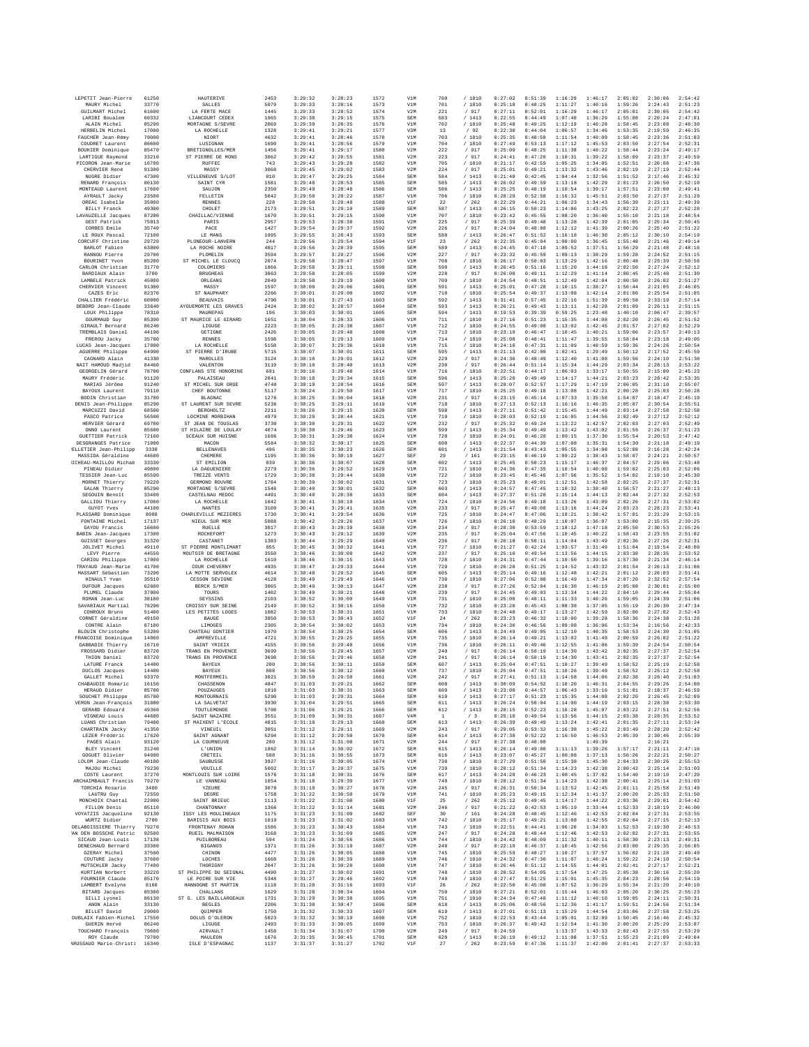| | | | | | | | | | | | | | | |
|---|---|---|---|---|---|---|---|---|---|---|---|---|---|---|
| LEPETIT Jean-Pierre | 61250 | HAUTERIVE | 2453 | 3:29:32 | 3:28:23 | 1572 | V1M | 700 | / 1810 | 0:27:02 | 0:51:39 | 1:16:29 | 1:46:17 | 2:05:02 | 2:30:06 | 2:54:42 |
| MAURY Michel | 33770 | SALLES | 5079 | 3:29:33 | 3:28:16 | 1573 | V1M | 701 | / 1810 | 0:25:18 | 0:48:25 | 1:11:27 | 1:40:16 | 1:59:26 | 2:24:43 | 2:51:23 |
| GUILMART Michel | 61600 | LA FERTE MACE | 1445 | 3:29:33 | 3:28:52 | 1574 | V2M | 221 | / 917 | 0:27:11 | 0:52:01 | 1:16:29 | 1:46:17 | 2:05:01 | 2:30:05 | 2:54:42 |
| LARIBI Boualem | 60332 | LIANCOURT CEDEX | 1965 | 3:29:38 | 3:29:15 | 1575 | SEM | 583 | / 1413 | 0:22:55 | 0:44:49 | 1:07:40 | 1:36:29 | 1:55:08 | 2:20:24 | 2:47:01 |
| ALAIN Michel | 85290 | MORTAGNE S/SEVRE | 2069 | 3:29:39 | 3:28:35 | 1576 | V1M | 702 | / 1810 | 0:25:48 | 0:49:25 | 1:12:19 | 1:40:28 | 1:58:45 | 2:23:08 | 2:48:30 |
| HERBELIN Michel | 17000 | LA ROCHELLE | 1328 | 3:29:41 | 3:29:21 | 1577 | V3M | 13 | / 92 | 0:22:30 | 0:44:04 | 1:06:57 | 1:34:46 | 1:53:35 | 2:19:59 | 2:46:35 |
| FAUCHER Jean-Rémy | 79000 | NIORT | 4632 | 3:29:41 | 3:28:46 | 1578 | V1M | 703 | / 1810 | 0:25:35 | 0:48:58 | 1:11:54 | 1:40:09 | 1:58:45 | 2:23:36 | 2:51:03 |
| COUDRET Laurent | 86600 | LUSIGNAN | 1690 | 3:29:41 | 3:28:56 | 1579 | V1M | 704 | / 1810 | 0:27:49 | 0:53:13 | 1:17:12 | 1:45:53 | 2:03:50 | 2:27:54 | 2:52:31 |
| BOUHIER Dominique | 85470 | BRETIGNOLLES/MER | 1456 | 3:29:41 | 3:29:17 | 1580 | V2M | 222 | / 917 | 0:25:09 | 0:48:25 | 1:11:38 | 1:40:22 | 1:58:44 | 2:23:24 | 2:49:17 |
| LARTIGUE Raymond | 33210 | ST PIERRE DE MONS | 3062 | 3:29:42 | 3:28:55 | 1581 | V2M | 223 | / 917 | 0:24:41 | 0:47:20 | 1:10:31 | 1:39:22 | 1:58:09 | 2:23:37 | 2:49:59 |
| PICORON Jean-Marie | 16700 | RUFFEC | 743 | 3:29:43 | 3:29:28 | 1582 | V1M | 705 | / 1810 | 0:21:17 | 0:42:59 | 1:05:25 | 1:34:05 | 1:52:51 | 2:20:08 | 2:47:36 |
| CHERVIER René | 91300 | MASSY | 3068 | 3:29:45 | 3:29:02 | 1583 | V2M | 224 | / 917 | 0:25:01 | 0:49:21 | 1:13:32 | 1:43:46 | 2:02:19 | 2:27:19 | 2:52:44 |
| NUGRE Didier | 47300 | VILLENEUVE S/LOT | 810 | 3:29:47 | 3:29:25 | 1584 | SEM | 584 | / 1413 | 0:21:48 | 0:42:45 | 1:04:44 | 1:32:56 | 1:51:52 | 2:17:46 | 2:45:32 |
| RENARD François | 86130 | SAINT CYR | 1581 | 3:29:48 | 3:28:53 | 1585 | SEM | 585 | / 1413 | 0:26:02 | 0:49:59 | 1:13:18 | 1:42:29 | 2:01:23 | 2:26:50 | 2:52:10 |
| MONTEAUD Laurent | 17600 | SAUJON | 2350 | 3:29:49 | 3:28:48 | 1586 | SEM | 586 | / 1413 | 0:25:25 | 0:48:19 | 1:10:54 | 1:39:17 | 1:57:51 | 2:23:00 | 2:49:41 |
| AYRAULT Jacky | 23500 | FELLETIN | 5042 | 3:29:50 | 3:28:22 | 1587 | V1M | 706 | / 1810 | 0:28:29 | 0:52:58 | 1:16:32 | 1:45:51 | 2:03:50 | 2:27:37 | 2:51:29 |
| OREAC Isabelle | 35000 | RENNES | 228 | 3:29:50 | 3:29:48 | 1588 | V1F | 22 | / 262 | 0:22:29 | 0:44:21 | 1:06:23 | 1:34:43 | 1:56:39 | 2:23:11 | 2:49:39 |
| BILLY Franck | 49300 | CHOLET | 2173 | 3:29:51 | 3:29:10 | 1589 | SEM | 587 | / 1413 | 0:26:15 | 0:50:23 | 1:14:06 | 1:43:25 | 2:02:22 | 2:27:27 | 2:52:28 |
| LAVAUZELLE Jacques | 87200 | CHAILLAC/VIENNE | 1670 | 3:29:51 | 3:29:15 | 1590 | V1M | 707 | / 1810 | 0:23:42 | 0:45:55 | 1:08:20 | 1:36:40 | 1:55:10 | 2:21:18 | 2:48:54 |
| GEST Patrick | 75013 | PARIS | 2957 | 3:29:53 | 3:28:38 | 1591 | V2M | 225 | / 917 | 0:25:39 | 0:49:48 | 1:13:28 | 1:42:39 | 2:01:05 | 2:25:34 | 2:50:45 |
| CORBES Emile | 35740 | PACE | 1427 | 3:29:54 | 3:29:37 | 1592 | V2M | 226 | / 917 | 0:24:04 | 0:48:00 | 1:12:12 | 1:41:39 | 2:00:26 | 2:25:40 | 2:51:22 |
| LE ROUX Pascal | 72100 | LE MANS | 1995 | 3:29:55 | 3:28:43 | 1593 | SEM | 588 | / 1413 | 0:26:47 | 0:51:52 | 1:16:18 | 1:46:30 | 2:05:12 | 2:30:10 | 2:54:19 |
| CORECUFF Christine | 29720 | PLONEOUR-LANVERN | 244 | 3:29:56 | 3:29:54 | 1594 | V1F | 23 | / 262 | 0:22:35 | 0:45:04 | 1:08:00 | 1:36:45 | 1:55:48 | 2:21:46 | 2:49:14 |
| BARLOT Fabien | 63800 | LA ROCHE NOIRE | 4017 | 3:29:56 | 3:28:39 | 1595 | SEM | 589 | / 1413 | 0:24:45 | 0:47:10 | 1:09:52 | 1:37:51 | 1:56:29 | 2:21:48 | 2:48:16 |
| RANNOU Pierre | 29700 | PLOMELIN | 3594 | 3:29:57 | 3:29:27 | 1596 | V2M | 227 | / 917 | 0:23:32 | 0:45:59 | 1:09:13 | 1:38:29 | 1:59:28 | 2:24:52 | 2:51:15 |
| BOURINET Yvon | 85200 | ST MICHEL LE CLOUCQ | 2074 | 3:29:58 | 3:28:47 | 1597 | V1M | 708 | / 1810 | 0:26:17 | 0:50:03 | 1:13:29 | 1:42:16 | 2:00:48 | 2:25:39 | 2:50:56 |
| CARLON Christian | 31770 | COLOMIERS | 1866 | 3:29:58 | 3:29:11 | 1598 | SEM | 590 | / 1413 | 0:26:45 | 0:51:16 | 1:15:20 | 1:44:18 | 2:02:50 | 2:27:24 | 2:52:12 |
| BARDIAUX Alain | 3700 | BRUGHEAS | 3063 | 3:29:58 | 3:28:05 | 1599 | V2M | 228 | / 917 | 0:26:08 | 0:49:11 | 1:12:29 | 1:41:14 | 2:00:45 | 2:25:48 | 2:51:30 |
| LAMBELE Patrick | 45000 | ORLEANS | 2849 | 3:29:58 | 3:29:19 | 1600 | V1M | 709 | / 1810 | 0:24:54 | 0:48:51 | 1:12:49 | 1:42:04 | 2:00:50 | 2:26:02 | 2:51:27 |
| CHERVIER Vincent | 91300 | MASSY | 1597 | 3:30:00 | 3:29:06 | 1601 | SEM | 591 | / 1413 | 0:25:01 | 0:47:28 | 1:10:15 | 1:38:27 | 1:56:44 | 2:21:05 | 2:46:05 |
| CAZES Eric | 82370 | ST NAUPHARY | 2266 | 3:30:01 | 3:29:00 | 1602 | V1M | 710 | / 1810 | 0:25:54 | 0:49:37 | 1:13:08 | 1:42:14 | 2:01:00 | 2:25:54 | 2:51:05 |
| CHALLIER Frédéric | 60000 | BEAUVAIS | 4790 | 3:30:01 | 3:27:43 | 1603 | SEM | 592 | / 1413 | 0:31:41 | 0:57:45 | 1:22:16 | 1:51:39 | 2:09:58 | 2:33:19 | 2:57:14 |
| DEBORD Jean-Claude | 33640 | AYGUEMORTE LES GRAVES | 2424 | 3:30:02 | 3:28:57 | 1604 | SEM | 593 | / 1413 | 0:26:21 | 0:49:43 | 1:13:11 | 1:42:28 | 2:01:09 | 2:26:11 | 2:51:15 |
| LOUX Philippe | 78310 | MAUREPAS | 196 | 3:30:03 | 3:30:01 | 1605 | SEM | 594 | / 1413 | 0:19:53 | 0:39:39 | 0:59:25 | 1:23:48 | 1:40:10 | 2:06:47 | 2:39:57 |
| GOURMAUD Guy | 85390 | ST MAURICE LE GIRARD | 1651 | 3:30:04 | 3:28:33 | 1606 | V1M | 711 | / 1810 | 0:27:16 | 0:51:23 | 1:15:35 | 1:44:08 | 2:02:20 | 2:26:45 | 2:51:52 |
| GIRAULT Bernard | 86240 | LIGUGE | 2223 | 3:30:05 | 3:29:38 | 1607 | V1M | 712 | / 1810 | 0:24:55 | 0:49:00 | 1:13:02 | 1:42:45 | 2:01:57 | 2:27:02 | 2:52:29 |
| TREMBLAIS Daniel | 44100 | GETIGNE | 2426 | 3:30:05 | 3:29:48 | 1608 | V1M | 713 | / 1810 | 0:23:19 | 0:46:47 | 1:10:45 | 1:40:21 | 1:59:06 | 2:23:57 | 2:49:13 |
| FRENOU Jacky | 35700 | RENNES | 1598 | 3:30:05 | 3:29:13 | 1609 | V1M | 714 | / 1810 | 0:25:08 | 0:48:41 | 1:11:47 | 1:39:55 | 1:58:04 | 2:23:18 | 2:49:05 |
| LUCAS Jean-Jacques | 17000 | LA ROCHELLE | 5158 | 3:30:07 | 3:29:36 | 1610 | V1M | 715 | / 1810 | 0:24:10 | 0:47:31 | 1:11:09 | 1:40:59 | 1:59:36 | 2:24:26 | 2:50:54 |
| AGUERRE Philippe | 64990 | ST PIERRE D'IRUBE | 5715 | 3:30:07 | 3:30:01 | 1611 | SEM | 595 | / 1413 | 0:21:13 | 0:42:08 | 1:02:41 | 1:29:49 | 1:50:12 | 2:17:52 | 2:45:59 |
| CAGNARD Alain | 41330 | MAROLLES | 3124 | 3:30:10 | 3:29:01 | 1612 | V2M | 229 | / 917 | 0:24:36 | 0:48:49 | 1:12:40 | 1:41:08 | 1:59:56 | 2:24:10 | 2:51:30 |
| NAIT HAMOUD Madjid | 84460 | VALENTON | 3119 | 3:30:10 | 3:28:48 | 1613 | V2M | 230 | / 917 | 0:26:44 | 0:51:14 | 1:15:34 | 1:44:29 | 2:03:34 | 2:28:13 | 2:53:22 |
| GEORGELIN Gérard | 78700 | CONFLANS STE HONORINE | 691 | 3:30:16 | 3:29:48 | 1614 | V1M | 716 | / 1810 | 0:22:51 | 0:44:17 | 1:06:03 | 1:33:17 | 1:50:55 | 2:15:00 | 2:45:23 |
| MAURY Frédéric | 91120 | PALAISEAU | 2041 | 3:30:18 | 3:29:34 | 1615 | SEM | 596 | / 1413 | 0:25:20 | 0:49:49 | 1:14:17 | 1:44:21 | 2:03:23 | 2:28:42 | 2:53:35 |
| MARIAS Jérôme | 91240 | ST MICHEL SUR ORGE | 4748 | 3:30:19 | 3:28:54 | 1616 | SEM | 597 | / 1413 | 0:28:07 | 0:52:57 | 1:17:29 | 1:47:19 | 2:06:05 | 2:31:10 | 2:55:07 |
| BAYOUX Laurent | 79110 | CHEF BOUTONNE | 5117 | 3:30:24 | 3:29:50 | 1617 | V1M | 717 | / 1810 | 0:25:25 | 0:49:18 | 1:13:08 | 1:42:21 | 2:00:28 | 2:25:03 | 2:50:28 |
| BODIN Christian | 31700 | BLAGNAC | 1276 | 3:30:25 | 3:30:04 | 1618 | V2M | 231 | / 917 | 0:23:15 | 0:45:14 | 1:07:33 | 1:35:58 | 1:54:07 | 2:18:47 | 2:45:19 |
| DENIS Jean-Philippe | 85290 | ST LAURENT SUR SEVRE | 5236 | 3:30:25 | 3:29:11 | 1619 | V1M | 718 | / 1810 | 0:27:13 | 0:52:13 | 1:16:16 | 1:46:35 | 2:05:07 | 2:30:54 | 2:55:51 |
| MARCUZZI David | 68500 | BERGHOLTZ | 2211 | 3:30:26 | 3:29:15 | 1620 | SEM | 598 | / 1413 | 0:27:11 | 0:51:42 | 1:15:45 | 1:44:49 | 2:03:14 | 2:27:58 | 2:52:58 |
| PASCO Patrice | 56500 | LOCMINE MORBIHAN | 4979 | 3:30:29 | 3:28:44 | 1621 | V1M | 719 | / 1810 | 0:28:03 | 0:52:19 | 1:16:05 | 1:44:56 | 2:02:49 | 2:27:12 | 2:52:12 |
| HERVIER Gérard | 69700 | ST JEAN DE TOUSLAS | 3738 | 3:30:30 | 3:29:31 | 1622 | V2M | 232 | / 917 | 0:25:32 | 0:49:24 | 1:13:22 | 1:42:57 | 2:02:03 | 2:27:03 | 2:52:49 |
| ONNO Laurent | 85600 | ST HILAIRE DE LOULAY | 4074 | 3:30:30 | 3:29:46 | 1623 | SEM | 599 | / 1413 | 0:25:34 | 0:49:49 | 1:13:42 | 1:43:02 | 2:01:56 | 2:26:37 | 2:51:23 |
| GUETTIER Patrick | 72160 | SCEAUX SUR HUISNE | 1686 | 3:30:31 | 3:29:38 | 1624 | V1M | 720 | / 1810 | 0:24:01 | 0:46:20 | 1:09:15 | 1:37:30 | 1:55:54 | 2:20:53 | 2:47:42 |
| DESGRANGES Patrice | 71000 | MACON | 5584 | 3:30:32 | 3:30:17 | 1625 | SEM | 600 | / 1413 | 0:22:37 | 0:44:39 | 1:07:08 | 1:35:31 | 1:54:30 | 2:21:18 | 2:49:19 |
| PELLETIER Jean-Philipp | 3330 | BELLENAVES | 496 | 3:30:35 | 3:30:12 | 1626 | SEM | 601 | / 1413 | 0:21:54 | 0:43:43 | 1:05:55 | 1:34:08 | 1:52:08 | 2:16:28 | 2:42:24 |
| MASSIDA Géraldine | 44680 | CHEMERE | 1195 | 3:30:36 | 3:30:19 | 1627 | SEF | 29 | / 161 | 0:23:15 | 0:46:19 | 1:09:22 | 1:38:43 | 1:58:07 | 2:24:21 | 2:50:57 |
| MICHEAU-MAILLOU Michaël | 33330 | ST EMILION | 839 | 3:30:36 | 3:30:07 | 1628 | SEM | 602 | / 1413 | 0:25:45 | 0:50:23 | 1:15:17 | 1:46:37 | 2:04:57 | 2:29:06 | 2:53:48 |
| PINEAU Didier | 49000 | LA DAGUENIERE | 2279 | 3:30:36 | 3:29:52 | 1629 | V1M | 721 | / 1810 | 0:24:36 | 0:47:35 | 1:10:54 | 1:40:08 | 1:59:02 | 2:25:03 | 2:52:06 |
| TESSIER Jean-Luc | 85590 | TREIZE VENTS | 1729 | 3:30:38 | 3:29:44 | 1630 | V1M | 722 | / 1810 | 0:23:45 | 0:45:46 | 1:07:56 | 1:35:52 | 1:54:02 | 2:19:10 | 2:45:30 |
| MORNET Thierry | 79220 | GERMOND ROUVRE | 1784 | 3:30:39 | 3:30:02 | 1631 | V1M | 723 | / 1810 | 0:25:23 | 0:49:01 | 1:12:51 | 1:42:58 | 2:02:25 | 2:27:37 | 2:52:31 |
| GALAN Thierry | 85290 | MORTAGNE S/SEVRE | 1548 | 3:30:40 | 3:30:01 | 1632 | SEM | 603 | / 1413 | 0:24:57 | 0:47:45 | 1:10:32 | 1:38:40 | 1:56:57 | 2:21:27 | 2:48:13 |
| SEGOUIN Benoît | 33480 | CASTELNAU MEDOC | 4491 | 3:30:40 | 3:28:38 | 1633 | SEM | 604 | / 1413 | 0:27:37 | 0:51:28 | 1:15:14 | 1:44:13 | 2:02:44 | 2:27:32 | 2:52:53 |
| GALLIOU Thierry | 17000 | LA ROCHELLE | 1642 | 3:30:41 | 3:30:10 | 1634 | V1M | 724 | / 1810 | 0:24:56 | 0:49:18 | 1:13:26 | 1:43:09 | 2:02:26 | 2:27:31 | 2:53:02 |
| GUYOT Yves | 44100 | NANTES | 3108 | 3:30:41 | 3:29:41 | 1635 | V2M | 233 | / 917 | 0:25:47 | 0:49:08 | 1:13:16 | 1:44:24 | 2:03:23 | 2:28:23 | 2:53:41 |
| PLASSARD Dominique | 8000 | CHARLEVILLE MEZIERES | 1730 | 3:30:41 | 3:29:54 | 1636 | V1M | 725 | / 1810 | 0:24:47 | 0:47:06 | 1:10:21 | 1:38:42 | 1:57:01 | 2:21:29 | 2:53:15 |
| FONTAINE Michel | 17137 | NIEUL SUR MER | 5088 | 3:30:42 | 3:29:26 | 1637 | V1M | 726 | / 1810 | 0:26:10 | 0:48:29 | 1:10:07 | 1:36:07 | 1:53:00 | 2:15:35 | 2:39:25 |
| GAYOU Francis | 16600 | RUELLE | 3017 | 3:30:43 | 3:28:39 | 1638 | V2M | 234 | / 917 | 0:28:30 | 0:53:59 | 1:18:12 | 1:47:18 | 2:05:50 | 2:30:53 | 2:55:26 |
| BABIN Jean-Jacques | 17300 | ROCHEFORT | 1273 | 3:30:43 | 3:29:12 | 1639 | V2M | 235 | / 917 | 0:25:04 | 0:47:56 | 1:10:45 | 1:40:22 | 1:58:43 | 2:23:55 | 2:51:02 |
| GUISSET Georges | 31320 | CASTANET | 1383 | 3:30:44 | 3:29:29 | 1640 | V2M | 236 | / 917 | 0:26:18 | 0:50:11 | 1:14:04 | 1:43:49 | 2:02:36 | 2:27:26 | 2:52:31 |
| JOLIVET Michel | 49110 | ST PIERRE MONTLIMART | 855 | 3:30:45 | 3:30:32 | 1641 | V1M | 727 | / 1810 | 0:21:27 | 0:42:24 | 1:03:57 | 1:31:49 | 1:51:04 | 2:19:54 | 2:48:00 |
| LEVY Pierre | 44550 | MOUTOIR DE BRETAGNE | 3550 | 3:30:46 | 3:30:08 | 1642 | V2M | 237 | / 917 | 0:25:10 | 0:49:54 | 1:13:56 | 1:44:15 | 2:03:38 | 2:28:35 | 2:53:52 |
| CARIOU Philippe | 17000 | LA ROCHELLE | 1610 | 3:30:46 | 3:30:15 | 1643 | V1M | 728 | / 1810 | 0:24:31 | 0:47:44 | 1:10:50 | 1:39:16 | 1:57:30 | 2:21:34 | 2:46:14 |
| TRAYAUD Jean-Marie | 41700 | COUR CHEVERNY | 4935 | 3:30:47 | 3:29:33 | 1644 | V1M | 729 | / 1810 | 0:26:28 | 0:51:25 | 1:14:52 | 1:43:32 | 2:01:54 | 2:26:13 | 2:51:06 |
| MASSART Sébastien | 73290 | LA MOTTE SERVOLEX | 4614 | 3:30:48 | 3:29:52 | 1645 | SEM | 605 | / 1413 | 0:25:14 | 0:49:16 | 1:12:48 | 1:42:21 | 2:01:12 | 2:26:03 | 2:51:41 |
| HINAULT Yvan | 35510 | CESSON SEVIGNE | 4128 | 3:30:49 | 3:29:49 | 1646 | V1M | 730 | / 1810 | 0:27:06 | 0:52:08 | 1:16:49 | 1:47:34 | 2:07:20 | 2:32:52 | 2:57:54 |
| DUFOUR Jacques | 62600 | BERCK S/MER | 3065 | 3:30:49 | 3:30:13 | 1647 | V2M | 238 | / 917 | 0:27:26 | 0:52:04 | 1:16:30 | 1:46:19 | 2:05:08 | 2:30:01 | 2:55:00 |
| PLUMEL Claude | 37000 | TOURS | 1402 | 3:30:49 | 3:30:21 | 1648 | V2M | 239 | / 917 | 0:24:45 | 0:49:03 | 1:13:34 | 1:44:22 | 2:04:10 | 2:29:44 | 2:55:04 |
| ROMAN Jean-Luc | 38180 | SEYSSINS | 2103 | 3:30:52 | 3:30:08 | 1649 | V1M | 731 | / 1810 | 0:25:08 | 0:48:11 | 1:11:33 | 1:40:26 | 1:59:05 | 2:24:39 | 2:51:06 |
| SAVARIAUX Martial | 78290 | CROISSY SUR SEINE | 2149 | 3:30:52 | 3:30:16 | 1650 | V1M | 732 | / 1810 | 0:23:20 | 0:45:43 | 1:08:38 | 1:37:05 | 1:55:19 | 2:20:30 | 2:47:34 |
| CONROUX Bruno | 51400 | LES PETITES LOGES | 1082 | 3:30:53 | 3:30:31 | 1651 | V1M | 733 | / 1810 | 0:24:48 | 0:49:17 | 1:13:27 | 1:42:59 | 2:02:00 | 2:27:02 | 2:52:43 |
| CORNET Géraldine | 49150 | BAUGE | 3050 | 3:30:53 | 3:30:43 | 1652 | V1F | 24 | / 262 | 0:23:23 | 0:46:32 | 1:10:00 | 1:39:28 | 1:58:36 | 2:24:38 | 2:51:28 |
| CONTRE Alain | 87100 | LIMOGES | 2305 | 3:30:54 | 3:30:02 | 1653 | V1M | 734 | / 1810 | 0:24:30 | 0:46:56 | 1:09:08 | 1:36:06 | 1:53:34 | 2:16:56 | 2:42:33 |
| BLOUIN Christophe | 53200 | CHATEAU GONTIER | 1970 | 3:30:54 | 3:30:25 | 1654 | SEM | 606 | / 1413 | 0:24:49 | 0:49:05 | 1:12:10 | 1:40:35 | 1:58:53 | 2:24:30 | 2:51:05 |
| FRANCOISE Dominique | 14860 | AMFREVILLE | 4721 | 3:30:55 | 3:29:25 | 1655 | V1M | 735 | / 1810 | 0:26:14 | 0:49:21 | 1:13:02 | 1:41:49 | 2:00:59 | 2:26:02 | 2:51:22 |
| DABBADIE Thierry | 16710 | SAINT YRIEIX | 4155 | 3:30:56 | 3:29:40 | 1656 | V1M | 736 | / 1810 | 0:26:11 | 0:49:46 | 1:12:55 | 1:41:06 | 1:59:39 | 2:24:54 | 2:50:54 |
| FROSSARD Didier | 83720 | TRANS EN PROVENCE | 3699 | 3:30:56 | 3:29:45 | 1657 | V2M | 240 | / 917 | 0:26:14 | 0:50:19 | 1:14:30 | 1:43:42 | 2:02:35 | 2:27:37 | 2:52:54 |
| THION Daniel | 83720 | TRANS EN PROVENCE | 3698 | 3:30:56 | 3:29:46 | 1658 | V2M | 241 | / 917 | 0:26:14 | 0:50:19 | 1:14:30 | 1:43:41 | 2:02:35 | 2:27:37 | 2:52:54 |
| LATURE Franck | 14400 | BAYEUX | 280 | 3:30:56 | 3:30:11 | 1659 | SEM | 607 | / 1413 | 0:25:04 | 0:47:51 | 1:10:27 | 1:39:49 | 1:58:52 | 2:25:19 | 2:52:58 |
| DUCLOS Jacques | 14400 | BAYEUX | 808 | 3:30:56 | 3:30:12 | 1660 | V1M | 737 | / 1810 | 0:25:04 | 0:47:51 | 1:10:26 | 1:39:49 | 1:58:52 | 2:25:12 | 2:52:58 |
| GALLET Michel | 93370 | MONTFERMEIL | 3021 | 3:30:59 | 3:29:50 | 1661 | V2M | 242 | / 917 | 0:27:41 | 0:51:13 | 1:14:58 | 1:44:06 | 2:02:38 | 2:26:40 | 2:51:03 |
| CHABAUDIE Romaric | 16150 | CHASSENON | 4847 | 3:31:03 | 3:29:21 | 1662 | SEM | 608 | / 1413 | 0:30:09 | 0:54:52 | 1:18:20 | 1:46:31 | 2:04:55 | 2:29:26 | 2:54:00 |
| HERAUD Didier | 85700 | POUZAUGES | 1818 | 3:31:03 | 3:30:31 | 1663 | SEM | 609 | / 1413 | 0:23:00 | 0:44:57 | 1:06:43 | 1:33:16 | 1:51:01 | 2:18:37 | 2:46:59 |
| SOUCHET Philippe | 85700 | MONTOURNAIS | 5290 | 3:31:03 | 3:29:31 | 1664 | SEM | 610 | / 1413 | 0:27:17 | 0:51:23 | 1:15:35 | 1:44:08 | 2:02:20 | 2:26:45 | 2:52:09 |
| VERON Jean-François | 31880 | LA SALVETAT | 3930 | 3:31:04 | 3:29:51 | 1665 | SEM | 611 | / 1413 | 0:26:24 | 0:50:04 | 1:14:00 | 1:44:19 | 2:03:15 | 2:28:38 | 2:53:30 |
| GERARD Edouard | 49360 | TOUTLEMONDE | 5708 | 3:31:06 | 3:29:21 | 1666 | SEM | 612 | / 1413 | 0:28:15 | 0:52:23 | 1:16:28 | 1:45:07 | 2:03:22 | 2:27:51 | 2:52:56 |
| VIGNEAU Louis | 44600 | SAINT NAZAIRE | 3551 | 3:31:09 | 3:30:31 | 1667 | V4M | 1 | / 3 | 0:25:10 | 0:49:54 | 1:13:56 | 1:44:15 | 2:03:38 | 2:28:35 | 2:53:52 |
| LUANS Christian | 79400 | ST MAIXENT L'ECOLE | 4815 | 3:31:10 | 3:29:13 | 1668 | SEM | 613 | / 1413 | 0:26:39 | 0:49:49 | 1:13:24 | 1:42:41 | 2:01:35 | 2:27:11 | 2:53:24 |
| CHARTRAIN Jacky | 41350 | VINEUIL | 3051 | 3:31:12 | 3:29:11 | 1669 | V2M | 243 | / 917 | 0:29:05 | 0:53:32 | 1:16:38 | 1:45:22 | 2:03:49 | 2:28:20 | 2:52:42 |
| LEZER Frédéric | 17620 | SAINT AGNANT | 5294 | 3:31:12 | 3:29:50 | 1670 | SEM | 614 | / 1413 | 0:27:38 | 0:52:22 | 1:16:50 | 1:46:53 | 2:05:39 | 2:30:46 | 2:55:39 |
| PAGES Alain | 93120 | LA COURNEUVE | 280 | 3:31:12 | 3:31:08 | 1671 | V2M | 244 | / 917 | 0:27:38 | 0:48:00 | | 1:49:39 | | 2:16:21 | |
| BLEY Vincent | 31240 | L'UNION | 1862 | 3:31:14 | 3:30:02 | 1672 | SEM | 615 | / 1413 | 0:26:14 | 0:49:00 | 1:11:13 | 1:39:26 | 1:57:17 | 2:21:11 | 2:47:16 |
| GOGUET Olivier | 94000 | CRETEIL | 508 | 3:31:16 | 3:30:55 | 1673 | SEM | 616 | / 1413 | 0:23:07 | 0:45:27 | 1:08:08 | 1:37:13 | 1:56:26 | 2:22:21 | 2:50:27 |
| LOLOM Jean-Claude | 40180 | SAUBUSSE | 3927 | 3:31:16 | 3:30:05 | 1674 | V1M | 738 | / 1810 | 0:27:29 | 0:51:50 | 1:15:38 | 1:45:30 | 2:04:33 | 2:30:26 | 2:55:53 |
| MAJOU Michel | 79230 | VOUILLE | 5002 | 3:31:17 | 3:29:37 | 1675 | V1M | 739 | / 1810 | 0:28:12 | 0:51:34 | 1:14:23 | 1:42:38 | 2:00:42 | 2:25:14 | 2:51:03 |
| COSTE Laurent | 37270 | MONTLOUIS SUR LOIRE | 1576 | 3:31:18 | 3:30:31 | 1676 | SEM | 617 | / 1413 | 0:24:28 | 0:46:23 | 1:08:45 | 1:37:02 | 1:54:40 | 2:19:10 | 2:47:20 |
| ARCHAIMBAULT Francis | 79270 | LE VANNEAU | 1054 | 3:31:18 | 3:29:39 | 1677 | V1M | 740 | / 1810 | 0:28:12 | 0:51:34 | 1:14:23 | 1:42:38 | 2:00:41 | 2:25:14 | 2:51:03 |
| TORCHIA Rosario | 3400 | YZEURE | 3078 | 3:31:19 | 3:30:27 | 1678 | V2M | 245 | / 917 | 0:26:31 | 0:50:34 | 1:13:52 | 1:42:45 | 2:01:11 | 2:25:58 | 2:51:49 |
| LAUTRU Guy | 72550 | DEGRE | 1758 | 3:31:22 | 3:30:50 | 1679 | V1M | 741 | / 1810 | 0:25:23 | 0:49:15 | 1:12:34 | 1:41:37 | 2:00:20 | 2:25:33 | 2:51:50 |
| MONCHOIX Chantal | 22000 | SAINT BRIEUC | 1113 | 3:31:22 | 3:31:08 | 1680 | V1F | 25 | / 262 | 0:25:12 | 0:49:45 | 1:14:17 | 1:44:22 | 2:03:36 | 2:29:01 | 2:54:42 |
| FILLON Denis | 85110 | CHANTONNAY | 1366 | 3:31:22 | 3:31:14 | 1681 | V2M | 246 | / 917 | 0:21:22 | 0:42:53 | 1:05:19 | 1:33:44 | 1:52:33 | 2:18:19 | 2:46:00 |
| VOYATZIS Jacqueline | 92130 | ISSY LES MOULINEAUX | 1175 | 3:31:23 | 3:31:09 | 1682 | SEF | 30 | / 161 | 0:24:28 | 0:48:45 | 1:12:46 | 1:42:53 | 2:02:04 | 2:27:31 | 2:53:55 |
| WURTZ Didier | 2780 | BARISIS AUX BOIS | 1819 | 3:31:23 | 3:31:02 | 1683 | V1M | 742 | / 1810 | 0:25:17 | 0:49:21 | 1:13:08 | 1:42:55 | 2:02:04 | 2:27:15 | 2:52:13 |
| DELABOISSIERE Thierry | 79270 | FRONTENAY ROHAN | 1586 | 3:31:23 | 3:30:43 | 1684 | V1M | 743 | / 1810 | 0:22:51 | 0:44:41 | 1:06:20 | 1:34:03 | 1:52:53 | 2:19:30 | 2:46:53 |
| VAN DEN BOSSCHE Patric | 92500 | RUEIL MALMAISON | 3168 | 3:31:23 | 3:31:09 | 1685 | V2M | 247 | / 917 | 0:24:28 | 0:48:44 | 1:12:46 | 1:42:53 | 2:02:02 | 2:27:31 | 2:53:55 |
| SICAUD Jean-Louis | 17138 | PUILBOREAU | 594 | 3:31:24 | 3:30:56 | 1686 | V1M | 744 | / 1810 | 0:24:42 | 0:48:09 | 1:11:32 | 1:40:11 | 1:58:30 | 2:23:13 | 2:49:31 |
| DENECHAUD Bernard | 33380 | BIGANOS | 1371 | 3:31:26 | 3:31:19 | 1687 | V2M | 248 | / 917 | 0:22:19 | 0:46:37 | 1:10:45 | 1:42:56 | 2:03:00 | 2:29:35 | 2:56:05 |
| OZERAY Michel | 37500 | CHINON | 4477 | 3:31:26 | 3:30:05 | 1688 | V1M | 745 | / 1810 | 0:25:59 | 0:48:27 | 1:10:27 | 1:37:57 | 1:56:02 | 2:21:28 | 2:49:49 |
| COUTURE Jacky | 37600 | LOCHES | 1668 | 3:31:26 | 3:30:39 | 1689 | V1M | 746 | / 1810 | 0:24:32 | 0:47:36 | 1:11:07 | 1:40:24 | 1:59:22 | 2:24:10 | 2:50:54 |
| MUTSCHLER Jacky | 77400 | THORIGNY | 2047 | 3:31:26 | 3:30:28 | 1690 | V1M | 747 | / 1810 | 0:26:46 | 0:51:12 | 1:14:55 | 1:44:01 | 2:02:41 | 2:27:17 | 2:52:21 |
| KURTIAN Norbert | 33220 | ST PHILIPPE DU SEIGNAL | 4490 | 3:31:27 | 3:30:02 | 1691 | V1M | 748 | / 1810 | 0:28:52 | 0:54:05 | 1:17:54 | 1:47:25 | 2:05:38 | 2:30:16 | 2:55:20 |
| FOURNIER Claude | 85170 | LE POIRE SUR VIE | 5348 | 3:31:27 | 3:29:46 | 1692 | V1M | 749 | / 1810 | 0:27:47 | 0:51:25 | 1:15:01 | 1:45:35 | 2:04:23 | 2:28:56 | 2:54:19 |
| LAMBERT Evelyne | 8168 | HANNOGNE ST MARTIN | 1118 | 3:31:28 | 3:31:16 | 1693 | V1F | 26 | / 262 | 0:22:50 | 0:45:08 | 1:07:52 | 1:36:29 | 1:55:34 | 2:21:20 | 2:49:10 |
| BITARD Jacques | 85300 | CHALLANS | 1629 | 3:31:28 | 3:30:34 | 1694 | V1M | 750 | / 1810 | 0:27:21 | 0:52:01 | 1:15:44 | 1:46:03 | 2:05:20 | 2:30:25 | 2:55:23 |
| GILLI Lyonel | 86130 | ST G. LES BAILLARGEAUX | 1731 | 3:31:29 | 3:30:38 | 1695 | V1M | 751 | / 1810 | 0:24:34 | 0:47:48 | 1:11:12 | 1:40:10 | 1:59:05 | 2:24:11 | 2:50:31 |
| ANON Alain | 33130 | BEGLES | 2206 | 3:31:30 | 3:30:47 | 1696 | SEM | 618 | / 1413 | 0:25:06 | 0:48:56 | 1:12:36 | 1:41:17 | 1:59:51 | 2:24:56 | 2:51:34 |
| BILLET David | 29000 | QUIMPER | 1750 | 3:31:32 | 3:30:33 | 1697 | SEM | 619 | / 1413 | 0:27:01 | 0:51:13 | 1:15:29 | 1:44:54 | 2:03:06 | 2:27:58 | 2:53:25 |
| DUBLAIX Fabien-Michel | 17550 | DOLUS D'OLERON | 5023 | 3:31:32 | 3:30:19 | 1698 | V1M | 752 | / 1810 | 0:22:53 | 0:43:44 | 1:05:01 | 1:32:09 | 1:50:45 | 2:16:46 | 2:45:32 |
| GUERIN Hervé | 86240 | LIGUGE | 2493 | 3:31:33 | 3:30:05 | 1699 | V1M | 753 | / 1810 | 0:26:37 | 0:49:42 | 1:12:54 | 1:41:30 | 2:00:20 | 2:25:29 | 2:53:07 |
| TOUCHARD François | 79600 | AIRVAULT | 1458 | 3:31:34 | 3:31:07 | 1700 | V2M | 249 | / 917 | 0:24:59 | | 1:13:37 | 1:43:33 | 2:02:43 | 2:27:55 | 2:53:20 |
| ROY Claude | 79700 | MAULEON | 1676 | 3:31:35 | 3:30:45 | 1701 | SEM | 620 | / 1413 | 0:26:19 | 0:49:12 | 1:11:08 | 1:37:51 | 1:55:23 | 2:21:09 | 2:49:04 |
| ARUSSAUD Marie-Christi | 16340 | ISLE D'ESPAGNAC | 1137 | 3:31:37 | 3:31:27 | 1702 | V1F | 27 | / 262 | 0:23:59 | 0:47:36 | 1:11:37 | 1:42:00 | 2:01:41 | 2:27:37 | 2:53:33 |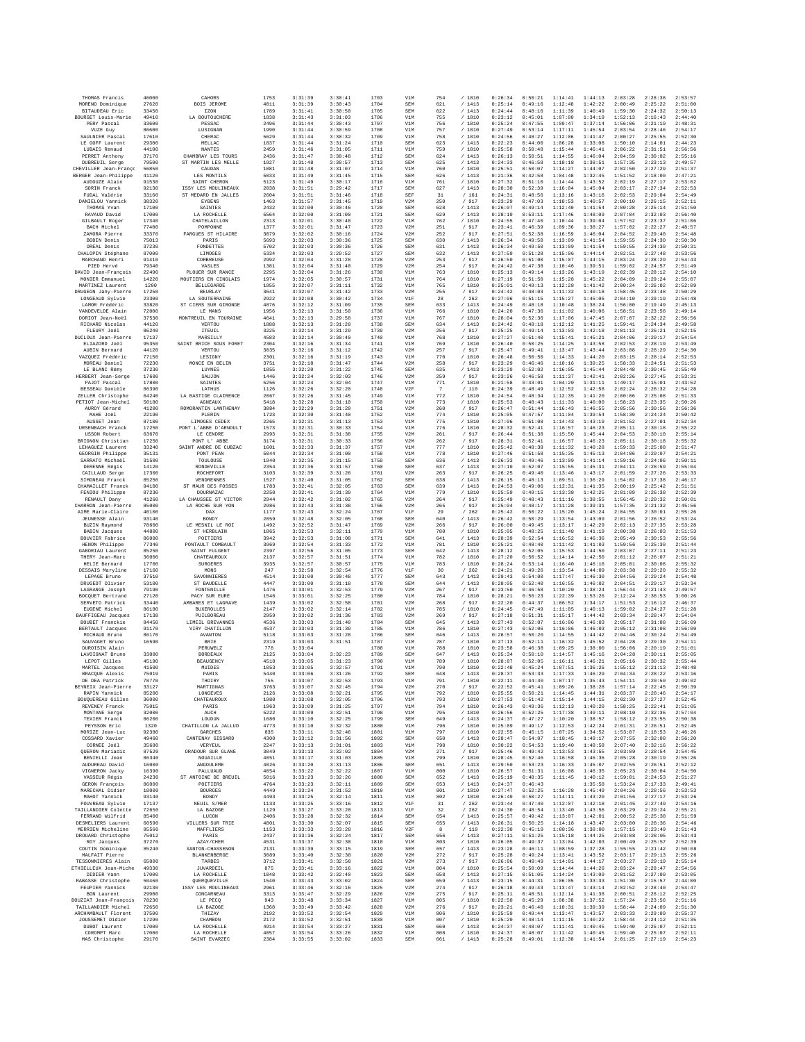| | | | | | | | | | | | | | | | |
|---|---|---|---|---|---|---|---|---|---|---|---|---|---|---|---|
| THOMAS Francis | 46000 | CAHORS | 1753 | 3:31:39 | 3:30:41 | 1703 | V1M | 754 | / 1810 | 0:26:34 | 0:50:21 | 1:14:41 | 1:44:13 | 2:03:28 | 2:28:38 | 2:53:57 |
| MORENO Dominique | 27620 | BOIS JEROME | 4011 | 3:31:39 | 3:30:43 | 1704 | SEM | 621 | / 1413 | 0:25:14 | 0:49:16 | 1:12:48 | 1:42:22 | 2:00:49 | 2:25:22 | 2:51:00 |
| BITAUDEAU Eric | 33450 | IZON | 1789 | 3:31:41 | 3:30:58 | 1705 | SEM | 622 | / 1413 | 0:24:44 | 0:48:16 | 1:11:39 | 1:40:49 | 1:59:30 | 2:24:32 | 2:50:13 |
| BOURGET Louis-Marie | 49410 | LA BOUTOUCHERE | 1838 | 3:31:43 | 3:31:03 | 1706 | V1M | 755 | / 1810 | 0:23:12 | 0:45:01 | 1:07:08 | 1:34:19 | 1:52:13 | 2:16:43 | 2:44:40 |
| PERY Pascal | 33600 | PESSAC | 2496 | 3:31:44 | 3:30:43 | 1707 | V1M | 756 | / 1810 | 0:25:24 | 0:47:55 | 1:09:47 | 1:37:14 | 1:56:06 | 2:21:19 | 2:48:31 |
| VUZE Guy | 86600 | LUSIGNAN | 1990 | 3:31:44 | 3:30:59 | 1708 | V1M | 757 | / 1810 | 0:27:49 | 0:53:14 | 1:17:11 | 1:45:54 | 2:03:54 | 2:28:46 | 2:54:17 |
| SAULNIER Pascal | 17610 | CHERAC | 5629 | 3:31:44 | 3:30:32 | 1709 | V1M | 758 | / 1810 | 0:24:56 | 0:48:27 | 1:12:06 | 1:41:47 | 2:00:27 | 2:25:55 | 2:52:30 |
| LE GOFF Laurent | 29300 | MELLAC | 1837 | 3:31:44 | 3:31:24 | 1710 | SEM | 623 | / 1413 | 0:22:23 | 0:44:00 | 1:06:28 | 1:33:08 | 1:50:10 | 2:14:01 | 2:44:23 |
| LUBAIS Renaud | 44100 | NANTES | 2459 | 3:31:46 | 3:31:05 | 1711 | V1M | 759 | / 1810 | 0:25:58 | 0:50:48 | 1:15:44 | 1:46:41 | 2:06:22 | 2:31:51 | 2:56:56 |
| PERRET Anthony | 37170 | CHAMBRAY LES TOURS | 2436 | 3:31:47 | 3:30:48 | 1712 | SEM | 624 | / 1413 | 0:26:13 | 0:50:51 | 1:14:55 | 1:46:04 | 2:04:59 | 2:30:02 | 2:55:16 |
| DUBREUIL Serge | 79500 | ST MARTIN LES MELLE | 1927 | 3:31:48 | 3:30:57 | 1713 | SEM | 625 | / 1413 | 0:24:33 | 0:46:58 | 1:10:18 | 1:38:51 | 1:57:35 | 2:23:13 | 2:49:57 |
| CHEVILLER Jean-Franç | 56850 | CAUDAN | 1081 | 3:31:48 | 3:31:07 | 1714 | V1M | 760 | / 1810 | 0:25:51 | 0:50:07 | 1:14:27 | 1:44:07 | 2:02:50 | 2:27:29 | 2:51:37 |
| BERGER Jean-Philippe | 41120 | LES MONTILS | 5033 | 3:31:49 | 3:31:45 | 1715 | SEM | 626 | / 1413 | 0:21:36 | 0:42:58 | 1:04:40 | 1:32:45 | 1:51:52 | 2:18:00 | 2:47:21 |
| AUDOUZE Alain | 91530 | SAINT CHERON | 5123 | 3:31:49 | 3:30:17 | 1716 | V1M | 761 | / 1810 | 0:27:32 | 0:51:10 | 1:14:44 | 1:43:52 | 2:02:19 | 2:27:17 | 2:53:02 |
| SORIN Franck | 92130 | ISSY LES MOULINEAUX | 2038 | 3:31:51 | 3:29:42 | 1717 | SEM | 627 | / 1413 | 0:28:30 | 0:52:39 | 1:16:04 | 1:45:04 | 2:03:17 | 2:27:34 | 2:52:53 |
| FUDAL Valérie | 33160 | ST MEDARD EN JALLES | 2604 | 3:31:51 | 3:31:46 | 1718 | SEF | 31 | / 161 | 0:24:31 | 0:48:56 | 1:13:16 | 1:43:16 | 2:02:53 | 2:29:04 | 2:54:49 |
| DANIELOU Yannick | 38320 | EYBENS | 1463 | 3:31:57 | 3:31:45 | 1719 | V2M | 250 | / 917 | 0:23:29 | 0:47:03 | 1:10:53 | 1:40:57 | 2:00:10 | 2:26:15 | 2:52:11 |
| THOMAS Yvan | 17100 | SAINTES | 2432 | 3:32:00 | 3:30:46 | 1720 | SEM | 628 | / 1413 | 0:26:07 | 0:49:14 | 1:12:40 | 1:41:54 | 2:00:28 | 2:25:14 | 2:51:50 |
| RAVAUD David | 17000 | LA ROCHELLE | 5564 | 3:32:00 | 3:31:08 | 1721 | SEM | 629 | / 1413 | 0:28:19 | 0:53:11 | 1:17:46 | 1:48:09 | 2:07:04 | 2:32:03 | 2:56:40 |
| GILBAULT Roger | 17340 | CHATELAILLON | 2313 | 3:32:01 | 3:30:48 | 1722 | V1M | 762 | / 1810 | 0:24:55 | 0:47:40 | 1:10:44 | 1:39:04 | 1:57:52 | 2:23:37 | 2:51:06 |
| BACH Michel | 77400 | POMPONNE | 1377 | 3:32:01 | 3:31:47 | 1723 | V2M | 251 | / 917 | 0:23:41 | 0:46:39 | 1:09:36 | 1:38:27 | 1:57:02 | 2:22:27 | 2:48:57 |
| ZAMORA Pierre | 33370 | FARGUES ST HILAIRE | 3079 | 3:32:02 | 3:30:16 | 1724 | V2M | 252 | / 917 | 0:27:51 | 0:52:38 | 1:16:59 | 1:46:04 | 2:04:52 | 2:29:40 | 2:54:48 |
| BODIN Denis | 75013 | PARIS | 5693 | 3:32:03 | 3:30:36 | 1725 | SEM | 630 | / 1413 | 0:26:34 | 0:49:50 | 1:13:09 | 1:41:54 | 1:59:55 | 2:24:30 | 2:50:30 |
| OREAL Denis | 37230 | FONDETTES | 5702 | 3:32:03 | 3:30:36 | 1726 | SEM | 631 | / 1413 | 0:26:34 | 0:49:50 | 1:13:09 | 1:41:54 | 1:59:55 | 2:24:30 | 2:50:31 |
| CHALOPIN Stéphane | 87000 | LIMOGES | 5334 | 3:32:03 | 3:29:52 | 1727 | SEM | 632 | / 1413 | 0:27:59 | 0:51:28 | 1:15:06 | 1:44:14 | 2:02:51 | 2:27:48 | 2:53:56 |
| MARCHAND Henri | 91410 | CORBREUSE | 2992 | 3:32:04 | 3:31:28 | 1728 | V2M | 253 | / 917 | 0:26:50 | 0:51:08 | 1:15:07 | 1:44:15 | 2:03:24 | 2:28:29 | 2:54:43 |
| PIED Hervé | 79340 | VASLES | 1381 | 3:32:04 | 3:31:40 | 1729 | V2M | 254 | / 917 | 0:24:42 | 0:47:30 | 1:10:46 | 1:39:51 | 1:59:02 | 2:24:57 | 2:51:49 |
| DAVID Jean-François | 22490 | PLOUER SUR RANCE | 2295 | 3:32:04 | 3:31:26 | 1730 | V1M | 763 | / 1810 | 0:25:13 | 0:49:14 | 1:13:26 | 1:43:19 | 2:02:39 | 2:28:12 | 2:54:10 |
| MONIER Emmanuel | 14220 | MOUTIERS EN CINGLAIS | 1974 | 3:32:05 | 3:30:57 | 1731 | V1M | 764 | / 1810 | 0:27:19 | 0:51:50 | 1:15:28 | 1:45:22 | 2:04:09 | 2:29:24 | 2:55:07 |
| MARTINEZ Laurent | 1200 | BELLEGARDE | 1055 | 3:32:07 | 3:31:11 | 1732 | V1M | 765 | / 1810 | 0:25:01 | 0:49:13 | 1:12:28 | 1:41:42 | 2:00:24 | 2:26:02 | 2:52:09 |
| DRUGEON Jany-Pierre | 17250 | BEURLAY | 3641 | 3:32:07 | 3:31:42 | 1733 | V2M | 255 | / 917 | 0:24:42 | 0:48:03 | 1:11:32 | 1:40:18 | 1:58:45 | 2:23:48 | 2:50:29 |
| LONGEAUD Sylvie | 23300 | LA SOUTERRAINE | 2922 | 3:32:08 | 3:30:42 | 1734 | V1F | 28 | / 262 | 0:27:06 | 0:51:15 | 1:15:27 | 1:45:06 | 2:04:10 | 2:29:19 | 2:54:48 |
| LAMOR Frédéric | 33820 | ST CIERS SUR GIRONDE | 4876 | 3:32:12 | 3:31:09 | 1735 | SEM | 633 | / 1413 | 0:24:49 | 0:48:18 | 1:10:48 | 1:38:24 | 1:56:00 | 2:19:49 | 2:45:13 |
| VANDEVELDE Alain | 72000 | LE MANS | 1956 | 3:32:13 | 3:31:50 | 1736 | V1M | 766 | / 1810 | 0:24:20 | 0:47:36 | 1:11:02 | 1:40:06 | 1:58:51 | 2:23:58 | 2:49:14 |
| DORIOT Jean-Noël | 37530 | MONTREUIL EN TOURAINE | 4641 | 3:32:13 | 3:29:58 | 1737 | V1M | 767 | / 1810 | 0:28:04 | 0:52:36 | 1:17:06 | 1:47:45 | 2:07:07 | 2:32:22 | 2:56:56 |
| RICHARD Nicolas | 44120 | VERTOU | 1888 | 3:32:13 | 3:31:20 | 1738 | SEM | 634 | / 1413 | 0:24:42 | 0:48:18 | 1:12:12 | 1:41:25 | 1:59:41 | 2:24:34 | 2:49:58 |
| FLEURY Joël | 86240 | ITEUIL | 3225 | 3:32:14 | 3:31:29 | 1739 | V2M | 256 | / 917 | 0:25:25 | 0:49:14 | 1:13:03 | 1:42:18 | 2:01:13 | 2:26:21 | 2:52:15 |
| DUCLOUX Jean-Pierre | 17137 | MARSILLY | 4503 | 3:32:14 | 3:30:40 | 1740 | V1M | 768 | / 1810 | 0:27:27 | 0:51:40 | 1:15:41 | 1:45:21 | 2:04:06 | 2:29:17 | 2:54:54 |
| ELIAZORD Joël | 95350 | SAINT BRICE SOUS FORET | 2304 | 3:32:16 | 3:31:34 | 1741 | V1M | 769 | / 1810 | 0:26:48 | 0:50:25 | 1:14:25 | 1:43:58 | 2:02:53 | 2:28:19 | 2:53:49 |
| AUBIN Bernard | 44120 | VERTOU | 3035 | 3:32:16 | 3:31:12 | 1742 | V2M | 257 | / 917 | 0:25:47 | 0:49:41 | 1:13:47 | 1:43:44 | 2:03:08 | 2:28:29 | 2:54:30 |
| VAZQUEZ Frédéric | 77150 | LESIGNY | 2301 | 3:32:16 | 3:31:19 | 1743 | V1M | 770 | / 1810 | 0:26:48 | 0:50:50 | 1:14:33 | 1:44:20 | 2:03:15 | 2:28:14 | 2:52:53 |
| MOREAU Daniel | 72230 | MONCE EN BELIN | 3751 | 3:32:18 | 3:31:47 | 1744 | V2M | 258 | / 917 | 0:23:29 | 0:46:46 | 1:10:16 | 1:39:25 | 1:58:33 | 2:24:51 | 2:51:53 |
| LE BLANC Rémy | 37230 | LUYNES | 1855 | 3:32:20 | 3:31:22 | 1745 | SEM | 635 | / 1413 | 0:23:29 | 0:52:02 | 1:16:05 | 1:45:44 | 2:04:48 | 2:30:45 | 2:55:49 |
| HERBERT Jean-Serge | 17600 | SAUJON | 1446 | 3:32:24 | 3:32:03 | 1746 | V2M | 259 | / 917 | 0:23:26 | 0:46:58 | 1:11:37 | 1:42:41 | 2:02:26 | 2:27:45 | 2:53:31 |
| PAJOT Pascal | 17800 | SAINTES | 5256 | 3:32:24 | 3:32:04 | 1747 | V1M | 771 | / 1810 | 0:21:58 | 0:43:01 | 1:04:20 | 1:31:11 | 1:49:17 | 2:15:01 | 2:43:52 |
| BESSEAU Danièle | 86390 | LATHUS | 1126 | 3:32:26 | 3:32:20 | 1748 | V2F | 7 | / 110 | 0:24:39 | 0:48:49 | 1:12:52 | 1:42:58 | 2:02:24 | 2:28:32 | 2:54:28 |
| ZELLER Christophe | 64240 | LA BASTIDE CLAIRENCE | 2067 | 3:32:26 | 3:31:45 | 1749 | V1M | 772 | / 1810 | 0:24:54 | 0:48:34 | 1:12:35 | 1:41:20 | 2:00:06 | 2:25:08 | 2:51:33 |
| PETIOT Jean-Michel | 50180 | AGNEAUX | 5418 | 3:32:28 | 3:31:10 | 1750 | V1M | 773 | / 1810 | 0:25:53 | 0:48:43 | 1:11:33 | 1:40:00 | 1:58:23 | 2:23:35 | 2:50:26 |
| AUROY Gérard | 41200 | ROMORANTIN LANTHENAY | 3084 | 3:32:29 | 3:31:20 | 1751 | V2M | 260 | / 917 | 0:26:47 | 0:51:44 | 1:16:43 | 1:46:55 | 2:05:56 | 2:30:56 | 2:56:36 |
| MAHE Joël | 22190 | PLERIN | 1723 | 3:32:30 | 3:31:40 | 1752 | V1M | 774 | / 1810 | 0:25:05 | 0:47:57 | 1:11:04 | 1:39:54 | 1:58:39 | 2:24:24 | 2:50:42 |
| AUSSET Jean | 87180 | LIMOGES CEDEX | 2265 | 3:32:31 | 3:31:13 | 1753 | V1M | 775 | / 1810 | 0:27:06 | 0:51:08 | 1:14:43 | 1:43:19 | 2:01:52 | 2:27:01 | 2:52:34 |
| URSENBACH Franck | 17250 | PONT L'ABBE D'ARNOULT | 1573 | 3:32:31 | 3:30:33 | 1754 | V1M | 776 | / 1810 | 0:28:32 | 0:52:41 | 1:16:57 | 1:46:23 | 2:05:11 | 2:30:18 | 2:55:22 |
| USSON Robert | 63670 | LE CENDRE | 2993 | 3:32:31 | 3:31:38 | 1755 | V2M | 261 | / 917 | 0:26:44 | 0:51:30 | 1:15:50 | 1:45:44 | 2:04:53 | 2:30:10 | 2:55:14 |
| BRIGNON Christian | 17250 | PONT L' ABBE | 3174 | 3:32:31 | 3:30:33 | 1756 | V2M | 262 | / 917 | 0:28:31 | 0:52:41 | 1:16:57 | 1:46:23 | 2:05:11 | 2:30:18 | 2:55:32 |
| LEHAGUEZ Laurent | 33240 | SAINT ANDRE DE CUBZAC | 1601 | 3:32:33 | 3:31:37 | 1757 | V1M | 777 | / 1810 | 0:25:42 | 0:48:38 | 1:11:32 | 1:40:28 | 1:59:33 | 2:25:08 | 2:51:47 |
| GEORGIN Philippe | 35131 | PONT PEAN | 5044 | 3:32:34 | 3:31:00 | 1758 | V1M | 778 | / 1810 | 0:27:46 | 0:51:58 | 1:15:35 | 1:45:13 | 2:04:06 | 2:29:07 | 2:54:21 |
| SARRATO Michaël | 31500 | TOULOUSE | 1940 | 3:32:35 | 3:31:15 | 1759 | SEM | 636 | / 1413 | 0:26:33 | 0:49:46 | 1:13:09 | 1:41:14 | 1:59:16 | 2:24:06 | 2:50:11 |
| DERENNE Régis | 14120 | RONDEVILLE | 2354 | 3:32:36 | 3:31:57 | 1760 | SEM | 637 | / 1413 | 0:27:16 | 0:52:07 | 1:15:55 | 1:45:31 | 2:04:11 | 2:28:59 | 2:55:04 |
| CAILLAUD Serge | 17300 | ROCHEFORT | 3103 | 3:32:39 | 3:31:26 | 1761 | V2M | 263 | / 917 | 0:26:25 | 0:49:48 | 1:13:46 | 1:43:17 | 2:01:59 | 2:27:26 | 2:53:33 |
| SIMONEAU Franck | 85250 | VENDRENNES | 1527 | 3:32:40 | 3:31:05 | 1762 | SEM | 638 | / 1413 | 0:26:15 | 0:48:13 | 1:09:51 | 1:36:29 | 1:54:02 | 2:17:38 | 2:46:17 |
| CHAMAILLET Franck | 94180 | ST MAUR DES FOSSES | 1783 | 3:32:41 | 3:32:05 | 1763 | SEM | 639 | / 1413 | 0:24:53 | 0:49:06 | 1:12:31 | 1:41:35 | 2:00:19 | 2:25:42 | 2:51:51 |
| FENIOU Philippe | 87230 | DOURNAZAC | 2250 | 3:32:41 | 3:31:39 | 1764 | V1M | 779 | / 1810 | 0:25:59 | 0:49:15 | 1:13:38 | 1:42:25 | 2:01:09 | 2:26:38 | 2:52:39 |
| RENAULT Dany | 41260 | LA CHAUSSEE ST VICTOR | 2944 | 3:32:42 | 3:31:02 | 1765 | V2M | 264 | / 917 | 0:25:49 | 0:48:43 | 1:11:16 | 1:38:55 | 1:56:45 | 2:20:32 | 2:50:01 |
| CHARRON Jean-Pierre | 85000 | LA ROCHE SUR YON | 2986 | 3:32:43 | 3:31:38 | 1766 | V2M | 265 | / 917 | 0:25:04 | 0:48:17 | 1:11:28 | 1:39:31 | 1:57:35 | 2:21:32 | 2:45:56 |
| AIME Marie-Claire | 40100 | DAX | 1177 | 3:32:43 | 3:32:24 | 1767 | V1F | 29 | / 262 | 0:25:42 | 0:50:22 | 1:15:20 | 1:45:24 | 2:04:55 | 2:30:01 | 2:55:26 |
| JEUNESSE Alain | 93140 | BONDY | 2059 | 3:32:48 | 3:32:05 | 1768 | SEM | 640 | / 1413 | 0:26:42 | 0:50:29 | 1:13:54 | 1:43:09 | 2:01:56 | 2:26:52 | 2:53:24 |
| BUZIN Raymond | 78600 | LE MESNIL LE ROI | 1492 | 3:32:52 | 3:31:47 | 1769 | V2M | 266 | / 917 | 0:26:00 | 0:49:45 | 1:13:17 | 1:42:29 | 2:02:13 | 2:27:35 | 2:53:28 |
| BABIN Jacques | 44800 | ST HERBLAIN | 1865 | 3:32:53 | 3:32:11 | 1770 | V1M | 780 | / 1810 | 0:25:05 | 0:48:25 | 1:11:48 | 1:41:19 | 2:00:38 | 2:26:03 | 2:51:53 |
| BOUVIER Fabrice | 86000 | POITIERS | 3942 | 3:32:53 | 3:31:08 | 1771 | SEM | 641 | / 1413 | 0:28:39 | 0:52:54 | 1:16:52 | 1:46:36 | 2:05:49 | 2:30:53 | 2:55:56 |
| HENON Philippe | 77340 | PONTAULT COMBAULT | 3969 | 3:32:54 | 3:31:33 | 1772 | V1M | 781 | / 1810 | 0:25:21 | 0:48:40 | 1:11:42 | 1:41:03 | 1:59:56 | 2:25:30 | 2:51:44 |
| GABORIAU Laurent | 85250 | SAINT FULGENT | 2397 | 3:32:56 | 3:31:05 | 1773 | SEM | 642 | / 1413 | 0:28:12 | 0:52:05 | 1:15:53 | 1:44:50 | 2:03:07 | 2:27:11 | 2:51:23 |
| THERY Jean-Marc | 36000 | CHATEAUROUX | 2137 | 3:32:57 | 3:31:51 | 1774 | V1M | 782 | / 1810 | 0:27:20 | 0:50:52 | 1:14:14 | 1:42:50 | 2:01:12 | 2:26:07 | 2:51:21 |
| HELIE Bernard | 17700 | SURGERES | 3935 | 3:32:57 | 3:30:57 | 1775 | V1M | 783 | / 1810 | 0:28:24 | 0:53:14 | 1:16:40 | 1:46:16 | 2:05:01 | 2:30:08 | 2:55:32 |
| DESSAIS Maryline | 17160 | MONS | 247 | 3:32:58 | 3:32:54 | 1776 | V1F | 30 | / 262 | 0:24:21 | 0:49:26 | 1:13:54 | 1:44:09 | 2:03:38 | 2:29:20 | 2:55:32 |
| LEPAGE Bruno | 37510 | SAVONNIERES | 4514 | 3:33:00 | 3:30:48 | 1777 | SEM | 643 | / 1413 | 0:29:43 | 0:54:08 | 1:17:47 | 1:46:30 | 2:04:56 | 2:29:24 | 2:54:48 |
| DRUGEOT Olivier | 53100 | ST BAUDELLE | 4447 | 3:33:00 | 3:31:18 | 1778 | SEM | 644 | / 1413 | 0:28:05 | 0:52:40 | 1:16:55 | 1:46:02 | 2:04:51 | 2:29:17 | 2:53:34 |
| LAGRANGE Joseph | 79190 | FONTENILLE | 1476 | 3:33:01 | 3:32:53 | 1779 | V2M | 267 | / 917 | 0:23:50 | 0:46:58 | 1:10:20 | 1:38:24 | 1:56:44 | 2:21:43 | 2:49:57 |
| BOCQUET Bertrand | 27120 | PACY SUR EURE | 1546 | 3:33:01 | 3:32:25 | 1780 | V1M | 784 | / 1810 | 0:28:21 | 0:56:23 | 1:22:39 | 1:53:26 | 2:12:24 | 2:36:53 | 3:00:26 |
| SERVETO Patrick | 33440 | AMBARES ET LAGRAVE | 1439 | 3:33:02 | 3:32:58 | 1781 | V2M | 268 | / 917 | 0:22:28 | 0:44:37 | 1:06:52 | 1:34:17 | 1:51:53 | 2:16:12 | 2:46:37 |
| EUGENE Michel | 86180 | BUXEROLLES | 2147 | 3:33:02 | 3:32:14 | 1782 | V1M | 785 | / 1810 | 0:24:45 | 0:47:49 | 1:11:05 | 1:40:13 | 1:59:02 | 2:24:27 | 2:51:28 |
| BAUFFIGEAU Jacques | 17138 | PUILBOREAU | 2959 | 3:33:02 | 3:31:36 | 1783 | V2M | 269 | / 917 | 0:27:18 | 0:51:31 | 1:15:17 | 1:44:42 | 2:03:34 | 2:28:47 | 2:54:04 |
| BOUBET Franckie | 94450 | LIMEIL BREVANNES | 4536 | 3:33:03 | 3:31:40 | 1784 | SEM | 645 | / 1413 | 0:27:43 | 0:52:07 | 1:16:06 | 1:46:03 | 2:05:17 | 2:31:08 | 2:56:09 |
| BERTAULT Jacques | 91170 | VIRY CHATILLON | 4537 | 3:33:03 | 3:31:39 | 1785 | V1M | 786 | / 1810 | 0:27:43 | 0:52:06 | 1:16:06 | 1:46:03 | 2:05:12 | 2:31:08 | 2:56:09 |
| MICHAUD Bruno | 86170 | AVANTON | 5118 | 3:33:03 | 3:31:28 | 1786 | SEM | 646 | / 1413 | 0:26:57 | 0:50:20 | 1:14:55 | 1:44:42 | 2:04:46 | 2:30:24 | 2:54:49 |
| SAUVAGET Bruno | 16590 | BRIE | 2319 | 3:33:03 | 3:31:51 | 1787 | V1M | 787 | / 1810 | 0:27:13 | 0:52:11 | 1:16:32 | 1:45:52 | 2:04:28 | 2:29:30 | 2:54:11 |
| DUROISIN Alain | | PERUWELZ | 778 | 3:33:04 | | 1788 | V1M | 788 | / 1810 | 0:23:58 | 0:46:30 | 1:09:25 | 1:38:00 | 1:56:06 | 2:20:19 | 2:51:01 |
| LAVOIGNAT Bruno | 33000 | BORDEAUX | 2125 | 3:33:04 | 3:32:23 | 1789 | SEM | 647 | / 1413 | 0:25:34 | 0:50:10 | 1:14:57 | 1:45:16 | 2:04:28 | 2:30:11 | 2:55:05 |
| LEPOT Gilles | 45190 | BEAUGENCY | 4518 | 3:33:05 | 3:31:23 | 1790 | V1M | 789 | / 1810 | 0:28:07 | 0:52:05 | 1:16:11 | 1:46:21 | 2:05:16 | 2:30:32 | 2:55:44 |
| MARTEL Jacques | 41500 | MUIDES | 1053 | 3:33:05 | 3:32:57 | 1791 | V1M | 790 | / 1810 | 0:22:48 | 0:45:24 | 1:07:51 | 1:36:26 | 1:55:12 | 2:21:13 | 2:48:48 |
| BRACQUE Alexis | 75019 | PARIS | 5440 | 3:33:06 | 3:31:26 | 1792 | SEM | 648 | / 1413 | 0:28:37 | 0:53:33 | 1:17:33 | 1:46:29 | 2:04:34 | 2:28:22 | 2:53:16 |
| DE DEA Patrick | 78770 | THOIRY | 755 | 3:33:07 | 3:32:53 | 1793 | V1M | 791 | / 1810 | 0:22:11 | 0:44:40 | 1:07:17 | 1:35:43 | 1:54:11 | 2:20:50 | 2:49:02 |
| BEYNEIX Jean-Pierre | 33127 | MARTIGNAS | 3763 | 3:33:07 | 3:32:45 | 1794 | V2M | 270 | / 917 | 0:22:52 | 0:45:41 | 1:09:26 | 1:38:28 | 1:57:14 | 2:22:45 | 2:50:39 |
| RAPIN Yannick | 85200 | LONGEVES | 2126 | 3:33:08 | 3:32:21 | 1795 | V1M | 792 | / 1810 | 0:25:55 | 0:50:21 | 1:14:45 | 1:44:31 | 2:03:37 | 2:28:46 | 2:54:17 |
| BOUQUEREAU Gilles | 36000 | CHATEAUROUX | 1980 | 3:33:08 | 3:32:05 | 1796 | V1M | 793 | / 1810 | 0:27:53 | 0:51:42 | 1:15:14 | 1:44:15 | 2:02:30 | 2:27:27 | 2:52:45 |
| REVENEY Franck | 75015 | PARIS | 1963 | 3:33:09 | 3:31:25 | 1797 | V1M | 794 | / 1810 | 0:26:43 | 0:49:36 | 1:12:13 | 1:40:20 | 1:58:25 | 2:22:41 | 2:51:05 |
| MONTANE Serge | 32000 | AUCH | 5222 | 3:33:09 | 3:32:51 | 1798 | V1M | 795 | / 1810 | 0:26:56 | 0:52:25 | 1:17:38 | 1:49:11 | 2:08:10 | 2:32:36 | 2:57:04 |
| TEXIER Franck | 86200 | LOUDUN | 1680 | 3:33:10 | 3:32:25 | 1799 | SEM | 649 | / 1413 | 0:24:37 | 0:47:27 | 1:10:20 | 1:38:57 | 1:58:12 | 2:23:55 | 2:50:38 |
| PEYSSON Eric | 1320 | CHATILLON LA JALLUD | 4773 | 3:33:10 | 3:32:32 | 1800 | V1M | 796 | / 1810 | 0:25:09 | 0:49:17 | 1:12:53 | 1:42:24 | 2:01:31 | 2:26:51 | 2:52:45 |
| MORIZE Jean-Luc | 92300 | GARCHES | 835 | 3:33:11 | 3:32:46 | 1801 | V1M | 797 | / 1810 | 0:22:55 | 0:45:15 | 1:07:25 | 1:34:52 | 1:53:07 | 2:18:53 | 2:46:26 |
| COSSARD Xavier | 49460 | CANTENAY GISSARD | 4308 | 3:33:12 | 3:31:56 | 1802 | SEM | 650 | / 1413 | 0:28:47 | 0:54:07 | 1:18:45 | 1:49:17 | 2:07:55 | 2:32:08 | 2:56:20 |
| CORNEE Joël | 35600 | VERYEUL | 2247 | 3:33:13 | 3:31:01 | 1803 | V1M | 798 | / 1810 | 0:30:22 | 0:54:53 | 1:19:40 | 1:48:58 | 2:07:40 | 2:32:16 | 2:56:22 |
| QUERON Mariadic | 87520 | ORADOUR SUR GLANE | 3049 | 3:33:13 | 3:32:02 | 1804 | V2M | 271 | / 917 | 0:25:46 | 0:49:42 | 1:13:53 | 1:43:55 | 2:03:09 | 2:28:54 | 2:54:45 |
| BENIELLI Jean | 86340 | NOUAILLE | 4051 | 3:33:17 | 3:31:03 | 1805 | V1M | 799 | / 1810 | 0:28:45 | 0:52:46 | 1:16:58 | 1:46:36 | 2:05:28 | 2:30:19 | 2:55:26 |
| AUDUREAU David | 16000 | ANGOULEME | 4026 | 3:33:20 | 3:31:13 | 1806 | SEM | 651 | / 1413 | 0:29:50 | 0:53:23 | 1:16:33 | 1:45:07 | 2:02:55 | 2:26:51 | 2:52:12 |
| VIGNERON Jacky | 16390 | PALLUAUD | 4054 | 3:33:22 | 3:32:22 | 1807 | V1M | 800 | / 1810 | 0:26:57 | 0:51:31 | 1:16:08 | 1:46:35 | 2:05:23 | 2:30:04 | 2:54:50 |
| VASSEUR Régis | 24230 | ST ANTOINE DE BREUIL | 5016 | 3:33:23 | 3:32:26 | 1808 | SEM | 652 | / 1413 | 0:25:19 | 0:48:35 | 1:11:45 | 1:40:12 | 1:59:01 | 2:24:53 | 2:51:27 |
| GERON François | 86000 | POITIERS | 4764 | 3:33:23 | 3:32:11 | 1809 | SEM | 653 | / 1413 | 0:24:37 | 0:46:43 | | 1:35:58 | 1:53:24 | 2:17:33 | 2:49:41 |
| MARECHAL Didier | 18000 | BOURGES | 4449 | 3:33:24 | 3:31:52 | 1810 | V1M | 801 | / 1810 | 0:27:47 | 0:52:25 | 1:16:28 | 1:45:49 | 2:04:26 | 2:28:56 | 2:53:53 |
| MAHOT Yannick | 93140 | BONDY | 4493 | 3:33:25 | 3:32:14 | 1811 | V1M | 802 | / 1810 | 0:26:49 | 0:50:27 | 1:14:11 | 1:43:20 | 2:01:56 | 2:27:17 | 2:53:26 |
| POUVREAU Sylvie | 17137 | NEUIL S/MER | 1133 | 3:33:25 | 3:33:16 | 1812 | V1F | 31 | / 262 | 0:23:44 | 0:47:40 | 1:12:07 | 1:42:18 | 2:01:45 | 2:27:49 | 2:54:16 |
| TAILLANDIER Colette | 72650 | LA BAZOGE | 1129 | 3:33:27 | 3:33:20 | 1813 | V1F | 32 | / 262 | 0:24:30 | 0:48:54 | 1:13:40 | 1:43:56 | 2:03:29 | 2:29:24 | 2:55:21 |
| FERRAND Wilfrid | 85400 | LUCON | 2406 | 3:33:28 | 3:32:32 | 1814 | SEM | 654 | / 1413 | 0:25:57 | 0:49:42 | 1:13:07 | 1:42:01 | 2:00:52 | 2:26:00 | 2:51:59 |
| DESMELIERS Laurent | 60590 | VILLERS SUR TRIE | 4801 | 3:33:30 | 3:32:07 | 1815 | SEM | 655 | / 1413 | 0:26:31 | 0:50:25 | 1:14:18 | 1:43:47 | 2:03:08 | 2:28:36 | 2:54:46 |
| MERRIEN Micheline | 95560 | MAFFLIERS | 1153 | 3:33:33 | 3:33:28 | 1816 | V2F | 8 | / 110 | 0:22:30 | 0:45:19 | 1:08:36 | 1:38:00 | 1:57:15 | 2:23:49 | 2:51:43 |
| DROUARD Christophe | 75012 | PARIS | 2437 | 3:33:36 | 3:32:24 | 1817 | SEM | 656 | / 1413 | 0:27:11 | 0:51:25 | 1:15:18 | 1:44:25 | 2:03:08 | 2:28:05 | 2:53:43 |
| ROY Jacques | 37270 | AZAY/CHER | 4531 | 3:33:37 | 3:32:30 | 1818 | V1M | 803 | / 1810 | 0:26:05 | 0:49:37 | 1:13:04 | 1:42:03 | 2:00:49 | 2:25:57 | 2:52:59 |
| COUTIN Dominique | 85240 | XANTON-CHASSENON | 2131 | 3:33:39 | 3:33:15 | 1819 | SEM | 657 | / 1413 | 0:23:28 | 0:46:11 | 1:08:59 | 1:37:28 | 1:55:55 | 2:21:42 | 2:50:08 |
| MALFAIT Pierre | | BLANKENBERGE | 3089 | 3:33:40 | 3:32:38 | 1820 | V2M | 272 | / 917 | 0:25:28 | 0:49:24 | 1:13:41 | 1:43:52 | 2:03:17 | 2:29:13 | 2:55:26 |
| TESSONNIERES Alain | 65000 | TARBES | 3712 | 3:33:41 | 3:32:50 | 1821 | V2M | 273 | / 917 | 0:26:06 | 0:49:49 | 1:14:01 | 1:44:17 | 2:03:27 | 2:29:19 | 2:55:14 |
| ETHIELLEUX Jean-Miche | 49330 | JUVARDEIL | 875 | 3:33:41 | 3:33:16 | 1822 | V1M | 804 | / 1810 | 0:25:54 | 0:50:09 | 1:14:44 | 1:44:26 | 2:03:24 | 2:28:47 | 2:54:56 |
| DIDIER Yann | 17000 | LA ROCHELLE | 1848 | 3:33:42 | 3:32:49 | 1823 | SEM | 658 | / 1413 | 0:27:15 | 0:51:05 | 1:14:24 | 1:43:09 | 2:01:52 | 2:27:00 | 2:53:05 |
| RABASSE Christophe | 50460 | QUERQUEVILLE | 1540 | 3:33:43 | 3:33:02 | 1824 | SEM | 659 | / 1413 | 0:23:15 | 0:44:31 | 1:06:05 | 1:33:33 | 1:51:30 | 2:15:57 | 2:44:00 |
| FEUPIER Yannick | 92130 | ISSY LES MOULINEAUX | 2961 | 3:33:46 | 3:32:16 | 1825 | V2M | 274 | / 917 | 0:26:18 | 0:49:43 | 1:13:47 | 1:43:14 | 2:02:52 | 2:28:40 | 2:54:47 |
| BON Laurent | 29900 | CONCARNEAU | 3313 | 3:33:47 | 3:32:29 | 1826 | V2M | 275 | / 917 | 0:25:11 | 0:48:51 | 1:12:14 | 1:41:38 | 2:00:51 | 2:26:12 | 2:52:25 |
| BOUZIAT Jean-François | 78230 | LE PECQ | 943 | 3:33:48 | 3:33:34 | 1827 | V1M | 805 | / 1810 | 0:22:50 | 0:45:29 | 1:08:38 | 1:37:52 | 1:57:24 | 2:23:56 | 2:51:16 |
| TAILLANDIER Michel | 72650 | LA BAZOGE | 1368 | 3:33:49 | 3:33:42 | 1828 | V2M | 276 | / 917 | 0:23:21 | 0:46:40 | 1:10:31 | 1:39:39 | 1:58:44 | 2:24:09 | 2:51:30 |
| ARCHAMBAULT Florent | 37500 | THIZAY | 2192 | 3:33:52 | 3:32:54 | 1829 | V1M | 806 | / 1810 | 0:25:59 | 0:49:44 | 1:13:47 | 1:43:57 | 2:03:33 | 2:29:09 | 2:55:37 |
| JOUSSEMET Didier | 17290 | CHAMBON | 2172 | 3:33:52 | 3:32:51 | 1830 | V1M | 807 | / 1810 | 0:25:20 | 0:48:14 | 1:11:15 | 1:40:22 | 1:58:44 | 2:24:12 | 2:51:35 |
| DUBOT Laurent | 17000 | LA ROCHELLE | 4914 | 3:33:54 | 3:33:27 | 1831 | SEM | 660 | / 1413 | 0:24:37 | 0:48:07 | 1:11:41 | 1:40:45 | 1:59:40 | 2:25:07 | 2:52:11 |
| COROMPT Marc | 17000 | LA ROCHELLE | 4057 | 3:33:54 | 3:33:26 | 1832 | V1M | 808 | / 1810 | 0:24:37 | 0:48:07 | 1:11:42 | 1:40:45 | 1:59:40 | 2:25:07 | 2:52:11 |
| MAS Christophe | 29170 | SAINT EVARZEC | 2384 | 3:33:55 | 3:33:02 | 1833 | SEM | 661 | / 1413 | 0:25:28 | 0:49:01 | 1:12:38 | 1:41:54 | 2:01:25 | 2:27:19 | 2:54:23 |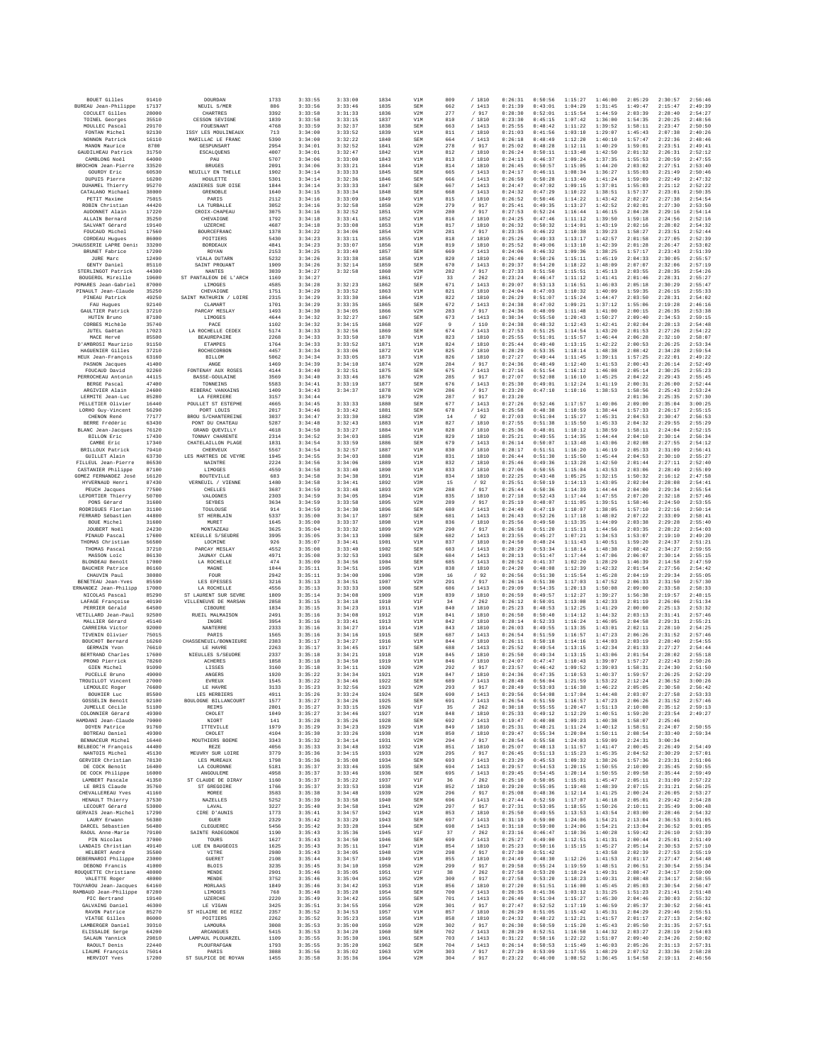| BOUET Gilles | 91410 | DOURDAN | 1733 | 3:33:55 | 3:33:09 | 1834 | V1M | 809 | / 1810 | 0:26:31 | 0:50:56 | 1:15:27 | 1:40:00 | 2:05:29 | 2:30:57 | 2:56:46 |
|---|---|---|---|---|---|---|---|---|---|---|---|---|---|---|---|---|
| BUREAU Jean-Philippe | 17137 | NEUIL S/MER | 886 | 3:33:56 | 3:33:46 | 1835 | SEM | 662 | / 1413 | 0:21:39 | 0:43:01 | 1:04:29 | 1:31:45 | 1:49:47 | 2:15:47 | 2:49:39 |
| COCULET Gilles | 28000 | CHARTRES | 3392 | 3:33:58 | 3:31:33 | 1836 | V2M | 277 | / 917 | 0:28:30 | 0:52:01 | 1:15:54 | 1:44:59 | 2:03:39 | 2:28:40 | 2:54:27 |
| TOINEL Georges | 35510 | CESSON SEVIGNE | 1839 | 3:33:58 | 3:33:15 | 1837 | V1M | 810 | / 1810 | 0:23:30 | 0:45:15 | 1:07:42 | 1:36:00 | 1:54:35 | 2:20:25 | 2:48:56 |
| MOULLEC Pascal | 29170 | FOUESNANT | 4768 | 3:33:59 | 3:32:37 | 1838 | SEM | 663 | / 1413 | 0:25:55 | 0:48:42 | 1:11:22 | 1:39:52 | 1:58:11 | 2:23:47 | 2:50:50 |
| FONTAN Michel | 92130 | ISSY LES MOULINEAUX | 713 | 3:34:00 | 3:33:52 | 1839 | V1M | 811 | / 1810 | 0:21:03 | 0:41:56 | 1:03:10 | 1:29:07 | 1:45:43 | 2:07:38 | 2:40:26 |
| NONNON Patrick | 16110 | MARILLAC LE FRANC | 5390 | 3:34:00 | 3:32:22 | 1840 | SEM | 664 | / 1413 | 0:26:18 | 0:48:49 | 1:12:20 | 1:40:10 | 1:57:47 | 2:22:36 | 2:48:46 |
| MANON Maurice | 8788 | GESPUNSART | 2954 | 3:34:01 | 3:32:52 | 1841 | V2M | 278 | / 917 | 0:25:02 | 0:48:28 | 1:12:11 | 1:40:29 | 1:59:01 | 2:23:51 | 2:49:41 |
| GAUDILHEAU Patrick | 31750 | ESCALQUENS | 4007 | 3:34:01 | 3:32:47 | 1842 | V1M | 812 | / 1810 | 0:26:24 | 0:50:11 | 1:13:48 | 1:42:50 | 2:01:32 | 2:26:31 | 2:52:12 |
| CAMBLONG Noël | 64000 | PAU | 5707 | 3:34:06 | 3:33:00 | 1843 | V1M | 813 | / 1810 | 0:24:13 | 0:46:37 | 1:09:24 | 1:37:35 | 1:55:53 | 2:20:59 | 2:47:55 |
| BROCHON Jean-Pierre | 33520 | BRUGES | 2891 | 3:34:06 | 3:33:21 | 1844 | V1M | 814 | / 1810 | 0:26:45 | 0:50:57 | 1:15:05 | 1:44:20 | 2:03:02 | 2:27:51 | 2:53:40 |
| GOURDY Eric | 60530 | NEUILLY EN THELLE | 1902 | 3:34:14 | 3:33:33 | 1845 | SEM | 665 | / 1413 | 0:24:17 | 0:46:11 | 1:08:34 | 1:36:27 | 1:55:03 | 2:21:49 | 2:50:46 |
| DUPUIS Pierre | 16200 | HOULETTE | 5301 | 3:34:14 | 3:32:36 | 1846 | SEM | 666 | / 1413 | 0:26:59 | 0:50:28 | 1:13:40 | 1:41:24 | 1:59:09 | 2:22:49 | 2:47:32 |
| DUHAMEL Thierry | 95270 | ASNIERES SUR OISE | 1844 | 3:34:14 | 3:33:33 | 1847 | SEM | 667 | / 1413 | 0:24:47 | 0:47:02 | 1:09:15 | 1:37:01 | 1:55:03 | 2:21:12 | 2:52:22 |
| CATALANO Michael | 38000 | GRENOBLE | 1640 | 3:34:15 | 3:33:34 | 1848 | SEM | 668 | / 1413 | 0:24:32 | 0:47:29 | 1:10:22 | 1:38:51 | 1:57:37 | 2:23:01 | 2:50:35 |
| PETIT Maxime | 75015 | PARIS | 2112 | 3:34:16 | 3:33:09 | 1849 | V1M | 815 | / 1810 | 0:26:52 | 0:50:46 | 1:14:22 | 1:43:42 | 2:02:27 | 2:27:38 | 2:54:54 |
| ROBIN Christian | 44420 | LA TURBALLE | 3052 | 3:34:16 | 3:32:58 | 1850 | V2M | 279 | / 917 | 0:25:41 | 0:49:35 | 1:13:27 | 1:42:52 | 2:02:01 | 2:27:30 | 2:53:50 |
| AUDONNET Alain | 17220 | CROIX-CHAPEAU | 3075 | 3:34:16 | 3:32:52 | 1851 | V2M | 280 | / 917 | 0:27:53 | 0:52:24 | 1:16:44 | 1:46:15 | 2:04:28 | 2:29:16 | 2:54:14 |
| ALLAIN Bernard | 35250 | CHEVAIGNE | 1792 | 3:34:18 | 3:33:41 | 1852 | V1M | 816 | / 1810 | 0:24:25 | 0:47:46 | 1:11:12 | 1:39:50 | 1:59:18 | 2:24:56 | 2:52:16 |
| SALVANT Gérard | 19140 | UZERCHE | 4687 | 3:34:18 | 3:33:08 | 1853 | V1M | 817 | / 1810 | 0:26:32 | 0:50:32 | 1:14:01 | 1:43:19 | 2:02:16 | 2:28:02 | 2:54:32 |
| FOUCAUD Michel | 17560 | BOURCEFRANC | 1378 | 3:34:22 | 3:34:06 | 1854 | V2M | 281 | / 917 | 0:23:35 | 0:46:22 | 1:10:38 | 1:39:23 | 1:58:27 | 2:23:51 | 2:52:44 |
| CORDEAU Hugues | 86000 | POITIERS | 5430 | 3:34:23 | 3:33:11 | 1855 | V1M | 818 | / 1810 | 0:25:26 | 0:49:33 | 1:13:17 | 1:42:57 | 2:01:58 | 2:27:05 | 2:52:39 |
| CHAUSSERIE LAPRE Denis | 33200 | BORDEAUX | 4841 | 3:34:23 | 3:33:07 | 1856 | V1M | 819 | / 1810 | 0:25:52 | 0:49:06 | 1:13:18 | 1:42:39 | 2:01:28 | 2:26:47 | 2:53:02 |
| BRUNET Fabrice | 17200 | ROYAN | 2153 | 3:34:25 | 3:33:48 | 1857 | SEM | 669 | / 1413 | 0:24:06 | 0:46:32 | 1:09:36 | 1:38:25 | 1:57:17 | 2:23:43 | 2:51:39 |
| JURE Marc | 12490 | VIALA DUTARN | 5232 | 3:34:26 | 3:33:38 | 1858 | V1M | 820 | / 1810 | 0:26:40 | 0:50:26 | 1:15:11 | 1:45:19 | 2:04:33 | 2:30:05 | 2:55:57 |
| GENTY Daniel | 85110 | SAINT PROUANT | 1909 | 3:34:26 | 3:32:14 | 1859 | SEM | 670 | / 1413 | 0:29:37 | 0:54:28 | 1:18:22 | 1:48:09 | 2:07:07 | 2:32:06 | 2:57:19 |
| STERLINGOT Patrick | 44300 | NANTES | 3039 | 3:34:27 | 3:32:58 | 1860 | V2M | 282 | / 917 | 0:27:33 | 0:51:50 | 1:15:51 | 1:45:13 | 2:03:55 | 2:28:35 | 2:54:26 |
| BOUGEROL Mireille | 19600 | ST PANTALEON DE L'ARCH | 1169 | 3:34:27 | | 1861 | V1F | 33 | / 262 | 0:23:24 | 0:46:47 | 1:11:12 | 1:41:41 | 2:01:46 | 2:28:31 | 2:55:27 |
| POMARES Jean-Gabriel | 87000 | LIMOGES | 4585 | 3:34:28 | 3:32:23 | 1862 | SEM | 671 | / 1413 | 0:29:07 | 0:53:13 | 1:16:51 | 1:46:03 | 2:05:18 | 2:30:29 | 2:55:47 |
| PINAULT Jean-Claude | 35250 | CHEVAIGNE | 1751 | 3:34:29 | 3:33:52 | 1863 | V1M | 821 | / 1810 | 0:24:04 | 0:47:03 | 1:10:32 | 1:40:09 | 1:59:35 | 2:26:15 | 2:55:33 |
| PINEAU Patrick | 49250 | SAINT MATHURIN / LOIRE | 2315 | 3:34:29 | 3:33:39 | 1864 | V1M | 822 | / 1810 | 0:26:29 | 0:51:07 | 1:15:24 | 1:44:47 | 2:03:50 | 2:28:31 | 2:54:02 |
| FAU Hugues | 92140 | CLAMART | 1701 | 3:34:29 | 3:33:35 | 1865 | SEM | 672 | / 1413 | 0:24:38 | 0:47:02 | 1:09:21 | 1:37:12 | 1:55:06 | 2:19:28 | 2:46:16 |
| GAULTIER Patrick | 37210 | PARCAY MESLAY | 1493 | 3:34:30 | 3:34:05 | 1866 | V2M | 283 | / 917 | 0:24:36 | 0:48:09 | 1:11:48 | 1:41:00 | 2:00:15 | 2:26:35 | 2:53:38 |
| HUTIN Bruno | 87100 | LIMOGES | 4644 | 3:34:32 | 3:32:27 | 1867 | SEM | 673 | / 1413 | 0:30:34 | 0:55:50 | 1:20:43 | 1:50:27 | 2:09:40 | 2:34:53 | 2:59:15 |
| CORBES Michèle | 35740 | PACE | 1102 | 3:34:32 | 3:34:15 | 1868 | V2F | 9 | / 110 | 0:24:38 | 0:48:32 | 1:12:43 | 1:42:41 | 2:02:04 | 2:28:13 | 2:54:48 |
| JUTEL Gaëtan | 17023 | LA ROCHELLE CEDEX | 5174 | 3:34:33 | 3:32:56 | 1869 | SEM | 674 | / 1413 | 0:27:53 | 0:51:25 | 1:14:54 | 1:43:20 | 2:01:53 | 2:27:26 | 2:54:22 |
| MACE Hervé | 85500 | BEAUREPAIRE | 2268 | 3:34:33 | 3:33:50 | 1870 | V1M | 823 | / 1810 | 0:25:55 | 0:51:01 | 1:15:57 | 1:46:44 | 2:06:28 | 2:32:10 | 2:58:07 |
| D'AMBROSI Maurizio | 91150 | ETAMPES | 1764 | 3:34:33 | 3:33:52 | 1871 | V1M | 824 | / 1810 | 0:25:44 | 0:49:40 | 1:13:15 | 1:42:22 | 2:00:53 | 2:26:25 | 2:53:34 |
| HAGUENIER Gilles | 37210 | ROCHECORBON | 4457 | 3:34:34 | 3:33:06 | 1872 | V1M | 825 | / 1810 | 0:28:29 | 0:53:35 | 1:18:14 | 1:48:38 | 2:08:42 | 2:34:28 | 2:59:54 |
| HEUX Jean-François | 63160 | BILLOM | 5062 | 3:34:34 | 3:33:05 | 1873 | V1M | 826 | / 1810 | 0:27:27 | 0:49:44 | 1:11:45 | 1:39:11 | 1:57:25 | 2:22:01 | 2:49:22 |
| PASNON Jacques | 41400 | ANGE | 1469 | 3:34:39 | 3:34:10 | 1874 | V2M | 284 | / 917 | 0:24:36 | 0:48:49 | 1:12:40 | 1:41:53 | 2:00:43 | 2:26:14 | 2:52:49 |
| FOUCAUD David | 92260 | FONTENAY AUX ROSES | 4144 | 3:34:40 | 3:32:51 | 1875 | SEM | 675 | / 1413 | 0:27:16 | 0:51:54 | 1:16:12 | 1:46:08 | 2:05:14 | 2:30:25 | 2:55:23 |
| PERROCHEAU Antonin | 44115 | BASSE-GOULAINE | 3569 | 3:34:40 | 3:33:46 | 1876 | V2M | 285 | / 917 | 0:27:07 | 0:52:08 | 1:16:10 | 1:45:25 | 2:04:22 | 2:29:43 | 2:55:45 |
| BERGE Pascal | 47400 | TONNEINS | 5583 | 3:34:41 | 3:33:19 | 1877 | SEM | 676 | / 1413 | 0:25:30 | 0:49:01 | 1:12:24 | 1:41:19 | 2:00:31 | 2:26:00 | 2:52:44 |
| ARGIVIER Alain | 24600 | RIBERAC VANXAINS | 1409 | 3:34:43 | 3:34:37 | 1878 | V2M | 286 | / 917 | 0:23:28 | 0:47:10 | 1:10:16 | 1:38:53 | 1:58:56 | 2:25:43 | 2:53:24 |
| LERMITE Jean-Luc | 85280 | LA FERRIERE | 3157 | 3:34:44 | | 1879 | V2M | 287 | / 917 | 0:23:28 | | | | 2:01:36 | 2:25:35 | 2:57:30 |
| PELLETIER Olivier | 16440 | POULLET ST ESTEPHE | 4665 | 3:34:45 | 3:33:33 | 1880 | SEM | 677 | / 1413 | 0:27:26 | 0:52:46 | 1:17:57 | 1:49:06 | 2:09:00 | 2:35:04 | 3:00:25 |
| LORHO Guy-Vincent | 56290 | PORT LOUIS | 2017 | 3:34:46 | 3:33:42 | 1881 | SEM | 678 | / 1413 | 0:25:58 | 0:48:38 | 1:18:59 | 1:38:44 | 1:57:33 | 2:26:17 | 2:55:15 |
| CHENON René | 77177 | BROU S/CHANTEREINE | 3037 | 3:34:47 | 3:33:30 | 1882 | V3M | 14 | / 92 | 0:27:03 | 0:51:04 | 1:15:27 | 1:45:31 | 2:04:53 | 2:30:47 | 2:56:53 |
| BERRE Frédéric | 63430 | PONT DU CHATEAU | 5287 | 3:34:48 | 3:32:43 | 1883 | V1M | 827 | / 1810 | 0:27:55 | 0:51:38 | 1:15:50 | 1:45:33 | 2:04:32 | 2:29:55 | 2:55:29 |
| BLANC Jean-Jacques | 76120 | GRAND QUEVILLY | 4618 | 3:34:50 | 3:33:27 | 1884 | V1M | 828 | / 1810 | 0:25:36 | 0:48:01 | 1:10:12 | 1:38:59 | 1:58:11 | 2:24:04 | 2:52:15 |
| BILLON Eric | 17430 | TONNAY CHARENTE | 2314 | 3:34:52 | 3:34:03 | 1885 | V1M | 829 | / 1810 | 0:25:21 | 0:49:55 | 1:14:35 | 1:44:44 | 2:04:10 | 2:30:14 | 2:56:34 |
| CAMBE Eric | 17340 | CHATELAILLON PLAGE | 1831 | 3:34:54 | 3:33:59 | 1886 | SEM | 679 | / 1413 | 0:26:14 | 0:50:07 | 1:13:48 | 1:43:06 | 2:02:08 | 2:27:55 | 2:54:12 |
| BRILLOUX Patrick | 79410 | CHERVEUX | 5567 | 3:34:54 | 3:32:57 | 1887 | V1M | 830 | / 1810 | 0:28:17 | 0:51:51 | 1:16:20 | 1:46:19 | 2:05:33 | 2:31:09 | 2:56:41 |
| GUILLET Alain | 63730 | LES MARTRES DE VEYRE | 1945 | 3:34:55 | 3:34:03 | 1888 | V1M | 831 | / 1810 | 0:26:44 | 0:51:30 | 1:15:50 | 1:45:44 | 2:04:53 | 2:30:10 | 2:55:27 |
| FILLEUL Jean-Pierre | 86530 | NAINTRE | 2224 | 3:34:56 | 3:34:06 | 1889 | V1M | 832 | / 1810 | 0:25:46 | 0:49:36 | 1:13:28 | 1:42:50 | 2:01:44 | 2:27:11 | 2:52:40 |
| CASTANIER Philippe | 87100 | LIMOGES | 4559 | 3:34:58 | 3:33:40 | 1890 | V1M | 833 | / 1810 | 0:27:06 | 0:50:55 | 1:15:04 | 1:43:53 | 2:03:06 | 2:28:49 | 2:55:09 |
| GOMEZ FERNANDEZ José | 16120 | BOUTEVILLE | 683 | 3:34:58 | 3:34:38 | 1891 | V1M | 834 | / 1810 | 0:22:25 | 0:43:40 | 1:05:25 | 1:32:15 | 1:50:32 | 2:16:12 | 2:47:58 |
| HYVERNAUD Henri | 87430 | VERNEUIL / VIENNE | 1480 | 3:34:58 | 3:34:41 | 1892 | V3M | 15 | / 92 | 0:25:51 | 0:50:19 | 1:14:13 | 1:43:05 | 2:02:04 | 2:28:08 | 2:54:41 |
| PEUCH Jacques | 77500 | CHELLES | 3687 | 3:34:59 | 3:33:48 | 1893 | V2M | 288 | / 917 | 0:25:44 | 0:50:36 | 1:14:39 | 1:44:44 | 2:04:00 | 2:29:34 | 2:55:54 |
| LEPORTIER Thierry | 50700 | VALOGNES | 2303 | 3:34:59 | 3:34:05 | 1894 | V1M | 835 | / 1810 | 0:27:18 | 0:52:43 | 1:17:44 | 1:47:55 | 2:07:20 | 2:32:18 | 2:57:46 |
| PONS Gérard | 31600 | SEYBES | 3634 | 3:34:59 | 3:33:58 | 1895 | V2M | 289 | / 917 | 0:25:19 | 0:48:07 | 1:11:05 | 1:39:51 | 1:58:46 | 2:24:50 | 2:53:55 |
| RODRIGUES Florian | 31100 | TOULOUSE | 914 | 3:34:59 | 3:34:30 | 1896 | SEM | 680 | / 1413 | 0:24:48 | 0:47:19 | 1:10:07 | 1:38:05 | 1:57:10 | 2:22:16 | 2:50:14 |
| FERRARO Sébastien | 44800 | ST HERBLAIN | 5337 | 3:35:00 | 3:34:17 | 1897 | SEM | 681 | / 1413 | 0:26:43 | 0:52:26 | 1:17:18 | 1:48:02 | 2:07:22 | 2:33:09 | 2:58:41 |
| BOUE Michel | 31600 | MURET | 1645 | 3:35:00 | 3:33:37 | 1898 | V1M | 836 | / 1810 | 0:25:56 | 0:49:50 | 1:13:35 | 1:44:09 | 2:03:38 | 2:29:28 | 2:55:40 |
| JOUBERT Noël | 24230 | MONTAZEAU | 3625 | 3:35:04 | 3:33:32 | 1899 | V2M | 290 | / 917 | 0:26:58 | 0:51:20 | 1:15:13 | 1:44:56 | 2:03:35 | 2:28:22 | 2:54:03 |
| PINAUD Pascal | 17600 | NIEULLE S/SEUDRE | 3995 | 3:35:05 | 3:34:13 | 1900 | SEM | 682 | / 1413 | 0:23:55 | 0:45:27 | 1:07:21 | 1:34:53 | 1:53:07 | 2:19:10 | 2:49:20 |
| THOMAS Christian | 56500 | LOCMINE | 926 | 3:35:07 | 3:34:41 | 1901 | V1M | 837 | / 1810 | 0:24:50 | 0:48:24 | 1:11:43 | 1:40:51 | 1:59:20 | 2:24:37 | 2:51:21 |
| THOMAS Pascal | 37210 | PARCAY MESLAY | 4552 | 3:35:08 | 3:33:40 | 1902 | SEM | 683 | / 1413 | 0:28:29 | 0:53:34 | 1:18:14 | 1:48:38 | 2:08:42 | 2:34:27 | 2:59:55 |
| MASSON Loïc | 86130 | JAUNAY CLAN | 4971 | 3:35:08 | 3:32:53 | 1903 | SEM | 684 | / 1413 | 0:28:13 | 0:51:47 | 1:17:44 | 1:47:06 | 2:06:07 | 2:30:14 | 2:55:15 |
| BLONDEAU Benoît | 17000 | LA ROCHELLE | 474 | 3:35:09 | 3:34:56 | 1904 | SEM | 685 | / 1413 | 0:20:52 | 0:41:37 | 1:02:20 | 1:28:29 | 1:46:39 | 2:14:58 | 2:47:59 |
| BAUCHER Patrice | 86160 | MAGNE | 1044 | 3:35:11 | 3:34:51 | 1905 | V1M | 838 | / 1810 | 0:24:20 | 0:48:08 | 1:12:39 | 1:42:32 | 2:01:54 | 2:27:56 | 2:54:42 |
| CHAUVIN Paul | 38080 | FOUR | 2942 | 3:35:11 | 3:34:00 | 1906 | V3M | 16 | / 92 | 0:26:56 | 0:51:30 | 1:15:54 | 1:45:28 | 2:04:19 | 2:29:34 | 2:55:05 |
| BENETEAU Jean-Yves | 85590 | LES EPESSES | 3216 | 3:35:13 | 3:34:51 | 1907 | V2M | 291 | / 917 | 0:26:16 | 0:51:30 | 1:17:03 | 1:47:52 | 2:06:33 | 2:31:50 | 2:57:30 |
| FERNANDEZ Jean-Philipp | 17000 | LA ROCHELLE | 4556 | 3:35:13 | 3:33:33 | 1908 | SEM | 686 | / 1413 | 0:29:09 | 0:54:35 | 1:20:13 | 1:50:08 | 2:09:00 | 2:33:58 | 2:58:33 |
| NICOLAS Pascal | 85290 | ST LAURENT SUR SEVRE | 1809 | 3:35:14 | 3:34:08 | 1909 | V1M | 839 | / 1810 | 0:26:59 | 0:49:57 | 1:12:27 | 1:39:27 | 1:56:38 | 2:19:57 | 2:48:15 |
| LAFAGE Françoise | 40190 | VILLENEUVE DE MARSAN | 2858 | 3:35:15 | 3:34:18 | 1910 | V1F | 34 | / 262 | 0:26:12 | 0:50:01 | 1:13:08 | 1:42:33 | 2:01:19 | 2:26:06 | 2:51:34 |
| PERRIER Gérald | 64500 | CIBOURE | 1834 | 3:35:15 | 3:34:23 | 1911 | V1M | 840 | / 1810 | 0:25:23 | 0:48:53 | 1:12:25 | 1:41:29 | 2:00:00 | 2:25:13 | 2:53:32 |
| VETILLARD Jean-Paul | 92500 | RUEIL MALMAISON | 2491 | 3:35:16 | 3:34:08 | 1912 | V1M | 841 | / 1810 | 0:26:56 | 0:50:40 | 1:14:12 | 1:44:32 | 2:03:13 | 2:31:41 | 2:57:46 |
| MALLIER Gérard | 45140 | INGRE | 3954 | 3:35:16 | 3:33:41 | 1913 | V1M | 842 | / 1810 | 0:28:14 | 0:52:33 | 1:16:24 | 1:46:05 | 2:04:58 | 2:29:31 | 2:55:21 |
| CARREIRA Victor | 92000 | NANTERRE | 2333 | 3:35:16 | 3:34:27 | 1914 | V1M | 843 | / 1810 | 0:26:03 | 0:49:55 | 1:13:35 | 1:43:01 | 2:02:11 | 2:28:10 | 2:54:25 |
| TIVENIN Olivier | 75015 | PARIS | 1565 | 3:35:16 | 3:34:16 | 1915 | SEM | 687 | / 1413 | 0:26:54 | 0:51:59 | 1:16:57 | 1:47:23 | 2:06:26 | 2:31:52 | 2:57:46 |
| BOUCHOT Bernard | 16260 | CHASSENEUIL/BONNIEURE | 2383 | 3:35:17 | 3:34:27 | 1916 | V1M | 844 | / 1810 | 0:26:11 | 0:50:18 | 1:14:16 | 1:44:03 | 2:03:19 | 2:28:40 | 2:54:55 |
| GERMAIN Yvon | 76610 | LE HAVRE | 2263 | 3:35:17 | 3:34:45 | 1917 | SEM | 688 | / 1413 | 0:25:52 | 0:49:54 | 1:13:15 | 1:42:34 | 2:01:33 | 2:27:21 | 2:54:44 |
| BERTRAND Charles | 17600 | NIEULLES S/SEUDRE | 2337 | 3:35:18 | 3:34:21 | 1918 | V1M | 845 | / 1810 | 0:25:50 | 0:49:34 | 1:13:15 | 1:43:06 | 2:01:54 | 2:28:02 | 2:55:18 |
| PRONO Pierrick | 78260 | ACHERES | 1058 | 3:35:18 | 3:34:50 | 1919 | V1M | 846 | / 1810 | 0:24:07 | 0:47:47 | 1:10:43 | 1:39:07 | 1:57:27 | 2:22:43 | 2:50:26 |
| GIEN Michel | 91090 | LISSES | 3160 | 3:35:18 | 3:34:11 | 1920 | V2M | 292 | / 917 | 0:23:57 | 0:46:42 | 1:09:52 | 1:39:03 | 1:58:31 | 2:24:30 | 2:51:50 |
| PUCELLE Bruno | 49000 | ANGERS | 1920 | 3:35:22 | 3:34:34 | 1921 | V1M | 847 | / 1810 | 0:24:36 | 0:47:35 | 1:10:53 | 1:40:37 | 1:59:57 | 2:26:25 | 2:52:29 |
| TROUILLOT Vincent | 27000 | EVREUX | 1545 | 3:35:22 | 3:34:46 | 1922 | SEM | 689 | / 1413 | 0:28:48 | 0:56:04 | 1:21:59 | 1:53:22 | 2:12:24 | 2:36:52 | 3:00:26 |
| LEMOULEC Roger | 76600 | LE HAVRE | 3133 | 3:35:23 | 3:32:56 | 1923 | V2M | 293 | / 917 | 0:28:49 | 0:53:03 | 1:16:38 | 1:46:22 | 2:05:05 | 2:30:58 | 2:56:42 |
| BOUHIER Luc | 85500 | LES HERBIERS | 4911 | 3:35:26 | 3:33:24 | 1924 | SEM | 690 | / 1413 | 0:29:56 | 0:54:08 | 1:17:04 | 1:44:48 | 2:03:07 | 2:27:58 | 2:53:33 |
| GOSSELIN Benoît | 92100 | BOULOGNE BILLANCOURT | 1577 | 3:35:27 | 3:34:26 | 1925 | SEM | 691 | / 1413 | 0:26:54 | 0:51:59 | 1:16:57 | 1:47:23 | 2:06:26 | 2:31:52 | 2:57:46 |
| JUMELLE Cécile | 51100 | REIMS | 2801 | 3:35:27 | 3:33:15 | 1926 | V1F | 35 | / 262 | 0:30:18 | 0:55:55 | 1:20:47 | 1:51:13 | 2:10:08 | 2:35:12 | 2:59:13 |
| COLONNIER Gérard | 49300 | CHOLET | 1849 | 3:35:27 | 3:34:46 | 1927 | V1M | 848 | / 1810 | 0:25:33 | 0:49:12 | 1:12:29 | 1:40:51 | 1:59:20 | 2:23:54 | 2:49:27 |
| HAMDANI Jean-Claude | 79000 | NIORT | 141 | 3:35:28 | 3:35:26 | 1928 | SEM | 692 | / 1413 | 0:19:47 | 0:40:08 | 1:00:23 | 1:40:38 | 1:58:07 | 2:25:46 | |
| DOYEN Patrice | 91760 | ITTEVILLE | 1979 | 3:35:29 | 3:34:23 | 1929 | V1M | 849 | / 1810 | 0:25:31 | 0:48:21 | 1:11:24 | 1:40:12 | 1:58:51 | 2:24:07 | 2:50:55 |
| BOTREAU Daniel | 49300 | CHOLET | 4104 | 3:35:30 | 3:33:26 | 1930 | V1M | 850 | / 1810 | 0:29:47 | 0:55:34 | 1:20:04 | 1:50:11 | 2:08:54 | 2:33:40 | 2:58:34 |
| BENNACEUR Michel | 16440 | MOUTHIERS BOEME | 3343 | 3:35:32 | 3:34:14 | 1931 | V2M | 294 | / 917 | 0:28:54 | 0:55:58 | 1:24:03 | 1:59:09 | 2:24:31 | 3:00:34 | |
| BELBEOC'H François | 44400 | REZE | 4056 | 3:35:33 | 3:34:48 | 1932 | V1M | 851 | / 1810 | 0:25:07 | 0:48:13 | 1:11:57 | 1:41:47 | 2:00:45 | 2:26:49 | 2:54:49 |
| NANTOIS Michel | 45130 | MEUVRY SUR LOIRE | 3779 | 3:35:36 | 3:34:13 | 1933 | V2M | 295 | / 917 | 0:26:45 | 0:51:13 | 1:15:23 | 1:45:35 | 2:04:52 | 2:30:29 | 2:57:01 |
| GERVIER Christian | 78130 | LES MUREAUX | 1798 | 3:35:36 | 3:35:08 | 1934 | SEM | 693 | / 1413 | 0:23:29 | 0:45:53 | 1:09:32 | 1:38:26 | 1:57:36 | 2:23:31 | 2:51:06 |
| DE COCK Benoît | 16400 | LA COURONNE | 5181 | 3:35:37 | 3:33:46 | 1935 | SEM | 694 | / 1413 | 0:29:57 | 0:54:53 | 1:20:15 | 1:50:55 | 2:10:09 | 2:35:45 | 2:59:55 |
| DE COCK Philippe | 16000 | ANGOULEME | 4958 | 3:35:37 | 3:33:46 | 1936 | SEM | 695 | / 1413 | 0:29:45 | 0:54:45 | 1:20:14 | 1:50:55 | 2:09:58 | 2:35:44 | 2:59:49 |
| LAMBERT Pascale | 41350 | ST CLAUDE DE DIRAY | 1160 | 3:35:37 | 3:35:22 | 1937 | V1F | 36 | / 262 | 0:25:10 | 0:50:05 | 1:15:01 | 1:45:47 | 2:05:11 | 2:31:09 | 2:57:22 |
| LE BRIS Claude | 35760 | ST GREGOIRE | 1766 | 3:35:37 | 3:33:53 | 1938 | V1M | 852 | / 1810 | 0:29:28 | 0:55:05 | 1:19:48 | 1:48:39 | 2:07:15 | 2:31:21 | 2:56:25 |
| CHEVALLEREAU Yves | 41160 | MOREE | 3583 | 3:35:38 | 3:34:48 | 1939 | V2M | 296 | / 917 | 0:25:08 | 0:48:36 | 1:12:14 | 1:41:25 | 2:00:24 | 2:26:05 | 2:53:27 |
| HENAULT Thierry | 37530 | NAZELLES | 5252 | 3:35:39 | 3:33:58 | 1940 | SEM | 696 | / 1413 | 0:27:44 | 0:52:59 | 1:17:07 | 1:46:18 | 2:05:01 | 2:29:42 | 2:54:28 |
| LECOURT Gérard | 53000 | LAVAL | 3227 | 3:35:40 | 3:34:58 | 1941 | V2M | 297 | / 917 | 0:27:31 | 0:53:05 | 1:18:55 | 1:50:26 | 2:10:11 | 2:35:49 | 3:00:48 |
| GERVAIS Jean-Michel | 17290 | CIRE D'AUNIS | 1773 | 3:35:41 | 3:34:57 | 1942 | V1M | 853 | / 1810 | 0:25:50 | 0:49:55 | 1:13:53 | 1:43:54 | 2:03:00 | 2:28:46 | 2:54:32 |
| LAURY Erwann | 56380 | GUER | 2329 | 3:35:42 | 3:33:29 | 1943 | SEM | 697 | / 1413 | 0:31:19 | 0:59:00 | 1:24:06 | 1:54:21 | 2:13:04 | 2:36:53 | 3:01:05 |
| DARCEL Sébastien | 56480 | CLEGUEREC | 5456 | 3:35:42 | 3:33:28 | 1944 | SEM | 698 | / 1413 | 0:31:18 | 0:59:00 | 1:24:06 | 1:54:21 | 2:13:04 | 2:36:52 | 3:01:05 |
| RAOUL Anne-Marie | 79180 | SAINTE RADEGONDE | 1190 | 3:35:43 | 3:35:36 | 1945 | V1F | 37 | / 262 | 0:23:16 | 0:46:47 | 1:10:36 | 1:40:28 | 1:59:42 | 2:26:10 | 2:53:39 |
| PIN Nicolas | 37000 | TOURS | 1627 | 3:35:43 | 3:34:50 | 1946 | SEM | 699 | / 1413 | 0:25:27 | 0:49:00 | 1:12:51 | 1:41:31 | 2:00:44 | 2:25:01 | 2:51:49 |
| LANDAIS Christian | 49140 | LUE EN BAUGEOIS | 1625 | 3:35:43 | 3:35:11 | 1947 | V1M | 854 | / 1810 | 0:25:23 | 0:50:16 | 1:15:15 | 1:45:27 | 2:05:14 | 2:30:53 | 2:57:10 |
| HELBERT André | 35500 | VITRE | 2980 | 3:35:43 | 3:34:05 | 1948 | V2M | 298 | / 917 | 0:27:38 | 0:51:42 | | 1:43:58 | 2:02:39 | 2:27:53 | 2:55:19 |
| DEBERNARDI Philippe | 23000 | GUERET | 2108 | 3:35:44 | 3:34:57 | 1949 | V1M | 855 | / 1810 | 0:24:49 | 0:48:30 | 1:12:26 | 1:41:53 | 2:01:17 | 2:27:47 | 2:54:48 |
| DEBONO Francis | 41000 | BLOIS | 3235 | 3:35:45 | 3:34:10 | 1950 | V2M | 299 | / 917 | 0:29:58 | 0:55:24 | 1:19:59 | 1:48:51 | 2:06:51 | 2:30:54 | 2:55:34 |
| ROUQUETTE Christiane | 48000 | MENDE | 2901 | 3:35:46 | 3:35:05 | 1951 | V1F | 38 | / 262 | 0:27:58 | 0:53:20 | 1:18:24 | 1:49:31 | 2:08:47 | 2:34:17 | 2:59:00 |
| VALETTE Roger | 48000 | MENDE | 3752 | 3:35:46 | 3:35:04 | 1952 | V2M | 300 | / 917 | 0:27:58 | 0:53:20 | 1:18:23 | 1:49:31 | 2:08:48 | 2:34:17 | 2:58:55 |
| TOUYAROU Jean-Jacques | 64160 | MORLAAS | 1849 | 3:35:46 | 3:34:42 | 1953 | V1M | 856 | / 1810 | 0:27:20 | 0:51:51 | 1:16:00 | 1:45:45 | 2:05:03 | 2:30:54 | 2:56:47 |
| RAMBAUD Jean-Philippe | 87280 | LIMOGES | 768 | 3:35:48 | 3:35:28 | 1954 | SEM | 700 | / 1413 | 0:20:35 | 0:41:36 | 1:03:12 | 1:31:25 | 1:51:23 | 2:21:41 | 2:51:48 |
| PIC Bertrand | 19140 | UZERCHE | 2220 | 3:35:49 | 3:34:42 | 1955 | SEM | 701 | / 1413 | 0:26:40 | 0:51:04 | 1:15:27 | 1:45:30 | 2:04:46 | 2:30:03 | 2:55:32 |
| GALVAING Daniel | 46300 | LE VIGAN | 3425 | 3:35:51 | 3:34:55 | 1956 | V2M | 301 | / 917 | 0:27:47 | 0:52:52 | 1:17:19 | 1:46:59 | 2:05:37 | 2:30:52 | 2:56:41 |
| RAVON Patrice | 85270 | ST HILAIRE DE RIEZ | 2357 | 3:35:52 | 3:34:53 | 1957 | V1M | 857 | / 1810 | 0:26:29 | 0:51:05 | 1:15:42 | 1:45:31 | 2:04:29 | 2:29:46 | 2:55:51 |
| VIATGE Gilles | 86000 | POITIERS | 2262 | 3:35:52 | 3:35:23 | 1958 | V1M | 858 | / 1810 | 0:24:32 | 0:48:22 | 1:12:21 | 1:41:57 | 2:01:17 | 2:27:13 | 2:54:02 |
| LAMBERGER Daniel | 39310 | LAMOURA | 3008 | 3:35:53 | 3:35:00 | 1959 | V2M | 302 | / 917 | 0:26:30 | 0:50:59 | 1:15:20 | 1:45:43 | 2:05:50 | 2:31:35 | 2:57:51 |
| ELISSALDE Serge | 64200 | ARCANGUES | 5415 | 3:35:53 | 3:34:20 | 1960 | SEM | 702 | / 1413 | 0:28:29 | 0:52:51 | 1:16:50 | 1:44:32 | 2:03:27 | 2:28:19 | 2:54:03 |
| SALAUN Yannick | 29810 | LAMPAUL PLOUARZEL | 1109 | 3:35:55 | 3:35:38 | 1961 | SEM | 703 | / 1413 | 0:31:22 | 0:50:16 | 1:22:22 | 1:51:07 | 2:09:40 | 2:34:26 | 2:59:02 |
| RAOULT Denis | 22440 | PLOUFRAGAN | 1793 | 3:35:55 | 3:35:20 | 1962 | SEM | 704 | / 1413 | 0:26:14 | 0:50:53 | 1:15:49 | 1:46:03 | 2:05:26 | 2:31:13 | 2:57:31 |
| LIAUME François | 75014 | PARIS | 3088 | 3:35:56 | 3:35:02 | 1963 | V2M | 303 | / 917 | 0:27:29 | 0:53:09 | 1:17:55 | 1:48:29 | 2:07:52 | 2:33:36 | 2:58:28 |
| HERVIOT Yves | 17200 | ST SULPICE DE ROYAN | 1455 | 3:35:58 | 3:35:36 | 1964 | V2M | 304 | / 917 | 0:23:22 | 0:46:00 | 1:08:52 | 1:36:45 | 1:54:58 | 2:19:11 | 2:46:56 |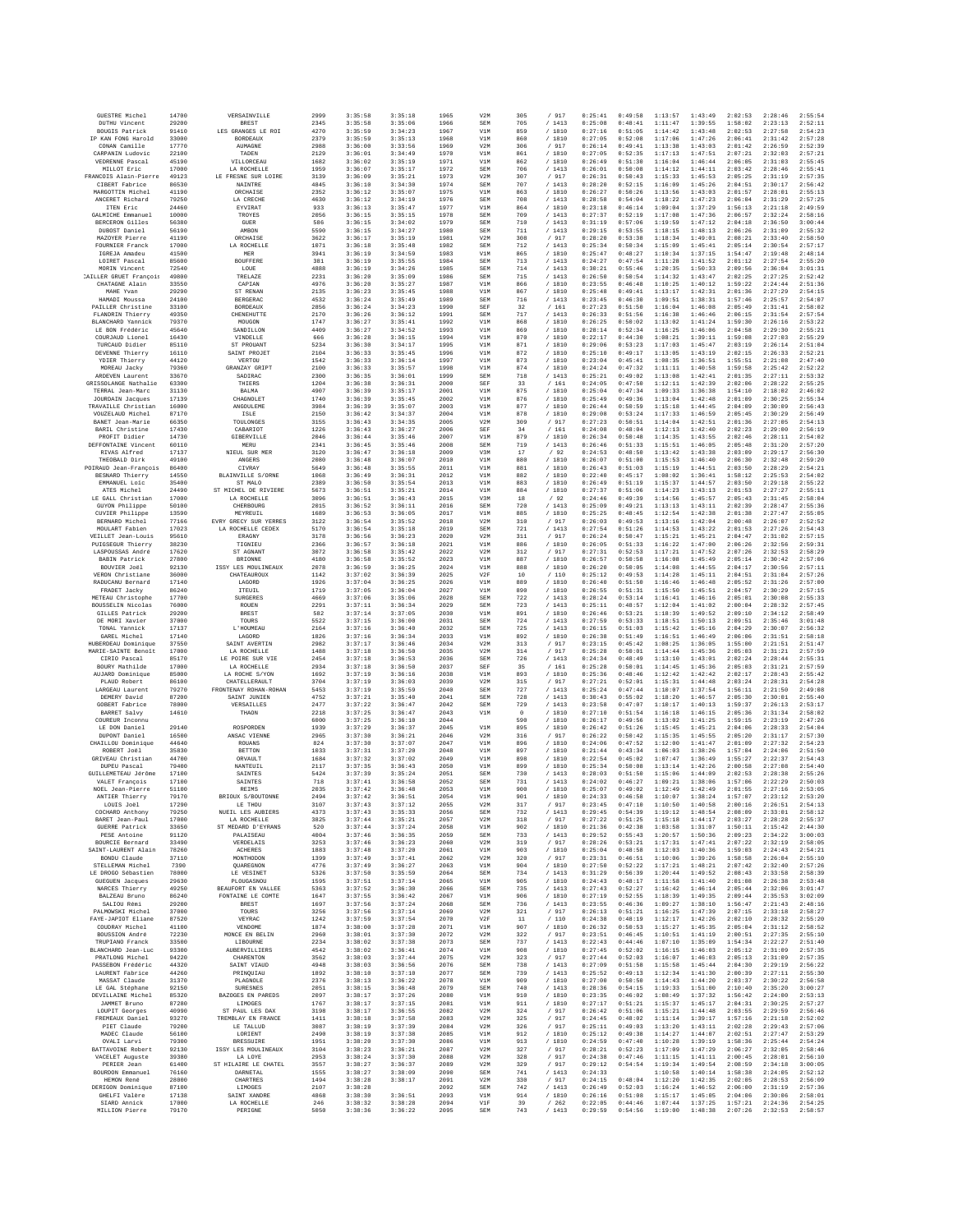| GUESTRE Michel | 14700 | VERSAINVILLE | 2999 | 3:35:58 | 3:35:18 | 1965 | V2M | 305 | / 917 | 0:25:41 | 0:49:58 | 1:13:57 | 1:43:49 | 2:02:53 | 2:28:46 | 2:55:54 |
|---|---|---|---|---|---|---|---|---|---|---|---|---|---|---|---|---|
| DUTHU Vincent | 29200 | BREST | 2345 | 3:35:58 | 3:35:06 | 1966 | SEM | 705 | / 1413 | 0:25:08 | 0:48:41 | 1:11:47 | 1:39:55 | 1:58:02 | 2:23:13 | 2:52:11 |
| BOUGIS Patrick | 91410 | LES GRANGES LE ROI | 4270 | 3:35:59 | 3:34:23 | 1967 | V1M | 859 | / 1810 | 0:27:16 | 0:51:05 | 1:14:42 | 1:43:48 | 2:02:53 | 2:27:58 | 2:54:23 |
| IP KAN FONG Harold | 33000 | BORDEAUX | 2379 | 3:35:59 | 3:35:13 | 1968 | V1M | 860 | / 1810 | 0:27:05 | 0:52:08 | 1:17:06 | 1:47:26 | 2:06:41 | 2:31:42 | 2:57:28 |
| CONAN Camille | 17770 | AUMAGNE | 2988 | 3:36:00 | 3:33:56 | 1969 | V2M | 306 | / 917 | 0:26:14 | 0:49:41 | 1:13:38 | 1:43:03 | 2:01:42 | 2:26:59 | 2:52:39 |
| CARPANIN Ludovic | 22100 | TADEN | 2129 | 3:36:01 | 3:34:49 | 1970 | V1M | 861 | / 1810 | 0:27:05 | 0:52:35 | 1:17:13 | 1:47:51 | 2:07:21 | 2:32:03 | 2:57:21 |
| VEDRENNE Pascal | 45190 | VILLORCEAU | 1682 | 3:36:02 | 3:35:19 | 1971 | V1M | 862 | / 1810 | 0:26:49 | 0:51:30 | 1:16:04 | 1:46:44 | 2:06:05 | 2:31:03 | 2:55:45 |
| MILLOT Eric | 17000 | LA ROCHELLE | 1959 | 3:36:07 | 3:35:17 | 1972 | SEM | 706 | / 1413 | 0:26:01 | 0:50:08 | 1:14:12 | 1:44:11 | 2:03:42 | 2:28:46 | 2:55:41 |
| FRANCOIS Alain-Pierre | 49123 | LE FRESNE SUR LOIRE | 3139 | 3:36:09 | 3:35:21 | 1973 | V2M | 307 | / 917 | 0:26:31 | 0:50:43 | 1:15:33 | 1:45:53 | 2:05:25 | 2:31:19 | 2:57:35 |
| CIBERT Fabrice | 86530 | NAINTRE | 4845 | 3:36:10 | 3:34:38 | 1974 | SEM | 707 | / 1413 | 0:28:28 | 0:52:15 | 1:16:09 | 1:45:26 | 2:04:51 | 2:30:17 | 2:56:42 |
| MARGOTTIN Michel | 41190 | ORCHAISE | 2352 | 3:36:12 | 3:35:07 | 1975 | V1M | 863 | / 1810 | 0:26:27 | 0:50:26 | 1:13:56 | 1:43:03 | 2:01:57 | 2:28:01 | 2:55:13 |
| ANCERET Richard | 79250 | LA CRECHE | 4630 | 3:36:12 | 3:34:19 | 1976 | SEM | 708 | / 1413 | 0:28:58 | 0:54:04 | 1:18:22 | 1:47:23 | 2:06:04 | 2:31:29 | 2:57:25 |
| ITEN Eric | 24460 | EYVIRAT | 933 | 3:36:13 | 3:35:47 | 1977 | V1M | 864 | / 1810 | 0:23:18 | 0:46:14 | 1:09:04 | 1:37:29 | 1:56:13 | 2:21:18 | 2:49:59 |
| GALMICHE Emmanuel | 10000 | TROYES | 2856 | 3:36:15 | 3:35:15 | 1978 | SEM | 709 | / 1413 | 0:27:37 | 0:52:19 | 1:17:08 | 1:47:36 | 2:06:57 | 2:32:24 | 2:58:16 |
| BERCERON Gilles | 56380 | GUER | 586 | 3:36:15 | 3:34:02 | 1979 | SEM | 710 | / 1413 | 0:31:19 | 0:57:06 | 1:19:59 | 1:47:12 | 2:04:18 | 2:36:50 | 3:00:44 |
| DUBOST Daniel | 56190 | AMBON | 5590 | 3:36:15 | 3:34:27 | 1980 | SEM | 711 | / 1413 | 0:29:15 | 0:53:55 | 1:18:15 | 1:48:13 | 2:06:26 | 2:31:09 | 2:55:32 |
| MAZOYER Pierre | 41190 | ORCHAISE | 3622 | 3:36:17 | 3:35:19 | 1981 | V2M | 308 | / 917 | 0:28:20 | 0:53:38 | 1:18:34 | 1:49:01 | 2:08:21 | 2:33:40 | 2:58:50 |
| FOURNIER Franck | 17000 | LA ROCHELLE | 1071 | 3:36:18 | 3:35:48 | 1982 | SEM | 712 | / 1413 | 0:25:34 | 0:50:34 | 1:15:09 | 1:45:41 | 2:05:14 | 2:30:54 | 2:57:17 |
| IGREJA Amadeu | 41500 | MER | 3941 | 3:36:19 | 3:34:59 | 1983 | V1M | 865 | / 1810 | 0:25:47 | 0:48:27 | 1:10:34 | 1:37:15 | 1:54:47 | 2:19:48 | 2:48:14 |
| LOIRET Pascal | 85600 | BOUFFERE | 381 | 3:36:19 | 3:35:55 | 1984 | SEM | 713 | / 1413 | 0:24:27 | 0:47:54 | 1:11:28 | 1:41:52 | 2:01:12 | 2:27:54 | 2:55:20 |
| MORIN Vincent | 72540 | LOUE | 4888 | 3:36:19 | 3:34:26 | 1985 | SEM | 714 | / 1413 | 0:30:21 | 0:55:46 | 1:20:35 | 1:50:33 | 2:09:56 | 2:36:04 | 3:01:31 |
| CAILLER GRUET François | 40800 | TRELAZE | 2231 | 3:36:20 | 3:35:09 | 1986 | SEM | 715 | / 1413 | 0:26:58 | 0:50:54 | 1:14:32 | 1:43:47 | 2:02:25 | 2:27:25 | 2:52:42 |
| CHATAGNE Alain | 33550 | CAPIAN | 4976 | 3:36:20 | 3:35:27 | 1987 | V1M | 866 | / 1810 | 0:23:55 | 0:46:48 | 1:10:25 | 1:40:12 | 1:59:22 | 2:24:44 | 2:51:36 |
| MAHE Yvan | 29290 | ST RENAN | 2135 | 3:36:23 | 3:35:45 | 1988 | V1M | 867 | / 1810 | 0:25:48 | 0:49:41 | 1:13:17 | 1:42:31 | 2:01:36 | 2:27:29 | 2:54:15 |
| HAMADI Moussa | 24100 | BERGERAC | 4532 | 3:36:24 | 3:35:49 | 1989 | SEM | 716 | / 1413 | 0:23:45 | 0:46:30 | 1:09:51 | 1:38:31 | 1:57:46 | 2:25:57 | 2:54:07 |
| PAILLER Christine | 33100 | BORDEAUX | 2856 | 3:36:24 | 3:34:23 | 1990 | SEF | 32 | / 161 | 0:27:23 | 0:51:50 | 1:16:04 | 1:46:08 | 2:05:49 | 2:31:41 | 2:58:02 |
| FLANDRIN Thierry | 49350 | CHENEHUTTE | 2170 | 3:36:26 | 3:36:12 | 1991 | SEM | 717 | / 1413 | 0:26:33 | 0:51:56 | 1:16:38 | 1:46:46 | 2:06:15 | 2:31:54 | 2:57:54 |
| BLANCHARD Yannick | 79370 | MOUGON | 1747 | 3:36:27 | 3:35:41 | 1992 | V1M | 868 | / 1810 | 0:26:25 | 0:50:02 | 1:13:02 | 1:41:24 | 1:59:30 | 2:26:16 | 2:53:22 |
| LE BON Frédéric | 45640 | SANDILLON | 4409 | 3:36:27 | 3:34:52 | 1993 | V1M | 869 | / 1810 | 0:28:14 | 0:52:34 | 1:16:25 | 1:46:06 | 2:04:58 | 2:29:30 | 2:55:21 |
| COURJAUD Lionel | 16430 | VINDELLE | 666 | 3:36:28 | 3:36:15 | 1994 | V1M | 870 | / 1810 | 0:22:17 | 0:44:30 | 1:08:21 | 1:39:11 | 1:59:08 | 2:27:03 | 2:55:29 |
| TURCAUD Didier | 85110 | ST PROUANT | 5234 | 3:36:30 | 3:34:17 | 1995 | V1M | 871 | / 1810 | 0:29:06 | 0:53:23 | 1:17:03 | 1:45:47 | 2:03:19 | 2:26:14 | 2:51:04 |
| DEVENNE Thierry | 16110 | SAINT PROJET | 2104 | 3:36:33 | 3:35:45 | 1996 | V1M | 872 | / 1810 | 0:25:10 | 0:49:17 | 1:13:05 | 1:43:19 | 2:02:15 | 2:26:33 | 2:52:21 |
| YDIER Thierry | 44120 | VERTOU | 1542 | 3:36:33 | 3:36:14 | 1997 | V1M | 873 | / 1810 | 0:23:04 | 0:45:41 | 1:08:35 | 1:36:51 | 1:55:51 | 2:21:08 | 2:47:40 |
| MOREAU Jacky | 79360 | GRANZAY GRIPT | 2100 | 3:36:33 | 3:35:57 | 1998 | V1M | 874 | / 1810 | 0:24:24 | 0:47:32 | 1:11:11 | 1:40:58 | 1:59:58 | 2:25:42 | 2:52:22 |
| ARDEVEN Laurent | 33670 | SADIRAC | 2300 | 3:36:35 | 3:36:01 | 1999 | SEM | 718 | / 1413 | 0:25:21 | 0:49:02 | 1:13:08 | 1:42:41 | 2:01:35 | 2:27:11 | 2:53:32 |
| GRISSOLANGE Nathalie | 63300 | THIERS | 1204 | 3:36:38 | 3:36:31 | 2000 | SEF | 33 | / 161 | 0:24:05 | 0:47:50 | 1:12:11 | 1:42:39 | 2:02:06 | 2:28:22 | 2:55:25 |
| TERRAL Jean-Marc | 31130 | BALMA | 4907 | 3:36:39 | 3:35:17 | 2001 | V1M | 875 | / 1810 | 0:25:04 | 0:47:34 | 1:09:33 | 1:36:38 | 1:54:10 | 2:18:02 | 2:46:02 |
| JOURDAIN Jacques | 17139 | CHAGNOLET | 1740 | 3:36:39 | 3:35:45 | 2002 | V1M | 876 | / 1810 | 0:25:49 | 0:49:36 | 1:13:04 | 1:42:48 | 2:01:09 | 2:30:25 | 2:55:34 |
| TRAVAILLE Christian | 16000 | ANGOULEME | 3984 | 3:36:39 | 3:35:07 | 2003 | V1M | 877 | / 1810 | 0:26:44 | 0:50:59 | 1:15:18 | 1:44:45 | 2:04:09 | 2:30:09 | 2:56:43 |
| VOUZELAUD Michel | 87170 | ISLE | 2150 | 3:36:42 | 3:34:37 | 2004 | V1M | 878 | / 1810 | 0:29:08 | 0:53:24 | 1:17:33 | 1:46:59 | 2:05:45 | 2:30:29 | 2:56:49 |
| BANET Jean-Marie | 66350 | TOULOUGES | 3155 | 3:36:43 | 3:34:35 | 2005 | V2M | 309 | / 917 | 0:27:23 | 0:50:51 | 1:14:04 | 1:42:51 | 2:01:36 | 2:27:05 | 2:54:13 |
| BARIL Christine | 17430 | CABARIOT | 1226 | 3:36:43 | 3:36:27 | 2006 | SEF | 34 | / 161 | 0:24:08 | 0:48:04 | 1:12:13 | 1:42:40 | 2:02:23 | 2:29:00 | 2:56:19 |
| PROFIT Didier | 14730 | GIBERVILLE | 2046 | 3:36:44 | 3:35:46 | 2007 | V1M | 879 | / 1810 | 0:26:34 | 0:50:48 | 1:14:35 | 1:43:55 | 2:02:46 | 2:28:11 | 2:54:02 |
| DEFFONTAINE Vincent | 60110 | MERU | 2341 | 3:36:45 | 3:35:46 | 2008 | SEM | 719 | / 1413 | 0:26:46 | 0:51:33 | 1:15:51 | 1:46:05 | 2:05:48 | 2:31:20 | 2:57:20 |
| RIVAS Alfred | 17137 | NIEUL SUR MER | 3120 | 3:36:47 | 3:36:18 | 2009 | V3M | 17 | / 92 | 0:24:53 | 0:48:50 | 1:13:42 | 1:43:38 | 2:03:09 | 2:29:17 | 2:56:30 |
| THEOBALD Dirk | 49100 | ANGERS | 2080 | 3:36:48 | 3:36:07 | 2010 | V1M | 880 | / 1810 | 0:26:07 | 0:51:00 | 1:15:53 | 1:46:40 | 2:06:30 | 2:32:48 | 2:59:20 |
| POIRAUD Jean-François | 86400 | CIVRAY | 5649 | 3:36:48 | 3:35:55 | 2011 | V1M | 881 | / 1810 | 0:26:43 | 0:51:03 | 1:15:19 | 1:44:51 | 2:03:50 | 2:28:29 | 2:54:21 |
| BESNARD Thierry | 14550 | BLAINVILLE S/ORNE | 1668 | 3:36:49 | 3:36:31 | 2012 | V1M | 882 | / 1810 | 0:22:48 | 0:45:17 | 1:08:02 | 1:36:41 | 1:58:12 | 2:25:53 | 2:54:02 |
| EMMANUEL Loïc | 35400 | ST MALO | 2389 | 3:36:50 | 3:35:54 | 2013 | V1M | 883 | / 1810 | 0:26:49 | 0:51:19 | 1:15:37 | 1:44:57 | 2:03:50 | 2:29:18 | 2:55:22 |
| ATES Michel | 24490 | ST MICHEL DE RIVIERE | 5673 | 3:36:51 | 3:35:21 | 2014 | V1M | 884 | / 1810 | 0:27:37 | 0:51:06 | 1:14:23 | 1:43:13 | 2:01:53 | 2:27:27 | 2:55:11 |
| LE GALL Christian | 17000 | LA ROCHELLE | 3096 | 3:36:51 | 3:36:43 | 2015 | V3M | 18 | / 92 | 0:24:46 | 0:49:39 | 1:14:56 | 1:45:57 | 2:05:43 | 2:31:45 | 2:58:04 |
| GUYON Philippe | 50100 | CHERBOURG | 2815 | 3:36:52 | 3:36:11 | 2016 | SEM | 720 | / 1413 | 0:25:09 | 0:49:21 | 1:13:13 | 1:43:11 | 2:02:39 | 2:28:47 | 2:55:36 |
| CUVIER Philippe | 13590 | MEYREUIL | 1689 | 3:36:53 | 3:36:05 | 2017 | V1M | 885 | / 1810 | 0:25:25 | 0:48:45 | 1:12:54 | 1:42:38 | 2:01:38 | 2:27:47 | 2:55:05 |
| BERNARD Michel | 77166 | EVRY GRECY SUR YERRES | 3122 | 3:36:54 | 3:35:52 | 2018 | V2M | 310 | / 917 | 0:26:03 | 0:49:53 | 1:13:16 | 1:42:04 | 2:00:48 | 2:26:07 | 2:52:52 |
| MOULART Fabien | 17023 | LA ROCHELLE CEDEX | 5170 | 3:36:54 | 3:35:18 | 2019 | SEM | 721 | / 1413 | 0:27:54 | 0:51:26 | 1:14:53 | 1:43:22 | 2:01:53 | 2:27:26 | 2:54:43 |
| VEILLET Jean-Louis | 95610 | ERAGNY | 3178 | 3:36:56 | 3:36:23 | 2020 | V2M | 311 | / 917 | 0:26:24 | 0:50:47 | 1:15:21 | 1:45:21 | 2:04:47 | 2:31:02 | 2:57:15 |
| PUIGSEGUR Thierry | 38230 | TIGNIEU | 2366 | 3:36:57 | 3:36:18 | 2021 | V1M | 886 | / 1810 | 0:26:05 | 0:51:33 | 1:16:22 | 1:47:00 | 2:06:26 | 2:32:56 | 2:59:31 |
| LASPOUSSAS André | 17620 | ST AGNANT | 3072 | 3:36:58 | 3:35:42 | 2022 | V2M | 312 | / 917 | 0:27:31 | 0:52:53 | 1:17:21 | 1:47:52 | 2:07:26 | 2:32:53 | 2:58:29 |
| BABIN Patrick | 27800 | BRIONNE | 4180 | 3:36:58 | 3:35:52 | 2023 | V1M | 887 | / 1810 | 0:26:57 | 0:50:58 | 1:16:08 | 1:45:49 | 2:05:14 | 2:30:42 | 2:57:06 |
| BOUVIER Joël | 92130 | ISSY LES MOULINEAUX | 2078 | 3:36:59 | 3:36:25 | 2024 | V1M | 888 | / 1810 | 0:26:20 | 0:50:05 | 1:14:08 | 1:44:55 | 2:04:17 | 2:30:56 | 2:57:11 |
| VERON Christiane | 36000 | CHATEAUROUX | 1142 | 3:37:02 | 3:36:39 | 2025 | V2F | 10 | / 110 | 0:25:12 | 0:49:53 | 1:14:28 | 1:45:11 | 2:04:51 | 2:31:04 | 2:57:26 |
| RADUCANU Bernard | 17140 | LAGORD | 1926 | 3:37:04 | 3:36:25 | 2026 | V1M | 889 | / 1810 | 0:26:40 | 0:51:50 | 1:16:46 | 1:46:48 | 2:05:52 | 2:31:26 | 2:57:00 |
| FRADET Jacky | 86240 | ITEUIL | 1719 | 3:37:05 | 3:36:04 | 2027 | V1M | 890 | / 1810 | 0:26:55 | 0:51:31 | 1:15:50 | 1:45:51 | 2:04:57 | 2:30:29 | 2:57:15 |
| METEAU Christophe | 17700 | SURGERES | 4669 | 3:37:06 | 3:35:06 | 2028 | SEM | 722 | / 1413 | 0:28:24 | 0:53:14 | 1:16:41 | 1:46:16 | 2:05:01 | 2:30:08 | 2:55:33 |
| BOUSSELIN Nicolas | 76000 | ROUEN | 2291 | 3:37:11 | 3:36:34 | 2029 | SEM | 723 | / 1413 | 0:25:11 | 0:48:57 | 1:12:04 | 1:41:02 | 2:00:04 | 2:28:32 | 2:57:45 |
| GILLES Patrick | 29200 | BREST | 582 | 3:37:14 | 3:37:05 | 2030 | V1M | 891 | / 1810 | 0:26:46 | 0:53:21 | 1:18:39 | 1:49:52 | 2:09:10 | 2:34:12 | 2:58:49 |
| DE MORI Xavier | 37000 | TOURS | 5522 | 3:37:15 | 3:36:00 | 2031 | SEM | 724 | / 1413 | 0:27:59 | 0:53:33 | 1:18:51 | 1:50:13 | 2:09:51 | 2:35:46 | 3:01:48 |
| TONAL Yannick | 17137 | L'HOUMEAU | 2164 | 3:37:16 | 3:36:40 | 2032 | SEM | 725 | / 1413 | 0:26:15 | 0:51:03 | 1:15:42 | 1:45:16 | 2:04:29 | 2:30:07 | 2:56:32 |
| GAREL Michel | 17140 | LAGORD | 1826 | 3:37:16 | 3:36:34 | 2033 | V1M | 892 | / 1810 | 0:26:38 | 0:51:49 | 1:16:51 | 1:46:49 | 2:06:06 | 2:31:51 | 2:58:18 |
| HUBERDEAU Dominique | 37550 | SAINT AVERTIN | 2982 | 3:37:17 | 3:36:44 | 2034 | V2M | 313 | / 917 | 0:23:15 | 0:45:42 | 1:08:25 | 1:36:05 | 1:55:00 | 2:21:51 | 2:51:47 |
| MARIE-SAINTE Benoît | 17000 | LA ROCHELLE | 1488 | 3:37:18 | 3:36:50 | 2035 | V2M | 314 | / 917 | 0:25:28 | 0:50:01 | 1:14:44 | 1:45:36 | 2:05:03 | 2:31:21 | 2:57:59 |
| CIRIO Pascal | 85170 | LE POIRE SUR VIE | 2454 | 3:37:18 | 3:36:53 | 2036 | SEM | 726 | / 1413 | 0:24:34 | 0:48:49 | 1:13:10 | 1:43:01 | 2:02:24 | 2:28:44 | 2:55:31 |
| BOURY Mathilde | 17000 | LA ROCHELLE | 2934 | 3:37:18 | 3:36:50 | 2037 | SEF | 35 | / 161 | 0:25:28 | 0:50:01 | 1:14:45 | 1:45:36 | 2:05:03 | 2:31:21 | 2:57:59 |
| AUJARD Dominique | 85000 | LA ROCHE S/YON | 1692 | 3:37:19 | 3:36:16 | 2038 | V1M | 893 | / 1810 | 0:25:36 | 0:48:46 | 1:12:42 | 1:42:42 | 2:02:17 | 2:28:43 | 2:55:42 |
| PLAUD Robert | 86100 | CHATELLERAULT | 3704 | 3:37:19 | 3:36:03 | 2039 | V2M | 315 | / 917 | 0:27:21 | 0:52:01 | 1:15:31 | 1:44:48 | 2:03:24 | 2:28:31 | 2:54:28 |
| LARGEAU Laurent | 79270 | FRONTENAY ROHAN-ROHAN | 5453 | 3:37:19 | 3:35:59 | 2040 | SEM | 727 | / 1413 | 0:25:24 | 0:47:44 | 1:10:07 | 1:37:54 | 1:56:11 | 2:21:50 | 2:49:08 |
| DEMERY David | 87200 | SAINT JUNIEN | 4752 | 3:37:21 | 3:35:40 | 2041 | SEM | 728 | / 1413 | 0:30:43 | 0:55:02 | 1:18:20 | 1:46:57 | 2:05:30 | 2:30:01 | 2:55:40 |
| GOBERT Fabrice | 78000 | VERSAILLES | 2477 | 3:37:22 | 3:36:47 | 2042 | SEM | 729 | / 1413 | 0:23:58 | 0:47:07 | 1:10:17 | 1:40:13 | 1:59:37 | 2:26:13 | 2:53:17 |
| BARRET Salvy | 14610 | THAON | 2218 | 3:37:25 | 3:36:47 | 2043 | V1M | 0 | / 1810 | 0:27:10 | 0:51:54 | 1:16:18 | 1:46:15 | 2:05:36 | 2:31:34 | 2:58:02 |
| COUREUR Inconnu | | | 6000 | 3:37:25 | 3:36:10 | 2044 | | 590 | / 1810 | 0:26:17 | 0:49:56 | 1:13:02 | 1:41:25 | 1:59:15 | 2:23:19 | 2:47:26 |
| LE DON Daniel | 29140 | ROSPORDEN | 1939 | 3:37:29 | 3:36:37 | 2045 | V1M | 895 | / 1810 | 0:26:42 | 0:51:26 | 1:15:45 | 1:45:21 | 2:04:06 | 2:28:33 | 2:54:04 |
| DUPONT Daniel | 16500 | ANSAC VIENNE | 2965 | 3:37:30 | 3:36:21 | 2046 | V2M | 316 | / 917 | 0:26:22 | 0:50:42 | 1:15:35 | 1:45:55 | 2:05:20 | 2:31:17 | 2:57:30 |
| CHAILLOU Dominique | 44640 | ROUANS | 824 | 3:37:30 | 3:37:07 | 2047 | V1M | 896 | / 1810 | 0:24:06 | 0:47:52 | 1:12:00 | 1:41:47 | 2:01:09 | 2:27:32 | 2:54:23 |
| ROBERT Joël | 35830 | BETTON | 1833 | 3:37:31 | 3:37:20 | 2048 | V1M | 897 | / 1810 | 0:21:44 | 0:43:34 | 1:06:03 | 1:38:26 | 1:57:04 | 2:24:06 | 2:51:50 |
| GRIVEAU Christian | 44700 | ORVAULT | 1684 | 3:37:32 | 3:37:02 | 2049 | V1M | 898 | / 1810 | 0:22:54 | 0:45:02 | 1:07:47 | 1:36:49 | 1:55:27 | 2:22:37 | 2:54:43 |
| DUPEU Pascal | 79400 | NANTEUIL | 2117 | 3:37:35 | 3:36:43 | 2050 | V1M | 899 | / 1810 | 0:25:34 | 0:50:08 | 1:13:14 | 1:42:26 | 2:00:58 | 2:27:08 | 2:54:40 |
| GUILLEMETEAU Jérôme | 17100 | SAINTES | 5424 | 3:37:39 | 3:35:24 | 2051 | SEM | 730 | / 1413 | 0:28:03 | 0:51:50 | 1:15:06 | 1:44:09 | 2:02:53 | 2:28:38 | 2:55:26 |
| VALET François | 17100 | SAINTES | 718 | 3:37:41 | 3:36:58 | 2052 | SEM | 731 | / 1413 | 0:24:02 | 0:46:27 | 1:09:21 | 1:38:06 | 1:57:06 | 2:22:29 | 2:50:03 |
| NOEL Jean-Pierre | 51100 | REIMS | 2035 | 3:37:42 | 3:36:48 | 2053 | V1M | 900 | / 1810 | 0:25:07 | 0:49:02 | 1:12:49 | 1:42:49 | 2:01:55 | 2:27:16 | 2:53:05 |
| ANTIER Thierry | 79170 | BRIOUX S/BOUTONNE | 2494 | 3:37:42 | 3:36:51 | 2054 | V1M | 901 | / 1810 | 0:24:33 | 0:46:58 | 1:10:07 | 1:38:24 | 1:57:07 | 2:23:12 | 2:53:20 |
| LOUIS Joël | 17290 | LE THOU | 3107 | 3:37:43 | 3:37:12 | 2055 | V2M | 317 | / 917 | 0:23:45 | 0:47:10 | 1:10:50 | 1:40:58 | 2:00:16 | 2:26:51 | 2:54:13 |
| COCHARD Anthony | 79250 | NUEIL LES AUBIERS | 4373 | 3:37:43 | 3:35:33 | 2056 | SEM | 732 | / 1413 | 0:29:45 | 0:54:39 | 1:19:12 | 1:48:54 | 2:08:09 | 2:33:01 | 2:58:12 |
| BARET Jean-Paul | 17000 | LA ROCHELLE | 3025 | 3:37:44 | 3:35:21 | 2057 | V2M | 318 | / 917 | 0:27:22 | 0:51:25 | 1:15:18 | 1:44:17 | 2:03:27 | 2:28:28 | 2:55:37 |
| GUERRE Patrick | 33650 | ST MEDARD D'EYRANS | 520 | 3:37:44 | 3:37:24 | 2058 | V1M | 902 | / 1810 | 0:21:36 | 0:42:38 | 1:03:58 | 1:31:07 | 1:50:11 | 2:15:42 | 2:44:30 |
| PESE Antoine | 91120 | PALAISEAU | 4804 | 3:37:46 | 3:36:35 | 2059 | SEM | 733 | / 1413 | 0:29:52 | 0:55:43 | 1:20:57 | 1:50:36 | 2:09:23 | 2:34:22 | 3:00:03 |
| BOURCIE Bernard | 33490 | VERDELAIS | 3253 | 3:37:46 | 3:36:23 | 2060 | V2M | 319 | / 917 | 0:28:26 | 0:53:21 | 1:17:31 | 1:47:41 | 2:07:22 | 2:32:19 | 2:58:05 |
| SAINT-LAURENT Alain | 78260 | ACHERES | 1883 | 3:37:48 | 3:37:20 | 2061 | V1M | 903 | / 1810 | 0:25:04 | 0:48:58 | 1:12:03 | 1:40:36 | 1:59:03 | 2:24:43 | 2:54:21 |
| BONDU Claude | 37110 | MONTHODON | 1399 | 3:37:49 | 3:37:41 | 2062 | V2M | 320 | / 917 | 0:23:31 | 0:46:51 | 1:10:06 | 1:39:26 | 1:58:58 | 2:26:04 | 2:55:10 |
| STELLEMAN Michel | 7390 | QUAREGNON | 4776 | 3:37:49 | 3:36:27 | 2063 | V1M | 904 | / 1810 | 0:27:58 | 0:52:22 | 1:17:21 | 1:48:21 | 2:07:42 | 2:32:40 | 2:57:26 |
| LE DROGO Sébastien | 78000 | LE VESINET | 5326 | 3:37:50 | 3:35:59 | 2064 | SEM | 734 | / 1413 | 0:31:29 | 0:56:39 | 1:20:44 | 1:49:52 | 2:08:43 | 2:33:58 | 2:58:39 |
| GUEGUEN Jacques | 29630 | PLOUGASNOU | 1595 | 3:37:51 | 3:37:14 | 2065 | V1M | 905 | / 1810 | 0:24:43 | 0:48:17 | 1:11:58 | 1:41:40 | 2:01:08 | 2:26:38 | 2:53:48 |
| NARCES Thierry | 49250 | BEAUFORT EN VALLEE | 5363 | 3:37:52 | 3:36:30 | 2066 | SEM | 735 | / 1413 | 0:27:43 | 0:52:27 | 1:16:42 | 1:46:14 | 2:05:44 | 2:32:06 | 3:01:47 |
| BALZEAU Bruno | 86240 | FONTAINE LE COMTE | 1647 | 3:37:55 | 3:36:42 | 2067 | V1M | 906 | / 1810 | 0:27:19 | 0:52:55 | 1:18:39 | 1:49:35 | 2:09:44 | 2:35:53 | 3:02:09 |
| SALIOU Rémi | 29200 | BREST | 1697 | 3:37:56 | 3:37:24 | 2068 | SEM | 736 | / 1413 | 0:23:15 | 0:46:36 | 1:09:27 | 1:38:10 | 1:56:47 | 2:21:43 | 2:48:16 |
| PALMOWSKI Michel | 37000 | TOURS | 3256 | 3:37:56 | 3:37:14 | 2069 | V2M | 321 | / 917 | 0:26:13 | 0:51:21 | 1:16:25 | 1:47:39 | 2:07:15 | 2:33:18 | 2:58:27 |
| FAYE-JAPIOT Eliane | 87520 | VEYRAC | 1242 | 3:37:59 | 3:37:54 | 2070 | V2F | 11 | / 110 | 0:24:38 | 0:48:19 | 1:12:17 | 1:42:26 | 2:02:10 | 2:28:32 | 2:55:20 |
| COUDRAY Michel | 41100 | VENDOME | 1874 | 3:38:00 | 3:37:28 | 2071 | V1M | 907 | / 1810 | 0:26:32 | 0:50:53 | 1:15:27 | 1:45:35 | 2:05:04 | 2:31:12 | 2:58:52 |
| BOUSSION André | 72230 | MONCE EN BELIN | 2960 | 3:38:01 | 3:37:38 | 2072 | V2M | 322 | / 917 | 0:23:51 | 0:46:45 | 1:10:51 | 1:41:19 | 2:00:51 | 2:27:35 | 2:55:10 |
| TRUPIANO Franck | 33500 | LIBOURNE | 2234 | 3:38:02 | 3:37:38 | 2073 | SEM | 737 | / 1413 | 0:22:43 | 0:44:46 | 1:07:10 | 1:35:09 | 1:54:34 | 2:22:27 | 2:51:40 |
| BLANCHARD Jean-Luc | 93300 | AUBERVILLIERS | 4542 | 3:38:02 | 3:36:41 | 2074 | V1M | 908 | / 1810 | 0:27:45 | 0:52:02 | 1:16:15 | 1:46:03 | 2:05:12 | 2:31:09 | 2:57:35 |
| PRATLONG Michel | 94220 | CHARENTON | 3562 | 3:38:03 | 3:37:44 | 2075 | V2M | 323 | / 917 | 0:27:44 | 0:52:03 | 1:16:07 | 1:46:03 | 2:05:13 | 2:31:09 | 2:57:35 |
| PASSEBON Frédéric | 44320 | SAINT VIAUD | 4948 | 3:38:03 | 3:36:56 | 2076 | SEM | 738 | / 1413 | 0:27:09 | 0:51:58 | 1:15:58 | 1:45:44 | 2:04:30 | 2:29:19 | 2:56:22 |
| LAURENT Fabrice | 44260 | PRINQUIAU | 1892 | 3:38:10 | 3:37:10 | 2077 | SEM | 739 | / 1413 | 0:25:52 | 0:49:13 | 1:12:34 | 1:41:30 | 2:00:39 | 2:27:11 | 2:55:30 |
| MASSAT Claude | 31370 | PLAGNOLE | 2376 | 3:38:13 | 3:36:22 | 2078 | V1M | 909 | / 1810 | 0:27:00 | 0:50:50 | 1:14:43 | 1:44:20 | 2:03:37 | 2:30:22 | 2:56:58 |
| LE GAL Stéphane | 92150 | SURESNES | 2051 | 3:38:15 | 3:36:48 | 2079 | SEM | 740 | / 1413 | 0:28:36 | 0:54:15 | 1:19:33 | 1:51:00 | 2:10:40 | 2:35:20 | 3:00:27 |
| DEVILLAINE Michel | 85320 | BAZOGES EN PAREDS | 2097 | 3:38:17 | 3:37:26 | 2080 | V1M | 910 | / 1810 | 0:23:35 | 0:46:02 | 1:08:49 | 1:37:32 | 1:56:42 | 2:24:00 | 2:53:13 |
| JAMMET Bruno | 87280 | LIMOGES | 1767 | 3:38:17 | 3:37:15 | 2081 | V1M | 911 | / 1810 | 0:27:17 | 0:51:21 | 1:15:37 | 1:45:17 | 2:04:31 | 2:30:25 | 2:57:27 |
| LOUPIT Georges | 40990 | ST PAUL LES DAX | 3198 | 3:38:17 | 3:36:55 | 2082 | V2M | 324 | / 917 | 0:26:42 | 0:51:06 | 1:15:21 | 1:44:48 | 2:03:55 | 2:29:59 | 2:56:46 |
| FREMEAUX Daniel | 93270 | TREMBLAY EN FRANCE | 1411 | 3:38:18 | 3:37:58 | 2083 | V2M | 325 | / 917 | 0:24:45 | 0:48:02 | 1:11:14 | 1:39:17 | 1:57:16 | 2:21:18 | 2:52:02 |
| PIET Claude | 79200 | LE TALLUD | 3087 | 3:38:19 | 3:37:39 | 2084 | V2M | 326 | / 917 | 0:25:11 | 0:49:03 | 1:13:20 | 1:43:11 | 2:02:28 | 2:29:43 | 2:57:06 |
| MADEC Claude | 56100 | LORIENT | 2498 | 3:38:19 | 3:37:38 | 2085 | V1M | 912 | / 1810 | 0:25:12 | 0:49:38 | 1:14:27 | 1:44:07 | 2:02:51 | 2:27:47 | 2:53:29 |
| OVALI Larvi | 79300 | BRESSUIRE | 1951 | 3:38:20 | 3:37:30 | 2086 | V1M | 913 | / 1810 | 0:24:59 | 0:47:40 | 1:10:28 | 1:39:19 | 1:58:36 | 2:25:44 | 2:54:24 |
| BATTAVOINE Robert | 92130 | ISSY LES MOULINEAUX | 3104 | 3:38:23 | 3:36:21 | 2087 | V2M | 327 | / 917 | 0:28:21 | 0:52:23 | 1:17:09 | 1:47:29 | 2:06:27 | 2:32:05 | 2:58:46 |
| VACELET Auguste | 39380 | LA LOYE | 2953 | 3:38:24 | 3:37:30 | 2088 | V2M | 328 | / 917 | 0:24:38 | 0:47:46 | 1:11:15 | 1:41:11 | 2:00:45 | 2:28:01 | 2:56:10 |
| PERIER Jean | 61400 | ST HILAIRE LE CHATEL | 3557 | 3:38:27 | 3:36:37 | 2089 | V2M | 329 | / 917 | 0:29:12 | 0:54:54 | 1:19:34 | 1:49:54 | 2:08:59 | 2:34:18 | 3:00:05 |
| BOURDON Emmanuel | 76160 | DARNETAL | 1555 | 3:38:27 | 3:38:09 | 2090 | SEM | 741 | / 1413 | 0:24:33 | | 1:10:58 | 1:40:14 | 1:58:38 | 2:24:05 | 2:52:12 |
| HEMON René | 28000 | CHARTRES | 1494 | 3:38:28 | 3:38:17 | 2091 | V2M | 330 | / 917 | 0:24:15 | 0:48:04 | 1:12:20 | 1:42:35 | 2:02:05 | 2:28:53 | 2:56:09 |
| DERIGON Dominique | 87100 | LIMOGES | 2107 | 3:38:28 | 3:38:28 | 2092 | SEM | 742 | / 1413 | 0:26:49 | 0:52:03 | 1:16:24 | 1:46:52 | 2:06:00 | 2:31:19 | 2:57:36 |
| GHELFI Valère | 17138 | SAINT XANDRE | 4868 | 3:38:30 | 3:36:51 | 2093 | V1M | 914 | / 1810 | 0:26:16 | 0:51:08 | 1:15:17 | 1:45:05 | 2:04:06 | 2:30:06 | 2:58:01 |
| SIARD Annick | 17000 | LA ROCHELLE | 246 | 3:38:32 | 3:38:28 | 2094 | V1F | 39 | / 262 | 0:22:05 | 0:44:46 | 1:07:44 | 1:37:25 | 1:57:21 | 2:24:36 | 2:54:25 |
| MILLION Pierre | 79170 | PERIGNE | 5058 | 3:38:36 | 3:36:22 | 2095 | SEM | 743 | / 1413 | 0:29:59 | 0:54:56 | 1:19:00 | 1:48:38 | 2:07:26 | 2:32:53 | 2:58:57 |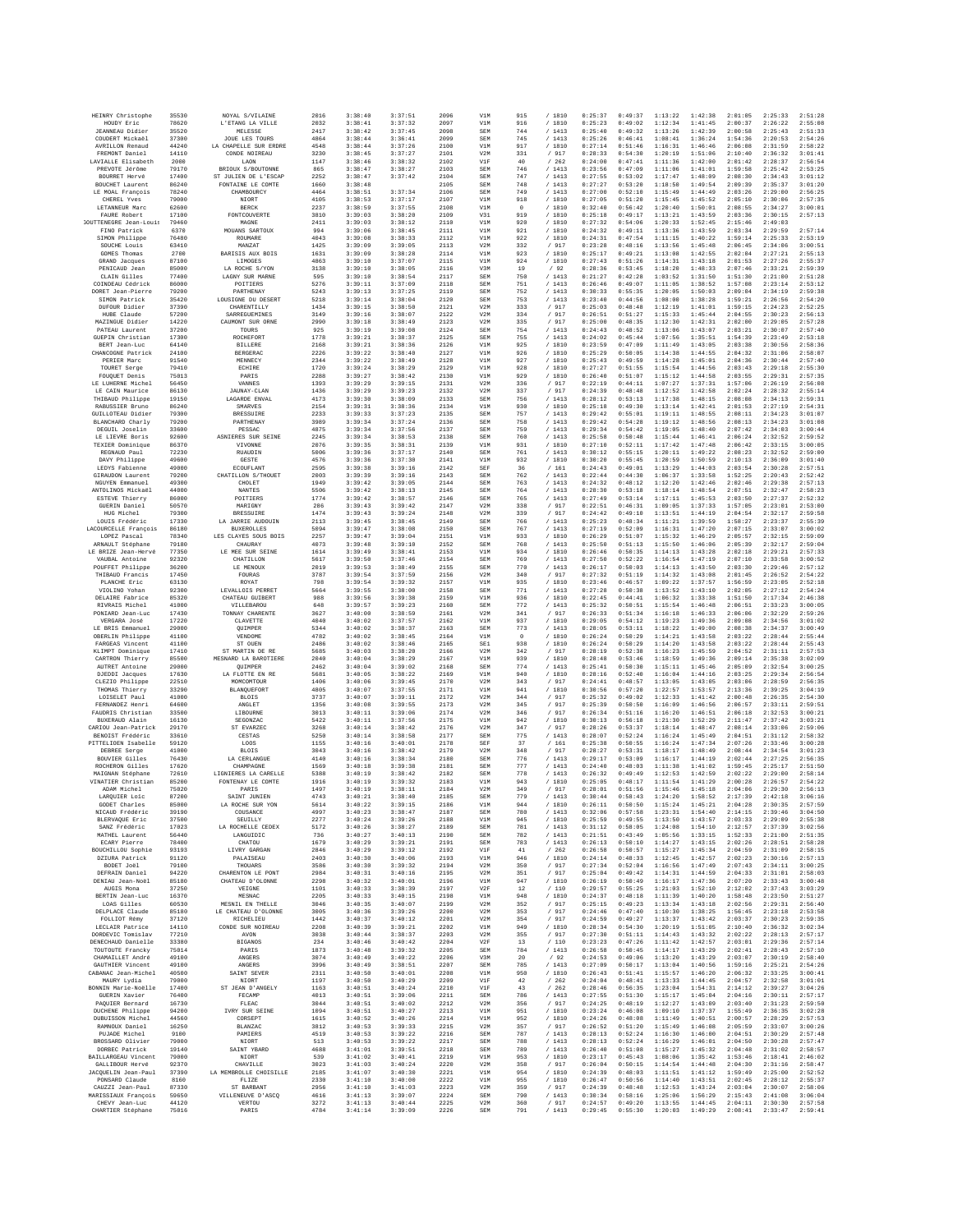| | | | | | | | | | | | | | | | | |
|---|---|---|---|---|---|---|---|---|---|---|---|---|---|---|---|---|
| HEINRY Christophe | 35530 | NOYAL S/VILAINE | 2016 | 3:38:40 | 3:37:51 | 2096 | V1M | 915 | / 1810 | 0:25:37 | 0:40:37 | 1:13:22 | 1:42:38 | 2:01:05 | 2:25:33 | 2:51:28 |
| HOUDY Eric | 78620 | L'ETANG LA VILLE | 2032 | 3:38:41 | 3:37:32 | 2097 | V1M | 916 | / 1810 | 0:25:23 | 0:49:02 | 1:12:34 | 1:41:45 | 2:00:37 | 2:26:22 | 2:55:08 |
| JEANNEAU Didier | 35520 | MELESSE | 2417 | 3:38:42 | 3:37:45 | 2098 | SEM | 744 | / 1413 | 0:25:40 | 0:49:32 | 1:13:26 | 1:42:39 | 2:00:58 | 2:25:43 | 2:51:33 |
| COUDERT Mickaël | 37300 | JOUE LES TOURS | 4064 | 3:38:44 | 3:36:41 | 2099 | SEM | 745 | / 1413 | 0:25:26 | 0:46:41 | 1:08:41 | 1:36:24 | 1:54:36 | 2:20:53 | 2:54:26 |
| AVRILLON Renaud | 44240 | LA CHAPELLE SUR ERDRE | 4548 | 3:38:44 | 3:37:26 | 2100 | V1M | 917 | / 1810 | 0:27:14 | 0:51:46 | 1:16:31 | 1:46:46 | 2:06:08 | 2:31:59 | 2:58:22 |
| FREMONT Daniel | 14110 | CONDE NOIREAU | 3230 | 3:38:45 | 3:37:27 | 2101 | V2M | 331 | / 917 | 0:28:33 | 0:54:30 | 1:20:19 | 1:51:06 | 2:10:40 | 2:36:32 | 3:01:41 |
| LAVIALLE Elisabeth | 2000 | LAON | 1147 | 3:38:46 | 3:38:32 | 2102 | V1F | 40 | / 262 | 0:24:00 | 0:47:41 | 1:11:36 | 1:42:00 | 2:01:42 | 2:28:37 | 2:56:54 |
| PREVOTE Jérôme | 79170 | BRIOUX S/BOUTONNE | 865 | 3:38:47 | 3:38:27 | 2103 | SEM | 746 | / 1413 | 0:23:56 | 0:47:09 | 1:11:06 | 1:41:01 | 1:59:58 | 2:25:42 | 2:53:25 |
| BOURRET Hervé | 17400 | ST JULIEN DE L'ESCAP | 2252 | 3:38:47 | 3:37:42 | 2104 | SEM | 747 | / 1413 | 0:27:55 | 0:53:02 | 1:17:47 | 1:48:09 | 2:08:30 | 2:34:43 | 3:01:12 |
| BOUCHET Laurent | 86240 | FONTAINE LE COMTE | 1660 | 3:38:48 | | 2105 | SEM | 748 | / 1413 | 0:27:27 | 0:53:28 | 1:18:50 | 1:49:54 | 2:09:39 | 2:35:37 | 3:01:20 |
| LE MOAL François | 78240 | CHAMBOURCY | 4464 | 3:38:51 | 3:37:34 | 2106 | SEM | 749 | / 1413 | 0:27:00 | 0:52:10 | 1:15:49 | 1:44:49 | 2:03:26 | 2:29:00 | 2:56:25 |
| CHEREL Yves | 79000 | NIORT | 4105 | 3:38:53 | 3:37:17 | 2107 | V1M | 918 | / 1810 | 0:27:05 | 0:51:20 | 1:15:45 | 1:45:52 | 2:05:10 | 2:30:06 | 2:57:35 |
| LETANNEUR Marc | 62600 | BERCK | 2237 | 3:38:59 | 3:37:55 | 2108 | V1M | 0 | / 1810 | 0:32:40 | 0:56:42 | 1:20:40 | 1:50:01 | 2:08:55 | 2:34:27 | 3:00:01 |
| FAURE Robert | 17100 | FONTCOUVERTE | 3810 | 3:39:03 | 3:38:20 | 2109 | V3I | 919 | / 1810 | 0:25:18 | 0:49:17 | 1:13:21 | 1:43:59 | 2:03:36 | 2:30:15 | 2:57:13 |
| JOUTTENEGRE Jean-Louis | 79460 | MAGNE | 2411 | 3:39:03 | 3:38:12 | 2110 | V1M | 920 | / 1810 | 0:27:32 | 0:54:06 | 1:20:33 | 1:52:45 | 2:15:46 | 2:49:03 | |
| FINO Patrick | 6370 | MOUANS SARTOUX | 994 | 3:39:06 | 3:38:45 | 2111 | V1M | 921 | / 1810 | 0:24:32 | 0:49:11 | 1:13:36 | 1:43:59 | 2:03:34 | 2:29:59 | 2:57:14 |
| SIMON Philippe | 76480 | ROUMARE | 4043 | 3:39:08 | 3:38:33 | 2112 | V1M | 922 | / 1810 | 0:24:31 | 0:47:54 | 1:11:15 | 1:40:22 | 1:59:14 | 2:25:33 | 2:53:19 |
| SOUCHE Louis | 63410 | MANZAT | 1425 | 3:39:09 | 3:39:05 | 2113 | V2M | 332 | / 917 | 0:23:28 | 0:48:16 | 1:13:56 | 1:45:48 | 2:06:45 | 2:34:06 | 3:00:51 |
| GOMES Thomas | 2700 | BARISIS AUX BOIS | 1631 | 3:39:09 | 3:38:28 | 2114 | V1M | 923 | / 1810 | 0:25:17 | 0:49:21 | 1:13:08 | 1:42:55 | 2:02:04 | 2:27:21 | 2:55:13 |
| GRAND Jacques | 87100 | LIMOGES | 4863 | 3:39:10 | 3:37:07 | 2115 | V1M | 924 | / 1810 | 0:27:43 | 0:51:26 | 1:14:31 | 1:43:18 | 2:01:53 | 2:27:26 | 2:55:37 |
| PENICAUD Jean | 85000 | LA ROCHE S/YON | 3138 | 3:39:10 | 3:38:05 | 2116 | V3M | 19 | / 92 | 0:28:36 | 0:53:45 | 1:18:20 | 1:48:33 | 2:07:46 | 2:33:21 | 2:59:39 |
| CLAIN Gilles | 77400 | LAGNY SUR MARNE | 595 | 3:39:10 | 3:38:54 | 2117 | SEM | 750 | / 1413 | 0:21:27 | 0:42:28 | 1:03:52 | 1:31:50 | 1:51:30 | 2:21:00 | 2:51:28 |
| COINDEAU Cédrick | 86000 | POITIERS | 5276 | 3:39:11 | 3:37:09 | 2118 | SEM | 751 | / 1413 | 0:26:46 | 0:49:07 | 1:11:05 | 1:38:52 | 1:57:08 | 2:23:14 | 2:53:12 |
| DORET Jean-Pierre | 79200 | PARTHENAY | 5243 | 3:39:13 | 3:37:25 | 2119 | SEM | 752 | / 1413 | 0:30:33 | 0:55:35 | 1:20:05 | 1:50:03 | 2:09:04 | 2:34:19 | 2:59:38 |
| SIMON Patrick | 35420 | LOUSIGNE DU DESERT | 5218 | 3:39:14 | 3:38:04 | 2120 | SEM | 753 | / 1413 | 0:23:40 | 0:44:56 | 1:08:00 | 1:38:28 | 1:59:21 | 2:26:56 | 2:54:20 |
| DUFOUR Didier | 37390 | CHARENTILLY | 1434 | 3:39:15 | 3:38:50 | 2121 | V2M | 333 | / 917 | 0:25:03 | 0:48:48 | 1:12:19 | 1:41:01 | 1:59:15 | 2:24:23 | 2:52:25 |
| HUBE Claude | 57200 | SARREGUEMINES | 3149 | 3:39:16 | 3:38:07 | 2122 | V2M | 334 | / 917 | 0:26:51 | 0:51:27 | 1:15:33 | 1:45:44 | 2:04:55 | 2:30:23 | 2:56:13 |
| MAZINGUE Didier | 14220 | CAUMONT SUR ORNE | 2990 | 3:39:18 | 3:38:49 | 2123 | V2M | 335 | / 917 | 0:25:00 | 0:48:35 | 1:12:30 | 1:42:31 | 2:02:00 | 2:29:05 | 2:57:28 |
| PATEAU Laurent | 37200 | TOURS | 925 | 3:39:19 | 3:39:08 | 2124 | SEM | 754 | / 1413 | 0:24:43 | 0:48:52 | 1:13:06 | 1:43:07 | 2:03:21 | 2:30:07 | 2:57:40 |
| GUEPIN Christian | 17300 | ROCHEFORT | 1778 | 3:39:21 | 3:38:37 | 2125 | SEM | 755 | / 1413 | 0:24:02 | 0:45:44 | 1:07:56 | 1:35:51 | 1:54:39 | 2:23:49 | 2:53:18 |
| BERT Jean-Luc | 64140 | BILLERE | 2168 | 3:39:21 | 3:38:36 | 2126 | V1M | 925 | / 1810 | 0:23:59 | 0:47:09 | 1:11:49 | 1:43:05 | 2:03:38 | 2:30:56 | 2:58:36 |
| CHANCOGNE Patrick | 24100 | BERGERAC | 2226 | 3:39:22 | 3:38:40 | 2127 | V1M | 926 | / 1810 | 0:25:29 | 0:50:05 | 1:14:38 | 1:44:55 | 2:04:32 | 2:31:06 | 2:58:07 |
| PERIER Marc | 91540 | MENNECY | 2344 | 3:39:22 | 3:38:49 | 2128 | V1M | 927 | / 1810 | 0:25:43 | 0:49:59 | 1:14:28 | 1:45:01 | 2:04:36 | 2:30:44 | 2:57:40 |
| TOURET Serge | 79410 | ECHIRE | 1720 | 3:39:24 | 3:38:29 | 2129 | V1M | 928 | / 1810 | 0:27:27 | 0:51:55 | 1:15:54 | 1:44:56 | 2:03:43 | 2:29:18 | 2:55:30 |
| FOUQUET Denis | 75013 | PARIS | 2288 | 3:39:27 | 3:38:42 | 2130 | V1M | 929 | / 1810 | 0:26:40 | 0:51:07 | 1:15:12 | 1:44:58 | 2:03:55 | 2:29:31 | 2:57:35 |
| LE LUHERNE Michel | 56450 | VANNES | 1393 | 3:39:29 | 3:39:15 | 2131 | V2M | 336 | / 917 | 0:22:19 | 0:44:11 | 1:07:27 | 1:37:31 | 1:57:06 | 2:26:19 | 2:56:08 |
| LE CAIN Maurice | 86130 | JAUNAY-CLAN | 1436 | 3:39:29 | 3:39:23 | 2132 | V2M | 337 | / 917 | 0:24:39 | 0:48:48 | 1:12:52 | 1:42:58 | 2:02:24 | 2:28:32 | 2:55:14 |
| THIBAUD Philippe | 19150 | LAGARDE ENVAL | 4173 | 3:39:30 | 3:38:09 | 2133 | SEM | 756 | / 1413 | 0:28:12 | 0:53:13 | 1:17:38 | 1:48:15 | 2:08:08 | 2:34:13 | 2:59:31 |
| RABUSSIER Bruno | 86240 | SMARVES | 2154 | 3:39:31 | 3:38:36 | 2134 | V1M | 930 | / 1810 | 0:25:18 | 0:49:30 | 1:13:14 | 1:42:41 | 2:01:53 | 2:27:19 | 2:54:31 |
| GUILLOTEAU Didier | 79300 | BRESSUIRE | 2233 | 3:39:33 | 3:37:23 | 2135 | SEM | 757 | / 1413 | 0:29:42 | 0:55:01 | 1:19:11 | 1:48:55 | 2:08:11 | 2:34:23 | 3:01:07 |
| BLANCHARD Charly | 79200 | PARTHENAY | 3989 | 3:39:34 | 3:37:24 | 2136 | SEM | 758 | / 1413 | 0:29:42 | 0:54:28 | 1:19:12 | 1:48:56 | 2:08:13 | 2:34:23 | 3:01:08 |
| DEGUIL Joselin | 33600 | PESSAC | 4875 | 3:39:34 | 3:37:56 | 2137 | SEM | 759 | / 1413 | 0:29:34 | 0:54:42 | 1:19:05 | 1:48:40 | 2:07:42 | 2:34:03 | 3:00:44 |
| LE LIEVRE Boris | 92600 | ASNIERES SUR SEINE | 2245 | 3:39:34 | 3:38:53 | 2138 | SEM | 760 | / 1413 | 0:25:58 | 0:50:48 | 1:15:44 | 1:46:41 | 2:06:24 | 2:32:52 | 2:59:52 |
| TEXIER Dominique | 86370 | VIVONNE | 2076 | 3:39:35 | 3:38:31 | 2139 | V1M | 931 | / 1810 | 0:27:10 | 0:52:11 | 1:17:42 | 1:47:48 | 2:06:42 | 2:33:15 | 3:00:05 |
| REGNAUD Paul | 72230 | RUAUDIN | 5006 | 3:39:36 | 3:37:17 | 2140 | SEM | 761 | / 1413 | 0:30:12 | 0:55:15 | 1:20:11 | 1:49:22 | 2:08:23 | 2:32:52 | 2:59:00 |
| DAVY Philippe | 49600 | GESTE | 4576 | 3:39:36 | 3:37:30 | 2141 | V1M | 932 | / 1810 | 0:30:20 | 0:55:40 | 1:20:59 | 1:50:59 | 2:10:13 | 2:36:09 | 3:01:40 |
| LEDYS Fabienne | 49000 | ECOUFLANT | 2595 | 3:39:38 | 3:39:16 | 2142 | SEF | 36 | / 161 | 0:24:43 | 0:49:01 | 1:13:29 | 1:44:03 | 2:03:54 | 2:30:28 | 2:57:51 |
| GIRAUDON Laurent | 79200 | CHATILLON S/THOUET | 2003 | 3:39:39 | 3:39:16 | 2143 | SEM | 762 | / 1413 | 0:22:44 | 0:44:30 | 1:06:37 | 1:33:58 | 1:52:25 | 2:20:43 | 2:52:42 |
| NGUYEN Emmanuel | 49300 | CHOLET | 1949 | 3:39:42 | 3:39:05 | 2144 | SEM | 763 | / 1413 | 0:24:32 | 0:48:12 | 1:12:20 | 1:42:46 | 2:02:46 | 2:29:38 | 2:57:13 |
| ANTOLINOS Mickaël | 44000 | NANTES | 5506 | 3:39:42 | 3:38:13 | 2145 | SEM | 764 | / 1413 | 0:28:30 | 0:53:18 | 1:18:14 | 1:48:54 | 2:07:51 | 2:32:47 | 2:58:23 |
| ESTEVE Thierry | 86000 | POITIERS | 1774 | 3:39:42 | 3:38:57 | 2146 | SEM | 765 | / 1413 | 0:27:49 | 0:53:14 | 1:17:11 | 1:45:53 | 2:03:50 | 2:27:37 | 2:52:32 |
| GUERIN Daniel | 50570 | MARIGNY | 286 | 3:39:43 | 3:39:42 | 2147 | V2M | 338 | / 917 | 0:22:51 | 0:46:31 | 1:09:05 | 1:37:33 | 1:57:05 | 2:23:01 | 2:53:00 |
| HUG Michel | 79300 | BRESSUIRE | 1474 | 3:39:43 | 3:39:24 | 2148 | V2M | 339 | / 917 | 0:24:42 | 0:49:10 | 1:13:51 | 1:44:19 | 2:04:54 | 2:32:17 | 2:59:58 |
| LOUIS Frédéric | 17330 | LA JARRIE AUDOUIN | 2113 | 3:39:45 | 3:38:45 | 2149 | SEM | 766 | / 1413 | 0:25:23 | 0:48:34 | 1:11:21 | 1:39:59 | 1:58:27 | 2:23:37 | 2:55:39 |
| LACOURCELLE François | 86100 | BUXEROLLES | 5094 | 3:39:47 | 3:38:08 | 2150 | SEM | 767 | / 1413 | 0:27:19 | 0:52:09 | 1:16:31 | 1:47:20 | 2:07:15 | 2:33:07 | 3:00:02 |
| LOPEZ Pascal | 78340 | LES CLAYES SOUS BOIS | 2257 | 3:39:47 | 3:39:04 | 2151 | V1M | 933 | / 1810 | 0:26:29 | 0:51:07 | 1:15:32 | 1:46:29 | 2:05:57 | 2:32:15 | 2:59:09 |
| ARNAULT Stéphane | 79180 | CHAURAY | 4073 | 3:39:48 | 3:39:10 | 2152 | SEM | 768 | / 1413 | 0:25:58 | 0:51:13 | 1:15:50 | 1:46:06 | 2:05:39 | 2:32:17 | 2:59:04 |
| LE BRIZE Jean-Hervé | 77350 | LE MEE SUR SEINE | 1614 | 3:39:49 | 3:38:41 | 2153 | V1M | 934 | / 1810 | 0:26:46 | 0:50:35 | 1:14:13 | 1:43:28 | 2:02:18 | 2:29:21 | 2:57:33 |
| VAUBAL Antoine | 92320 | CHATILLON | 5617 | 3:39:50 | 3:37:46 | 2154 | SEM | 769 | / 1413 | 0:27:50 | 0:52:22 | 1:16:54 | 1:47:19 | 2:07:10 | 2:33:58 | 3:00:52 |
| POUFFET Philippe | 36200 | LE MENOUX | 2019 | 3:39:53 | 3:38:49 | 2155 | SEM | 770 | / 1413 | 0:26:17 | 0:50:03 | 1:14:13 | 1:43:50 | 2:03:30 | 2:29:46 | 2:57:12 |
| THIBAUD Francis | 17450 | FOURAS | 3787 | 3:39:54 | 3:37:59 | 2156 | V2M | 340 | / 917 | 0:27:05 | 0:51:19 | 1:14:32 | 1:43:08 | 2:01:45 | 2:26:52 | 2:54:22 |
| PLANCHE Eric | 63130 | ROYAT | 798 | 3:39:54 | 3:39:32 | 2157 | V1M | 935 | / 1810 | 0:23:46 | 0:46:57 | 1:09:22 | 1:37:57 | 1:56:59 | 2:23:05 | 2:52:18 |
| VIOLINO Yohan | 92300 | LEVALLOIS PERRET | 5664 | 3:39:55 | 3:38:00 | 2158 | SEM | 771 | / 1413 | 0:27:28 | 0:50:38 | 1:13:52 | 1:43:10 | 2:02:05 | 2:27:12 | 2:54:24 |
| DELAIRE Fabrice | 85320 | CHATEAU GUIBERT | 988 | 3:39:56 | 3:39:38 | 2159 | V1M | 936 | / 1810 | 0:22:45 | 0:44:41 | 1:06:32 | 1:33:38 | 1:51:50 | 2:17:34 | 2:46:38 |
| RIVRAIS Michel | 41000 | VILLEBAROU | 648 | 3:39:57 | 3:39:23 | 2160 | SEM | 772 | / 1413 | 0:25:32 | 0:50:51 | 1:15:54 | 1:46:48 | 2:06:51 | 2:33:23 | 3:00:05 |
| PONIARD Jean-Luc | 17430 | TONNAY CHARENTE | 3627 | 3:40:00 | 3:38:59 | 2161 | V2M | 341 | / 917 | 0:26:33 | 0:51:34 | 1:16:18 | 1:46:33 | 2:06:06 | 2:32:29 | 2:59:26 |
| VERGARA José | 17220 | CLAVETTE | 4040 | 3:40:02 | 3:37:57 | 2162 | V1M | 937 | / 1810 | 0:29:05 | 0:54:12 | 1:19:23 | 1:49:36 | 2:09:08 | 2:34:56 | 3:01:02 |
| LE BRIS Emmanuel | 29000 | QUIMPER | 5344 | 3:40:02 | 3:38:37 | 2163 | SEM | 773 | / 1413 | 0:28:05 | 0:53:11 | 1:18:22 | 1:49:00 | 2:08:38 | 2:34:37 | 3:00:49 |
| OBERLIN Philippe | 41100 | VENDOME | 4782 | 3:40:02 | 3:38:45 | 2164 | V1M | 0 | / 1810 | 0:26:24 | 0:50:29 | 1:14:21 | 1:43:58 | 2:03:22 | 2:28:44 | 2:55:44 |
| FARGEAS Vincent | 41100 | ST OUEN | 2486 | 3:40:02 | 3:38:46 | 2165 | SE1 | 938 | / 1810 | 0:26:24 | 0:50:29 | 1:14:20 | 1:43:58 | 2:03:22 | 2:28:44 | 2:55:43 |
| KLIMPT Dominique | 17410 | ST MARTIN DE RE | 5685 | 3:40:03 | 3:38:20 | 2166 | V2M | 342 | / 917 | 0:28:19 | 0:52:38 | 1:16:23 | 1:45:59 | 2:04:52 | 2:31:11 | 2:57:53 |
| CARTRON Thierry | 85500 | MESNARD LA BAROTIERE | 2040 | 3:40:04 | 3:38:29 | 2167 | V1M | 939 | / 1810 | 0:28:48 | 0:53:46 | 1:18:59 | 1:49:36 | 2:09:14 | 2:35:38 | 3:02:09 |
| AUTRET Antoine | 29000 | QUIMPER | 2462 | 3:40:04 | 3:39:02 | 2168 | SEM | 774 | / 1413 | 0:25:41 | 0:50:30 | 1:15:11 | 1:45:46 | 2:05:09 | 2:32:54 | 3:00:25 |
| DJEDDI Jacques | 17630 | LA FLOTTE EN RE | 5681 | 3:40:05 | 3:38:22 | 2169 | V1M | 940 | / 1810 | 0:26:18 | 0:52:40 | 1:16:04 | 1:44:16 | 2:03:25 | 2:29:34 | 2:56:54 |
| CLEZIO Philippe | 22510 | MOMCOMTOUR | 1406 | 3:40:06 | 3:39:45 | 2170 | V2M | 343 | / 917 | 0:24:41 | 0:48:57 | 1:13:05 | 1:43:05 | 2:03:06 | 2:28:59 | 2:56:35 |
| THOMAS Thierry | 33290 | BLANQUEFORT | 4805 | 3:40:07 | 3:37:55 | 2171 | V1M | 941 | / 1810 | 0:30:56 | 0:57:20 | 1:22:57 | 1:53:57 | 2:13:36 | 2:39:25 | 3:04:19 |
| LOISELET Paul | 41000 | BLOIS | 3737 | 3:40:07 | 3:39:11 | 2172 | V2M | 344 | / 917 | 0:25:32 | 0:49:02 | 1:12:33 | 1:41:42 | 2:00:48 | 2:26:35 | 2:54:30 |
| FERNANDEZ Henri | 64600 | ANGLET | 1356 | 3:40:08 | 3:39:55 | 2173 | V2M | 345 | / 917 | 0:25:39 | 0:50:50 | 1:16:09 | 1:46:56 | 2:06:57 | 2:33:11 | 2:59:51 |
| FAUDRIS Christian | 33500 | LIBOURNE | 3013 | 3:40:11 | 3:39:06 | 2174 | V2M | 346 | / 917 | 0:26:34 | 0:51:16 | 1:16:20 | 1:46:51 | 2:06:18 | 2:32:53 | 3:00:21 |
| BUXERAUD Alain | 16130 | SEGONZAC | 5422 | 3:40:11 | 3:37:56 | 2175 | V1M | 942 | / 1810 | 0:30:13 | 0:56:18 | 1:21:30 | 1:52:29 | 2:11:47 | 2:37:42 | 3:03:21 |
| CARIOU Jean-Patrick | 29170 | ST EVARZEC | 3268 | 3:40:14 | 3:38:42 | 2176 | V2M | 347 | / 917 | 0:28:26 | 0:53:37 | 1:18:14 | 1:48:47 | 2:08:14 | 2:33:06 | 2:59:06 |
| BENOIST Frédéric | 33610 | CESTAS | 5250 | 3:40:14 | 3:38:58 | 2177 | SEM | 775 | / 1413 | 0:28:07 | 0:52:24 | 1:16:24 | 1:45:49 | 2:04:51 | 2:31:12 | 2:58:32 |
| PITTELIOEN Isabelle | 59120 | LOOS | 1155 | 3:40:16 | 3:40:01 | 2178 | SEF | 37 | / 161 | 0:25:38 | 0:50:55 | 1:16:24 | 1:47:34 | 2:07:26 | 2:33:46 | 3:00:28 |
| DEBREE Serge | 41000 | BLOIS | 3043 | 3:40:16 | 3:38:42 | 2179 | V2M | 348 | / 917 | 0:28:27 | 0:53:31 | 1:18:17 | 1:48:49 | 2:08:44 | 2:34:54 | 3:01:23 |
| BOUVIER Gilles | 76430 | LA CERLANGUE | 4140 | 3:40:16 | 3:38:34 | 2180 | SEM | 776 | / 1413 | 0:29:17 | 0:53:09 | 1:16:17 | 1:44:19 | 2:02:44 | 2:27:25 | 2:56:35 |
| ROCHERON Gilles | 17620 | CHAMPAGNE | 1569 | 3:40:18 | 3:39:38 | 2181 | SEM | 777 | / 1413 | 0:24:40 | 0:48:03 | 1:11:38 | 1:41:02 | 1:59:45 | 2:25:17 | 2:51:50 |
| MAIGNAN Stéphane | 72610 | LIGNIERES LA CARELLE | 5388 | 3:40:19 | 3:38:42 | 2182 | SEM | 778 | / 1413 | 0:26:32 | 0:49:49 | 1:12:53 | 1:42:59 | 2:02:22 | 2:29:00 | 2:58:14 |
| VINATIER Christian | 85200 | FONTENAY LE COMTE | 1916 | 3:40:19 | 3:39:32 | 2183 | V1M | 943 | / 1810 | 0:25:05 | 0:48:17 | 1:11:54 | 1:41:29 | 2:00:28 | 2:26:57 | 2:54:22 |
| ADAM Michel | 75020 | PARIS | 1497 | 3:40:19 | 3:38:11 | 2184 | V2M | 349 | / 917 | 0:28:01 | 0:51:56 | 1:15:46 | 1:45:18 | 2:04:06 | 2:29:30 | 2:56:13 |
| LARQUIER Loïc | 87200 | SAINT JUNIEN | 4743 | 3:40:21 | 3:38:40 | 2185 | SEM | 779 | / 1413 | 0:30:44 | 0:58:43 | 1:24:20 | 1:58:52 | 2:17:39 | 2:42:18 | 3:06:16 |
| GODET Charles | 85000 | LA ROCHE SUR YON | 5614 | 3:40:22 | 3:39:15 | 2186 | V1M | 944 | / 1810 | 0:26:11 | 0:50:50 | 1:15:24 | 1:45:21 | 2:04:28 | 2:30:35 | 2:57:59 |
| NICAUD Frédéric | 39190 | COUSANCE | 4997 | 3:40:23 | 3:38:47 | 2187 | SEM | 780 | / 1413 | 0:32:06 | 0:57:58 | 1:23:31 | 1:54:40 | 2:14:15 | 2:39:46 | 3:04:50 |
| BLERVAQUE Eric | 37500 | SEUILLY | 2277 | 3:40:24 | 3:39:26 | 2188 | V1M | 945 | / 1810 | 0:25:59 | 0:49:55 | 1:13:50 | 1:43:57 | 2:03:33 | 2:29:09 | 2:55:38 |
| SANZ Frédéric | 17023 | LA ROCHELLE CEDEX | 5172 | 3:40:26 | 3:38:27 | 2189 | SEM | 781 | / 1413 | 0:31:12 | 0:58:05 | 1:24:08 | 1:54:10 | 2:12:57 | 2:37:39 | 3:02:56 |
| MATHEL Laurent | 56440 | LANGUIDIC | 736 | 3:40:27 | 3:40:13 | 2190 | SEM | 782 | / 1413 | 0:21:51 | 0:43:49 | 1:05:56 | 1:33:15 | 1:52:33 | 2:21:00 | 2:51:35 |
| ECARY Pierre | 78400 | CHATOU | 1679 | 3:40:29 | 3:39:21 | 2191 | SEM | 783 | / 1413 | 0:26:13 | 0:50:10 | 1:14:27 | 1:43:15 | 2:02:26 | 2:28:51 | 2:58:28 |
| BOUCHILLOU Sophie | 93193 | LIVRY GARGAN | 2846 | 3:40:29 | 3:39:12 | 2192 | V1F | 41 | / 262 | 0:26:58 | 0:50:57 | 1:15:27 | 1:45:34 | 2:04:59 | 2:31:09 | 2:58:15 |
| DZIURA Patrick | 91120 | PALAISEAU | 2403 | 3:40:30 | 3:40:06 | 2193 | V1M | 946 | / 1810 | 0:24:14 | 0:48:33 | 1:12:45 | 1:42:57 | 2:02:23 | 2:30:16 | 2:57:13 |
| BODET Joël | 79100 | THOUARS | 3586 | 3:40:30 | 3:39:32 | 2194 | V2M | 350 | / 917 | 0:27:34 | 0:52:04 | 1:16:56 | 1:47:49 | 2:07:43 | 2:34:11 | 3:00:25 |
| DEFRAIN Daniel | 94220 | CHARENTON LE PONT | 2984 | 3:40:31 | 3:40:16 | 2195 | V2M | 351 | / 917 | 0:25:04 | 0:49:42 | 1:14:31 | 1:44:59 | 2:04:33 | 2:31:01 | 2:58:03 |
| DENIAU Jean-Noël | 85180 | CHATEAU D'OLONNE | 2298 | 3:40:32 | 3:40:01 | 2196 | V1M | 947 | / 1810 | 0:26:19 | 0:50:49 | 1:16:17 | 1:47:36 | 2:07:20 | 2:33:43 | 3:00:48 |
| AUGIS Mona | 37250 | VEIGNE | 1101 | 3:40:33 | 3:38:39 | 2197 | V2F | 12 | / 110 | 0:29:57 | 0:55:25 | 1:21:03 | 1:52:10 | 2:12:02 | 2:37:43 | 3:03:29 |
| BERTIN Jean-Luc | 16370 | MESNAC | 2205 | 3:40:33 | 3:40:15 | 2198 | V1M | 948 | / 1810 | 0:24:37 | 0:48:18 | 1:11:39 | 1:40:20 | 1:58:48 | 2:23:50 | 2:51:27 |
| LOAS Gilles | 60530 | MESNIL EN THELLE | 3046 | 3:40:35 | 3:40:07 | 2199 | V2M | 352 | / 917 | 0:25:15 | 0:49:23 | 1:13:34 | 1:43:18 | 2:02:56 | 2:29:31 | 2:56:40 |
| DELPLACE Claude | 85180 | LE CHATEAU D'OLONNE | 3005 | 3:40:36 | 3:39:26 | 2200 | V2M | 353 | / 917 | 0:24:46 | 0:47:40 | 1:10:30 | 1:38:25 | 1:56:45 | 2:23:18 | 2:53:58 |
| FOLLIOT Rémy | 37120 | RICHELIEU | 1442 | 3:40:37 | 3:40:12 | 2201 | V2M | 354 | / 917 | 0:24:59 | 0:49:27 | 1:13:37 | 1:43:42 | 2:03:37 | 2:30:23 | 2:59:35 |
| LECLAIR Patrice | 14110 | CONDE SUR NOIREAU | 2208 | 3:40:39 | 3:39:21 | 2202 | V1M | 949 | / 1810 | 0:28:34 | 0:54:30 | 1:20:19 | 1:51:05 | 2:10:40 | 2:36:32 | 3:02:34 |
| DORDEVIC Tomislav | 77210 | AVON | 3838 | 3:40:44 | 3:38:37 | 2203 | V2M | 355 | / 917 | 0:27:30 | 0:51:11 | 1:14:43 | 1:43:32 | 2:02:22 | 2:28:13 | 2:57:17 |
| DENECHAUD Danielle | 33380 | BIGANOS | 234 | 3:40:46 | 3:40:42 | 2204 | V2F | 13 | / 110 | 0:23:23 | 0:47:26 | 1:11:42 | 1:42:57 | 2:03:01 | 2:29:36 | 2:57:14 |
| TOUTOUTE Francky | 75014 | PARIS | 1873 | 3:40:48 | 3:39:32 | 2205 | SEM | 784 | / 1413 | 0:26:58 | 0:50:45 | 1:14:17 | 1:43:29 | 2:02:41 | 2:28:43 | 2:57:10 |
| CHAMAILLET André | 49100 | ANGERS | 3074 | 3:40:49 | 3:40:22 | 2206 | V3M | 20 | / 92 | 0:24:53 | 0:49:06 | 1:13:20 | 1:43:29 | 2:03:07 | 2:30:19 | 2:58:40 |
| GAUTHIER Vincent | 49100 | ANGERS | 3996 | 3:40:49 | 3:38:51 | 2207 | SEM | 785 | / 1413 | 0:27:09 | 0:50:17 | 1:13:04 | 1:40:56 | 1:59:16 | 2:25:21 | 2:54:26 |
| CABANAC Jean-Michel | 40500 | SAINT SEVER | 2311 | 3:40:50 | 3:40:01 | 2208 | V1M | 950 | / 1810 | 0:26:43 | 0:51:41 | 1:15:57 | 1:46:20 | 2:06:32 | 2:33:25 | 3:00:41 |
| MAURY Lydia | 79000 | NIORT | 1197 | 3:40:50 | 3:40:29 | 2209 | V1F | 42 | / 262 | 0:24:04 | 0:48:41 | 1:13:33 | 1:44:45 | 2:04:57 | 2:32:58 | 3:01:01 |
| BONNIN Marie-Noëlle | 17400 | ST JEAN D'ANGELY | 1163 | 3:40:51 | 3:40:24 | 2210 | V1F | 43 | / 262 | 0:28:46 | 0:56:35 | 1:23:04 | 1:54:31 | 2:14:12 | 2:39:27 | 3:04:26 |
| GUERIN Xavier | 76400 | FECAMP | 4013 | 3:40:51 | 3:39:06 | 2211 | SEM | 786 | / 1413 | 0:27:55 | 0:51:30 | 1:15:17 | 1:45:04 | 2:04:16 | 2:30:11 | 2:57:17 |
| PAQUIER Bernard | 16730 | FLEAC | 3044 | 3:40:51 | 3:40:02 | 2212 | V2M | 356 | / 917 | 0:24:25 | 0:48:19 | 1:12:27 | 1:43:09 | 2:03:40 | 2:31:23 | 2:59:50 |
| DUCHENE Philippe | 94200 | IVRY SUR SEINE | 1894 | 3:40:51 | 3:40:27 | 2213 | V1M | 951 | / 1810 | 0:23:24 | 0:46:08 | 1:09:10 | 1:37:37 | 1:55:49 | 2:21:35 | 2:52:28 |
| DUBUISSON Michel | 44560 | CORSEPT | 1615 | 3:40:52 | 3:40:26 | 2214 | V1M | 952 | / 1810 | 0:24:26 | 0:48:08 | 1:11:49 | 1:40:51 | 2:00:57 | 2:28:29 | 2:57:53 |
| RAMNOUX Daniel | 16250 | BLANZAC | 3812 | 3:40:53 | 3:39:33 | 2215 | V2M | 357 | / 917 | 0:26:52 | 0:51:20 | 1:15:49 | 1:46:08 | 2:05:59 | 2:33:07 | 3:00:26 |
| PUJADE Michel | 9100 | PAMIERS | 4519 | 3:40:53 | 3:39:22 | 2216 | SEM | 787 | / 1413 | 0:28:13 | 0:52:24 | 1:16:30 | 1:46:00 | 2:04:51 | 2:30:29 | 2:57:48 |
| BROSSARD Olivier | 79000 | NIORT | 513 | 3:40:53 | 3:39:22 | 2217 | SEM | 788 | / 1413 | 0:28:13 | 0:52:24 | 1:16:29 | 1:46:01 | 2:04:50 | 2:30:28 | 2:57:47 |
| DORBEC Patrick | 10140 | SAINT YBARD | 4688 | 3:41:01 | 3:39:51 | 2218 | SEM | 789 | / 1413 | 0:26:40 | 0:51:08 | 1:15:27 | 1:45:32 | 2:04:48 | 2:31:02 | 2:58:57 |
| BAILLARGEAU Vincent | 79000 | NIORT | 539 | 3:41:02 | 3:40:41 | 2219 | V1M | 953 | / 1810 | 0:23:17 | 0:45:43 | 1:08:06 | 1:35:42 | 1:53:46 | 2:18:41 | 2:46:02 |
| GALLIBOUR Hervé | 92370 | CHAVILLE | 3023 | 3:41:03 | 3:40:24 | 2220 | V2M | 358 | / 917 | 0:26:04 | 0:50:15 | 1:14:54 | 1:44:48 | 2:04:30 | 2:31:16 | 2:58:47 |
| JACQUELIN Jean-Paul | 37390 | LA MEMBROLLE CHOISILLE | 2185 | 3:41:07 | 3:40:38 | 2221 | V1M | 954 | / 1810 | 0:24:39 | 0:48:03 | 1:11:51 | 1:41:12 | 1:59:49 | 2:25:00 | 2:52:52 |
| PONSARD Claude | 8160 | FLIZE | 2330 | 3:41:10 | 3:40:08 | 2222 | V1M | 955 | / 1810 | 0:26:47 | 0:50:56 | 1:14:40 | 1:43:51 | 2:02:45 | 2:28:12 | 2:55:37 |
| CAUZZI Jean-Paul | 87330 | ST BARBANT | 2956 | 3:41:10 | 3:41:03 | 2223 | V2M | 359 | / 917 | 0:24:39 | 0:48:48 | 1:12:53 | 1:43:24 | 2:03:04 | 2:30:07 | 2:58:06 |
| MARISSIAUX François | 59650 | VILLENEUVE D'ASCQ | 4616 | 3:41:13 | 3:39:07 | 2224 | SEM | 790 | / 1413 | 0:30:34 | 0:58:16 | 1:25:06 | 1:56:29 | 2:15:43 | 2:41:00 | 3:06:04 |
| CHEVY Jean-Luc | 44120 | VERTOU | 3272 | 3:41:13 | 3:40:44 | 2225 | V2M | 360 | / 917 | 0:24:57 | 0:49:20 | 1:13:55 | 1:44:45 | 2:04:11 | 2:30:30 | 2:57:58 |
| CHARTIER Stéphane | 75016 | PARIS | 4784 | 3:41:14 | 3:39:09 | 2226 | SEM | 791 | / 1413 | 0:29:45 | 0:55:30 | 1:20:03 | 1:49:29 | 2:08:41 | 2:33:47 | 2:59:41 |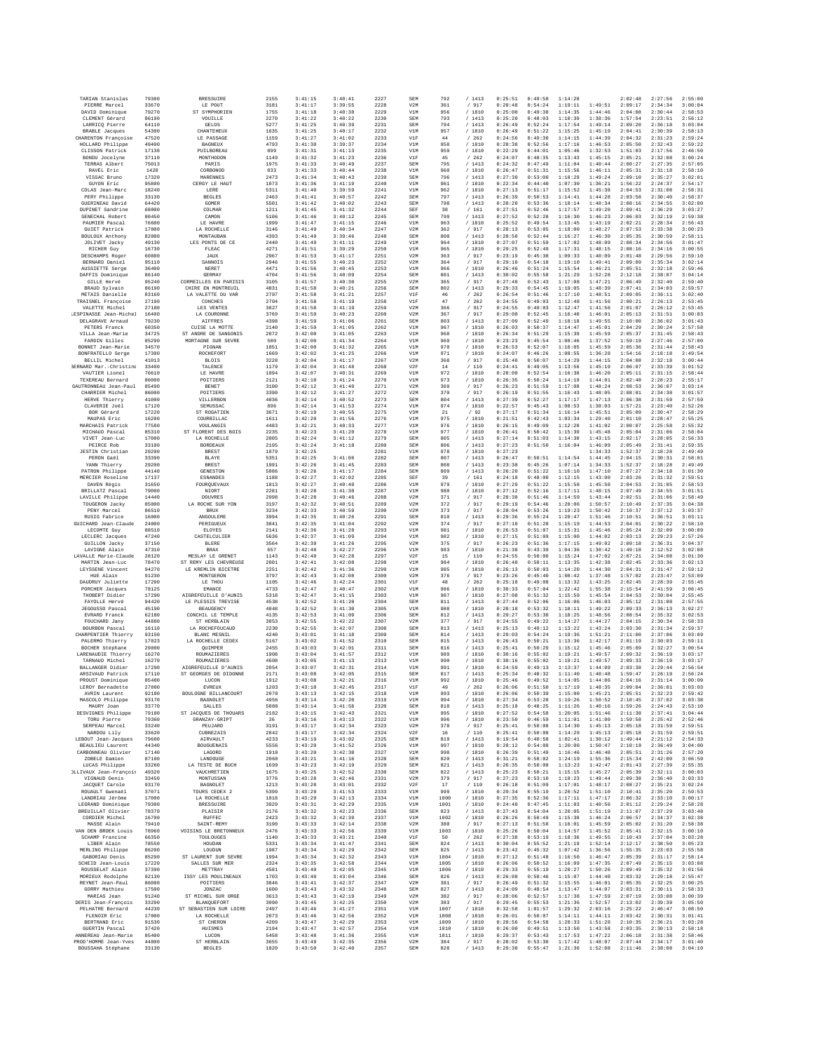| | | | | | | | | | | | | | | | | |
|---|---|---|---|---|---|---|---|---|---|---|---|---|---|---|---|---|
| TARIAN Stanislas | 79300 | BRESSUIRE | 2155 | 3:41:15 | 3:40:41 | 2227 | SEM | 792 | / 1413 | 0:25:51 | 0:49:58 | 1:14:28 | | 2:02:48 | 2:27:56 | 2:55:00 |
| PIERRE Marcel | 33670 | LE POUT | 3181 | 3:41:17 | 3:39:55 | 2228 | V2M | 361 | / 917 | 0:28:48 | 0:54:24 | 1:19:11 | 1:49:51 | 2:09:17 | 2:34:34 | 3:00:04 |
| DAVID Dominique | 79270 | ST SYMPHORIEN | 1755 | 3:41:18 | 3:40:38 | 2229 | V1M | 956 | / 1810 | 0:25:00 | 0:49:38 | 1:14:35 | 1:44:46 | 2:04:08 | 2:30:44 | 2:58:53 |
| CLEMENT Gérard | 86190 | VOUILLE | 2270 | 3:41:22 | 3:40:22 | 2230 | SEM | 793 | / 1413 | 0:25:20 | 0:48:03 | 1:10:39 | 1:38:36 | 1:57:54 | 2:23:51 | 2:56:12 |
| LARRICQ Pierre | 64110 | GELOS | 5277 | 3:41:25 | 3:40:39 | 2231 | SEM | 794 | / 1413 | 0:26:49 | 0:52:24 | 1:17:54 | 1:49:14 | 2:09:20 | 2:36:18 | 3:03:04 |
| BRABLE Jacques | 54300 | CHANTEHEUX | 1635 | 3:41:25 | 3:40:17 | 2232 | V1M | 957 | / 1810 | 0:26:49 | 0:51:22 | 1:15:25 | 1:45:19 | 2:04:41 | 2:30:39 | 2:58:13 |
| CHARENTON Françoise | 47520 | LE PASSAGE | 1159 | 3:41:27 | 3:41:02 | 2233 | V1F | 44 | / 262 | 0:24:56 | 0:49:30 | 1:14:15 | 1:44:39 | 2:04:32 | 2:31:23 | 2:59:24 |
| HOLLARD Philippe | 49400 | BAGNEUX | 4793 | 3:41:30 | 3:39:37 | 2234 | V1M | 958 | / 1810 | 0:28:38 | 0:52:56 | 1:17:16 | 1:46:53 | 2:05:50 | 2:32:43 | 2:59:22 |
| CLISSON Patrick | 17138 | PUILBOREAU | 899 | 3:41:31 | 3:41:13 | 2235 | V1M | 959 | / 1810 | 0:22:29 | 0:44:01 | 1:05:46 | 1:32:53 | 1:51:03 | 2:17:56 | 2:46:50 |
| BONDU Jocelyne | 37110 | MONTHODON | 1149 | 3:41:32 | 3:41:23 | 2236 | V1F | 45 | / 262 | 0:24:07 | 0:48:35 | 1:13:43 | 1:45:15 | 2:05:21 | 2:32:08 | 3:00:24 |
| TERRAS Albert | 75013 | PARIS | 1975 | 3:41:33 | 3:40:49 | 2237 | SEM | 795 | / 1413 | 0:24:32 | 0:47:49 | 1:11:04 | 1:40:44 | 2:00:27 | 2:27:35 | 2:57:05 |
| RAVEL Eric | 1428 | CORBONOD | 833 | 3:41:33 | 3:40:44 | 2238 | V1M | 960 | / 1810 | 0:26:47 | 0:51:31 | 1:15:56 | 1:46:11 | 2:05:31 | 2:31:18 | 2:58:10 |
| VISSAC Bruno | 17320 | MARENNES | 2473 | 3:41:34 | 3:40:43 | 2239 | SEM | 796 | / 1413 | 0:27:30 | 0:53:00 | 1:18:29 | 1:49:24 | 2:09:10 | 2:35:27 | 3:02:01 |
| GUYON Eric | 95800 | CERGY LE HAUT | 1873 | 3:41:36 | 3:41:19 | 2240 | V1M | 961 | / 1810 | 0:22:34 | 0:44:40 | 1:07:30 | 1:36:21 | 1:56:22 | 2:24:37 | 2:54:17 |
| COLAS Jean-Marc | 18240 | LERE | 5311 | 3:41:40 | 3:39:59 | 2241 | V1M | 962 | / 1810 | 0:27:13 | 0:51:17 | 1:15:52 | 1:45:38 | 2:04:53 | 2:31:08 | 2:58:31 |
| PERY Philippe | 33130 | BEGLES | 2463 | 3:41:41 | 3:40:57 | 2242 | SEM | 797 | / 1413 | 0:26:39 | 0:50:53 | 1:14:41 | 1:44:28 | 2:03:58 | 2:30:40 | 2:58:37 |
| GUERINEAU David | 64420 | GOMER | 5501 | 3:41:42 | 3:40:02 | 2243 | SEM | 798 | / 1413 | 0:28:20 | 0:53:36 | 1:18:14 | 1:48:34 | 2:08:16 | 2:34:55 | 3:02:00 |
| DUPINET Sandrine | 68000 | COLMAR | 1211 | 3:41:45 | 3:41:32 | 2244 | SEF | 38 | / 161 | 0:27:51 | 0:52:46 | 1:17:57 | 1:49:20 | 2:09:41 | 2:36:29 | 3:03:27 |
| SENECHAL Robert | 80450 | CAMON | 5106 | 3:41:46 | 3:40:12 | 2245 | SEM | 799 | / 1413 | 0:27:52 | 0:52:28 | 1:16:30 | 1:46:23 | 2:06:03 | 2:32:19 | 2:59:38 |
| PAUMIER Pascal | 76600 | LE HAVRE | 1999 | 3:41:47 | 3:41:15 | 2246 | V1M | 963 | / 1810 | 0:25:52 | 0:49:54 | 1:13:45 | 1:43:19 | 2:02:21 | 2:28:34 | 2:56:43 |
| GUIET Patrick | 17000 | LA ROCHELLE | 3146 | 3:41:49 | 3:40:34 | 2247 | V2M | 362 | / 917 | 0:28:13 | 0:53:05 | 1:18:00 | 1:48:27 | 2:07:53 | 2:33:38 | 3:00:23 |
| BOULOUX Anthony | 82000 | MONTAUBAN | 4393 | 3:41:49 | 3:39:46 | 2248 | SEM | 800 | / 1413 | 0:28:50 | 0:52:44 | 1:16:27 | 1:46:30 | 2:05:35 | 2:30:59 | 2:58:11 |
| JOLIVET Jacky | 49130 | LES PONTS DE CE | 2440 | 3:41:49 | 3:41:11 | 2249 | V1M | 964 | / 1810 | 0:27:07 | 0:51:59 | 1:17:02 | 1:48:09 | 2:08:34 | 2:34:56 | 3:01:47 |
| RICHER Guy | 16730 | FLEAC | 4271 | 3:41:51 | 3:39:29 | 2250 | V1M | 965 | / 1810 | 0:29:25 | 0:52:49 | 1:17:31 | 1:48:15 | 2:08:16 | 2:34:16 | 3:00:55 |
| DESCHAMPS Roger | 60880 | JAUX | 2967 | 3:41:53 | 3:41:17 | 2251 | V2M | 363 | / 917 | 0:23:19 | 0:45:38 | 1:09:33 | 1:40:09 | 2:01:48 | 2:29:56 | 2:59:10 |
| BERNARD Daniel | 95110 | SANNOIS | 2946 | 3:41:55 | 3:40:23 | 2252 | V2M | 364 | / 917 | 0:29:10 | 0:54:18 | 1:19:10 | 1:49:41 | 2:09:09 | 2:35:34 | 3:02:14 |
| AUSSIETTE Serge | 36400 | NERET | 4471 | 3:41:56 | 3:40:45 | 2253 | V1M | 966 | / 1810 | 0:26:46 | 0:51:24 | 1:15:54 | 1:46:21 | 2:05:51 | 2:32:18 | 2:59:46 |
| DAFFIS Dominique | 86140 | GERMAY | 4704 | 3:41:56 | 3:40:09 | 2254 | SEM | 801 | / 1413 | 0:30:02 | 0:55:58 | 1:21:29 | 1:52:28 | 2:12:18 | 2:38:07 | 3:04:14 |
| GILLE Hervé | 95240 | CORMEILLES EN PARISIS | 3105 | 3:41:57 | 3:40:30 | 2255 | V2M | 365 | / 917 | 0:27:40 | 0:52:43 | 1:17:08 | 1:47:21 | 2:06:49 | 2:32:40 | 2:59:40 |
| BRAUD Sylvain | 86190 | CHIRE EN MONTREUIL | 4831 | 3:41:58 | 3:40:21 | 2256 | SEM | 802 | / 1413 | 0:29:33 | 0:54:45 | 1:19:05 | 1:48:39 | 2:07:41 | 2:34:03 | 2:59:57 |
| METAIS Danielle | 83160 | LA VALETTE DU VAR | 2787 | 3:41:58 | 3:41:21 | 2257 | V1F | 46 | / 262 | 0:26:54 | 0:51:46 | 1:17:10 | 1:48:51 | 2:09:05 | 2:36:11 | 3:02:40 |
| TRAISNEL Françoise | 27190 | CONCHES | 2704 | 3:41:58 | 3:41:19 | 2258 | V1F | 47 | / 262 | 0:24:55 | 0:49:03 | 1:12:48 | 1:41:56 | 2:00:21 | 2:26:13 | 2:53:45 |
| VALETTE Michel | 27180 | LES VENTES | 3827 | 3:41:58 | 3:41:19 | 2259 | V2M | 366 | / 917 | 0:24:55 | 0:49:03 | 1:12:47 | 1:41:56 | 2:01:07 | 2:26:12 | 2:53:45 |
| LESPINASSE Jean-Michel | 16400 | LA COURONNE | 3769 | 3:41:59 | 3:40:23 | 2260 | V2M | 367 | / 917 | 0:29:08 | 0:52:45 | 1:16:40 | 1:46:01 | 2:05:13 | 2:31:51 | 3:00:03 |
| DELAGRAVE Arnaud | 79230 | AIFFRES | 4398 | 3:41:59 | 3:41:06 | 2261 | SEM | 803 | / 1413 | 0:27:09 | 0:52:49 | 1:18:18 | 1:49:55 | 2:10:00 | 2:36:02 | 3:01:43 |
| PETERS Franck | 60350 | CUISE LA MOTTE | 2140 | 3:41:59 | 3:41:05 | 2262 | V1M | 967 | / 1810 | 0:26:03 | 0:50:37 | 1:14:47 | 1:45:01 | 2:04:29 | 2:30:24 | 2:57:58 |
| VILLA Jean-Marie | 34725 | ST ANDRE DE SANGONIS | 2872 | 3:42:00 | 3:41:05 | 2263 | V1M | 968 | / 1810 | 0:26:34 | 0:51:29 | 1:15:39 | 1:45:59 | 2:05:37 | 2:31:45 | 2:58:43 |
| FARDIN Gilles | 85290 | MORTAGNE SUR SEVRE | 500 | 3:42:00 | 3:41:34 | 2264 | V1M | 969 | / 1810 | 0:23:23 | 0:45:54 | 1:08:46 | 1:37:52 | 1:59:19 | 2:27:46 | 2:57:00 |
| BONNET Jean-Marie | 34570 | PIGNAN | 1051 | 3:42:00 | 3:41:32 | 2265 | V1M | 970 | / 1810 | 0:26:53 | 0:52:07 | 1:16:05 | 1:45:59 | 2:05:36 | 2:31:44 | 2:58:43 |
| BONFRATELLO Serge | 17300 | ROCHEFORT | 1669 | 3:42:02 | 3:41:25 | 2266 | V1M | 971 | / 1810 | 0:24:07 | 0:46:26 | 1:08:55 | 1:36:28 | 1:54:16 | 2:18:18 | 2:49:54 |
| BELLIL Michel | 41013 | BLOIS | 3228 | 3:42:04 | 3:41:17 | 2267 | V2M | 368 | / 917 | 0:25:40 | 0:50:07 | 1:14:29 | 1:44:15 | 2:04:08 | 2:32:18 | 3:00:44 |
| BERNARD Mar..Christine | 33400 | TALENCE | 1179 | 3:42:04 | 3:41:48 | 2268 | V2F | 14 | / 110 | 0:24:41 | 0:49:05 | 1:13:56 | 1:45:19 | 2:06:07 | 2:33:39 | 3:01:52 |
| VAUTIER Lionel | 76610 | LE HAVRE | 1894 | 3:42:07 | 3:40:31 | 2269 | V1M | 972 | / 1810 | 0:28:08 | 0:52:54 | 1:16:38 | 1:46:20 | 2:05:11 | 2:31:15 | 2:58:44 |
| TEXEREAU Bernard | 86000 | POITIERS | 2121 | 3:42:10 | 3:41:24 | 2270 | V1M | 973 | / 1810 | 0:26:35 | 0:50:24 | 1:14:19 | 1:44:01 | 2:02:48 | 2:28:23 | 2:55:17 |
| GAUTRONNEAU Jean-Paul | 85490 | BENET | 3100 | 3:42:12 | 3:41:40 | 2271 | V2M | 369 | / 917 | 0:26:23 | 0:51:59 | 1:17:08 | 1:48:24 | 2:08:53 | 2:36:07 | 3:03:14 |
| CHARRIER Michel | 86000 | POITIERS | 3390 | 3:42:12 | 3:41:27 | 2272 | V2M | 370 | / 917 | 0:26:19 | 0:51:55 | 1:16:43 | 1:48:05 | 2:08:01 | 2:34:38 | 3:01:57 |
| HERVE Thierry | 41000 | VILLERBON | 4036 | 3:42:14 | 3:40:52 | 2273 | SEM | 804 | / 1413 | 0:27:39 | 0:52:27 | 1:17:17 | 1:47:13 | 2:06:38 | 2:31:59 | 2:57:59 |
| CLAVERIE Joël | 17120 | SEMUSSAC | 896 | 3:42:14 | 3:41:53 | 2274 | V1M | 974 | / 1810 | 0:22:57 | 0:45:43 | 1:08:53 | 1:38:03 | 1:57:21 | 2:23:40 | 2:52:26 |
| BOR Gérard | 17220 | ST ROGATIEN | 3671 | 3:42:19 | 3:40:55 | 2275 | V3M | 21 | / 92 | 0:27:17 | 0:51:34 | 1:16:14 | 1:45:51 | 2:05:09 | 2:30:47 | 2:58:29 |
| MAUPAS Eric | 16200 | COURBILLAC | 1611 | 3:42:20 | 3:41:56 | 2276 | V1M | 975 | / 1810 | 0:21:51 | 0:42:43 | 1:03:34 | 1:29:40 | 2:01:10 | 2:28:47 | 2:55:25 |
| MARCHAIS Patrick | 77580 | VOULANGIS | 4483 | 3:42:21 | 3:40:33 | 2277 | V1M | 976 | / 1810 | 0:26:15 | 0:49:09 | 1:12:20 | 1:41:02 | 2:00:07 | 2:25:58 | 2:55:32 |
| MICHAUD Pascal | 85310 | ST FLORENT DES BOIS | 2235 | 3:42:23 | 3:41:20 | 2278 | V1M | 977 | / 1810 | 0:26:41 | 0:50:42 | 1:15:39 | 1:45:48 | 2:05:04 | 2:31:06 | 2:58:04 |
| VIVET Jean-Luc | 17000 | LA ROCHELLE | 2005 | 3:42:24 | 3:41:12 | 2279 | SEM | 805 | / 1413 | 0:27:14 | 0:51:03 | 1:14:38 | 1:43:15 | 2:02:17 | 2:28:05 | 2:56:33 |
| PEIRCE Rob | 33100 | BORDEAUX | 2195 | 3:42:24 | 3:41:18 | 2280 | SEM | 806 | / 1413 | 0:27:23 | 0:51:50 | 1:16:04 | 1:46:09 | 2:05:49 | 2:31:41 | 2:59:35 |
| JESTIN Christian | 29200 | BREST | 1879 | 3:42:25 | | 2281 | V1M | 978 | / 1810 | 0:27:23 | | | 1:34:33 | 1:52:37 | 2:18:28 | 2:49:49 |
| PERON Gaël | 33390 | BLAYE | 5351 | 3:42:25 | 3:41:06 | 2282 | SEM | 807 | / 1413 | 0:26:47 | 0:50:51 | 1:14:54 | 1:44:45 | 2:04:15 | 2:30:31 | 2:58:01 |
| YANN Thierry | 29200 | BREST | 1991 | 3:42:26 | 3:41:45 | 2283 | SEM | 808 | / 1413 | 0:23:38 | 0:45:26 | 1:07:14 | 1:34:33 | 1:52:37 | 2:18:28 | 2:49:49 |
| PATRON Philippe | 44140 | GENESTON | 5086 | 3:42:26 | 3:41:17 | 2284 | SEM | 809 | / 1413 | 0:26:20 | 0:51:22 | 1:16:10 | 1:47:10 | 2:07:27 | 2:34:18 | 3:01:30 |
| MERCIER Roseline | 17137 | ESNANDES | 1188 | 3:42:27 | 3:42:02 | 2285 | SEF | 39 | / 161 | 0:24:18 | 0:48:00 | 1:12:15 | 1:43:00 | 2:03:26 | 2:31:32 | 2:59:51 |
| DAVEN Régis | 31650 | FOURQUEVAUX | 1813 | 3:42:27 | 3:40:40 | 2286 | V1M | 979 | / 1810 | 0:27:29 | 0:51:22 | 1:15:58 | 1:45:50 | 2:04:53 | 2:31:05 | 2:58:53 |
| BRILLATZ Pascal | 79000 | NIORT | 2281 | 3:42:28 | 3:41:30 | 2287 | V1M | 980 | / 1810 | 0:27:12 | 0:52:16 | 1:17:11 | 1:48:15 | 2:07:49 | 2:34:55 | 3:01:51 |
| LAVILLE Philippe | 14440 | DOUVRES | 2998 | 3:42:28 | 3:40:46 | 2288 | V2M | 371 | / 917 | 0:28:38 | 0:51:46 | 1:14:59 | 1:43:44 | 2:02:51 | 2:31:06 | 2:58:49 |
| TOUGERON Jacky | 85000 | LA ROCHE SUR YON | 3197 | 3:42:32 | 3:40:51 | 2289 | V2M | 372 | / 917 | 0:29:19 | 0:54:46 | 1:20:06 | 1:50:57 | 2:10:49 | 2:37:35 | 3:04:38 |
| PENY Marcel | 86510 | BRUX | 3234 | 3:42:33 | 3:40:59 | 2290 | V2M | 373 | / 917 | 0:28:04 | 0:53:26 | 1:19:23 | 1:50:42 | 2:10:37 | 2:37:12 | 3:03:37 |
| RUSIG Fabrice | 16000 | ANGOULEME | 3994 | 3:42:35 | 3:40:26 | 2291 | SEM | 810 | / 1413 | 0:29:36 | 0:55:24 | 1:20:47 | 1:51:46 | 2:10:51 | 2:36:51 | 3:03:11 |
| GUICHARD Jean-Claude | 24000 | PERIGUEUX | 3841 | 3:42:35 | 3:41:04 | 2292 | V2M | 374 | / 917 | 0:27:18 | 0:51:28 | 1:15:19 | 1:44:53 | 2:04:01 | 2:30:22 | 2:58:10 |
| LECOMTE Guy | 88510 | ELOYES | 2141 | 3:42:36 | 3:41:28 | 2293 | V1M | 981 | / 1810 | 0:26:53 | 0:51:07 | 1:15:31 | 1:45:46 | 2:05:24 | 2:32:09 | 3:00:09 |
| LECLERC Jacques | 47240 | CASTELCULIER | 5636 | 3:42:37 | 3:41:09 | 2294 | V1M | 982 | / 1810 | 0:27:15 | 0:51:09 | 1:15:00 | 1:44:02 | 2:03:13 | 2:29:23 | 2:57:26 |
| GUILLON Jacky | 37150 | BLERE | 3564 | 3:42:39 | 3:41:26 | 2295 | V2M | 375 | / 917 | 0:26:23 | 0:51:36 | 1:17:15 | 1:49:02 | 2:09:18 | 2:36:31 | 3:04:37 |
| LAVIGNE Alain | 47310 | BRAX | 657 | 3:42:40 | 3:42:27 | 2296 | V1M | 983 | / 1810 | 0:21:38 | 0:43:39 | 1:04:36 | 1:30:42 | 1:49:18 | 2:12:52 | 3:02:08 |
| LAVALLE Marie-Claude | 28120 | MESLAY LE GRENET | 1143 | 3:42:40 | 3:42:28 | 2297 | V2F | 15 | / 110 | 0:24:55 | 0:50:00 | 1:15:24 | 1:47:02 | 2:07:21 | 2:34:08 | 3:01:30 |
| MARTIN Jean-Luc | 78470 | ST REMY LES CHEVREUSE | 2001 | 3:42:41 | 3:42:08 | 2298 | V1M | 984 | / 1810 | 0:26:40 | 0:50:11 | 1:13:35 | 1:42:38 | 2:02:45 | 2:33:36 | 3:02:13 |
| LEYSSENE Vincent | 94270 | LE KREMLIN BICETRE | 2251 | 3:42:42 | 3:41:36 | 2299 | V1M | 985 | / 1810 | 0:26:13 | 0:50:03 | 1:14:20 | 1:44:30 | 2:04:31 | 2:31:47 | 2:59:12 |
| HUE Alain | 91230 | MONTGERON | 3797 | 3:42:43 | 3:42:08 | 2300 | V2M | 376 | / 917 | 0:23:26 | 0:45:40 | 1:08:42 | 1:37:48 | 1:57:02 | 2:23:47 | 2:53:09 |
| DAUDRUY Juliette | 17290 | LE THOU | 1105 | 3:42:46 | 3:42:24 | 2301 | V1F | 48 | / 262 | 0:25:18 | 0:49:08 | 1:13:32 | 1:43:25 | 2:02:45 | 2:28:39 | 2:55:45 |
| PORCHER Jacques | 78125 | EMANCE | 4733 | 3:42:47 | 3:40:47 | 2302 | V1M | 986 | / 1810 | 0:30:33 | 0:57:04 | 1:22:42 | 1:55:38 | 2:15:54 | 2:41:59 | 3:06:45 |
| THOBERT Didier | 17290 | AIGREFEUILLE D'AUNIS | 5318 | 3:42:47 | 3:41:15 | 2303 | V1M | 987 | / 1810 | 0:27:08 | 0:51:32 | 1:15:59 | 1:45:54 | 2:04:53 | 2:30:04 | 2:55:45 |
| FAYOLLE Hervé | 94420 | LE PLESSIS TREVISE | 4538 | 3:42:52 | 3:41:28 | 2304 | SEM | 811 | / 1413 | 0:27:44 | 0:52:06 | 1:16:06 | 1:46:03 | 2:05:12 | 2:31:08 | 2:57:55 |
| JEGOUSSO Pascal | 45190 | BEAUGENCY | 4048 | 3:42:52 | 3:41:30 | 2305 | V1M | 988 | / 1810 | 0:28:18 | 0:53:32 | 1:18:11 | 1:49:22 | 2:09:33 | 2:36:13 | 3:02:27 |
| EVRARD Franck | 62180 | CONCHIL LE TEMPLE | 4135 | 3:42:53 | 3:41:09 | 2306 | SEM | 812 | / 1413 | 0:29:27 | 0:53:30 | 1:18:25 | 1:48:56 | 2:08:54 | 2:35:32 | 3:02:53 |
| FOUCHARD Jany | 44800 | ST HERBLAIN | 3053 | 3:42:55 | 3:42:22 | 2307 | V2M | 377 | / 917 | 0:24:55 | 0:49:22 | 1:14:27 | 1:44:27 | 2:04:15 | 2:30:34 | 2:58:33 |
| BOURBON Pascal | 16110 | LA ROCHEFOUCAUD | 2230 | 3:42:55 | 3:42:07 | 2308 | SEM | 813 | / 1413 | 0:25:13 | 0:49:12 | 1:13:22 | 1:43:24 | 2:03:30 | 2:31:34 | 2:59:37 |
| CHARPENTIER Thierry | 93150 | BLANC MESNIL | 4240 | 3:43:01 | 3:41:18 | 2309 | SEM | 814 | / 1413 | 0:29:03 | 0:54:24 | 1:19:36 | 1:51:21 | 2:11:00 | 2:37:06 | 3:03:09 |
| PALERMO Thierry | 17023 | LA ROCHELLE CEDEX | 5167 | 3:43:02 | 3:41:52 | 2310 | SEM | 815 | / 1413 | 0:26:43 | 0:50:21 | 1:13:36 | 1:42:17 | 2:01:19 | 2:30:03 | 2:59:11 |
| BOCHER Stéphane | 29000 | QUIMPER | 2455 | 3:43:03 | 3:42:01 | 2311 | SEM | 816 | / 1413 | 0:25:41 | 0:50:29 | 1:15:12 | 1:45:46 | 2:05:09 | 2:32:27 | 3:00:54 |
| LARENAUDIE Thierry | 16270 | ROUMAZIERES | 1908 | 3:43:04 | 3:41:57 | 2312 | V1M | 989 | / 1810 | 0:30:16 | 0:55:02 | 1:19:21 | 1:49:57 | 2:09:32 | 2:36:19 | 3:03:17 |
| TARNAUD Michel | 16270 | ROUMAZIERES | 4600 | 3:43:05 | 3:41:13 | 2313 | V1M | 990 | / 1810 | 0:30:16 | 0:55:02 | 1:19:21 | 1:49:57 | 2:09:33 | 2:36:19 | 3:03:17 |
| BALLANGER Didier | 17290 | AIGREFEUILLE D'AUNIS | 2054 | 3:43:07 | 3:42:31 | 2314 | V1M | 991 | / 1810 | 0:24:59 | 0:49:13 | 1:13:37 | 1:44:09 | 2:03:38 | 2:29:44 | 2:56:54 |
| ARSIVAUD Patrick | 17110 | ST GEORGES DE DIDONNE | 2171 | 3:43:08 | 3:42:05 | 2315 | SEM | 817 | / 1413 | 0:25:34 | 0:48:32 | 1:11:40 | 1:40:48 | 1:59:47 | 2:26:19 | 2:56:24 |
| PROUST Dominique | 85400 | LUCON | 1912 | 3:43:08 | 3:42:21 | 2316 | V1M | 992 | / 1810 | 0:25:46 | 0:49:52 | 1:14:05 | 1:44:06 | 2:04:16 | 2:31:14 | 3:00:09 |
| LEROY Bernadette | 27000 | EVREUX | 1203 | 3:43:10 | 3:42:45 | 2317 | V1F | 49 | / 262 | 0:26:06 | 0:51:50 | 1:17:19 | 1:48:35 | 2:09:04 | 2:36:01 | 3:03:03 |
| AVRIN Laurent | 92100 | BOULOGNE BILLANCOURT | 2070 | 3:43:13 | 3:42:15 | 2318 | V1M | 993 | / 1810 | 0:26:06 | 0:50:39 | 1:15:00 | 1:45:21 | 2:05:51 | 2:32:23 | 2:59:42 |
| MASCOLO Philippe | 93170 | BAGNOLET | 4956 | 3:43:14 | 3:42:20 | 2319 | V1M | 994 | / 1810 | 0:27:34 | 0:53:20 | 1:19:26 | 1:50:52 | 2:10:45 | 2:37:02 | 3:03:38 |
| MAURY Joan | 33770 | SALLES | 5080 | 3:43:14 | 3:41:56 | 2320 | SEM | 818 | / 1413 | 0:25:18 | 0:48:25 | 1:11:26 | 1:40:16 | 1:59:26 | 2:24:43 | 2:53:10 |
| DESVIGNES Philippe | 79100 | ST JACQUES DE THOUARS | 2182 | 3:43:15 | 3:42:43 | 2321 | V1M | 995 | / 1810 | 0:27:52 | 0:54:58 | 1:20:05 | 1:51:46 | 2:11:38 | 2:37:41 | 3:04:44 |
| TORU Pierre | 79360 | GRANZAY-GRIPT | 26 | 3:43:16 | 3:43:13 | 2322 | V1M | 996 | / 1810 | 0:23:50 | 0:46:59 | 1:11:01 | 1:41:00 | 1:59:58 | 2:25:42 | 2:52:46 |
| SERPEAU Marcel | 33240 | PEUJARD | 3191 | 3:43:17 | 3:42:34 | 2323 | V2M | 378 | / 917 | 0:25:41 | 0:50:08 | 1:14:30 | 1:45:13 | 2:05:18 | 2:31:59 | 2:59:51 |
| NARDOU Lily | 33620 | CUBNEZAIS | 2842 | 3:43:17 | 3:42:34 | 2324 | V2F | 16 | / 110 | 0:25:41 | 0:50:08 | 1:14:29 | 1:45:13 | 2:05:18 | 2:31:59 | 2:59:51 |
| LEBOUT Jean-Jacques | 79600 | AIRVAULT | 4233 | 3:43:19 | 3:43:02 | 2325 | SEM | 819 | / 1413 | 0:19:54 | 0:40:58 | 1:02:41 | 1:30:12 | 1:49:44 | 2:21:12 | 2:54:33 |
| BEAULIEU Laurent | 44340 | BOUGUENAIS | 5556 | 3:43:20 | 3:41:52 | 2326 | V1M | 997 | / 1810 | 0:28:12 | 0:54:00 | 1:20:00 | 1:50:47 | 2:10:18 | 2:36:49 | 3:04:00 |
| CARBONNEAU Olivier | 17140 | LAGORD | 1918 | 3:43:20 | 3:42:38 | 2327 | V1M | 998 | / 1810 | 0:26:39 | 0:51:49 | 1:16:46 | 1:46:48 | 2:05:51 | 2:31:26 | 2:57:20 |
| ZOBELE Damien | 87100 | LANDOUGE | 2068 | 3:43:21 | 3:41:16 | 2328 | SEM | 820 | / 1413 | 0:31:21 | 0:58:02 | 1:24:19 | 1:55:36 | 2:15:34 | 2:42:00 | 3:06:59 |
| LUCAS Philippe | 33260 | LA TESTE DE BUCH | 1699 | 3:43:23 | 3:42:19 | 2329 | SEM | 821 | / 1413 | 0:26:21 | 0:50:00 | 1:13:23 | 1:42:47 | 2:01:43 | 2:27:39 | 2:55:35 |
| OLLIVAUX Jean-François | 49320 | VAUCHRETIEN | 1675 | 3:43:25 | 3:42:52 | 2330 | SEM | 822 | / 1413 | 0:25:23 | 0:50:21 | 1:15:15 | 1:45:27 | 2:05:39 | 2:32:11 | 3:00:03 |
| VIGNAUD Denis | 33450 | MONTUSSAN | 3776 | 3:43:28 | 3:42:46 | 2331 | V2M | 379 | / 917 | 0:27:23 | 0:53:10 | 1:18:23 | 1:49:44 | 2:09:38 | 2:36:40 | 3:03:33 |
| JACQUET Carole | 93170 | BAGNOLET | 1213 | 3:43:28 | 3:43:01 | 2332 | V2F | 17 | / 110 | 0:26:18 | 0:51:09 | 1:17:01 | 1:48:17 | 2:08:27 | 2:35:21 | 3:02:24 |
| ROUAULT Gwenaël | 37071 | TOURS CEDEX 2 | 5399 | 3:43:29 | 3:41:53 | 2333 | V1M | 999 | / 1810 | 0:29:34 | 0:55:19 | 1:20:52 | 1:51:10 | 2:10:41 | 2:35:20 | 2:59:53 |
| LANDRIAU Jérôme | 17000 | LA ROCHELLE | 1818 | 3:43:29 | 3:42:13 | 2334 | V1M | 1000 | / 1810 | 0:27:35 | 0:52:36 | 1:17:11 | 1:47:17 | 2:06:32 | 2:33:10 | 3:00:17 |
| LEGRAND Dominique | 79300 | BRESSUIRE | 3929 | 3:43:31 | 3:42:29 | 2335 | V1M | 1001 | / 1810 | 0:24:40 | 0:47:45 | 1:11:03 | 1:40:56 | 2:01:12 | 2:29:24 | 2:58:28 |
| BREUILLAT Olivier | 78370 | PLAISIR | 2176 | 3:43:32 | 3:42:23 | 2336 | SEM | 823 | / 1413 | 0:27:43 | 0:54:04 | 1:20:05 | 1:51:19 | 2:11:07 | 2:37:29 | 3:03:48 |
| CORDIER Michel | 16700 | RUFFEC | 2423 | 3:43:32 | 3:42:39 | 2337 | V1M | 1002 | / 1810 | 0:26:26 | 0:50:49 | 1:15:38 | 1:46:24 | 2:06:57 | 2:34:37 | 3:02:38 |
| MASSE Alain | 79410 | SAINT-REMY | 3190 | 3:43:33 | 3:42:14 | 2338 | V2M | 380 | / 917 | 0:27:13 | 0:51:58 | 1:16:01 | 1:45:59 | 2:05:02 | 2:31:20 | 2:58:38 |
| VAN DEN BROEK Louis | 78960 | VOISINS LE BRETONNEUX | 2476 | 3:43:33 | 3:42:56 | 2339 | V1M | 1003 | / 1810 | 0:25:26 | 0:50:04 | 1:14:57 | 1:45:52 | 2:05:41 | 2:32:15 | 3:00:10 |
| SCHAMP Francine | 66350 | TOULOUGES | 1140 | 3:43:33 | 3:43:21 | 2340 | V1F | 50 | / 262 | 0:27:38 | 0:53:19 | 1:18:36 | 1:49:55 | 2:10:43 | 2:37:04 | 3:03:28 |
| LIBER Alain | 78550 | HOUDAN | 5331 | 3:43:34 | 3:41:47 | 2341 | SEM | 824 | / 1413 | 0:30:04 | 0:55:52 | 1:21:19 | 1:52:14 | 2:12:17 | 2:38:50 | 3:05:23 |
| MERLING Philippe | 86200 | LOUDUN | 1987 | 3:43:34 | 3:42:29 | 2342 | SEM | 825 | / 1413 | 0:23:42 | 0:45:32 | 1:07:42 | 1:36:56 | 1:55:35 | 2:23:03 | 2:55:58 |
| GABORIAU Denis | 85290 | ST LAURENT SUR SEVRE | 1994 | 3:43:34 | 3:42:32 | 2343 | V1M | 1004 | / 1810 | 0:27:12 | 0:51:48 | 1:16:50 | 1:46:47 | 2:05:39 | 2:31:17 | 2:58:14 |
| SCHEID Jean-Louis | 17220 | SALLES SUR MER | 2324 | 3:43:35 | 3:42:58 | 2344 | V1M | 1005 | / 1810 | 0:26:06 | 0:50:52 | 1:16:09 | 1:47:35 | 2:07:49 | 2:35:15 | 3:03:08 |
| ROUSSELAT Alain | 37390 | METTRAY | 4581 | 3:43:40 | 3:42:05 | 2345 | V1M | 1006 | / 1810 | 0:29:33 | 0:55:19 | 1:20:27 | 1:50:26 | 2:09:49 | 2:35:32 | 3:01:56 |
| MORIEUX Rodolphe | 92130 | ISSY LES MOULINEAUX | 1703 | 3:43:40 | 3:43:04 | 2346 | SEM | 826 | / 1413 | 0:26:08 | 0:50:46 | 1:15:07 | 1:44:40 | 2:03:32 | 2:29:18 | 2:55:47 |
| REYNET Jean-Paul | 86000 | POITIERS | 3846 | 3:43:41 | 3:42:37 | 2347 | V2M | 381 | / 917 | 0:26:49 | 0:51:32 | 1:15:55 | 1:46:01 | 2:05:35 | 2:32:25 | 3:00:25 |
| GORRY Mathieu | 17500 | JONZAC | 1600 | 3:43:43 | 3:43:32 | 2348 | SEM | 827 | / 1413 | 0:24:09 | 0:48:54 | 1:13:47 | 1:44:07 | 2:03:31 | 2:30:11 | 2:58:33 |
| MARIAS Jean | 91240 | ST MICHEL SUR ORGE | 3613 | 3:43:43 | 3:42:19 | 2349 | V2M | 382 | / 917 | 0:28:06 | 0:52:57 | 1:17:38 | 1:47:59 | 2:07:19 | 2:33:08 | 3:00:39 |
| DERIS Jean-François | 33290 | BLANQUEFORT | 3090 | 3:43:45 | 3:42:25 | 2350 | V2M | 383 | / 917 | 0:29:45 | 0:55:53 | 1:21:36 | 1:52:57 | 2:13:02 | 2:39:39 | 3:05:50 |
| PELHATRE Bernard | 44230 | ST SEBASTIEN SUR LOIRE | 2497 | 3:43:46 | 3:41:27 | 2351 | V1M | 1007 | / 1810 | 0:32:58 | 1:01:57 | 1:29:32 | 2:03:16 | 2:25:22 | 2:46:47 | 3:08:50 |
| FLENOIR Eric | 17000 | LA ROCHELLE | 2073 | 3:43:46 | 3:42:56 | 2352 | V1M | 1008 | / 1810 | 0:26:01 | 0:50:07 | 1:14:11 | 1:44:11 | 2:03:42 | 2:30:31 | 3:01:41 |
| BERTRAND Eric | 91530 | ST CHERON | 4209 | 3:43:47 | 3:42:29 | 2353 | V1M | 1009 | / 1810 | 0:28:56 | 0:54:58 | 1:20:33 | 1:51:28 | 2:10:35 | 2:36:21 | 3:03:28 |
| GUERTIN Pascal | 37420 | HUISMES | 2194 | 3:43:47 | 3:42:57 | 2354 | V1M | 1010 | / 1810 | 0:26:00 | 0:49:51 | 1:13:50 | 1:43:58 | 2:03:35 | 2:30:13 | 2:58:18 |
| ANNEREAU Jean-Marie | 85400 | LUCON | 5458 | 3:43:48 | 3:41:36 | 2355 | V1M | 1011 | / 1810 | 0:29:37 | 0:53:43 | 1:17:53 | 1:47:22 | 2:06:18 | 2:31:38 | 2:58:46 |
| PROD'HOMME Jean-Yves | 44800 | ST HERBLAIN | 3655 | 3:43:49 | 3:42:35 | 2356 | V2M | 384 | / 917 | 0:28:02 | 0:53:30 | 1:17:42 | 1:48:07 | 2:07:44 | 2:34:17 | 3:01:40 |
| BOUSSAHA Stéphane | 33130 | BEGLES | 1820 | 3:43:50 | 3:42:40 | 2357 | SEM | 828 | / 1413 | 0:29:30 | 0:55:47 | 1:21:36 | 1:52:08 | 2:11:46 | 2:38:08 | 3:04:10 |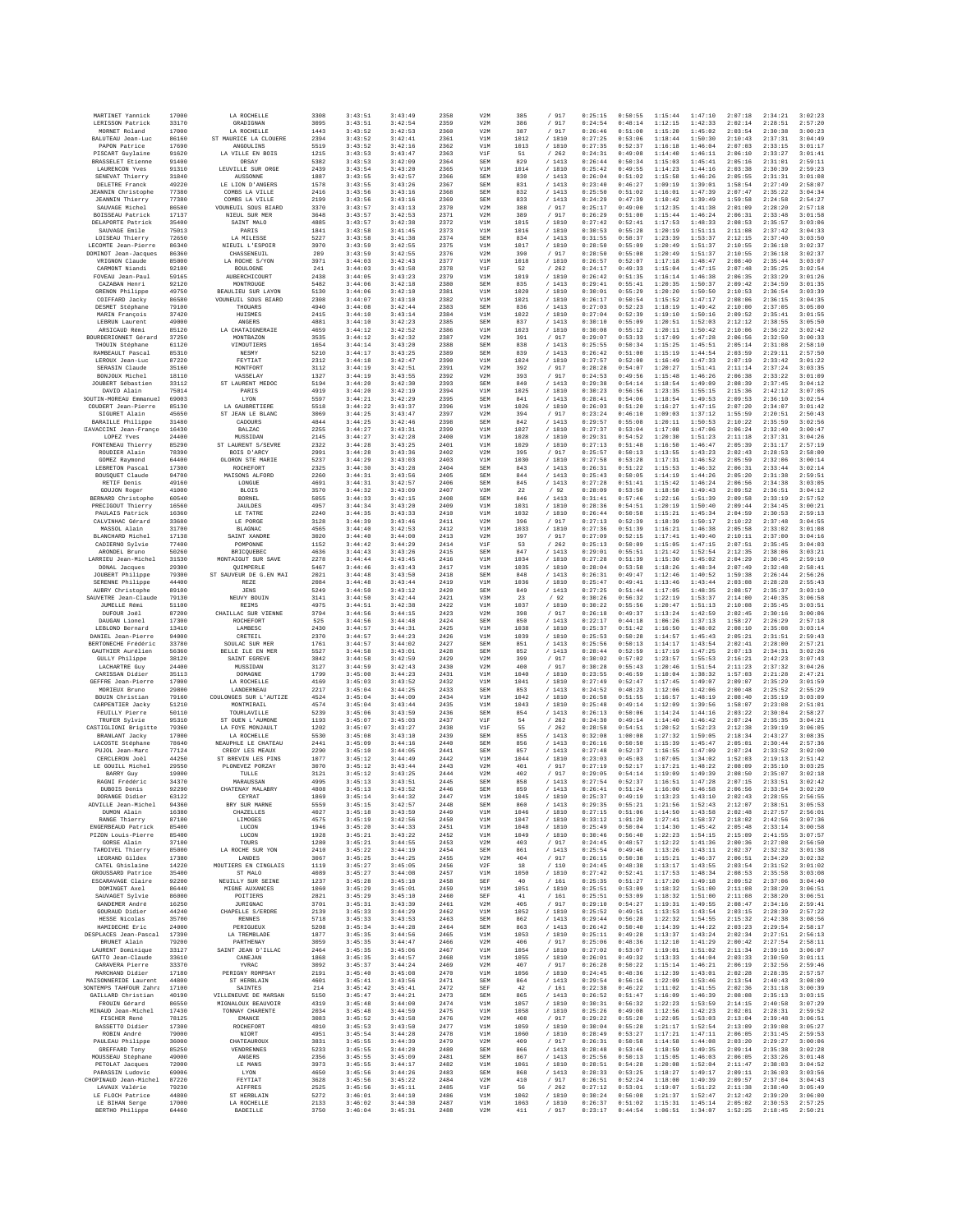| | | | | | | | | | | | | | | | |
|---|---|---|---|---|---|---|---|---|---|---|---|---|---|---|---|
| MARTINET Yannick | 17000 | LA ROCHELLE | 3308 | 3:43:51 | 3:43:49 | 2358 | V2M | 385 | / 917 | 0:25:15 | 0:50:55 | 1:15:44 | 1:47:10 | 2:07:18 | 2:34:21 | 3:02:23 |
| LERISSON Patrick | 33170 | GRADIGNAN | 3095 | 3:43:51 | 3:42:54 | 2359 | V2M | 386 | / 917 | 0:24:54 | 0:48:14 | 1:12:15 | 1:42:33 | 2:02:14 | 2:28:51 | 2:57:20 |
| MORNET Roland | 17000 | LA ROCHELLE | 1443 | 3:43:52 | 3:42:53 | 2360 | V2M | 387 | / 917 | 0:26:46 | 0:51:00 | 1:15:20 | 1:45:02 | 2:03:54 | 2:30:38 | 3:00:23 |
| BALUTEAU Jean-Luc | 86160 | ST MAURICE LA CLOUERE | 2394 | 3:43:52 | 3:42:41 | 2361 | V1M | 1012 | / 1810 | 0:27:25 | 0:53:06 | 1:18:44 | 1:50:30 | 2:10:43 | 2:37:31 | 3:04:49 |
| PAPON Patrice | 17690 | ANGOULINS | 5519 | 3:43:52 | 3:42:16 | 2362 | V1M | 1013 | / 1810 | 0:27:35 | 0:52:37 | 1:16:18 | 1:46:04 | 2:07:03 | 2:33:15 | 3:01:17 |
| PISCART Guylaine | 91620 | LA VILLE EN BOIS | 1215 | 3:43:53 | 3:43:47 | 2363 | V1F | 51 | / 262 | 0:24:31 | 0:49:08 | 1:14:40 | 1:46:11 | 2:06:10 | 2:33:27 | 3:01:41 |
| BRASSELET Etienne | 91400 | ORSAY | 5382 | 3:43:53 | 3:42:09 | 2364 | SEM | 829 | / 1413 | 0:26:44 | 0:50:34 | 1:15:03 | 1:45:41 | 2:05:16 | 2:31:01 | 2:59:11 |
| LAURENCON Yves | 91310 | LEUVILLE SUR ORGE | 2439 | 3:43:54 | 3:43:20 | 2365 | V1M | 1014 | / 1810 | 0:25:42 | 0:49:55 | 1:14:23 | 1:44:16 | 2:03:38 | 2:30:39 | 2:59:23 |
| SENEVAT Thierry | 31840 | AUSSONNE | 1887 | 3:43:55 | 3:42:57 | 2366 | SEM | 830 | / 1413 | 0:26:04 | 0:51:02 | 1:15:58 | 1:46:26 | 2:05:55 | 2:31:31 | 3:01:08 |
| DELETRE Franck | 49220 | LE LION D'ANGERS | 1578 | 3:43:55 | 3:43:26 | 2367 | SEM | 831 | / 1413 | 0:23:48 | 0:46:27 | 1:09:19 | 1:39:01 | 1:58:54 | 2:27:49 | 2:58:07 |
| JEANNIN Christophe | 77380 | COMBS LA VILLE | 2416 | 3:43:55 | 3:43:16 | 2368 | SEM | 832 | / 1413 | 0:25:50 | 0:51:02 | 1:16:01 | 1:47:39 | 2:07:47 | 2:35:22 | 3:04:34 |
| JEANNIN Thierry | 77380 | COMBS LA VILLE | 2199 | 3:43:56 | 3:43:16 | 2369 | SEM | 833 | / 1413 | 0:24:29 | 0:47:39 | 1:10:42 | 1:39:49 | 1:59:58 | 2:24:58 | 2:54:27 |
| SAUVAGE Michel | 86580 | VOUNEUIL SOUS BIARD | 3370 | 3:43:57 | 3:43:13 | 2370 | V2M | 388 | / 917 | 0:25:17 | 0:49:00 | 1:12:35 | 1:41:38 | 2:01:09 | 2:28:20 | 2:57:18 |
| BOISSEAU Patrick | 17137 | NIEUL SUR MER | 3648 | 3:43:57 | 3:42:53 | 2371 | V2M | 389 | / 917 | 0:26:29 | 0:51:08 | 1:15:44 | 1:46:24 | 2:06:31 | 2:33:48 | 3:01:58 |
| DELAPORTE Patrick | 35480 | SAINT MALO | 4085 | 3:43:57 | 3:42:38 | 2372 | V1M | 1015 | / 1810 | 0:27:42 | 0:52:41 | 1:17:53 | 1:48:33 | 2:08:53 | 2:35:57 | 3:03:06 |
| SAUVAGE Emile | 75013 | PARIS | 1841 | 3:43:58 | 3:41:45 | 2373 | V1M | 1016 | / 1810 | 0:30:53 | 0:55:28 | 1:20:19 | 1:51:11 | 2:11:08 | 2:37:42 | 3:04:33 |
| LOISEAU Thierry | 72650 | LA MILESSE | 5227 | 3:43:58 | 3:41:38 | 2374 | SEM | 834 | / 1413 | 0:31:55 | 0:58:37 | 1:23:39 | 1:53:37 | 2:12:15 | 2:37:40 | 3:03:50 |
| LECOMTE Jean-Pierre | 86340 | NIEUIL L'ESPOIR | 3970 | 3:43:59 | 3:42:55 | 2375 | V1M | 1017 | / 1810 | 0:28:50 | 0:55:09 | 1:20:49 | 1:51:37 | 2:10:55 | 2:36:18 | 3:02:37 |
| DOMINOT Jean-Jacques | 86360 | CHASSENEUIL | 289 | 3:43:59 | 3:42:55 | 2376 | V2M | 390 | / 917 | 0:28:50 | 0:55:08 | 1:20:49 | 1:51:37 | 2:10:55 | 2:36:18 | 3:02:37 |
| VRIGNON Claude | 85000 | LA ROCHE S/YON | 3971 | 3:44:03 | 3:42:43 | 2377 | V1M | 1018 | / 1810 | 0:26:57 | 0:52:07 | 1:17:18 | 1:48:47 | 2:08:40 | 2:35:44 | 3:03:07 |
| CARMONT Niandi | 92100 | BOULOGNE | 241 | 3:44:03 | 3:43:58 | 2378 | V1F | 52 | / 262 | 0:24:17 | 0:49:33 | 1:15:04 | 1:47:15 | 2:07:48 | 2:35:25 | 3:02:54 |
| FOVEAU Jean-Paul | 59165 | AUBERCHICOURT | 2438 | 3:44:05 | 3:43:23 | 2379 | V1M | 1019 | / 1810 | 0:26:42 | 0:51:35 | 1:16:14 | 1:46:38 | 2:06:35 | 2:33:29 | 3:01:26 |
| CAZABAN Henri | 92120 | MONTROUGE | 5482 | 3:44:06 | 3:42:18 | 2380 | SEM | 835 | / 1413 | 0:29:41 | 0:55:41 | 1:20:35 | 1:50:37 | 2:09:42 | 2:34:59 | 3:01:35 |
| GRENON Philippe | 49750 | BEAULIEU SUR LAYON | 5130 | 3:44:06 | 3:42:10 | 2381 | V1M | 1020 | / 1810 | 0:30:01 | 0:55:29 | 1:20:20 | 1:50:50 | 2:10:53 | 2:36:54 | 3:03:39 |
| COIFFARD Jacky | 86580 | VOUNEUIL SOUS BIARD | 2308 | 3:44:07 | 3:43:10 | 2382 | V1M | 1021 | / 1810 | 0:26:17 | 0:50:54 | 1:15:52 | 1:47:17 | 2:08:06 | 2:36:15 | 3:04:35 |
| DESMET Stéphane | 79100 | THOUARS | 4940 | 3:44:08 | 3:42:44 | 2383 | SEM | 836 | / 1413 | 0:27:03 | 0:52:23 | 1:18:19 | 1:49:42 | 2:10:00 | 2:37:05 | 3:05:00 |
| MARIN François | 37420 | HUISMES | 2415 | 3:44:10 | 3:43:14 | 2384 | V1M | 1022 | / 1810 | 0:27:04 | 0:52:39 | 1:19:10 | 1:50:16 | 2:09:52 | 2:35:41 | 3:01:55 |
| LEBRUN Laurent | 49000 | ANGERS | 4881 | 3:44:10 | 3:42:23 | 2385 | SEM | 837 | / 1413 | 0:30:18 | 0:55:09 | 1:20:51 | 1:52:03 | 2:12:12 | 2:38:55 | 3:05:50 |
| ARSICAUD Rémi | 85120 | LA CHATAIGNERAIE | 4659 | 3:44:12 | 3:42:52 | 2386 | V1M | 1023 | / 1810 | 0:30:08 | 0:55:12 | 1:20:11 | 1:50:42 | 2:10:06 | 2:36:22 | 3:02:42 |
| BOURDERIONNET Gérard | 37250 | MONTBAZON | 3535 | 3:44:12 | 3:42:32 | 2387 | V2M | 391 | / 917 | 0:29:07 | 0:53:33 | 1:17:09 | 1:47:28 | 2:06:56 | 2:32:50 | 3:00:33 |
| THOUIN Stéphane | 61120 | VIMOUTIERS | 1654 | 3:44:14 | 3:43:20 | 2388 | SEM | 838 | / 1413 | 0:25:55 | 0:50:34 | 1:15:25 | 1:45:51 | 2:05:14 | 2:31:08 | 2:58:10 |
| RAMBEAULT Pascal | 85310 | NESMY | 5210 | 3:44:17 | 3:43:25 | 2389 | SEM | 839 | / 1413 | 0:26:42 | 0:51:00 | 1:15:19 | 1:44:54 | 2:03:59 | 2:29:11 | 2:57:50 |
| LEROUX Jean-Luc | 87220 | FEYTIAT | 2312 | 3:44:18 | 3:42:47 | 2390 | V1M | 1024 | / 1810 | 0:27:57 | 0:52:00 | 1:16:49 | 1:47:33 | 2:07:19 | 2:33:42 | 3:01:22 |
| SERASIN Claude | 35160 | MONTFORT | 3112 | 3:44:19 | 3:42:51 | 2391 | V2M | 392 | / 917 | 0:28:28 | 0:54:07 | 1:20:27 | 1:51:41 | 2:11:14 | 2:37:24 | 3:03:35 |
| BONJOUX Michel | 18110 | VASSELAY | 1327 | 3:44:19 | 3:43:55 | 2392 | V2M | 393 | / 917 | 0:24:53 | 0:49:56 | 1:15:48 | 1:46:26 | 2:06:38 | 2:33:22 | 3:01:09 |
| JOUBERT Sébastien | 33112 | ST LAURENT MEDOC | 5194 | 3:44:20 | 3:42:38 | 2393 | SEM | 840 | / 1413 | 0:29:38 | 0:54:14 | 1:18:54 | 1:49:09 | 2:08:39 | 2:37:45 | 3:04:12 |
| DAVID Alain | 75014 | PARIS | 4919 | 3:44:20 | 3:42:19 | 2394 | V1M | 1025 | / 1810 | 0:30:23 | 0:56:56 | 1:23:35 | 1:55:15 | 2:15:36 | 2:42:12 | 3:07:05 |
| BOUTIN-MOREAU Emmanuel | 69003 | LYON | 5597 | 3:44:21 | 3:42:29 | 2395 | SEM | 841 | / 1413 | 0:28:41 | 0:54:06 | 1:18:54 | 1:49:53 | 2:09:53 | 2:36:10 | 3:02:54 |
| COUDERT Jean-Pierre | 85130 | LA GAUBRETIERE | 5518 | 3:44:22 | 3:43:37 | 2396 | V1M | 1026 | / 1810 | 0:26:03 | 0:51:20 | 1:16:27 | 1:47:15 | 2:07:20 | 2:34:07 | 3:01:42 |
| SIGURET Alain | 45650 | ST JEAN LE BLANC | 3069 | 3:44:25 | 3:43:47 | 2397 | V2M | 394 | / 917 | 0:23:24 | 0:46:10 | 1:09:03 | 1:37:12 | 1:55:59 | 2:20:51 | 2:50:43 |
| BARAILLE Philippe | 31480 | CADOURS | 4844 | 3:44:25 | 3:42:46 | 2398 | SEM | 842 | / 1413 | 0:29:57 | 0:55:08 | 1:20:11 | 1:50:53 | 2:10:22 | 2:35:59 | 3:02:56 |
| CIAVACCINI Jean-Franço | 16430 | BALZAC | 2255 | 3:44:27 | 3:43:31 | 2399 | V1M | 1027 | / 1810 | 0:27:37 | 0:53:04 | 1:17:08 | 1:47:06 | 2:06:24 | 2:32:40 | 3:00:47 |
| LOPEZ Yves | 24480 | MUSSIDAN | 2145 | 3:44:27 | 3:42:28 | 2400 | V1M | 1028 | / 1810 | 0:29:31 | 0:54:52 | 1:20:30 | 1:51:23 | 2:11:18 | 2:37:31 | 3:04:26 |
| FONTENEAU Thierry | 85290 | ST LAURENT S/SEVRE | 2322 | 3:44:28 | 3:43:25 | 2401 | V1M | 1029 | / 1810 | 0:27:13 | 0:51:48 | 1:16:50 | 1:46:47 | 2:05:39 | 2:31:17 | 2:57:19 |
| ROUDIER Alain | 78390 | BOIS D'ARCY | 2991 | 3:44:28 | 3:43:36 | 2402 | V2M | 395 | / 917 | 0:25:57 | 0:50:13 | 1:13:55 | 1:43:23 | 2:02:43 | 2:28:53 | 2:58:00 |
| GOMEZ Raymond | 64400 | OLORON STE MARIE | 5237 | 3:44:29 | 3:43:03 | 2403 | V1M | 1030 | / 1810 | 0:27:58 | 0:53:28 | 1:17:31 | 1:46:52 | 2:05:59 | 2:32:06 | 3:00:14 |
| LEBRETON Pascal | 17300 | ROCHEFORT | 2325 | 3:44:30 | 3:43:28 | 2404 | SEM | 843 | / 1413 | 0:26:31 | 0:51:22 | 1:15:53 | 1:46:32 | 2:06:31 | 2:33:44 | 3:02:14 |
| BOUSQUET Claude | 94700 | MAISONS ALFORD | 2260 | 3:44:31 | 3:43:56 | 2405 | SEM | 844 | / 1413 | 0:25:43 | 0:50:05 | 1:14:19 | 1:44:26 | 2:05:20 | 2:31:38 | 2:59:51 |
| PETIT Denis | 49160 | LONGUE | 4691 | 3:44:31 | 3:42:57 | 2406 | SEM | 845 | / 1413 | 0:27:28 | 0:51:41 | 1:15:42 | 1:46:24 | 2:06:56 | 2:34:38 | 3:03:05 |
| GOUJON Roger | 41000 | BLOIS | 3570 | 3:44:32 | 3:43:09 | 2407 | V3M | 22 | / 92 | 0:28:09 | 0:53:58 | 1:18:50 | 1:49:43 | 2:09:52 | 2:36:51 | 3:04:12 |
| BERNARD Christophe | 60540 | BORNEL | 5055 | 3:44:33 | 3:42:15 | 2408 | SEM | 846 | / 1413 | 0:31:41 | 0:57:46 | 1:22:16 | 1:51:39 | 2:09:58 | 2:33:19 | 2:57:52 |
| PRECIGOUT Thierry | 16560 | JAULDES | 4957 | 3:44:34 | 3:43:20 | 2409 | V1M | 1031 | / 1810 | 0:28:36 | 0:54:51 | 1:20:19 | 1:50:40 | 2:09:44 | 2:34:45 | 3:00:21 |
| PAULAIS Patrick | 16360 | LE TATRE | 2240 | 3:44:35 | 3:43:33 | 2410 | V1M | 1032 | / 1810 | 0:26:44 | 0:50:58 | 1:15:21 | 1:45:34 | 2:04:59 | 2:30:53 | 2:59:13 |
| CALVINHAC Gérard | 33680 | LE PORGE | 3128 | 3:44:39 | 3:43:46 | 2411 | V2M | 396 | / 917 | 0:27:13 | 0:52:39 | 1:18:39 | 1:50:17 | 2:10:22 | 2:37:48 | 3:04:55 |
| MASSOL Alain | 31700 | BLAGNAC | 4565 | 3:44:40 | 3:42:53 | 2412 | V1M | 1033 | / 1810 | 0:27:36 | 0:51:39 | 1:16:21 | 1:46:38 | 2:05:58 | 2:33:02 | 3:01:08 |
| BLANCHARD Michel | 17138 | SAINT XANDRE | 3020 | 3:44:40 | 3:44:00 | 2413 | V2M | 397 | / 917 | 0:27:09 | 0:52:15 | 1:17:41 | 1:49:40 | 2:10:11 | 2:37:00 | 3:04:16 |
| CADIERNO Sylvie | 77400 | POMPONNE | 1152 | 3:44:42 | 3:44:29 | 2414 | V1F | 53 | / 262 | 0:25:13 | 0:50:09 | 1:15:05 | 1:47:15 | 2:07:51 | 2:35:45 | 3:04:03 |
| ARONDEL Bruno | 50260 | BRICQUEBEC | 4636 | 3:44:43 | 3:43:26 | 2415 | SEM | 847 | / 1413 | 0:29:01 | 0:55:51 | 1:21:42 | 1:52:54 | 2:12:35 | 2:38:06 | 3:03:21 |
| LARRIEU Jean-Michel | 31530 | MONTAIGUT SUR SAVE | 2278 | 3:44:44 | 3:43:45 | 2416 | V1M | 1034 | / 1810 | 0:27:28 | 0:51:39 | 1:15:30 | 1:45:02 | 2:04:29 | 2:30:45 | 2:59:10 |
| DONAL Jacques | 29300 | QUIMPERLE | 5467 | 3:44:46 | 3:43:43 | 2417 | V1M | 1035 | / 1810 | 0:28:04 | 0:53:58 | 1:18:26 | 1:48:34 | 2:07:49 | 2:32:48 | 2:58:41 |
| JOUBERT Philippe | 79300 | ST SAUVEUR DE G.EN MAI | 2021 | 3:44:48 | 3:43:50 | 2418 | SEM | 848 | / 1413 | 0:26:31 | 0:49:47 | 1:12:46 | 1:40:52 | 1:59:38 | 2:26:44 | 2:56:26 |
| SERENNE Philippe | 44400 | REZE | 2084 | 3:44:48 | 3:43:44 | 2419 | V1M | 1036 | / 1810 | 0:25:47 | 0:49:41 | 1:13:46 | 1:43:44 | 2:03:08 | 2:28:28 | 2:55:43 |
| AUBRY Christophe | 89100 | JENS | 5249 | 3:44:50 | 3:43:12 | 2420 | SEM | 849 | / 1413 | 0:27:25 | 0:51:44 | 1:17:05 | 1:48:35 | 2:08:57 | 2:35:37 | 3:03:10 |
| SAUVETRE Jean-Claude | 79130 | NEUVY BOUIN | 3141 | 3:44:50 | 3:42:44 | 2421 | V3M | 23 | / 92 | 0:30:26 | 0:56:32 | 1:22:19 | 1:53:37 | 2:14:00 | 2:40:35 | 3:06:58 |
| JUMELLE Rémi | 51100 | REIMS | 4975 | 3:44:51 | 3:42:38 | 2422 | V1M | 1037 | / 1810 | 0:30:22 | 0:55:56 | 1:20:47 | 1:51:13 | 2:10:08 | 2:35:45 | 3:03:51 |
| DUFOUR Joël | 87200 | CHAILLAC SUR VIENNE | 3794 | 3:44:56 | 3:44:15 | 2423 | V2M | 398 | / 917 | 0:26:18 | 0:49:37 | 1:13:24 | 1:42:59 | 2:02:45 | 2:30:16 | 3:00:06 |
| DAUGAN Lionel | 17300 | ROCHEFORT | 525 | 3:44:56 | 3:44:48 | 2424 | SEM | 850 | / 1413 | 0:22:17 | 0:44:18 | 1:06:26 | 1:37:13 | 1:58:27 | 2:26:29 | 2:57:18 |
| LEBLOND Bernard | 13410 | LAMBESC | 2430 | 3:44:57 | 3:44:31 | 2425 | V1M | 1038 | / 1810 | 0:25:37 | 0:51:42 | 1:16:50 | 1:48:02 | 2:08:10 | 2:35:08 | 3:03:14 |
| DANIEL Jean-Pierre | 94000 | CRETEIL | 2370 | 3:44:57 | 3:44:23 | 2426 | V1M | 1039 | / 1810 | 0:25:53 | 0:50:28 | 1:14:57 | 1:45:43 | 2:05:21 | 2:31:51 | 2:59:43 |
| BERTONECHE Frédéric | 33780 | SOULAC SUR MER | 1761 | 3:44:57 | 3:44:02 | 2427 | SEM | 851 | / 1413 | 0:25:56 | 0:50:13 | 1:14:17 | 1:43:54 | 2:02:41 | 2:28:00 | 2:57:21 |
| GAUTHIER Aurélien | 56360 | BELLE ILE EN MER | 5527 | 3:44:58 | 3:43:01 | 2428 | SEM | 852 | / 1413 | 0:28:44 | 0:52:59 | 1:17:19 | 1:47:25 | 2:07:13 | 2:34:31 | 3:02:26 |
| GULLY Philippe | 38120 | SAINT EGREVE | 3842 | 3:44:58 | 3:42:59 | 2429 | V2M | 399 | / 917 | 0:30:02 | 0:57:02 | 1:23:57 | 1:55:53 | 2:16:21 | 2:42:23 | 3:07:43 |
| LACHARTRE Guy | 24480 | MUSSIDAN | 3127 | 3:44:59 | 3:42:43 | 2430 | V2M | 400 | / 917 | 0:30:28 | 0:55:43 | 1:20:46 | 1:51:54 | 2:11:23 | 2:37:32 | 3:04:26 |
| CARISSAN Didier | 35113 | DOMAGNE | 1799 | 3:45:00 | 3:44:23 | 2431 | V1M | 1040 | / 1810 | 0:23:55 | 0:46:59 | 1:10:04 | 1:38:32 | 1:57:03 | 2:21:28 | 2:47:21 |
| GEFFRE Jean-Pierre | 17000 | LA ROCHELLE | 4169 | 3:45:03 | 3:43:52 | 2432 | V1M | 1041 | / 1810 | 0:27:49 | 0:52:47 | 1:17:45 | 1:49:07 | 2:09:07 | 2:35:29 | 3:01:59 |
| MOIREUX Bruno | 29800 | LANDERNEAU | 2217 | 3:45:04 | 3:44:25 | 2433 | SEM | 853 | / 1413 | 0:24:52 | 0:48:23 | 1:12:06 | 1:42:06 | 2:00:48 | 2:25:52 | 2:55:29 |
| BOUIN Christian | 79160 | COULONGES SUR L'AUTIZE | 4524 | 3:45:04 | 3:44:09 | 2434 | V1M | 1042 | / 1810 | 0:26:58 | 0:51:55 | 1:16:57 | 1:48:19 | 2:08:40 | 2:35:19 | 3:03:09 |
| CARPENTIER Jacky | 51210 | MONTMIRAIL | 4574 | 3:45:04 | 3:43:44 | 2435 | V1M | 1043 | / 1810 | 0:25:48 | 0:49:14 | 1:12:09 | 1:39:56 | 1:58:07 | 2:23:08 | 2:51:01 |
| FEUILLY Pierre | 50110 | TOURLAVILLE | 5236 | 3:45:06 | 3:43:59 | 2436 | SEM | 854 | / 1413 | 0:26:13 | 0:50:06 | 1:14:24 | 1:44:16 | 2:03:22 | 2:30:04 | 2:58:27 |
| TRUFER Sylvie | 95310 | ST OUEN L'AUMONE | 1193 | 3:45:07 | 3:45:03 | 2437 | V1F | 54 | / 262 | 0:24:30 | 0:49:14 | 1:14:40 | 1:46:42 | 2:07:24 | 2:35:35 | 3:04:21 |
| CASTIGLIONI Brigitte | 79360 | LA FOYE MONJAULT | 1202 | 3:45:07 | 3:43:27 | 2438 | V1F | 55 | / 262 | 0:28:58 | 0:54:51 | 1:20:52 | 1:52:23 | 2:12:38 | 2:39:19 | 3:06:05 |
| BRANLANT Jacky | 17000 | LA ROCHELLE | 5530 | 3:45:08 | 3:43:10 | 2439 | SEM | 855 | / 1413 | 0:32:08 | 1:00:08 | 1:27:32 | 1:59:05 | 2:18:34 | 2:43:27 | 3:08:35 |
| LACOSTE Stéphane | 78640 | NEAUPHLE LE CHATEAU | 2441 | 3:45:09 | 3:44:16 | 2440 | SEM | 856 | / 1413 | 0:26:16 | 0:50:50 | 1:15:39 | 1:45:47 | 2:05:01 | 2:30:44 | 2:57:36 |
| PUJOL Jean-Marc | 77124 | CREGY LES MEAUX | 2290 | 3:45:10 | 3:44:05 | 2441 | SEM | 857 | / 1413 | 0:27:48 | 0:52:37 | 1:16:55 | 1:47:09 | 2:07:24 | 2:33:52 | 3:02:00 |
| CERCLERON Joël | 44250 | ST BREVIN LES PINS | 1077 | 3:45:12 | 3:44:49 | 2442 | V1M | 1044 | / 1810 | 0:23:03 | 0:45:03 | 1:07:05 | 1:34:02 | 1:52:03 | 2:19:13 | 2:51:42 |
| LE GOUILL Michel | 29550 | PLONEVEZ PORZAY | 3070 | 3:45:12 | 3:43:44 | 2443 | V2M | 401 | / 917 | 0:27:19 | 0:52:17 | 1:17:21 | 1:48:22 | 2:08:09 | 2:35:10 | 3:03:25 |
| BARRY Guy | 19000 | TULLE | 3121 | 3:45:12 | 3:43:25 | 2444 | V2M | 402 | / 917 | 0:29:05 | 0:54:14 | 1:19:09 | 1:49:39 | 2:08:50 | 2:35:07 | 3:02:18 |
| RAGNI Frédéric | 34370 | MARAUSSAN | 4995 | 3:45:13 | 3:43:51 | 2445 | SEM | 858 | / 1413 | 0:27:54 | 0:52:37 | 1:16:51 | 1:47:28 | 2:07:15 | 2:33:51 | 3:02:42 |
| DUBOIS Denis | 92290 | CHATENAY MALABRY | 4808 | 3:45:13 | 3:43:52 | 2446 | SEM | 859 | / 1413 | 0:26:41 | 0:51:24 | 1:16:00 | 1:46:58 | 2:06:56 | 2:33:54 | 3:02:20 |
| DORANGE Didier | 63122 | CEYRAT | 1869 | 3:45:14 | 3:44:32 | 2447 | V1M | 1045 | / 1810 | 0:25:37 | 0:49:19 | 1:13:23 | 1:43:10 | 2:02:43 | 2:28:55 | 2:56:55 |
| ADVILLE Jean-Michel | 94360 | BRY SUR MARNE | 5559 | 3:45:15 | 3:42:57 | 2448 | SEM | 860 | / 1413 | 0:29:35 | 0:55:21 | 1:21:56 | 1:52:43 | 2:12:07 | 2:38:51 | 3:05:53 |
| DUMON Alain | 16380 | CHAZELLES | 4027 | 3:45:18 | 3:43:59 | 2449 | V1M | 1046 | / 1810 | 0:27:15 | 0:51:06 | 1:14:50 | 1:43:58 | 2:02:48 | 2:27:57 | 2:56:01 |
| RANGE Thierry | 87100 | LIMOGES | 4575 | 3:45:19 | 3:42:56 | 2450 | V1M | 1047 | / 1810 | 0:33:12 | 1:01:20 | 1:27:41 | 1:58:37 | 2:18:02 | 2:42:56 | 3:07:36 |
| ENGERBEAUD Patrick | 85400 | LUCON | 1946 | 3:45:20 | 3:44:33 | 2451 | V1M | 1048 | / 1810 | 0:25:49 | 0:50:04 | 1:14:30 | 1:45:42 | 2:05:48 | 2:33:14 | 3:00:58 |
| PIZON Louis-Pierre | 85400 | LUCON | 1928 | 3:45:21 | 3:43:22 | 2452 | V1M | 1049 | / 1810 | 0:30:46 | 0:56:40 | 1:22:23 | 1:54:15 | 2:15:09 | 2:41:55 | 3:07:57 |
| GORSE Alain | 37100 | TOURS | 1288 | 3:45:21 | 3:44:55 | 2453 | V2M | 403 | / 917 | 0:24:45 | 0:48:57 | 1:12:22 | 1:41:36 | 2:00:36 | 2:27:08 | 2:56:50 |
| TARDIVEL Thierry | 85000 | LA ROCHE SUR YON | 2410 | 3:45:22 | 3:44:19 | 2454 | SEM | 861 | / 1413 | 0:25:54 | 0:49:46 | 1:13:26 | 1:43:11 | 2:02:37 | 2:32:32 | 3:01:38 |
| LEGRAND Gildex | 17380 | LANDES | 3067 | 3:45:25 | 3:44:25 | 2455 | V2M | 404 | / 917 | 0:26:15 | 0:50:38 | 1:15:21 | 1:46:37 | 2:06:51 | 2:34:29 | 3:02:32 |
| CATEL Ghislaine | 14220 | MOUTIERS EN CINGLAIS | 1119 | 3:45:27 | 3:45:05 | 2456 | V2F | 18 | / 110 | 0:24:45 | 0:48:38 | 1:13:17 | 1:43:55 | 2:03:54 | 2:31:52 | 3:01:02 |
| GROUSSARD Patrice | 35400 | ST MALO | 4089 | 3:45:27 | 3:44:08 | 2457 | V1M | 1050 | / 1810 | 0:27:42 | 0:52:41 | 1:17:53 | 1:48:34 | 2:08:53 | 2:35:58 | 3:03:08 |
| ESCARAVAGE Claire | 92200 | NEUILLY SUR SEINE | 1237 | 3:45:28 | 3:45:10 | 2458 | SEF | 40 | / 161 | 0:25:35 | 0:51:27 | 1:17:20 | 1:49:18 | 2:09:52 | 2:37:06 | 3:04:40 |
| DOMINGET Axel | 86440 | MIGNE AUXANCES | 1060 | 3:45:29 | 3:45:01 | 2459 | V1M | 1051 | / 1810 | 0:25:51 | 0:53:09 | 1:18:32 | 1:51:00 | 2:11:08 | 2:38:20 | 3:06:51 |
| SAUVAGET Sylvie | 86000 | POITIERS | 2821 | 3:45:29 | 3:45:10 | 2460 | SEF | 41 | / 161 | 0:25:51 | 0:53:09 | 1:18:32 | 1:51:00 | 2:11:08 | 2:38:20 | 3:06:51 |
| GANDEMER André | 16250 | JURIGNAC | 3701 | 3:45:31 | 3:43:39 | 2461 | V2M | 405 | / 917 | 0:29:10 | 0:54:27 | 1:19:31 | 1:49:55 | 2:08:47 | 2:34:16 | 2:59:41 |
| GOURAUD Didier | 44240 | CHAPELLE S/ERDRE | 2139 | 3:45:33 | 3:44:29 | 2462 | V1M | 1052 | / 1810 | 0:25:52 | 0:49:51 | 1:13:53 | 1:43:54 | 2:03:15 | 2:28:39 | 2:57:22 |
| HESSE Nicolas | 35700 | RENNES | 5718 | 3:45:33 | 3:43:53 | 2463 | SEM | 862 | / 1413 | 0:29:44 | 0:56:28 | 1:22:32 | 1:54:55 | 2:15:32 | 2:42:38 | 3:08:56 |
| HAMIDECHE Eric | 24000 | PERIGUEUX | 5208 | 3:45:34 | 3:44:28 | 2464 | SEM | 863 | / 1413 | 0:26:42 | 0:50:40 | 1:14:39 | 1:44:22 | 2:03:23 | 2:29:54 | 2:58:17 |
| DESPLACES Jean-Pascal | 17390 | LA TREMBLADE | 1877 | 3:45:35 | 3:44:56 | 2465 | V1M | 1053 | / 1810 | 0:25:11 | 0:49:28 | 1:13:37 | 1:43:24 | 2:02:34 | 2:27:51 | 2:56:13 |
| BRUNET Alain | 79200 | PARTHENAY | 3059 | 3:45:35 | 3:44:47 | 2466 | V2M | 406 | / 917 | 0:25:06 | 0:48:36 | 1:12:18 | 1:41:29 | 2:00:42 | 2:27:54 | 2:58:11 |
| LAURENT Dominique | 33127 | SAINT JEAN D'ILLAC | 2464 | 3:45:35 | 3:45:06 | 2467 | V1M | 1054 | / 1810 | 0:27:02 | 0:53:07 | 1:19:01 | 1:51:02 | 2:11:34 | 2:39:16 | 3:06:07 |
| GATTO Jean-Claude | 33610 | CANEJAN | 1068 | 3:45:35 | 3:44:57 | 2468 | V1M | 1055 | / 1810 | 0:26:01 | 0:49:32 | 1:13:33 | 1:44:04 | 2:03:33 | 2:30:50 | 3:01:11 |
| CARAVERA Pierre | 33370 | YVRAC | 3092 | 3:45:37 | 3:44:24 | 2469 | V2M | 407 | / 917 | 0:26:28 | 0:50:22 | 1:15:14 | 1:46:21 | 2:06:19 | 2:32:56 | 2:59:46 |
| MARCHAND Didier | 17180 | PERIGNY ROMPSAY | 2191 | 3:45:40 | 3:45:08 | 2470 | V1M | 1056 | / 1810 | 0:24:45 | 0:48:36 | 1:12:39 | 1:43:01 | 2:02:28 | 2:28:35 | 2:57:57 |
| MAISONNERIDE Laurent | 44800 | ST HERBLAIN | 4601 | 3:45:41 | 3:43:56 | 2471 | SEM | 864 | / 1413 | 0:29:54 | 0:56:16 | 1:22:09 | 1:53:46 | 2:13:54 | 2:40:43 | 3:08:09 |
| BONTEMPS TAHFOUR Zahra | 17100 | SAINTES | 214 | 3:45:42 | 3:45:41 | 2472 | SEF | 42 | / 161 | 0:22:38 | 0:46:22 | 1:11:02 | 1:41:55 | 2:02:36 | 2:31:18 | 3:00:39 |
| GAILLARD Christian | 40190 | VILLENEUVE DE MARSAN | 5150 | 3:45:47 | 3:44:21 | 2473 | SEM | 865 | / 1413 | 0:26:52 | 0:51:47 | 1:16:09 | 1:46:39 | 2:08:08 | 2:35:13 | 3:03:15 |
| FROUIN Gérard | 86550 | MIGNALOUX BEAUVOIR | 4319 | 3:45:48 | 3:44:00 | 2474 | V1M | 1057 | / 1810 | 0:30:31 | 0:56:32 | 1:22:23 | 1:53:59 | 2:14:15 | 2:40:58 | 3:07:29 |
| MINAUD Jean-Michel | 17430 | TONNAY CHARENTE | 2034 | 3:45:48 | 3:44:59 | 2475 | V1M | 1058 | / 1810 | 0:25:26 | 0:49:08 | 1:12:56 | 1:42:23 | 2:02:01 | 2:28:31 | 2:59:52 |
| FISCHER René | 78125 | EMANCE | 3083 | 3:45:52 | 3:43:58 | 2476 | V2M | 408 | / 917 | 0:29:22 | 0:55:20 | 1:22:05 | 1:53:03 | 2:13:04 | 2:39:48 | 3:06:51 |
| BASSETTO Didier | 17300 | ROCHEFORT | 4010 | 3:45:53 | 3:43:58 | 2477 | V1M | 1059 | / 1810 | 0:30:04 | 0:55:28 | 1:21:17 | 1:52:54 | 2:13:09 | 2:39:08 | 3:05:27 |
| ROBIN André | 79000 | NIORT | 4951 | 3:45:54 | 3:44:28 | 2478 | V1M | 1060 | / 1810 | 0:28:49 | 0:53:27 | 1:17:21 | 1:47:11 | 2:06:05 | 2:31:45 | 2:59:53 |
| PAULEAU Philippe | 36000 | CHATEAUROUX | 3831 | 3:45:55 | 3:44:39 | 2479 | V2M | 409 | / 917 | 0:26:31 | 0:50:58 | 1:14:58 | 1:44:08 | 2:03:20 | 2:29:27 | 3:00:06 |
| GREFFARD Tony | 85250 | VENDRENNES | 5233 | 3:45:55 | 3:44:20 | 2480 | SEM | 866 | / 1413 | 0:28:48 | 0:53:46 | 1:18:59 | 1:49:35 | 2:09:14 | 2:35:38 | 3:02:28 |
| MOUSSEAU Stéphane | 49000 | ANGERS | 2356 | 3:45:55 | 3:45:09 | 2481 | SEM | 867 | / 1413 | 0:25:56 | 0:50:13 | 1:15:05 | 1:46:03 | 2:06:05 | 2:33:26 | 3:01:48 |
| PETOLAT Jacques | 72000 | LE MANS | 3973 | 3:45:55 | 3:44:17 | 2482 | V1M | 1061 | / 1810 | 0:28:51 | 0:54:28 | 1:20:08 | 1:52:04 | 2:11:47 | 2:38:03 | 3:04:52 |
| PARASSIN Ludovic | 69006 | LYON | 4650 | 3:45:56 | 3:44:26 | 2483 | SEM | 868 | / 1413 | 0:28:33 | 0:53:25 | 1:18:27 | 1:49:17 | 2:09:11 | 2:36:03 | 3:03:56 |
| CHOPINAUD Jean-Michel | 87220 | FEYTIAT | 3628 | 3:45:56 | 3:45:22 | 2484 | V2M | 410 | / 917 | 0:26:51 | 0:52:24 | 1:18:08 | 1:49:39 | 2:09:57 | 2:37:04 | 3:04:43 |
| LAVAUX Valérie | 79230 | AIFFRES | 2525 | 3:45:56 | 3:45:11 | 2485 | V1F | 56 | / 262 | 0:27:12 | 0:53:01 | 1:19:07 | 1:51:22 | 2:11:38 | 2:38:40 | 3:05:49 |
| LE FLOCH Patrice | 44800 | ST HERBLAIN | 5272 | 3:46:01 | 3:44:10 | 2486 | V1M | 1062 | / 1810 | 0:30:24 | 0:56:08 | 1:21:37 | 1:52:47 | 2:12:42 | 2:39:20 | 3:06:00 |
| LE BIHAN Serge | 17000 | LA ROCHELLE | 2133 | 3:46:02 | 3:44:30 | 2487 | V1M | 1063 | / 1810 | 0:26:37 | 0:51:02 | 1:15:31 | 1:45:14 | 2:05:02 | 2:30:53 | 2:57:25 |
| BERTHO Philippe | 64460 | BADEILLE | 3750 | 3:46:04 | 3:45:31 | 2488 | V2M | 411 | / 917 | 0:23:17 | 0:44:54 | 1:06:51 | 1:34:07 | 1:52:25 | 2:18:45 | 2:50:21 |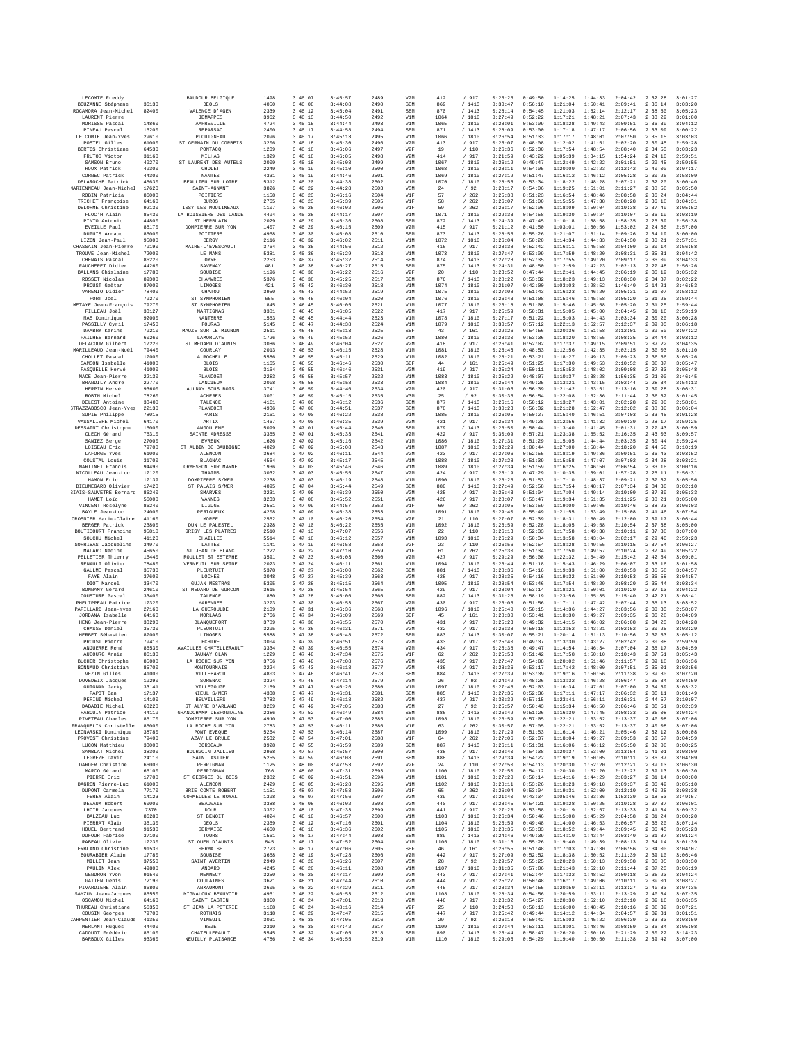| | | | | | | | | | | | | | | | | |
|---|---|---|---|---|---|---|---|---|---|---|---|---|---|---|---|---|
| LECOMTE Freddy | | BAUDOUR BELGIQUE | 1498 | 3:46:07 | 3:45:57 | 2489 | V2M | 412 | / 917 | 0:25:25 | 0:49:50 | 1:14:25 | 1:44:33 | 2:04:42 | 2:32:28 | 3:01:27 |
| BOUZANNE Stéphane | 36130 | DEOLS | 4050 | 3:46:08 | 3:44:08 | 2490 | SEM | 869 | / 1413 | 0:30:47 | 0:56:10 | 1:21:04 | 1:50:41 | 2:09:41 | 2:36:14 | 3:03:20 |
| ROCAMORA Jean-Michel | 82400 | VALENCE D'AGEN | 2339 | 3:46:12 | 3:45:04 | 2491 | SEM | 870 | / 1413 | 0:28:14 | 0:54:45 | 1:21:03 | 1:52:14 | 2:12:17 | 2:38:50 | 3:05:23 |
| LAURENT Pierre | | JEMAPPES | 3962 | 3:46:13 | 3:44:59 | 2492 | V1M | 1064 | / 1810 | 0:27:49 | 0:52:22 | 1:17:21 | 1:48:21 | 2:07:43 | 2:33:29 | 3:01:00 |
| MORISSE Pascal | 14860 | AMFREVILLE | 4724 | 3:46:15 | 3:44:44 | 2493 | V1M | 1065 | / 1810 | 0:28:01 | 0:53:09 | 1:18:28 | 1:49:43 | 2:09:51 | 2:36:39 | 3:04:12 |
| PINEAU Pascal | 16200 | REPARSAC | 2400 | 3:46:17 | 3:44:58 | 2494 | SEM | 871 | / 1413 | 0:28:09 | 0:53:00 | 1:17:18 | 1:47:17 | 2:06:56 | 2:33:09 | 3:00:22 |
| LE COMTE Jean-Yves | 29610 | PLOUIGNEAU | 2096 | 3:46:17 | 3:45:13 | 2495 | V1M | 1066 | / 1810 | 0:26:54 | 0:51:33 | 1:17:17 | 1:48:01 | 2:07:50 | 2:35:15 | 3:03:03 |
| POSTEL Gilles | 61000 | ST GERMAIN DU CORBEIS | 3206 | 3:46:18 | 3:45:30 | 2496 | V2M | 413 | / 917 | 0:25:07 | 0:48:08 | 1:12:02 | 1:41:51 | 2:02:20 | 2:30:45 | 2:59:28 |
| BERTOS Christiane | 64530 | PONTACQ | 1209 | 3:46:18 | 3:46:06 | 2497 | V2F | 19 | / 110 | 0:26:36 | 0:52:30 | 1:17:54 | 1:48:54 | 2:08:40 | 2:34:53 | 3:03:23 |
| FRUTOS Victor | 31160 | MILHAS | 1329 | 3:46:18 | 3:46:05 | 2498 | V2M | 414 | / 917 | 0:21:59 | 0:43:22 | 1:05:39 | 1:34:15 | 1:54:24 | 2:24:10 | 2:59:51 |
| SAMSON Bruno | 49270 | ST LAURENT DES AUTELS | 2009 | 3:46:18 | 3:45:08 | 2499 | V1M | 1067 | / 1810 | 0:26:12 | 0:49:47 | 1:12:49 | 1:42:22 | 2:01:51 | 2:29:45 | 2:59:55 |
| ROUX Patrick | 49300 | CHOLET | 2249 | 3:46:19 | 3:45:10 | 2500 | V1M | 1068 | / 1810 | 0:28:11 | 0:54:05 | 1:20:09 | 1:52:23 | 2:12:42 | 2:40:00 | 3:07:17 |
| CORNEC Patrick | 44300 | NANTES | 4331 | 3:46:19 | 3:44:46 | 2501 | V1M | 1069 | / 1810 | 0:27:12 | 0:51:47 | 1:16:12 | 1:46:12 | 2:05:28 | 2:30:26 | 2:58:09 |
| DELAROCHE Patrick | 45630 | BEAULIEU SUR LOIRE | 5312 | 3:46:20 | 3:44:38 | 2502 | V1M | 1070 | / 1810 | 0:28:55 | 0:53:34 | 1:18:22 | 1:48:28 | 2:07:21 | 2:32:20 | 3:00:40 |
| MARIENNEAU Jean-Michel | 17620 | SAINT-AGNANT | 3826 | 3:46:22 | 3:44:28 | 2503 | V3M | 24 | / 92 | 0:28:17 | 0:54:06 | 1:19:25 | 1:51:01 | 2:11:27 | 2:38:58 | 3:05:50 |
| ROBIN Patricia | 86000 | POITIERS | 1158 | 3:46:23 | 3:46:16 | 2504 | V1F | 57 | / 262 | 0:25:38 | 0:51:23 | 1:16:54 | 1:48:46 | 2:08:58 | 2:36:24 | 3:04:44 |
| TRICHET Françoise | 64160 | BUROS | 2765 | 3:46:23 | 3:45:39 | 2505 | V1F | 58 | / 262 | 0:26:07 | 0:51:00 | 1:15:55 | 1:47:38 | 2:08:28 | 2:36:18 | 3:04:31 |
| DELORME Christine | 92130 | ISSY LES MOULINEAUX | 1107 | 3:46:25 | 3:46:02 | 2506 | V1F | 59 | / 262 | 0:26:17 | 0:52:06 | 1:18:09 | 1:50:04 | 2:10:38 | 2:37:49 | 3:05:52 |
| FLOC'H Alain | 85430 | LA BOISSIERE DES LANDE | 4494 | 3:46:28 | 3:44:17 | 2507 | V1M | 1071 | / 1810 | 0:29:33 | 0:54:58 | 1:19:30 | 1:50:24 | 2:10:07 | 2:36:19 | 3:03:19 |
| PINTO Antonio | 44800 | ST HERBLAIN | 2029 | 3:46:29 | 3:45:36 | 2508 | SEM | 872 | / 1413 | 0:24:39 | 0:47:45 | 1:10:18 | 1:38:58 | 1:58:35 | 2:25:39 | 2:56:38 |
| EVEILLE Paul | 85170 | DOMPIERRE SUR YON | 1407 | 3:46:29 | 3:46:15 | 2509 | V2M | 415 | / 917 | 0:21:12 | 0:41:50 | 1:03:01 | 1:30:56 | 1:53:02 | 2:24:56 | 2:57:00 |
| DUPUIS Arnaud | 86000 | POITIERS | 4968 | 3:46:30 | 3:45:08 | 2510 | SEM | 873 | / 1413 | 0:28:55 | 0:55:26 | 1:21:07 | 1:51:14 | 2:09:26 | 2:34:19 | 3:00:00 |
| LIZON Jean-Paul | 95800 | CERGY | 2116 | 3:46:32 | 3:46:02 | 2511 | V1M | 1072 | / 1810 | 0:26:04 | 0:50:28 | 1:14:34 | 1:44:33 | 2:04:30 | 2:30:21 | 2:57:31 |
| CHASSAIN Jean-Pierre | 79190 | MAIRE-L'EVESCAULT | 3764 | 3:46:35 | 3:44:56 | 2512 | V2M | 416 | / 917 | 0:28:38 | 0:52:42 | 1:16:11 | 1:45:58 | 2:04:89 | 2:30:14 | 2:56:58 |
| TROUVE Jean-Michel | 72000 | LE MANS | 5381 | 3:46:36 | 3:45:29 | 2513 | V1M | 1073 | / 1810 | 0:27:47 | 0:53:09 | 1:17:59 | 1:48:20 | 2:08:31 | 2:35:31 | 3:04:42 |
| CHENAIS Pascal | 86220 | DYRE | 2253 | 3:46:37 | 3:45:32 | 2514 | SEM | 874 | / 1413 | 0:27:28 | 0:52:35 | 1:17:55 | 1:49:20 | 2:09:17 | 2:36:09 | 3:04:33 |
| FAUCHERET Didier | 44260 | SAVENAY | 481 | 3:46:38 | 3:46:27 | 2515 | SEM | 875 | / 1413 | 0:24:31 | 0:48:50 | 1:12:59 | 1:42:23 | 2:02:13 | 2:27:48 | 2:56:26 |
| BALLANS Ghislaine | 17780 | SOUBISE | 1196 | 3:46:38 | 3:46:22 | 2516 | V2F | 20 | / 110 | 0:23:52 | 0:47:44 | 1:12:41 | 1:44:45 | 2:06:19 | 2:36:19 | 3:05:32 |
| ROSSET Nicolas | 89300 | CHAMVRES | 5376 | 3:46:38 | 3:45:25 | 2517 | SEM | 876 | / 1413 | 0:28:22 | 0:53:32 | 1:18:23 | 1:49:13 | 2:08:30 | 2:34:37 | 3:02:22 |
| PROUST Gaëtan | 87000 | LIMOGES | 421 | 3:46:42 | 3:46:30 | 2518 | V1M | 1074 | / 1810 | 0:21:07 | 0:42:00 | 1:03:03 | 1:28:52 | 1:46:40 | 2:14:21 | 2:46:53 |
| VARENIO Didier | 78400 | CHATOU | 3950 | 3:46:43 | 3:44:52 | 2519 | V1M | 1075 | / 1810 | 0:27:08 | 0:51:43 | 1:16:23 | 1:46:20 | 2:05:31 | 2:31:07 | 2:58:12 |
| FORT Joël | 79270 | ST SYMPHORIEN | 655 | 3:46:45 | 3:46:04 | 2520 | V1M | 1076 | / 1810 | 0:26:43 | 0:51:08 | 1:15:46 | 1:45:58 | 2:05:20 | 2:31:25 | 2:59:44 |
| METAYE Jean-François | 79270 | ST SYMPHORIEN | 1845 | 3:46:45 | 3:46:05 | 2521 | V1M | 1077 | / 1810 | 0:26:18 | 0:51:08 | 1:15:46 | 1:45:58 | 2:05:20 | 2:31:25 | 2:59:44 |
| FILLEAU Joël | 33127 | MARTIGNAS | 3381 | 3:46:45 | 3:46:05 | 2522 | V2M | 417 | / 917 | 0:25:59 | 0:50:31 | 1:15:05 | 1:45:00 | 2:04:45 | 2:31:16 | 2:59:19 |
| MAS Dominique | 92000 | NANTERRE | 1553 | 3:46:45 | 3:44:44 | 2523 | V1M | 1078 | / 1810 | 0:27:17 | 0:51:22 | 1:15:03 | 1:44:43 | 2:03:34 | 2:30:20 | 3:00:28 |
| PASSILLY Cyril | 17450 | FOURAS | 5145 | 3:46:47 | 3:44:38 | 2524 | V1M | 1079 | / 1810 | 0:30:57 | 0:57:12 | 1:22:13 | 1:52:57 | 2:12:37 | 2:39:03 | 3:06:18 |
| DAMBRY Karine | 79210 | MAUZE SUR LE MIGNON | 2511 | 3:46:48 | 3:45:13 | 2525 | SEF | 43 | / 161 | 0:29:26 | 0:54:56 | 1:20:36 | 1:51:58 | 2:12:01 | 2:39:50 | 3:07:22 |
| PAILHES Bernard | 60260 | LAMORLAYE | 1726 | 3:46:49 | 3:45:52 | 2526 | V1M | 1080 | / 1810 | 0:28:30 | 0:53:36 | 1:18:20 | 1:48:55 | 2:08:35 | 2:34:44 | 3:03:12 |
| DELACOUR Gilbert | 17220 | ST MEDARD D'AUNIS | 3086 | 3:46:49 | 3:46:04 | 2527 | V2M | 418 | / 917 | 0:26:41 | 0:52:02 | 1:17:37 | 1:49:15 | 2:09:51 | 2:37:22 | 3:04:35 |
| MARILLEAUD Jean-Noël | 79440 | COURLAY | 2013 | 3:46:53 | 3:46:15 | 2528 | V1M | 1081 | / 1810 | 0:25:43 | 0:48:53 | 1:12:56 | 1:42:35 | 2:02:15 | 2:30:03 | 3:01:10 |
| CHOLLET Pascal | 17000 | LA ROCHELLE | 5586 | 3:46:55 | 3:45:11 | 2529 | V1M | 1082 | / 1810 | 0:28:21 | 0:53:21 | 1:18:27 | 1:49:13 | 2:09:23 | 2:36:56 | 3:05:26 |
| SAMSON Isabelle | 41000 | BLOIS | 1165 | 3:46:55 | 3:46:46 | 2530 | SEF | 44 | / 161 | 0:25:49 | 0:51:25 | 1:17:30 | 1:49:53 | 2:10:52 | 2:38:37 | 3:05:47 |
| FASQUELLE Hervé | 41000 | BLOIS | 3164 | 3:46:55 | 3:46:46 | 2531 | V2M | 419 | / 917 | 0:25:24 | 0:50:11 | 1:15:52 | 1:48:02 | 2:09:08 | 2:37:33 | 3:05:48 |
| MACE Jean-Pierre | 22130 | PLANCOET | 2283 | 3:46:58 | 3:45:57 | 2532 | V1M | 1083 | / 1810 | 0:25:22 | 0:48:07 | 1:10:37 | 1:38:28 | 1:56:35 | 2:21:00 | 2:46:45 |
| BRANDILY André | 22770 | LANCIEUX | 2008 | 3:46:58 | 3:45:58 | 2533 | V1M | 1084 | / 1810 | 0:25:44 | 0:49:25 | 1:13:21 | 1:43:15 | 2:02:44 | 2:28:34 | 2:54:13 |
| HERPIN Hervé | 93600 | AULNAY SOUS BOIS | 3741 | 3:46:59 | 3:44:46 | 2534 | V2M | 420 | / 917 | 0:31:05 | 0:56:39 | 1:21:42 | 1:53:51 | 2:13:16 | 2:39:28 | 3:06:31 |
| ROBIN Michel | 78260 | ACHERES | 3001 | 3:46:59 | 3:45:15 | 2535 | V3M | 25 | / 92 | 0:30:35 | 0:56:54 | 1:22:08 | 1:52:36 | 2:11:44 | 2:36:32 | 3:01:45 |
| DELEST Antoine | 33400 | TALENCE | 4101 | 3:47:00 | 3:46:12 | 2536 | SEM | 877 | / 1413 | 0:26:16 | 0:50:12 | 1:13:27 | 1:43:01 | 2:02:28 | 2:29:00 | 2:58:01 |
| STRAZZABOSCO Jean-Yves | 22130 | PLANCOET | 4936 | 3:47:00 | 3:44:51 | 2537 | SEM | 878 | / 1413 | 0:30:23 | 0:56:32 | 1:21:28 | 1:52:47 | 2:12:02 | 2:38:30 | 3:06:04 |
| SUPIE Philippe | 78015 | PARIS | 2161 | 3:47:00 | 3:46:22 | 2538 | V1M | 1085 | / 1810 | 0:26:05 | 0:50:27 | 1:15:40 | 1:46:51 | 2:07:03 | 2:33:45 | 3:01:28 |
| VASSALIERE Michel | 64170 | ARTIX | 1467 | 3:47:00 | 3:46:35 | 2539 | V2M | 421 | / 917 | 0:25:34 | 0:49:28 | 1:12:56 | 1:41:32 | 2:00:39 | 2:28:17 | 2:59:25 |
| DESSAINT Christophe | 16000 | ANGOULEME | 5099 | 3:47:01 | 3:44:44 | 2540 | SEM | 879 | / 1413 | 0:26:50 | 0:50:44 | 1:13:40 | 1:41:45 | 2:01:31 | 2:27:43 | 3:00:59 |
| CLECH Gérard | 76310 | SAINTE ADRESSE | 3355 | 3:47:01 | 3:45:33 | 2541 | V2M | 422 | / 917 | 0:30:09 | 0:57:21 | 1:23:38 | 1:55:52 | 2:16:35 | 2:43:03 | 3:09:57 |
| SANIEZ Serge | 27000 | EVREUX | 1626 | 3:47:02 | 3:45:16 | 2542 | V1M | 1086 | / 1810 | 0:27:31 | 0:51:29 | 1:15:05 | 1:44:44 | 2:03:35 | 2:30:44 | 2:59:24 |
| LOISEAU Eric | 79700 | ST AUBIN DE BAUBIGNE | 4029 | 3:47:02 | 3:44:50 | 2543 | V1M | 1087 | / 1810 | 0:32:29 | 1:00:44 | 1:27:00 | 1:58:44 | 2:18:20 | 2:44:50 | 3:10:19 |
| LAFORGE Yves | 61000 | ALENCON | 3684 | 3:47:02 | 3:46:11 | 2544 | V2M | 423 | / 917 | 0:27:06 | 0:52:55 | 1:18:19 | 1:49:36 | 2:09:51 | 2:36:43 | 3:03:52 |
| COUSTAU Louis | 31700 | BLAGNAC | 4564 | 3:47:02 | 3:45:17 | 2545 | V1M | 1088 | / 1810 | 0:27:28 | 0:51:39 | 1:15:58 | 1:47:07 | 2:07:02 | 2:34:28 | 3:03:21 |
| MARTINET Francis | 94400 | ORMESSON SUR MARNE | 1936 | 3:47:03 | 3:45:46 | 2546 | V1M | 1089 | / 1810 | 0:27:34 | 0:51:59 | 1:16:25 | 1:46:50 | 2:06:54 | 2:33:16 | 3:00:16 |
| NICOLLEAU Jean-Luc | 17120 | THAIMS | 3032 | 3:47:03 | 3:45:55 | 2547 | V2M | 424 | / 917 | 0:25:19 | 0:47:29 | 1:10:35 | 1:39:01 | 1:57:28 | 2:25:11 | 2:56:31 |
| HAMON Eric | 17139 | DOMPIERRE S/MER | 2238 | 3:47:03 | 3:46:19 | 2548 | V1M | 1090 | / 1810 | 0:26:25 | 0:51:53 | 1:17:10 | 1:48:37 | 2:09:21 | 2:37:32 | 3:05:56 |
| DIEUMEGARD Olivier | 17420 | ST PALAIS S/MER | 4095 | 3:47:04 | 3:45:44 | 2549 | SEM | 880 | / 1413 | 0:27:49 | 0:52:58 | 1:17:54 | 1:48:17 | 2:07:34 | 2:34:30 | 3:02:10 |
| BIAIS-SAUVETRE Bernard | 86240 | SMARVES | 3231 | 3:47:08 | 3:46:39 | 2550 | V2M | 425 | / 917 | 0:25:43 | 0:51:04 | 1:17:04 | 1:49:14 | 2:10:09 | 2:37:39 | 3:05:33 |
| HAMET Loïc | 56000 | VANNES | 3233 | 3:47:08 | 3:45:52 | 2551 | V2M | 426 | / 917 | 0:28:07 | 0:53:47 | 1:19:34 | 1:51:35 | 2:11:25 | 2:38:21 | 3:05:00 |
| VINCENT Roselyne | 86240 | LIGUGE | 2551 | 3:47:09 | 3:44:57 | 2552 | V1F | 60 | / 262 | 0:29:05 | 0:53:59 | 1:19:00 | 1:50:05 | 2:10:46 | 2:38:23 | 3:06:03 |
| BAYLE Jean-Luc | 24000 | PERIGUEUX | 4208 | 3:47:09 | 3:45:38 | 2553 | V1M | 1091 | / 1810 | 0:29:40 | 0:55:49 | 1:21:55 | 1:53:49 | 2:15:08 | 2:41:46 | 3:07:54 |
| CROSNIER Marie-Claire | 41160 | MOREE | 2552 | 3:47:10 | 3:46:20 | 2554 | V2F | 21 | / 110 | 0:27:07 | 0:52:39 | 1:18:31 | 1:50:49 | 2:12:00 | 2:39:17 | 3:06:44 |
| BERGER Patrick | 23800 | DUN LE PALESTEL | 2328 | 3:47:10 | 3:46:22 | 2555 | V1M | 1092 | / 1810 | 0:26:59 | 0:52:28 | 1:18:05 | 1:49:58 | 2:10:54 | 2:37:38 | 3:05:00 |
| BOUTICOURT Francine | 95810 | GRISY LES PLATRES | 2510 | 3:47:13 | 3:47:07 | 2556 | V2F | 22 | / 110 | 0:26:13 | 0:52:33 | 1:17:58 | 1:49:38 | 2:10:11 | 2:37:38 | 3:07:00 |
| SOUCHU Michel | 41120 | CHAILLES | 5514 | 3:47:18 | 3:46:12 | 2557 | V1M | 1093 | / 1810 | 0:26:29 | 0:50:34 | 1:13:58 | 1:43:04 | 2:02:17 | 2:29:40 | 2:59:23 |
| SORRIBAS Jacqueline | 34970 | LATTES | 1141 | 3:47:19 | 3:46:58 | 2558 | V2F | 23 | / 110 | 0:26:56 | 0:52:54 | 1:18:28 | 1:49:55 | 2:10:15 | 2:37:54 | 3:06:27 |
| MALARD Nadine | 45650 | ST JEAN DE BLANC | 1222 | 3:47:22 | 3:47:10 | 2559 | V1F | 61 | / 262 | 0:25:30 | 0:51:34 | 1:17:58 | 1:49:57 | 2:10:24 | 2:37:49 | 3:05:22 |
| PELLETIER Thierry | 16440 | ROULLET ST ESTEPHE | 3591 | 3:47:23 | 3:46:03 | 2560 | V2M | 427 | / 917 | 0:29:29 | 0:56:08 | 1:22:32 | 1:54:49 | 2:15:42 | 2:42:54 | 3:09:01 |
| RENAULT Olivier | 78480 | VERNEUIL SUR SEINE | 2023 | 3:47:24 | 3:46:11 | 2561 | V1M | 1094 | / 1810 | 0:26:44 | 0:51:18 | 1:15:43 | 1:46:29 | 2:06:07 | 2:33:16 | 3:01:58 |
| GAULME Pascal | 35730 | PLEURTUIT | 5378 | 3:47:27 | 3:46:00 | 2562 | SEM | 881 | / 1413 | 0:28:36 | 0:54:16 | 1:19:33 | 1:51:00 | 2:10:53 | 2:36:58 | 3:04:57 |
| FAYE Alain | 37600 | LOCHES | 3048 | 3:47:27 | 3:45:39 | 2563 | V2M | 428 | / 917 | 0:28:35 | 0:54:16 | 1:19:32 | 1:51:00 | 2:10:53 | 2:36:58 | 3:04:57 |
| DIOT Marcel | 33470 | GUJAN MESTRAS | 5305 | 3:47:28 | 3:45:15 | 2564 | V1M | 1095 | / 1810 | 0:28:54 | 0:53:46 | 1:17:54 | 1:48:29 | 2:08:20 | 2:35:44 | 3:03:34 |
| BONNAMY Gérard | 24610 | ST MEDARD DE GURCON | 3615 | 3:47:28 | 3:45:54 | 2565 | V2M | 429 | / 917 | 0:28:04 | 0:53:14 | 1:18:21 | 1:50:01 | 2:10:20 | 2:37:13 | 3:04:22 |
| COUSTURE Pascal | 33400 | TALENCE | 1080 | 3:47:28 | 3:45:06 | 2566 | SEM | 882 | / 1413 | 0:31:25 | 0:58:19 | 1:23:56 | 1:55:35 | 2:15:40 | 2:42:21 | 3:08:41 |
| PHELIPPEAU Patrice | 17320 | MARENNES | 3273 | 3:47:30 | 3:46:53 | 2567 | V2M | 430 | / 917 | 0:26:05 | 0:51:56 | 1:17:11 | 1:47:42 | 2:07:44 | 2:35:13 | 3:03:52 |
| PAPILLARD Jean-Yves | 27160 | LA GUEROULDE | 2109 | 3:47:31 | 3:46:36 | 2568 | V1M | 1096 | / 1810 | 0:25:40 | 0:50:15 | 1:14:36 | 1:44:27 | 2:03:56 | 2:30:33 | 2:58:07 |
| JORDANA Isabelle | 64160 | MORLAAS | 2766 | 3:47:34 | 3:46:09 | 2569 | SEF | 45 | / 161 | 0:28:38 | 0:53:41 | 1:18:30 | 1:49:27 | 2:09:35 | 2:36:28 | 3:04:09 |
| HENG Jean-Pierre | 33290 | BLANQUEFORT | 3789 | 3:47:36 | 3:46:50 | 2570 | V2M | 431 | / 917 | 0:25:23 | 0:49:32 | 1:14:15 | 1:46:02 | 2:06:08 | 2:34:23 | 3:04:28 |
| CHASSE Daniel | 35730 | PLEURTUIT | 3295 | 3:47:36 | 3:46:31 | 2571 | V2M | 432 | / 917 | 0:26:38 | 0:50:18 | 1:13:52 | 1:43:21 | 2:02:52 | 2:30:25 | 3:02:29 |
| HERBET Sébastien | 87000 | LIMOGES | 5588 | 3:47:38 | 3:45:48 | 2572 | SEM | 883 | / 1413 | 0:30:07 | 0:55:21 | 1:20:14 | 1:51:13 | 2:10:56 | 2:37:53 | 3:05:12 |
| PROUST Pierre | 79410 | ECHIRE | 3004 | 3:47:39 | 3:46:51 | 2573 | V2M | 433 | / 917 | 0:25:40 | 0:49:37 | 1:13:30 | 1:43:27 | 2:02:42 | 2:30:08 | 2:59:59 |
| ANJUERRE René | 86530 | AVAILLES CHATELLERAULT | 3334 | 3:47:39 | 3:46:55 | 2574 | V2M | 434 | / 917 | 0:25:38 | 0:49:47 | 1:14:54 | 1:46:34 | 2:07:04 | 2:35:17 | 3:04:59 |
| AUBOURG Annie | 86130 | JAUNAY CLAN | 1229 | 3:47:40 | 3:47:34 | 2575 | V1F | 62 | / 262 | 0:25:53 | 0:51:42 | 1:17:58 | 1:50:10 | 2:10:43 | 2:37:51 | 3:05:43 |
| BUCHER Christophe | 85000 | LA ROCHE SUR YON | 3756 | 3:47:40 | 3:47:08 | 2576 | V2M | 435 | / 917 | 0:27:47 | 0:54:08 | 1:20:02 | 1:51:46 | 2:11:57 | 2:39:18 | 3:06:36 |
| BONNAUD Christian | 85700 | MONTOURNAIS | 3224 | 3:47:43 | 3:46:18 | 2577 | V2M | 436 | / 917 | 0:28:36 | 0:53:17 | 1:17:42 | 1:48:00 | 2:07:51 | 2:35:01 | 3:02:56 |
| VEZIN Gilles | 41000 | VILLEBAROU | 4803 | 3:47:46 | 3:46:41 | 2578 | SEM | 884 | / 1413 | 0:27:39 | 0:53:39 | 1:19:16 | 1:50:56 | 2:11:38 | 2:39:30 | 3:07:20 |
| DUVEDEIX Jacques | 19200 | SORENAC | 3324 | 3:47:46 | 3:47:14 | 2579 | V3M | 26 | / 92 | 0:24:42 | 0:48:26 | 1:13:32 | 1:46:28 | 2:06:47 | 2:35:34 | 3:04:59 |
| GUIGNAN Jacky | 33141 | VILLEGOUGE | 2159 | 3:47:47 | 3:46:26 | 2580 | V1M | 1097 | / 1810 | 0:27:45 | 0:52:03 | 1:16:34 | 1:47:01 | 2:07:00 | 2:34:39 | 3:03:32 |
| PAPOT Dan | 17137 | NIEUL S/MER | 4338 | 3:47:47 | 3:46:31 | 2581 | SEM | 885 | / 1413 | 0:27:35 | 0:52:36 | 1:17:11 | 1:47:17 | 2:06:32 | 2:33:11 | 3:01:49 |
| PERINI Michel | 14100 | BEUVILLERS | 3783 | 3:47:49 | 3:46:18 | 2582 | V2M | 437 | / 917 | 0:30:39 | 0:57:15 | 1:23:41 | 1:56:11 | 2:16:31 | 2:44:57 | 3:10:07 |
| DABADIE Michel | 63220 | ST ALYRE D'ARLANC | 3209 | 3:47:49 | 3:47:05 | 2583 | V3M | 27 | / 92 | 0:25:57 | 0:50:43 | 1:15:34 | 1:46:50 | 2:06:46 | 2:33:51 | 3:02:39 |
| RABOUIN Patrice | 44119 | GRANDCHAMP DESFONTAINE | 2386 | 3:47:52 | 3:46:49 | 2584 | SEM | 886 | / 1413 | 0:26:49 | 0:51:26 | 1:16:30 | 1:47:45 | 2:08:33 | 2:36:08 | 3:04:24 |
| PIVETEAU Charles | 85170 | DOMPIERRE SUR YON | 4910 | 3:47:53 | 3:47:00 | 2585 | V1M | 1098 | / 1810 | 0:26:59 | 0:57:05 | 1:22:21 | 1:53:52 | 2:13:57 | 2:40:08 | 3:07:06 |
| FRANQUELIN Christelle | 85000 | LA ROCHE SUR YON | 2783 | 3:47:53 | 3:46:11 | 2586 | V1F | 63 | / 262 | 0:30:57 | 0:57:05 | 1:22:21 | 1:53:52 | 2:13:57 | 2:40:08 | 3:07:06 |
| LEONARSKI Dominique | 38780 | PONT EVEQUE | 5264 | 3:47:53 | 3:46:14 | 2587 | V1M | 1099 | / 1810 | 0:27:29 | 0:51:53 | 1:16:14 | 1:46:21 | 2:05:46 | 2:32:12 | 3:00:08 |
| PROVOST Christine | 79480 | AZAY LE BRULE | 2532 | 3:47:54 | 3:47:01 | 2588 | V1F | 64 | / 262 | 0:27:06 | 0:52:37 | 1:18:04 | 1:49:27 | 2:09:53 | 2:36:57 | 3:04:59 |
| LUCON Matthieu | 33000 | BORDEAUX | 3928 | 3:47:55 | 3:46:59 | 2589 | SEM | 887 | / 1413 | 0:26:11 | 0:51:31 | 1:16:06 | 1:46:12 | 2:05:50 | 2:32:00 | 3:00:25 |
| SAMBLAT Michel | 38300 | BOURGOIN JALLIEU | 2968 | 3:47:57 | 3:45:57 | 2590 | V2M | 438 | / 917 | 0:28:40 | 0:54:30 | 1:20:37 | 1:53:00 | 2:13:54 | 2:41:01 | 3:08:09 |
| LEGREZE David | 24110 | SAINT ASTIER | 5255 | 3:47:59 | 3:46:08 | 2591 | SEM | 888 | / 1413 | 0:29:34 | 0:54:22 | 1:19:19 | 1:50:05 | 2:10:11 | 2:36:37 | 3:04:09 |
| DARDER Christine | 66000 | PERPIGNAN | 1125 | 3:48:00 | 3:47:53 | 2592 | V2F | 24 | / 110 | 0:27:50 | 0:54:13 | 1:20:30 | 1:52:20 | 2:12:21 | 2:39:13 | 3:06:30 |
| MARCO Gérard | 66100 | PERPIGNAN | 766 | 3:48:00 | 3:47:31 | 2593 | V1M | 1100 | / 1810 | 0:27:50 | 0:54:12 | 1:20:30 | 1:52:20 | 2:12:22 | 2:39:13 | 3:06:30 |
| PIERRE Eric | 17780 | ST GEORGES DU BOIS | 2382 | 3:48:02 | 3:46:27 | 2594 | V1M | 1101 | / 1810 | 0:27:28 | 0:50:14 | 1:14:16 | 1:44:29 | 2:03:27 | 2:31:14 | 3:00:00 |
| DAGRON Pierre-Luc | 61000 | ALENCON | 2429 | 3:48:05 | 3:46:28 | 2595 | V1M | 1102 | / 1810 | 0:28:11 | 0:53:26 | 1:18:23 | 1:49:18 | 2:09:37 | 2:36:49 | 3:05:10 |
| DUPONT Carmela | 77170 | BRIE COMTE ROBERT | 1151 | 3:48:07 | 3:47:58 | 2596 | V1F | 65 | / 262 | 0:26:04 | 0:53:04 | 1:19:31 | 1:52:00 | 2:12:10 | 2:40:25 | 3:08:38 |
| FEREY Alain | 14123 | CORMELLES LE ROYAL | 1398 | 3:48:07 | 3:47:56 | 2597 | V2M | 439 | / 917 | 0:21:40 | 0:43:34 | 1:05:46 | 1:33:36 | 1:52:39 | 2:18:53 | 2:49:57 |
| DEVAUX Robert | 60000 | BEAUVAIS | 3388 | 3:48:08 | 3:46:02 | 2598 | V2M | 440 | / 917 | 0:28:45 | 0:54:21 | 1:19:28 | 1:50:25 | 2:10:28 | 2:37:37 | 3:06:01 |
| LHOIR Jacques | 7370 | DOUR | 3302 | 3:48:10 | 3:47:33 | 2599 | V2M | 441 | / 917 | 0:27:25 | 0:53:58 | 1:20:19 | 1:52:57 | 2:13:33 | 2:41:34 | 3:09:32 |
| BALZEAU Luc | 86280 | ST BENOIT | 4824 | 3:48:10 | 3:46:57 | 2600 | V1M | 1103 | / 1810 | 0:26:34 | 0:50:46 | 1:15:08 | 1:45:29 | 2:04:58 | 2:31:24 | 3:00:20 |
| PIERRAT Alain | 36130 | DEOLS | 2369 | 3:48:12 | 3:47:10 | 2601 | V1M | 1104 | / 1810 | 0:25:59 | 0:49:48 | 1:14:00 | 1:46:53 | 2:06:57 | 2:35:20 | 3:07:14 |
| HOUEL Bertrand | 91530 | SERMAISE | 4660 | 3:48:16 | 3:46:36 | 2602 | V1M | 1105 | / 1810 | 0:28:35 | 0:53:33 | 1:18:52 | 1:49:44 | 2:09:45 | 2:36:43 | 3:05:23 |
| DUFOUR Fabrice | 37100 | TOURS | 1561 | 3:48:17 | 3:47:44 | 2603 | SEM | 889 | / 1413 | 0:24:46 | 0:49:39 | 1:14:10 | 1:43:44 | 2:03:40 | 2:31:37 | 3:01:24 |
| RABEAU Olivier | 17230 | ST OUEN D'AUNIS | 845 | 3:48:17 | 3:47:52 | 2604 | V1M | 1106 | / 1810 | 0:31:16 | 0:55:26 | 1:19:40 | 1:49:39 | 2:08:13 | 2:34:14 | 3:01:39 |
| ERBLAND Christine | 91530 | SERMAISE | 2723 | 3:48:17 | 3:47:06 | 2605 | SEF | 46 | / 161 | 0:26:55 | 0:51:48 | 1:17:03 | 1:47:30 | 2:06:56 | 2:34:00 | 3:04:07 |
| BOURABIER Alain | 17780 | SOUBISE | 3658 | 3:48:19 | 3:47:28 | 2606 | V2M | 442 | / 917 | 0:27:09 | 0:52:52 | 1:18:38 | 1:50:52 | 2:11:39 | 2:39:10 | 3:06:46 |
| MILLET Jean | 37550 | SAINT AVERTIN | 2949 | 3:48:20 | 3:46:26 | 2607 | V3M | 28 | / 92 | 0:29:57 | 0:55:25 | 1:20:23 | 1:50:13 | 2:09:38 | 2:36:05 | 3:03:30 |
| PAULIN Alex | 49800 | ANDARD | 4245 | 3:48:20 | 3:46:11 | 2608 | V1M | 1107 | / 1810 | 0:31:35 | 0:57:06 | 1:21:43 | 1:52:10 | 2:11:44 | 2:37:23 | 3:06:19 |
| GENDRON Yvon | 91540 | MENNECY | 3250 | 3:48:20 | 3:47:17 | 2609 | V2M | 443 | / 917 | 0:27:41 | 0:52:44 | 1:17:32 | 1:48:52 | 2:09:18 | 2:36:23 | 3:04:24 |
| GATIEN Denis | 72190 | COULAINES | 3621 | 3:48:21 | 3:47:44 | 2610 | V2M | 444 | / 917 | 0:25:27 | 0:50:48 | 1:16:17 | 1:49:06 | 2:10:11 | 2:39:01 | 3:08:27 |
| PIVARDIERE Alain | 86800 | ANXAUMONT | 3605 | 3:48:22 | 3:47:29 | 2611 | V2M | 445 | / 917 | 0:28:34 | 0:54:55 | 1:20:59 | 1:53:11 | 2:13:27 | 2:40:33 | 3:07:35 |
| SAMZUN Jean-Jacques | 86550 | MIGNALOUX BEAUVOIR | 4961 | 3:48:22 | 3:46:53 | 2612 | V1M | 1108 | / 1810 | 0:28:34 | 0:54:56 | 1:20:59 | 1:53:11 | 2:13:29 | 2:40:34 | 3:07:35 |
| OSCAMOU Michel | 64160 | SAINT CASTIN | 3300 | 3:48:24 | 3:47:01 | 2613 | V2M | 446 | / 917 | 0:28:32 | 0:54:27 | 1:20:30 | 1:52:10 | 2:12:10 | 2:39:16 | 3:06:35 |
| THUREAU Christiane | 56350 | ST JEAN LA POTERIE | 1168 | 3:48:24 | 3:48:16 | 2614 | V2F | 25 | / 110 | 0:24:58 | 0:50:13 | 1:16:00 | 1:48:45 | 2:10:16 | 2:38:39 | 3:07:21 |
| COUSIN Georges | 79700 | ROTHAIS | 3118 | 3:48:29 | 3:47:47 | 2615 | V2M | 447 | / 917 | 0:25:42 | 0:49:44 | 1:14:12 | 1:44:34 | 2:04:57 | 2:32:31 | 3:01:51 |
| CARPENTIER Jean-Claude | 41350 | VINEUIL | 3031 | 3:48:30 | 3:47:05 | 2616 | V3M | 29 | / 92 | 0:26:18 | 0:50:42 | 1:15:03 | 1:45:22 | 2:06:39 | 2:33:33 | 3:03:59 |
| MERLANT Hugues | 44400 | REZE | 2310 | 3:48:30 | 3:47:42 | 2617 | V1M | 1109 | / 1810 | 0:27:44 | 0:53:11 | 1:18:01 | 1:48:46 | 2:08:59 | 2:36:34 | 3:05:08 |
| CADOUOT Frédéric | 86100 | CHATELLERAULT | 5545 | 3:48:32 | 3:47:05 | 2618 | SEM | 890 | / 1413 | 0:25:44 | 0:50:47 | 1:26:28 | 2:00:16 | 2:21:29 | 2:50:22 | 3:14:23 |
| BARBOUX Gilles | 93360 | NEUILLY PLAISANCE | 4786 | 3:48:34 | 3:46:55 | 2619 | V1M | 1110 | / 1810 | 0:29:05 | 0:54:29 | 1:19:48 | 1:50:50 | 2:11:38 | 2:39:42 | 3:07:00 |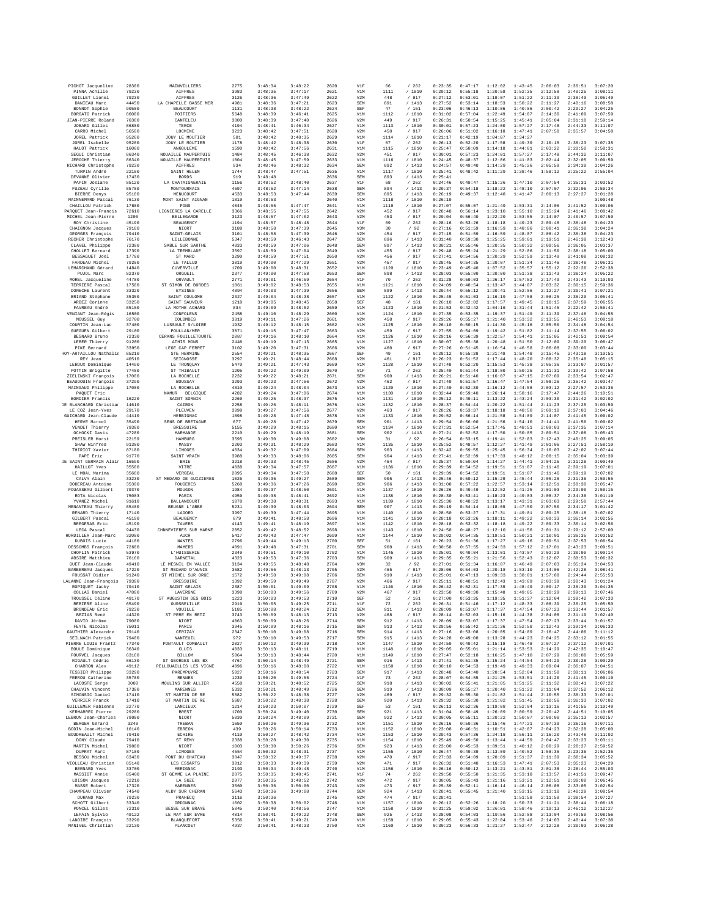| | | | | | | | | | | | | | | | |
|---|---|---|---|---|---|---|---|---|---|---|---|---|---|---|---|
| PICHOT Jacqueline | 28300 | MAINVILLIERS | 2775 | 3:48:34 | 3:48:22 | 2620 | V1F | 66 | / 262 | 0:23:35 | 0:47:17 | 1:12:02 | 1:43:45 | 2:06:03 | 2:36:51 | 3:07:20 |
| PINNA Achille | 79230 | AIFFRES | 3983 | 3:48:35 | 3:47:17 | 2621 | V1M | 1111 | / 1810 | 0:29:12 | 0:55:18 | 1:20:59 | 1:52:35 | 2:12:58 | 2:40:25 | 3:08:11 |
| GUILLET Lionel | 79230 | AIFFRES | 3126 | 3:48:36 | 3:47:49 | 2622 | V2M | 448 | / 917 | 0:27:12 | 0:53:01 | 1:19:07 | 1:51:22 | 2:11:39 | 2:38:40 | 3:05:49 |
| DANIEAU Marc | 44450 | LA CHAPELLE BASSE MER | 4981 | 3:48:36 | 3:47:21 | 2623 | SEM | 891 | / 1413 | 0:27:52 | 0:53:14 | 1:18:53 | 1:50:22 | 2:11:27 | 2:40:16 | 3:08:58 |
| BONNOT Sophie | 90500 | BEAUCOURT | 1131 | 3:48:38 | 3:48:22 | 2624 | SEF | 47 | / 161 | 0:23:06 | 0:46:13 | 1:10:06 | 1:40:06 | 2:00:42 | 2:29:27 | 3:04:25 |
| BORGATO Patrick | 86000 | POITIERS | 5648 | 3:48:39 | 3:46:41 | 2625 | V1M | 1112 | / 1810 | 0:31:02 | 0:57:04 | 1:22:49 | 1:54:07 | 2:14:30 | 2:41:09 | 3:07:59 |
| JEAN-PIERRE Roland | 76380 | CANTELEU | 3800 | 3:48:39 | 3:47:48 | 2626 | V2M | 449 | / 917 | 0:26:31 | 0:50:54 | 1:15:25 | 1:45:41 | 2:05:04 | 2:31:18 | 2:59:14 |
| JOBARD Gilles | 86800 | TERCE | 4194 | 3:48:41 | 3:46:34 | 2627 | V1M | 1113 | / 1810 | 0:30:01 | 0:57:23 | 1:24:00 | 1:57:27 | 2:17:48 | 2:44:33 | 3:11:07 |
| CARRO Michel | 56500 | LOCMINE | 3223 | 3:48:42 | 3:47:51 | 2628 | V2M | 450 | / 917 | 0:26:06 | 0:51:02 | 1:16:18 | 1:47:41 | 2:07:58 | 2:35:57 | 3:04:58 |
| JOREL Patrick | 95280 | JOUY LE MOUTIER | 501 | 3:48:42 | 3:48:35 | 2629 | V1M | 1114 | / 1810 | 0:21:17 | 0:42:19 | 1:04:07 | 1:34:27 | | | |
| JOREL Isabelle | 95280 | JOUY LE MOUTIER | 1178 | 3:48:42 | 3:48:38 | 2630 | V1F | 67 | / 262 | 0:26:13 | 0:52:28 | 1:17:58 | 1:49:39 | 2:10:15 | 2:38:23 | 3:07:35 |
| HALOT Patrick | 16000 | ANGOULEME | 1590 | 3:48:42 | 3:47:56 | 2631 | V1M | 1115 | / 1810 | 0:25:47 | 0:50:09 | 1:14:18 | 1:44:01 | 2:03:22 | 2:28:50 | 2:58:31 |
| SEGUI Christian | 86340 | NOUAILLE MAUPERTUIS | 1484 | 3:48:45 | 3:46:38 | 2632 | V2M | 451 | / 917 | 0:30:01 | 0:57:23 | 1:24:01 | 1:57:27 | 2:17:48 | 2:44:32 | 3:11:07 |
| JEROCHE Thierry | 86340 | NOUAILLE MAUPERTUIS | 1804 | 3:48:45 | 3:47:59 | 2633 | V1M | 1116 | / 1810 | 0:24:45 | 0:48:37 | 1:12:06 | 1:41:03 | 2:02:44 | 2:32:05 | 3:09:59 |
| RICHARD Christophe | 79230 | AIFFRES | 934 | 3:48:46 | 3:48:32 | 2634 | SEM | 892 | / 1413 | 0:24:57 | 0:49:40 | 1:14:29 | 1:45:26 | 2:05:59 | 2:34:39 | 3:04:26 |
| TURPIN André | 22100 | SAINT HELEN | 1744 | 3:48:47 | 3:47:51 | 2635 | V1M | 1117 | / 1810 | 0:25:41 | 0:48:42 | 1:11:29 | 1:38:46 | 1:58:12 | 2:25:22 | 2:55:04 |
| DEVANNE Olivier | 17430 | BORDS | 919 | 3:48:48 | | 2636 | SEM | 893 | / 1413 | 0:25:41 | | | | | | |
| PAPIN Josiane | 85120 | LA CHATAIGNERAIE | 1156 | 3:48:52 | 3:48:40 | 2637 | V1F | 68 | / 262 | 0:24:46 | 0:49:47 | 1:15:26 | 1:47:10 | 2:07:54 | 2:35:31 | 3:03:52 |
| FUZEAU Cyrille | 85700 | MONTOURNAIS | 4697 | 3:48:52 | 3:47:14 | 2638 | SEM | 894 | / 1413 | 0:29:37 | 0:54:18 | 1:18:22 | 1:48:10 | 2:07:07 | 2:32:06 | 2:59:34 |
| BIERRE Denys | 95180 | MENUCOURT | 4533 | 3:48:53 | 3:47:44 | 2639 | SEM | 895 | / 1413 | 0:26:19 | 0:49:37 | 1:12:48 | 1:41:47 | 2:00:13 | 2:27:27 | 3:01:28 |
| MAINNEMARD Pascal | 76130 | MONT SAINT AIGNAN | 1819 | 3:48:53 | | 2640 | V1M | 1118 | / 1810 | 0:26:19 | | | | | | 3:00:48 |
| CHAILLOU Patrick | 17800 | PONS | 4645 | 3:48:55 | 3:47:47 | 2641 | V1M | 1119 | / 1810 | 0:27:07 | 0:55:07 | 1:21:49 | 1:53:31 | 2:14:06 | 2:41:52 | 3:09:06 |
| PARQUET Jean-Francis | 72610 | LIGNIERES LA CARELLE | 3366 | 3:48:55 | 3:47:55 | 2642 | V2M | 452 | / 917 | 0:28:48 | 0:56:14 | 1:23:10 | 1:55:10 | 2:15:24 | 2:41:46 | 3:08:42 |
| MICHEL Jean-Pierre | 1200 | BELLEGARDE | 3123 | 3:48:57 | 3:47:02 | 2643 | V2M | 453 | / 917 | 0:29:04 | 0:56:40 | 1:22:20 | 1:53:55 | 2:14:07 | 2:40:57 | 3:07:59 |
| ROY Christine | 45190 | BEAUGENCY | 1194 | 3:48:57 | 3:48:48 | 2644 | V1F | 69 | / 262 | 0:28:16 | 0:53:26 | 1:18:18 | 1:49:23 | 2:09:46 | 2:36:48 | 3:04:23 |
| CHAIGNON Jacques | 79180 | NIORT | 3188 | 3:48:58 | 3:47:39 | 2645 | V3M | 30 | / 92 | 0:27:16 | 0:51:59 | 1:16:59 | 1:48:06 | 2:08:41 | 2:36:38 | 3:04:24 |
| GEORGES François | 79410 | SAINT-GELAIS | 3101 | 3:48:58 | 3:47:39 | 2646 | V2M | 454 | / 917 | 0:27:15 | 0:51:59 | 1:16:59 | 1:48:07 | 2:08:42 | 2:36:38 | 3:04:23 |
| RECHER Christophe | 76170 | LILLEBONNE | 5347 | 3:48:59 | 3:46:43 | 2647 | SEM | 896 | / 1413 | 0:31:40 | 0:59:38 | 1:25:25 | 1:59:01 | 2:19:51 | 2:46:38 | 3:12:43 |
| CLAVEL Philippe | 72300 | SABLE SUR SARTHE | 4833 | 3:48:59 | 3:47:06 | 2648 | SEM | 897 | / 1413 | 0:30:21 | 0:55:46 | 1:20:35 | 1:50:32 | 2:09:56 | 2:36:05 | 3:03:37 |
| CHOLLET Bernard | 17390 | LA TREMBLADE | 3597 | 3:48:59 | 3:47:04 | 2649 | V2M | 455 | / 917 | 0:29:48 | 0:55:24 | 1:21:29 | 1:52:06 | 2:11:50 | 2:38:18 | 3:05:00 |
| BESSAGUET Joël | 17700 | ST MARD | 3290 | 3:48:59 | 3:47:51 | 2650 | V2M | 456 | / 917 | 0:27:41 | 0:54:56 | 1:20:29 | 1:52:59 | 2:13:49 | 2:41:08 | 3:08:32 |
| FARDEAU Michel | 79200 | LE TALLUD | 3019 | 3:49:00 | 3:47:29 | 2651 | V2M | 457 | / 917 | 0:28:45 | 0:54:35 | 1:20:07 | 1:51:34 | 2:11:46 | 2:38:48 | 3:06:31 |
| LEMARCHAND Gérard | 14840 | CUVERVILLE | 1709 | 3:49:00 | 3:48:31 | 2652 | V1M | 1120 | / 1810 | 0:23:49 | 0:45:40 | 1:07:52 | 1:35:57 | 1:55:12 | 2:22:26 | 2:52:38 |
| PUJOL Marc | 82370 | ORGUEIL | 2377 | 3:49:00 | 3:47:58 | 2653 | SEM | 898 | / 1413 | 0:28:03 | 0:55:00 | 1:20:00 | 1:51:38 | 2:11:43 | 2:38:24 | 3:05:22 |
| MOREL Jacqueline | 44700 | ORVAULT | 2771 | 3:49:01 | 3:46:59 | 2654 | V1F | 70 | / 262 | 0:31:28 | 0:59:03 | 1:26:17 | 1:57:52 | 2:17:49 | 2:43:43 | 3:10:03 |
| TERRIERE Pascal | 17500 | ST SIMON DE BORDES | 1861 | 3:49:02 | 3:48:53 | 2655 | V1M | 1121 | / 1810 | 0:24:09 | 0:48:54 | 1:13:47 | 1:44:07 | 2:03:32 | 2:30:15 | 2:59:36 |
| DONECHE Laurent | 33320 | EYSINES | 4894 | 3:49:03 | 3:47:39 | 2656 | SEM | 899 | / 1413 | 0:29:44 | 0:55:12 | 1:20:41 | 1:52:06 | 2:12:27 | 2:39:41 | 3:07:21 |
| BRIAND Stéphane | 35350 | SAINT COULOMB | 2327 | 3:49:04 | 3:48:38 | 2657 | V1M | 1122 | / 1810 | 0:25:45 | 0:51:03 | 1:16:19 | 1:47:58 | 2:08:25 | 2:36:29 | 3:05:41 |
| ARBEZ Corinne | 33250 | SAINT SAUVEUR | 1218 | 3:49:05 | 3:48:45 | 2658 | SEF | 48 | / 161 | 0:26:18 | 0:52:02 | 1:17:57 | 1:49:45 | 2:10:15 | 2:37:59 | 3:06:55 |
| FAVREAU André | 85150 | LA MOTHE ACHARD | 834 | 3:49:09 | 3:48:52 | 2659 | V1M | 1123 | / 1810 | 0:21:53 | 0:42:42 | 1:04:16 | 1:31:44 | 1:51:45 | 2:22:42 | 2:56:41 |
| VENIANT Jean-Régis | 16500 | CONFOLENS | 2458 | 3:49:10 | 3:48:29 | 2660 | V1M | 1124 | / 1810 | 0:27:35 | 0:53:35 | 1:19:37 | 1:51:49 | 2:11:39 | 2:37:46 | 3:04:55 |
| MOUSSEL Guy | 92700 | COLOMBES | 3810 | 3:49:11 | 3:47:26 | 2661 | V2M | 458 | / 917 | 0:29:26 | 0:55:27 | 1:21:40 | 1:53:32 | 2:13:55 | 2:40:53 | 3:08:18 |
| COURTIN Jean-Luc | 37400 | LUSSAULT S/LOIRE | 1932 | 3:49:12 | 3:48:15 | 2662 | V1M | 1125 | / 1810 | 0:26:18 | 0:50:15 | 1:14:30 | 1:45:16 | 2:05:50 | 2:34:48 | 3:04:54 |
| GUEGUEN Gilbert | 29100 | POULLAN/MER | 3071 | 3:49:15 | 3:47:47 | 2663 | V2M | 459 | / 917 | 0:27:55 | 0:54:09 | 1:19:42 | 1:51:02 | 2:11:14 | 2:37:55 | 3:06:02 |
| BESNARD Bruno | 72330 | CERANS FOUILLETOURTE | 2087 | 3:49:16 | 3:48:10 | 2664 | V1M | 1126 | / 1810 | 0:29:16 | 0:56:39 | 1:22:57 | 1:54:41 | 2:15:05 | 2:42:51 | 3:09:54 |
| LEBER Thierry | 91200 | ATHIS MONS | 2446 | 3:49:19 | 3:47:13 | 2665 | V1M | 1127 | / 1810 | 0:30:07 | 0:55:38 | 1:20:48 | 1:51:50 | 2:12:09 | 2:39:20 | 3:06:47 |
| PIKE Bernard | 33950 | LEGE CAP FERRET | 3102 | 3:49:20 | 3:47:31 | 2666 | V2M | 460 | / 917 | 0:27:26 | 0:51:45 | 1:16:54 | 1:46:58 | 2:06:08 | 2:33:00 | 3:03:44 |
| ROY-ARTAILLOU Nathalie | 85210 | STE HERMINE | 2554 | 3:49:21 | 3:48:35 | 2667 | SEF | 49 | / 161 | 0:28:12 | 0:55:38 | 1:21:49 | 1:54:48 | 2:15:45 | 2:43:18 | 3:10:51 |
| REY Jean | 40510 | SEIGNOSSE | 3297 | 3:49:21 | 3:48:44 | 2668 | V2M | 461 | / 917 | 0:26:23 | 0:51:52 | 1:17:44 | 1:48:20 | 2:08:32 | 2:35:46 | 3:05:15 |
| LEROUX Dominique | 14490 | LE TRONQUAY | 5470 | 3:49:21 | 3:47:43 | 2669 | V1M | 1128 | / 1810 | 0:27:48 | 0:52:28 | 1:15:53 | 1:45:38 | 2:05:36 | 2:33:07 | 3:01:57 |
| POTTIN Brigitte | 77400 | ST THIBAULT | 1205 | 3:49:22 | 3:49:09 | 2670 | V1F | 71 | / 262 | 0:25:40 | 0:51:44 | 1:18:08 | 1:50:25 | 2:11:31 | 2:39:42 | 3:07:58 |
| ZIELINSKI François | 17000 | LA ROCHELLE | 2232 | 3:49:22 | 3:48:21 | 2671 | SEM | 900 | / 1413 | 0:26:21 | 0:51:40 | 1:16:07 | 1:47:15 | 2:07:09 | 2:33:54 | 3:02:47 |
| BEAUDOUIN François | 37290 | BOUSSAY | 3293 | 3:49:23 | 3:47:56 | 2672 | V2M | 462 | / 917 | 0:27:49 | 0:51:57 | 1:16:47 | 1:47:54 | 2:08:26 | 2:35:42 | 3:03:47 |
| MAINGAUD Philippe | 17000 | LA ROCHELLE | 4810 | 3:49:24 | 3:48:04 | 2673 | V1M | 1129 | / 1810 | 0:27:48 | 0:52:30 | 1:16:12 | 1:44:58 | 2:03:12 | 2:27:57 | 2:53:36 |
| PAQUET Eric | | NAMUR BELGIQUE | 4282 | 3:49:24 | 3:47:06 | 2674 | V1M | 1130 | / 1810 | 0:32:44 | 0:59:40 | 1:26:14 | 1:58:16 | 2:17:47 | 2:44:26 | 3:10:51 |
| BORDIER Francis | 16220 | SAINT SORNIN | 2269 | 3:49:25 | 3:48:37 | 2675 | V1M | 1131 | / 1810 | 0:25:12 | 0:49:11 | 1:13:22 | 1:43:24 | 2:03:30 | 2:31:42 | 3:02:02 |
| DE BLANCHARD Christian | 14610 | CAIRON | 2258 | 3:49:26 | 3:48:11 | 2676 | V1M | 1132 | / 1810 | 0:28:37 | 0:54:44 | 1:20:22 | 1:51:44 | 2:11:23 | 2:37:25 | 3:03:59 |
| LE COZ Jean-Yves | 29170 | PLEUVEN | 3098 | 3:49:27 | 3:47:56 | 2677 | V2M | 463 | / 917 | 0:28:26 | 0:53:37 | 1:18:18 | 1:48:50 | 2:09:10 | 2:37:03 | 3:04:46 |
| GUICHARD Jean-Claude | 44410 | HERBIGNAC | 1898 | 3:49:28 | 3:47:48 | 2678 | V1M | 1133 | / 1810 | 0:29:52 | 0:56:14 | 1:21:58 | 1:54:09 | 2:14:07 | 2:41:45 | 3:09:02 |
| HERVE Marcel | 35490 | SENS DE BRETAGNE | 677 | 3:49:28 | 3:47:42 | 2679 | SEM | 901 | / 1413 | 0:29:54 | 0:56:00 | 1:21:56 | 1:54:10 | 2:14:41 | 2:41:56 | 3:09:02 |
| VENDET Thierry | 79300 | BRESSUIRE | 5155 | 3:49:29 | 3:48:15 | 2680 | V1M | 1134 | / 1810 | 0:27:31 | 0:52:54 | 1:17:45 | 1:48:51 | 2:09:03 | 2:37:35 | 3:07:14 |
| OCHOCKI Davis | 47200 | MARMANDE | 2210 | 3:49:29 | 3:48:19 | 2681 | SEM | 902 | / 1413 | 0:27:21 | 0:52:52 | 1:17:50 | 1:50:05 | 2:09:51 | 2:37:08 | 3:05:43 |
| PREISLER Horst | 22159 | HAMBURG | 3595 | 3:49:30 | 3:49:08 | 2682 | V3M | 31 | / 92 | 0:26:54 | 0:53:15 | 1:19:41 | 1:52:03 | 2:12:43 | 2:40:25 | 3:09:05 |
| SHAW Winfred | 91300 | MASSY | 2203 | 3:49:31 | 3:48:29 | 2683 | V1M | 1135 | / 1810 | 0:25:52 | 0:48:57 | 1:12:27 | 1:41:49 | 2:01:06 | 2:27:51 | 2:58:10 |
| THIRIOT Xavier | 87100 | LIMOGES | 4634 | 3:49:32 | 3:47:09 | 2684 | SEM | 903 | / 1413 | 0:32:42 | 0:59:55 | 1:25:45 | 1:56:34 | 2:16:03 | 2:42:02 | 3:07:44 |
| PAPE Eric | 91770 | SAINT VRAIN | 3988 | 3:49:33 | 3:48:06 | 2685 | SEM | 904 | / 1413 | 0:27:41 | 0:52:39 | 1:17:33 | 1:48:12 | 2:08:15 | 2:35:04 | 3:03:39 |
| DE SAINT GERMAIN Alain | 16590 | BRIE | 3218 | 3:49:33 | 3:48:45 | 2686 | V2M | 464 | / 917 | 0:25:37 | 0:50:04 | 1:14:27 | 1:44:41 | 2:04:25 | 2:31:28 | 3:00:49 |
| HAILLOT Yves | 35500 | VITRE | 4038 | 3:49:34 | 3:47:57 | 2687 | V1M | 1136 | / 1810 | 0:29:39 | 0:54:52 | 1:19:51 | 1:51:07 | 2:11:46 | 2:39:19 | 3:07:01 |
| LE MOAL Marina | 35680 | VERGEAL | 2895 | 3:49:34 | 3:47:58 | 2688 | SEF | 50 | / 161 | 0:29:39 | 0:54:52 | 1:19:51 | 1:51:07 | 2:11:46 | 2:39:19 | 3:07:02 |
| CALVY Alain | 33230 | ST MEDARD DE GUIZIERES | 1826 | 3:49:36 | 3:49:27 | 2689 | SEM | 905 | / 1413 | 0:25:46 | 0:50:12 | 1:15:29 | 1:45:44 | 2:05:26 | 2:31:36 | 2:59:55 |
| BODEREAU Antoine | 35300 | FOUGERES | 5268 | 3:49:36 | 3:47:26 | 2690 | SEM | 906 | / 1413 | 0:31:08 | 0:57:22 | 1:22:57 | 1:53:14 | 2:12:51 | 2:38:30 | 3:05:47 |
| FOUASSEAU Gilbert | 79370 | MOUGON | 1984 | 3:49:37 | 3:48:50 | 2691 | V1M | 1137 | / 1810 | 0:26:26 | 0:49:49 | 1:12:52 | 1:41:25 | 2:01:03 | 2:29:09 | 2:59:15 |
| ROTA Nicolas | 75003 | PARIS | 4959 | 3:49:38 | 3:48:41 | 2692 | V1M | 1138 | / 1810 | 0:28:30 | 0:53:41 | 1:18:23 | 1:49:03 | 2:08:37 | 2:34:36 | 3:01:19 |
| YVANEZ Michel | 91610 | BALLANCOURT | 1078 | 3:49:38 | 3:48:31 | 2693 | V1M | 1139 | / 1810 | 0:25:30 | 0:48:22 | 1:13:17 | 1:43:31 | 2:03:03 | 2:29:50 | 2:57:44 |
| MENANTEAU Thierry | 85400 | BEUGNE L'ABBE | 5231 | 3:49:39 | 3:48:03 | 2694 | SEM | 907 | / 1413 | 0:29:19 | 0:54:14 | 1:18:09 | 1:47:50 | 2:07:50 | 2:34:17 | 3:01:42 |
| RENARD Thierry | 17140 | LAGORD | 3997 | 3:49:39 | 3:47:44 | 2695 | V1M | 1140 | / 1810 | 0:28:50 | 0:53:27 | 1:17:31 | 1:49:01 | 2:09:25 | 2:38:18 | 3:07:02 |
| GILBERT Pascal | 45190 | BEAUGENCY | 879 | 3:49:41 | 3:48:58 | 2696 | V1M | 1141 | / 1810 | 0:28:18 | 0:53:26 | 1:18:11 | 1:49:22 | 2:09:33 | 2:36:14 | 3:02:55 |
| BREGERAS Eric | 45190 | TAVERS | 4143 | 3:49:41 | 3:48:19 | 2697 | V1M | 1142 | / 1810 | 0:28:18 | 0:53:32 | 1:18:18 | 1:49:22 | 2:09:33 | 2:36:14 | 3:02:56 |
| LECA Pascal | 94430 | CHNNEVIERES SUR MARNE | 2052 | 3:49:42 | 3:48:52 | 2698 | V1M | 1143 | / 1810 | 0:24:50 | 0:48:27 | 1:12:10 | 1:41:56 | 2:01:31 | 2:29:12 | 2:57:00 |
| HORDILLER Jean-Marc | 32000 | AUCH | 5417 | 3:49:43 | 3:47:47 | 2699 | V1M | 1144 | / 1810 | 0:29:02 | 0:54:35 | 1:19:51 | 1:50:21 | 2:10:01 | 2:36:35 | 3:03:52 |
| DUBOIS Lucie | 44100 | NANTES | 2796 | 3:49:44 | 3:49:13 | 2700 | SEF | 51 | / 161 | 0:26:23 | 0:51:36 | 1:17:27 | 1:49:16 | 2:09:51 | 2:37:53 | 3:06:54 |
| DESSOMBS François | 72600 | MAMERS | 4091 | 3:49:48 | 3:47:31 | 2701 | SEM | 908 | / 1413 | 0:30:58 | 0:57:55 | 1:24:33 | 1:57:12 | 2:17:01 | 2:43:23 | 3:09:51 |
| CHOPLIN Patrick | 53970 | L'HUISSERIE | 2349 | 3:49:51 | 3:49:10 | 2702 | V1M | 1145 | / 1810 | 0:25:01 | 0:49:04 | 1:13:01 | 1:43:07 | 2:02:29 | 2:30:09 | 3:00:14 |
| ABSIRE Matthieu | 76160 | DARNETAL | 4323 | 3:49:53 | 3:47:36 | 2703 | SEM | 909 | / 1413 | 0:29:35 | 0:55:21 | 1:21:56 | 1:52:43 | 2:12:07 | 2:38:53 | 3:06:32 |
| GUET Jean-Claude | 49410 | LE MESNIL EN VALLEE | 3134 | 3:49:55 | 3:48:48 | 2704 | V3M | 32 | / 92 | 0:27:01 | 0:51:34 | 1:16:07 | 1:46:49 | 2:07:03 | 2:35:24 | 3:04:53 |
| BARBEREAU Jacques | 17220 | ST MEDARD D'AUNIS | 3682 | 3:49:56 | 3:48:13 | 2705 | V2M | 465 | / 917 | 0:28:06 | 0:54:03 | 1:20:18 | 1:53:10 | 2:14:06 | 2:42:28 | 3:08:41 |
| FOUSSAT Didier | 91240 | ST MICHEL SUR ORGE | 1572 | 3:49:58 | 3:49:08 | 2706 | SEM | 910 | / 1413 | 0:25:01 | 0:47:13 | 1:09:33 | 1:38:01 | 1:57:08 | 2:24:44 | 2:55:53 |
| LALANNE Jean-François | 79300 | BRESSUIRE | 1392 | 3:49:59 | 3:49:49 | 2707 | V2M | 466 | / 917 | 0:25:11 | 0:48:51 | 1:12:43 | 1:43:09 | 2:03:39 | 2:30:43 | 3:01:24 |
| ROPIQUET Jacky | 79410 | SAINT GELAIS | 2387 | 3:50:01 | 3:49:09 | 2708 | V1M | 1146 | / 1810 | 0:26:42 | 0:52:31 | 1:17:39 | 1:48:49 | 2:09:17 | 2:36:39 | 3:04:35 |
| COLLAS Daniel | 47800 | LAVERGNE | 3398 | 3:50:03 | 3:49:56 | 2709 | V2M | 467 | / 917 | 0:23:58 | 0:49:30 | 1:15:48 | 1:49:05 | 2:10:29 | 2:39:13 | 3:07:46 |
| TROUSSEL Céline | 49170 | ST AUGUSTIN DES BOIS | 1223 | 3:50:03 | 3:49:53 | 2710 | SEF | 52 | / 161 | 0:27:00 | 0:53:35 | 1:19:35 | 1:51:37 | 2:12:04 | 2:39:42 | 3:07:33 |
| REBIERE Aline | 65490 | OURSBELILLE | 2919 | 3:50:05 | 3:49:25 | 2711 | V1F | 72 | / 262 | 0:26:31 | 0:51:46 | 1:17:12 | 1:48:33 | 2:08:39 | 2:36:25 | 3:05:50 |
| BRONDEAU Eric | 79230 | VOUILLE | 5185 | 3:50:08 | 3:48:24 | 2712 | SEM | 911 | / 1413 | 0:28:09 | 0:53:07 | 1:17:37 | 1:47:54 | 2:07:23 | 2:33:44 | 3:01:57 |
| BEZIAS René | 44320 | ST PERE EN RETZ | 3743 | 3:50:09 | 3:48:13 | 2713 | V2M | 468 | / 917 | 0:28:14 | 0:52:03 | 1:15:16 | 1:44:38 | 2:04:08 | 2:31:19 | 3:02:40 |
| DAVID Jérôme | 79000 | NIORT | 4063 | 3:50:09 | 3:48:26 | 2714 | SEM | 912 | / 1413 | 0:28:09 | 0:53:07 | 1:17:37 | 1:47:54 | 2:07:23 | 2:33:44 | 3:01:57 |
| FEYTE Nicolas | 75011 | PARIS | 3945 | 3:50:09 | 3:48:16 | 2715 | SEM | 913 | / 1413 | 0:29:56 | 0:55:42 | 1:21:36 | 1:52:58 | 2:12:43 | 2:39:34 | 3:06:33 |
| GAUTHIER Alexandre | 79140 | CERIZAY | 2347 | 3:50:10 | 3:49:08 | 2716 | SEM | 914 | / 1413 | 0:27:16 | 0:53:08 | 1:20:05 | 1:54:09 | 2:16:47 | 2:44:06 | 3:11:12 |
| SEILNACH Patrick | 79400 | NANTEUIL | 972 | 3:50:10 | 3:49:53 | 2717 | SEM | 915 | / 1413 | 0:24:28 | 0:49:08 | 1:13:28 | 1:44:23 | 2:04:25 | 2:33:12 | 3:01:55 |
| PIERRE LOUIS Frantz | 77340 | PONTAULT COMBAULT | 2027 | 3:50:12 | 3:49:39 | 2718 | V1M | 1147 | / 1810 | 0:24:59 | 0:49:42 | 1:15:19 | 1:46:48 | 2:07:27 | 2:37:12 | 3:07:01 |
| BOULE Dominique | 36340 | CLUIS | 4033 | 3:50:13 | 3:48:11 | 2719 | V1M | 1148 | / 1810 | 0:29:05 | 0:55:01 | 1:21:14 | 1:53:53 | 2:14:29 | 2:42:35 | 3:10:47 |
| FOURVEL Jacques | 63160 | BILLOM | 5064 | 3:50:13 | 3:48:44 | 2720 | V1M | 1149 | / 1810 | 0:27:47 | 0:52:18 | 1:16:25 | 1:47:10 | 2:07:29 | 2:36:08 | 3:05:59 |
| RIGAULT Cédric | 86130 | ST GEORGES LES BX | 4767 | 3:50:14 | 3:48:49 | 2721 | SEM | 916 | / 1413 | 0:27:41 | 0:51:35 | 1:15:24 | 1:44:54 | 2:04:29 | 2:30:28 | 3:00:20 |
| CHARRON Alex | 49112 | PELLOUAILLES LES VIGNE | 4096 | 3:50:16 | 3:48:08 | 2722 | V1M | 1150 | / 1810 | 0:30:10 | 0:54:53 | 1:19:49 | 1:49:33 | 2:09:04 | 2:36:07 | 3:04:51 |
| TESSIER Philippe | 33290 | PAREMPUYRE | 5027 | 3:50:16 | 3:48:54 | 2723 | SEM | 917 | / 1413 | 0:28:48 | 0:54:40 | 1:20:54 | 1:52:04 | 2:11:50 | 2:38:11 | 3:06:06 |
| FRERON Catherine | 35700 | RENNES | 1239 | 3:50:20 | 3:49:56 | 2724 | V1F | 73 | / 262 | 0:28:07 | 0:54:55 | 1:21:25 | 1:53:51 | 2:14:20 | 2:41:45 | 3:09:19 |
| LACOSTE Serge | 3000 | MOULINS SUR ALLIER | 4558 | 3:50:21 | 3:48:52 | 2725 | SEM | 918 | / 1413 | 0:30:02 | 0:55:41 | 1:21:05 | 1:51:25 | 2:11:32 | 2:38:41 | 3:07:22 |
| CHAUVIN Vincent | 17300 | MARENNES | 5332 | 3:50:21 | 3:48:49 | 2726 | SEM | 919 | / 1413 | 0:30:09 | 0:55:27 | 1:20:40 | 1:51:22 | 2:11:04 | 2:37:52 | 3:06:12 |
| SIMONSIC Daniel | 17410 | ST MARTIN DE RE | 5682 | 3:50:22 | 3:48:38 | 2727 | V2M | 469 | / 917 | 0:29:32 | 0:55:30 | 1:21:02 | 1:51:44 | 2:10:55 | 2:36:33 | 3:07:01 |
| VERRIER Franck | 17410 | ST MARTIN DE RE | 5687 | 3:50:22 | 3:48:38 | 2728 | SEM | 920 | / 1413 | 0:29:32 | 0:55:30 | 1:21:02 | 1:51:45 | 2:10:56 | 2:36:33 | 3:07:02 |
| GUILLEMER Fabienne | 22770 | LANCIEUX | 1214 | 3:50:23 | 3:50:07 | 2729 | SEF | 53 | / 161 | 0:26:13 | 0:52:36 | 1:19:08 | 1:52:04 | 2:13:16 | 2:41:55 | 3:10:49 |
| KERMARREC Pierre | 29200 | BREST | 1700 | 3:50:24 | 3:49:40 | 2730 | SEM | 921 | / 1413 | 0:31:04 | 0:58:49 | 1:26:09 | 2:00:59 | 2:20:42 | 2:44:51 | 3:10:05 |
| LEBRUN Jean-Charles | 79000 | NIORT | 5030 | 3:50:24 | 3:48:09 | 2731 | SEM | 922 | / 1413 | 0:30:05 | 0:55:11 | 1:20:22 | 1:50:07 | 2:09:00 | 2:35:13 | 3:02:57 |
| BERGER Gérard | 3240 | TREBAN | 1650 | 3:50:26 | 3:49:36 | 2732 | V1M | 1151 | / 1810 | 0:26:16 | 0:50:36 | 1:15:46 | 1:47:21 | 2:07:39 | 2:36:16 | 3:07:11 |
| BODIN Jean-Michel | 16140 | EBREON | 439 | 3:50:26 | 3:50:14 | 2733 | V1M | 1152 | / 1810 | 0:23:08 | 0:46:31 | 1:10:51 | 1:42:07 | 2:04:23 | 2:32:28 | 3:05:00 |
| BOUDREAULT Michel | 79410 | ECHIRE | 4110 | 3:50:27 | 3:48:42 | 2734 | V1M | 1153 | / 1810 | 0:29:43 | 0:57:36 | 1:24:18 | 1:56:11 | 2:16:20 | 2:43:48 | 3:11:02 |
| DONY Claude | 79410 | ST REMY | 2338 | 3:50:28 | 3:49:38 | 2735 | V1M | 1154 | / 1810 | 0:25:49 | 0:49:50 | 1:13:44 | 1:44:59 | 2:04:47 | 2:33:23 | 3:03:11 |
| MARTIN Michel | 79000 | NIORT | 1003 | 3:50:30 | 3:50:26 | 2736 | SEM | 923 | / 1413 | 0:23:06 | 0:45:53 | 1:09:51 | 1:40:12 | 2:00:29 | 2:28:27 | 2:59:52 |
| DUPRAT Marc | 87100 | LIMOGES | 4554 | 3:50:32 | 3:48:31 | 2737 | V1M | 1155 | / 1810 | 0:26:47 | 0:49:39 | 1:13:09 | 1:40:52 | 1:58:36 | 2:23:36 | 2:52:35 |
| BESSOU Michel | 63430 | PONT DU CHATEAU | 3847 | 3:50:32 | 3:49:37 | 2738 | V2M | 470 | / 917 | 0:27:33 | 0:54:09 | 1:20:09 | 1:51:37 | 2:11:39 | 2:38:34 | 3:05:52 |
| VIOLLEAU Christian | 85140 | LES ESSARTS | 3812 | 3:50:33 | 3:49:39 | 2739 | V2M | 471 | / 917 | 0:26:32 | 0:51:40 | 1:16:53 | 1:47:41 | 2:07:53 | 2:35:23 | 3:04:29 |
| BERNARD Yves | 33700 | MERIGNAC | 2193 | 3:50:34 | 3:49:48 | 2740 | V1M | 1156 | / 1810 | 0:26:16 | 0:50:12 | 1:13:21 | 1:43:01 | 2:01:38 | 2:26:44 | 2:55:03 |
| MASSIOT Annie | 85400 | ST GEMME LA PLAINE | 2875 | 3:50:35 | 3:48:45 | 2741 | V1F | 74 | / 262 | 0:29:58 | 0:55:50 | 1:21:35 | 1:53:18 | 2:13:57 | 2:41:51 | 3:09:47 |
| LOISON Jacques | 72210 | LA SUZE | 2977 | 3:50:35 | 3:48:52 | 2742 | V2M | 472 | / 917 | 0:30:05 | 0:55:43 | 1:21:16 | 1:53:21 | 2:12:51 | 2:39:09 | 3:06:45 |
| MASSE Robert | 17320 | MARENNES | 3560 | 3:50:36 | 3:50:00 | 2743 | V2M | 473 | / 917 | 0:25:39 | 0:52:11 | 1:16:14 | 1:46:14 | 2:06:08 | 2:33:05 | 3:02:54 |
| CHAMPEAU Olivier | 74540 | ALBY SUR CHERAN | 5643 | 3:50:36 | 3:49:08 | 2744 | SEM | 924 | / 1413 | 0:28:41 | 0:55:45 | 1:21:40 | 1:53:15 | 2:13:10 | 2:40:28 | 3:08:54 |
| DURAND Max | 79230 | PRAHECQ | 3116 | 3:50:36 | | 2745 | V2M | 474 | / 917 | 0:28:41 | | | 1:51:58 | 2:11:59 | 2:38:54 | 3:07:27 |
| SCHOTT Gilbert | 33340 | ORDONNAC | 1602 | 3:50:38 | 3:50:02 | 2746 | V1M | 1157 | / 1810 | 0:26:12 | 0:52:26 | 1:18:20 | 1:50:33 | 2:11:21 | 2:38:44 | 3:06:18 |
| PONCEL Gilles | 72310 | BESSE SUR BRAYE | 5845 | 3:50:40 | 3:48:56 | 2747 | V1M | 1158 | / 1810 | 0:31:25 | 0:59:02 | 1:26:01 | 1:58:46 | 2:19:13 | 2:46:12 | 3:12:27 |
| LEPAIN Sylvio | 49122 | LE MAY SUR EVRE | 4814 | 3:50:41 | 3:49:22 | 2748 | SEM | 925 | / 1413 | 0:28:00 | 0:54:03 | 1:19:56 | 1:52:08 | 2:13:04 | 2:40:59 | 3:08:56 |
| LANOIRE François | 33290 | BLANQUEFORT | 5356 | 3:50:41 | 3:49:21 | 2749 | V1M | 1159 | / 1810 | 0:29:05 | 0:55:43 | 1:22:04 | 1:53:46 | 2:14:03 | 2:40:44 | 3:07:38 |
| MANIVEL Christian | 22130 | PLANCOET | 4937 | 3:50:41 | 3:48:33 | 2750 | V1M | 1160 | / 1810 | 0:30:23 | 0:56:33 | 1:21:27 | 1:52:47 | 2:12:28 | 2:39:03 | 3:06:28 |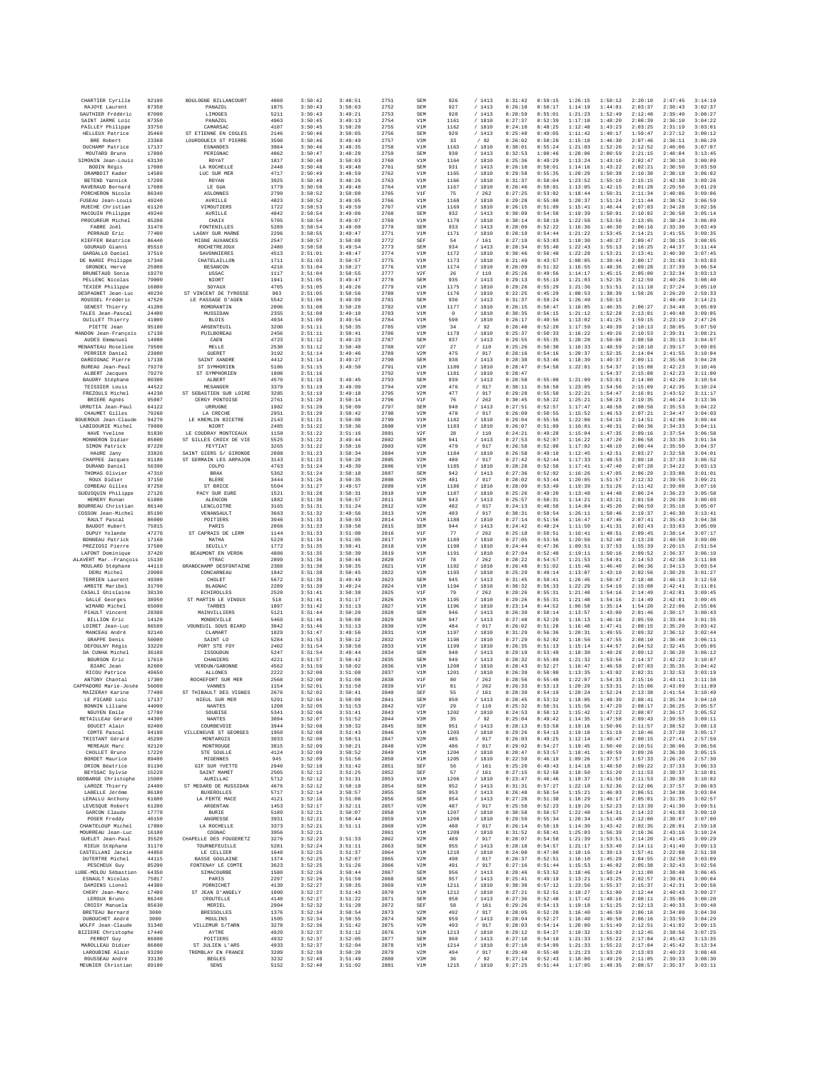| | | | | | | | | | | | | | | | | |
|---|---|---|---|---|---|---|---|---|---|---|---|---|---|---|---|---|
| CHARTIER Cyrille | 92100 | BOULOGNE BILLANCOURT | 4860 | 3:50:42 | 3:48:51 | 2751 | SEM | 926 | / 1413 | 0:31:42 | 0:59:15 | 1:26:15 | 1:59:12 | 2:20:10 | 2:47:45 | 3:14:19 |
| RAJOYE Laurent | 87350 | PANAZOL | 1875 | 3:50:43 | 3:50:03 | 2752 | SEM | 927 | / 1413 | 0:26:18 | 0:50:17 | 1:14:19 | 1:44:01 | 2:03:37 | 2:30:43 | 3:02:37 |
| GAUTHIER Frédéric | 87000 | LIMOGES | 5211 | 3:50:43 | 3:49:21 | 2753 | SEM | 928 | / 1413 | 0:28:59 | 0:55:01 | 1:21:23 | 1:52:49 | 2:12:48 | 2:39:40 | 3:08:27 |
| SAINT JARME Loïc | 87350 | PANAZOL | 4963 | 3:50:45 | 3:49:13 | 2754 | V1M | 1161 | / 1810 | 0:27:37 | 0:52:39 | 1:17:18 | 1:48:20 | 2:08:39 | 2:36:10 | 3:04:22 |
| PAILLEY Philippe | 33750 | CAMARSAC | 4107 | 3:50:45 | 3:50:20 | 2755 | V1M | 1162 | / 1810 | 0:24:10 | 0:48:25 | 1:12:48 | 1:43:23 | 2:03:25 | 2:31:19 | 3:03:01 |
| HELLEUX Patrice | 35460 | ST ETIENNE EN COGLES | 2146 | 3:50:46 | 3:50:05 | 2756 | SEM | 929 | / 1413 | 0:25:40 | 0:49:05 | 1:11:42 | 1:40:17 | 1:59:47 | 2:27:12 | 3:00:12 |
| BRE Robert | 23360 | LOURDOUEIX ST PIERRE | 3590 | 3:50:46 | 3:49:49 | 2757 | V3M | 33 | / 92 | 0:26:02 | 0:50:20 | 1:15:18 | 1:46:30 | 2:07:46 | 2:36:11 | 3:06:29 |
| DUCHAMP Patrice | 17137 | ESNANDES | 3964 | 3:50:46 | 3:48:35 | 2758 | V1M | 1163 | / 1810 | 0:30:01 | 0:55:24 | 1:21:03 | 1:52:26 | 2:12:52 | 2:40:06 | 3:07:07 |
| MOUTARD Bruno | 17800 | PERIGNAC | 4062 | 3:50:47 | 3:48:28 | 2759 | SEM | 930 | / 1413 | 0:32:53 | 1:00:46 | 1:28:06 | 2:00:59 | 2:21:15 | 2:48:04 | 3:13:45 |
| SIMONIN Jean-Louis | 63130 | ROYAT | 1817 | 3:50:48 | 3:50:03 | 2760 | V1M | 1164 | / 1810 | 0:25:36 | 0:49:29 | 1:13:24 | 1:43:10 | 2:02:47 | 2:30:10 | 3:00:09 |
| BODIN Régis | 17000 | LA ROCHELLE | 2448 | 3:50:48 | 3:49:48 | 2761 | SEM | 931 | / 1413 | 0:26:10 | 0:50:01 | 1:14:16 | 1:43:22 | 2:02:21 | 2:30:50 | 3:03:50 |
| DRAMBOIT Kader | 14580 | LUC SUR MER | 4717 | 3:50:49 | 3:48:59 | 2762 | V1M | 1165 | / 1810 | 0:29:58 | 0:55:35 | 1:20:29 | 1:50:38 | 2:10:30 | 2:38:18 | 3:06:02 |
| BETEND Yannick | 17200 | ROYAN | 3925 | 3:50:49 | 3:48:26 | 2763 | V1M | 1166 | / 1810 | 0:31:37 | 0:58:04 | 1:23:52 | 1:55:10 | 2:15:15 | 2:42:38 | 3:09:26 |
| RAVERAUD Bernard | 17600 | LE GUA | 1779 | 3:50:50 | 3:49:48 | 2764 | V1M | 1167 | / 1810 | 0:26:40 | 0:50:01 | 1:13:05 | 1:42:15 | 2:01:28 | 2:29:50 | 3:01:29 |
| PORCHERON Nicole | 86340 | ASLONNES | 2799 | 3:50:52 | 3:50:08 | 2765 | V1F | 75 | / 262 | 0:27:25 | 0:53:02 | 1:18:44 | 1:50:31 | 2:11:34 | 2:40:06 | 3:09:06 |
| FUSEAU Jean-Louis | 49240 | AVRILLE | 4823 | 3:50:52 | 3:49:05 | 2766 | V1M | 1168 | / 1810 | 0:29:28 | 0:55:00 | 1:20:37 | 1:51:24 | 2:11:44 | 2:38:52 | 3:06:59 |
| RUECHE Christian | 61120 | VIMOUTIERS | 1722 | 3:50:53 | 3:49:59 | 2767 | V1M | 1169 | / 1810 | 0:26:15 | 0:51:09 | 1:15:41 | 1:46:44 | 2:07:03 | 2:34:28 | 3:02:36 |
| MACOUIN Philippe | 49240 | AVRILLE | 4842 | 3:50:54 | 3:49:06 | 2768 | SEM | 932 | / 1413 | 0:30:09 | 0:54:58 | 1:19:39 | 1:50:01 | 2:10:02 | 2:36:58 | 3:05:14 |
| PROCUREUR Michel | 85200 | CHAIX | 5705 | 3:50:54 | 3:49:07 | 2769 | V1M | 1170 | / 1810 | 0:30:14 | 0:58:19 | 1:22:58 | 1:53:56 | 2:13:05 | 2:38:24 | 3:06:09 |
| FABRE Joël | 31470 | FONTENILLES | 5289 | 3:50:54 | 3:49:00 | 2770 | SEM | 933 | / 1413 | 0:28:09 | 0:52:22 | 1:16:36 | 1:46:30 | 2:06:16 | 2:33:30 | 3:03:49 |
| PERRAUD Eric | 77400 | LAGNY SUR MARNE | 2296 | 3:50:55 | 3:49:47 | 2771 | V1M | 1171 | / 1810 | 0:28:19 | 0:54:44 | 1:21:22 | 1:53:45 | 2:14:21 | 2:41:55 | 3:09:35 |
| KIEFFER Béatrice | 86440 | MIGNE AUXANCES | 2547 | 3:50:57 | 3:50:08 | 2772 | SEF | 54 | / 161 | 0:27:19 | 0:53:03 | 1:18:30 | 1:49:27 | 2:09:47 | 2:38:15 | 3:08:05 |
| GOURAUD Gianni | 85510 | ROCHETREJOUX | 2480 | 3:50:58 | 3:49:54 | 2773 | SEM | 934 | / 1413 | 0:28:34 | 0:55:40 | 1:22:43 | 1:55:13 | 2:16:25 | 2:44:37 | 3:11:44 |
| GARGALLO Daniel | 37510 | SAVONNIERES | 4513 | 3:51:01 | 3:48:47 | 2774 | V1M | 1172 | / 1810 | 0:30:46 | 0:56:48 | 1:22:28 | 1:53:21 | 2:13:41 | 2:40:30 | 3:07:45 |
| DE NARDI Philippe | 17340 | CHATELAILLON | 1711 | 3:51:03 | 3:50:57 | 2775 | V1M | 1173 | / 1810 | 0:21:49 | 0:43:57 | 1:08:05 | 1:39:44 | 2:00:17 | 2:31:03 | 3:03:03 |
| GRONDEL Hervé | 25000 | BESANCON | 4216 | 3:51:04 | 3:50:27 | 2776 | V1M | 1174 | / 1810 | 0:26:09 | 0:51:32 | 1:16:55 | 1:48:36 | 2:09:28 | 2:37:39 | 3:06:54 |
| BRUNETAUD Sonia | 19270 | USSAC | 1117 | 3:51:04 | 3:50:55 | 2777 | V2F | 26 | / 110 | 0:25:26 | 0:49:56 | 1:14:17 | 1:45:15 | 2:05:00 | 2:32:34 | 3:03:13 |
| PELLENC Nicolas | 79000 | NIORT | 1941 | 3:51:05 | 3:49:47 | 2778 | SEM | 935 | / 1413 | 0:29:13 | 0:55:19 | 1:21:03 | 1:52:35 | 2:12:59 | 2:40:26 | 3:08:40 |
| TEXIER Philippe | 16800 | SOYAUX | 4705 | 3:51:05 | 3:49:26 | 2779 | V1M | 1175 | / 1810 | 0:29:26 | 0:55:29 | 1:21:36 | 1:51:51 | 2:11:18 | 2:37:24 | 3:05:10 |
| DESPAGNET Jean-Luc | 40230 | ST VINCENT DE TYROSSE | 983 | 3:51:05 | 3:50:56 | 2780 | V1M | 1176 | / 1810 | 0:22:25 | 0:45:29 | 1:08:53 | 1:38:39 | 1:58:26 | 2:26:20 | 2:59:33 |
| ROUSSEL Frédéric | 47520 | LE PASSAGE D'AGEN | 5542 | 3:51:06 | 3:49:09 | 2781 | SEM | 936 | / 1413 | 0:31:37 | 0:59:24 | 1:26:49 | 1:59:13 | | 2:46:49 | 3:14:21 |
| GENEST Thierry | 41200 | ROMORANTIN | 2806 | 3:51:08 | 3:50:28 | 2782 | V1M | 1177 | / 1810 | 0:26:15 | 0:50:47 | 1:16:05 | 1:46:35 | 2:06:27 | 2:34:48 | 3:05:09 |
| TALES Jean-Pascal | 24400 | MUSSIDAN | 2355 | 3:51:08 | 3:49:10 | 2783 | V1M | 0 | / 1810 | 0:30:35 | 0:56:15 | 1:21:12 | 1:52:28 | 2:13:01 | 2:40:48 | 3:09:05 |
| OUILLET Thierry | 41000 | BLOIS | 4934 | 3:51:09 | 3:49:54 | 2784 | V1M | 590 | / 1810 | 0:26:17 | 0:49:56 | 1:13:02 | 1:41:25 | 1:59:15 | 2:23:19 | 2:47:26 |
| PIETTE Jean | 95100 | ARGENTEUIL | 3200 | 3:51:11 | 3:50:35 | 2785 | V3M | 34 | / 92 | 0:26:40 | 0:52:20 | 1:17:59 | 1:49:39 | 2:10:13 | 2:38:05 | 3:07:50 |
| MANDON Jean-François | 17138 | PUILBOREAU | 2456 | 3:51:11 | 3:50:41 | 2786 | V1M | 1179 | / 1810 | 0:25:37 | 0:50:33 | 1:16:22 | 1:49:26 | 2:10:53 | 2:39:31 | 3:08:21 |
| AUDES Emmanuel | 14000 | CAEN | 4723 | 3:51:12 | 3:49:23 | 2787 | SEM | 937 | / 1413 | 0:29:55 | 0:55:35 | 1:20:28 | 1:50:08 | 2:08:58 | 2:35:13 | 3:04:07 |
| MENANTEAU Roseline | 79500 | MELLE | 2530 | 3:51:12 | 3:50:40 | 2788 | V2F | 27 | / 110 | 0:25:26 | 0:50:30 | 1:16:33 | 1:48:59 | 2:10:10 | 2:39:17 | 3:09:05 |
| PERRIER Daniel | 23000 | GUERET | 3192 | 3:51:14 | 3:49:46 | 2789 | V2M | 475 | / 917 | 0:28:16 | 0:54:16 | 1:20:37 | 1:52:35 | 2:14:04 | 2:41:55 | 3:10:04 |
| DARDIGNAC Pierre | 17138 | SAINT XANDRE | 4412 | 3:51:14 | 3:49:27 | 2790 | SEM | 938 | / 1413 | 0:28:38 | 0:53:46 | 1:18:39 | 1:49:37 | 2:09:11 | 2:35:58 | 3:04:28 |
| BUREAU Jean-Paul | 79270 | ST SYMPHORIEN | 5186 | 3:51:15 | 3:49:50 | 2791 | V1M | 1180 | / 1810 | 0:28:47 | 0:54:58 | 1:22:01 | 1:54:37 | 2:15:08 | 2:42:23 | 3:10:46 |
| ALBERT Jacques | 79270 | ST SYMPHORIEN | 1808 | 3:51:16 | | 2792 | V1M | 1181 | / 1810 | 0:28:47 | | | 1:54:37 | 2:15:08 | 2:42:23 | 3:11:00 |
| BAUDRY Stéphane | 80300 | ALBERT | 4579 | 3:51:19 | 3:49:45 | 2793 | SEM | 939 | / 1413 | 0:28:58 | 0:55:08 | 1:21:09 | 1:53:01 | 2:14:00 | 2:42:26 | 3:10:54 |
| TEISSIER Louis | 44522 | MESANGER | 3379 | 3:51:19 | 3:49:09 | 2794 | V2M | 476 | / 917 | 0:30:11 | 0:56:50 | 1:23:05 | 1:54:50 | 2:15:09 | 2:42:35 | 3:10:24 |
| FREZOULS Michel | 44230 | ST SEBASTIEN SUR LOIRE | 3285 | 3:51:19 | 3:49:18 | 2795 | V2M | 477 | / 917 | 0:29:28 | 0:55:50 | 1:22:21 | 1:54:47 | 2:16:01 | 2:43:52 | 3:11:17 |
| BRIERE Agnès | 95087 | CERGY PONTOISE | 2761 | 3:51:20 | 3:50:14 | 2796 | V1F | 76 | / 262 | 0:30:45 | 0:58:22 | 1:25:21 | 1:58:23 | 2:19:35 | 2:46:24 | 3:13:36 |
| URRUTIA Jean-Paul | 64122 | URRUGNE | 1982 | 3:51:20 | 3:50:09 | 2797 | SEM | 940 | / 1413 | 0:27:51 | 0:52:57 | 1:17:47 | 1:48:58 | 2:08:58 | 2:35:53 | 3:04:22 |
| CHAUMET Gilles | 79260 | LA CRECHE | 2951 | 3:51:20 | 3:50:42 | 2798 | V2M | 478 | / 917 | 0:26:09 | 0:50:55 | 1:15:52 | 1:46:53 | 2:07:21 | 2:34:47 | 3:04:03 |
| BOUEROUX Jean-Claude | 94270 | LE KREMLIN BICETRE | 2143 | 3:51:21 | 3:50:08 | 2799 | V1M | 1182 | / 1810 | 0:29:04 | 0:55:56 | 1:22:06 | 1:54:15 | 2:14:51 | 2:42:06 | 3:09:44 |
| LABIDOURIE Michel | 79000 | NIORT | 2485 | 3:51:22 | 3:50:36 | 2800 | V1M | 1183 | / 1810 | 0:26:07 | 0:51:09 | 1:16:01 | 1:46:31 | 2:06:36 | 2:34:33 | 3:04:11 |
| HAVE Yveline | 91830 | LE COUDRAY MONTCEAUX | 1158 | 3:51:22 | 3:51:16 | 2801 | V2F | 28 | / 110 | 0:24:21 | 0:49:28 | 1:15:04 | 1:47:35 | 2:09:16 | 2:37:54 | 3:06:58 |
| MONNERON Didier | 85800 | ST GILLES CROIX DE VIE | 5525 | 3:51:22 | 3:49:44 | 2802 | SEM | 941 | / 1413 | 0:27:53 | 0:52:07 | 1:16:22 | 1:47:20 | 2:06:58 | 2:33:35 | 3:01:34 |
| SIMON Patrick | 87220 | FEYTIAT | 3265 | 3:51:22 | 3:50:16 | 2803 | V2M | 479 | / 917 | 0:26:58 | 0:52:00 | 1:17:02 | 1:48:10 | 2:08:44 | 2:35:50 | 3:04:37 |
| HAURE Jany | 33820 | SAINT GIERS S/ GIRONDE | 2088 | 3:51:23 | 3:50:34 | 2804 | V1M | 1184 | / 1810 | 0:26:58 | 0:49:10 | 1:12:45 | 1:42:51 | 2:03:27 | 2:32:58 | 3:04:01 |
| CHAPPEE Jacques | 91180 | ST GERMAIN LES ARPAJON | 3143 | 3:51:23 | 3:50:20 | 2805 | V2M | 480 | / 917 | 0:27:42 | 0:52:44 | 1:17:33 | 1:48:53 | 2:09:18 | 2:37:33 | 3:06:52 |
| DURAND Daniel | 56390 | COLPO | 4763 | 3:51:24 | 3:49:39 | 2806 | V1M | 1185 | / 1810 | 0:28:28 | 0:52:58 | 1:17:41 | 1:47:40 | 2:07:28 | 2:34:22 | 3:03:13 |
| THOMAS Olivier | 47310 | BRAX | 5362 | 3:51:24 | 3:50:18 | 2807 | SEM | 942 | / 1413 | 0:27:36 | 0:52:02 | 1:16:26 | 1:47:05 | 2:06:29 | 2:33:08 | 3:01:01 |
| ROUX Didier | 37150 | BLERE | 3444 | 3:51:26 | 3:50:35 | 2808 | V2M | 481 | / 917 | 0:28:02 | 0:53:44 | 1:20:05 | 1:51:57 | 2:12:32 | 2:39:55 | 3:09:21 |
| COMBEAU Gilles | 87250 | ST BRICE | 5504 | 3:51:27 | 3:49:57 | 2809 | V1M | 1186 | / 1810 | 0:28:09 | 0:53:49 | 1:19:39 | 1:51:26 | 2:11:42 | 2:39:08 | 3:07:16 |
| GUEUSQUIN Philippe | 27120 | PACY SUR EURE | 1521 | 3:51:28 | 3:50:31 | 2810 | V1M | 1187 | / 1810 | 0:25:26 | 0:49:20 | 1:13:40 | 1:44:48 | 2:06:24 | 2:36:23 | 3:05:58 |
| HEMERY Ronan | 61000 | ALENCON | 1882 | 3:51:30 | 3:50:57 | 2811 | SEM | 943 | / 1413 | 0:25:57 | 0:50:31 | 1:14:21 | 1:43:21 | 2:01:58 | 2:26:39 | 3:00:03 |
| BOURREAU Christian | 86140 | LENCLOITRE | 3165 | 3:51:31 | 3:51:24 | 2812 | V2M | 482 | / 917 | 0:24:13 | 0:48:58 | 1:14:04 | 1:45:20 | 2:06:50 | 2:35:18 | 3:05:07 |
| COSSON Jean-Michel | 85190 | VENANSAULT | 3663 | 3:51:32 | 3:49:56 | 2813 | V2M | 483 | / 917 | 0:30:31 | 0:58:54 | 1:26:11 | 1:58:46 | 2:19:37 | 2:46:30 | 3:13:41 |
| RAULT Pascal | 86000 | POITIERS | 3946 | 3:51:33 | 3:50:03 | 2814 | V1M | 1188 | / 1810 | 0:27:14 | 0:51:56 | 1:16:47 | 1:47:46 | 2:07:41 | 2:35:43 | 3:04:38 |
| BAUDOT Hubert | 75015 | PARIS | 2066 | 3:51:33 | 3:50:58 | 2815 | SEM | 944 | / 1413 | 0:24:42 | 0:48:24 | 1:11:50 | 1:41:31 | 2:02:43 | 2:33:03 | 3:05:09 |
| DUPUY Yolande | 47270 | ST CAPRAIS DE LERM | 1144 | 3:51:33 | 3:51:08 | 2816 | V1F | 77 | / 262 | 0:25:18 | 0:50:51 | 1:16:41 | 1:48:51 | 2:09:45 | 2:38:14 | 3:07:17 |
| BONNEAU Patrick | 17160 | MATHA | 5229 | 3:51:34 | 3:51:05 | 2817 | V1M | 1189 | / 1810 | 0:27:05 | 0:53:56 | 1:20:56 | 1:52:40 | 2:13:28 | 2:40:50 | 3:09:00 |
| PREZIOSI Pierre | 37500 | SEUILLY | 1772 | 3:51:35 | 3:50:41 | 2818 | V1M | 1190 | / 1810 | 0:24:44 | 0:47:36 | 1:09:51 | 1:37:53 | 1:55:39 | 2:20:15 | 2:51:54 |
| LAFONT Dominique | 37420 | BEAUMONT EN VERON | 4886 | 3:51:35 | 3:50:39 | 2819 | V1M | 1191 | / 1810 | 0:27:04 | 0:52:40 | 1:19:11 | 1:50:16 | 2:09:52 | 2:36:37 | 3:06:19 |
| ALAVERT Mar.-François | 15130 | YTRAC | 2899 | 3:51:36 | 3:50:46 | 2820 | V1F | 78 | / 262 | 0:28:22 | 0:54:57 | 1:21:53 | 1:54:01 | 2:14:53 | 2:42:38 | 3:11:08 |
| MOULARD Stéphane | 44119 | GRANDCHAMP DESFONTAINE | 2388 | 3:51:38 | 3:50:35 | 2821 | V1M | 1192 | / 1810 | 0:26:48 | 0:51:02 | 1:15:46 | 1:46:40 | 2:06:36 | 2:34:13 | 3:03:54 |
| DERU Michel | 29900 | CONCARNEAU | 1842 | 3:51:38 | 3:50:45 | 2822 | V1M | 1193 | / 1810 | 0:25:29 | 0:49:14 | 1:13:07 | 1:43:10 | 2:02:56 | 2:30:29 | 3:01:27 |
| TERRIEN Laurent | 49300 | CHOLET | 5672 | 3:51:39 | 3:49:49 | 2823 | SEM | 945 | / 1413 | 0:31:45 | 0:59:41 | 1:26:45 | 1:58:47 | 2:18:48 | 2:46:13 | 3:12:59 |
| AMBITE Maribel | 31700 | BLAGNAC | 2289 | 3:51:39 | 3:49:24 | 2824 | V1M | 1194 | / 1810 | 0:30:32 | 0:56:33 | 1:22:29 | 1:54:19 | 2:15:08 | 2:42:41 | 3:11:01 |
| CASALI Ghislaine | 38130 | ECHIROLLES | 2520 | 3:51:41 | 3:50:38 | 2825 | V1F | 79 | / 262 | 0:29:26 | 0:55:31 | 1:21:40 | 1:54:16 | 2:14:49 | 2:42:01 | 3:09:45 |
| GALLE Georges | 38950 | ST MARTIN LE VINOUX | 518 | 3:51:41 | 3:51:17 | 2826 | V1M | 1195 | / 1810 | 0:29:26 | 0:55:31 | 1:21:40 | 1:54:16 | 2:14:49 | 2:42:01 | 3:09:45 |
| WIMARD Michel | 65000 | TARBES | 1897 | 3:51:42 | 3:51:13 | 2827 | V1M | 1196 | / 1810 | 0:23:14 | 0:44:52 | 1:06:58 | 1:35:14 | 1:54:20 | 2:22:06 | 2:55:06 |
| PIAULT Vincent | 28300 | MAINVILLIERS | 5121 | 3:51:44 | 3:50:20 | 2828 | SEM | 946 | / 1413 | 0:26:39 | 0:50:14 | 1:13:57 | 1:43:00 | 2:01:46 | 2:30:17 | 3:00:43 |
| BILLION Eric | 14120 | MONDEVILLE | 5469 | 3:51:46 | 3:50:08 | 2829 | SEM | 947 | / 1413 | 0:27:48 | 0:52:20 | 1:16:13 | 1:46:16 | 2:05:59 | 2:33:04 | 3:01:35 |
| LOIRET Jean-Luc | 86580 | VOUNEUIL SOUS BIARD | 3042 | 3:51:46 | 3:51:13 | 2830 | V2M | 484 | / 917 | 0:26:02 | 0:51:28 | 1:16:40 | 1:47:41 | 2:08:15 | 2:35:20 | 3:03:42 |
| MANCEAU André | 92140 | CLAMART | 1029 | 3:51:47 | 3:49:56 | 2831 | V1M | 1197 | / 1810 | 0:31:29 | 0:56:36 | 1:20:31 | 1:49:55 | 2:09:32 | 2:36:12 | 3:02:44 |
| GRAPPE Denis | 50000 | SAINT LO | 5284 | 3:51:53 | 3:50:12 | 2832 | V1M | 1198 | / 1810 | 0:27:29 | 0:52:02 | 1:16:56 | 1:47:55 | 2:08:10 | 2:36:48 | 3:06:11 |
| DEFOULNY Régis | 33220 | PORT STE FOY | 2402 | 3:51:54 | 3:50:58 | 2833 | V1M | 1199 | / 1810 | 0:26:35 | 0:51:13 | 1:15:14 | 1:44:57 | 2:04:52 | 2:32:45 | 3:05:05 |
| DA CUNHA Michel | 36100 | ISSOUDUN | 5247 | 3:51:54 | 3:49:44 | 2834 | SEM | 948 | / 1413 | 0:29:10 | 0:53:49 | 1:18:30 | 1:49:28 | 2:09:12 | 2:36:20 | 3:06:12 |
| BOURSON Eric | 17610 | CHANIERS | 4221 | 3:51:57 | 3:50:42 | 2835 | SEM | 949 | / 1413 | 0:28:32 | 0:55:09 | 1:21:32 | 1:53:56 | 2:14:37 | 2:42:22 | 3:10:07 |
| BIARC Jean | 82600 | VERDUN/GARONNE | 4562 | 3:51:59 | 3:50:02 | 2836 | V1M | 1200 | / 1810 | 0:28:43 | 0:52:27 | 1:16:47 | 1:46:58 | 2:07:03 | 2:35:35 | 3:04:42 |
| RICOU Patrice | 49650 | ALLONES | 2222 | 3:52:00 | 3:51:08 | 2837 | V1M | 1201 | / 1810 | 0:26:39 | 0:50:00 | 1:13:35 | 1:43:02 | 2:02:31 | 2:32:53 | 3:03:19 |
| ANTONY Chantal | 17300 | ROCHEFORT SUR MER | 2568 | 3:52:00 | 3:51:08 | 2838 | V1F | 80 | / 262 | 0:28:56 | 0:55:40 | 1:22:07 | 1:54:33 | 2:15:16 | 2:43:11 | 3:11:38 |
| CAPPADORO Marie-Josée | 56000 | VANNES | 1154 | 3:52:01 | 3:51:50 | 2839 | V1F | 81 | / 262 | 0:26:33 | 0:53:13 | 1:20:29 | 1:53:31 | 2:15:06 | 2:43:09 | 3:11:09 |
| MAIZERAY Karine | 77400 | ST THIBAULT DES VIGNES | 2676 | 3:52:02 | 3:50:41 | 2840 | SEF | 55 | / 161 | 0:28:39 | 0:54:19 | 1:20:24 | 1:52:24 | 2:13:38 | 2:41:54 | 3:10:49 |
| LE PICARD Loïc | 17137 | NIEUL SUR MER | 5291 | 3:52:04 | 3:50:00 | 2841 | SEM | 950 | / 1413 | 0:28:45 | 0:53:32 | 1:18:05 | 1:48:39 | 2:08:41 | 2:35:34 | 3:04:10 |
| BONNIN Liliane | 44000 | NANTES | 1208 | 3:52:05 | 3:51:53 | 2842 | V2F | 29 | / 110 | 0:25:32 | 0:50:31 | 1:15:56 | 1:47:29 | 2:08:17 | 2:36:25 | 3:05:57 |
| NGUYEN Emile | 17780 | SOUBISE | 5341 | 3:52:06 | 3:51:41 | 2843 | V1M | 1202 | / 1810 | 0:24:53 | 0:50:12 | 1:15:42 | 1:47:22 | 2:08:07 | 2:36:17 | 3:05:52 |
| RETAILLEAU Gérard | 44300 | NANTES | 3094 | 3:52:07 | 3:51:52 | 2844 | V3M | 35 | / 92 | 0:25:04 | 0:49:42 | 1:14:35 | 1:47:58 | 2:09:43 | 2:39:55 | 3:09:11 |
| DOUCET Alain | 92400 | COURBEVOIE | 3944 | 3:52:08 | 3:50:32 | 2845 | SEM | 951 | / 1413 | 0:28:13 | 0:53:58 | 1:19:16 | 1:50:06 | 2:11:57 | 2:38:52 | 3:08:13 |
| COMTE Pascal | 94190 | VILLENEUVE ST GEORGES | 1050 | 3:52:08 | 3:51:43 | 2846 | V1M | 1203 | / 1810 | 0:29:26 | 0:54:13 | 1:19:18 | 1:51:19 | 2:10:46 | 2:37:20 | 3:05:17 |
| TRISTANT Gérard | 45200 | MONTARGIS | 3033 | 3:52:08 | 3:50:51 | 2847 | V2M | 485 | / 917 | 0:26:03 | 0:49:25 | 1:12:14 | 1:40:47 | 2:00:15 | 2:27:41 | 2:57:59 |
| MEREAUX Marc | 92120 | MONTROUGE | 3815 | 3:52:09 | 3:50:21 | 2848 | V2M | 486 | / 917 | 0:29:02 | 0:54:27 | 1:19:45 | 1:50:40 | 2:10:51 | 2:38:06 | 3:06:56 |
| CHOLLET Bruno | 17220 | STE SOULLE | 4124 | 3:52:09 | 3:50:52 | 2849 | V1M | 1204 | / 1810 | 0:28:47 | 0:53:57 | 1:18:41 | 1:49:59 | 2:09:26 | 2:36:30 | 3:05:15 |
| BORDET Maurice | 89400 | MIGENNES | 945 | 3:52:09 | 3:51:56 | 2850 | V1M | 1205 | / 1810 | 0:22:59 | 0:46:19 | 1:09:26 | 1:37:57 | 1:57:33 | 2:26:26 | 2:57:30 |
| DRION Béatrice | 91190 | GIF SUR YVETTE | 2940 | 3:52:10 | 3:51:42 | 2851 | SEF | 56 | / 161 | 0:25:20 | 0:49:43 | 1:14:18 | 1:48:50 | 2:09:22 | 2:37:33 | 3:06:33 |
| BEYSSAC Sylvie | 15220 | SAINT MAMET | 2505 | 3:52:12 | 3:51:25 | 2852 | SEF | 57 | / 161 | 0:27:16 | 0:52:58 | 1:18:50 | 1:51:20 | 2:11:53 | 2:39:37 | 3:10:01 |
| GODBARGE Christophe | 15000 | AURILLAC | 5712 | 3:52:12 | 3:51:31 | 2853 | V1M | 1206 | / 1810 | 0:23:47 | 0:46:46 | 1:10:37 | 1:41:50 | 2:01:53 | 2:30:38 | 3:00:02 |
| LAROZE Thierry | 24400 | ST MEDARD DE MUSSIDAN | 4676 | 3:52:12 | 3:50:10 | 2854 | SEM | 952 | / 1413 | 0:31:31 | 0:57:27 | 1:22:18 | 1:52:36 | 2:12:06 | 2:37:57 | 3:06:03 |
| LABELLE Jérôme | 86180 | BUXEROLLES | 5717 | 3:52:14 | 3:50:57 | 2855 | SEM | 953 | / 1413 | 0:26:48 | 0:50:54 | 1:15:21 | 1:46:03 | 2:06:51 | 2:34:38 | 3:03:04 |
| LERALLU Anthony | 61600 | LA FERTE MACE | 4121 | 3:52:16 | 3:51:08 | 2856 | SEM | 954 | / 1413 | 0:27:28 | 0:51:30 | 1:16:29 | 1:46:17 | 2:05:01 | 2:31:35 | 3:02:57 |
| LEVESQUE Robert | 61200 | ARGENTAN | 1453 | 3:52:17 | 3:52:11 | 2857 | V2M | 487 | / 917 | 0:25:50 | 0:52:23 | 1:19:26 | 1:52:23 | 2:13:39 | 2:41:30 | 3:09:51 |
| GARCON Claude | 17770 | BURIE | 5189 | 3:52:21 | 3:50:07 | 2858 | V1M | 1207 | / 1810 | 0:30:58 | 0:56:57 | 1:22:48 | 1:54:31 | 2:14:22 | 2:41:03 | 3:09:10 |
| POSER Freddy | 40150 | ANGRESSE | 3931 | 3:52:21 | 3:50:44 | 2859 | V1M | 1208 | / 1810 | 0:29:59 | 0:55:34 | 1:20:34 | 1:51:49 | 2:12:00 | 2:39:07 | 3:07:00 |
| CHANTELOUP Michel | 17000 | LA ROCHELLE | 3373 | 3:52:21 | 3:51:11 | 2860 | V2M | 488 | / 917 | 0:26:14 | 0:50:19 | 1:14:30 | 1:43:42 | 2:02:35 | 2:28:01 | 2:59:18 |
| MOURREAU Jean-Luc | 16100 | COGNAC | 3956 | 3:52:21 | | 2861 | V1M | 1209 | / 1810 | 0:31:52 | 0:58:41 | 1:25:03 | 1:56:39 | 2:16:36 | 2:43:16 | 3:10:24 |
| GUELET Jean-Paul | 35520 | CHAPELLE DES FOUGERETZ | 3276 | 3:52:23 | 3:51:33 | 2862 | V2M | 489 | / 917 | 0:28:07 | 0:54:58 | 1:21:39 | 1:53:51 | 2:14:20 | 2:41:45 | 3:09:29 |
| LEROUX Bruno | 86240 | CROUTELLE | 4148 | 3:52:23 | 3:51:22 | 2863 | SEM | 955 | / 1413 | 0:27:36 | 0:52:48 | 1:17:42 | 1:48:16 | 2:08:11 | 2:35:06 | 3:06:20 |
| RIEUX Stéphane | 31170 | TOURNEFEUILLE | 5281 | 3:52:24 | 3:51:11 | 2864 | V1M | 1210 | / 1810 | 0:28:18 | 0:54:57 | 1:21:17 | 1:53:40 | 2:14:11 | 2:41:40 | 3:09:13 |
| CASTELLANI Jackie | 44850 | LE CELLIER | 1648 | 3:52:25 | 3:51:37 | 2865 | V1M | 1210 | / 1810 | 0:24:06 | 0:47:00 | 1:10:16 | 1:39:13 | 1:57:41 | 2:22:08 | 2:51:38 |
| DUTERTRE Michel | 44115 | BASSE GOULAINE | 1374 | 3:52:25 | 3:52:07 | 2865 | V2M | 490 | / 917 | 0:26:37 | 0:52:51 | 1:18:19 | 1:45:29 | 2:04:55 | 2:32:59 | 3:03:09 |
| PESCHEUX Guy | 85200 | FONTENAY LE COMTE | 3623 | 3:52:25 | 3:51:26 | 2866 | V2M | 491 | / 917 | 0:27:16 | 0:51:44 | 1:15:53 | 1:46:02 | 2:05:38 | 2:32:43 | 3:02:56 |
| LUBE-MOLOU Sébastien | 64350 | SIMACOURBE | 1580 | 3:52:26 | 3:50:44 | 2867 | SEM | 956 | / 1413 | 0:28:46 | 0:53:52 | 1:18:46 | 1:50:24 | 2:11:00 | 2:38:48 | 3:06:45 |
| ESNAULT Nicolas | 75017 | PARIS | 2297 | 3:52:26 | 3:51:58 | 2868 | SEM | 957 | / 1413 | 0:25:41 | 0:49:19 | 1:13:21 | 1:43:25 | 2:02:57 | 2:30:01 | 3:00:04 |
| DAMIENS Lionel | 44380 | PORNICHET | 4139 | 3:52:27 | 3:50:35 | 2869 | V1M | 1211 | / 1810 | 0:30:38 | 0:57:12 | 1:23:56 | 1:55:37 | 2:15:37 | 2:42:31 | 3:09:56 |
| CHERY Jean-Marc | 17400 | ST JEAN D'ANGELY | 1009 | 3:52:27 | 3:51:43 | 2870 | V1M | 1212 | / 1810 | 0:27:21 | 0:52:51 | 1:18:27 | 1:51:00 | 2:12:44 | 2:40:43 | 3:09:27 |
| CROISY Manuela | 95630 | MERIEL | 2904 | 3:52:32 | 3:51:20 | 2872 | SEF | 58 | / 161 | 0:29:26 | 0:54:13 | 1:19:18 | 1:51:25 | 2:12:13 | 2:40:33 | 3:09:48 |
| BRETEAU Bernard | 3080 | BRESSOLLES | 1376 | 3:52:34 | 3:50:54 | 2873 | V2M | 492 | / 917 | 0:28:05 | 0:52:28 | 1:16:40 | 1:46:59 | 2:06:16 | 2:34:00 | 3:04:30 |
| DUBOUCHET André | 3000 | MOULINS | 1505 | 3:52:34 | 3:50:55 | 2874 | SEM | 959 | / 1413 | 0:28:04 | 0:52:27 | 1:16:40 | 1:46:58 | 2:06:16 | 2:33:59 | 3:04:29 |
| WOLFF Jean-Claude | 31340 | VILLEMUR S/TARN | 3278 | 3:52:36 | 3:51:42 | 2875 | V2M | 493 | / 917 | 0:28:03 | 0:54:14 | 1:20:00 | 1:51:49 | 2:12:51 | 2:41:02 | 3:09:15 |
| BIZIERE Christophe | 17440 | AYTRE | 4929 | 3:52:37 | 3:51:12 | 2876 | V1M | 1213 | / 1810 | 0:29:12 | 0:54:27 | 1:19:32 | 1:51:02 | 2:12:45 | 2:38:56 | 3:07:25 |
| PERROT Guy | 86000 | POITIERS | 4932 | 3:52:37 | 3:52:05 | 2877 | SEM | 960 | / 1413 | 0:27:18 | 0:54:18 | 1:21:33 | 1:55:22 | 2:17:04 | 2:45:42 | 3:13:35 |
| MAROLLEAU Didier | 86880 | ST JULIEN L'ARS | 4933 | 3:52:37 | 3:52:04 | 2878 | V1M | 1214 | / 1810 | 0:27:18 | 0:54:09 | 1:21:33 | 1:55:22 | 2:17:04 | 2:45:42 | 3:13:34 |
| LAROUBINE Alain | 93290 | TREMBLAY EN FRANCE | 3280 | 3:52:38 | 3:50:20 | 2879 | V2M | 494 | / 917 | 0:29:40 | 0:55:40 | 1:21:23 | 1:53:20 | 2:13:03 | 2:40:23 | 3:08:48 |
| ROUSSEAU André | 33130 | BEGLES | 3232 | 3:52:40 | 3:51:49 | 2880 | V3M | 36 | / 92 | 0:27:34 | 0:52:43 | 1:18:00 | 1:49:29 | 2:11:05 | 2:39:33 | 3:08:30 |
| MEUNIER Christian | 89100 | SENS | 5152 | 3:52:40 | 3:51:02 | 2881 | V1M | 1215 | / 1810 | 0:27:25 | 0:51:44 | 1:17:05 | 1:48:35 | 2:08:57 | 2:35:37 | 3:03:11 |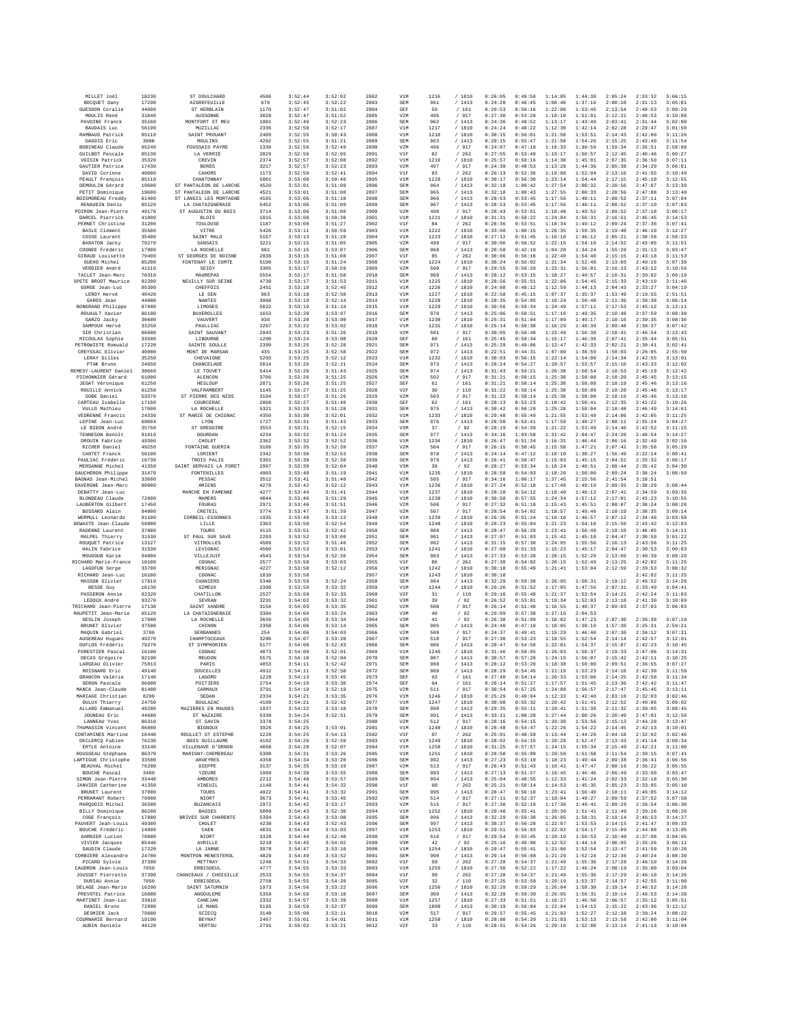| | | | | | | | | | | | | | | | | |
|---|---|---|---|---|---|---|---|---|---|---|---|---|---|---|---|---|
| MILLET Joël | 18230 | ST DOULCHARD | 4586 | 3:52:44 | 3:52:02 | 2882 | V1M | 1216 | / 1810 | 0:26:05 | 0:49:58 | 1:14:05 | 1:44:38 | 2:05:24 | 2:33:32 | 3:06:15 |
| BOCQUET Dany | 17290 | AIGREFEUILLE | 678 | 3:52:45 | 3:52:22 | 2883 | SEM | 961 | / 1413 | 0:24:20 | 0:46:45 | 1:08:40 | 1:37:16 | 2:00:10 | 2:31:13 | 3:05:01 |
| GUESDON Coralie | 44800 | ST HERBLAIN | 1170 | 3:52:47 | 3:51:02 | 2884 | SEF | 59 | / 161 | 0:29:53 | 0:56:16 | 1:22:08 | 1:53:45 | 2:13:54 | 2:40:53 | 3:09:29 |
| MOULIS René | 31840 | AUSSONNE | 3828 | 3:52:47 | 3:51:52 | 2885 | V2M | 495 | / 917 | 0:27:30 | 0:53:28 | 1:19:19 | 1:51:01 | 2:12:21 | 2:40:53 | 3:10:08 |
| PAVOINE Franck | 35160 | MONTFORT ST MEU | 1801 | 3:52:49 | 3:52:23 | 2886 | SEM | 962 | / 1413 | 0:24:36 | 0:48:52 | 1:13:17 | 1:43:49 | 2:03:41 | 2:31:44 | 3:02:00 |
| BAUDAIS Luc | 56190 | MUZILLAC | 2336 | 3:52:50 | 3:52:17 | 2887 | V1M | 1217 | / 1810 | 0:24:24 | 0:48:22 | 1:12:30 | 1:42:14 | 2:02:28 | 2:29:47 | 3:01:50 |
| RAMBAUD Patrick | 85110 | SAINT PROUANT | 2409 | 3:52:55 | 3:50:43 | 2888 | V1M | 1218 | / 1810 | 0:30:15 | 0:56:01 | 1:21:50 | 1:53:51 | 2:14:43 | 2:42:00 | 3:11:26 |
| DAGOIS Eric | 3000 | MOULINS | 4292 | 3:52:55 | 3:51:21 | 2889 | SEM | 963 | / 1413 | 0:29:15 | 0:55:47 | 1:21:58 | 1:54:26 | 2:15:25 | 2:43:49 | 3:11:54 |
| BOBINEAU Claude | 85240 | FOUSSAIS PAYRE | 1330 | 3:52:56 | 3:52:49 | 2890 | V2M | 496 | / 917 | 0:24:07 | 0:47:10 | 1:10:33 | 1:39:59 | 1:59:34 | 2:26:51 | 2:58:08 |
| GUILBOT Pascale | 85130 | LA VERRIE | 2829 | 3:52:56 | 3:52:05 | 2891 | V1F | 82 | / 262 | 0:27:55 | 0:53:40 | 1:19:17 | 1:50:57 | 2:12:45 | 2:40:46 | 3:09:27 |
| VOISIN Patrick | 35320 | CREVIN | 2374 | 3:52:57 | 3:52:08 | 2892 | V1M | 1219 | / 1810 | 0:25:57 | 0:50:16 | 1:14:38 | 1:45:01 | 2:07:35 | 2:36:50 | 3:07:11 |
| GAUTIER Patrice | 17430 | BORDS | 3217 | 3:52:57 | 3:52:23 | 2893 | V2M | 497 | / 917 | 0:24:39 | 0:48:53 | 1:13:29 | 1:44:36 | 2:05:38 | 2:34:29 | 3:06:01 |
| DAVID Corinne | 46000 | CAHORS | 1173 | 3:52:59 | 3:52:41 | 2894 | V1F | 83 | / 262 | 0:26:13 | 0:52:36 | 1:19:08 | 1:52:04 | 2:13:16 | 2:41:55 | 3:10:49 |
| PEAULT François | 85110 | CHANTONNAY | 5801 | 3:53:00 | 3:50:48 | 2895 | V1M | 1220 | / 1810 | 0:30:17 | 0:56:30 | 1:23:14 | 1:54:44 | 2:17:15 | 2:45:10 | 3:12:55 |
| DEMOULIN Gérard | 19600 | ST PANTALEON DE LARCHE | 4520 | 3:53:01 | 3:51:00 | 2896 | SEM | 964 | / 1413 | 0:32:18 | 1:00:42 | 1:27:54 | 2:00:32 | 2:20:56 | 2:47:07 | 3:13:39 |
| PETIT Dominique | 19600 | ST PANTALEON DE LARCHE | 4521 | 3:53:01 | 3:51:00 | 2897 | SEM | 965 | / 1413 | 0:32:18 | 1:00:43 | 1:27:55 | 2:00:33 | 2:20:56 | 2:47:08 | 3:13:40 |
| BOISMOREAU Freddy | 61400 | ST LANGIS LES MORTAGNE | 4165 | 3:53:06 | 3:51:10 | 2898 | SEM | 966 | / 1413 | 0:28:53 | 0:53:45 | 1:17:56 | 1:48:11 | 2:08:52 | 2:37:11 | 3:07:04 |
| RENAUDIN Denis | 85120 | LA CHATAIGNERAIE | 5452 | 3:53:06 | 3:51:09 | 2899 | SEM | 967 | / 1413 | 0:28:53 | 0:53:45 | 1:17:56 | 1:48:11 | 2:08:52 | 2:37:10 | 3:07:03 |
| POIRON Jean-Pierre | 49170 | ST AUGUSTIN DU BOIS | 3714 | 3:53:06 | 3:51:08 | 2900 | V2M | 498 | / 917 | 0:28:43 | 0:53:51 | 1:18:48 | 1:49:52 | 2:09:52 | 2:37:18 | 3:06:17 |
| DARCEL Pierrick | 41000 | BLOIS | 1815 | 3:53:08 | 3:50:38 | 2901 | V1M | 1221 | / 1810 | 0:31:31 | 0:58:22 | 1:24:04 | 1:56:31 | 2:16:51 | 2:45:45 | 3:14:53 |
| PERNET Christine | 31200 | TOULOUSE | 1187 | 3:53:08 | 3:51:27 | 2902 | V1F | 84 | / 262 | 0:28:36 | 0:53:51 | 1:18:34 | 1:49:12 | 2:09:24 | 2:37:36 | 3:07:41 |
| BASLE Clément | 35500 | VITRE | 5426 | 3:53:11 | 3:50:59 | 2903 | V1M | 1222 | / 1810 | 0:33:08 | 1:00:15 | 1:26:35 | 1:59:35 | 2:19:40 | 2:46:10 | 3:12:27 |
| COSSE Laurent | 35400 | SAINT MALO | 5157 | 3:53:13 | 3:51:28 | 2904 | V1M | 1223 | / 1810 | 0:27:12 | 0:51:45 | 1:16:10 | 1:46:12 | 2:05:21 | 2:30:58 | 2:58:23 |
| BARATON Jacky | 79270 | SANSAIS | 3221 | 3:53:15 | 3:51:05 | 2905 | V2M | 499 | / 917 | 0:30:06 | 0:56:52 | 1:22:15 | 1:54:10 | 2:14:52 | 2:43:05 | 3:11:51 |
| COGNEE Frédéric | 17000 | LA ROCHELLE | 982 | 3:53:15 | 3:53:07 | 2906 | SEM | 968 | / 1413 | 0:20:50 | 0:42:19 | 1:04:28 | 1:34:24 | 1:55:29 | 2:31:13 | 3:03:47 |
| GIRAUD Louisette | 79400 | ST GEORGES DE NOISNE | 2838 | 3:53:15 | 3:51:08 | 2907 | V1F | 85 | / 262 | 0:30:06 | 0:56:16 | 1:22:40 | 1:54:40 | 2:15:15 | 2:43:18 | 3:11:53 |
| GUEHO Michel | 85200 | FONTENAY LE COMTE | 5190 | 3:53:15 | 3:51:24 | 2908 | V1M | 1224 | / 1810 | 0:30:24 | 0:56:02 | 1:21:34 | 1:52:48 | 2:13:03 | 2:40:16 | 3:07:39 |
| VERDIER André | 41110 | SEIGY | 3305 | 3:53:17 | 3:50:59 | 2909 | V2M | 500 | / 917 | 0:29:55 | 0:56:29 | 1:23:31 | 1:56:01 | 2:16:23 | 2:43:12 | 3:10:56 |
| TACLET Jean-Marc | 78310 | MAUREPAS | 5554 | 3:53:17 | 3:51:50 | 2910 | SEM | 969 | / 1413 | 0:28:12 | 0:53:15 | 1:18:27 | 1:49:57 | 2:10:31 | 2:39:02 | 3:09:19 |
| SPETE BROOT Maurice | 92200 | NEUILLY SUR SEINE | 4730 | 3:53:17 | 3:51:53 | 2911 | V1M | 1225 | / 1810 | 0:28:56 | 0:55:51 | 1:22:06 | 1:54:45 | 2:15:33 | 2:43:19 | 3:11:46 |
| GORGE Jean-Luc | 85390 | CHEFFOIS | 2451 | 3:53:18 | 3:52:45 | 2912 | V1M | 1226 | / 1810 | 0:24:08 | 0:48:12 | 1:12:59 | 1:44:13 | 2:04:43 | 2:33:27 | 3:04:19 |
| LEROY Hervé | 40420 | LE SEN | 963 | 3:53:18 | 3:52:50 | 2913 | V1M | 1227 | / 1810 | 0:22:58 | 0:45:15 | 1:07:37 | 1:35:37 | 1:53:49 | 2:19:55 | 2:51:51 |
| GAROS Jean | 44000 | NANTES | 3968 | 3:53:19 | 3:52:14 | 2914 | V1M | 1228 | / 1810 | 0:28:35 | 0:54:05 | 1:19:24 | 1:50:48 | 2:11:36 | 2:38:38 | 3:06:14 |
| BONGRAND Philippe | 87000 | LIMOGES | 5022 | 3:53:19 | 3:51:14 | 2915 | V1M | 1229 | / 1810 | 0:30:56 | 0:58:34 | 1:24:49 | 1:57:11 | 2:17:53 | 2:45:12 | 3:13:11 |
| ROUAULT Xavier | 86180 | BUXEROLLES | 1653 | 3:53:20 | 3:53:07 | 2916 | SEM | 970 | / 1413 | 0:25:06 | 0:50:51 | 1:17:16 | 1:49:35 | 2:10:40 | 2:37:59 | 3:08:30 |
| GARZO Jacky | 30600 | VAUVERT | 938 | 3:53:20 | 3:53:00 | 2917 | V1M | 1230 | / 1810 | 0:25:31 | 0:51:04 | 1:17:09 | 1:49:17 | 2:10:16 | 2:39:35 | 3:08:36 |
| SAMPOUX Hervé | 33250 | PAUILLAC | 2267 | 3:53:22 | 3:53:02 | 2918 | V1M | 1231 | / 1810 | 0:25:14 | 0:50:38 | 1:16:29 | 1:48:39 | 2:09:48 | 2:38:37 | 3:07:42 |
| SIR Christian | 86600 | SAINT SAUVANT | 2943 | 3:53:23 | 3:51:26 | 2919 | V2M | 501 | / 917 | 0:30:05 | 0:56:40 | 1:23:49 | 1:56:38 | 2:18:41 | 2:46:54 | 3:13:43 |
| MICOULAS Sophie | 33500 | LIBOURNE | 1200 | 3:53:24 | 3:53:00 | 2920 | SEF | 60 | / 161 | 0:25:45 | 0:50:34 | 1:15:17 | 1:46:38 | 2:07:41 | 2:35:44 | 3:05:51 |
| PETROWISTE Romuald | 17220 | SAINTE SOULLE | 2399 | 3:53:25 | 3:52:28 | 2921 | SEM | 971 | / 1413 | 0:25:29 | 0:49:06 | 1:12:47 | 1:42:33 | 2:02:21 | 2:30:41 | 3:02:41 |
| CREYSSAC Olivier | 40000 | MONT DE MARSAN | 435 | 3:53:25 | 3:52:58 | 2922 | SEM | 972 | / 1413 | 0:22:51 | 0:44:31 | 1:07:00 | 1:38:59 | 1:58:03 | 2:26:05 | 2:55:50 |
| LERAY Gilles | 35250 | CHEVAIGNE | 5203 | 3:53:25 | 3:52:12 | 2923 | V1M | 1232 | / 1810 | 0:30:03 | 0:56:15 | 1:22:14 | 1:54:00 | 2:14:34 | 2:42:55 | 3:13:01 |
| PTAK Bruno | 24650 | CHANCELADE | 5014 | 3:53:26 | 3:52:21 | 2924 | SEM | 973 | / 1413 | 0:28:24 | 0:54:27 | 1:20:57 | 1:53:57 | 2:15:10 | 2:43:33 | 3:12:02 |
| REMESY-LAURENT Daniel | 38660 | LE TOUVET | 5414 | 3:53:26 | 3:51:43 | 2925 | SEM | 974 | / 1413 | 0:31:43 | 0:59:21 | 1:26:38 | 1:58:54 | 2:18:53 | 2:45:19 | 3:12:42 |
| PICHONNIER Gérard | 61000 | ALENCON | 3706 | 3:53:26 | 3:51:25 | 2926 | V2M | 502 | / 917 | 0:31:21 | 0:58:15 | 1:25:30 | 1:58:08 | 2:18:20 | 2:45:45 | 3:13:15 |
| JEGAT Véronique | 61250 | HESLOUP | 2871 | 3:53:26 | 3:51:25 | 2927 | SEF | 61 | / 161 | 0:31:21 | 0:58:14 | 1:25:30 | 1:58:09 | 2:18:19 | 2:45:46 | 3:13:16 |
| ROUILLE Annick | 61250 | VALFRAMBERT | 1145 | 3:53:27 | 3:51:25 | 2928 | V2F | 30 | / 110 | 0:31:22 | 0:58:14 | 1:25:30 | 1:58:09 | 2:18:20 | 2:45:46 | 3:13:17 |
| GOBE Daniel | 53370 | ST PIERRE DES NIDS | 3194 | 3:53:27 | 3:51:26 | 2929 | V2M | 503 | / 917 | 0:31:22 | 0:58:14 | 1:25:30 | 1:58:08 | 2:18:19 | 2:45:46 | 3:13:16 |
| CARTEAU Isabelle | 17160 | COURCERAC | 2868 | 3:53:27 | 3:51:49 | 2930 | SEF | 62 | / 161 | 0:28:13 | 0:53:23 | 1:18:42 | 1:50:41 | 2:12:35 | 2:41:22 | 3:10:26 |
| VULLO Mathieu | 17000 | LA ROCHELLE | 5321 | 3:53:29 | 3:51:28 | 2931 | SEM | 975 | / 1413 | 0:30:42 | 0:58:28 | 1:25:28 | 1:58:04 | 2:18:48 | 2:46:49 | 3:14:01 |
| VEDRENNE Francis | 24330 | ST MARIE DE CHIGNAC | 4350 | 3:53:30 | 3:52:01 | 2932 | V1M | 1233 | / 1810 | 0:29:40 | 0:55:49 | 1:21:55 | 1:53:49 | 2:14:06 | 2:42:05 | 3:11:25 |
| LEPINE Jean-Luc | 69004 | LYON | 1727 | 3:53:31 | 3:51:43 | 2933 | SEM | 976 | / 1413 | 0:28:50 | 0:53:41 | 1:17:59 | 1:48:27 | 2:08:11 | 2:35:24 | 3:04:27 |
| LE BIDON André | 35760 | ST GREGOIRE | 3553 | 3:53:31 | 3:52:15 | 2934 | V3M | 37 | / 92 | 0:28:19 | 0:54:39 | 1:21:22 | 1:53:49 | 2:14:40 | 2:42:52 | 3:11:15 |
| TENNESON Benoît | 91410 | DOURDAN | 4234 | 3:53:32 | 3:51:24 | 2935 | SEM | 977 | / 1413 | 0:34:16 | 1:03:58 | 1:31:42 | 2:04:47 | 2:24:20 | 2:48:54 | 3:14:27 |
| DROUIN Fabrice | 49300 | CHOLET | 2362 | 3:53:32 | 3:52:52 | 2936 | V1M | 1234 | / 1810 | 0:26:47 | 0:51:34 | 1:16:31 | 1:46:44 | 2:06:16 | 2:32:49 | 3:02:16 |
| RICHER Daniel | 49250 | FONTAINE GUERIN | 3186 | 3:53:35 | 3:52:39 | 2937 | V2M | 504 | / 917 | 0:26:15 | 0:50:45 | 1:15:58 | 1:47:21 | 2:07:42 | 2:35:56 | 3:05:29 |
| CANTET Franck | 56100 | LORIENT | 2342 | 3:53:36 | 3:52:53 | 2938 | SEM | 978 | / 1413 | 0:24:14 | 0:47:12 | 1:10:10 | 1:38:27 | 1:56:49 | 2:22:14 | 3:00:41 |
| PAULIAC Frédéric | 16730 | TROIS PALIS | 5391 | 3:53:39 | 3:52:38 | 2939 | SEM | 979 | / 1413 | 0:26:41 | 0:50:47 | 1:15:03 | 1:45:15 | 2:04:52 | 2:33:32 | 3:06:17 |
| MERSANNE Michel | 41350 | SAINT GERVAIS LA FORET | 2997 | 3:53:39 | 3:52:04 | 2940 | V3M | 38 | / 92 | 0:28:27 | 0:53:34 | 1:18:24 | 1:48:51 | 2:08:44 | 2:35:42 | 3:04:30 |
| GAUCHERON Philippe | 31470 | FONTENILLES | 4903 | 3:53:40 | 3:51:19 | 2941 | V1M | 1235 | / 1810 | 0:28:58 | 0:54:03 | 1:18:20 | 1:50:00 | 2:09:24 | 2:38:24 | 3:08:50 |
| BAGNAS Jean-Michel | 33600 | PESSAC | 3512 | 3:53:41 | 3:51:40 | 2942 | V2M | 505 | / 917 | 0:34:16 | 1:06:17 | 1:37:45 | 2:15:56 | 2:41:54 | 3:18:51 | |
| DAVERGNE Jean-Marc | 80000 | AMIENS | 4278 | 3:53:42 | 3:52:12 | 2943 | V1M | 1236 | / 1810 | 0:27:24 | 0:52:18 | 1:17:48 | 1:49:19 | 2:09:55 | 2:38:29 | 3:08:44 |
| DEBATTY Jean-Luc | | MARCHE EN FAMENNE | 4277 | 3:53:44 | 3:51:41 | 2944 | V1M | 1237 | / 1810 | 0:28:28 | 0:54:12 | 1:18:40 | 1:48:13 | 2:07:41 | 2:34:59 | 3:03:35 |
| BLONDEAU Claude | 72600 | MAMERS | 4044 | 3:53:46 | 3:51:29 | 2945 | V1M | 1238 | / 1810 | 0:30:58 | 0:57:55 | 1:24:34 | 1:57:12 | 2:17:01 | 2:43:23 | 3:10:55 |
| LAUBERTON Gilbert | 17450 | FOURAS | 2971 | 3:53:46 | 3:51:51 | 2946 | V2M | 506 | / 917 | 0:27:32 | 0:51:18 | 1:15:43 | 1:45:51 | 2:08:07 | 2:38:24 | 3:08:28 |
| BOSSARD Alain | 94000 | CRETEIL | 3774 | 3:53:47 | 3:51:39 | 2947 | V2M | 507 | / 917 | 0:28:54 | 0:54:02 | 1:18:57 | 1:49:46 | 2:10:19 | 2:38:35 | 3:09:14 |
| WORMULL Leonardo | 91100 | CORBEIL-ESSONNES | 1935 | 3:53:48 | 3:53:13 | 2948 | V1M | 1239 | / 1810 | 0:26:36 | 0:51:24 | 1:16:16 | 1:46:57 | 2:07:12 | 2:34:46 | 3:03:58 |
| DEWASTE Jean-Claude | 59000 | LILLE | 2363 | 3:53:50 | 3:52:54 | 2949 | V1M | 1240 | / 1810 | 0:28:23 | 0:55:04 | 1:21:23 | 1:54:18 | 2:15:50 | 2:43:42 | 3:12:03 |
| RADENNE Laurent | 37000 | TOURS | 4115 | 3:53:51 | 3:52:42 | 2950 | SEM | 980 | / 1413 | 0:28:47 | 0:56:29 | 1:23:41 | 1:56:49 | 2:18:10 | 2:46:05 | 3:14:11 |
| MALPEL Thierry | 31530 | ST PAUL SUR SAVE | 2293 | 3:53:52 | 3:53:00 | 2951 | SEM | 981 | / 1413 | 0:27:07 | 0:51:03 | 1:15:42 | 1:45:18 | 2:04:47 | 2:30:59 | 3:01:22 |
| ROUQUET Patrice | 13127 | VITROLLES | 4589 | 3:53:52 | 3:51:46 | 2952 | SEM | 982 | / 1413 | 0:31:15 | 0:57:30 | 1:24:05 | 1:55:56 | 2:16:13 | 2:43:56 | 3:11:25 |
| HALIN Fabrice | 31530 | LEVIGNAC | 4560 | 3:53:53 | 3:53:01 | 2953 | V1M | 1241 | / 1810 | 0:27:08 | 0:51:33 | 1:15:23 | 1:45:17 | 2:04:47 | 2:30:53 | 3:00:03 |
| MOUDOUB Karim | 94800 | VILLEJUIF | 4543 | 3:53:54 | 3:52:34 | 2954 | SEM | 983 | / 1413 | 0:27:33 | 0:53:20 | 1:20:15 | 1:52:29 | 2:13:00 | 2:40:39 | 3:09:20 |
| RICHARD Marie-France | 16100 | COGNAC | 2577 | 3:53:58 | 3:53:03 | 2955 | V1F | 86 | / 262 | 0:27:30 | 0:54:02 | 1:20:15 | 1:52:49 | 2:13:25 | 2:42:02 | 3:11:25 |
| LAGOFUN Serge | 33700 | MERIGNAC | 4227 | 3:53:58 | 3:52:12 | 2956 | V1M | 1242 | / 1810 | 0:30:18 | 0:55:49 | 1:21:41 | 1:53:04 | 2:12:59 | 2:39:53 | 3:08:32 |
| RICHARD Jean-Luc | 16100 | COGNAC | 1010 | 3:53:58 | | 2957 | V1M | 1243 | / 1810 | 0:30:18 | | | | | 2:42:02 | 3:11:25 |
| MASSON Olivier | 17610 | CHANIERS | 5346 | 3:53:59 | 3:52:24 | 2958 | SEM | 984 | / 1413 | 0:32:29 | 0:59:30 | 1:26:05 | 1:58:31 | 2:19:12 | 2:46:52 | 3:14:28 |
| BESSE Guy | 16130 | GIMEUX | 2309 | 3:53:59 | 3:53:32 | 2959 | V1M | 1244 | / 1810 | 0:26:26 | 0:51:52 | 1:17:05 | 1:47:56 | 2:07:31 | 2:33:49 | 3:04:41 |
| PASSERON Annie | 92320 | CHATILLON | 2527 | 3:53:59 | 3:52:33 | 2960 | V2F | 31 | / 110 | 0:29:16 | 0:55:40 | 1:21:37 | 1:53:54 | 2:14:21 | 2:42:24 | 3:11:03 |
| LEDOUX André | 93270 | SEVRAN | 3291 | 3:54:02 | 3:53:32 | 2961 | V3M | 39 | / 92 | 0:26:52 | 0:53:01 | 1:19:34 | 1:52:03 | 2:13:18 | 2:41:30 | 3:10:09 |
| TRICHARD Jean-Pierre | 17138 | SAINT XANDRE | 3154 | 3:54:03 | 3:53:35 | 2962 | V2M | 508 | / 917 | 0:26:14 | 0:51:48 | 1:16:55 | 1:48:37 | 2:09:03 | 2:37:03 | 3:06:03 |
| MAUPETIT Jean-Marie | 85120 | LA CHATAIGNERAIE | 3384 | 3:54:04 | 3:53:24 | 2963 | V3M | 40 | / 92 | 0:29:09 | 0:57:38 | 1:27:16 | 2:04:53 | | | |
| GESLIN Joseph | 17000 | LA ROCHELLE | 3659 | 3:54:05 | 3:53:34 | 2964 | V3M | 41 | / 92 | 0:26:38 | 0:51:09 | 1:16:02 | 1:47:23 | 2:07:30 | 2:36:38 | 3:07:19 |
| BRUNET Olivier | 37500 | CHINON | 2358 | 3:54:06 | 3:53:14 | 2965 | SEM | 985 | / 1413 | 0:24:40 | 0:47:18 | 1:10:05 | 1:38:10 | 1:57:30 | 2:25:31 | 2:59:21 |
| MAQUIN Gabriel | 3700 | SERBANNES | 254 | 3:54:06 | 3:54:03 | 2966 | V2M | 509 | / 917 | 0:24:37 | 0:49:41 | 1:15:29 | 1:46:40 | 2:07:30 | 2:36:12 | 3:07:31 |
| AUGEREAU Hugues | 49270 | CHAMPTOCEAUX | 3286 | 3:54:07 | 3:53:20 | 2967 | V2M | 510 | / 917 | 0:27:30 | 0:53:23 | 1:19:55 | 1:52:54 | 2:14:14 | 2:42:57 | 3:12:01 |
| DUFLOS Frédéric | 79270 | ST SYMPHORIEN | 5177 | 3:54:08 | 3:52:43 | 2968 | SEM | 986 | / 1413 | 0:28:47 | 0:54:58 | 1:22:01 | 1:54:37 | 2:15:07 | 2:42:23 | 3:10:45 |
| FORESTIER Pascal | 16100 | COGNAC | 4873 | 3:54:09 | 3:52:01 | 2969 | V1M | 1245 | / 1810 | 0:31:46 | 0:59:05 | 1:26:03 | 1:58:37 | 2:19:33 | 2:47:06 | 3:14:31 |
| DECAS Grégoire | 92190 | MEUDON | 5575 | 3:54:10 | 3:52:04 | 2970 | SEM | 987 | / 1413 | 0:30:57 | 0:57:28 | 1:24:15 | 1:56:07 | 2:15:42 | 2:42:11 | 3:10:25 |
| LARGEAU Olivier | 75013 | PARIS | 4853 | 3:54:11 | 3:52:42 | 2971 | SEM | 988 | / 1413 | 0:28:12 | 0:53:20 | 1:18:38 | 1:50:00 | 2:09:51 | 2:36:55 | 3:07:27 |
| ROISNARD Eric | 49140 | SOUCELLES | 4912 | 3:54:11 | 3:52:58 | 2972 | SEM | 989 | / 1413 | 0:28:29 | 0:54:45 | 1:21:19 | 1:53:23 | 2:14:16 | 2:42:38 | 3:11:59 |
| GRANCON Valérie | 17140 | LAGORD | 1228 | 3:54:13 | 3:53:45 | 2973 | SEF | 63 | / 161 | 0:27:40 | 0:54:14 | 1:20:33 | 1:53:06 | 2:14:25 | 2:42:58 | 3:11:34 |
| GERON Pascale | 86000 | POITIERS | 2754 | 3:54:19 | 3:53:38 | 2974 | SEF | 64 | / 161 | 0:26:14 | 0:51:27 | 1:17:57 | 1:51:45 | 2:13:36 | 2:42:42 | 3:11:47 |
| MANCA Jean-Claude | 81400 | CARMAUX | 3791 | 3:54:19 | 3:52:45 | 2975 | V2M | 511 | / 917 | 0:30:54 | 0:57:25 | 1:24:08 | 1:56:57 | 2:17:47 | 2:45:45 | 3:13:11 |
| MARIAGE Christian | 8200 | SEDAN | 2334 | 3:54:21 | 3:53:35 | 2976 | V1M | 1246 | / 1810 | 0:25:29 | 0:49:04 | 1:12:33 | 1:42:40 | 2:03:18 | 2:32:03 | 3:02:46 |
| DULUX Thierry | 24750 | BOULAZAC | 4108 | 3:54:21 | 3:52:42 | 2977 | V1M | 1247 | / 1810 | 0:30:08 | 0:55:32 | 1:20:42 | 1:51:41 | 2:12:52 | 2:40:06 | 3:09:02 |
| ALLARD Emmanuel | 49280 | MAZIERES EN MAUGES | 1937 | 3:54:22 | 3:53:10 | 2978 | SEM | 990 | / 1413 | 0:29:35 | 0:55:11 | 1:20:41 | 1:51:38 | 2:11:32 | 2:39:05 | 3:08:45 |
| JOUNEAU Eric | 44600 | ST NAZAIRE | 5330 | 3:54:24 | 3:52:51 | 2979 | SEM | 991 | / 1413 | 0:33:11 | 1:00:28 | 1:27:44 | 2:00:26 | 2:20:49 | 2:47:01 | 3:12:56 |
| LANNEAU Yves | 86310 | ST SAVIN | 3378 | 3:54:25 | | 2980 | V2M | 512 | / 917 | 0:28:16 | 0:54:15 | 1:20:30 | 1:53:56 | 2:15:13 | 2:44:28 | 3:13:47 |
| THUMASSIN Vincent | 86800 | BIGNOUX | 3926 | 3:54:25 | 3:53:01 | 2981 | V1M | 1248 | / 1810 | 0:28:48 | 0:54:47 | 1:22:26 | 1:54:22 | 2:14:45 | 2:42:13 | 3:10:01 |
| CONTAMINES Martine | 16440 | ROULLET ST ESTEPHE | 1220 | 3:54:25 | 3:54:13 | 2982 | V1F | 87 | / 262 | 0:25:01 | 0:48:59 | 1:13:44 | 1:44:28 | 2:04:18 | 2:32:02 | 3:02:46 |
| DECLERCQ Fabien | 76230 | BOIS GUILLAUME | 4102 | 3:54:26 | 3:52:59 | 2983 | V1M | 1249 | / 1810 | 0:28:02 | 0:54:15 | 1:20:28 | 1:52:47 | 2:13:43 | 2:41:14 | 3:09:34 |
| ERTLE Antoine | 33140 | VILLENAVE D'ORNON | 4066 | 3:54:28 | 3:52:07 | 2984 | V1M | 1250 | / 1810 | 0:31:25 | 0:57:57 | 1:24:15 | 1:55:34 | 2:15:40 | 2:42:21 | 3:11:00 |
| ROUSSEAU Stéphane | 86370 | MARIGNY-CHEMEREAU | 5300 | 3:54:31 | 3:53:26 | 2985 | V1M | 1251 | / 1810 | 0:28:50 | 0:55:09 | 1:20:50 | 1:51:58 | 2:11:54 | 2:39:15 | 3:07:41 |
| LARTIGUE Christophe | 33500 | ARUEYRES | 4358 | 3:54:34 | 3:53:20 | 2986 | SEM | 992 | / 1413 | 0:27:23 | 0:53:10 | 1:18:23 | 1:49:44 | 2:09:38 | 2:36:41 | 3:06:56 |
| BEAUVAL Michel | 76200 | DIEPPE | 3137 | 3:54:35 | 3:53:19 | 2987 | V2M | 513 | / 917 | 0:26:43 | 0:51:43 | 1:16:41 | 1:47:47 | 2:08:16 | 2:36:22 | 3:05:55 |
| BOUCHE Pascal | 3400 | YZEURE | 1989 | 3:54:39 | 3:53:55 | 2988 | SEM | 993 | / 1413 | 0:27:13 | 0:51:57 | 1:16:45 | 1:46:46 | 2:06:49 | 2:33:50 | 3:03:47 |
| SIMON Jean-Pierre | 33440 | AMBORES | 2212 | 3:54:40 | 3:53:57 | 2989 | SEM | 994 | / 1413 | 0:25:04 | 0:48:55 | 1:12:33 | 1:41:24 | 2:02:33 | 2:32:18 | 3:05:30 |
| JANVIER Catherine | 41350 | VINEUIL | 1148 | 3:54:41 | 3:54:32 | 2990 | V1F | 88 | / 262 | 0:25:21 | 0:50:14 | 1:14:53 | 1:45:35 | 2:05:23 | 2:33:05 | 3:05:10 |
| BRUNET Laurent | 37000 | TOURS | 4922 | 3:54:41 | 3:53:22 | 2991 | SEM | 995 | / 1413 | 0:28:47 | 0:56:10 | 1:23:41 | 1:56:49 | 2:18:11 | 2:46:05 | 3:14:12 |
| PERRAMANT Robert | 79000 | NIORT | 3673 | 3:54:41 | 3:53:45 | 2992 | V2M | 514 | / 917 | 0:27:11 | 0:52:37 | 1:18:04 | 1:49:27 | 2:09:59 | 2:37:52 | 3:07:58 |
| MARQUOIS Michel | 36500 | BUZANCAIS | 2972 | 3:54:42 | 3:53:17 | 2993 | V2M | 515 | / 917 | 0:28:10 | 0:52:19 | 1:17:30 | 1:49:01 | 2:09:28 | 2:36:54 | 3:06:30 |
| BILLY Dominique | 86200 | BASSES | 5009 | 3:54:43 | 3:52:30 | 2994 | V1M | 1252 | / 1810 | 0:29:40 | 0:55:41 | 1:20:30 | 1:51:41 | 2:11:49 | 2:39:26 | 3:08:20 |
| COGE François | 17800 | BRIVES SUR CHARENTE | 5394 | 3:54:43 | 3:53:08 | 2995 | SEM | 996 | / 1413 | 0:32:29 | 0:59:30 | 1:26:05 | 1:58:31 | 2:19:14 | 2:46:53 | 3:14:27 |
| PAUVERT Jean-Louis | 49300 | CHOLET | 4230 | 3:54:43 | 3:52:43 | 2996 | SEM | 997 | / 1413 | 0:30:37 | 0:56:28 | 1:22:07 | 1:53:53 | 2:14:15 | 2:41:47 | 3:09:33 |
| BOUCHE Frédéric | 14099 | CAEN | 4031 | 3:54:44 | 3:53:03 | 2997 | V1M | 1253 | / 1810 | 0:29:51 | 0:56:03 | 1:22:02 | 1:54:17 | 2:15:09 | 2:44:08 | 3:13:05 |
| GARNIER Lucien | 79000 | NIORT | 3328 | 3:54:44 | 3:52:48 | 2998 | V2M | 516 | / 917 | 0:29:54 | 0:55:45 | 1:20:19 | 1:50:53 | 2:10:40 | 2:37:08 | 3:04:05 |
| VIVIER Jacques | 85440 | AVRILLE | 3218 | 3:54:45 | 3:54:02 | 2999 | V3M | 42 | / 92 | 0:25:16 | 0:49:00 | 1:12:52 | 1:44:14 | 2:06:05 | 2:35:26 | 3:06:11 |
| GAUDIN Claude | 17220 | LA JARNE | 3978 | 3:54:47 | 3:53:10 | 3000 | V1M | 1254 | / 1810 | 0:29:47 | 0:55:41 | 1:21:06 | 1:52:54 | 2:13:47 | 2:41:59 | 3:10:28 |
| CORBIERE Alexandre | 24750 | MONTPON MENESTEROL | 4829 | 3:54:49 | 3:53:52 | 3001 | SEM | 998 | / 1413 | 0:29:14 | 0:56:08 | 1:21:29 | 1:52:24 | 2:12:36 | 2:40:24 | 3:08:39 |
| PICARD Sylvie | 37390 | METTRAY | 1240 | 3:54:51 | 3:54:33 | 3002 | V1F | 89 | / 262 | 0:27:28 | 0:54:37 | 1:21:49 | 1:55:36 | 2:17:28 | 2:46:10 | 3:14:26 |
| CAUDRON Jean-Louis | 7050 | ERBISOEUL | 4777 | 3:54:55 | 3:53:33 | 3003 | V1M | 1255 | / 1810 | 0:27:50 | 0:52:22 | 1:17:22 | 1:48:24 | 2:08:19 | 2:35:00 | 3:03:04 |
| JOUSSET Pierrette | 37390 | CHANCEAUX / CHOISILLE | 2533 | 3:54:55 | 3:54:37 | 3004 | V1F | 90 | / 262 | 0:27:28 | 0:54:37 | 1:21:49 | 1:55:36 | 2:17:29 | 2:46:10 | 3:14:26 |
| DURIAU Annie | 7050 | ERBISOEUL | 2758 | 3:54:55 | 3:54:20 | 3005 | V2F | 32 | / 110 | 0:27:25 | 0:53:58 | 1:20:19 | 1:53:37 | 2:14:57 | 2:42:55 | 3:11:00 |
| DELAGE Jean-Marie | 16290 | SAINT SATURNIN | 1973 | 3:54:56 | 3:53:22 | 3006 | V1M | 1256 | / 1810 | 0:32:29 | 0:59:29 | 1:26:04 | 1:58:30 | 2:19:14 | 2:46:52 | 3:14:28 |
| PREVOTEL Patrice | 16000 | ANGOULEME | 5359 | 3:54:56 | 3:53:18 | 3007 | SEM | 999 | / 1413 | 0:32:29 | 0:59:30 | 1:26:05 | 1:58:31 | 2:19:14 | 2:46:53 | 3:14:28 |
| MARTINET Jean-Luc | 33610 | CANEJAN | 2332 | 3:54:57 | 3:53:39 | 3008 | V1M | 1257 | / 1810 | 0:27:33 | 0:51:51 | 1:16:27 | 1:46:50 | 2:06:57 | 2:35:12 | 3:05:51 |
| DANIEL Bruno | 72000 | LE MANS | 5195 | 3:54:59 | 3:52:37 | 3009 | SEM | 1000 | / 1413 | 0:30:19 | 0:56:04 | 1:22:04 | 1:54:13 | 2:15:22 | 2:43:36 | 3:12:12 |
| DESMIER Jack | 79000 | SCIECQ | 3148 | 3:55:00 | 3:53:11 | 3010 | V2M | 517 | / 917 | 0:29:57 | 0:55:45 | 1:21:02 | 1:52:27 | 2:12:38 | 2:39:24 | 3:08:22 |
| COURNAERE Bernard | 19100 | BEYNAT | 2467 | 3:55:01 | 3:54:01 | 3011 | V1M | 1258 | / 1810 | 0:28:08 | 0:54:39 | 1:21:03 | 1:53:13 | 2:13:58 | 2:42:00 | 3:11:04 |
| AUBIN Danièle | 44120 | VERTOU | 2791 | 3:55:02 | 3:53:21 | 3012 | V2F | 33 | / 110 | 0:28:51 | 0:54:26 | 1:20:16 | 1:52:08 | 2:13:14 | 2:41:13 | 3:10:04 |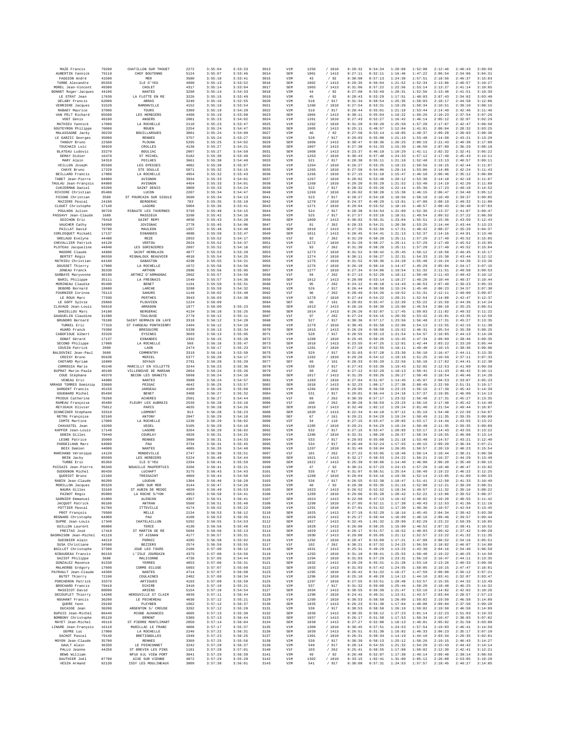| MAZE Francis | 79200 | CHATILLON SUR THOUET | 2272 | 3:55:04 | 3:53:33 | 3013 | V1M | 1259 | / 1810 | 0:28:32 | 0:54:34 | 1:20:09 | 1:52:08 | 2:12:46 | 2:40:43 | 3:09:50 |
|---|---|---|---|---|---|---|---|---|---|---|---|---|---|---|---|---|
| AUBERTIN Yannick | 79110 | CHEF BOUTONNE | 5124 | 3:55:07 | 3:53:46 | 3014 | SEM | 1001 | / 1413 | 0:27:11 | 0:52:11 | 1:16:46 | 1:47:22 | 2:06:54 | 2:34:06 | 3:04:31 |
| FAGGION André | 41500 | MER | 3580 | 3:55:10 | 3:53:41 | 3015 | V3M | 43 | / 92 | 0:30:00 | 0:57:13 | 1:24:39 | 1:57:51 | 2:18:56 | 2:46:37 | 3:15:03 |
| TURBE Alexandre | 85350 | ILE D'YEU | 4990 | 3:55:13 | 3:53:52 | 3016 | SEM | 1002 | / 1413 | 0:29:35 | 0:56:04 | 1:21:52 | 1:52:34 | 2:13:06 | 2:40:57 | 3:10:27 |
| MOREL Jean-Vincent | 49300 | CHOLET | 4317 | 3:55:14 | 3:53:04 | 3017 | SEM | 1003 | / 1413 | 0:31:06 | 0:57:22 | 1:22:56 | 1:53:14 | 2:41:14 | 3:10:05 |
| BONNET Roger-Jacques | 44100 | NANTES | 3298 | 3:55:14 | 3:54:33 | 3018 | V3M | 44 | / 92 | 0:27:08 | 0:53:49 | 1:20:31 | 1:52:56 | 2:13:48 | 2:41:51 | 3:10:39 |
| LE STRAT Jean | 17630 | LA FLOTTE EN RE | 3226 | 3:55:15 | 3:53:49 | 3019 | V3M | 45 | / 92 | 0:28:43 | 0:53:29 | 1:17:51 | 1:48:03 | 2:07:43 | 2:34:02 | 3:03:40 |
| DELABY Francis | 62000 | ARRAS | 3240 | 3:55:16 | 3:52:55 | 3020 | V2M | 518 | / 917 | 0:31:34 | 0:58:54 | 1:25:35 | 1:58:03 | 2:18:17 | 2:44:58 | 3:12:06 |
| VERRIERE Jacques | 31520 | RAMONVILLE | 4152 | 3:55:19 | 3:53:54 | 3021 | V1M | 1260 | / 1810 | 0:27:54 | 0:53:31 | 1:19:29 | 1:50:34 | 2:10:51 | 2:39:10 | 3:08:15 |
| RABAEY Maurice | 37000 | TOURS | 3389 | 3:55:19 | 3:54:28 | 3022 | V2M | 519 | / 917 | 0:28:44 | 0:55:01 | 1:21:19 | 1:53:44 | 2:14:49 | 2:42:46 | 3:11:46 |
| VAN PELT Richard | 85500 | LES HERBIERS | 4498 | 3:55:19 | 3:53:08 | 3023 | SEM | 1004 | / 1413 | 0:30:11 | 0:55:04 | 1:19:22 | 1:50:26 | 2:10:23 | 2:37:54 | 3:07:26 |
| VOGT Denis | 49100 | ANGERS | 2081 | 3:55:23 | 3:54:02 | 3024 | V1M | 1261 | / 1810 | 0:27:43 | 0:52:27 | 1:16:42 | 1:46:14 | 2:05:12 | 2:32:07 | 3:02:29 |
| MATHIEU Yannick | 17000 | LA ROCHELLE | 2110 | 3:55:23 | 3:53:47 | 3025 | V1M | 1262 | / 1810 | 0:31:20 | 0:59:20 | 1:25:59 | 1:57:28 | 2:17:07 | 2:42:47 | 3:08:50 |
| GOUTEYRON Philippe | 76000 | ROUEN | 2254 | 3:55:24 | 3:54:47 | 3026 | SEM | 1005 | / 1413 | 0:25:11 | 0:48:57 | 1:12:04 | 1:41:01 | 2:00:04 | 2:28:32 | 3:03:25 |
| MALASSAGNE Jacky | 30230 | BOUILLARGUES | 3801 | 3:55:24 | 3:54:08 | 3027 | V3M | 46 | / 92 | 0:27:58 | 0:53:14 | 1:18:05 | 1:49:37 | 2:09:28 | 2:39:03 | 3:08:36 |
| LE GARZIC Georges | 35000 | RENNES | 3757 | 3:55:24 | 3:53:27 | 3028 | V2M | 520 | / 917 | 0:29:03 | 0:55:08 | 1:21:19 | 1:53:48 | 2:14:58 | 2:43:21 | 3:13:20 |
| TANGUY Bruno | 22580 | PLOUHA | 5295 | 3:55:25 | 3:54:02 | 3029 | SEM | 1006 | / 1413 | 0:30:47 | 0:58:36 | 1:26:25 | 2:00:19 | 2:21:43 | 2:49:38 | 3:17:00 |
| TOUCHAIS Loïc | 38920 | CROLLES | 4136 | 3:55:27 | 3:54:21 | 3030 | SEM | 1007 | / 1413 | 0:27:30 | 0:51:33 | 1:15:39 | 1:46:50 | 2:07:09 | 2:36:29 | 3:08:18 |
| BLATEAU Ludovic | 33270 | BOULIAC | 2007 | 3:55:27 | 3:54:50 | 3031 | SEM | 1008 | / 1413 | 0:23:37 | 0:46:18 | 1:10:29 | 1:41:11 | 2:02:32 | 2:32:41 | 3:05:22 |
| DEMAY Didier | 16470 | ST MICHEL | 5182 | 3:55:30 | 3:53:40 | 3032 | V1M | 1263 | / 1810 | 0:30:43 | 0:57:48 | 1:24:33 | 1:57:12 | 2:17:49 | 2:45:43 | 3:14:11 |
| MARY Alain | 34310 | POILHES | 3661 | 3:55:30 | 3:54:40 | 3033 | V2M | 521 | / 917 | 0:28:38 | 0:55:11 | 1:21:18 | 1:52:48 | 2:13:13 | 2:40:57 | 3:09:11 |
| VEILLON Joseph | 85590 | LES EPESSES | 4082 | 3:55:30 | 3:55:07 | 3034 | V1M | 1264 | / 1810 | 0:26:27 | 0:53:25 | 1:19:15 | 1:50:56 | 2:16:15 | 2:42:44 | 3:11:07 |
| CHAYE Bruno | 17220 | STE SOULLE | 5071 | 3:55:32 | 3:54:15 | 3035 | V1M | 1265 | / 1810 | 0:27:50 | 0:54:06 | 1:20:14 | 1:53:06 | 2:14:06 | 2:42:24 | 3:11:43 |
| BEILLARD Francis | 17000 | LA ROCHELLE | 4954 | 3:55:32 | 3:53:43 | 3036 | V1M | 1266 | / 1810 | 0:27:15 | 0:51:18 | 1:15:47 | 1:46:18 | 2:06:46 | 2:35:12 | 3:06:00 |
| TABET Jean-Pierre | 84000 | AVIGNON | 3934 | 3:55:33 | 3:54:01 | 3037 | V1M | 1267 | / 1810 | 0:28:02 | 0:53:40 | 1:20:12 | 1:53:38 | 2:14:18 | 2:42:18 | 3:11:07 |
| THULAU Jean-François | 84000 | AVIGNON | 4454 | 3:55:33 | 3:54:01 | 3038 | V1M | 1268 | / 1810 | 0:29:20 | 0:55:29 | 1:21:52 | 1:53:40 | 2:14:19 | 2:42:20 | 3:11:09 |
| CUKIERMAN Daniel | 93200 | SAINT DENIS | 3008 | 3:55:33 | 3:54:24 | 3039 | V2M | 522 | / 917 | 0:28:32 | 0:55:26 | 1:22:14 | 1:55:36 | 2:17:23 | 2:46:18 | 3:14:52 |
| RIVIERE Christian | 85400 | LUCON | 2207 | 3:55:34 | 3:54:47 | 3040 | V1M | 1269 | / 1810 | 0:26:02 | 0:50:28 | 1:15:38 | 1:46:15 | 2:06:47 | 2:34:48 | 3:05:12 |
| FOIGNE Christian | 3500 | ST POURCAIN SUR SIOULE | 3690 | 3:55:34 | 3:54:13 | 3041 | V2M | 523 | / 917 | 0:28:27 | 0:54:10 | 1:18:56 | 1:50:18 | 2:10:49 | 2:39:37 | 3:09:05 |
| MAZIERE Pascal | 24100 | BERGERAC | 783 | 3:55:35 | 3:55:10 | 3042 | V1M | 1270 | / 1810 | 0:24:37 | 0:48:29 | 1:13:01 | 1:47:08 | 2:08:19 | 2:40:32 | 3:11:00 |
| CLOUET Christophe | 17140 | LAGORD | 5004 | 3:55:36 | 3:53:41 | 3043 | V1M | 1271 | / 1810 | 0:29:04 | 0:53:52 | 1:18:16 | 1:48:57 | 2:08:43 | 2:36:40 | 3:07:03 |
| POULHON Julien | 30720 | RIBAUTE LES TAVERNES | 3793 | 3:55:40 | 3:54:15 | 3044 | V2M | 524 | / 917 | 0:28:38 | 0:54:54 | 1:21:09 | 1:52:36 | 2:13:37 | 2:41:07 | 3:09:47 |
| PASSAVY Jean-Claude | 1600 | MASSIEUX | 3260 | 3:55:42 | 3:54:16 | 3045 | V2M | 525 | / 917 | 0:27:57 | 0:53:10 | 1:18:51 | 1:49:54 | 2:09:52 | 2:37:22 | 3:06:50 |
| GOICHON Eric | 79410 | SAINT REMY | 4058 | 3:55:43 | 3:54:28 | 3046 | SEM | 1009 | / 1413 | 0:30:02 | 0:56:31 | 1:23:04 | 1:55:51 | 2:15:36 | 2:43:59 | 3:12:43 |
| VAUCHER Cathy | 34990 | JUVIGNAC | 2778 | 3:55:45 | 3:54:06 | 3047 | V1F | 91 | / 262 | 0:28:33 | 0:54:21 | 1:20:36 | 1:53:25 | 2:14:44 | 2:43:44 | 3:13:23 |
| PAILLAT David | 79700 | MAULEON | 1957 | 3:55:48 | 3:54:40 | 3048 | SEM | 1010 | / 1413 | 0:27:35 | 0:52:56 | 1:17:51 | 1:48:42 | 2:08:37 | 2:35:29 | 3:04:37 |
| CORLOSQUET Mickaël | 17137 | ESNANDES | 4080 | 3:55:50 | 3:53:47 | 3049 | SEM | 1011 | / 1413 | 0:28:45 | 0:54:41 | 1:21:13 | 1:52:37 | 2:14:16 | 2:44:01 | 3:13:46 |
| GRELAUD Evelyne | 44400 | REZE | 2053 | 3:55:52 | 3:54:17 | 3050 | V1F | 92 | / 262 | 0:31:29 | 0:58:28 | 1:25:11 | 1:57:29 | 2:17:49 | 2:45:52 | 3:15:05 |
| CHEVALLIER Patrick | 44120 | VERTOU | 2024 | 3:55:52 | 3:54:37 | 3051 | V1M | 1272 | / 1810 | 0:31:29 | 0:58:27 | 1:25:11 | 1:57:29 | 2:17:49 | 2:45:52 | 3:15:05 |
| PLOTEAU Jacqueline | 44840 | LES SORINIERES | 2867 | 3:55:52 | 3:54:16 | 3052 | V1F | 93 | / 262 | 0:31:30 | 0:58:28 | 1:25:11 | 1:57:28 | 2:17:49 | 2:45:52 | 3:15:04 |
| MADORE Claude | 44800 | SAINT HERBLAIN | 4077 | 3:55:53 | 3:53:29 | 3053 | V1M | 1273 | / 1810 | 0:31:52 | 0:58:42 | 1:25:45 | 1:58:12 | 2:18:58 | 2:46:45 | 3:15:17 |
| BERTET Régis | 86550 | MIGNALOUX BEAUVOIR | 4018 | 3:55:54 | 3:54:25 | 3054 | V1M | 1274 | / 1810 | 0:30:11 | 0:56:27 | 1:22:31 | 1:54:33 | 2:15:30 | 2:43:44 | 3:12:12 |
| MATHIEU Christian | 64160 | GABASTON | 4298 | 3:55:55 | 3:54:21 | 3055 | V1M | 1275 | / 1810 | 0:31:52 | 0:58:36 | 1:24:28 | 1:55:48 | 2:16:24 | 2:44:36 | 3:13:26 |
| DOUSSET Thierry | 17000 | LA ROCHELLE | 1672 | 3:55:56 | 3:54:56 | 3056 | V1M | 1276 | / 1810 | 0:26:10 | 0:50:16 | 1:14:47 | 1:45:29 | 2:05:04 | 2:34:17 | 3:07:15 |
| JONEAU Franck | 36330 | ARTHON | 2086 | 3:55:56 | 3:55:05 | 3057 | V1M | 1277 | / 1810 | 0:27:34 | 0:54:06 | 1:19:54 | 1:51:32 | 2:11:51 | 2:40:58 | 3:09:53 |
| GARBAYE Maryvonne | 40190 | ARTHEZ D'ARMAGNAC | 2862 | 3:55:57 | 3:54:59 | 3058 | V1F | 94 | / 262 | 0:27:13 | 0:52:29 | 1:18:12 | 1:50:40 | 2:11:43 | 2:40:42 | 3:10:12 |
| BARIL Philippe | 35111 | LA FRESNAIS | 1549 | 3:55:57 | 3:54:36 | 3059 | SEM | 1012 | / 1413 | 0:28:00 | 0:53:14 | 1:18:27 | 1:49:26 | 2:10:44 | 2:40:37 | 3:10:44 |
| MORINEAU Claudie | 85490 | BENET | 1191 | 3:55:59 | 3:55:51 | 3060 | V1F | 95 | / 262 | 0:24:12 | 0:49:18 | 1:14:43 | 1:46:53 | 2:07:49 | 2:36:23 | 3:05:33 |
| DEBORD Bernard | 19600 | LARCHE | 3289 | 3:55:59 | 3:54:32 | 3061 | V2M | 526 | / 917 | 0:26:44 | 0:50:58 | 1:15:24 | 1:45:40 | 2:06:23 | 2:34:57 | 3:07:30 |
| FOURNIER Corinne | 76113 | SAHURS | 1146 | 3:56:02 | 3:54:40 | 3062 | V1F | 96 | / 262 | 0:28:49 | 0:54:26 | 1:19:52 | 1:51:31 | 2:12:11 | 2:40:00 | 3:09:07 |
| LE ROUX Marc | 77930 | PERTHES | 3943 | 3:56:03 | 3:54:38 | 3063 | V1M | 1278 | / 1810 | 0:27:44 | 0:54:22 | 1:20:21 | 1:52:54 | 2:14:08 | 2:42:47 | 3:12:37 |
| LE GOFF Sylvie | 29860 | PLOUVIEN | 1224 | 3:56:09 | | 3064 | SEF | 65 | / 161 | 0:29:02 | 0:55:47 | 1:22:39 | 1:55:22 | 2:15:59 | 2:44:36 | 3:14:24 |
| CLAVAUD Jean-Louis | 56610 | ARRADON | 1977 | 3:56:09 | 3:55:23 | 3065 | SEM | 1013 | / 1413 | 0:26:16 | 0:50:39 | 1:15:06 | 1:45:54 | 2:06:10 | 2:35:25 | 3:06:51 |
| DANIELLOU Marc | 24100 | BERGERAC | 4134 | 3:56:10 | 3:55:25 | 3066 | SEM | 1014 | / 1413 | 0:26:26 | 0:52:07 | 1:17:45 | 1:50:03 | 2:11:02 | 2:40:32 | 3:11:22 |
| GAUGUELIN Claudine | 31500 | TOULOUSE | 2776 | 3:56:12 | 3:55:11 | 3067 | V1F | 97 | / 262 | 0:27:24 | 0:54:15 | 1:20:39 | 1:53:42 | 2:15:01 | 2:43:35 | 3:12:59 |
| BRUNORO Bernard | 78100 | SAINT GERMAIN EN LAYE | 3318 | 3:56:12 | 3:54:28 | 3068 | V2M | 527 | / 917 | 0:30:36 | 0:57:17 | 1:23:56 | 1:56:48 | 2:17:31 | 2:45:27 | 3:13:35 |
| TURKEL Eric | 77310 | ST FARGEAU PONTHIERRY | 2404 | 3:56:12 | 3:54:19 | 3069 | V1M | 1279 | / 1810 | 0:30:45 | 0:55:58 | 1:22:06 | 1:54:13 | 2:13:55 | 2:42:15 | 3:11:38 |
| HUARD Franck | 79300 | BRESSUIRE | 5338 | 3:56:13 | 3:55:34 | 3070 | SEM | 1015 | / 1413 | 0:26:29 | 0:50:58 | 1:15:52 | 1:46:31 | 2:05:54 | 2:35:38 | 3:08:25 |
| CABOFIGUE Albert | 33320 | EYSINES | 3603 | 3:56:13 | 3:55:05 | 3071 | V2M | 528 | / 917 | 0:28:55 | 0:55:13 | 1:21:54 | 1:54:57 | 2:16:05 | 2:44:13 | 3:14:20 |
| DONAT Gérard | 17137 | ESNANDES | 2392 | 3:56:15 | 3:55:28 | 3072 | V1M | 1280 | / 1810 | 0:25:45 | 0:50:26 | 1:15:45 | 1:47:34 | 2:09:00 | 2:38:46 | 3:09:35 |
| SECOND Philippe | 17000 | LA ROCHELLE | 568 | 3:56:16 | 3:55:47 | 3073 | SEM | 1016 | / 1413 | 0:23:55 | 0:47:25 | 1:12:01 | 1:42:44 | 2:03:22 | 2:33:20 | 3:05:44 |
| COUSIN Patrick | 2000 | LAON | 2474 | 3:56:17 | 3:55:23 | 3074 | V1M | 1281 | / 1810 | 0:27:18 | 0:52:55 | 1:18:11 | 1:49:48 | 2:10:15 | 2:38:36 | 3:09:06 |
| BALDOVINI Jean-Paul | 3600 | COMMENTRY | 3319 | 3:56:19 | 3:53:59 | 3075 | V2M | 529 | / 917 | 0:31:03 | 0:57:28 | 1:23:30 | 1:56:10 | 2:16:47 | 2:44:11 | 3:13:35 |
| CROISY Bruno | 95630 | MERIEL | 5377 | 3:56:20 | 3:54:17 | 3076 | V1M | 1282 | / 1810 | 0:29:26 | 0:54:12 | 1:19:18 | 1:51:25 | 2:10:56 | 2:37:11 | 3:07:33 |
| CHOTARD Myriam | 16800 | SOYAUX | 2781 | 3:56:20 | 3:55:29 | 3077 | SEF | 66 | / 161 | 0:28:33 | 0:55:29 | 1:22:56 | 1:56:18 | 2:17:02 | 2:44:41 | 3:12:38 |
| CORREGIA Mario | 45240 | MARCILLY EN VILLETTE | 3244 | 3:56:23 | 3:55:36 | 3078 | V2M | 530 | / 917 | 0:27:43 | 0:53:39 | 1:19:43 | 1:52:02 | 2:12:53 | 2:41:09 | 3:09:59 |
| DUPRAT Marie-Paule | 40190 | VILLENEUVE DE MARSAN | 2864 | 3:56:24 | 3:55:26 | 3079 | V1F | 98 | / 262 | 0:27:12 | 0:52:29 | 1:18:13 | 1:50:41 | 2:11:43 | 2:40:42 | 3:10:11 |
| COUE Stéphane | 49370 | BECON LES GRANITS | 5068 | 3:56:24 | 3:54:10 | 3080 | SEM | 1017 | / 1413 | 0:31:35 | 0:59:26 | 1:26:27 | 1:58:49 | 2:18:54 | 2:46:46 | 3:14:28 |
| VENEAU Eric | 44000 | NANTES | 3988 | 3:56:24 | 3:54:57 | 3081 | V1M | 1283 | / 1810 | 0:27:04 | 0:51:07 | 1:14:45 | 1:45:07 | 2:04:53 | 2:33:07 | 3:05:23 |
| ARRAGO TORRES Dominique | 33600 | PESSAC | 4642 | 3:56:25 | 3:53:57 | 3082 | SEM | 1018 | / 1413 | 0:32:23 | 1:00:17 | 1:27:30 | 2:00:49 | 2:22:50 | 2:51:31 | 3:19:17 |
| DARGENT Francis | 45150 | JARGEAU | 4189 | 3:56:26 | 3:54:45 | 3083 | V1M | 1284 | / 1810 | 0:29:05 | 0:56:59 | 1:23:23 | 1:56:16 | 2:17:39 | 2:45:42 | 3:14:39 |
| GOUGNARD Michel | 85490 | BENET | 3408 | 3:56:27 | 3:55:32 | 3084 | V2M | 531 | / 917 | 0:29:01 | 0:56:44 | 1:24:18 | 1:57:37 | 2:19:05 | 2:46:09 | 3:14:13 |
| PRIOUX Catherine | 78260 | ACHERES | 2501 | 3:56:27 | 3:54:44 | 3085 | V1F | 99 | / 262 | 0:30:35 | 0:57:17 | 1:23:52 | 1:56:48 | 2:17:31 | 2:45:27 | 3:13:35 |
| RAMEAU Françoise | 45400 | FLEURY LES AUBRAIS | 2539 | 3:56:28 | 3:54:18 | 3086 | V1F | 100 | / 262 | 0:30:28 | 0:56:59 | 1:23:23 | 1:56:16 | 2:17:40 | 2:45:42 | 3:14:40 |
| REYJEAUX Olivier | 75012 | PARIS | 4635 | 3:56:28 | 3:54:26 | 3087 | SEM | 1019 | / 1413 | 0:32:48 | 1:02:12 | 1:29:24 | 2:01:40 | 2:21:54 | 2:49:44 | 3:16:07 |
| SCHNEIDER Stéphane | 33310 | LORMONT | 913 | 3:56:28 | 3:56:23 | 3088 | SEM | 1020 | / 1413 | 0:22:34 | 0:44:18 | 1:07:12 | 1:35:19 | 1:54:48 | 2:22:39 | 2:54:07 |
| RETRU Françoise | 92160 | ANTONY | 2847 | 3:56:29 | 3:54:18 | 3089 | SEF | 67 | / 161 | 0:29:21 | 0:54:29 | 1:19:24 | 1:50:49 | 2:11:35 | 2:39:35 | 3:09:09 |
| COMTE Martine | 17000 | LA ROCHELLE | 1230 | 3:56:29 | 3:56:02 | 3090 | V2F | 34 | / 110 | 0:27:15 | 0:53:47 | 1:20:03 | 1:53:17 | 2:14:44 | 2:43:55 | 3:13:22 |
| CHAVASTEL Jean | 19200 | USSEL | 5105 | 3:56:29 | 3:54:18 | 3091 | V1M | 1285 | / 1810 | 0:29:21 | 0:54:29 | 1:19:24 | 1:50:48 | 2:11:35 | 2:39:35 | 3:09:09 |
| KAPFER Jean-Louis | 17140 | LAGORD | 3264 | 3:56:29 | 3:56:02 | 3092 | V2M | 532 | / 917 | 0:27:15 | 0:53:47 | 1:20:03 | 1:53:17 | 2:14:43 | 2:43:55 | 3:13:22 |
| GOBIN Gilles | 79440 | COURLAY | 4928 | 3:56:31 | 3:54:25 | 3093 | V1M | 1286 | / 1810 | 0:32:31 | 1:00:28 | 1:26:57 | 1:58:34 | 2:18:55 | 2:46:08 | 3:13:14 |
| LESNE Patrice | 35000 | RENNES | 3880 | 3:56:31 | 3:54:33 | 3094 | V2M | 533 | / 917 | 0:29:03 | 0:55:08 | 1:21:18 | 1:53:48 | 2:14:57 | 2:43:21 | 3:12:40 |
| PARDEILHAN Marc | 64000 | PAU | 3734 | 3:56:31 | 3:55:45 | 3095 | V2M | 534 | / 917 | 0:26:49 | 0:52:24 | 1:17:55 | 1:49:15 | 2:09:20 | 2:36:34 | 3:07:21 |
| BOIX Damien | 44000 | NANTES | 4085 | 3:56:35 | 3:54:40 | 3096 | V1M | 1287 | / 1810 | 0:31:49 | 0:59:04 | 1:26:05 | 1:58:57 | 2:20:19 | 2:48:23 | 3:15:54 |
| MARCHAND Véronique | 14120 | MONDEVILLE | 2747 | 3:56:38 | 3:55:51 | 3097 | V1F | 101 | / 262 | 0:27:22 | 0:53:05 | 1:18:46 | 1:50:14 | 2:10:44 | 2:38:21 | 3:06:38 |
| BRIN Jacky | 85500 | LES HERBIERS | 5224 | 3:56:40 | 3:54:44 | 3098 | SEM | 1021 | / 1413 | 0:32:17 | 0:58:53 | 1:24:22 | 1:56:21 | 2:16:37 | 2:44:29 | 3:13:48 |
| TURBE Eric | 85350 | ILE D'YEU | 2294 | 3:56:41 | 3:55:59 | 3099 | SEM | 1022 | / 1413 | 0:25:39 | 0:50:06 | 1:14:40 | 1:46:00 | 2:06:20 | 2:35:40 | 3:06:15 |
| PUISAIS Jean-Pierre | 86340 | NOUAILLE MAUPERTUIS | 3266 | 3:56:41 | 3:55:21 | 3100 | V3M | 47 | / 92 | 0:30:21 | 0:57:23 | 1:24:15 | 1:57:28 | 2:18:40 | 2:46:47 | 3:15:02 |
| DUDOGNON Michel | 86430 | LUCHAPT | 3175 | 3:56:43 | 3:54:43 | 3101 | V2M | 535 | / 917 | 0:31:07 | 0:58:51 | 1:25:54 | 1:58:49 | 2:19:22 | 2:46:22 | 3:12:25 |
| QUERIOT Bruno | 22100 | TRESSAINT | 4069 | 3:56:44 | 3:54:50 | 3102 | V1M | 1288 | / 1810 | 0:29:04 | 0:54:16 | 1:19:36 | 1:52:14 | 2:13:05 | 2:41:09 | 3:09:33 |
| RABIN Jean-Claude | 86200 | LOUDUN | 1304 | 3:56:46 | 3:56:20 | 3103 | V2M | 536 | / 917 | 0:26:55 | 0:52:38 | 1:18:47 | 1:51:41 | 2:12:58 | 2:41:33 | 3:10:49 |
| MORILLON Jacques | 85520 | JARD SUR MER | 3144 | 3:56:47 | 3:54:26 | 3104 | V3M | 48 | / 92 | 0:29:38 | 0:55:35 | 1:21:16 | 1:52:08 | 2:12:21 | 2:39:20 | 3:08:31 |
| NAURA Gilles | 33160 | ST AUBIN DE MEDOC | 4020 | 3:56:49 | 3:55:53 | 3105 | SEM | 1023 | / 1413 | 0:26:52 | 0:52:52 | 1:18:34 | 1:49:57 | 2:11:32 | 2:39:16 | 3:08:22 |
| PAINOT Régis | 85000 | LA ROCHE S/YON | 4053 | 3:56:50 | 3:54:41 | 3106 | V1M | 1289 | / 1810 | 0:29:06 | 0:55:28 | 1:20:42 | 1:52:22 | 2:13:06 | 2:39:52 | 3:08:37 |
| GARNIER Emmanuel | 61000 | ALENCON | 4357 | 3:56:51 | 3:54:41 | 3107 | SEM | 1024 | / 1413 | 0:22:09 | 0:47:13 | 1:16:42 | 1:48:02 | 2:10:26 | 2:40:55 | 3:11:42 |
| JACQUOT Patrick | 86100 | ANTRAN | 5560 | 3:56:51 | 3:55:40 | 3108 | V1M | 1290 | / 1810 | 0:27:05 | 0:52:11 | 1:17:38 | 1:49:43 | 2:12:53 | 2:41:36 | 3:11:16 |
| POTTIER Pascal | 91760 | ITTEVILLE | 4174 | 3:56:52 | 3:55:22 | 3109 | V1M | 1291 | / 1810 | 0:27:01 | 0:51:52 | 1:17:30 | 1:49:36 | 2:10:57 | 2:42:54 | 3:13:45 |
| PROT François | 79500 | MELLE | 2134 | 3:56:53 | 3:56:12 | 3110 | SEM | 1025 | / 1413 | 0:27:19 | 0:52:29 | 1:16:16 | 1:45:45 | 2:04:34 | 2:30:42 | 3:03:30 |
| REGNARD Christophe | 64000 | PAU | 4108 | 3:56:53 | 3:56:35 | 3111 | SEM | 1026 | / 1413 | 0:25:27 | 0:50:44 | 1:16:09 | 1:48:16 | 2:09:46 | 2:39:57 | 3:09:44 |
| DUPRE Jean-Louis | 17340 | CHATELAILLON | 5292 | 3:56:55 | 3:54:53 | 3112 | SEM | 1027 | / 1413 | 0:32:45 | 1:01:32 | 1:29:09 | 2:02:29 | 2:23:22 | 2:50:39 | 3:18:05 |
| GUILLON Laurent | 86000 | TERCE | 4130 | 3:56:56 | 3:55:48 | 3113 | SEM | 1028 | / 1413 | 0:26:06 | 0:50:25 | 1:15:00 | 1:46:52 | 2:07:32 | 2:38:41 | 3:10:52 |
| FREITAS José | 17410 | ST MARTIN DE RE | 5684 | 3:56:56 | 3:55:13 | 3114 | SEM | 1029 | / 1413 | 0:28:17 | 0:51:57 | 1:16:52 | 1:48:03 | 2:09:42 | 2:37:42 | 3:09:20 |
| BASMAISON Jean-Michel | 41110 | ST AIGNAN | 4177 | 3:56:57 | 3:55:31 | 3115 | SEM | 1030 | / 1413 | 0:29:08 | 0:55:05 | 1:21:12 | 1:52:57 | 2:13:22 | 2:41:32 | 3:11:35 |
| GUESNIER Alain | 44210 | PORNIC | 4205 | 3:56:58 | 3:55:02 | 3116 | V1M | 1292 | / 1810 | 0:28:47 | 0:53:08 | 1:17:21 | 1:47:08 | 2:06:52 | 2:34:16 | 3:05:51 |
| SUSA Christiane | 34500 | BEZIERS | 2574 | 3:56:59 | 3:55:55 | 3117 | V1F | 102 | / 262 | 0:30:21 | 0:57:32 | 1:24:23 | 1:56:59 | 2:18:02 | 2:46:07 | 3:14:08 |
| BAILLET Christophe | 37300 | JOUE LES TOURS | 2186 | 3:57:00 | 3:56:12 | 3118 | SEM | 1031 | / 1413 | 0:25:31 | 0:49:29 | 1:13:23 | 1:43:30 | 2:04:16 | 2:34:40 | 3:06:58 |
| NIBAUDEAU Francis | 86150 | L'ISLE JOURDAIN | 4379 | 3:57:00 | 3:54:56 | 3119 | V1M | 1293 | / 1810 | 0:31:10 | 0:58:41 | 1:25:53 | 1:58:48 | 2:19:22 | 2:46:25 | 3:14:50 |
| GAZIOT Philippe | 3600 | MALICORNE | 4736 | 3:57:05 | 3:54:44 | 3120 | V1M | 1294 | / 1810 | 0:31:03 | 0:57:29 | 1:23:31 | 1:56:10 | 2:16:47 | 2:44:11 | 3:13:35 |
| GONZALEZ Maxence | 91330 | YERRES | 4653 | 3:57:06 | 3:55:31 | 3121 | SEM | 1032 | / 1413 | 0:29:29 | 0:55:31 | 1:21:28 | 1:53:18 | 2:13:26 | 2:40:33 | 3:09:36 |
| MALHERBE Grégory | 17600 | CORME ECLUSE | 5093 | 3:57:07 | 3:55:09 | 3122 | SEM | 1033 | / 1413 | 0:31:03 | 0:57:42 | 1:24:55 | 1:58:05 | 2:19:15 | 2:47:47 | 3:16:01 |
| PAYRAULT Jean-Claude | 44300 | NANTES | 4714 | 3:57:07 | 3:56:08 | 3123 | V1M | 1295 | / 1810 | 0:26:42 | 0:51:32 | 1:16:27 | 1:47:59 | 2:08:00 | 2:36:12 | 3:07:21 |
| BUTET Thierry | 72190 | COULAINES | 2482 | 3:57:09 | 3:56:34 | 3124 | V1M | 1296 | / 1810 | 0:25:18 | 0:49:28 | 1:14:13 | 1:44:19 | 2:03:41 | 2:32:07 | 3:03:47 |
| PORCHERON Patrick | 33370 | ARTIGUES | 4193 | 3:57:09 | 3:55:58 | 3125 | V1M | 1297 | / 1810 | 0:27:55 | 0:53:51 | 1:20:48 | 1:53:57 | 2:15:55 | 2:44:32 | 3:13:49 |
| BROCHARD Francis | 79410 | ECHIRE | 3410 | 3:57:10 | 3:55:21 | 3126 | V2M | 537 | / 917 | 0:31:32 | 0:59:00 | 1:25:44 | 1:58:20 | 2:18:48 | 2:46:25 | 3:14:32 |
| BOMBONY Christophe | 95120 | ERMONT | 5389 | 3:57:13 | 3:56:44 | 3133 | SEM | 1037 | / 1413 | 0:26:17 | 0:51:50 | 1:17:53 | 1:50:34 | 2:10:47 | 2:38:03 | 3:07:02 |
| DECOUFLET Thierry | 14200 | HEROUVILLE ST CLAIR | 4839 | 3:57:11 | 3:56:44 | 3128 | V1M | 1298 | / 1810 | 0:24:41 | 0:49:31 | 1:13:51 | 1:43:57 | 2:03:04 | 2:28:57 | 2:57:13 |
| NOUHANT Francis | 36200 | LE PECHEREAU | 4030 | 3:57:12 | 3:55:21 | 3129 | V1M | 1299 | / 1810 | 0:30:53 | 0:58:58 | 1:26:09 | 1:59:02 | 2:19:50 | 2:46:58 | 3:14:09 |
| QUERE Yann | 29190 | PLEYBEN | 1962 | 3:57:12 | 3:56:37 | 3130 | SEM | 1035 | / 1413 | 0:26:23 | 0:51:30 | 1:17:04 | 1:48:08 | 2:09:04 | 2:37:50 | 3:09:28 |
| DUCASSE Jean | 36200 | ARGENTON S/ CREUSE | 3292 | 3:57:12 | 3:55:20 | 3131 | V2M | 538 | / 917 | 0:30:53 | 0:58:58 | 1:26:10 | 1:59:02 | 2:19:50 | 2:46:58 | 3:14:09 |
| DUPUIS Jean-Michel | 86440 | MIGNE AUXANCES | 4605 | 3:57:13 | 3:55:30 | 3132 | SEM | 1036 | / 1413 | 0:30:35 | 0:59:12 | 1:27:23 | 2:01:14 | 2:22:23 | 2:51:03 | 3:19:33 |
| MAYET Jean-Michel | 49110 | ST PIERRE MONTLIMART | 2050 | 3:57:14 | 3:56:04 | 3134 | SEM | 1038 | / 1413 | 0:27:27 | 0:52:00 | 1:16:13 | 1:46:01 | 2:05:02 | 2:31:58 | 3:03:08 |
| LINARD Jean-François | 16110 | MARILLAC LE FRANC | 4006 | 3:57:17 | 3:55:37 | 3135 | V1M | 1300 | / 1810 | 0:30:45 | 0:57:51 | 1:24:53 | 1:57:54 | 2:19:03 | 2:46:41 | 3:14:59 |
| DEPRE Luc | 17000 | LA ROCHELLE | 2246 | 3:57:22 | 3:56:31 | 3136 | SEM | 1039 | / 1413 | 0:26:51 | 0:51:30 | 1:16:02 | 1:46:33 | 2:06:23 | 2:35:17 | 3:07:10 |
| SACHOT Pascal | 79140 | BRETIGNOLLES | 1948 | 3:57:23 | 3:56:25 | 3137 | V1M | 1301 | / 1810 | 0:26:31 | 0:50:34 | 1:14:19 | 1:44:10 | 2:03:34 | 2:29:35 | 3:02:01 |
| MOYON Jean-Claude | 35700 | RENNES | 3369 | 3:57:25 | 3:55:56 | 3138 | V2M | 539 | / 917 | 0:30:39 | 0:58:13 | 1:25:12 | 1:58:26 | 2:19:15 | 2:46:43 | 3:14:27 |
| GAULT Alain | 36330 | LE POINCONNET | 3242 | 3:57:28 | 3:56:37 | 3139 | V2M | 540 | / 917 | 0:28:14 | 0:54:55 | 1:21:32 | 1:54:29 | 2:15:43 | 2:44:42 | 3:14:14 |
| PALLU Jeanne | 44250 | ST BREVIN LES PINS | 1181 | 3:57:28 | 3:57:01 | 3140 | V1F | 103 | / 262 | 0:25:41 | 0:50:55 | 1:17:08 | 1:50:02 | 2:12:30 | 2:42:41 | 3:12:21 |
| BEWG William | | NP10 8JL VIEW PORT | 3041 | 3:57:29 | 3:56:39 | 3141 | V3M | 49 | / 92 | 0:26:48 | 0:52:07 | 1:17:38 | 1:49:14 | 2:09:48 | 2:38:14 | 3:08:56 |
| GAUTHIER Joël | 87700 | AIXE SUR VIENNE | 4872 | 3:57:29 | 3:55:28 | 3142 | V1M | 1302 | / 1810 | 0:33:16 | 1:02:41 | 1:31:00 | 2:05:12 | 2:26:08 | 2:53:05 | 3:19:28 |
| VESIN Armand | 92130 | ISSY LES MOULINEAUX | 3809 | 3:57:30 | 3:56:01 | 3143 | V2M | 541 | / 917 | 0:30:08 | 0:57:31 | 1:24:53 | 1:57:57 | 2:18:45 | 2:46:27 | 3:14:05 |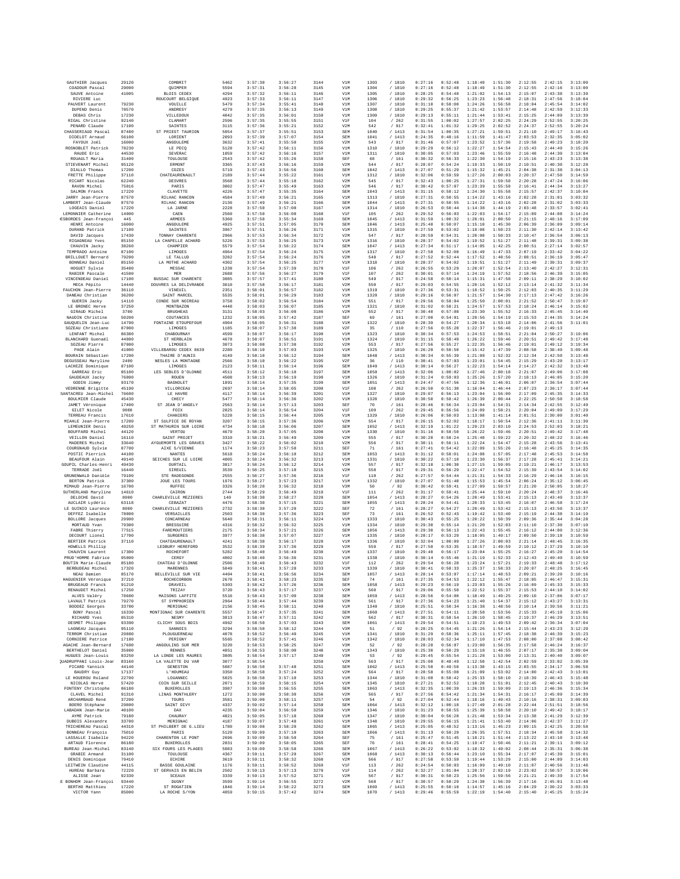| | | | | | | | | | | | | | | |
|---|---|---|---|---|---|---|---|---|---|---|---|---|---|---|
| GAUTHIER Jacques | 29120 | COMBRIT | 5462 | 3:57:30 | 3:56:27 | 3144 | V1M | 1303 | / 1810 | 0:27:16 | 0:52:48 | 1:18:49 | 1:51:30 | 2:12:55 | 2:42:15 | 3:13:00 |
| COADOUR Pascal | 29000 | QUIMPER | 5594 | 3:57:31 | 3:56:28 | 3145 | V1M | 1304 | / 1810 | 0:27:16 | 0:52:48 | 1:18:49 | 1:51:30 | 2:12:55 | 2:42:16 | 3:13:00 |
| SAUVE Antoine | 41005 | BLOIS CEDEX | 4294 | 3:57:32 | 3:56:11 | 3146 | V1M | 1305 | / 1810 | 0:28:25 | 0:54:40 | 1:21:02 | 1:54:13 | 2:15:07 | 2:43:38 | 3:13:39 |
| RIVIERE Luc | | ROUCOURT BELGIQUE | 4923 | 3:57:33 | 3:56:11 | 3147 | V1M | 1306 | / 1810 | 0:29:32 | 0:56:25 | 1:23:23 | 1:56:48 | 2:18:31 | 2:47:56 | 3:18:04 |
| PAUVERT Laurent | 79230 | VOUILLE | 5479 | 3:57:34 | 3:55:41 | 3148 | V1M | 1307 | / 1810 | 0:31:10 | 0:58:00 | 1:24:26 | 1:56:58 | 2:18:04 | 2:45:54 | 3:14:02 |
| DUPEND Denis | 78570 | ANDRESY | 4279 | 3:57:35 | 3:56:13 | 3149 | V1M | 1308 | / 1810 | 0:29:25 | 0:55:37 | 1:21:42 | 1:53:57 | 2:14:48 | 2:42:59 | 3:12:33 |
| DEBAS Chris | 17230 | VILLEDOUX | 4642 | 3:57:35 | 3:56:01 | 3150 | V1M | 1309 | / 1810 | 0:29:13 | 0:55:11 | 1:21:44 | 1:53:41 | 2:15:25 | 2:44:09 | 3:13:39 |
| RIGAL Christine | 92140 | CLAMART | 2596 | 3:57:35 | 3:55:55 | 3151 | V1F | 104 | / 262 | 0:31:55 | 1:00:02 | 1:27:57 | 2:02:25 | 2:24:29 | 2:52:55 | 3:20:25 |
| PENARD Claude | 17100 | SAINTES | 3115 | 3:57:36 | 3:55:21 | 3152 | V2M | 542 | / 917 | 0:32:41 | 1:01:32 | 1:29:25 | 2:02:52 | 2:24:37 | 2:52:55 | 3:20:24 |
| CHASSERIAUD Pascal | 87480 | ST PRIEST TAURION | 5054 | 3:57:37 | 3:55:51 | 3153 | SEM | 1040 | / 1413 | 0:31:54 | 1:00:35 | 1:27:21 | 1:59:51 | 2:21:10 | 2:49:17 | 3:16:43 |
| DIDELOT Arnaud | 56100 | LORIENT | 2893 | 3:57:39 | 3:57:07 | 3154 | SEM | 1041 | / 1413 | 0:24:35 | 0:48:16 | 1:11:59 | 1:41:47 | 2:03:53 | 2:32:35 | 3:05:02 |
| FAYOUX Joël | 16000 | ANGOULEME | 3632 | 3:57:41 | 3:55:50 | 3155 | V2M | 543 | / 917 | 0:31:46 | 0:57:07 | 1:23:52 | 1:57:36 | 2:19:58 | 2:49:23 | 3:18:20 |
| ROSNOBLET Patrick | 78230 | LE PECQ | 5128 | 3:57:42 | 3:56:11 | 3156 | V1M | 1310 | / 1810 | 0:29:29 | 0:56:12 | 1:22:27 | 1:54:54 | 2:15:43 | 2:44:49 | 3:15:26 |
| RAUDE Eric | 44530 | SEVERAC | 1059 | 3:57:42 | 3:56:16 | 3157 | V1M | 1311 | / 1810 | 0:30:05 | 0:57:03 | 1:23:46 | 1:55:59 | 2:16:48 | 2:44:30 | 3:13:04 |
| ROUAULT Maria | 31400 | TOULOUSE | 2543 | 3:57:42 | 3:55:26 | 3158 | SEF | 68 | / 161 | 0:30:32 | 0:56:33 | 1:22:30 | 1:54:19 | 2:15:16 | 2:43:23 | 3:13:38 |
| STIEVENART Michel | 95120 | ERMONT | 3365 | 3:57:43 | 3:56:16 | 3159 | V2M | 544 | / 917 | 0:28:07 | 0:54:24 | 1:19:33 | 1:50:19 | 2:10:51 | 2:40:30 | 3:12:28 |
| DIALLO Thomas | 17200 | COZES | 5719 | 3:57:43 | 3:56:56 | 3160 | SEM | 1042 | / 1413 | 0:27:07 | 0:51:29 | 1:15:32 | 1:45:21 | 2:04:38 | 2:31:38 | 3:04:13 |
| FRETTE Philippe | 37110 | CHATEAURENAULT | 2189 | 3:57:44 | 3:55:22 | 3161 | V1M | 1312 | / 1810 | 0:32:06 | 0:59:59 | 1:27:26 | 2:00:03 | 2:20:37 | 2:47:50 | 3:14:59 |
| RICART Nicolas | 62240 | DESVRES | 3568 | 3:57:44 | 3:55:18 | 3162 | V2M | 545 | / 917 | 0:32:43 | 1:00:25 | 1:27:31 | 1:59:58 | 2:20:28 | 2:47:24 | 3:16:06 |
| RAVON Michel | 75016 | PARIS | 3802 | 3:57:47 | 3:55:49 | 3163 | V2M | 546 | / 917 | 0:30:42 | 0:57:07 | 1:23:39 | 1:55:58 | 2:16:41 | 2:44:34 | 3:13:27 |
| SALMON Franck | 17220 | CLAVETTE | 4226 | 3:57:47 | 3:55:35 | 3164 | SEM | 1043 | / 1413 | 0:31:15 | 0:58:12 | 1:24:30 | 1:55:58 | 2:15:57 | 2:42:37 | 3:10:04 |
| JARRY Jean-Pierre | 87570 | RILHAC RANCON | 4584 | 3:57:49 | 3:56:21 | 3165 | V1M | 1313 | / 1810 | 0:27:31 | 0:50:55 | 1:14:22 | 1:43:16 | 2:02:28 | 2:31:01 | 3:03:32 |
| LAMBERT Jean-Claude | 87570 | RILHAC RANCON | 2136 | 3:57:49 | 3:56:21 | 3166 | SEM | 1044 | / 1413 | 0:27:31 | 0:50:55 | 1:14:22 | 1:43:16 | 2:02:28 | 2:31:02 | 3:03:33 |
| LOGEAIS Daniel | 17220 | LA JARNE | 2228 | 3:57:50 | 3:57:08 | 3167 | V1M | 1314 | / 1810 | 0:26:53 | 0:50:44 | 1:14:38 | 1:44:19 | 2:03:48 | 2:33:57 | 3:02:41 |
| LEMONNIER Catherine | 14000 | CAEN | 2560 | 3:57:50 | 3:56:08 | 3168 | V1F | 105 | / 262 | 0:29:52 | 0:56:03 | 1:22:03 | 1:54:17 | 2:15:09 | 2:44:08 | 3:14:24 |
| ESBORDES Jean-François | 445 | ARMEES | 5360 | 3:57:50 | 3:55:34 | 3169 | SEM | 1045 | / 1413 | 0:31:59 | 1:00:32 | 1:28:01 | 2:00:50 | 2:21:15 | 2:48:16 | 3:17:09 |
| HENRI Antoine | 16000 | ANGOULEME | 4925 | 3:57:51 | 3:57:05 | 3170 | SEM | 1046 | / 1413 | 0:25:48 | 0:50:07 | 1:15:10 | 1:45:30 | 2:06:39 | 2:36:09 | 3:09:14 |
| DURAND Patrick | 17100 | SAINTES | 3967 | 3:57:51 | 3:56:26 | 3171 | V1M | 1315 | / 1810 | 0:27:59 | 0:53:02 | 1:18:08 | 1:50:23 | 2:11:30 | 2:42:14 | 3:13:42 |
| DAVID Jacques | 17430 | TONNAY CHARENTE | 2966 | 3:57:53 | 3:56:34 | 3172 | V2M | 547 | / 917 | 0:28:59 | 0:54:31 | 1:20:08 | 1:50:33 | 2:10:47 | 2:36:54 | 3:06:13 |
| RIGAGNEAU Yves | 85150 | LA CHAPELLE ACHARD | 5226 | 3:57:53 | 3:56:25 | 3173 | V1M | 1316 | / 1810 | 0:28:37 | 0:54:02 | 1:19:52 | 1:51:27 | 2:11:48 | 2:39:31 | 3:09:38 |
| CHAUVIN Jacky | 38260 | CHAMPIER | 5579 | 3:57:54 | 3:56:22 | 3174 | SEM | 1047 | / 1413 | 0:27:34 | 0:51:17 | 1:14:05 | 1:42:25 | 2:00:51 | 2:27:14 | 3:02:57 |
| TEMPRADO Antoine | 87100 | LIMOGES | 4964 | 3:57:54 | 3:56:24 | 3175 | V1M | 1317 | / 1810 | 0:27:58 | 0:52:00 | 1:16:49 | 1:47:33 | 2:07:19 | 2:33:42 | 3:04:22 |
| BRILLOUET Bernard | 79200 | LE TALLUD | 3282 | 3:57:54 | 3:56:24 | 3176 | V2M | 548 | / 917 | 0:27:52 | 0:52:44 | 1:17:52 | 1:48:56 | 2:08:51 | 2:36:19 | 3:05:47 |
| BONNEAU Daniel | 85150 | LA MOTHE ACHARD | 4302 | 3:57:54 | 3:56:25 | 3177 | V1M | 1318 | / 1810 | 0:28:37 | 0:54:02 | 1:19:51 | 1:51:27 | 2:11:49 | 2:39:31 | 3:09:37 |
| HOGUET Sylvie | 35400 | MESSAC | 1238 | 3:57:54 | 3:57:39 | 3178 | V1F | 106 | / 262 | 0:26:55 | 0:53:29 | 1:20:07 | 1:52:54 | 2:13:40 | 2:42:27 | 3:12:31 |
| RABIER Pascale | 41500 | MER | 2608 | 3:57:56 | 3:56:27 | 3179 | V1F | 107 | / 262 | 0:30:01 | 0:57:14 | 1:24:19 | 1:57:52 | 2:18:56 | 2:46:39 | 3:15:05 |
| VINCENDEAU Daniel | 17100 | BUSSAC SUR CHARENTE | 3085 | 3:57:57 | 3:57:41 | 3180 | V2M | 549 | / 917 | 0:24:58 | 0:50:14 | 1:15:31 | 1:47:58 | 2:09:11 | 2:38:29 | 3:10:02 |
| MECA Pépito | 14440 | DOUVRES LA DELIVRANDE | 3610 | 3:57:58 | 3:56:17 | 3181 | V2M | 550 | / 917 | 0:29:03 | 0:54:55 | 1:20:16 | 1:52:12 | 2:13:14 | 2:41:32 | 3:11:34 |
| FAUCHON Jean-Pierre | 36110 | VINEUIL | 2351 | 3:58:01 | 3:56:57 | 3182 | V1M | 1319 | / 1810 | 0:27:36 | 0:53:31 | 1:18:52 | 1:50:25 | 2:12:03 | 2:40:35 | 3:11:29 |
| DANEAU Christian | 36200 | SAINT MARCEL | 5535 | 3:58:01 | 3:56:29 | 3183 | V1M | 1320 | / 1810 | 0:29:16 | 0:56:07 | 1:21:57 | 1:54:30 | 2:17:13 | 2:47:42 | 3:16:26 |
| GUERIN Jacky | 14110 | CONDE SUR NOIREAU | 3758 | 3:58:02 | 3:56:54 | 3184 | V2M | 551 | / 917 | 0:29:56 | 0:58:04 | 1:25:50 | 2:00:01 | 2:21:52 | 2:50:47 | 3:19:07 |
| LE BRONEC Herve | 37250 | MONTBAZON | 4448 | 3:58:03 | 3:56:07 | 3185 | V1M | 1321 | / 1810 | 0:31:02 | 0:58:21 | 1:24:57 | 1:57:53 | 2:18:24 | 2:46:14 | 3:15:02 |
| GIRAUD Michel | 3700 | BRUGHEAS | 3131 | 3:58:03 | 3:56:08 | 3186 | V2M | 552 | / 917 | 0:30:48 | 0:57:08 | 1:23:30 | 1:55:52 | 2:16:33 | 2:45:45 | 3:14:40 |
| NAUDIN Christine | 50200 | COUTANCES | 1232 | 3:58:05 | 3:57:42 | 3187 | SEF | 69 | / 161 | 0:27:00 | 0:54:01 | 1:20:56 | 1:54:19 | 2:15:53 | 2:44:35 | 3:14:24 |
| GAUQUELIN Jean-Luc | 14790 | FONTAINE ETOUPEFOUR | 4904 | 3:58:05 | 3:56:31 | 3188 | V1M | 1322 | / 1810 | 0:28:39 | 0:54:27 | 1:20:34 | 1:53:18 | 2:14:06 | 2:41:56 | 3:11:01 |
| SOZEAU Christiane | 87000 | LIMOGES | 1185 | 3:58:07 | 3:57:38 | 3189 | V2F | 35 | / 110 | 0:27:56 | 0:55:28 | 1:22:37 | 1:56:46 | 2:19:01 | 2:49:13 | |
| LENFANT Michel | 86380 | CHABOURNAY | 4599 | 3:58:07 | 3:56:17 | 3190 | V1M | 1323 | / 1810 | 0:30:34 | 0:57:53 | 1:24:53 | 1:58:51 | 2:21:04 | 2:50:27 | 3:19:06 |
| BLANCHARD Guenaël | 44800 | ST HERBLAIN | 4678 | 3:58:07 | 3:56:51 | 3191 | V1M | 1324 | / 1810 | 0:31:15 | 0:58:49 | 1:26:22 | 1:59:46 | 2:20:51 | 2:49:42 | 3:17:48 |
| SOZEAU Pierre | 87000 | LIMOGES | 3073 | 3:58:08 | 3:57:38 | 3192 | V2M | 553 | / 917 | 0:27:56 | 0:55:27 | 1:22:35 | 1:56:46 | 2:19:01 | 2:49:12 | 3:19:34 |
| PAGE Alain | 41000 | VILLEBAROU CEDEX 8639 | 2280 | 3:58:10 | 3:57:03 | 3193 | V1M | 1325 | / 1810 | 0:26:28 | 0:50:50 | 1:15:42 | 1:47:39 | 2:08:58 | 2:38:49 | 3:09:40 |
| BOURAIN Sébastien | 17290 | THAIRE D'AUNIS | 4149 | 3:58:10 | 3:56:12 | 3194 | SEM | 1048 | / 1413 | 0:30:34 | 0:55:39 | 1:21:08 | 1:52:32 | 2:12:34 | 2:42:50 | 3:13:48 |
| DEGUSSEAU Maryline | 2400 | NESLES LA MONTAGNE | 2566 | 3:58:10 | 3:56:22 | 3195 | V2F | 36 | / 110 | 0:30:41 | 0:57:03 | 1:23:01 | 1:54:45 | 2:15:29 | 2:43:20 | 3:13:17 |
| LACHEZE Dominique | 87100 | LIMOGES | 2123 | 3:58:11 | 3:56:14 | 3196 | SEM | 1049 | / 1413 | 0:30:14 | 0:56:27 | 1:22:23 | 1:54:14 | 2:14:27 | 2:42:32 | 3:13:48 |
| GARREAU Eric | 85100 | LES SEBLES D'OLONNE | 4511 | 3:58:12 | 3:56:10 | 3197 | SEM | 1050 | / 1413 | 0:32:06 | 1:00:02 | 1:27:46 | 2:00:18 | 2:21:07 | 2:49:06 | 3:17:08 |
| GAUDEAUX Jacky | 76000 | ROUEN | 4508 | 3:58:13 | 3:56:19 | 3198 | V1M | 1326 | / 1810 | 0:31:24 | 0:59:03 | 1:25:26 | 1:57:20 | 2:18:13 | 2:46:05 | 3:15:20 |
| GODIN Jimmy | 93170 | BAGNOLET | 1891 | 3:58:14 | 3:57:35 | 3199 | SEM | 1051 | / 1413 | 0:24:47 | 0:47:56 | 1:12:36 | 1:46:01 | 2:06:07 | 2:36:54 | 3:07:44 |
| VEDRENNE Brigitte | 45190 | VILLORCEAU | 2697 | 3:58:14 | 3:58:05 | 3200 | V1F | 108 | / 262 | 0:26:50 | 0:51:30 | 1:16:04 | 1:46:44 | 2:07:23 | 2:36:17 | 3:07:44 |
| SANTACREU Jean-Michel | 76600 | LE HAVRE | 4117 | 3:58:14 | 3:56:39 | 3201 | V1M | 1327 | / 1810 | 0:29:07 | 0:56:13 | 1:23:04 | 1:56:00 | 2:17:09 | 2:45:35 | 3:14:33 |
| BOULMIER Claude | 45430 | CHECY | 5477 | 3:58:14 | 3:56:36 | 3202 | V1M | 1328 | / 1810 | 0:30:50 | 0:58:42 | 1:26:39 | 2:00:44 | 2:22:25 | 2:50:50 | 3:18:58 |
| JAMET Véronique | 17400 | ST JEAN D'ANGELY | 2563 | 3:58:14 | 3:57:13 | 3203 | SEF | 70 | / 161 | 0:28:46 | 0:56:34 | 1:23:04 | 1:54:31 | 2:14:34 | 2:42:55 | 3:12:49 |
| GILET Nicole | 9008 | FOIX | 2825 | 3:58:14 | 3:56:54 | 3204 | V1F | 109 | / 262 | 0:29:45 | 0:56:56 | 1:24:09 | 1:58:21 | 2:20:04 | 2:49:09 | 3:17:29 |
| TERREAU Francis | 17610 | CHANIERS | 5228 | 3:58:15 | 3:56:44 | 3205 | V1M | 1329 | / 1810 | 0:26:06 | 0:50:03 | 1:13:08 | 1:41:14 | 2:01:51 | 2:30:00 | 3:01:40 |
| MIAHLE Jean-Pierre | 17200 | ST SULPICE DE ROYAN | 3207 | 3:58:15 | 3:57:36 | 3206 | V2M | 554 | / 917 | 0:26:15 | 0:52:02 | 1:18:17 | 1:50:54 | 2:12:36 | 2:41:11 | 3:11:30 |
| LEMEUNIER Denis | 49250 | ST MATHURIN SUR LOIRE | 4734 | 3:58:18 | 3:56:06 | 3207 | SEM | 1052 | / 1413 | 0:32:19 | 1:01:22 | 1:29:23 | 2:03:10 | 2:24:53 | 2:52:03 | 3:18:21 |
| BOUFFARD Michel | 44120 | VERTOU | 4679 | 3:58:20 | 3:57:05 | 3208 | V1M | 1330 | / 1810 | 0:31:16 | 0:58:50 | 1:26:22 | 1:59:46 | 2:20:51 | 2:49:42 | 3:17:48 |
| VEILLON Daniel | 16110 | SAINT PROJET | 3310 | 3:58:21 | 3:56:49 | 3209 | V2M | 555 | / 917 | 0:30:28 | 0:58:24 | 1:25:40 | 1:59:22 | 2:20:32 | 2:48:22 | 3:16:46 |
| MADERES Michel | 33640 | AYGUEMORTE LES GRAVES | 3427 | 3:58:22 | 3:56:02 | 3210 | V2M | 556 | / 917 | 0:30:11 | 0:56:11 | 1:22:24 | 1:54:47 | 2:15:28 | 2:43:56 | 3:13:41 |
| COURGNAUD Sylvie | 87700 | AIXE S/VIENNE | 1174 | 3:58:23 | 3:57:58 | 3211 | SEF | 71 | / 161 | 0:27:41 | 0:54:42 | 1:22:09 | 1:55:26 | 2:16:48 | 2:45:25 | 3:14:35 |
| POSTIC Pierrick | 44100 | NANTES | 5618 | 3:58:24 | 3:56:10 | 3212 | SEM | 1053 | / 1413 | 0:31:12 | 0:58:01 | 1:24:08 | 1:57:05 | 2:17:48 | 2:45:53 | 3:14:58 |
| BEAUFOUR Alain | 49140 | SEICHES SUR LE LOIRE | 4005 | 3:58:24 | 3:56:32 | 3213 | V1M | 1331 | / 1810 | 0:30:22 | 0:57:18 | 1:23:30 | 1:56:37 | 2:17:28 | 2:45:41 | 3:14:21 |
| GOUPIL Charles-Henri | 49430 | DURTAIL | 3817 | 3:58:24 | 3:56:12 | 3214 | V2M | 557 | / 917 | 0:32:18 | 1:00:30 | 1:27:15 | 1:59:05 | 2:19:21 | 2:46:17 | 3:13:53 |
| TERRADE Joël | 16440 | SIREUIL | 3539 | 3:58:25 | 3:57:18 | 3215 | V2M | 558 | / 917 | 0:29:31 | 0:56:29 | 1:22:47 | 1:54:52 | 2:15:39 | 2:43:54 | 3:14:02 |
| GRUNENWALD Danièle | 79100 | STE RADEGONDE | 2555 | 3:58:27 | 3:57:36 | 3216 | V1F | 110 | / 262 | 0:27:57 | 0:54:44 | 1:21:31 | 1:54:33 | 2:16:29 | 2:46:16 | 3:16:15 |
| BERTON Patrick | 37300 | JOUE LES TOURS | 1976 | 3:58:27 | 3:57:23 | 3217 | V1M | 1332 | / 1810 | 0:27:07 | 0:51:40 | 1:15:53 | 1:45:54 | 2:06:24 | 2:35:12 | 3:06:45 |
| MIMAUD Jean-Pierre | 16700 | RUFFEC | 3326 | 3:58:28 | 3:56:32 | 3218 | V3M | 50 | / 92 | 0:30:42 | 0:59:41 | 1:27:09 | 1:59:57 | 2:21:20 | 2:50:05 | 3:18:27 |
| SUTHERLAND Maryline | 14610 | CAIRON | 2744 | 3:58:29 | 3:56:49 | 3219 | V1F | 111 | / 262 | 0:31:17 | 0:58:41 | 1:25:44 | 1:59:10 | 2:20:24 | 2:48:37 | 3:16:46 |
| DELOCHE David | 8000 | CHARLEVILLE MEZIERES | 140 | 3:58:30 | 3:58:27 | 3220 | SEM | 1054 | / 1413 | 0:27:18 | 0:54:26 | 1:20:49 | 1:53:41 | 2:15:13 | 2:43:49 | 3:13:37 |
| AUCLAIR Lydéric | 63118 | CEBAZAT | 4476 | 3:58:30 | 3:57:15 | 3221 | SEM | 1055 | / 1413 | 0:28:24 | 0:54:41 | 1:20:33 | 1:53:45 | 2:16:07 | 2:46:58 | 3:17:24 |
| LE GUINIO Laurence | 8000 | CHARLEVILLE MEZIERES | 2732 | 3:58:30 | 3:57:20 | 3222 | SEF | 72 | / 161 | 0:28:27 | 0:54:27 | 1:20:49 | 1:53:42 | 2:15:13 | 2:43:50 | 3:13:37 |
| DEFFEZ Isabelle | 78000 | VERSAILLES | 2503 | 3:58:30 | 3:57:36 | 3223 | SEF | 73 | / 161 | 0:26:52 | 0:52:43 | 1:19:42 | 1:53:40 | 2:15:19 | 2:44:38 | 3:14:19 |
| BOLLORE Jacques | 29900 | CONCARNEAU | 5640 | 3:58:31 | 3:56:11 | 3224 | V1M | 1333 | / 1810 | 0:30:43 | 0:55:25 | 1:20:22 | 1:50:39 | 2:09:36 | 2:35:44 | 3:04:28 |
| MORTAUD Yvan | 79300 | BRESSUIRE | 4316 | 3:58:32 | 3:56:32 | 3225 | V1M | 1334 | / 1810 | 0:29:30 | 0:55:14 | 1:21:20 | 1:52:03 | 2:11:10 | 2:37:30 | 3:07:10 |
| FABRE Thierry | 77515 | FAREMOUTIERS | 2175 | 3:58:34 | 3:57:21 | 3226 | SEM | 1056 | / 1413 | 0:29:30 | 0:56:13 | 1:22:43 | 1:55:45 | 2:16:12 | 2:44:00 | 3:12:36 |
| DECOURT Lionel | 17700 | SURGERES | 3977 | 3:58:38 | 3:57:07 | 3227 | V1M | 1335 | / 1810 | 0:28:17 | 0:53:29 | 1:18:05 | 1:49:17 | 2:09:50 | 2:39:18 | 3:10:59 |
| BERTIER Patrick | 37110 | CHATEAURENAULT | 4241 | 3:58:38 | 3:56:17 | 3228 | V1M | 1336 | / 1810 | 0:32:04 | 1:00:09 | 1:27:26 | 2:00:03 | 2:21:14 | 2:48:45 | 3:16:35 |
| HOWELLS Phillip | | LEDBURY HEREFORD | 3532 | 3:58:39 | 3:57:36 | 3229 | V2M | 559 | / 917 | 0:27:58 | 0:53:35 | 1:18:57 | 1:49:59 | 2:10:12 | 2:37:29 | 3:10:10 |
| CHAUVIN Laurent | 17300 | ROCHEFORT | 5282 | 3:58:40 | 3:56:49 | 3230 | V1M | 1337 | / 1810 | 0:29:48 | 0:56:17 | 1:23:04 | 1:55:25 | 2:16:27 | 2:45:20 | 3:14:54 |
| PRUD'HOMME Fabrice | 95000 | CERGY | 4002 | 3:58:40 | 3:56:36 | 3231 | V1M | 1338 | / 1810 | 0:30:14 | 0:55:46 | 1:21:19 | 1:52:33 | 2:12:43 | 2:40:49 | 3:10:59 |
| BOUTIN Marie-Claude | 85180 | CHATEAU D'OLONNE | 2506 | 3:58:40 | 3:56:43 | 3232 | V1F | 112 | / 262 | 0:29:54 | 0:56:28 | 1:23:24 | 1:57:21 | 2:19:33 | 2:48:48 | 3:17:12 |
| BERBUDEAU Michel | 17320 | MARENNES | 5049 | 3:58:41 | 3:57:28 | 3233 | V1M | 1339 | / 1810 | 0:30:41 | 0:58:33 | 1:25:37 | 1:58:33 | 2:20:07 | 2:48:25 | 3:16:45 |
| NEAU Damien | 85170 | BELLEVILLE SUR VIE | 4404 | 3:58:41 | 3:56:56 | 3234 | SEM | 1057 | / 1413 | 0:28:14 | 0:53:07 | 1:17:14 | 1:48:53 | 2:09:21 | 2:39:20 | 3:10:16 |
| HAGUENIER Véronique | 37210 | ROCHECORBON | 2678 | 3:58:41 | 3:58:23 | 3235 | SEF | 74 | / 161 | 0:27:35 | 0:54:53 | 1:22:12 | 1:55:47 | 2:18:05 | 2:46:47 | 3:15:31 |
| BRUGEAUD Franck | 91210 | DRAVEIL | 5303 | 3:58:42 | 3:57:26 | 3236 | SEM | 1058 | / 1413 | 0:29:23 | 0:56:19 | 1:23:03 | 1:55:26 | 2:16:09 | 2:45:33 | 3:15:33 |
| RENAUDET Michel | 17250 | TRIZAY | 3720 | 3:58:43 | 3:57:17 | 3237 | V2M | 560 | / 917 | 0:29:06 | 0:55:50 | 1:22:52 | 1:55:37 | 2:15:53 | 2:44:10 | 3:14:02 |
| ALVES Valéry | 78600 | MAISONS LAFFITE | 5516 | 3:58:43 | 3:57:09 | 3238 | SEM | 1059 | / 1413 | 0:28:56 | 0:54:00 | 1:18:49 | 1:49:25 | 2:09:10 | 2:37:06 | 3:07:17 |
| LAVAULT Patrick | 79270 | ST SYMPHORIEN | 2964 | 3:58:44 | 3:57:44 | 3239 | V2M | 561 | / 917 | 0:27:36 | 0:54:23 | 1:21:40 | 1:54:37 | 2:15:12 | 2:43:27 | 3:13:31 |
| BODDEZ Georges | 33700 | MERIGNAC | 2156 | 3:58:45 | 3:58:11 | 3240 | V1M | 1340 | / 1810 | 0:25:51 | 0:50:34 | 1:16:38 | 1:48:56 | 2:10:14 | 2:39:56 | 3:11:21 |
| BONY Pascal | 16330 | MONTIGNAC SUR CHARENTE | 5557 | 3:58:47 | 3:57:35 | 3241 | SEM | 1060 | / 1413 | 0:27:51 | 0:54:11 | 1:20:58 | 1:53:56 | 2:15:33 | 2:45:19 | 3:15:06 |
| RICHARD Yves | 85310 | NESMY | 3813 | 3:58:47 | 3:57:11 | 3242 | V2M | 562 | / 917 | 0:30:31 | 0:58:54 | 1:26:10 | 1:58:45 | 2:19:37 | 2:46:29 | 3:13:51 |
| DESMET Philippe | 93390 | CLICHY SOUS BOIS | 4962 | 3:58:50 | 3:57:03 | 3243 | SEM | 1061 | / 1413 | 0:29:54 | 0:54:51 | 1:19:23 | 1:49:53 | 2:09:42 | 2:36:34 | 3:07:04 |
| LAGNEAU Jacques | 95110 | SANNOIS | 3294 | 3:58:50 | 3:58:12 | 3244 | V3M | 51 | / 92 | 0:28:25 | 0:54:45 | 1:21:26 | 1:54:14 | 2:15:44 | 2:43:23 | 3:12:29 |
| TERROM Christian | 29880 | PLOUGUERNEAU | 4078 | 3:58:52 | 3:56:49 | 3245 | V1M | 1341 | / 1810 | 0:31:29 | 0:58:36 | 1:25:11 | 1:57:45 | 2:18:38 | 2:46:39 | 3:15:23 |
| CORNIERE Patrice | 17180 | PERIGNY | 5565 | 3:58:52 | 3:57:41 | 3246 | V1M | 1342 | / 1810 | 0:28:03 | 0:52:34 | 1:17:10 | 1:47:53 | 2:08:00 | 2:37:08 | 3:08:42 |
| AGACHE Jean-Bernard | 17690 | ANGOULINS SUR MER | 3220 | 3:58:53 | 3:58:25 | 3247 | V3M | 52 | / 92 | 0:28:28 | 0:56:07 | 1:23:00 | 1:56:35 | 2:17:58 | 2:46:24 | 3:16:37 |
| BERTHELOT Daniel | 35000 | RENNES | 4851 | 3:58:53 | 3:58:00 | 3248 | V1M | 1343 | / 1810 | 0:25:38 | 0:50:29 | 1:15:18 | 1:46:55 | 2:07:17 | 2:35:38 | 3:09:04 |
| HUGUES Jean-Louis | 83250 | LA LONDE LES MAURES | 3805 | 3:58:54 | 3:57:17 | 3249 | V3M | 53 | / 92 | 0:29:45 | 0:55:54 | 1:21:28 | 1:53:00 | 2:13:31 | 2:40:40 | 3:09:07 |
| QUADRUPPANI Louis-Jean | 83160 | LA VALETTE DU VAR | 3077 | 3:58:54 | | 3250 | V2M | 563 | / 917 | 0:25:00 | 0:48:49 | 1:12:58 | 1:42:54 | 2:02:59 | 2:33:02 | 3:05:39 |
| PICARD Yannick | 44140 | GENESTON | 5087 | 3:58:58 | 3:57:48 | 3251 | SEM | 1062 | / 1413 | 0:25:50 | 0:49:50 | 1:13:38 | 1:43:15 | 2:03:55 | 2:34:17 | 3:06:58 |
| BAUDRY Guy | 17137 | L'HOUMEAU | 3350 | 3:58:58 | 3:57:24 | 3252 | V2M | 564 | / 917 | 0:28:58 | 0:55:08 | 1:21:09 | 1:53:02 | 2:14:00 | 2:42:43 | 3:13:01 |
| LE HOUEROU Roland | 22700 | LOUANNEC | 5025 | 3:58:58 | 3:57:10 | 3253 | V1M | 1344 | / 1810 | 0:31:08 | 0:58:42 | 1:25:33 | 1:58:10 | 2:18:39 | 2:46:43 | 3:15:48 |
| NICOLAS Hervé | 57420 | COIN SUR SEILLE | 2671 | 3:58:59 | 3:58:15 | 3254 | V1M | 1345 | / 1810 | 0:27:21 | 0:52:52 | 1:18:20 | 1:51:01 | 2:12:45 | 2:40:43 | 3:10:30 |
| FONTENY Christophe | 86180 | BUXEROLLES | 3987 | 3:59:00 | 3:56:55 | 3255 | SEM | 1063 | / 1413 | 0:32:35 | 1:00:39 | 1:26:33 | 1:59:09 | 2:19:13 | 2:46:36 | 3:15:34 |
| CLAVEL Michel | 91310 | LINAS MONTHLERY | 1272 | 3:59:00 | 3:58:30 | 3256 | V2M | 565 | / 917 | 0:27:56 | 0:54:42 | 1:21:34 | 1:54:31 | 2:16:17 | 2:45:09 | 3:14:39 |
| ARCHAMBAUD René | 37200 | TOURS | 3581 | 3:59:00 | 3:58:11 | 3257 | V3M | 54 | / 92 | 0:27:04 | 0:52:44 | 1:18:16 | 1:49:43 | 2:10:16 | 2:38:31 | 3:09:03 |
| BOERO Stéphane | 29800 | SAINT DIVY | 4337 | 3:59:02 | 3:57:14 | 3258 | SEM | 1064 | / 1413 | 0:32:12 | 1:00:18 | 1:27:49 | 2:01:20 | 2:22:44 | 2:51:51 | 3:18:56 |
| LABADAN Jean-Marie | 40100 | DAX | 4235 | 3:59:04 | 3:56:50 | 3259 | V1M | 1346 | / 1810 | 0:31:23 | 0:58:55 | 1:25:39 | 1:58:58 | 2:20:10 | 2:49:42 | 3:18:17 |
| AYME Patrick | 79180 | CHAURAY | 4821 | 3:59:05 | 3:57:18 | 3260 | V1M | 1347 | / 1810 | 0:30:04 | 0:56:28 | 1:21:48 | 1:53:34 | 2:13:38 | 2:41:29 | 3:12:39 |
| DUBOIS Alexandre | 33700 | MERIGNAC | 4187 | 3:59:07 | 3:57:48 | 3261 | V1M | 1348 | / 1810 | 0:29:55 | 0:56:15 | 1:21:41 | 1:53:40 | 2:14:06 | 2:42:37 | 3:11:27 |
| TRICHEREAU Pascal | 44310 | ST PHILBERT DE G.LIEU | 1780 | 3:59:08 | 3:58:28 | 3262 | SEM | 1065 | / 1413 | 0:25:05 | 0:48:52 | 1:13:16 | 1:45:23 | 2:09:15 | 2:42:25 | 3:20:58 |
| BONNEAU François | 75010 | PARIS | 5120 | 3:59:09 | 3:57:10 | 3263 | SEM | 1066 | / 1413 | 0:31:13 | 0:58:29 | 1:26:35 | 1:57:51 | 2:18:34 | 2:45:58 | 3:14:32 |
| LASSALLE Isabelle | 94220 | CHARENTON LE PONT | 2696 | 3:59:09 | 3:58:50 | 3264 | SEF | 75 | / 161 | 0:25:47 | 0:51:45 | 1:18:21 | 1:51:44 | 2:13:22 | 2:43:10 | 3:13:48 |
| ARTAUD Florence | 86180 | BUXEROLLES | 2831 | 3:59:09 | 3:58:05 | 3265 | SEF | 76 | / 161 | 0:28:41 | 0:54:25 | 1:19:47 | 1:50:46 | 2:11:21 | 2:39:11 | 3:09:12 |
| BUREAU Jean-Michel | 83140 | SIX FOURS LES PLAGES | 5083 | 3:59:09 | 3:58:58 | 3266 | SEM | 1067 | / 1413 | 0:26:22 | 0:53:02 | 1:18:32 | 1:49:02 | 2:08:44 | 2:35:31 | 3:06:38 |
| GRABIE Armand | 31100 | TOULOUSE | 4367 | 3:59:11 | 3:57:20 | 3267 | SEM | 1068 | / 1413 | 0:30:13 | 0:56:44 | 1:23:10 | 1:55:34 | 2:17:07 | 2:45:39 | 3:15:01 |
| DENIS Dominique | 79410 | ECHIRE | 3619 | 3:59:11 | 3:58:32 | 3268 | V2M | 566 | / 917 | 0:27:58 | 0:53:59 | 1:19:44 | 1:53:29 | 2:15:00 | 2:44:09 | 3:14:03 |
| LEITWEIN Claudine | 44115 | BASSE GOULAINE | 1176 | 3:59:11 | 3:58:52 | 3269 | V1F | 113 | / 262 | 0:24:54 | 0:50:03 | 1:16:09 | 1:49:10 | 2:11:07 | 2:40:56 | 3:11:48 |
| HUREAU Barbara | 72220 | ST GERVAIS EN BELIN | 2502 | 3:59:13 | 3:57:13 | 3270 | V1F | 114 | / 262 | 0:32:27 | 1:01:04 | 1:28:37 | 2:02:19 | 2:23:02 | 2:50:57 | 3:19:06 |
| ALISSE Jean | 92330 | SCEAUX | 3339 | 3:59:13 | 3:57:52 | 3271 | V2M | 567 | / 917 | 0:30:31 | 0:58:23 | 1:25:56 | 1:59:56 | 2:21:21 | 2:49:39 | 3:17:54 |
| E BONHOM Jean-François | 93440 | DUGNY | 3599 | 3:59:14 | 3:56:55 | 3272 | V2M | 568 | / 917 | 0:30:57 | 0:58:29 | 1:24:30 | 1:56:39 | 2:17:16 | 2:45:01 | 3:13:48 |
| BERTHO Matthieu | 17220 | ST ROGATIEN | 1846 | 3:59:14 | 3:58:22 | 3273 | SEM | 1069 | / 1413 | 0:25:56 | 0:50:10 | 1:14:57 | 1:45:16 | 2:04:29 | 2:30:22 | 3:03:33 |
| VICTOR Yann | 85000 | LA ROCHE S/YON | 4059 | 3:59:15 | 3:57:42 | 3274 | SEM | 1070 | / 1413 | 0:29:46 | 0:55:59 | 1:22:19 | 1:54:40 | 2:15:40 | 2:45:25 | 3:15:24 |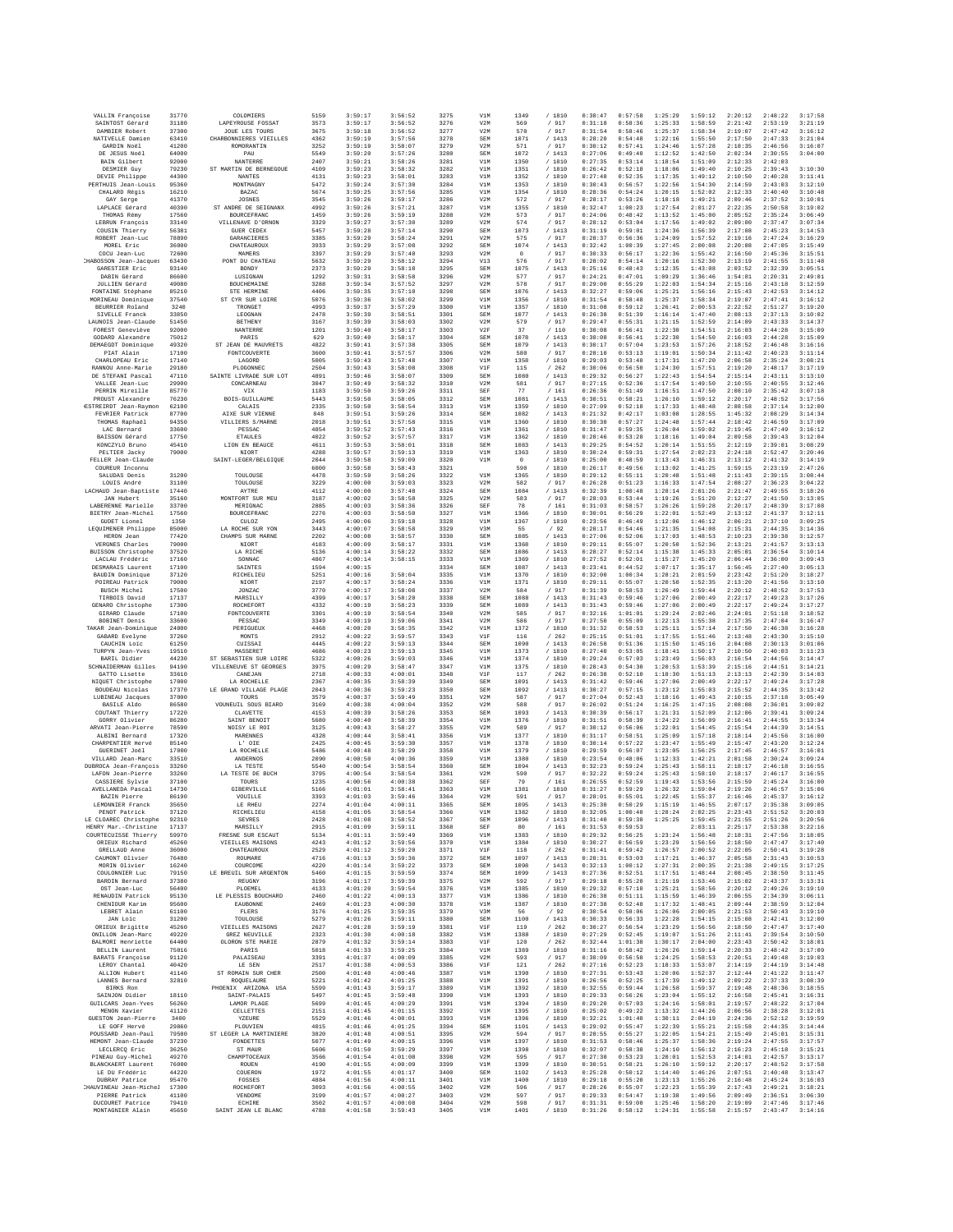| | | | | | | | | | | | | | | | | |
|---|---|---|---|---|---|---|---|---|---|---|---|---|---|---|---|---|
| VALLIN Françoise | 31770 | COLOMIERS | 5159 | 3:59:17 | 3:56:52 | 3275 | V1M | 1349 | / 1810 | 0:38:47 | 0:57:58 | 1:25:29 | 1:50:12 | 2:20:12 | 2:48:22 | 3:17:58 |
| SAINTOST Gérard | 31180 | LAPEYROUSE FOSSAT | 3573 | 3:59:17 | 3:56:52 | 3276 | V2M | 569 | / 917 | 0:31:18 | 0:50:36 | 1:25:33 | 1:58:59 | 2:21:42 | 2:53:19 | 3:21:19 |
| DAMBIER Robert | 37300 | JOUE LES TOURS | 3675 | 3:59:18 | 3:56:52 | 3277 | V2M | 570 | / 917 | 0:31:54 | 0:50:46 | 1:25:37 | 1:58:34 | 2:19:07 | 2:47:42 | 3:16:12 |
| NATIVELLE Damien | 63410 | CHARBONNIERES VIEILLES | 4362 | 3:59:19 | 3:57:56 | 3278 | SEM | 1071 | / 1413 | 0:28:20 | 0:54:48 | 1:22:16 | 1:55:50 | 2:17:50 | 2:47:33 | 3:21:04 |
| GARDIN Noël | 41200 | ROMORANTIN | 3252 | 3:59:19 | 3:58:07 | 3279 | V2M | 571 | / 917 | 0:30:12 | 0:57:41 | 1:24:46 | 1:57:28 | 2:18:35 | 2:46:56 | 3:16:07 |
| DE JESUS Noël | 64000 | PAU | 5549 | 3:59:20 | 3:57:26 | 3280 | SEM | 1072 | / 1413 | 0:27:06 | 0:49:48 | 1:12:52 | 1:42:50 | 2:02:34 | 2:30:55 | 3:04:80 |
| BAIN Gilbert | 92000 | NANTERRE | 2407 | 3:59:21 | 3:58:26 | 3281 | V1M | 1350 | / 1810 | 0:27:35 | 0:53:14 | 1:18:54 | 1:51:09 | 2:12:33 | 2:42:03 | |
| DESMIER Guy | 79230 | ST MARTIN DE BERNEGOUE | 4109 | 3:59:23 | 3:58:32 | 3282 | V1M | 1351 | / 1810 | 0:26:42 | 0:52:18 | 1:18:06 | 1:49:40 | 2:10:25 | 2:39:43 | 3:10:30 |
| DEVIE Philippe | 44300 | NANTES | 4131 | 3:59:23 | 3:58:01 | 3283 | V1M | 1352 | / 1810 | 0:27:48 | 0:52:35 | 1:17:35 | 1:49:12 | 2:10:50 | 2:40:28 | 3:11:41 |
| PERTHUIS Jean-Louis | 95360 | MONTMAGNY | 5472 | 3:59:24 | 3:57:38 | 3284 | V1M | 1353 | / 1810 | 0:30:43 | 0:56:57 | 1:22:56 | 1:54:30 | 2:14:59 | 2:43:03 | 3:12:10 |
| CHALARD Régis | 16210 | BAZAC | 5674 | 3:59:25 | 3:57:56 | 3285 | V1M | 1354 | / 1810 | 0:28:36 | 0:54:24 | 1:20:15 | 1:52:02 | 2:12:33 | 2:40:40 | 3:10:48 |
| GAY Serge | 41370 | JOSNES | 3545 | 3:59:26 | 3:59:17 | 3286 | V2M | 572 | / 917 | 0:28:17 | 0:53:26 | 1:18:18 | 1:49:21 | 2:09:46 | 2:37:52 | 3:10:01 |
| LAPLACE Gérard | 40390 | ST ANDRE DE SEIGNANX | 4992 | 3:59:26 | 3:57:21 | 3287 | V1M | 1355 | / 1810 | 0:32:47 | 1:00:23 | 1:27:54 | 2:01:27 | 2:22:35 | 2:50:58 | 3:19:02 |
| THOMAS Rémy | 17560 | BOURCEFRANC | 1459 | 3:59:26 | 3:59:19 | 3288 | V2M | 573 | / 917 | 0:24:06 | 0:48:42 | 1:13:52 | 1:45:00 | 2:05:52 | 2:35:24 | 3:06:49 |
| LEBRUN François | 33140 | VILLENAVE D'ORNON | 3329 | 3:59:27 | 3:57:38 | 3289 | V2M | 574 | / 917 | 0:28:12 | 0:53:04 | 1:17:56 | 1:49:02 | 2:09:00 | 2:37:47 | 3:07:34 |
| COUSIN Thierry | 56381 | GUER CEDEX | 5457 | 3:59:28 | 3:57:14 | 3290 | SEM | 1073 | / 1413 | 0:31:19 | 0:59:01 | 1:24:36 | 1:56:39 | 2:17:08 | 2:45:23 | 3:14:53 |
| ROBERT Jean-Luc | 78890 | GARANCIERES | 3385 | 3:59:29 | 3:58:24 | 3291 | V2M | 575 | / 917 | 0:28:37 | 0:56:36 | 1:24:09 | 1:57:52 | 2:19:16 | 2:47:24 | 3:16:29 |
| MOREL Eric | 36000 | CHATEAUROUX | 3933 | 3:59:29 | 3:57:08 | 3292 | SEM | 1074 | / 1413 | 0:32:42 | 1:00:39 | 1:27:45 | 2:00:08 | 2:20:08 | 2:47:05 | 3:15:49 |
| COCU Jean-Luc | 72600 | MAMERS | 3397 | 3:59:29 | 3:57:40 | 3293 | V2M | 0 | / 917 | 0:30:33 | 0:56:17 | 1:22:36 | 1:55:42 | 2:16:50 | 2:45:36 | 3:15:51 |
| CHABOSSON Jean-Jacques | 63430 | PONT DU CHATEAU | 5632 | 3:59:29 | 3:58:12 | 3294 | V1S | 576 | / 917 | 0:28:02 | 0:54:14 | 1:20:16 | 1:52:30 | 2:13:19 | 2:41:55 | 3:11:48 |
| GARESTIER Eric | 93140 | BONDY | 2373 | 3:59:29 | 3:58:18 | 3295 | SEM | 1075 | / 1413 | 0:25:16 | 0:48:43 | 1:12:35 | 1:43:08 | 2:03:52 | 2:32:39 | 3:05:51 |
| DABIN Gérard | 86600 | LUSIGNAN | 1292 | 3:59:31 | 3:58:58 | 3296 | V2M | 577 | / 917 | 0:24:21 | 0:47:01 | 1:09:29 | 1:36:46 | 1:54:01 | 2:20:31 | 2:49:01 |
| JULLIEN Gérard | 49080 | BOUCHEMAINE | 3288 | 3:59:34 | 3:57:52 | 3297 | V2M | 578 | / 917 | 0:29:00 | 0:55:29 | 1:22:03 | 1:54:34 | 2:15:16 | 2:43:18 | 3:12:59 |
| FONTAINE Stéphane | 85210 | STE HERMINE | 4406 | 3:59:35 | 3:57:10 | 3298 | SEM | 1076 | / 1413 | 0:32:27 | 0:59:06 | 1:25:21 | 1:56:16 | 2:15:43 | 2:42:53 | 3:14:12 |
| MORINEAU Dominique | 37540 | ST CYR SUR LOIRE | 5076 | 3:59:36 | 3:58:02 | 3299 | V1M | 1356 | / 1810 | 0:31:54 | 0:58:48 | 1:25:37 | 1:58:34 | 2:19:07 | 2:47:41 | 3:16:12 |
| BEURRIER Roland | 3240 | TRONGET | 4993 | 3:59:37 | 3:57:29 | 3300 | V1M | 1357 | / 1810 | 0:31:08 | 0:59:12 | 1:26:41 | 2:00:53 | 2:22:52 | 2:51:27 | 3:19:20 |
| SIVELLE Franck | 33850 | LEOGNAN | 2478 | 3:59:39 | 3:58:51 | 3301 | SEM | 1077 | / 1413 | 0:26:38 | 0:51:39 | 1:16:14 | 1:47:40 | 2:08:13 | 2:37:13 | 3:10:02 |
| LAUNOIS Jean-Claude | 51450 | BETHENY | 3167 | 3:59:39 | 3:58:03 | 3302 | V2M | 579 | / 917 | 0:29:47 | 0:55:31 | 1:21:15 | 1:52:59 | 2:14:09 | 2:43:33 | 3:14:37 |
| FOREST Geneviève | 92000 | NANTERRE | 1201 | 3:59:40 | 3:58:17 | 3303 | V2F | 37 | / 110 | 0:30:08 | 0:56:41 | 1:22:30 | 1:54:51 | 2:16:03 | 2:44:28 | 3:15:09 |
| GODARD Alexandre | 75012 | PARIS | 629 | 3:59:40 | 3:58:17 | 3304 | SEM | 1078 | / 1413 | 0:30:08 | 0:56:41 | 1:22:30 | 1:54:50 | 2:16:03 | 2:44:28 | 3:15:09 |
| DEMAEGDT Dominique | 49320 | ST JEAN DE MAUVRETS | 4822 | 3:59:41 | 3:57:38 | 3305 | SEM | 1079 | / 1413 | 0:30:17 | 0:57:04 | 1:23:53 | 1:57:26 | 2:18:52 | 2:46:48 | 3:16:16 |
| PIAT Alain | 17100 | FONTCOUVERTE | 3600 | 3:59:41 | 3:57:57 | 3306 | V2M | 580 | / 917 | 0:28:10 | 0:53:13 | 1:19:01 | 1:50:34 | 2:11:42 | 2:40:23 | 3:11:14 |
| CHARLOPEAU Eric | 17140 | LAGORD | 5005 | 3:59:43 | 3:57:48 | 3307 | V1M | 1358 | / 1810 | 0:29:03 | 0:53:40 | 1:17:31 | 1:47:20 | 2:06:58 | 2:35:24 | 3:08:21 |
| RANNOU Anne-Marie | 29180 | PLOGONNEC | 2504 | 3:59:43 | 3:58:08 | 3308 | V1F | 115 | / 262 | 0:30:06 | 0:56:50 | 1:24:30 | 1:57:51 | 2:19:20 | 2:48:17 | 3:17:19 |
| DE STEFANI Pascal | 47110 | SAINTE LIVRADE SUR LOT | 4891 | 3:59:46 | 3:58:07 | 3309 | SEM | 1080 | / 1413 | 0:29:32 | 0:56:27 | 1:22:43 | 1:54:34 | 2:15:14 | 2:43:11 | 3:13:10 |
| VALLEE Jean-Luc | 29900 | CONCARNEAU | 3647 | 3:59:49 | 3:58:32 | 3310 | V2M | 581 | / 917 | 0:27:15 | 0:52:36 | 1:17:54 | 1:49:50 | 2:10:55 | 2:40:55 | 3:12:46 |
| PERRIN Mireille | 85770 | VIX | 1183 | 3:59:50 | 3:59:26 | 3311 | SEF | 77 | / 161 | 0:26:36 | 0:51:49 | 1:16:51 | 1:47:50 | 2:08:10 | 2:35:42 | 3:07:18 |
| PROUST Alexandre | 76230 | BOIS-GUILLAUME | 5443 | 3:59:50 | 3:58:05 | 3312 | SEM | 1081 | / 1413 | 0:30:51 | 0:58:21 | 1:26:10 | 1:59:12 | 2:20:17 | 2:48:52 | 3:17:56 |
| ESTREIROT Jean-Raymon | 62100 | CALAIS | 2335 | 3:59:50 | 3:58:54 | 3313 | V1M | 1359 | / 1810 | 0:27:09 | 0:52:18 | 1:17:33 | 1:48:48 | 2:08:58 | 2:37:14 | 3:12:00 |
| FEVRIER Patrick | 87700 | AIXE SUR VIENNE | 848 | 3:59:51 | 3:59:26 | 3314 | SEM | 1082 | / 1413 | 0:21:32 | 0:42:17 | 1:03:08 | 1:28:55 | 1:45:32 | 2:08:29 | 3:14:34 |
| THOMAS Raphaël | 94350 | VILLIERS S/MARNE | 2818 | 3:59:51 | 3:57:58 | 3315 | V1M | 1360 | / 1810 | 0:30:30 | 0:57:27 | 1:24:48 | 1:57:44 | 2:18:42 | 2:46:59 | 3:17:09 |
| LAC Bernard | 33600 | PESSAC | 4854 | 3:59:52 | 3:57:43 | 3316 | V1M | 1361 | / 1810 | 0:31:47 | 0:59:35 | 1:26:04 | 1:59:02 | 2:19:45 | 2:47:49 | 3:16:12 |
| BAISSON Gérard | 17750 | ETAULES | 4022 | 3:59:52 | 3:57:57 | 3317 | V1M | 1362 | / 1810 | 0:28:46 | 0:53:28 | 1:18:16 | 1:49:04 | 2:09:58 | 2:39:43 | 3:12:04 |
| KONCZYLO Bruno | 45410 | LION EN BEAUCE | 4611 | 3:59:53 | 3:58:01 | 3318 | SEM | 1083 | / 1413 | 0:29:25 | 0:54:52 | 1:20:14 | 1:51:55 | 2:12:19 | 2:39:01 | 3:08:29 |
| PELTIER Jacky | 79000 | NIORT | 4288 | 3:59:57 | 3:59:13 | 3319 | V1M | 1363 | / 1810 | 0:30:24 | 0:59:31 | 1:27:54 | 2:02:23 | 2:24:18 | 2:52:47 | 3:20:46 |
| FELLER Jean-Claude | | SAINT-LEGER/BELGIQUE | 2044 | 3:59:58 | 3:59:09 | 3320 | V1M | 0 | / 1810 | 0:25:08 | 0:48:59 | 1:13:43 | 1:46:31 | 2:13:12 | 2:41:32 | 3:14:19 |
| COUREUR Inconnu | | | 6000 | 3:59:58 | 3:58:43 | 3321 | | 590 | / 1810 | 0:26:17 | 0:49:56 | 1:13:02 | 1:41:25 | 1:59:15 | 2:23:19 | 2:47:26 |
| SALUDAS Denis | 31200 | TOULOUSE | 4478 | 3:59:59 | 3:58:26 | 3322 | V1M | 1365 | / 1810 | 0:29:12 | 0:55:11 | 1:20:48 | 1:51:48 | 2:11:43 | 2:39:15 | 3:08:44 |
| LOUIS André | 31100 | TOULOUSE | 3229 | 4:00:00 | 3:59:03 | 3323 | V2M | 582 | / 917 | 0:26:28 | 0:51:23 | 1:16:33 | 1:47:54 | 2:08:27 | 2:36:23 | 3:04:22 |
| LACHAUD Jean-Baptiste | 17440 | AYTRE | 4112 | 4:00:00 | 3:57:48 | 3324 | SEM | 1084 | / 1413 | 0:32:39 | 1:00:48 | 1:28:14 | 2:01:26 | 2:21:47 | 2:49:55 | 3:18:26 |
| JAN Hubert | 35160 | MONTFORT SUR MEU | 3187 | 4:00:02 | 3:58:58 | 3325 | V2M | 583 | / 917 | 0:28:03 | 0:53:44 | 1:19:26 | 1:51:20 | 2:12:27 | 2:41:50 | 3:13:05 |
| LABERENNE Marielle | 33700 | MERIGNAC | 2085 | 4:00:03 | 3:58:36 | 3326 | SEF | 78 | / 161 | 0:31:03 | 0:58:57 | 1:26:26 | 1:59:28 | 2:20:17 | 2:48:39 | 3:17:08 |
| BIETRY Jean-Michel | 17560 | BOURCEFRANC | 2276 | 4:00:03 | 3:58:50 | 3327 | V1M | 1366 | / 1810 | 0:30:01 | 0:56:29 | 1:22:01 | 1:52:49 | 2:13:12 | 2:41:37 | 3:12:11 |
| GUDET Lionel | 1350 | CULOZ | 2495 | 4:00:06 | 3:59:18 | 3328 | V1M | 1367 | / 1810 | 0:23:56 | 0:46:49 | 1:12:06 | 1:46:12 | 2:06:21 | 2:37:10 | 3:09:25 |
| LEQUIMENER Philippe | 85000 | LA ROCHE SUR YON | 3443 | 4:00:07 | 3:58:58 | 3329 | V3M | 55 | / 92 | 0:28:17 | 0:54:46 | 1:21:35 | 1:54:08 | 2:15:31 | 2:44:35 | 3:14:36 |
| HERON Jean | 77420 | CHAMPS SUR MARNE | 2202 | 4:00:08 | 3:58:57 | 3330 | SEM | 1085 | / 1413 | 0:27:06 | 0:52:06 | 1:17:03 | 1:48:53 | 2:10:23 | 2:39:38 | 3:12:57 |
| VERGNES Charles | 79000 | NIORT | 4183 | 4:00:09 | 3:58:17 | 3331 | V1M | 1368 | / 1810 | 0:29:11 | 0:55:07 | 1:20:58 | 1:52:36 | 2:13:21 | 2:41:57 | 3:13:13 |
| BUISSON Christophe | 37520 | LA RICHE | 5136 | 4:00:14 | 3:58:22 | 3332 | SEM | 1086 | / 1413 | 0:28:27 | 0:52:14 | 1:15:38 | 1:45:33 | 2:05:01 | 2:36:54 | 3:10:14 |
| LACLAU Frédéric | 17160 | SONNAC | 4867 | 4:00:14 | 3:58:15 | 3333 | V1M | 1369 | / 1810 | 0:27:52 | 0:52:01 | 1:15:27 | 1:45:20 | 2:06:44 | 2:36:00 | 3:09:43 |
| DESMARAIS Laurent | 17100 | SAINTES | 1594 | 4:00:15 | | 3334 | SEM | 1087 | / 1413 | 0:23:41 | 0:44:52 | 1:07:17 | 1:35:17 | 1:56:45 | 2:27:40 | 3:05:13 |
| BAUDIN Dominique | 37120 | RICHELIEU | 5251 | 4:00:16 | 3:58:04 | 3335 | V1M | 1370 | / 1810 | 0:32:00 | 1:00:34 | 1:28:21 | 2:01:59 | 2:23:42 | 2:51:20 | 3:18:27 |
| POIREAU Patrick | 79000 | NIORT | 2197 | 4:00:17 | 3:58:24 | 3336 | V1M | 1371 | / 1810 | 0:29:11 | 0:55:07 | 1:20:50 | 1:52:35 | 2:13:20 | 2:41:56 | 3:13:10 |
| BUSCH Michel | 17500 | JONZAC | 3770 | 4:00:17 | 3:58:08 | 3337 | V2M | 584 | / 917 | 0:31:39 | 0:58:53 | 1:26:49 | 1:59:44 | 2:20:12 | 2:48:52 | 3:17:53 |
| TIRBOIS David | 17137 | MARSILLY | 4399 | 4:00:17 | 3:58:20 | 3338 | SEM | 1088 | / 1413 | 0:31:43 | 0:59:46 | 1:27:06 | 2:00:49 | 2:22:17 | 2:49:23 | 3:17:26 |
| GENARO Christophe | 17300 | ROCHEFORT | 4332 | 4:00:19 | 3:58:23 | 3339 | SEM | 1089 | / 1413 | 0:31:43 | 0:59:46 | 1:27:06 | 2:00:49 | 2:22:17 | 2:49:24 | 3:17:27 |
| GIRARD Claude | 17100 | FONTCOUVERTE | 3301 | 4:00:19 | 3:58:54 | 3340 | V2M | 585 | / 917 | 0:32:16 | 1:01:01 | 1:29:24 | 2:02:46 | 2:24:01 | 2:51:18 | 3:18:52 |
| BOBINET Denis | 33600 | PESSAC | 3349 | 4:00:19 | 3:59:06 | 3341 | V2M | 586 | / 917 | 0:27:50 | 0:55:09 | 1:22:13 | 1:55:38 | 2:17:35 | 2:47:04 | 3:16:47 |
| TAKAR Jean-Dominique | 24000 | PERIGUEUX | 4468 | 4:00:20 | 3:58:35 | 3342 | V1M | 1372 | / 1810 | 0:31:32 | 0:58:53 | 1:25:11 | 1:57:14 | 2:17:50 | 2:46:38 | 3:16:28 |
| GABARD Evelyne | 37260 | MONTS | 2912 | 4:00:22 | 3:59:57 | 3343 | V1F | 116 | / 262 | 0:25:15 | 0:51:01 | 1:17:55 | 1:51:46 | 2:13:48 | 2:43:30 | 3:15:10 |
| CAUCHIN Loïc | 61250 | CUISSAI | 4445 | 4:00:22 | 3:59:13 | 3344 | SEM | 1090 | / 1413 | 0:26:58 | 0:51:36 | 1:15:50 | 1:45:16 | 2:04:08 | 2:30:13 | 3:01:06 |
| TURPYN Jean-Yves | 19510 | MASSERET | 4686 | 4:00:23 | 3:59:13 | 3345 | V1M | 1373 | / 1810 | 0:27:40 | 0:53:05 | 1:18:41 | 1:50:17 | 2:10:50 | 2:40:03 | 3:11:23 |
| BARIL Didier | 44230 | ST SEBASTIEN SUR LOIRE | 5322 | 4:00:26 | 3:59:03 | 3346 | V1M | 1374 | / 1810 | 0:29:24 | 0:57:03 | 1:23:49 | 1:56:03 | 2:16:54 | 2:44:56 | 3:14:47 |
| SCHNAIDERMAN Gilles | 94190 | VILLENEUVE ST GEORGES | 3975 | 4:00:29 | 3:58:47 | 3347 | V1M | 1375 | / 1810 | 0:28:43 | 0:54:30 | 1:20:53 | 1:53:39 | 2:15:16 | 2:44:51 | 3:14:21 |
| GATTO Lisette | 33610 | CANEJAN | 2718 | 4:00:33 | 4:00:01 | 3348 | V1F | 117 | / 262 | 0:26:38 | 0:52:10 | 1:18:30 | 1:51:13 | 2:13:13 | 2:42:39 | 3:14:03 |
| NIQUET Christophe | 17000 | LA ROCHELLE | 2367 | 4:00:35 | 3:58:39 | 3349 | SEM | 1091 | / 1413 | 0:31:42 | 0:59:46 | 1:27:06 | 2:00:49 | 2:22:17 | 2:49:24 | 3:17:28 |
| BOUDEAU Nicolas | 17370 | LE GRAND VILLAGE PLAGE | 2843 | 4:00:36 | 3:59:23 | 3350 | SEM | 1092 | / 1413 | 0:30:27 | 0:57:15 | 1:23:12 | 1:55:03 | 2:15:52 | 2:44:35 | 3:13:42 |
| LUBINEAU Jacques | 37000 | TOURS | 3579 | 4:00:37 | 3:59:49 | 3351 | V2M | 587 | / 917 | 0:27:04 | 0:52:43 | 1:18:16 | 1:49:43 | 2:10:15 | 2:37:18 | 3:05:49 |
| BASILE Aldo | 86580 | VOUNEUIL SOUS BIARD | 3169 | 4:00:38 | 4:00:04 | 3352 | V2M | 588 | / 917 | 0:26:02 | 0:51:24 | 1:16:25 | 1:47:15 | 2:08:08 | 2:36:01 | 3:09:02 |
| COUTANT Thierry | 17220 | CLAVETTE | 4153 | 4:00:39 | 3:58:26 | 3353 | SEM | 1093 | / 1413 | 0:30:39 | 0:56:17 | 1:21:31 | 1:52:09 | 2:12:06 | 2:39:41 | 3:09:24 |
| GORRY Olivier | 86280 | SAINT BENOIT | 5680 | 4:00:40 | 3:58:39 | 3354 | V1M | 1376 | / 1810 | 0:31:51 | 0:58:39 | 1:24:22 | 1:56:09 | 2:16:41 | 2:44:55 | 3:13:34 |
| ARVATI Jean-Pierre | 78590 | NOISY LE ROI | 3125 | 4:00:43 | 3:58:27 | 3355 | V2M | 589 | / 917 | 0:30:12 | 0:56:06 | 1:22:01 | 1:54:45 | 2:15:54 | 2:44:39 | 3:14:51 |
| ALBINI Bernard | 17320 | MARENNES | 4328 | 4:00:44 | 3:58:41 | 3356 | V1M | 1377 | / 1810 | 0:31:17 | 0:58:51 | 1:25:09 | 1:57:18 | 2:18:14 | 2:45:56 | 3:16:00 |
| CHARPENTIER Hervé | 85140 | L' OIE | 2425 | 4:00:45 | 3:59:30 | 3357 | V1M | 1378 | / 1810 | 0:30:14 | 0:57:22 | 1:23:47 | 1:55:49 | 2:15:47 | 2:43:20 | 3:12:24 |
| GUERINET Joël | 17000 | LA ROCHELLE | 5486 | 4:00:48 | 3:58:29 | 3358 | V1M | 1379 | / 1810 | 0:29:59 | 0:56:07 | 1:23:05 | 1:56:25 | 2:17:45 | 2:46:57 | 3:16:01 |
| VILLARD Jean-Marc | 33510 | ANDERNOS | 2090 | 4:00:50 | 4:00:36 | 3359 | V1M | 1380 | / 1810 | 0:23:54 | 0:48:06 | 1:12:33 | 1:42:21 | 2:01:58 | 2:30:24 | 3:09:24 |
| DUBROCA Jean-François | 33260 | LA TESTE | 5540 | 4:00:54 | 3:58:54 | 3360 | SEM | 1094 | / 1413 | 0:32:23 | 0:59:24 | 1:25:43 | 1:58:11 | 2:18:17 | 2:46:18 | 3:16:55 |
| LAFON Jean-Pierre | 33260 | LA TESTE DE BUCH | 3795 | 4:00:54 | 3:58:54 | 3361 | V2M | 590 | / 917 | 0:32:22 | 0:59:24 | 1:25:43 | 1:58:10 | 2:18:17 | 2:46:17 | 3:16:55 |
| CASSIERE Sylvie | 37100 | TOURS | 1235 | 4:00:56 | 4:00:38 | 3362 | SEF | 79 | / 161 | 0:26:55 | 0:52:59 | 1:19:43 | 1:53:56 | 2:15:59 | 2:45:24 | 3:16:00 |
| AVELLANEDA Pascal | 14730 | GIBERVILLE | 5166 | 4:01:01 | 3:58:41 | 3363 | V1M | 1381 | / 1810 | 0:31:27 | 0:59:29 | 1:26:32 | 1:59:04 | 2:19:26 | 2:46:57 | 3:15:06 |
| BAZIN Pierre | 86190 | VOUILLE | 3393 | 4:01:03 | 3:59:46 | 3364 | V2M | 591 | / 917 | 0:28:01 | 0:55:01 | 1:22:45 | 1:55:37 | 2:16:46 | 2:45:37 | 3:16:12 |
| LEMONNIER Franck | 35650 | LE RHEU | 2274 | 4:01:04 | 4:00:11 | 3365 | SEM | 1095 | / 1413 | 0:25:30 | 0:50:29 | 1:15:19 | 1:46:55 | 2:07:17 | 2:35:38 | 3:09:05 |
| PENOT Patrick | 37120 | RICHELIEU | 4158 | 4:01:05 | 3:58:54 | 3366 | V1M | 1382 | / 1810 | 0:32:05 | 1:00:40 | 1:28:24 | 2:02:25 | 2:23:43 | 2:51:52 | 3:20:03 |
| LE CLOAREC Christophe | 92310 | SEVRES | 2428 | 4:01:08 | 3:58:52 | 3367 | SEM | 1096 | / 1413 | 0:31:40 | 0:59:30 | 1:25:25 | 1:59:45 | 2:21:55 | 2:51:26 | 3:20:56 |
| HENRY Mar.-Christine | 17137 | MARSILLY | 2915 | 4:01:09 | 3:59:11 | 3368 | SEF | 80 | / 161 | 0:31:53 | 0:59:53 | | 2:03:11 | 2:25:17 | 2:53:38 | 3:22:16 |
| COURTECUISSE Thierry | 59970 | FRESNE SUR ESCAUT | 5134 | 4:01:11 | 3:59:49 | 3369 | V1M | 1383 | / 1810 | 0:29:32 | 0:56:25 | 1:23:24 | 1:56:48 | 2:18:31 | 2:47:56 | 3:18:05 |
| ORIEUX Richard | 45260 | VIEILLES MAISONS | 4243 | 4:01:12 | 3:59:56 | 3370 | V1M | 1384 | / 1810 | 0:30:27 | 0:56:59 | 1:23:29 | 1:56:56 | 2:18:50 | 2:47:47 | 3:17:40 |
| GRELLAUD Anne | 36000 | CHATEAUROUX | 2529 | 4:01:12 | 3:59:20 | 3371 | V1F | 118 | / 262 | 0:31:41 | 0:59:42 | 1:26:57 | 2:00:52 | 2:22:05 | 2:50:41 | 3:19:28 |
| CAUMONT Olivier | 76480 | ROUMARE | 4716 | 4:01:13 | 3:59:36 | 3372 | SEM | 1097 | / 1413 | 0:28:31 | 0:53:03 | 1:17:21 | 1:46:37 | 2:05:58 | 2:31:43 | 3:10:53 |
| MORIN Olivier | 16240 | COURCOME | 4220 | 4:01:14 | 3:59:22 | 3373 | SEM | 1098 | / 1413 | 0:32:13 | 1:00:12 | 1:27:31 | 2:00:35 | 2:21:38 | 2:49:15 | 3:17:25 |
| COULONNIER Luc | 79150 | LE BREUIL SUR ARGENTON | 5460 | 4:01:15 | 3:59:59 | 3374 | SEM | 1099 | / 1413 | 0:27:36 | 0:52:51 | 1:17:51 | 1:48:44 | 2:08:45 | 2:38:50 | 3:11:45 |
| BARDIN Bernard | 37380 | REUGNY | 3196 | 4:01:17 | 3:59:39 | 3375 | V2M | 592 | / 917 | 0:29:18 | 0:55:28 | 1:21:19 | 1:53:46 | 2:15:02 | 2:43:37 | 3:13:31 |
| OST Jean-Luc | 56400 | PLOEMEL | 4133 | 4:01:20 | 3:59:54 | 3376 | V1M | 1385 | / 1810 | 0:29:32 | 0:57:10 | 1:25:21 | 1:58:56 | 2:20:12 | 2:49:26 | 3:19:10 |
| RENAUDIN Patrick | 95130 | LE PLESSIS BOUCHARD | 2460 | 4:01:22 | 4:00:13 | 3377 | V1M | 1386 | / 1810 | 0:26:38 | 0:51:11 | 1:15:59 | 1:46:39 | 2:06:55 | 2:34:39 | 3:06:11 |
| CHENIOUR Karim | 95600 | EAUBONNE | 2469 | 4:01:23 | 4:00:38 | 3378 | SEM | 1100 | / 1413 | 0:27:38 | 0:52:48 | 1:17:32 | 1:48:41 | 2:09:44 | 2:38:59 | 3:12:04 |
| LEBRET Alain | 61100 | FLERS | 3176 | 4:01:25 | 3:59:35 | 3379 | V3M | 56 | / 92 | 0:30:54 | 0:58:06 | 1:26:06 | 2:00:05 | 2:21:53 | 2:50:43 | 3:19:10 |
| JAN Loïc | 31200 | TOULOUSE | 5279 | 4:01:26 | 3:59:11 | 3380 | SEM | 1100 | / 1413 | 0:30:53 | 0:56:33 | 1:22:28 | 1:54:15 | 2:15:08 | 2:42:41 | 3:12:00 |
| ORIEUX Brigitte | 45260 | VIEILLES MAISONS | 2627 | 4:01:28 | 3:59:19 | 3381 | V1F | 119 | / 262 | 0:30:27 | 0:56:54 | 1:23:29 | 1:56:56 | 2:18:50 | 2:47:47 | 3:17:40 |
| ONILLON Jean-Marc | 49220 | GREZ NEUVILLE | 2323 | 4:01:30 | 4:00:18 | 3382 | V1M | 1388 | / 1810 | 0:27:29 | 0:52:45 | 1:19:07 | 1:51:26 | 2:11:41 | 2:39:54 | 3:10:50 |
| BALMORI Henriette | 64400 | OLORON STE MARIE | 2879 | 4:01:32 | 3:59:14 | 3383 | V1F | 120 | / 262 | 0:32:44 | 1:01:38 | 1:30:17 | 2:04:00 | 2:23:43 | 2:50:42 | 3:18:01 |
| BELLIN Laurent | 75016 | PARIS | 5018 | 4:01:33 | 3:59:25 | 3384 | V1M | 1389 | / 1810 | 0:31:16 | 0:58:42 | 1:26:26 | 1:59:14 | 2:20:33 | 2:48:42 | 3:17:09 |
| BARATS François | 91120 | PALAISEAU | 3391 | 4:01:37 | 4:00:09 | 3385 | V2M | 593 | / 917 | 0:30:09 | 0:56:58 | 1:24:25 | 1:58:53 | 2:20:51 | 2:49:48 | 3:19:03 |
| LEROY Chantal | 40420 | LE SEN | 2517 | 4:01:38 | 4:00:53 | 3386 | V1F | 121 | / 262 | 0:27:16 | 0:52:23 | 1:18:33 | 1:53:07 | 2:14:19 | 2:44:19 | 3:14:48 |
| ALLION Hubert | 41140 | ST ROMAIN SUR CHER | 2500 | 4:01:40 | 4:00:46 | 3387 | V1M | 1390 | / 1810 | 0:27:31 | 0:53:43 | 1:20:06 | 1:52:37 | 2:12:44 | 2:41:22 | 3:11:47 |
| LANNES Bernard | 32810 | ROQUELAURE | 5221 | 4:01:42 | 4:01:25 | 3388 | V1M | 1391 | / 1810 | 0:26:56 | 0:52:25 | 1:17:39 | 1:49:12 | 2:09:22 | 2:37:33 | 3:08:39 |
| BIRKS Ron | | PHOENIX ARIZONA USA | 5599 | 4:01:43 | 3:59:17 | 3389 | V1M | 1392 | / 1810 | 0:32:55 | 0:59:44 | 1:26:58 | 1:59:37 | 2:19:48 | 2:48:36 | 3:18:55 |
| SAINJON Didier | 18110 | SAINT-PALAIS | 5497 | 4:01:45 | 3:59:48 | 3390 | V1M | 1393 | / 1810 | 0:29:33 | 0:56:26 | 1:23:04 | 1:55:12 | 2:16:58 | 2:45:41 | 3:16:31 |
| GUILCARS Jean-Yves | 56260 | LAMOR PLAGE | 5699 | 4:01:45 | 4:00:29 | 3391 | V1M | 1394 | / 1810 | 0:29:20 | 0:57:03 | 1:24:16 | 1:58:01 | 2:19:57 | 2:48:22 | 3:17:04 |
| MENON Xavier | 41120 | CELLETTES | 2151 | 4:01:45 | 4:01:15 | 3392 | V1M | 1395 | / 1810 | 0:25:02 | 0:49:22 | 1:13:32 | 1:44:26 | 2:06:56 | 2:38:28 | 3:12:01 |
| GUESTON Jean-Pierre | 3400 | YZEURE | 5529 | 4:01:46 | 4:00:01 | 3393 | V1M | 1396 | / 1810 | 0:32:21 | 1:01:40 | 1:30:11 | 2:04:19 | 2:24:36 | 2:52:12 | 3:19:59 |
| LE GOFF Hervé | 29860 | PLOUVIEN | 4015 | 4:01:46 | 4:01:25 | 3394 | SEM | 1101 | / 1413 | 0:29:02 | 0:55:47 | 1:22:39 | 1:55:21 | 2:15:58 | 2:44:35 | 3:14:44 |
| POUSSARD Jean-Paul | 79500 | ST LEGER LA MARTINIERE | 3820 | 4:01:48 | 4:00:51 | 3395 | V2M | 594 | / 917 | 0:28:55 | 0:55:27 | 1:22:05 | 1:54:21 | 2:15:49 | 2:45:01 | 3:15:31 |
| HEMONT Jean-Claude | 37230 | FONDETTES | 5077 | 4:01:49 | 4:00:15 | 3396 | V1M | 1397 | / 1810 | 0:31:53 | 0:58:46 | 1:25:37 | 1:58:36 | 2:19:24 | 2:47:55 | 3:17:57 |
| LECLERCQ Eric | 36250 | ST MAUR | 5606 | 4:01:50 | 3:59:29 | 3397 | V1M | 1398 | / 1810 | 0:32:07 | 0:58:38 | 1:24:10 | 1:56:12 | 2:16:23 | 2:45:18 | 3:15:21 |
| PINEAU Guy-Michel | 49270 | CHAMPTOCEAUX | 3566 | 4:01:54 | 4:01:08 | 3398 | V2M | 595 | / 917 | 0:27:38 | 0:53:23 | 1:20:01 | 1:52:53 | 2:14:01 | 2:42:57 | 3:13:17 |
| BLANCKAERT Laurent | 76000 | ROUEN | 4190 | 4:01:55 | 4:00:09 | 3399 | V1M | 1399 | / 1810 | 0:30:51 | 0:58:21 | 1:26:10 | 1:59:12 | 2:20:17 | 2:48:52 | 3:17:58 |
| LE DU Frédéric | 44220 | COUERON | 1972 | 4:01:55 | 4:01:17 | 3400 | SEM | 1102 | / 1413 | 0:25:28 | 0:50:12 | 1:14:40 | 1:46:26 | 2:07:51 | 2:40:48 | 3:13:47 |
| DUBRAY Patrice | 95470 | FOSSES | 4884 | 4:01:56 | 4:00:11 | 3401 | V1M | 1400 | / 1810 | 0:29:18 | 0:55:20 | 1:23:13 | 1:55:26 | 2:16:48 | 2:45:24 | 3:16:03 |
| CHAUVINEAU Jean-Michel | 17300 | ROCHEFORT | 3093 | 4:01:56 | 4:00:55 | 3402 | V2M | 596 | / 917 | 0:28:26 | 0:55:07 | 1:22:23 | 1:55:39 | 2:17:43 | 2:49:21 | 3:18:21 |
| PIERRE Patrick | 41100 | VENDOME | 3199 | 4:01:57 | 4:00:27 | 3403 | V2M | 597 | / 917 | 0:29:33 | 0:54:47 | 1:19:38 | 1:49:56 | 2:09:49 | 2:36:51 | 3:06:30 |
| DUCOURET Patrice | 79410 | ECHIRE | 3502 | 4:01:57 | 4:00:08 | 3404 | V2M | 598 | / 917 | 0:31:31 | 0:59:00 | 1:25:46 | 1:58:20 | 2:19:09 | 2:47:46 | 3:17:46 |
| MONTAGNIER Alain | 45650 | SAINT JEAN LE BLANC | 4788 | 4:01:58 | 3:59:43 | 3405 | V1M | 1401 | / 1810 | 0:31:26 | 0:58:12 | 1:24:31 | 1:55:58 | 2:15:57 | 2:43:47 | 3:14:16 |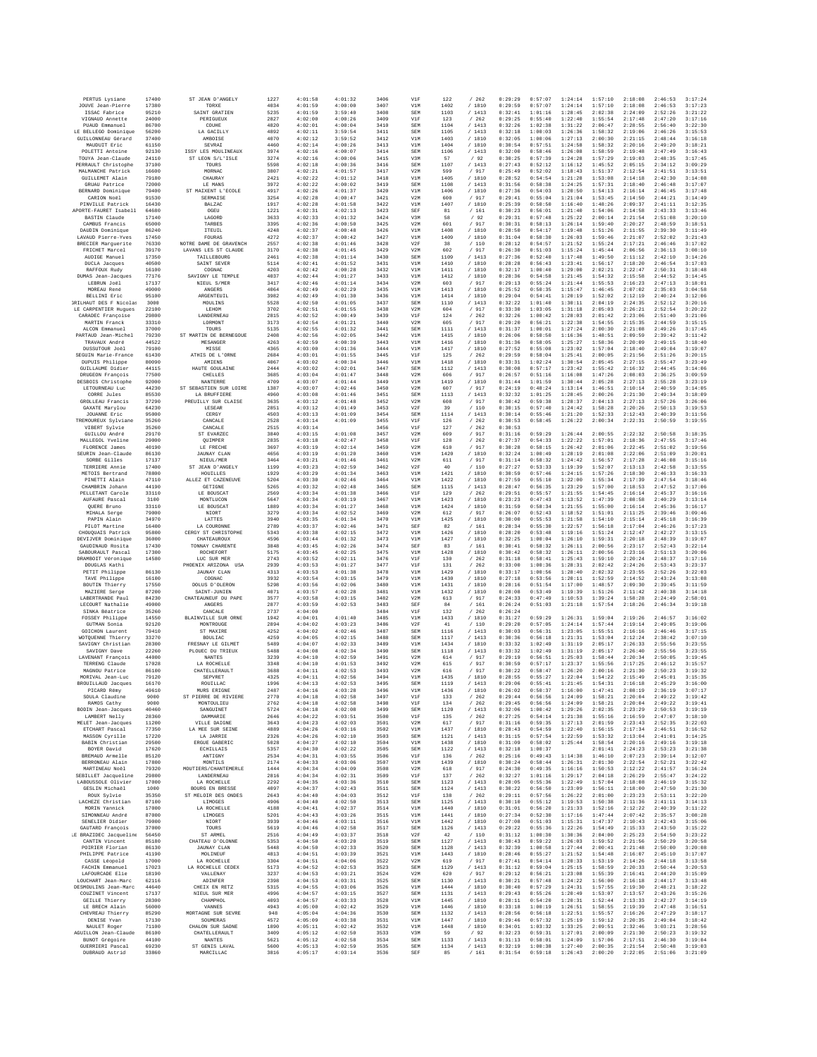| | | | | | | | | | | | | | | | | |
|---|---|---|---|---|---|---|---|---|---|---|---|---|---|---|---|---|
| PERTUS Lysiane | 17400 | ST JEAN D'ANGELY | 1227 | 4:01:58 | 4:01:32 | 3406 | V1F | 122 | / 262 | 0:29:29 | 0:57:07 | 1:24:14 | 1:57:10 | 2:18:08 | 2:46:53 | 3:17:24 |
| JOUVE Jean-Pierre | 17380 | TORXE | 4034 | 4:01:59 | 4:00:08 | 3407 | V1M | 1402 | / 1810 | 0:29:59 | 0:57:07 | 1:24:14 | 1:57:10 | 2:18:08 | 2:46:53 | 3:17:23 |
| ISSAC Fabrice | 95210 | SAINT GRATIEN | 5235 | 4:01:59 | 3:59:40 | 3408 | SEM | 1103 | / 1413 | 0:32:41 | 1:01:16 | 1:28:45 | 2:02:38 | 2:24:09 | 2:52:26 | 3:21:22 |
| VIGNAUD Annette | 24000 | PERIGUEUX | 2827 | 4:02:00 | 4:00:26 | 3409 | V1F | 123 | / 262 | 0:29:25 | 0:55:40 | 1:22:40 | 1:55:54 | 2:17:40 | 2:47:20 | 3:17:16 |
| PUAUD Emmanuel | 86700 | COUHE | 4820 | 4:02:01 | 4:00:04 | 3410 | SEM | 1104 | / 1413 | 0:32:26 | 1:02:38 | 1:31:22 | 2:06:47 | 2:28:55 | 2:56:40 | 3:22:30 |
| LE BELLEGO Dominique | 56200 | LA GACILLY | 4892 | 4:02:11 | 3:59:54 | 3411 | SEM | 1105 | / 1413 | 0:32:18 | 1:00:03 | 1:26:36 | 1:58:32 | 2:19:06 | 2:46:26 | 3:15:53 |
| GUILLONNEAU Gérard | 37400 | AMBOISE | 4070 | 4:02:12 | 3:59:52 | 3412 | V1M | 1403 | / 1810 | 0:32:05 | 1:00:06 | 1:27:13 | 2:00:30 | 2:21:15 | 2:48:44 | 3:16:18 |
| MAUDUIT Eric | 61150 | SEVRAI | 4460 | 4:02:14 | 4:00:26 | 3413 | V1M | 1404 | / 1810 | 0:30:54 | 0:57:51 | 1:24:58 | 1:58:32 | 2:20:16 | 2:49:20 | 3:18:21 |
| POLETTI Antoine | 92130 | ISSY LES MOULINEAUX | 3974 | 4:02:16 | 4:00:07 | 3414 | SEM | 1106 | / 1413 | 0:32:00 | 0:58:46 | 1:26:08 | 1:58:59 | 2:19:48 | 2:47:49 | 3:16:43 |
| TOUYA Jean-Claude | 24110 | ST LEON S/L'ISLE | 3274 | 4:02:16 | 4:00:06 | 3415 | V3M | 57 | / 92 | 0:30:25 | 0:57:39 | 1:24:28 | 1:57:29 | 2:19:03 | 2:48:35 | 3:17:45 |
| PERRAULT Christophe | 37100 | TOURS | 5598 | 4:02:18 | 4:00:36 | 3416 | SEM | 1107 | / 1413 | 0:27:43 | 0:52:12 | 1:16:12 | 1:45:52 | 2:05:15 | 2:34:12 | 3:09:29 |
| MALMANCHE Patrick | 16600 | MORNAC | 3807 | 4:02:21 | 4:01:57 | 3417 | V2M | 599 | / 917 | 0:25:49 | 0:52:02 | 1:18:43 | 1:51:37 | 2:12:54 | 2:41:51 | 3:13:51 |
| GUILLEMET Alain | 79180 | CHAURAY | 2421 | 4:02:22 | 4:01:12 | 3418 | V1M | 1405 | / 1810 | 0:28:52 | 0:54:54 | 1:21:28 | 1:53:08 | 2:14:18 | 2:42:30 | 3:14:08 |
| GRUAU Patrice | 72000 | LE MANS | 3972 | 4:02:22 | 4:00:02 | 3419 | SEM | 1108 | / 1413 | 0:31:56 | 0:58:38 | 1:24:25 | 1:57:31 | 2:18:40 | 2:46:48 | 3:17:07 |
| BERNARD Dominique | 79400 | ST MAIXENT L'ECOLE | 4917 | 4:02:26 | 4:01:37 | 3420 | V1M | 1406 | / 1810 | 0:27:36 | 0:54:03 | 1:20:50 | 1:54:13 | 2:16:14 | 2:46:45 | 3:17:48 |
| CARION Noël | 91530 | SERMAISE | 3254 | 4:02:28 | 4:00:47 | 3421 | V2M | 600 | / 917 | 0:29:41 | 0:55:04 | 1:21:04 | 1:53:45 | 2:14:50 | 2:44:21 | 3:14:49 |
| PINVILLE Patrick | 16430 | BALZAC | 1917 | 4:02:28 | 4:01:58 | 3422 | V1M | 1407 | / 1810 | 0:25:39 | 0:50:50 | 1:16:40 | 1:48:26 | 2:09:37 | 2:41:11 | 3:12:35 |
| APORTE-FAURET Isabell | 64680 | OGEU | 1221 | 4:02:31 | 4:02:13 | 3423 | SEF | 81 | / 161 | 0:30:23 | 0:56:01 | 1:21:40 | 1:54:06 | 2:14:58 | 2:43:33 | 3:13:46 |
| BASTIN Claude | 17140 | LAGORD | 3633 | 4:02:33 | 4:01:32 | 3424 | V3M | 58 | / 92 | 0:29:31 | 0:57:48 | 1:25:22 | 2:00:14 | 2:21:54 | 2:51:08 | 3:20:10 |
| CAMBUS Francis | 65000 | TARBES | 3395 | 4:02:36 | 4:00:58 | 3425 | V2M | 601 | / 917 | 0:30:31 | 0:58:13 | 1:26:14 | 1:59:40 | 2:20:27 | 2:48:59 | 3:18:51 |
| DAUDIN Dominique | 86240 | ITEUIL | 4248 | 4:02:37 | 4:00:48 | 3426 | V1M | 1408 | / 1810 | 0:28:50 | 0:54:17 | 1:19:48 | 1:51:26 | 2:11:55 | 2:39:30 | 3:11:49 |
| LAVAUD Pierre-Yves | 17450 | FOURAS | 4272 | 4:02:37 | 4:00:42 | 3427 | V1M | 1409 | / 1810 | 0:31:04 | 0:58:30 | 1:26:03 | 1:59:46 | 2:21:07 | 2:52:02 | 3:21:43 |
| BRECIER Marguerite | 76330 | NOTRE DAME DE GRAVENCH | 2557 | 4:02:38 | 4:01:46 | 3428 | V2F | 38 | / 110 | 0:28:12 | 0:54:57 | 1:21:52 | 1:55:24 | 2:17:21 | 2:46:46 | 3:17:02 |
| FRICHET Marcel | 39170 | LAVANS LES ST CLAUDE | 3170 | 4:02:38 | 4:01:45 | 3429 | V2M | 602 | / 917 | 0:26:30 | 0:51:03 | 1:15:24 | 1:45:44 | 2:06:56 | 2:36:13 | 3:08:10 |
| AUDIGE Manuel | 17350 | TAILLEBOURG | 2461 | 4:02:38 | 4:01:14 | 3430 | SEM | 1109 | / 1413 | 0:27:36 | 0:52:40 | 1:17:40 | 1:49:50 | 2:11:12 | 2:42:10 | 3:14:26 |
| DUCLA Jacques | 40500 | SAINT SEVER | 5114 | 4:02:41 | 4:01:52 | 3431 | V1M | 1410 | / 1810 | 0:28:28 | 0:56:43 | 1:23:41 | 1:56:17 | 2:18:20 | 2:46:54 | 3:17:03 |
| RAFFOUX Rudy | 16100 | COGNAC | 4203 | 4:02:42 | 4:00:28 | 3432 | V1M | 1411 | / 1810 | 0:32:17 | 1:00:40 | 1:29:00 | 2:02:21 | 2:22:47 | 2:50:31 | 3:18:48 |
| DUMAS Jean-Jacques | 77176 | SAVIGNY LE TEMPLE | 4037 | 4:02:44 | 4:01:27 | 3433 | V1M | 1412 | / 1810 | 0:28:36 | 0:54:58 | 1:21:45 | 1:54:32 | 2:15:58 | 2:44:52 | 3:14:45 |
| LEBRUN Joël | 17137 | NIEUL S/MER | 3417 | 4:02:46 | 4:01:14 | 3434 | V2M | 603 | / 917 | 0:29:13 | 0:55:24 | 1:21:44 | 1:55:53 | 2:16:23 | 2:47:13 | 3:18:01 |
| MOREAU René | 49000 | ANGERS | 4064 | 4:02:49 | 4:02:29 | 3435 | V1M | 1413 | / 1810 | 0:25:52 | 0:50:35 | 1:15:47 | 1:46:45 | 2:07:02 | 2:35:03 | 3:04:58 |
| BELLINI Eric | 95100 | ARGENTEUIL | 3982 | 4:02:49 | 4:01:39 | 3436 | V1M | 1414 | / 1810 | 0:29:04 | 0:54:41 | 1:20:19 | 1:52:02 | 2:12:19 | 2:40:24 | 3:12:06 |
| BRILHAUT DES F Nicolas | 3000 | MOULINS | 5528 | 4:02:50 | 4:01:05 | 3437 | SEM | 1110 | / 1413 | 0:32:22 | 1:01:40 | 1:30:11 | 2:04:19 | 2:24:35 | 2:52:12 | 3:20:16 |
| LE CARPENTIER Hugues | 22100 | LEHOM | 3702 | 4:02:51 | 4:01:55 | 3438 | V2M | 604 | / 917 | 0:33:38 | 1:03:05 | 1:31:18 | 2:05:03 | 2:26:21 | 2:52:54 | 3:20:22 |
| CARADEC Françoise | 29800 | LANDERNEAU | 2815 | 4:02:52 | 4:00:49 | 3439 | V1F | 124 | / 262 | 0:32:26 | 1:00:42 | 1:28:03 | 2:01:42 | 2:23:06 | 2:51:40 | 3:21:06 |
| MARTIN Franck | 33310 | LORMONT | 3173 | 4:02:54 | 4:01:21 | 3440 | V2M | 605 | / 917 | 0:29:20 | 0:56:21 | 1:22:38 | 1:54:55 | 2:15:35 | 2:44:59 | 3:15:15 |
| ALCON Emmanuel | 37000 | TOURS | 5135 | 4:02:55 | 4:01:32 | 3441 | SEM | 1111 | / 1413 | 0:31:37 | 1:00:01 | 1:27:24 | 2:00:30 | 2:21:08 | 2:49:26 | 3:17:45 |
| PARTAUD Jean-Michel | 79230 | ST MARTIN DE BERNEGOUE | 2408 | 4:02:56 | 4:02:05 | 3442 | V1M | 1415 | / 1810 | 0:26:06 | 0:50:50 | 1:16:36 | 1:48:51 | 2:09:59 | 2:39:42 | 3:11:42 |
| TRAVAUX André | 44522 | MESANGER | 4263 | 4:02:59 | 4:00:39 | 3443 | V1M | 1416 | / 1810 | 0:31:36 | 0:58:05 | 1:25:27 | 1:58:36 | 2:20:09 | 2:49:15 | 3:18:40 |
| DUSSUTOUR Joël | 79100 | MISSE | 4365 | 4:03:00 | 4:01:36 | 3444 | V1M | 1417 | / 1810 | 0:27:52 | 0:55:08 | 1:23:02 | 1:57:04 | 2:18:40 | 2:49:04 | 3:19:07 |
| SEGUIN Marie-France | 61430 | ATHIS DE L'ORNE | 2684 | 4:03:01 | 4:01:55 | 3445 | V1F | 125 | / 262 | 0:29:59 | 0:58:04 | 1:25:41 | 2:00:05 | 2:21:56 | 2:51:26 | 3:20:15 |
| DUPUIS Philippe | 80090 | AMIENS | 4067 | 4:03:02 | 4:00:34 | 3446 | V1M | 1418 | / 1810 | 0:33:31 | 1:02:24 | 1:30:54 | 2:05:45 | 2:27:15 | 2:55:47 | 3:23:49 |
| GUILLAUME Didier | 44115 | HAUTE GOULAINE | 2444 | 4:03:02 | 4:02:01 | 3447 | SEM | 1112 | / 1413 | 0:30:08 | 0:57:17 | 1:23:42 | 1:55:42 | 2:16:32 | 2:44:45 | 3:14:06 |
| DRUGEON Francois | 77580 | CHELLES | 3685 | 4:03:04 | 4:01:47 | 3448 | V2M | 606 | / 917 | 0:26:57 | 0:51:16 | 1:16:08 | 1:47:26 | 2:08:03 | 2:36:25 | 3:09:59 |
| DESBOIS Christophe | 92000 | NANTERRE | 4709 | 4:03:07 | 4:01:44 | 3449 | V1M | 1419 | / 1810 | 0:31:44 | 1:01:59 | 1:30:44 | 2:05:28 | 2:27:13 | 2:55:28 | 3:23:19 |
| LETOURNEAU Luc | 44230 | ST SEBASTIEN SUR LOIRE | 1387 | 4:03:07 | 4:02:46 | 3450 | V2M | 607 | / 917 | 0:24:10 | 0:48:24 | 1:13:14 | 1:46:51 | 2:10:14 | 2:40:59 | 3:14:05 |
| CORRE Jules | 85530 | LA BRUFFIERE | 4960 | 4:03:08 | 4:01:46 | 3451 | SEM | 1113 | / 1413 | 0:32:32 | 1:01:25 | 1:28:45 | 2:00:26 | 2:21:30 | 2:49:34 | 3:18:09 |
| GROLLEAU Francis | 37290 | PREUILLY SUR CLAISE | 3635 | 4:03:12 | 4:01:48 | 3452 | V2M | 608 | / 917 | 0:30:42 | 0:59:38 | 1:28:37 | 2:04:13 | 2:27:13 | 2:57:26 | 3:26:06 |
| GAXATE Marylou | 64230 | LESEAR | 2851 | 4:03:12 | 4:01:49 | 3453 | V2F | 39 | / 110 | 0:30:15 | 0:57:40 | 1:24:42 | 1:58:28 | 2:20:26 | 2:50:13 | 3:19:53 |
| JOUANNE Eric | 95000 | CERGY | 4503 | 4:03:13 | 4:01:09 | 3454 | SEM | 1114 | / 1413 | 0:30:14 | 0:55:46 | 1:21:20 | 1:52:33 | 2:12:43 | 2:40:39 | 3:11:56 |
| TREMOUREUX Sylviane | 35260 | CANCALE | 2528 | 4:03:14 | 4:01:09 | 3455 | V1F | 126 | / 262 | 0:30:53 | 0:58:45 | 1:26:22 | 2:00:34 | 2:22:31 | 2:50:59 | 3:19:55 |
| VIBERT Sylvie | 35260 | CANCALE | 2515 | 4:03:14 | | 3456 | V1F | 127 | / 262 | 0:30:53 | | | | | | |
| GUILLOU André | 29170 | ST EVARZEC | 3840 | 4:03:15 | 4:01:08 | 3457 | V2M | 609 | / 917 | 0:31:16 | 0:59:29 | 1:26:44 | 2:00:55 | 2:22:32 | 2:50:58 | 3:18:35 |
| MALLEGOL Yveline | 29000 | QUIMPER | 2835 | 4:03:18 | 4:02:47 | 3458 | V1F | 128 | / 262 | 0:27:37 | 0:54:33 | 1:22:22 | 1:57:01 | 2:18:36 | 2:47:55 | 3:17:46 |
| FLORENCE James | 40190 | LE FRECHE | 3697 | 4:03:19 | 4:02:14 | 3459 | V2M | 610 | / 917 | 0:30:28 | 0:58:15 | 1:26:42 | 2:01:06 | 2:22:45 | 2:51:02 | 3:19:56 |
| SEURIN Jean-Claude | 86130 | JAUNAY CLAN | 4656 | 4:03:19 | 4:01:20 | 3460 | V1M | 1420 | / 1810 | 0:32:24 | 1:00:49 | 1:28:19 | 2:01:08 | 2:22:06 | 2:51:09 | 3:20:01 |
| SORBE Gilles | 17137 | NIEUL/MER | 3464 | 4:03:21 | 4:01:46 | 3461 | V2M | 611 | / 917 | 0:31:14 | 0:58:32 | 1:24:42 | 1:56:57 | 2:17:28 | 2:46:08 | 3:15:16 |
| TERRIERE Annie | 17400 | ST JEAN D'ANGELY | 1199 | 4:03:23 | 4:02:59 | 3462 | V2F | 40 | / 110 | 0:27:27 | 0:53:33 | 1:19:39 | 1:52:07 | 2:13:13 | 2:42:58 | 3:13:55 |
| METOIS Bertrand | 78800 | HOUILLES | 1929 | 4:03:29 | 4:01:34 | 3463 | V1M | 1421 | / 1810 | 0:30:59 | 0:57:46 | 1:24:15 | 1:57:26 | 2:18:30 | 2:46:33 | 3:16:33 |
| PINETTI Alain | 47110 | ALLEZ ET CAZENEUVE | 5204 | 4:03:30 | 4:02:46 | 3464 | V1M | 1422 | / 1810 | 0:27:59 | 0:55:10 | 1:22:00 | 1:55:34 | 2:17:39 | 2:47:54 | 3:18:46 |
| CHAMBRIN Johann | 44190 | GETIGNE | 5265 | 4:03:32 | 4:02:48 | 3465 | SEM | 1115 | / 1413 | 0:28:47 | 0:56:35 | 1:23:29 | 1:57:00 | 2:18:53 | 2:47:52 | 3:17:06 |
| PELLETANT Carole | 33110 | LE BOUSCAT | 2569 | 4:03:34 | 4:01:38 | 3466 | V1F | 129 | / 262 | 0:29:51 | 0:55:57 | 1:21:55 | 1:54:45 | 2:16:14 | 2:45:37 | 3:16:16 |
| AUFAURE Pascal | 3100 | MONTLUCON | 5647 | 4:03:34 | 4:03:19 | 3467 | V1M | 1423 | / 1810 | 0:23:23 | 0:47:43 | 1:13:52 | 1:47:39 | 2:08:58 | 2:40:29 | 3:13:14 |
| QUERE Bruno | 33110 | LE BOUSCAT | 1880 | 4:03:34 | 4:01:27 | 3468 | V1M | 1424 | / 1810 | 0:31:59 | 0:58:34 | 1:21:55 | 1:55:00 | 2:16:14 | 2:45:36 | 3:16:17 |
| MIHALA Serge | 79000 | NIORT | 3279 | 4:03:34 | 4:02:52 | 3469 | V2M | 612 | / 917 | 0:26:07 | 0:52:43 | 1:18:52 | 1:51:01 | 2:11:25 | 2:39:46 | 3:09:46 |
| PAPIN Alain | 34970 | LATTES | 3940 | 4:03:35 | 4:01:34 | 3470 | V1M | 1425 | / 1810 | 0:30:00 | 0:55:53 | 1:21:58 | 1:54:10 | 2:15:14 | 2:45:18 | 3:16:39 |
| PILOT Martine | 16400 | LA COURONNE | 2780 | 4:03:37 | 4:02:46 | 3471 | SEF | 82 | / 161 | 0:28:34 | 0:55:30 | 1:22:57 | 1:56:18 | 2:17:04 | 2:46:26 | 3:17:23 |
| CHOUQUAIS Patrick | 95800 | CERGY ST CHRISTOPHE | 5343 | 4:03:38 | 4:02:15 | 3472 | V1M | 1426 | / 1810 | 0:28:20 | 0:53:48 | 1:19:16 | 1:51:24 | 2:12:47 | 2:42:27 | 3:13:15 |
| DEVIJVER Dominique | 36000 | CHATEAUROUX | 4596 | 4:03:44 | 4:01:32 | 3473 | V1M | 1427 | / 1810 | 0:32:25 | 1:00:04 | 1:26:10 | 1:59:31 | 2:20:18 | 2:48:39 | 3:19:07 |
| GAUDINAUD Rosita | 17430 | TONNAY CHARENTE | 3848 | 4:03:45 | 4:02:26 | 3474 | SEF | 83 | / 161 | 0:30:41 | 0:58:32 | 1:26:11 | 2:00:56 | 2:23:17 | 2:52:43 | 3:22:14 |
| SABOURAULT Pascal | 17300 | ROCHEFORT | 5175 | 4:03:45 | 4:02:25 | 3475 | V1M | 1428 | / 1810 | 0:30:42 | 0:58:32 | 1:26:11 | 2:00:56 | 2:23:16 | 2:51:13 | 3:20:06 |
| DRAMBOIT Véronique | 14580 | LUC SUR MER | 2743 | 4:03:52 | 4:02:11 | 3476 | V1F | 130 | / 262 | 0:31:18 | 0:58:41 | 1:25:43 | 1:59:10 | 2:20:24 | 2:48:37 | 3:17:16 |
| DOUGLAS Kathi | | PHOENIX ARIZONA USA | 2939 | 4:03:53 | 4:01:27 | 3477 | V1F | 131 | / 262 | 0:33:00 | 1:00:36 | 1:28:31 | 2:02:42 | 2:24:26 | 2:53:43 | 3:23:37 |
| PETIT Philippe | 86130 | JAUNAY CLAN | 4313 | 4:03:53 | 4:01:38 | 3478 | V1M | 1429 | / 1810 | 0:33:17 | 1:00:56 | 1:28:40 | 2:02:32 | 2:23:55 | 2:52:26 | 3:22:03 |
| TAVE Philippe | 16100 | COGNAC | 3932 | 4:03:54 | 4:03:15 | 3479 | V1M | 1430 | / 1810 | 0:27:18 | 0:53:56 | 1:20:11 | 1:52:59 | 2:14:52 | 2:43:24 | 3:13:08 |
| BOUTIN Thierry | 17550 | DOLUS D'OLERON | 5298 | 4:03:56 | 4:02:06 | 3480 | V1M | 1431 | / 1810 | 0:28:16 | 0:51:54 | 1:17:00 | 1:48:57 | 2:09:30 | 2:39:45 | 3:11:59 |
| MAZIERE Serge | 87200 | SAINT-JUNIEN | 4871 | 4:03:57 | 4:02:28 | 3481 | V1M | 1432 | / 1810 | 0:28:08 | 0:53:49 | 1:19:39 | 1:51:26 | 2:11:42 | 2:40:38 | 3:14:18 |
| LABERTRANDE Paul | 84230 | CHATEAUNEUF DU PAPE | 3577 | 4:03:58 | 4:03:15 | 3482 | V2M | 613 | / 917 | 0:24:33 | 0:47:49 | 1:10:53 | 1:39:24 | 1:58:28 | 2:24:49 | 2:58:01 |
| LECOURT Nathalie | 49000 | ANGERS | 2877 | 4:03:59 | 4:02:53 | 3483 | SEF | 84 | / 161 | 0:26:24 | 0:51:03 | 1:21:18 | 1:57:54 | 2:18:26 | 2:46:34 | 3:19:18 |
| SINKA Béatrice | 35260 | CANCALE | 2737 | 4:04:00 | | 3484 | V1F | 132 | / 262 | 0:26:24 | | | | | | |
| FOSSEY Philippe | 14550 | BLAINVILLE SUR ORNE | 1942 | 4:04:01 | 4:01:40 | 3485 | V1M | 1433 | / 1810 | 0:31:27 | 0:59:29 | 1:26:31 | 1:59:04 | 2:19:26 | 2:46:57 | 3:16:02 |
| GUTMAN Sonia | 92120 | MONTROUGE | 2894 | 4:04:02 | 4:03:23 | 3486 | V2F | 41 | / 110 | 0:29:28 | 0:57:05 | 1:24:14 | 1:57:44 | 2:19:14 | 2:49:05 | 3:19:06 |
| GOICHON Laurent | 79410 | ST MAXIRE | 4252 | 4:04:02 | 4:02:46 | 3487 | SEM | 1116 | / 1413 | 0:30:03 | 0:56:31 | 1:23:05 | 1:55:51 | 2:16:16 | 2:46:46 | 3:17:15 |
| WOTQUENNE Thierry | 33270 | BOULIAC | 4259 | 4:04:05 | 4:02:15 | 3488 | SEM | 1117 | / 1413 | 0:30:36 | 0:56:18 | 1:21:31 | 1:53:04 | 2:12:24 | 2:38:42 | 3:07:10 |
| SAVIGNY Christian | 28300 | FRESNAY LE GILMET | 5489 | 4:04:07 | 4:02:33 | 3489 | V1M | 1434 | / 1810 | 0:33:32 | 1:02:49 | 1:31:19 | 2:05:17 | 2:26:33 | 2:55:56 | 3:23:55 |
| SAVIGNY Dave | 22260 | PLOUEC DU TRIEUX | 5488 | 4:04:08 | 4:02:34 | 3490 | SEM | 1118 | / 1413 | 0:33:32 | 1:02:49 | 1:31:19 | 2:05:17 | 2:26:40 | 2:55:56 | 3:23:55 |
| LAVENANT François | 44000 | NANTES | 3239 | 4:04:10 | 4:02:59 | 3491 | V2M | 614 | / 917 | 0:29:19 | 0:56:51 | 1:25:03 | 1:58:44 | 2:20:34 | 2:50:05 | 3:19:45 |
| TERRENG Claude | 17028 | LA ROCHELLE | 3348 | 4:04:10 | 4:01:53 | 3492 | V2M | 615 | / 917 | 0:30:59 | 0:57:17 | 1:23:37 | 1:55:56 | 2:17:25 | 2:46:12 | 3:15:57 |
| MAGNOU Patrice | 86100 | CHATELLERAULT | 3688 | 4:04:11 | 4:02:53 | 3493 | V2M | 616 | / 917 | 0:30:22 | 0:58:47 | 1:26:20 | 2:00:16 | 2:21:30 | 2:50:23 | 3:19:32 |
| MORIVAL Jean-Luc | 79120 | SEPVRET | 4325 | 4:04:11 | 4:02:56 | 3494 | V1M | 1435 | / 1810 | 0:28:55 | 0:55:27 | 1:22:04 | 1:54:22 | 2:15:49 | 2:45:01 | 3:15:35 |
| BROUILLAUD Jacques | 16170 | ROUILLAC | 1996 | 4:04:13 | 4:02:53 | 3495 | SEM | 1119 | / 1413 | 0:29:06 | 0:55:41 | 1:21:45 | 1:54:31 | 2:16:18 | 2:45:29 | 3:16:00 |
| PICARD Rémy | 49610 | MURS ERIGNE | 2487 | 4:04:16 | 4:03:28 | 3496 | V1M | 1436 | / 1810 | 0:26:02 | 0:50:37 | 1:16:00 | 1:47:41 | 2:08:19 | 2:36:19 | 3:07:17 |
| SOULA Claudine | 9000 | ST PIERRE DE RIVIERE | 2770 | 4:04:18 | 4:02:58 | 3497 | V1F | 133 | / 262 | 0:29:44 | 0:56:56 | 1:24:09 | 1:58:21 | 2:20:04 | 2:49:22 | 3:19:42 |
| RAMOS Cathy | 9000 | MONTOULIEU | 2762 | 4:04:18 | 4:02:58 | 3498 | V1F | 134 | / 262 | 0:29:45 | 0:56:56 | 1:24:09 | 1:58:21 | 2:20:04 | 2:49:22 | 3:19:41 |
| BODIN Jean-Jacques | 40460 | SANGUINET | 5724 | 4:04:18 | 4:02:08 | 3499 | SEM | 1120 | / 1413 | 0:32:06 | 1:00:42 | 1:29:26 | 2:02:35 | 2:23:29 | 2:50:53 | 3:19:19 |
| LAMBERT Nelly | 28360 | DAMMARIE | 2646 | 4:04:22 | 4:03:51 | 3500 | V1F | 135 | / 262 | 0:27:25 | 0:54:14 | 1:21:38 | 1:55:16 | 2:16:59 | 2:47:07 | 3:18:10 |
| MELET Jean-Jacques | 11200 | VILLE DAIGNE | 3643 | 4:04:23 | 4:02:03 | 3501 | V2M | 617 | / 917 | 0:31:16 | 0:59:35 | 1:27:13 | 2:01:59 | 2:23:43 | 2:52:35 | 3:22:03 |
| ETCHART Pascal | 77350 | LA MEE SUR SEINE | 4889 | 4:04:26 | 4:03:16 | 3502 | V1M | 1437 | / 1810 | 0:28:43 | 0:54:59 | 1:22:40 | 1:56:15 | 2:17:34 | 2:46:51 | 3:16:52 |
| MASSON Cyrille | 17220 | LA JARRIE | 2326 | 4:04:26 | 4:02:10 | 3503 | SEM | 1121 | / 1413 | 0:31:15 | 0:57:54 | 1:22:59 | 1:53:32 | 2:13:04 | 2:41:01 | 3:14:25 |
| BABIN Christian | 29500 | ERGUE GABERIC | 5028 | 4:04:27 | 4:02:10 | 3504 | V1M | 1438 | / 1810 | 0:31:09 | 0:58:02 | 1:25:44 | 1:58:54 | 2:20:16 | 2:49:16 | 3:19:18 |
| BOYER David | 17620 | ECHILLAIS | 5357 | 4:04:30 | 4:02:22 | 3505 | SEM | 1122 | / 1413 | 0:32:18 | 1:00:37 | | 2:01:41 | 2:24:23 | 2:53:23 | 3:21:38 |
| BREMAUD Armelle | 85120 | ANTIGNY | 2534 | 4:04:31 | 4:03:55 | 3506 | V1F | 136 | / 262 | 0:25:16 | 0:49:43 | 1:14:38 | 1:46:10 | 2:07:23 | 2:39:14 | 3:12:07 |
| BERRONEAU Alain | 17800 | MONTILS | 2174 | 4:04:33 | 4:03:06 | 3507 | V1M | 1439 | / 1810 | 0:30:24 | 0:58:44 | 1:26:31 | 2:01:30 | 2:22:54 | 2:52:21 | 3:22:42 |
| MARTINEAU Noël | 79320 | MOUTIERS/CHANTEMERLE | 1444 | 4:04:34 | 4:04:09 | 3508 | V2M | 618 | / 917 | 0:24:38 | 0:49:35 | 1:16:16 | 1:50:53 | 2:12:22 | 2:41:57 | 3:16:24 |
| SEBILLET Jacqueline | 29800 | LANDERNEAU | 2816 | 4:04:34 | 4:02:31 | 3509 | V1F | 137 | / 262 | 0:32:27 | 1:01:16 | 1:29:17 | 2:04:18 | 2:26:29 | 2:55:47 | 3:24:22 |
| LABOUSSOLE Olivier | 17000 | LA ROCHELLE | 2292 | 4:04:35 | 4:03:36 | 3510 | SEM | 1123 | / 1413 | 0:28:05 | 0:55:36 | 1:22:49 | 1:57:04 | 2:18:08 | 2:46:19 | 3:15:32 |
| GESLIN Michaël | 1000 | BOURG EN BRESSE | 4097 | 4:04:37 | 4:02:43 | 3511 | SEM | 1124 | / 1413 | 0:30:22 | 0:56:50 | 1:23:09 | 1:56:11 | 2:18:00 | 2:47:50 | 3:21:30 |
| ROUX Sylvie | 35350 | ST MELOIR DES ONDES | 2643 | 4:04:40 | 4:04:03 | 3512 | V1F | 138 | / 262 | 0:29:11 | 0:57:56 | 1:26:22 | 2:01:00 | 2:23:23 | 2:53:11 | 3:22:20 |
| LACHEZE Christian | 87100 | LIMOGES | 4906 | 4:04:40 | 4:02:50 | 3513 | SEM | 1125 | / 1413 | 0:30:10 | 0:55:12 | 1:19:53 | 1:50:38 | 2:11:36 | 2:41:11 | 3:14:13 |
| MORIN Yannick | 17000 | LA ROCHELLE | 4188 | 4:04:41 | 4:02:37 | 3514 | V1M | 1440 | / 1810 | 0:31:01 | 0:56:20 | 1:21:33 | 1:52:16 | 2:12:22 | 2:40:39 | 3:11:22 |
| SIMONNEAU André | 87000 | LIMOGES | 5201 | 4:04:43 | 4:03:26 | 3515 | V1M | 1441 | / 1810 | 0:27:34 | 0:52:30 | 1:17:16 | 1:47:44 | 2:07:42 | 2:35:57 | 3:08:28 |
| SENELIER Didier | 79000 | NIORT | 3939 | 4:04:46 | 4:03:11 | 3516 | V1M | 1442 | / 1810 | 0:27:08 | 0:51:03 | 1:15:31 | 1:47:37 | 2:10:43 | 2:42:43 | 3:15:06 |
| GAUTARD François | 37000 | TOURS | 5619 | 4:04:46 | 4:02:58 | 3517 | SEM | 1126 | / 1413 | 0:29:22 | 0:55:36 | 1:22:26 | 1:54:49 | 2:15:33 | 2:43:50 | 3:15:22 |
| LE BRAZIDEC Jacqueline | 56450 | ST ARMEL | 2516 | 4:04:49 | 4:03:37 | 3518 | V2F | 42 | / 110 | 0:31:12 | 1:00:30 | 1:30:36 | 2:04:00 | 2:25:23 | 2:54:50 | 3:23:22 |
| CANTIN Vincent | 85180 | CHATEAU D'OLONNE | 5353 | 4:04:50 | 4:03:20 | 3519 | SEM | 1127 | / 1413 | 0:30:43 | 0:59:22 | 1:26:03 | 1:59:52 | 2:21:56 | 2:50:29 | 3:20:58 |
| POIRIER Florian | 86130 | JAUNAY CLAN | 5448 | 4:04:50 | 4:02:33 | 3520 | SEM | 1128 | / 1413 | 0:32:39 | 1:00:58 | 1:27:44 | 2:00:41 | 2:21:48 | 2:50:00 | 3:20:08 |
| PHILIPPE Patrice | 41190 | MOLINEUF | 4813 | 4:04:51 | 4:03:39 | 3521 | V1M | 1443 | / 1810 | 0:28:46 | 0:55:27 | 1:21:52 | 1:54:48 | 2:16:07 | 2:45:10 | 3:17:07 |
| CASSE Léopold | 17000 | LA ROCHELLE | 3304 | 4:04:51 | 4:04:06 | 3522 | V2M | 619 | / 917 | 0:27:41 | 0:54:14 | 1:20:33 | 1:53:19 | 2:14:26 | 2:44:18 | 3:13:58 |
| FACHIN Emmanuel | 17023 | LA ROCHELLE CEDEX | 5173 | 4:04:52 | 4:02:53 | 3523 | SEM | 1129 | / 1413 | 0:31:12 | 0:59:04 | 1:25:15 | 1:58:59 | 2:20:33 | 2:50:44 | 3:20:53 |
| LAFOURCADE Elie | 18190 | VALLENAY | 3237 | 4:04:53 | 4:03:21 | 3524 | V2M | 620 | / 917 | 0:29:12 | 0:56:21 | 1:23:08 | 1:55:39 | 2:16:41 | 2:44:20 | 3:15:09 |
| LOUCHART Jean-Marc | 62116 | ADINFER | 2398 | 4:04:53 | 4:03:31 | 3525 | SEM | 1130 | / 1413 | 0:30:21 | 0:57:48 | 1:24:22 | 1:56:00 | 2:16:18 | 2:44:17 | 3:13:48 |
| DESMOULINS Jean-Marc | 44640 | CHEIX EN RETZ | 5315 | 4:04:55 | 4:03:06 | 3526 | V1M | 1444 | / 1810 | 0:30:48 | 0:57:29 | 1:24:31 | 1:57:55 | 2:19:30 | 2:48:21 | 3:18:22 |
| COUZINET Vincent | 17137 | NIEUL SUR MER | 4996 | 4:04:57 | 4:03:15 | 3527 | SEM | 1131 | / 1413 | 0:29:43 | 0:55:26 | 1:20:49 | 1:53:07 | 2:13:57 | 2:43:26 | 3:15:26 |
| GEILLE Thierry | 28300 | CHAMPHOL | 4093 | 4:04:57 | 4:03:33 | 3528 | V1M | 1445 | / 1810 | 0:28:11 | 0:54:20 | 1:20:31 | 1:52:44 | 2:13:33 | 2:42:27 | 3:14:19 |
| LE BRECH Alain | 56000 | VANNES | 4943 | 4:05:00 | 4:02:42 | 3529 | V1M | 1446 | / 1810 | 0:33:18 | 1:00:19 | 1:26:51 | 1:58:55 | 2:19:39 | 2:47:48 | 3:16:51 |
| CHEVREAU Thierry | 85290 | MORTAGNE SUR SEVRE | 948 | 4:05:04 | 4:04:36 | 3530 | SEM | 1132 | / 1413 | 0:28:56 | 0:56:18 | 1:22:51 | 1:55:57 | 2:16:26 | 2:47:29 | 3:18:17 |
| DENISE Yvan | 17130 | SOUMERAS | 4572 | 4:05:09 | 4:03:38 | 3531 | V1M | 1447 | / 1810 | 0:29:46 | 0:57:32 | 1:25:19 | 1:59:12 | 2:20:35 | 2:49:04 | 3:18:42 |
| NAULET Roger | 71100 | CHALON SUR SAONE | 1890 | 4:05:11 | 4:02:42 | 3532 | V1M | 1448 | / 1810 | 0:34:01 | 1:03:32 | 1:33:25 | 2:09:51 | 2:32:46 | 3:03:21 | 3:28:56 |
| AGUILLON Jean-Claude | 86100 | CHATELLERAULT | 3409 | 4:05:12 | 4:02:58 | 3533 | V3M | 59 | / 92 | 0:32:23 | 0:59:31 | 1:27:01 | 2:00:09 | 2:21:30 | 2:50:23 | 3:19:32 |
| BUNOT Grégoire | 44100 | NANTES | 5621 | 4:05:12 | 4:02:58 | 3534 | SEM | 1133 | / 1413 | 0:31:13 | 0:58:01 | 1:24:09 | 1:57:06 | 2:17:51 | 2:46:30 | 3:19:04 |
| GUERRIERI Pascal | 69230 | ST GENIS LAVAL | 5600 | 4:05:13 | 4:02:59 | 3535 | SEM | 1134 | / 1413 | 0:32:19 | 1:00:38 | 1:27:40 | 2:00:35 | 2:21:54 | 2:50:48 | 3:19:03 |
| DUBRAUD Astrid | 33860 | MARCILLAC | 3816 | 4:05:17 | 4:03:14 | 3536 | SEF | 85 | / 161 | 0:31:54 | 0:59:18 | 1:26:43 | 2:00:20 | 2:22:05 | 2:51:06 | 3:21:09 |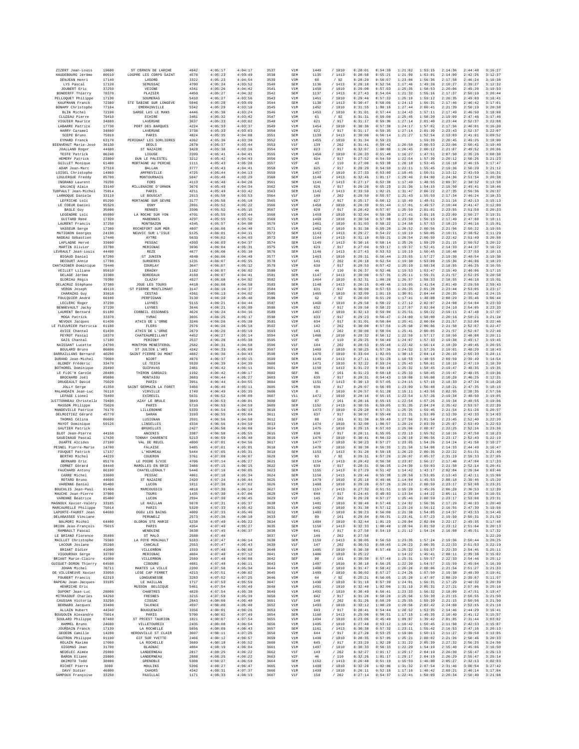| | | | | | | | | | | | | | | | |
|---|---|---|---|---|---|---|---|---|---|---|---|---|---|---|---|
| ZIZERT Jean-Louis | 19600 | ST CERNIN DE LARCHE | 4942 | 4:05:17 | 4:04:17 | 3537 | V1M | 1449 | / 1810 | 0:28:01 | 0:54:39 | 1:21:02 | 1:53:15 | 2:14:36 | 2:44:48 | 3:16:27 |
| HAUDEBOURG Jérôme | 80510 | LOGPRE LES CORPS SAINT | 4578 | 4:05:23 | 4:03:49 | 3538 | SEM | 1135 | / 1413 | 0:28:58 | 0:55:21 | 1:21:09 | 1:53:01 | 2:14:00 | 2:42:26 | 3:12:37 |
| DENJEAN Henri | 17140 | LAGORD | 3322 | 4:05:23 | 4:04:54 | 3539 | V3M | 60 | / 92 | 0:28:29 | 0:56:07 | 1:23:08 | 1:56:36 | 2:17:58 | 2:46:24 | 3:16:38 |
| LYS Pascal | 17120 | SEMUSSAC | 4700 | 4:05:24 | 4:03:52 | 3540 | SEM | 1136 | / 1413 | 0:28:18 | 0:52:56 | 1:17:46 | 1:49:28 | 2:10:27 | 2:39:27 | 3:12:32 |
| JOUBERT Eric | 37250 | VEIGNE | 4341 | 4:05:26 | 4:04:42 | 3541 | V1M | 1450 | / 1810 | 0:29:00 | 0:57:03 | 1:25:35 | 1:58:53 | 2:20:06 | 2:49:28 | 3:19:53 |
| BONDERFF Thierry | 78370 | PLAISIR | 4450 | 4:05:27 | 4:04:32 | 3542 | SEM | 1137 | / 1413 | 0:27:43 | 0:54:04 | 1:21:32 | 1:55:16 | 2:17:37 | 2:50:19 | 3:20:44 |
| PELLOQUET Philippe | 17130 | SOUMERAS | 5410 | 4:05:27 | 4:03:56 | 3543 | V1M | 1451 | / 1810 | 0:29:46 | 0:57:32 | 1:25:19 | 1:59:12 | 2:20:35 | 2:49:03 | 3:18:41 |
| KAUFMANN Franck | 72380 | STE SABINE SUR LONGEVE | 5046 | 4:05:28 | 4:03:09 | 3544 | SEM | 1138 | / 1413 | 0:30:47 | 0:58:06 | 1:24:13 | 1:56:31 | 2:17:46 | 2:46:42 | 3:17:01 |
| BONAMY Christophe | 77184 | EMERAINVILLE | 5342 | 4:05:29 | 4:03:19 | 3545 | V1M | 1452 | / 1810 | 0:31:55 | 1:00:10 | 1:27:44 | 2:00:41 | 2:21:39 | 2:50:19 | 3:20:58 |
| BLIN Michel | 72190 | SARGE LèS LE MANS | 4446 | 4:05:30 | 4:03:24 | 3546 | V1M | 1453 | / 1810 | 0:31:01 | 0:57:44 | 1:24:43 | 1:57:11 | 2:17:49 | 2:46:50 | 3:18:08 |
| CLUZEAU Pierre | 79410 | ECHIRE | 3481 | 4:05:32 | 4:03:42 | 3547 | V3M | 61 | / 92 | 0:31:31 | 0:59:00 | 1:25:45 | 1:58:20 | 2:19:09 | 2:47:46 | 3:17:46 |
| VIGUIER Maurice | 34880 | LAVERUNE | 3637 | 4:05:33 | 4:03:02 | 3548 | V2M | 621 | / 917 | 0:31:17 | 0:59:36 | 1:27:14 | 2:01:40 | 2:23:44 | 2:52:37 | 3:22:08 |
| LABARRE Patrice | 17730 | PORT DES BARQUES | 4224 | 4:05:33 | 4:03:37 | 3549 | V1M | 1454 | / 1810 | 0:30:36 | 0:57:38 | 1:24:17 | 1:57:02 | 2:17:56 | 2:46:01 | 3:16:20 |
| HARRY Caramel | 34880 | LAVERUNE | 3738 | 4:05:33 | 4:03:03 | 3550 | V2M | 622 | / 917 | 0:31:17 | 0:59:35 | 1:27:14 | 2:01:39 | 2:23:43 | 2:52:37 | 3:22:07 |
| SCEPE Bruno | 75010 | PARIS | 4824 | 4:05:35 | 4:04:08 | 3551 | SEM | 1139 | / 1413 | 0:30:08 | 0:56:14 | 1:21:27 | 1:52:54 | 2:13:03 | 2:41:01 | 3:09:52 |
| EYMARD Franck | 63170 | PERIGNAT LES SORLIERES | 4262 | 4:05:36 | 4:03:30 | 3552 | V1M | 1455 | / 1810 | 0:31:34 | 0:59:23 | | 1:59:39 | 2:20:45 | 2:49:25 | 3:18:00 |
| BIENVENUT Marie-José | 36130 | DEOLS | 2878 | 4:05:37 | 4:03:44 | 3553 | V1F | 139 | / 262 | 0:31:41 | 0:59:42 | 1:26:58 | 2:00:53 | 2:22:06 | 2:50:41 | 3:19:40 |
| JOALLAND Roger | 44600 | ST NAZAIRE | 3428 | 4:05:38 | 4:03:16 | 3554 | V2M | 623 | / 917 | 0:32:07 | 1:00:08 | 1:26:45 | 2:00:12 | 2:21:07 | 2:49:52 | 3:20:06 |
| TESTE Patrick | 86240 | LIGUGE | 2209 | 4:05:41 | 4:04:41 | 3555 | V1M | 1456 | / 1810 | 0:26:33 | 0:51:40 | 1:16:27 | 1:47:51 | 2:07:50 | 2:35:28 | 3:08:38 |
| HEMERY Patrick | 23800 | DUN LE PALESTEL | 3212 | 4:05:42 | 4:04:43 | 3556 | V2M | 624 | / 917 | 0:27:52 | 0:54:59 | 1:22:54 | 1:57:39 | 2:20:12 | 2:50:26 | 3:21:23 |
| GUILLET Monique | 61400 | MORTAGNE AU PERCHE | 1111 | 4:05:43 | 4:05:28 | 3557 | V2F | 43 | / 110 | 0:27:00 | 0:53:30 | 1:20:18 | 1:53:45 | 2:16:18 | 2:46:15 | 3:17:47 |
| ADAM Jean-Marc | 37510 | BALLAN | 3777 | 4:05:43 | 4:04:41 | 3558 | V2M | 625 | / 917 | 0:28:29 | 0:54:59 | 1:22:11 | 1:55:45 | 2:19:36 | 2:50:29 | 3:21:12 |
| LOISEL Christophe | 14860 | AMFREVILLE | 4725 | 4:05:44 | 4:04:13 | 3559 | V1M | 1457 | / 1810 | 0:27:33 | 0:53:09 | 1:18:45 | 1:50:51 | 2:13:12 | 2:43:59 | 3:16:31 |
| LOULERGUE Freddy | 85700 | MONTOURNAIS | 5047 | 4:05:48 | 4:03:29 | 3560 | SEM | 1140 | / 1413 | 0:32:46 | 1:01:17 | 1:29:46 | 2:04:00 | 2:24:36 | 2:51:34 | 3:20:38 |
| INGRAND Laurent | 79230 | FORS | 4113 | 4:05:48 | 4:04:26 | 3561 | SEM | 1141 | / 1413 | 0:27:17 | 0:52:38 | 1:17:49 | 1:48:55 | 2:09:37 | 2:38:32 | 3:13:58 |
| GAUJACQ Alain | 33140 | MILLENAIRE D'ORNON | 3676 | 4:05:49 | 4:04:34 | 3562 | V2M | 626 | / 917 | 0:29:20 | 0:55:23 | 1:21:36 | 1:54:15 | 2:15:50 | 2:45:41 | 3:18:46 |
| TURPAULT Jean-Michel | 75014 | PARIS | 4211 | 4:05:49 | 4:03:42 | 3563 | SEM | 1142 | / 1413 | 0:33:59 | 1:02:21 | 1:31:47 | 2:06:22 | 2:27:35 | 2:56:36 | 3:26:37 |
| LARROQUE Daniele | 33110 | LE BOUSCAT | 2913 | 4:05:50 | 4:03:53 | 3564 | V1F | 140 | / 262 | 0:29:59 | 0:55:57 | 1:21:43 | 1:55:59 | 2:17:34 | 2:46:24 | 3:18:33 |
| LEFRICHE Loïc | 85290 | MORTAGNE SUR SEVRE | 3177 | 4:05:50 | 4:05:18 | 3565 | V2M | 627 | / 917 | 0:25:17 | 0:50:12 | 1:15:49 | 1:48:51 | 2:11:16 | 2:42:13 | 3:15:13 |
| LE COEUR Daniel | 95520 | OSNY | 2061 | 4:05:52 | 4:05:22 | 3566 | V1M | 1458 | / 1810 | 0:26:39 | 0:51:44 | 1:17:01 | 1:49:57 | 2:10:44 | 2:41:47 | 3:12:00 |
| BASLE Guy | 35000 | RENNES | 3306 | 4:05:52 | 4:05:15 | 3567 | V2M | 628 | / 917 | 0:28:42 | 0:57:07 | 1:25:59 | 2:01:01 | 2:23:55 | 2:51:58 | 3:20:33 |
| LEGENDRE Loïc | 85000 | LA ROCHE SUR YON | 4701 | 4:05:55 | 4:03:44 | 3568 | V1M | 1459 | / 1810 | 0:32:04 | 0:59:39 | 1:27:41 | 2:01:16 | 2:22:09 | 2:50:27 | 3:19:31 |
| GUITARD René | 17320 | MARENNES | 4297 | 4:05:55 | 4:03:52 | 3569 | V1M | 1460 | / 1810 | 0:30:58 | 0:57:00 | 1:23:50 | 1:56:15 | 2:17:49 | 2:47:08 | 3:18:11 |
| LAURENT Francis | 37250 | MONTBAZON | 4345 | 4:05:57 | 4:04:00 | 3570 | V1M | 1461 | / 1810 | 0:31:03 | 0:58:22 | 1:24:58 | 1:57:53 | 2:18:23 | 2:46:16 | 3:15:01 |
| VASSEUR Serge | 17300 | ROCHEFORT SUR MER | 4807 | 4:06:00 | 4:04:40 | 3571 | V1M | 1462 | / 1810 | 0:31:38 | 0:59:28 | 1:26:52 | 2:00:56 | 2:21:56 | 2:50:22 | 3:19:55 |
| MATIGNON Georges | 24190 | NEUVIC SUR L'ISLE | 5125 | 4:06:01 | 4:04:11 | 3572 | SEM | 1143 | / 1413 | 0:29:27 | 0:54:22 | 1:19:19 | 1:50:05 | 2:10:11 | 2:38:52 | 3:11:29 |
| NADEAU Sébastien | 17440 | AYTRE | 5633 | 4:06:02 | 4:04:03 | 3573 | SEM | 1144 | / 1413 | 0:31:18 | 0:59:21 | 1:26:54 | 2:00:50 | 2:22:42 | 2:51:49 | 3:20:58 |
| LAPLAGNE Hervé | 33600 | PESSAC | 4303 | 4:06:03 | 4:04:37 | 3574 | SEM | 1145 | / 1413 | 0:30:16 | 0:58:14 | 1:25:26 | 1:59:29 | 2:21:15 | 2:50:52 | 3:20:22 |
| MARTIN Olivier | 33700 | MERIGNAC | 3696 | 4:06:04 | 4:05:31 | 3575 | V2M | 629 | / 917 | 0:27:04 | 0:53:17 | 1:19:37 | 1:52:41 | 2:14:33 | 2:44:37 | 3:16:22 |
| LEVRAULT Jean-Louis | 44400 | REZE | 4677 | 4:06:06 | 4:05:10 | 3576 | SEM | 1146 | / 1413 | 0:27:43 | 0:53:53 | 1:19:19 | 1:50:45 | 2:10:48 | 2:37:59 | 3:10:13 |
| BIGAUD Daniel | 87200 | ST JUNIEN | 4848 | 4:06:06 | 4:04:49 | 3577 | V1M | 1463 | / 1810 | 0:29:31 | 0:56:44 | 1:23:55 | 1:57:27 | 2:19:30 | 2:48:54 | 3:19:38 |
| DECOURT Annie | 17780 | SURGERES | 1231 | 4:06:07 | 4:05:55 | 3578 | V1F | 141 | / 262 | 0:26:18 | 0:52:54 | 1:19:38 | 1:53:09 | 2:15:36 | 2:46:06 | 3:18:23 |
| CHATAIGNER Dominique | 79440 | COURLAY | 3647 | 4:06:07 | 4:05:12 | 3579 | V2M | 630 | / 917 | 0:29:53 | 0:57:42 | 1:25:10 | 1:58:34 | 2:18:55 | 2:46:25 | 3:16:55 |
| VEILLET Liliane | 95610 | ERAGNY | 1182 | 4:06:07 | 4:06:02 | 3580 | V2F | 44 | / 110 | 0:26:37 | 0:52:46 | 1:19:53 | 1:53:47 | 2:15:49 | 2:46:06 | 3:17:15 |
| DELAGE Jérôme | 33300 | BORDEAUX | 4168 | 4:06:07 | 4:04:41 | 3581 | SEM | 1147 | / 1413 | 0:30:08 | 0:57:31 | 1:25:11 | 1:59:31 | 2:21:57 | 2:52:25 | 3:20:58 |
| GLORIAU Régis | 79380 | CLAZAY | 4927 | 4:06:08 | 4:04:02 | 3582 | V1M | 1464 | / 1810 | 0:32:31 | 1:00:28 | 1:26:57 | 1:58:33 | 2:18:55 | 2:46:18 | 3:15:01 |
| DELACRUZ Stéphane | 37300 | JOUE LES TOURS | 4418 | 4:06:08 | 4:04:58 | 3583 | SEM | 1148 | / 1413 | 0:26:15 | 0:49:46 | 1:13:05 | 1:41:54 | 2:01:49 | 2:29:58 | 2:59:43 |
| VERON Joseph | 49110 | ST PIERRE MONTLIMART | 3147 | 4:06:10 | 4:04:37 | 3584 | V2M | 631 | / 917 | 0:30:08 | 0:57:53 | 1:26:35 | 2:01:28 | 2:23:44 | 2:53:05 | 3:23:17 |
| CHARAZAS Guy | 33610 | CESTAS | 4361 | 4:06:13 | 4:04:02 | 3585 | V1M | 1465 | / 1810 | 0:32:09 | 1:01:19 | 1:30:01 | 2:04:44 | 2:26:35 | 2:55:42 | 3:24:15 |
| FOULQUIER André | 66100 | PERPIGNAN | 3130 | 4:06:20 | 4:05:48 | 3586 | V3M | 62 | / 92 | 0:26:03 | 0:51:29 | 1:17:41 | 1:48:08 | 2:08:29 | 2:35:46 | 3:06:44 |
| LECLERC Roger | 37230 | LUYNES | 5115 | 4:06:21 | 4:04:44 | 3587 | V1M | 1466 | / 1810 | 0:29:50 | 0:58:22 | 1:27:12 | 2:02:07 | 2:24:08 | 2:54:04 | 3:23:33 |
| BENNEVAULT Jacky | 37230 | LUYNES | 3646 | 4:06:21 | 4:05:09 | 3588 | V2M | 632 | / 917 | 0:29:50 | 0:58:22 | 1:27:07 | 2:02:04 | 2:24:10 | 2:54:05 | 3:23:33 |
| LAURENT Bernard | 91100 | CORBEIL ESSONNES | 4626 | 4:06:24 | 4:04:16 | 3589 | V1M | 1467 | / 1810 | 0:32:13 | 0:59:00 | 1:25:51 | 1:58:22 | 2:19:11 | 2:47:48 | 3:17:07 |
| MOGA Patrick | 33370 | YVRAC | 3601 | 4:06:25 | 4:05:17 | 3590 | V2M | 633 | / 917 | 0:29:23 | 0:56:47 | 1:24:00 | 1:58:00 | 2:20:16 | 2:50:21 | 3:21:24 |
| NEVOUX Jacques | 61430 | ATHIS DE L'ORNE | 3246 | 4:06:26 | 4:05:20 | 3591 | V2M | 634 | / 917 | 0:31:01 | 0:58:04 | 1:25:41 | 2:00:04 | 2:21:57 | 2:52:04 | 3:22:46 |
| LE FLEUVRIER Patricia | 61100 | FLERS | 2576 | 4:06:26 | 4:05:18 | 3592 | V1F | 142 | / 262 | 0:30:00 | 0:57:56 | 1:25:50 | 2:00:06 | 2:21:58 | 2:52:07 | 3:22:47 |
| AVICE Chantal | 61430 | ATHIS DE L'ORNE | 2679 | 4:06:26 | 4:05:19 | 3593 | V1F | 143 | / 262 | 0:30:00 | 0:58:04 | 1:25:41 | 2:00:05 | 2:21:57 | 2:52:07 | 3:22:46 |
| PEYROT Pascal | 18370 | CHATEAUMEILLANT | 4452 | 4:06:27 | 4:05:14 | 3594 | V1M | 1468 | / 1810 | 0:29:32 | 0:56:12 | 1:22:59 | 1:57:17 | 2:18:50 | 2:48:08 | 3:20:11 |
| GAIS Chantal | 17180 | PERIGNY | 2537 | 4:06:28 | 4:05:38 | 3595 | V2F | 45 | / 110 | 0:29:25 | 0:56:49 | 1:24:07 | 1:57:33 | 2:19:38 | 2:49:17 | 3:19:45 |
| NAISSANT Lucette | 24700 | MONTPON MENESTEROL | 2582 | 4:06:31 | 4:04:58 | 3596 | V1F | 144 | / 262 | 0:28:53 | 0:55:48 | 1:22:42 | 1:56:14 | 2:18:39 | 2:49:45 | 3:20:55 |
| BOULARD Bruno | 86800 | ST JULIEN L'ARS | 4242 | 4:06:33 | 4:05:09 | 3597 | V1M | 1469 | / 1810 | 0:30:25 | 0:57:36 | 1:24:32 | 1:57:26 | 2:19:01 | 2:48:20 | 3:18:43 |
| DARRAILLANS Bernard | 40280 | SAINT PIERRE DU MONT | 4682 | 4:06:36 | 4:04:43 | 3598 | V1M | 1470 | / 1810 | 0:33:04 | 1:02:03 | 1:30:13 | 2:04:14 | 2:26:10 | 2:55:33 | 3:24:11 |
| DURAND Jean-Michel | 79000 | NIORT | 4076 | 4:06:37 | 4:05:15 | 3599 | SEM | 1149 | / 1413 | 0:27:11 | 0:51:28 | 1:16:53 | 1:48:55 | 2:09:59 | 2:39:49 | 3:14:54 |
| BLONDY Frédéric | 33470 | LE TEICH | 5539 | 4:06:39 | 4:04:39 | 3600 | V1M | 1471 | / 1810 | 0:32:22 | 0:59:24 | 1:25:43 | 1:58:01 | 2:18:19 | 2:47:19 | 3:18:39 |
| BOTHOREL Dominique | 29490 | GUIPAVAS | 2481 | 4:06:42 | 4:06:11 | 3601 | SEM | 1150 | / 1413 | 0:31:23 | 0:58:18 | 1:25:32 | 1:58:45 | 2:19:47 | 2:48:35 | 3:19:35 |
| LE FLOC'H Carole | 28480 | THIRON GARDAIS | 1192 | 4:06:42 | 4:06:17 | 3602 | SEF | 86 | / 161 | 0:31:23 | 0:58:18 | 1:25:33 | 1:58:45 | 2:19:47 | 2:48:35 | 3:19:36 |
| BROCHARD Joël | 85600 | MONTAIGU | 3683 | 4:06:44 | 4:05:27 | 3603 | V2M | 635 | / 917 | 0:29:31 | 0:54:43 | 1:19:08 | 1:50:08 | 2:10:28 | 2:40:25 | 3:12:31 |
| DRUGEAULT David | 75020 | PARIS | 3951 | 4:06:44 | 4:04:55 | 3604 | SEM | 1151 | / 1413 | 0:30:13 | 0:57:05 | 1:24:15 | 1:57:10 | 2:18:33 | 2:47:24 | 3:18:20 |
| JOLLY Serge | 41350 | SAINT GERMAIN LA FORET | 3466 | 4:06:46 | 4:05:11 | 3605 | V2M | 636 | / 917 | 0:29:07 | 0:56:03 | 1:23:09 | 1:56:48 | 2:18:21 | 2:47:35 | 3:18:15 |
| MALANDAIN Jean-Luc | 76110 | VIRVILLE | 1749 | 4:06:49 | 4:05:35 | 3606 | V1M | 0 | / 1810 | 0:26:57 | 0:51:28 | 1:15:11 | 1:43:58 | 2:02:55 | 2:28:35 | 2:57:58 |
| LEPAGE Lionel | 79400 | EXIREUIL | 5631 | 4:06:52 | 4:06:00 | 3607 | V1I | 1472 | / 1810 | 0:28:16 | 0:55:15 | 1:22:54 | 1:57:26 | 2:19:34 | 2:48:50 | 3:19:05 |
| JUITTONNEAU Christelle | 79400 | AZAY LE BRULE | 3840 | 4:06:53 | 4:06:01 | 3608 | SEF | 87 | / 161 | 0:28:16 | 0:55:15 | 1:22:54 | 1:57:26 | 2:19:34 | 2:48:55 | 3:19:06 |
| MASSON Philippe | 75020 | PARIS | 5710 | 4:06:53 | 4:04:59 | 3609 | SEM | 1152 | / 1413 | 0:30:55 | 0:59:05 | 1:31:35 | 2:04:24 | 2:25:42 | 2:53:57 | 3:22:39 |
| MANDEVILLE Patrice | 76170 | LILLEBONNE | 5339 | 4:06:54 | 4:06:13 | 3610 | V1M | 1473 | / 1810 | 0:29:28 | 0:57:31 | 1:25:25 | 1:59:45 | 2:21:54 | 2:51:26 | 3:20:57 |
| DELMOTTIEZ Gérard | 45770 | SARAN | 3193 | 4:06:55 | 4:05:04 | 3611 | V2M | 637 | / 917 | 0:30:07 | 0:55:40 | 1:21:31 | 1:53:09 | 2:13:39 | 2:42:33 | 3:14:03 |
| THOMAS Célina | 86600 | LUSIGNAN | 2591 | 4:06:56 | 4:04:58 | 3612 | SEF | 88 | / 161 | 0:31:38 | 0:59:49 | 1:27:56 | 2:01:54 | 2:23:45 | 2:52:40 | 3:22:20 |
| MAYOT Dominique | 59126 | LINSELLES | 4334 | 4:06:56 | 4:04:59 | 3613 | V1M | 1474 | / 1810 | 0:32:08 | 1:00:57 | 1:29:24 | 2:03:39 | 2:25:07 | 2:53:49 | 3:22:53 |
| GAUTIER Patrick | | BRUXELLES | 2427 | 4:06:58 | 4:06:08 | 3614 | V1M | 1475 | / 1810 | 0:29:15 | 0:57:03 | 1:25:06 | 2:00:07 | 2:22:25 | 2:52:16 | 3:23:36 |
| BLOT Jean-Pierre | 44150 | ANCENIS | 3387 | 4:06:58 | 4:05:55 | 3615 | V2M | 638 | / 917 | 0:28:11 | 0:55:05 | 1:22:13 | 1:55:52 | 2:18:16 | 2:47:58 | 3:18:23 |
| GAUDINEAU Pascal | 17430 | TONNAY CHARENTE | 5213 | 4:06:59 | 4:05:40 | 3616 | V1M | 1476 | / 1810 | 0:30:41 | 0:58:32 | 1:26:10 | 2:00:56 | 2:23:17 | 2:52:43 | 3:22:19 |
| DUARTE Alcides | 27100 | VAL DE REUIL | 4000 | 4:07:01 | 4:04:56 | 3617 | V1M | 1477 | / 1810 | 0:30:23 | 0:57:27 | 1:23:05 | 1:54:26 | 2:14:24 | 2:41:58 | 3:10:27 |
| PESNEL Pierre-Marie | 14700 | FALAISE | 5405 | 4:07:01 | 4:05:01 | 3618 | V1M | 1478 | / 1810 | 0:30:38 | 0:56:35 | 1:21:58 | 1:54:08 | 2:14:33 | 2:44:49 | 3:16:47 |
| FOUQUET Patrick | 17137 | L'HOUMEAU | 5444 | 4:07:05 | 4:05:31 | 3619 | SEM | 1153 | / 1413 | 0:31:28 | 0:59:18 | 1:26:23 | 2:00:35 | 2:22:22 | 2:51:31 | 3:21:40 |
| BERTHO Michel | 44220 | COUERON | 3761 | 4:07:09 | 4:06:07 | 3620 | V3M | 63 | / 92 | 0:29:31 | 0:57:26 | 1:26:07 | 2:05:37 | 2:31:19 | 2:59:33 | 3:27:05 |
| BERNARD Eric | 85170 | LE POIRE S/VIE | 4706 | 4:07:14 | 4:05:27 | 3621 | SEM | 1154 | / 1413 | 0:29:42 | 0:56:30 | 1:23:07 | 1:56:27 | 2:17:48 | 2:47:04 | 3:17:33 |
| CORNET Gérard | 94440 | MAROLLES EN BRIE | 3486 | 4:07:15 | 4:06:15 | 3622 | V2M | 639 | / 917 | 0:28:31 | 0:56:35 | 1:24:39 | 1:59:03 | 2:21:58 | 2:52:14 | 3:20:41 |
| FAUCHARD Antony | 86100 | CHATELLERAULT | 5446 | 4:07:16 | 4:06:05 | 3623 | SEM | 1155 | / 1413 | 0:27:29 | 0:51:42 | 1:14:42 | 1:43:17 | 2:02:04 | 2:29:04 | 3:03:46 |
| CARRE Michel | 33600 | PESSAC | 4061 | 4:07:18 | 4:05:34 | 3624 | SEM | 1156 | / 1413 | 0:29:46 | 0:55:30 | 1:20:58 | 1:53:05 | 2:13:43 | 2:42:11 | 3:15:08 |
| ROTARD Bruno | 44600 | ST NAZAIRE | 2420 | 4:07:24 | 4:06:44 | 3625 | V1M | 1479 | / 1810 | 0:25:10 | 0:49:46 | 1:14:04 | 1:45:53 | 2:08:18 | 2:39:46 | 3:15:20 |
| VARENNE Daniel | 85400 | LUCON | 1011 | 4:07:30 | 4:07:02 | 3626 | V1M | 1480 | / 1810 | 0:29:28 | 0:57:26 | 1:26:12 | 2:00:59 | 2:23:17 | 2:53:08 | 3:23:31 |
| BOUCHLIS Jean-Paul | 91460 | MARCOUSSIS | 4818 | 4:07:30 | 4:06:14 | 3627 | SEM | 1157 | / 1413 | 0:27:32 | 0:51:51 | 1:15:28 | 1:45:26 | 2:06:28 | 2:36:53 | 3:12:39 |
| MAUCHE Jean-Pierre | 37000 | TOURS | 1435 | 4:07:30 | 4:07:06 | 3628 | V2M | 640 | / 917 | 0:24:45 | 0:49:03 | 1:13:34 | 1:44:22 | 2:05:11 | 2:35:34 | 3:10:51 |
| VARENNE Béatrice | 85400 | LUCON | 2594 | 4:07:30 | 4:06:45 | 3629 | V1F | 145 | / 262 | 0:29:28 | 0:57:27 | 1:25:46 | 2:00:59 | 2:23:17 | 2:53:08 | 3:23:31 |
| MAGNOUX Xavier-Valéry | 33185 | LE HAILLAN | 5078 | 4:07:31 | 4:05:37 | 3630 | V1M | 1481 | / 1810 | 0:30:48 | 0:57:40 | 1:24:02 | 1:56:36 | 2:17:29 | 2:46:33 | 3:20:40 |
| MARCAURELLE Philippe | 75014 | PARIS | 5328 | 4:07:33 | 4:05:42 | 3631 | V1M | 1482 | / 1810 | 0:31:30 | 0:57:12 | 1:23:24 | 1:56:12 | 2:16:55 | 2:47:30 | 3:19:56 |
| LAPORTE-FAURET Jean | 64680 | OGEU LES BAINS | 4809 | 4:07:33 | 4:05:46 | 3632 | V1M | 1483 | / 1810 | 0:30:23 | 0:56:00 | 1:21:30 | 1:54:05 | 2:14:57 | 2:43:33 | 3:14:46 |
| DELABASSEE Vinciane | | PERUWELZ | 2573 | 4:07:36 | 4:06:10 | 3633 | SEF | 89 | / 161 | 0:29:34 | 0:56:31 | 1:23:41 | 1:57:23 | 2:19:50 | 2:50:31 | 3:21:52 |
| BALMORI Michel | 64400 | OLORON STE MARIE | 5238 | 4:07:40 | 4:05:22 | 3634 | V1M | 1484 | / 1810 | 0:32:44 | 1:01:23 | 1:29:04 | 2:02:04 | 2:22:17 | 2:49:35 | 3:17:48 |
| DRION Jean-François | 75015 | PARIS | 4354 | 4:07:40 | 4:05:27 | 3635 | SEM | 1158 | / 1413 | 0:32:33 | 1:00:40 | 1:28:04 | 2:01:50 | 2:23:12 | 2:51:04 | 3:20:13 |
| RAMBAULT Pascal | | WENDUINE | 3638 | 4:07:45 | 4:06:37 | 3636 | V2M | 641 | / 917 | 0:27:56 | 0:54:19 | 1:21:12 | 1:54:24 | 2:16:08 | 2:45:51 | 3:17:32 |
| LE BRIAND Florence | 35400 | ST MALO | 2588 | 4:07:46 | | 3637 | V1F | 146 | / 262 | 0:27:58 | | | | | | 3:22:20 |
| MAILLET Christophe | 79360 | LA FOYE MONJAULT | 5183 | 4:07:47 | 4:06:14 | 3638 | SEM | 1159 | / 1413 | 0:30:05 | 0:56:53 | 1:23:35 | 1:57:24 | 2:19:36 | 2:50:44 | 3:20:25 |
| LACOUR Josiane | 35260 | CANCALE | 2553 | 4:07:47 | 4:05:43 | 3639 | V1F | 147 | / 262 | 0:30:53 | 0:58:45 | 1:26:23 | 2:00:35 | 2:22:33 | 2:51:53 | 3:22:19 |
| BRIANT Didier | 41000 | VILLERBON | 1559 | 4:07:48 | 4:06:08 | 3640 | V1M | 1485 | / 1810 | 0:30:30 | 0:57:48 | 1:25:32 | 1:59:57 | 2:22:33 | 2:54:45 | 3:25:11 |
| VIGOUROUX Serge | 33700 | MERIGNAC | 4604 | 4:07:48 | 4:07:12 | 3641 | V1M | 1486 | / 1810 | 0:25:22 | | 1:14:22 | 1:45:41 | 2:08:11 | 2:39:38 | 3:15:02 |
| BRIANT Marie-Claire | 41000 | VILLERBON | 2589 | 4:07:48 | 4:06:08 | 3642 | SEF | 90 | / 161 | 0:30:30 | 0:57:48 | 1:25:31 | 1:59:57 | 2:22:33 | 2:54:46 | 3:25:12 |
| GUIGUET-DORON Thierry | 64500 | CIBOURE | 4681 | 4:07:48 | 4:06:11 | 3643 | V1M | 1487 | / 1810 | 0:30:10 | 0:56:25 | 1:22:39 | 1:54:57 | 2:15:59 | 2:45:04 | 3:16:39 |
| JOHAN Michel | 78711 | MANTES LA VILLE | 2200 | 4:07:50 | 4:05:34 | 3644 | V1M | 1488 | / 1810 | 0:31:47 | 0:58:42 | 1:26:26 | 2:00:06 | 2:21:54 | 2:51:27 | 3:21:33 |
| DE VILLENEUVE Xavier | 33950 | LEGE CAP FERRET | 4213 | 4:07:51 | 4:06:02 | 3645 | V1M | 1489 | / 1810 | 0:30:02 | 0:57:27 | 1:24:26 | 1:57:50 | 2:19:38 | 2:48:30 | 3:19:41 |
| FOUBERT Francis | 62219 | LONGUENESSE | 3283 | 4:07:52 | 4:07:25 | 3646 | V3M | 64 | / 92 | 0:25:21 | 0:50:05 | 1:15:20 | 1:47:07 | 2:08:29 | 2:39:07 | 3:11:57 |
| RAPEAU Jean-Jacques | 33185 | LE HAILLAN | 1717 | 4:07:53 | 4:05:59 | 3647 | V1M | 1490 | / 1810 | 0:31:10 | 0:57:39 | 1:24:01 | 1:56:31 | 2:17:29 | 2:46:32 | 3:20:39 |
| HENRICHE Eric | | MUSSON BELGIQUE | 5461 | 4:07:54 | 4:05:49 | 3648 | V1M | 1491 | / 1810 | 0:32:40 | 1:02:06 | 1:31:19 | 2:05:31 | 2:27:21 | 2:57:06 | 3:25:16 |
| DUPONT Jean-Luc | 28000 | CHARTRES | 4828 | 4:07:54 | 4:05:38 | 3649 | V1M | 1492 | / 1810 | 0:30:49 | 0:56:41 | 1:23:33 | 1:56:32 | 2:18:09 | 2:47:51 | 3:19:47 |
| MITRASOUF Charles | 94260 | FRESNES | 3215 | 4:07:59 | 4:05:39 | 3650 | V2M | 642 | / 917 | 0:31:26 | 0:58:28 | 1:25:56 | 1:59:39 | 2:21:15 | 2:50:55 | 3:21:50 |
| CAUSSAN Victoria | 33250 | CISSAC | 2843 | 4:08:00 | 4:05:40 | 3651 | V1F | 148 | / 262 | 0:31:26 | 0:58:29 | 1:25:55 | 1:59:39 | 2:21:15 | 2:50:56 | 3:21:50 |
| BERNARD Jacques | 33400 | TALENCE | 4597 | 4:08:00 | 4:05:40 | 3652 | V1M | 1493 | / 1810 | 0:32:12 | 1:00:29 | 1:28:56 | 2:02:42 | 2:24:08 | 2:52:15 | 3:21:18 |
| ALLAIN Hubert | 44340 | BOUGUENAIS | 3356 | 4:08:01 | 4:06:26 | 3653 | V2M | 643 | / 917 | 0:28:41 | 0:54:44 | 1:20:52 | 1:53:35 | 2:14:46 | 2:44:29 | 3:16:41 |
| BOUGOUIN Alexandre | 75014 | PARIS | 5700 | 4:08:02 | 4:07:49 | 3654 | SEM | 1160 | / 1413 | 0:25:06 | 0:50:51 | 1:17:15 | 1:49:35 | 2:10:49 | 2:41:12 | 3:15:57 |
| SOULARD Philippe | 87480 | ST PRIEST TAURION | 1821 | 4:08:07 | 4:07:54 | 3655 | V1M | 1494 | / 1810 | 0:23:06 | 0:45:49 | 1:09:07 | 1:39:42 | 2:01:05 | 2:31:44 | 3:03:02 |
| HAMMEL Bruno | 24600 | VILLETOUREIX | 2435 | 4:08:08 | 4:06:54 | 3656 | V1M | 1495 | / 1810 | 0:27:48 | 0:53:12 | 1:18:42 | 1:50:45 | 2:11:50 | 2:42:33 | 3:15:07 |
| JOURDAIN Franck | 17139 | LA ROCHELLE | 5656 | 4:08:09 | 4:06:43 | 3657 | SEM | 1161 | / 1413 | 0:30:38 | 0:57:32 | 1:23:11 | 1:55:42 | 2:16:53 | 2:47:16 | 3:20:13 |
| GEDEON Camille | 14200 | HEROUVILLE ST CLAIR | 3607 | 4:08:11 | 4:07:25 | 3658 | V2M | 644 | / 917 | 0:27:28 | 0:53:25 | 1:19:06 | 1:50:13 | 2:11:27 | 2:39:58 | 3:13:05 |
| GAUTRON Philippe | 91190 | GIF SUR YVETTE | 2466 | 4:08:12 | 4:06:57 | 3659 | V1M | 1496 | / 1810 | 0:28:35 | 0:57:05 | 1:25:21 | 2:00:02 | 2:21:26 | 2:50:46 | 3:20:33 |
| ROLAIN Maxime | 17000 | LA ROCHELLE | 3689 | 4:08:18 | 4:05:52 | 3660 | V2M | 645 | / 917 | 0:33:29 | 1:02:28 | 1:31:22 | 2:05:39 | 2:27:32 | 2:56:25 | 3:24:56 |
| GIGOMAS Jean | 31700 | BLAGNAC | 4084 | 4:08:19 | 4:06:04 | 3661 | V1M | 1497 | / 1810 | 0:30:33 | 0:56:33 | 1:22:29 | 1:54:19 | 2:15:40 | 2:45:06 | 3:16:50 |
| NEDELEC Aimée | 29800 | LANDERNEAU | 2817 | 4:08:25 | 4:06:22 | 3662 | V1F | 149 | / 262 | 0:32:27 | 1:01:17 | 1:29:17 | 2:04:19 | 2:26:30 | 2:55:47 | 3:25:13 |
| BARON Eliane | 29800 | LANDERNEAU | 2888 | 4:08:25 | 4:06:22 | 3663 | V2F | 46 | / 110 | 0:32:26 | 1:01:17 | 1:29:17 | 2:04:19 | 2:26:29 | 2:55:47 | 3:25:14 |
| OKIMOTO Todd | 38000 | GRENOBLE | 5308 | 4:08:27 | 4:06:59 | 3664 | SEM | 1162 | / 1413 | 0:26:48 | 0:51:19 | 1:15:33 | 1:46:00 | 2:05:27 | 2:32:13 | 3:02:03 |
| RICHET Pierre | 3000 | MOULINS | 5206 | 4:08:27 | 4:06:47 | 3665 | V1M | 1498 | / 1810 | 0:32:28 | 1:02:06 | 1:31:32 | 2:07:54 | 2:31:46 | 3:00:54 | 3:27:42 |
| DAVY Didier | 46000 | CAHORS | 4342 | 4:08:31 | 4:07:37 | 3666 | V1M | 1499 | / 1810 | 0:26:11 | 0:52:18 | 1:17:16 | 1:48:42 | 2:09:21 | 2:40:14 | 3:17:04 |
| SAMPOUX Françoise | 33250 | PAUILLAC | 1171 | 4:08:33 | 4:08:13 | 3667 | V1F | 150 | / 262 | 0:27:14 | 0:54:37 | 1:22:41 | 1:58:09 | 2:20:34 | 2:50:40 | 3:21:08 |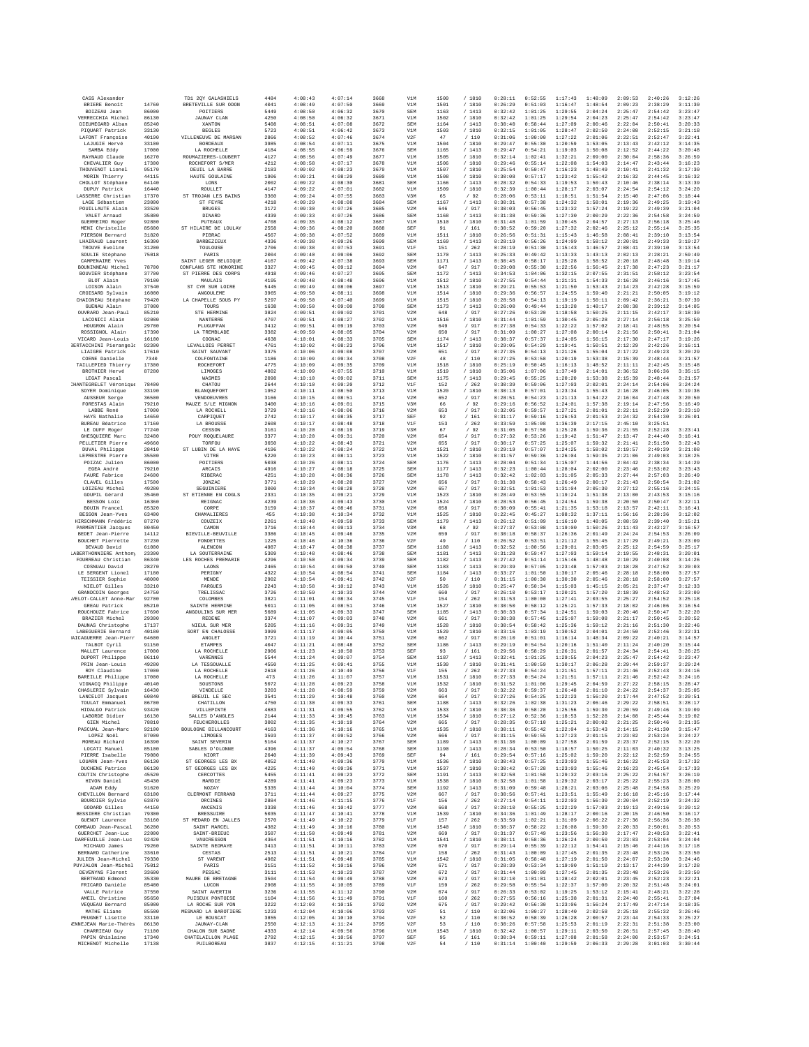| Nom | CP | Ville | Dossard | Temps réel | Temps officiel | Place | Cat | Place cat | | | | | | | | | |
|---|---|---|---|---|---|---|---|---|---|---|---|---|---|---|---|---|---|
| CASS Alexander | | TD1 2QY GALASHIELS | 4484 | 4:08:43 | 4:07:14 | 3668 | V1M | 1500 | / 1810 | 0:28:11 | 0:52:55 | 1:17:43 | 1:48:09 | 2:09:53 | 2:40:26 | 3:12:26 |
| BRIERE Benoit | 14760 | BRETEVILLE SUR ODON | 4841 | 4:08:49 | 4:07:50 | 3669 | V1M | 1501 | / 1810 | 0:26:29 | 0:51:03 | 1:16:47 | 1:48:54 | 2:09:23 | 2:38:29 | 3:11:30 |
| BOIZEAU Jean | 86000 | POITIERS | 5449 | 4:08:50 | 4:06:32 | 3670 | SEM | 1163 | / 1413 | 0:32:42 | 1:01:25 | 1:29:55 | 2:04:24 | 2:25:47 | 2:54:42 | 3:23:47 |
| VERRECCHIA Michel | 86130 | JAUNAY CLAN | 4250 | 4:08:50 | 4:06:32 | 3671 | V1M | 1502 | / 1810 | 0:32:42 | 1:01:25 | 1:29:54 | 2:04:23 | 2:25:47 | 2:54:42 | 3:23:47 |
| DIEUMEGARD Alban | 85240 | XANTON | 5408 | 4:08:51 | 4:07:08 | 3672 | SEM | 1164 | / 1413 | 0:30:40 | 0:58:44 | 1:27:09 | 2:00:46 | 2:22:04 | 2:50:41 | 3:20:33 |
| PIQUART Patrick | 33130 | BEGLES | 5723 | 4:08:51 | 4:06:42 | 3673 | V1M | 1503 | / 1810 | 0:32:15 | 1:01:05 | 1:28:47 | 2:02:50 | 2:24:08 | 2:52:15 | 3:21:18 |
| LAFONT Françoise | 40190 | VILLENEUVE DE MARSAN | 2866 | 4:08:52 | 4:07:46 | 3674 | V2F | 47 | / 110 | 0:31:06 | 1:00:00 | 1:27:22 | 2:01:06 | 2:22:51 | 2:52:47 | 3:22:41 |
| LAJUGIE Hervé | 33100 | BORDEAUX | 3985 | 4:08:54 | 4:07:11 | 3675 | V1M | 1504 | / 1810 | 0:29:47 | 0:55:30 | 1:20:59 | 1:53:05 | 2:13:43 | 2:42:12 | 3:14:35 |
| SAMBA Eddy | 17000 | LA ROCHELLE | 4184 | 4:08:55 | 4:06:59 | 3676 | SEM | 1165 | / 1413 | 0:29:47 | 0:54:21 | 1:19:03 | 1:50:08 | 2:12:52 | 2:44:22 | 3:20:48 |
| RAYNAUD Claude | 16270 | ROUMAZIERES-LOUBERT | 4127 | 4:08:56 | 4:07:49 | 3677 | V1M | 1505 | / 1810 | 0:32:14 | 1:02:41 | 1:32:21 | 2:09:00 | 2:30:04 | 2:58:36 | 3:26:59 |
| CHEVALIER Guy | 17300 | ROCHEFORT S/MER | 4212 | 4:08:58 | 4:07:17 | 3678 | V1M | 1506 | / 1810 | 0:29:46 | 0:55:14 | 1:22:08 | 1:54:03 | 2:14:47 | 2:43:44 | 3:16:23 |
| THOUVENOT Lionel | 95170 | DEUIL LA BARRE | 2183 | 4:09:02 | 4:08:23 | 3679 | V1M | 1507 | / 1810 | 0:25:54 | 0:50:47 | 1:16:23 | 1:48:49 | 2:10:41 | 2:41:32 | 3:17:30 |
| MORIN Thierry | 44115 | HAUTE GOULAINE | 1906 | 4:09:21 | 4:08:20 | 3680 | V1M | 1508 | / 1810 | 0:30:08 | 0:57:17 | 1:23:42 | 1:55:42 | 2:16:32 | 2:44:45 | 3:16:32 |
| CHOLLOT Stéphane | 64140 | LONS | 2802 | 4:09:22 | 4:08:30 | 3681 | SEM | 1166 | / 1413 | 0:28:32 | 0:54:33 | 1:19:53 | 1:50:43 | 2:10:46 | 2:38:14 | 3:13:39 |
| DUPUY Patrick | 16440 | ROULLET | 4147 | 4:09:22 | 4:07:01 | 3682 | V1M | 1509 | / 1810 | 0:32:39 | 1:00:44 | 1:28:17 | 2:03:07 | 2:24:54 | 2:54:12 | 3:24:20 |
| LASSERRE Christian | 17370 | ST TROJAN LES BAINS | 3360 | 4:09:24 | 4:07:55 | 3683 | V3M | 65 | / 92 | 0:28:06 | 0:53:11 | 1:18:51 | 1:51:54 | 2:15:40 | 2:47:06 | 3:18:44 |
| LAGE Sébastien | 23000 | ST FEYRE | 4218 | 4:09:29 | 4:08:08 | 3684 | SEM | 1167 | / 1413 | 0:30:31 | 0:57:38 | 1:24:32 | 1:58:01 | 2:19:36 | 2:49:25 | 3:19:43 |
| POUILLAUTE Alain | 33520 | BRUGES | 3172 | 4:09:30 | 4:07:26 | 3685 | V2M | 646 | / 917 | 0:30:03 | 0:56:45 | 1:23:32 | 1:57:24 | 2:19:22 | 2:49:39 | 3:21:04 |
| VALET Arnaud | 35800 | DINARD | 4339 | 4:09:33 | 4:07:26 | 3686 | SEM | 1168 | / 1413 | 0:31:38 | 0:59:36 | 1:27:30 | 2:00:29 | 2:22:36 | 2:54:58 | 3:24:59 |
| GUERREIRO Roger | 92800 | PUTEAUX | 4708 | 4:09:35 | 4:08:12 | 3687 | V1M | 1510 | / 1810 | 0:31:48 | 1:01:59 | 1:30:45 | 2:04:57 | 2:27:13 | 2:56:18 | 3:25:46 |
| MENI Christelle | 85600 | ST HILAIRE DE LOULAY | 2558 | 4:09:36 | 4:08:28 | 3688 | SEF | 91 | / 161 | 0:30:52 | 0:59:20 | 1:27:32 | 2:02:46 | 2:25:12 | 2:55:14 | 3:25:35 |
| PIERSON Bernard | 31820 | PIBRAC | 4567 | 4:09:38 | 4:07:52 | 3689 | V1M | 1511 | / 1810 | 0:26:56 | 0:51:31 | 1:15:43 | 1:46:58 | 2:08:41 | 2:39:10 | 3:13:54 |
| LHAIRAUD Laurent | 16300 | BARBEZIEUX | 4336 | 4:09:38 | 4:09:26 | 3690 | SEM | 1169 | / 1413 | 0:28:19 | 0:56:26 | 1:24:09 | 1:58:12 | 2:20:01 | 2:49:33 | 3:19:27 |
| TROUVE Eveline | 31200 | TOULOUSE | 2706 | 4:09:38 | 4:07:53 | 3691 | V1F | 151 | / 262 | 0:28:19 | 0:51:30 | 1:15:43 | 1:46:57 | 2:08:41 | 2:39:10 | 3:13:54 |
| SOULIE Stéphane | 75018 | PARIS | 2804 | 4:09:40 | 4:09:06 | 3692 | SEM | 1170 | / 1413 | 0:25:33 | 0:49:42 | 1:13:33 | 1:43:13 | 2:02:13 | 2:28:21 | 2:59:49 |
| CAMPENAIRE Yves | | SAINT LEGER BELGIQUE | 4167 | 4:09:42 | 4:07:38 | 3693 | SEM | 1171 | / 1413 | 0:30:45 | 0:58:17 | 1:25:28 | 1:58:52 | 2:20:18 | 2:48:48 | 3:19:14 |
| BOUNINNEAU Michel | 78700 | CONFLANS STE HONORINE | 3327 | 4:09:45 | 4:09:12 | 3694 | V2M | 647 | / 917 | 0:29:08 | 0:55:30 | 1:22:56 | 1:56:45 | 2:17:38 | 2:47:23 | 3:21:17 |
| BOUVIER Stéphane | 37700 | ST PIERRE DES CORPS | 4918 | 4:09:46 | 4:07:27 | 3695 | SEM | 1172 | / 1413 | 0:34:53 | 1:04:06 | 1:32:15 | 2:07:55 | 2:31:51 | 2:58:12 | 3:23:54 |
| BLOT Alain | 79100 | MAULAIS | 4195 | 4:09:48 | 4:08:48 | 3696 | V1M | 1512 | / 1810 | 0:27:55 | 0:54:44 | 1:21:31 | 1:54:33 | 2:16:28 | 2:46:16 | 3:17:45 |
| LOISON Alain | 37540 | ST CYR SUR LOIRE | 5445 | 4:09:49 | 4:08:06 | 3697 | V1M | 1513 | / 1810 | 0:29:21 | 0:55:53 | 1:21:50 | 1:53:43 | 2:14:23 | 2:42:28 | 3:15:59 |
| CROISARD Sylvain | 16000 | ANGOULEME | 3965 | 4:09:50 | 4:08:11 | 3698 | V1M | 1514 | / 1810 | 0:29:36 | 0:56:57 | 1:24:55 | 1:59:40 | 2:21:21 | 2:50:05 | 3:19:12 |
| CHAIGNEAU Stéphane | 79420 | LA CHAPELLE SOUS PY | 5297 | 4:09:50 | 4:07:40 | 3699 | V1M | 1515 | / 1810 | 0:28:58 | 0:54:13 | 1:19:19 | 1:50:11 | 2:09:42 | 2:36:21 | 3:07:39 |
| GUENAU Alain | 37000 | TOURS | 1638 | 4:09:50 | 4:09:00 | 3700 | SEM | 1173 | / 1413 | 0:26:08 | 0:49:44 | 1:13:28 | 1:48:17 | 2:08:38 | 2:39:12 | 3:14:05 |
| OUVRARD Jean-Paul | 85210 | STE HERMINE | 3824 | 4:09:51 | 4:09:02 | 3701 | V2M | 648 | / 917 | 0:27:26 | 0:53:20 | 1:18:58 | 1:50:25 | 2:11:15 | 2:42:17 | 3:18:30 |
| LACONICI Alain | 92000 | NANTERRE | 4707 | 4:09:51 | 4:08:27 | 3702 | V1M | 1516 | / 1810 | 0:31:44 | 1:01:59 | 1:30:45 | 2:05:28 | 2:27:14 | 2:56:18 | 3:25:50 |
| HOUGRON Alain | 29700 | PLUGUFFAN | 3412 | 4:09:51 | 4:09:19 | 3703 | V2M | 649 | / 917 | 0:27:38 | 0:54:33 | 1:22:22 | 1:57:02 | 2:18:41 | 2:48:55 | 3:20:54 |
| ROSSIGNOL Alain | 17300 | LA TREMBLADE | 3382 | 4:09:59 | 4:08:05 | 3704 | V2M | 650 | / 917 | 0:31:09 | 1:00:27 | 1:27:08 | 2:00:14 | 2:21:56 | 2:50:41 | 3:21:04 |
| VICARD Jean-Louis | 16100 | COGNAC | 4638 | 4:10:01 | 4:08:33 | 3705 | SEM | 1174 | / 1413 | 0:30:37 | 0:57:37 | 1:24:05 | 1:56:15 | 2:17:30 | 2:47:17 | 3:19:26 |
| BERTACCHINI Pierangelo | 92300 | LEVALLOIS PERRET | 4761 | 4:10:02 | 4:08:23 | 3706 | V1M | 1517 | / 1810 | 0:29:05 | 0:54:29 | 1:19:41 | 1:50:51 | 2:12:29 | 2:42:26 | 3:16:11 |
| LIAIGRE Patrick | 17610 | SAINT SAUVANT | 3375 | 4:10:06 | 4:09:08 | 3707 | V2M | 651 | / 917 | 0:27:35 | 0:54:13 | 1:21:26 | 1:55:04 | 2:17:22 | 2:49:23 | 3:20:29 |
| COENE Danielle | 7340 | COLFONTAINE | 1186 | 4:10:09 | 4:09:34 | 3708 | V2F | 48 | / 110 | 0:27:25 | 0:53:58 | 1:20:19 | 1:53:38 | 2:15:39 | 2:48:44 | 3:21:57 |
| TAILLEPIED Thierry | 17300 | ROCHEFORT | 4775 | 4:10:09 | 4:09:35 | 3709 | V1M | 1518 | / 1810 | 0:25:19 | 0:50:45 | 1:16:13 | 1:48:52 | 2:11:11 | 2:42:45 | 3:15:48 |
| BROTHIER Hervé | 87280 | LIMOGES | 4802 | 4:10:09 | 4:07:55 | 3710 | V1M | 1519 | / 1810 | 0:35:06 | 1:07:06 | 1:37:49 | 2:14:01 | 2:36:52 | 3:06:36 | 3:35:15 |
| LEGAT Pascal | | WASMES | 2098 | 4:10:10 | 4:09:02 | 3711 | SEM | 1175 | / 1413 | 0:29:45 | 0:55:25 | 1:20:20 | 1:53:38 | 2:15:39 | 2:48:44 | 3:21:57 |
| CHANTEGRELET Véronique | 78400 | CHATOU | 2644 | 4:10:10 | 4:09:20 | 3712 | V1F | 152 | / 262 | 0:30:39 | 0:59:06 | 1:27:03 | 2:02:01 | 2:24:14 | 2:54:06 | 3:24:24 |
| SOYER Dominique | 33190 | BLANQUEFORT | 1952 | 4:10:11 | 4:08:50 | 3713 | V1M | 1520 | / 1810 | 0:30:13 | 0:57:01 | 1:23:34 | 1:55:43 | 2:16:28 | 2:46:05 | 3:19:36 |
| AUSSEUR Serge | 36500 | VENDOEUVRES | 3166 | 4:10:15 | 4:08:51 | 3714 | V2M | 652 | / 917 | 0:28:51 | 0:54:23 | 1:21:13 | 1:54:22 | 2:16:04 | 2:47:48 | 3:20:50 |
| FORESTAS Alain | 79210 | MAUZE S/LE MIGNON | 3400 | 4:10:16 | 4:09:01 | 3715 | V3M | 66 | / 92 | 0:29:16 | 0:56:52 | 1:24:01 | 1:57:38 | 2:19:14 | 2:47:56 | 3:16:49 |
| LABBE René | 17000 | LA ROCHELL | 3729 | 4:10:16 | 4:08:06 | 3716 | V2M | 653 | / 917 | 0:32:05 | 0:59:57 | 1:27:21 | 2:01:01 | 2:22:11 | 2:52:29 | 3:23:10 |
| HAYS Nathalie | 14650 | CARPIQUET | 2742 | 4:10:17 | 4:08:35 | 3717 | SEF | 92 | / 161 | 0:31:17 | 0:59:16 | 1:26:53 | 2:01:53 | 2:24:32 | 2:54:30 | 3:26:01 |
| BUREAU Béatrice | 17160 | LA BROUSSE | 2608 | 4:10:17 | 4:08:48 | 3718 | V1F | 153 | / 262 | 0:33:59 | 1:05:00 | 1:36:39 | 2:17:15 | 2:45:10 | 3:25:51 | |
| LE DUFF Roger | 77240 | CESSON | 3161 | 4:10:20 | 4:08:19 | 3719 | V3M | 67 | / 92 | 0:31:05 | 0:57:58 | 1:25:28 | 1:59:36 | 2:21:55 | 2:52:28 | 3:23:41 |
| GHESQUIERE Marc | 32480 | POUY ROQUELAURE | 3377 | 4:10:20 | 4:09:31 | 3720 | V2M | 654 | / 917 | 0:27:32 | 0:53:26 | 1:19:42 | 1:51:47 | 2:13:47 | 2:44:40 | 3:16:41 |
| PELLETIER Pierre | 49660 | TORFOU | 3650 | 4:10:22 | 4:08:43 | 3721 | V2M | 655 | / 917 | 0:30:17 | 0:57:25 | 1:25:07 | 1:59:32 | 2:21:41 | 2:51:50 | 3:22:43 |
| DUVAL Philippe | 28410 | ST LUBIN DE LA HAYE | 4196 | 4:10:22 | 4:08:24 | 3722 | V1M | 1521 | / 1810 | 0:29:19 | 0:57:07 | 1:24:25 | 1:58:02 | 2:19:57 | 2:49:39 | 3:21:08 |
| LEPRESTRE Pierre | 35500 | VITRE | 5220 | 4:10:23 | 4:08:11 | 3723 | V1M | 1522 | / 1810 | 0:31:57 | 0:59:36 | 1:26:04 | 1:59:35 | 2:21:06 | 2:49:03 | 3:18:25 |
| POIZAC Julien | 86000 | POITIERS | 5038 | 4:10:26 | 4:08:11 | 3724 | SEM | 1176 | / 1413 | 0:28:04 | 0:51:34 | 1:15:07 | 1:44:56 | 2:04:42 | 2:38:34 | 3:14:29 |
| EGEA André | 79210 | ARCAIS | 4916 | 4:10:27 | 4:08:18 | 3725 | SEM | 1177 | / 1413 | 0:32:23 | 1:00:44 | 1:28:04 | 2:02:00 | 2:23:46 | 2:53:02 | 3:23:43 |
| FAURE Fabrice | 24600 | RIBERAC | 4251 | 4:10:28 | 4:08:36 | 3726 | SEM | 1178 | / 1413 | 0:32:42 | 1:02:03 | 1:31:05 | 2:05:33 | 2:27:44 | 2:57:03 | 3:26:49 |
| CLAVEL Gilles | 17500 | JONZAC | 3771 | 4:10:29 | 4:08:20 | 3727 | V2M | 656 | / 917 | 0:31:38 | 0:58:43 | 1:26:49 | 2:00:17 | 2:21:43 | 2:50:54 | 3:21:02 |
| LOIZEAU Michel | 49280 | SEGUINIERE | 3000 | 4:10:34 | 4:08:28 | 3728 | V2M | 657 | / 917 | 0:32:51 | 1:01:53 | 1:31:04 | 2:05:30 | 2:27:12 | 2:55:16 | 3:24:15 |
| GOUPIL Gérard | 35460 | ST ETIENNE EN COGLS | 2331 | 4:10:35 | 4:09:21 | 3729 | V1M | 1523 | / 1810 | 0:28:49 | 0:53:55 | 1:19:24 | 1:51:38 | 2:13:00 | 2:43:53 | 3:15:16 |
| BESSON Loïc | 16360 | REIGNAC | 4239 | 4:10:36 | 4:09:43 | 3730 | V1M | 1524 | / 1810 | 0:28:53 | 0:56:45 | 1:24:54 | 1:59:38 | 2:20:50 | 2:50:47 | 3:22:11 |
| BOUIN Francel | 85320 | CORPE | 3159 | 4:10:37 | 4:08:46 | 3731 | V2M | 658 | / 917 | 0:30:09 | 0:55:41 | 1:21:35 | 1:53:18 | 2:13:57 | 2:42:11 | 3:16:41 |
| BESSON Jean-Yves | 63400 | CHAMALIERES | 455 | 4:10:38 | 4:10:34 | 3732 | V1M | 1525 | / 1810 | 0:22:45 | 0:45:27 | 1:08:32 | 1:37:11 | 1:56:16 | 2:28:36 | 3:12:02 |
| HIRSCHMANN Frédéric | 87270 | COUZEIX | 2261 | 4:10:40 | 4:09:59 | 3733 | SEM | 1179 | / 1413 | 0:26:12 | 0:51:09 | 1:16:10 | 1:48:05 | 2:08:59 | 2:39:40 | 3:15:21 |
| PARMENTIER Jacques | 80450 | CAMON | 3716 | 4:10:44 | 4:09:13 | 3734 | V3M | 68 | / 92 | 0:27:37 | 0:53:08 | 1:19:00 | 1:50:26 | 2:11:43 | 2:42:27 | 3:16:57 |
| BEDET Jean-Pierre | 14112 | BIEVILLE-BEUVILLE | 3386 | 4:10:45 | 4:09:46 | 3735 | V2M | 659 | / 917 | 0:30:10 | 0:58:37 | 1:26:36 | 2:01:49 | 2:24:24 | 2:54:53 | 3:26:09 |
| BOUCHET Pierrette | 37230 | FONDETTES | 1225 | 4:10:46 | 4:10:36 | 3736 | V2F | 49 | / 110 | 0:26:52 | 0:53:51 | 1:21:12 | 1:55:45 | 2:17:29 | 2:49:21 | 3:23:09 |
| DEVAUD David | 61000 | ALENCON | 4987 | 4:10:47 | 4:08:38 | 3737 | SEM | 1180 | / 1413 | 0:32:52 | 1:00:56 | 1:29:01 | 2:03:05 | 2:25:12 | 2:54:59 | 3:25:17 |
| LABERTHONNIERE Anthony | 23300 | LA SOUTERRAINE | 5309 | 4:10:48 | 4:08:46 | 3738 | SEM | 1181 | / 1413 | 0:31:28 | 0:59:47 | 1:27:03 | 1:59:14 | 2:19:55 | 2:48:31 | 3:20:01 |
| FOURREAU Christian | 86340 | LES ROCHES PREMARIE | 4296 | 4:10:50 | 4:09:34 | 3739 | SEM | 1182 | / 1413 | 0:27:42 | 0:51:14 | 1:15:46 | 1:48:48 | 2:10:29 | 2:40:08 | 3:14:26 |
| COSNUAU David | 28270 | LAONS | 2465 | 4:10:54 | 4:09:50 | 3740 | SEM | 1183 | / 1413 | 0:29:30 | 0:57:05 | 1:23:48 | 1:57:03 | 2:18:28 | 2:47:52 | 3:20:03 |
| LE SERGENT Lionel | 17180 | PERIGNY | 4322 | 4:10:54 | 4:08:54 | 3741 | SEM | 1184 | / 1413 | 0:33:27 | 1:01:58 | 1:30:17 | 2:05:46 | 2:28:18 | 2:58:00 | 3:27:57 |
| TEISSIER Sophie | 48000 | MENDE | 2902 | 4:10:54 | 4:09:41 | 3742 | V2F | 50 | / 110 | 0:31:15 | 1:00:30 | 1:30:30 | 2:05:46 | 2:28:18 | 2:58:00 | 3:27:57 |
| NIELOT Gilles | 33210 | FARGUES | 2243 | 4:10:58 | 4:10:12 | 3743 | V1M | 1526 | / 1810 | 0:25:47 | 0:50:34 | 1:15:03 | 1:45:15 | 2:05:21 | 2:37:47 | 3:12:33 |
| GRANDCOIN Georges | 24750 | TRELISSAC | 3726 | 4:10:59 | 4:10:33 | 3744 | V2M | 660 | / 917 | 0:26:10 | 0:53:17 | 1:20:21 | 1:57:20 | 2:18:39 | 2:48:52 | 3:23:09 |
| VELOT-CALLET Anne-Mar | 92700 | COLOMBES | 3821 | 4:11:01 | 4:08:34 | 3745 | V1F | 154 | / 262 | 0:31:53 | 1:00:00 | 1:27:41 | 2:03:55 | 2:25:27 | 2:54:52 | 3:25:18 |
| GREAU Patrick | 85210 | SAINTE HERMINE | 5811 | 4:11:05 | 4:08:51 | 3746 | V1M | 1527 | / 1810 | 0:30:50 | 0:58:12 | 1:25:21 | 1:57:33 | 2:18:02 | 2:46:06 | 3:16:54 |
| ROUCHOUZE Fabrice | 17690 | ANGOULINS SUR MER | 5689 | 4:11:05 | 4:09:33 | 3747 | SEM | 1185 | / 1413 | 0:30:33 | 0:57:34 | 1:24:51 | 1:59:03 | 2:20:46 | 2:50:47 | 3:22:20 |
| BRAZIER Michel | 29300 | REDENE | 3374 | 4:11:07 | 4:09:03 | 3748 | V2M | 661 | / 917 | 0:30:38 | 0:57:45 | 1:25:07 | 1:59:08 | 2:21:17 | 2:50:45 | 3:20:52 |
| DAUNAS Christophe | 17137 | NIEUL SUR MER | 5205 | 4:11:16 | 4:09:31 | 3749 | V1M | 1528 | / 1810 | 0:30:54 | 0:58:42 | 1:25:36 | 1:59:12 | 2:21:16 | 2:51:30 | 3:22:46 |
| LABEGUERIE Bernard | 40180 | SORT EN CHALOSSE | 3999 | 4:11:17 | 4:09:05 | 3750 | V1M | 1529 | / 1810 | 0:33:16 | 1:03:19 | 1:30:52 | 2:04:01 | 2:24:50 | 2:52:46 | 3:22:31 |
| AICAGUERRE Jean-Pierr | 64600 | ANGLET | 3721 | 4:11:19 | 4:10:44 | 3751 | V2M | 662 | / 917 | 0:26:10 | 0:51:01 | 1:16:14 | 1:48:34 | 2:09:22 | 2:40:21 | 3:14:57 |
| TALBOT Cyril | 91150 | ETAMPES | 4847 | 4:11:21 | 4:08:48 | 3752 | SEM | 1186 | / 1413 | 0:29:19 | 0:54:54 | 1:20:16 | 1:51:40 | 2:11:24 | 2:40:20 | 3:15:44 |
| MALLET Laurence | 17000 | LA ROCHELLE | 2906 | 4:11:23 | 4:10:50 | 3753 | SEF | 93 | / 161 | 0:29:56 | 0:58:29 | 1:26:31 | 2:01:57 | 2:24:34 | 2:54:41 | 3:26:25 |
| DUPONT Philippe | 86110 | VARENNES | 5544 | 4:11:24 | 4:09:07 | 3754 | SEM | 1187 | / 1413 | 0:32:41 | 1:01:25 | 1:29:55 | 2:04:23 | 2:25:47 | 2:54:42 | 3:23:47 |
| PRIN Jean-Louis | 49280 | LA TESSOUALLE | 4550 | 4:11:25 | 4:09:41 | 3755 | V1M | 1530 | / 1810 | 0:31:41 | 1:00:59 | 1:30:17 | 2:06:28 | 2:29:44 | 2:59:37 | 3:29:24 |
| ROY Claudine | 17000 | LA ROCHELLE | 2618 | 4:11:26 | 4:10:40 | 3756 | V1F | 155 | / 262 | 0:27:33 | 0:54:24 | 1:21:51 | 1:57:11 | 2:21:46 | 2:52:43 | 3:24:16 |
| BAREILLE Philippe | 17000 | LA ROCHELLE | 473 | 4:11:26 | 4:11:07 | 3757 | V1M | 1531 | / 1810 | 0:27:33 | 0:54:24 | 1:21:51 | 1:57:11 | 2:21:46 | 2:52:42 | 3:24:16 |
| VIGNACQ Philippe | 40140 | SOUSTONS | 5072 | 4:11:28 | 4:09:23 | 3758 | V1M | 1532 | / 1810 | 0:31:52 | 1:01:06 | 1:29:45 | 2:04:59 | 2:27:22 | 2:58:15 | 3:28:47 |
| CHASLERIE Sylvain | 16430 | VINDELLE | 3203 | 4:11:28 | 4:08:59 | 3759 | V2M | 663 | / 917 | 0:32:22 | 0:59:37 | 1:26:48 | 2:01:10 | 2:24:22 | 2:54:37 | 3:25:05 |
| LANCELOT Jacques | 60840 | BREUIL LE SEC | 3541 | 4:11:29 | 4:10:48 | 3760 | V2M | 664 | / 917 | 0:27:26 | 0:54:25 | 1:22:23 | 1:56:20 | 2:17:44 | 2:47:52 | 3:20:51 |
| TOULAT Emmanuel | 86700 | CHATILLON | 4750 | 4:11:30 | 4:09:33 | 3761 | SEM | 1188 | / 1413 | 0:32:26 | 1:02:38 | 1:31:23 | 2:06:46 | 2:29:22 | 2:58:51 | 3:28:17 |
| HIDALGO Patrick | 93420 | VILLEPINTE | 4683 | 4:11:31 | 4:09:55 | 3762 | V1M | 1533 | / 1810 | 0:30:36 | 0:58:20 | 1:25:56 | 1:59:30 | 2:20:59 | 2:49:46 | 3:19:09 |
| LABORDE Didier | 16130 | SALLES D'ANGLES | 2144 | 4:11:33 | 4:10:45 | 3763 | V1M | 1534 | / 1810 | 0:27:12 | 0:52:36 | 1:18:53 | 1:52:28 | 2:14:08 | 2:45:44 | 3:19:02 |
| GIEN Michel | 78810 | FEUCHEROLLES | 3002 | 4:11:35 | 4:10:19 | 3764 | V2M | 665 | / 917 | 0:28:35 | 0:57:10 | 1:25:21 | 2:00:02 | 2:21:25 | 2:50:46 | 3:21:35 |
| PASCUAL Jean-Marc | 92100 | BOULOGNE BILLANCOURT | 4163 | 4:11:36 | 4:10:16 | 3765 | V1M | 1535 | / 1810 | 0:30:11 | 0:55:42 | 1:22:04 | 1:53:43 | 2:14:15 | 2:41:30 | 3:15:47 |
| LOPEZ Noël | 87000 | LIMOGES | 3593 | 4:11:37 | 4:09:52 | 3766 | V2M | 666 | / 917 | 0:31:15 | 0:59:55 | 1:27:23 | 2:01:15 | 2:23:02 | 2:53:24 | 3:24:27 |
| MOREAU Richard | 16390 | SAINT SEVERIN | 5164 | 4:11:37 | 4:10:27 | 3767 | SEM | 1189 | / 1413 | 0:31:30 | 1:00:09 | 1:27:58 | 2:01:59 | 2:23:37 | 2:52:15 | 3:22:20 |
| LOCATI Manuel | 85100 | SABLES D'OLONNE | 4396 | 4:11:37 | 4:09:54 | 3768 | SEM | 1190 | / 1413 | 0:28:34 | 0:53:50 | 1:18:57 | 1:50:25 | 2:11:03 | 2:40:32 | 3:13:25 |
| PIERRE Isabelle | 79000 | NIORT | 2640 | 4:11:39 | 4:09:43 | 3769 | SEF | 94 | / 161 | 0:29:54 | 0:57:16 | 1:25:02 | 1:59:20 | 2:22:12 | 2:52:59 | 3:24:55 |
| LOUARN Jean-Yves | 86130 | ST GEORGES LES BX | 4052 | 4:11:40 | 4:09:36 | 3770 | V1M | 1536 | / 1810 | 0:30:43 | 0:57:25 | 1:23:03 | 1:55:46 | 2:16:22 | 2:45:53 | 3:17:32 |
| DUCHENE Patrice | 86130 | ST GEORGES LES BX | 4225 | 4:11:40 | 4:09:36 | 3771 | V1M | 1537 | / 1810 | 0:30:42 | 0:57:28 | 1:23:03 | 1:55:46 | 2:16:23 | 2:45:54 | 3:17:33 |
| COUTIN Christophe | 45520 | CERCOTTES | 5455 | 4:11:41 | 4:09:23 | 3772 | SEM | 1191 | / 1413 | 0:32:58 | 1:01:58 | 1:29:32 | 2:03:16 | 2:25:22 | 2:54:57 | 3:26:19 |
| HIVON Daniel | 45430 | MARDIE | 4289 | 4:11:43 | 4:09:23 | 3773 | V1M | 1538 | / 1810 | 0:32:58 | 1:01:58 | 1:29:32 | 2:03:16 | 2:25:22 | 2:55:23 | 3:28:00 |
| ADAM Eddy | 91620 | NOZAY | 5335 | 4:11:44 | 4:10:04 | 3774 | SEM | 1192 | / 1413 | 0:31:09 | 0:59:48 | 1:28:21 | 2:03:06 | 2:25:48 | 2:54:58 | 3:25:29 |
| CHEVILLON Bernard | 63100 | CLERMONT FERRAND | 3711 | 4:11:44 | 4:09:27 | 3775 | V2M | 667 | / 917 | 0:30:56 | 0:57:41 | 1:23:51 | 1:55:49 | 2:16:18 | 2:45:16 | 3:17:44 |
| BOURDIER Sylvie | 63870 | ORCINES | 2884 | 4:11:46 | 4:11:15 | 3776 | V1F | 156 | / 262 | 0:27:14 | 0:54:11 | 1:22:03 | 1:56:30 | 2:20:04 | 2:52:19 | 3:24:32 |
| GODARD Gilles | 44150 | ANCENIS | 3338 | 4:11:46 | 4:10:42 | 3777 | V2M | 668 | / 917 | 0:28:10 | 0:55:25 | 1:22:29 | 1:57:03 | 2:19:13 | 2:49:16 | 3:20:12 |
| BESSIERE Christian | 79300 | BRESSUIRE | 5035 | 4:11:47 | 4:10:41 | 3778 | V1M | 1539 | / 1810 | 0:34:36 | 1:01:49 | 1:28:17 | 2:00:16 | 2:20:15 | 2:46:50 | 3:16:17 |
| GUENOT Laurence | 33160 | ST MEDARD EN JALLES | 2570 | 4:11:49 | 4:10:22 | 3779 | V1F | 157 | / 262 | 0:33:59 | 1:02:21 | 1:31:09 | 2:06:22 | 2:27:36 | 2:56:36 | 3:26:38 |
| COMBAUD Jean-Pascal | 36200 | SAINT MARCEL | 4382 | 4:11:49 | 4:10:16 | 3780 | V1M | 1540 | / 1810 | 0:30:37 | 0:58:22 | 1:26:08 | 1:59:30 | 2:20:33 | 2:50:01 | 3:20:53 |
| GUERCHET Jean-Luc | 22000 | SAINT-BRIEUC | 3587 | 4:11:50 | 4:09:49 | 3781 | V2M | 669 | / 917 | 0:31:37 | 0:57:49 | 1:23:56 | 1:56:30 | 2:17:47 | 2:48:53 | 3:22:41 |
| DARFEUILLE Jean-Luc | 92420 | VAUCRESSON | 4364 | 4:11:51 | 4:10:16 | 3782 | V1M | 1541 | / 1810 | 0:30:11 | 0:58:36 | 1:26:24 | 2:00:50 | 2:23:03 | 2:53:04 | 3:24:04 |
| MICHAUD James | 79260 | SAINTE NEOMAYE | 3413 | 4:11:51 | 4:10:11 | 3783 | V2M | 670 | / 917 | 0:29:14 | 0:55:39 | 1:22:12 | 1:54:41 | 2:15:46 | 2:44:16 | 3:17:18 |
| BERNARD Catherine | 33610 | CESTAS | 2513 | 4:11:51 | 4:10:21 | 3784 | V1F | 158 | / 262 | 0:31:43 | 1:00:09 | 1:27:45 | 2:01:35 | 2:23:48 | 2:53:26 | 3:23:50 |
| JULIEN Jean-Michel | 79330 | ST VARENT | 4982 | 4:11:51 | 4:09:48 | 3785 | V1M | 1542 | / 1810 | 0:31:05 | 0:58:48 | 1:27:19 | 2:01:50 | 2:24:07 | 2:53:30 | 3:24:46 |
| PUYJALON Jean-Michel | 75012 | PARIS | 3151 | 4:11:52 | 4:10:16 | 3786 | V2M | 671 | / 917 | 0:28:39 | 0:53:34 | 1:19:00 | 1:51:19 | 2:13:17 | 2:44:39 | 3:17:28 |
| DEVENYNS Florent | 33600 | PESSAC | 3111 | 4:11:53 | 4:10:23 | 3787 | V2M | 672 | / 917 | 0:31:44 | 1:00:09 | 1:27:45 | 2:01:35 | 2:23:48 | 2:53:26 | 3:23:50 |
| BERTRAND Edmond | 35330 | MAURE DE BRETAGNE | 3504 | 4:11:54 | 4:09:49 | 3788 | V2M | 673 | / 917 | 0:32:10 | 1:01:01 | 1:28:42 | 2:02:01 | 2:23:45 | 2:52:23 | 3:22:21 |
| FRICARD Danièle | 85400 | LUCON | 2908 | 4:11:55 | 4:10:05 | 3789 | V1F | 159 | / 262 | 0:29:58 | 0:55:54 | 1:22:37 | 1:57:00 | 2:20:32 | 2:51:48 | 3:24:01 |
| VALLE Patrice | 37550 | SAINT AVERTIN | 3236 | 4:11:55 | 4:11:12 | 3790 | V2M | 674 | / 917 | 0:26:33 | 0:53:02 | 1:19:25 | 1:53:12 | 2:15:41 | 2:48:21 | 3:22:28 |
| AMEIL Christine | 95650 | PUISEUX PONTOISE | 1104 | 4:11:56 | 4:11:49 | 3791 | V1F | 160 | / 262 | 0:27:55 | 0:56:16 | 1:25:38 | 2:01:31 | 2:24:40 | 2:55:41 | 3:27:04 |
| VEQUEAU Bernard | 85000 | LA ROCHE SUR YON | 3222 | 4:12:03 | 4:10:15 | 3792 | V2M | 675 | / 917 | 0:29:42 | 0:56:30 | 1:23:06 | 1:56:24 | 2:17:49 | 2:47:14 | 3:18:35 |
| MATHE Eliane | 85500 | MESNARD LA BAROTIERE | 1233 | 4:12:04 | 4:10:06 | 3793 | V2F | 51 | / 110 | 0:32:06 | 1:00:27 | 1:28:40 | 2:02:58 | 2:25:18 | 2:55:32 | 3:26:46 |
| PEUGNET Lisette | 33110 | LE BOUSCAT | 3855 | 4:12:05 | 4:10:10 | 3794 | V2F | 52 | / 110 | 0:30:52 | 0:58:39 | 1:26:28 | 2:00:57 | 2:23:44 | 2:54:33 | 3:25:27 |
| ENNEJEAN Marie-Thérès | 86130 | JAUNAY-CLAN | 2550 | 4:12:13 | 4:11:24 | 3795 | V2F | 53 | / 110 | 0:30:26 | 0:57:58 | 1:25:53 | 2:01:19 | 2:22:31 | 2:51:38 | 3:23:00 |
| CHARRIEAU Guy | 71100 | CHALON SUR SAONE | 4333 | 4:12:14 | 4:09:56 | 3796 | V1M | 1543 | / 1810 | 0:32:42 | 1:00:57 | 1:29:11 | 2:03:50 | 2:26:51 | 2:57:45 | 3:28:40 |
| PAPIN Ghislaine | 17340 | CHATELAILLON PLAGE | 2792 | 4:12:15 | 4:10:56 | 3797 | SEF | 95 | / 161 | 0:30:34 | 0:59:11 | 1:27:08 | 2:01:58 | 2:24:00 | 2:53:57 | 3:24:51 |
| MICHENOT Michelle | 17138 | PUILBOREAU | 3837 | 4:12:15 | 4:11:21 | 3798 | V2F | 54 | / 110 | 0:31:14 | 1:00:40 | 1:29:59 | 2:06:33 | 2:29:28 | 3:01:03 | 3:30:44 |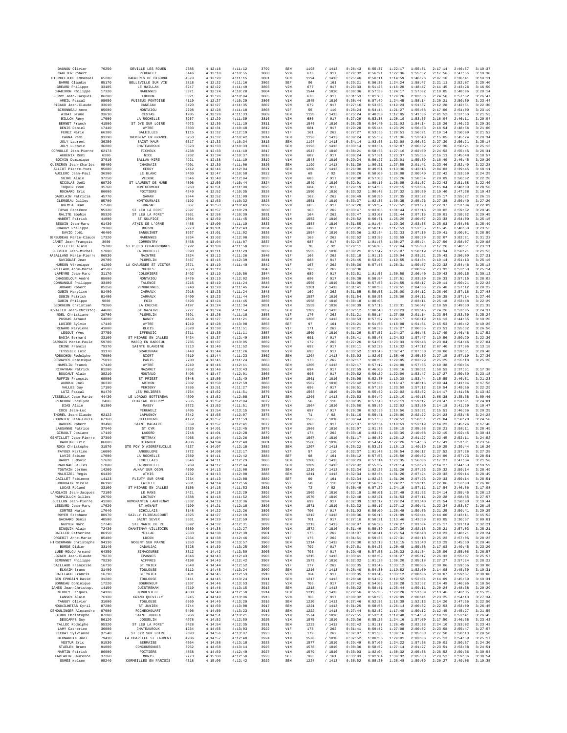| Nom | CP | Ville | Dossard | Temps | Temps net | Place | Cat | Pl cat | / | T1 | T2 | T3 | T4 | T5 | T6 | T7 |
|---|---|---|---|---|---|---|---|---|---|---|---|---|---|---|---|---|
| DAUNOU Olivier | 76250 | DEVILLE LES ROUEN | 2385 | 4:12:16 | 4:11:12 | 3799 | SEM | 1193 | / 1413 | 0:28:43 | 0:55:37 | 1:22:17 | 1:55:31 | 2:17:14 | 2:46:57 | 3:19:37 |
| CARLIER Robert | | PERUWELZ | 3446 | 4:12:18 | 4:10:55 | 3800 | V2M | 676 | / 917 | 0:29:32 | 0:56:21 | 1:22:36 | 1:55:52 | 2:17:56 | 2:47:55 | 3:19:30 |
| PIERREFICHE Emmanuel | 65200 | BAGNERES DE BIGORRE | 4570 | 4:12:20 | 4:11:15 | 3801 | SEM | 1194 | / 1413 | 0:25:40 | 0:50:11 | 1:14:59 | 1:46:26 | 2:07:10 | 2:36:41 | 3:10:11 |
| BARRE Claudie | 85170 | BELLEVILLE SUR VIE | 2818 | 4:12:22 | 4:11:16 | 3802 | SEF | 96 | / 161 | 0:29:21 | 0:56:35 | 1:24:24 | 1:58:47 | 2:21:11 | 2:52:07 | 3:25:40 |
| GREARD Philippe | 33185 | LE HAILLAN | 3247 | 4:12:22 | 4:11:49 | 3803 | V2M | 677 | / 917 | 0:26:33 | 0:51:25 | 1:16:20 | 1:48:47 | 2:11:45 | 2:43:26 | 3:16:50 |
| CHABIRON Philippe | 17320 | MARENNES | 5371 | 4:12:24 | 4:10:28 | 3804 | V1M | 1544 | / 1810 | 0:30:36 | 0:57:38 | 1:24:17 | 1:57:02 | 2:18:05 | 2:48:06 | 3:20:14 |
| FERRY Jean-Jacques | 86200 | LOUDUN | 3321 | 4:12:26 | 4:10:04 | 3805 | V2M | 678 | / 917 | 0:31:53 | 1:01:03 | 1:29:26 | 2:03:36 | 2:24:50 | 2:57:02 | 3:26:47 |
| AMEIL Pascal | 95650 | PUISEUX PONTOISE | 4119 | 4:12:27 | 4:10:29 | 3806 | V1M | 1545 | / 1810 | 0:30:44 | 0:57:49 | 1:24:45 | 1:58:14 | 2:20:21 | 2:50:59 | 3:23:44 |
| RICAUD Jean-Claude | 33610 | CANEJAN | 3420 | 4:12:27 | 4:11:35 | 3807 | V2M | 679 | / 917 | 0:27:16 | 0:53:35 | 1:19:23 | 1:51:37 | 2:12:28 | 2:42:51 | 3:22:30 |
| BIRONNEAU Anne | 85600 | MONTAIGU | 2798 | 4:12:28 | 4:11:18 | 3808 | V2F | 55 | / 110 | 0:28:24 | 0:54:44 | 1:21:27 | 1:55:08 | 2:17:06 | 2:51:00 | 3:23:19 |
| AIDAT Bruno | 33610 | CESTAS | 1905 | 4:12:28 | 4:11:33 | 3809 | SEM | 1195 | / 1413 | 0:25:24 | 0:48:50 | 1:12:05 | 1:41:36 | 2:01:52 | 2:37:50 | 3:21:53 |
| BILLON Rémy | 17000 | LA ROCHELLE | 3267 | 4:12:29 | 4:11:39 | 3810 | V2M | 680 | / 917 | 0:27:29 | 0:53:38 | 1:20:19 | 1:53:55 | 2:16:04 | 2:46:11 | 3:20:04 |
| BERNET Franck | 41500 | ST DYE SUR LOIRE | 4973 | 4:12:30 | 4:11:10 | 3811 | V1M | 1546 | / 1810 | 0:28:25 | 0:54:40 | 1:21:02 | 1:54:14 | 2:15:26 | 2:46:23 | 3:20:39 |
| DENIS Daniel | 17440 | AYTRE | 3303 | 4:12:31 | 4:10:48 | 3812 | V2M | 681 | / 917 | 0:29:28 | 0:55:44 | 1:23:29 | 1:56:53 | 2:18:54 | 2:48:56 | 3:21:00 |
| FEREZ Marie | 66280 | SALEILLES | 1115 | 4:12:32 | 4:12:19 | 3813 | V1F | 161 | / 262 | 0:27:27 | 0:53:56 | 1:20:51 | 1:56:21 | 2:19:14 | 2:50:09 | 3:21:52 |
| CAGNA Rémi | 93290 | TREMBLAY EN FRANCE | 5253 | 4:12:32 | 4:10:42 | 3814 | SEM | 1196 | / 1413 | 0:30:24 | 0:55:59 | 1:21:36 | 1:53:48 | 2:15:05 | 2:45:24 | 3:20:34 |
| JOLY Laurent | 36250 | SAINT MAUR | 5517 | 4:12:33 | 4:10:34 | 3815 | SEM | 1197 | / 1413 | 0:34:14 | 1:03:55 | 1:32:08 | 2:06:32 | 2:27:30 | 2:56:21 | 3:25:14 |
| JOLY Ludovic | 36000 | CHATEAUROUX | 5523 | 4:12:33 | 4:10:33 | 3816 | SEM | 1198 | / 1413 | 0:33:14 | 1:03:54 | 1:32:07 | 2:06:32 | 2:27:30 | 2:56:21 | 3:25:13 |
| CORNOLLE Jean-Pierre | 62173 | FICHEUX | 4238 | 4:12:33 | 4:11:10 | 3817 | V1M | 1547 | / 1810 | 0:30:21 | 0:58:56 | 1:27:16 | 2:02:00 | 2:24:52 | 2:55:45 | 3:26:31 |
| AUBERIX Rémi | 6200 | NICE | 3202 | 4:12:34 | 4:10:37 | 3818 | V2M | 682 | / 917 | 0:30:24 | 0:57:01 | 1:23:37 | 1:55:55 | 2:16:11 | 2:45:48 | 3:18:57 |
| BOIVIN Dominique | 37510 | BALLAN-MIRE | 4921 | 4:12:38 | 4:11:19 | 3819 | V1M | 1548 | / 1810 | 0:29:24 | 0:56:27 | 1:23:01 | 1:55:39 | 2:16:49 | 2:46:45 | 3:20:30 |
| QUERCRON Jean-Charles | 85400 | CHASNAIS | 4901 | 4:12:39 | 4:11:06 | 3820 | SEM | 1199 | / 1413 | 0:31:39 | 1:00:21 | 1:27:55 | 2:01:41 | 2:23:46 | 2:52:40 | 3:22:28 |
| ALLIOT Pierre-Yves | 95800 | CERGY | 2412 | 4:12:46 | 4:12:04 | 3821 | SEM | 1200 | / 1413 | 0:26:00 | 0:49:51 | 1:13:36 | 1:43:16 | 2:04:03 | 2:39:45 | 3:18:11 |
| AUCLERC Jean-Paul | 36300 | LE BLANC | 3430 | 4:12:47 | 4:10:58 | 3822 | V3M | 69 | / 92 | 0:30:26 | 0:58:09 | 1:26:08 | 2:00:40 | 2:22:42 | 2:53:59 | 3:24:29 |
| SUIRE Alain | 37250 | VEIGNE | 3346 | 4:12:48 | 4:12:04 | 3823 | V2M | 683 | / 917 | 0:29:00 | 0:57:03 | 1:25:26 | 1:58:54 | 2:20:09 | 2:50:02 | 3:22:28 |
| NICOLAS Joël | 69720 | ST LAURENT DE MURE | 4506 | 4:12:50 | 4:10:44 | 3824 | V1M | 1549 | / 1810 | 0:32:01 | 1:00:16 | 1:28:09 | 2:01:37 | 2:22:43 | 2:51:58 | 3:22:40 |
| TOQUER Yvon | 35760 | MONTGERMONT | 3263 | 4:12:51 | 4:11:08 | 3825 | V2M | 684 | / 917 | 0:29:19 | 0:54:58 | 1:20:15 | 1:53:04 | 2:15:04 | 2:48:00 | 3:20:56 |
| ROCHARD Eric | 86000 | POITIERS | 4249 | 4:12:52 | 4:10:35 | 3826 | V1M | 1550 | / 1810 | 0:33:32 | 1:00:48 | 1:27:32 | 1:59:30 | 2:19:40 | 2:47:38 | 3:19:43 |
| GAUCLAIN Patricia | 45770 | SARAN | 2544 | 4:12:52 | 4:11:00 | 3827 | V1F | 162 | / 262 | 0:30:49 | 0:58:56 | 1:27:35 | 2:02:22 | 2:25:17 | 2:55:27 | 3:26:59 |
| CLERGEAU Gilles | 85700 | MONTOURNAIS | 4192 | 4:12:53 | 4:10:32 | 3828 | V1M | 1551 | / 1810 | 0:33:37 | 1:02:35 | 1:30:35 | 2:05:26 | 2:27:38 | 2:56:40 | 3:27:20 |
| KREMSA Jean | 17500 | JONZAC | 3367 | 4:12:53 | 4:10:43 | 3829 | V2M | 685 | / 917 | 0:32:20 | 0:59:57 | 1:27:52 | 2:01:23 | 2:22:37 | 2:51:04 | 3:22:09 |
| TUYAU Fabienne | 95320 | ST LEU LA FORET | 2597 | 4:12:57 | 4:10:29 | 3830 | V1F | 163 | / 262 | 0:33:47 | 1:03:08 | 1:31:44 | 2:07:16 | 2:30:02 | 2:59:52 | 3:29:45 |
| RALITE Sophie | 95320 | ST LEU LA FORET | 2561 | 4:12:58 | 4:10:30 | 3831 | V1F | 164 | / 262 | 0:33:47 | 1:03:07 | 1:31:44 | 2:07:16 | 2:30:01 | 2:59:52 | 3:29:45 |
| HABERT Patrick | 41350 | ST SULPICE | 2064 | 4:12:59 | 4:11:45 | 3832 | V1M | 1552 | / 1810 | 0:28:52 | 0:56:51 | 1:25:25 | 2:00:07 | 2:23:33 | 2:54:00 | 3:25:15 |
| SEGUIN Jean-Marc | 61430 | ATHIS DE L'ORNE | 4485 | 4:13:00 | 4:11:10 | 3833 | V1M | 1553 | / 1810 | 0:31:55 | 1:01:04 | 1:29:36 | 2:03:35 | 2:25:03 | 2:54:08 | 3:25:49 |
| CHARGY Philippe | 79300 | BOISME | 2973 | 4:13:01 | 4:12:43 | 3834 | V2M | 686 | / 917 | 0:25:05 | 0:50:10 | 1:17:51 | 1:52:35 | 2:15:45 | 2:48:50 | 3:23:53 |
| DAVID Joël | 40460 | SANGUINET | 3937 | 4:13:01 | 4:11:02 | 3835 | V1M | 1554 | / 1810 | 0:33:36 | 1:02:54 | 1:32:33 | 2:07:15 | 2:29:41 | 3:00:01 | 3:28:59 |
| 3ERBUDEAU Marie-Claude | 17320 | MARENNES | 2834 | 4:13:02 | 4:12:08 | 3836 | V1F | 165 | / 262 | 0:32:52 | 1:03:59 | 1:33:59 | 2:09:29 | 2:32:07 | 3:02:21 | 3:31:22 |
| JAMET Jean-François | 3600 | COMMENTRY | 3458 | 4:13:04 | 4:11:07 | 3837 | V2M | 687 | / 917 | 0:32:37 | 1:01:48 | 1:30:27 | 2:05:24 | 2:27:56 | 2:58:07 | 3:29:08 |
| VILLETTE Alain | 79700 | ST P.DES ECHAUBROGNES | 3792 | 4:13:09 | 4:11:58 | 3838 | V3M | 70 | / 92 | 0:29:11 | 0:56:05 | 1:22:04 | 1:55:08 | 2:17:26 | 2:48:51 | 3:23:11 |
| OLIVIER Jean-Michel | 17000 | LA ROCHELLE | 5090 | 4:13:11 | 4:11:29 | 3839 | V1M | 1555 | / 1810 | 0:30:21 | 0:57:42 | 1:25:07 | 1:58:19 | 2:19:34 | 2:50:21 | 3:21:53 |
| 3ABALLAND Marie-Pierre | 86530 | NAINTRE | 2824 | 4:13:12 | 4:11:26 | 3840 | V1F | 166 | / 262 | 0:32:18 | 1:01:16 | 1:29:04 | 2:03:21 | 2:25:43 | 2:56:00 | 3:27:21 |
| SAVIGNAT Jean | 29700 | PLOMELIN | 3467 | 4:13:15 | 4:12:39 | 3841 | V2M | 688 | / 917 | 0:26:45 | 0:53:08 | 1:19:55 | 1:54:34 | 2:19:14 | 2:51:13 | 3:25:16 |
| HURSON Véronique | 41260 | LA CHAUSSEE ST VICTOR | 2571 | 4:13:19 | 4:11:40 | 3842 | V1F | 167 | / 262 | 0:30:30 | 0:57:48 | 1:25:31 | 1:59:57 | 2:22:32 | 2:54:46 | 3:25:13 |
| BRILLARD Anne-Marie | 41500 | MUIDES | 2650 | 4:13:19 | | 3843 | V1F | 168 | / 262 | 0:30:30 | | | 2:00:07 | 2:23:32 | 2:53:58 | 3:25:14 |
| LAPEYRE Jean-Marc | 31170 | COLOMIERS | 3492 | 4:13:19 | 4:10:56 | 3844 | V2M | 689 | / 917 | 0:32:51 | 1:01:57 | 1:30:50 | 2:06:40 | 2:29:43 | 3:00:15 | 3:30:12 |
| CHASSELOUP André | 85600 | MONTAIGU | 3476 | 4:13:19 | 4:12:02 | 3845 | V2M | 690 | / 917 | 0:30:38 | 0:58:54 | 1:27:51 | 2:03:30 | 2:26:33 | 2:57:15 | 3:28:02 |
| CONNANGLE Philippe | 33400 | TALENCE | 4215 | 4:13:19 | 4:11:24 | 3846 | V1M | 1556 | / 1810 | 0:31:00 | 0:57:56 | 1:24:55 | 1:58:17 | 2:20:11 | 2:50:21 | 3:22:22 |
| JOBARD Robert | 85250 | VENDRENNES | 5240 | 4:13:20 | 4:11:45 | 3847 | SEM | 1201 | / 1413 | 0:31:41 | 1:00:53 | 1:29:51 | 2:04:36 | 2:26:48 | 2:57:12 | 3:28:22 |
| GUBIN Maryline | 81400 | CARMAUX | 2918 | 4:13:23 | 4:11:24 | 3848 | V1F | 169 | / 262 | 0:31:55 | 0:59:53 | 1:28:00 | 2:04:12 | 2:26:40 | 2:57:16 | 3:27:48 |
| GUBIN Patrick | 81400 | CARMAUX | 5490 | 4:13:23 | 4:11:44 | 3849 | V1M | 1557 | / 1810 | 0:31:54 | 0:59:53 | 1:28:00 | 2:04:11 | 2:26:38 | 2:57:14 | 3:27:46 |
| GUBIN Philippe | 9000 | FOIX | 5493 | 4:13:24 | 4:11:45 | 3850 | V1M | 1558 | / 1810 | 0:30:18 | 1:00:03 | | 2:03:11 | 2:25:18 | 2:53:48 | 3:22:29 |
| GEORGEON Christian | 79260 | LA CRECHE | 4197 | 4:13:24 | 4:11:34 | 3851 | V1M | 1559 | / 1810 | 0:30:39 | 0:57:13 | 1:23:31 | 1:56:47 | 2:18:59 | 2:49:30 | 3:21:33 |
| ‡EVALIER Jean-Christop | 44600 | ST NAZAIRE | 2227 | 4:13:24 | 4:11:54 | 3852 | SEM | 1202 | / 1413 | 0:32:12 | 1:00:43 | 1:28:23 | 2:02:45 | 2:24:26 | 2:53:05 | 3:24:37 |
| NOEL Christiane | 29700 | PLOMELIN | 2691 | 4:13:26 | 4:11:18 | 3853 | V1F | 170 | / 262 | 0:31:21 | 0:59:14 | 1:27:08 | 2:01:14 | 2:23:54 | 2:53:39 | 3:25:24 |
| PUSKAS Arnaud | 54000 | NANCY | 4453 | 4:13:27 | 4:11:21 | 3854 | SEM | 1203 | / 1413 | 0:30:53 | 0:57:57 | 1:24:17 | 1:56:19 | 2:16:13 | 2:44:55 | 3:19:26 |
| LUSIER Sylvie | 17440 | AYTRE | 1219 | 4:13:28 | 4:13:08 | 3855 | SEF | 97 | / 161 | 0:26:21 | 0:51:56 | 1:18:08 | 1:51:51 | 2:15:53 | 2:46:42 | 3:19:26 |
| RENARD Marylène | 41000 | BLOIS | 2628 | 4:13:30 | 4:11:51 | 3856 | V1F | 171 | / 262 | 0:30:21 | 0:58:30 | 1:26:27 | 2:00:55 | 2:23:51 | 2:55:32 | 3:26:56 |
| LEGOUT Yves | 37750 | IFFENDIC | 5711 | 4:13:35 | 4:11:11 | 3857 | V1M | 1560 | / 1810 | 0:31:29 | 0:57:57 | 1:24:27 | 1:56:48 | 2:17:49 | 2:46:46 | 3:17:52 |
| BADIA Bernard | 33160 | ST MEDARD EN JALLES | 3434 | 4:13:37 | 4:12:49 | 3858 | V2M | 691 | / 917 | 0:28:41 | 0:55:48 | 1:24:03 | 1:57:47 | 2:19:56 | 2:50:20 | 3:22:36 |
| GARDAIS Marie-Paule | 59700 | MARCQ EN BAROEUL | 2785 | 4:13:37 | 4:13:05 | 3859 | V1F | 172 | / 262 | 0:27:26 | 0:54:50 | 1:23:33 | 1:59:46 | 2:23:04 | 2:54:46 | 3:27:04 |
| CRINE Francis | 79370 | SAINTE BLANDINE | 3213 | 4:13:40 | 4:11:52 | 3860 | V2M | 692 | / 917 | 0:28:11 | 0:52:28 | 1:16:32 | 1:47:12 | 2:07:40 | 2:37:06 | 3:13:18 |
| TEYSSIER Loïc | 33170 | GRADIGNAN | 3448 | 4:13:44 | 4:11:26 | 3861 | V2M | 693 | / 917 | 0:33:52 | 1:03:48 | 1:32:47 | 2:07:50 | 2:30:06 | 2:59:51 | 3:29:48 |
| ROBUCHON Rodolphe | 79000 | NIORT | 4619 | 4:13:44 | 4:11:23 | 3862 | SEM | 1204 | / 1413 | 0:33:03 | 1:02:07 | 1:30:46 | 2:05:39 | 2:27:15 | 2:57:19 | 3:27:36 |
| DESHAYES Dominique | 75013 | PARIS | 2700 | 4:13:45 | 4:11:24 | 3863 | V1F | 173 | / 262 | 0:32:17 | 1:00:53 | 1:29:05 | 2:03:29 | 2:25:25 | 2:55:18 | 3:25:26 |
| HAMELIN Franck | 17440 | AYTRE | 4210 | 4:13:46 | 4:12:11 | 3864 | SEM | 1205 | / 1413 | 0:32:17 | 0:57:12 | 1:24:00 | 1:57:35 | 2:19:38 | 2:50:34 | |
| RIVAYRAN Patrick | 81200 | MAZAMET | 2952 | 4:13:46 | 4:13:43 | 3865 | V2M | 694 | / 917 | 0:22:59 | 0:46:00 | 1:09:16 | 1:38:31 | 1:58:53 | 2:37:31 | 3:17:38 |
| BOUCAUT Alain | 38210 | MONTAUD | 3496 | 4:13:47 | 4:12:01 | 3866 | V2M | 695 | / 917 | 0:29:52 | 0:56:29 | 1:22:09 | 1:53:47 | 2:17:27 | 2:50:50 | 3:23:18 |
| RUFFIN François | 69800 | ST PRIEST | 5048 | 4:13:50 | 4:13:40 | 3867 | V1M | 1561 | / 1810 | 0:26:05 | 0:52:30 | 1:19:38 | 1:53:44 | 2:15:55 | 2:46:51 | 3:21:23 |
| AUBRUN Joël | 36330 | ARTHON | 2302 | 4:13:50 | 4:12:59 | 3868 | V1M | 1562 | / 1810 | 0:26:42 | 0:52:03 | 1:16:47 | 1:48:16 | 2:09:44 | 2:41:04 | 3:17:56 |
| VALLES Guy | 17180 | PERIGNY | 3555 | 4:13:51 | 4:11:27 | 3869 | V2M | 696 | / 917 | 0:30:51 | 0:57:23 | 1:23:59 | 1:57:12 | 2:18:54 | 2:49:56 | 3:22:29 |
| LUTZ Pascal | 91470 | LES MOLIERES | 4754 | 4:13:52 | 4:11:51 | 3870 | V1M | 1563 | / 1810 | 0:29:50 | 0:55:59 | 1:22:02 | 1:53:52 | 2:14:17 | 2:41:38 | 3:13:42 |
| VESSELLA Jean-Marie | 44430 | LE LOROUX BOTTEREAU | 4590 | 4:13:52 | 4:12:08 | 3871 | SEM | 1206 | / 1413 | 0:29:53 | 0:54:49 | 1:19:10 | 1:49:18 | 2:08:38 | 2:35:38 | 3:09:46 |
| PINCHON Jocelyne | 2400 | CHATEAU THIERRY | 2565 | 4:13:52 | 4:12:04 | 3872 | V2F | 56 | / 110 | 0:30:35 | 0:57:40 | 1:25:11 | 1:59:17 | 2:20:47 | 2:51:01 | 3:24:01 |
| DIAS Alain | 91300 | MASSY | 5572 | 4:13:52 | 4:11:51 | 3873 | V1M | 1564 | / 1810 | 0:29:50 | 0:55:59 | 1:22:02 | 1:53:50 | 2:14:18 | 2:41:29 | 3:10:47 |
| COCU Jean-Luc | | PERUWELZ | 3405 | 4:13:54 | 4:13:15 | 3874 | V2M | 697 | / 917 | 0:26:30 | 0:52:36 | 1:19:56 | 1:53:21 | 2:15:51 | 2:46:36 | 3:20:25 |
| THOREL Jean-Claude | 62122 | LAPUGNOY | 3342 | 4:13:55 | 4:12:07 | 3875 | V3M | 71 | / 92 | 0:31:10 | 0:59:41 | 1:28:00 | 2:02:22 | 2:24:23 | 2:53:48 | 3:24:28 |
| FOURNIER Jean-Louis | 67160 | CLEEBOURG | 4172 | 4:13:57 | 4:11:59 | 3876 | V1M | 1565 | / 1810 | 0:30:44 | 0:57:53 | 1:24:53 | 1:58:51 | 2:21:04 | 2:50:28 | 3:24:50 |
| DARCOS Robert | 33400 | SAINT MACAIRE | 3559 | 4:13:57 | 4:12:41 | 3877 | V2M | 698 | / 917 | 0:27:37 | 0:52:54 | 1:18:51 | 1:52:19 | 2:14:22 | 2:45:26 | 3:17:46 |
| LAUSANNE Patrice | 37540 | ST CYR | 5320 | 4:14:01 | 4:12:45 | 3878 | V1M | 1566 | / 1810 | 0:32:07 | 1:01:33 | 1:30:15 | 2:05:28 | 2:28:21 | 2:58:11 | 3:28:49 |
| GIRAULT Josiane | 17140 | LAGORD | 2748 | 4:14:01 | 4:12:28 | 3879 | V1F | 174 | / 262 | 0:33:18 | 1:03:37 | 1:33:39 | 2:10:08 | 2:32:15 | 3:02:45 | 3:30:44 |
| GENTILLET Jean-Pierre | 37390 | METTRAY | 4965 | 4:14:04 | 4:12:26 | 3880 | V1M | 1567 | / 1810 | 0:31:17 | 1:00:39 | 1:28:12 | 2:01:27 | 2:22:45 | 2:52:11 | 3:24:52 |
| DARRIGO Eric | 86800 | BIGNOUX | 4806 | 4:14:04 | 4:12:40 | 3881 | V1M | 1568 | / 1810 | 0:28:51 | 0:54:47 | 1:22:26 | 1:54:56 | 2:17:41 | 2:51:01 | 3:23:58 |
| ROCA Christophe | 31570 | STE FOY D'AIGREFEUILLE | 4137 | 4:14:07 | 4:12:18 | 3882 | SEM | 1207 | / 1413 | 0:28:22 | 0:53:23 | 1:18:13 | 1:49:19 | 2:10:25 | 2:39:44 | 3:16:26 |
| FAYOUX Martine | 16000 | ANGOULEME | 2772 | 4:14:08 | 4:12:17 | 3883 | V2F | 57 | / 110 | 0:32:37 | 1:01:48 | 1:30:54 | 2:06:17 | 2:27:52 | 2:57:26 | 3:27:25 |
| LAVIS Sabine | 17000 | LA ROCHELLE | 2669 | 4:14:11 | 4:12:42 | 3884 | SEF | 98 | / 161 | 0:30:12 | 0:57:56 | 1:25:56 | 2:00:52 | 2:24:09 | 2:57:23 | 3:28:51 |
| HARDY Ludovic | 17620 | ECHILLAIS | 5646 | 4:14:11 | 4:12:29 | 3885 | SEM | 1208 | / 1413 | 0:30:23 | 0:57:14 | 1:23:35 | 1:56:06 | 2:17:27 | 2:47:34 | 3:21:56 |
| RADENAC Gilles | 17000 | LA ROCHELLE | 5269 | 4:14:12 | 4:12:04 | 3886 | SEM | 1209 | / 1413 | 0:29:02 | 0:55:32 | 1:21:14 | 1:53:23 | 2:14:27 | 2:44:50 | 3:19:59 |
| TOUTAIN Jérôme | 14260 | AUNAY SUR ODON | 4690 | 4:14:13 | 4:12:08 | 3887 | SEM | 1210 | / 1413 | 0:32:34 | 1:02:26 | 1:31:26 | 2:07:23 | 2:29:32 | 2:59:14 | 3:28:49 |
| MALOIZEL Régis | 61430 | ATHIS | 4732 | 4:14:13 | 4:12:08 | 3888 | SEM | 1211 | / 1413 | 0:32:34 | 1:02:34 | 1:31:26 | 2:07:24 | 2:29:32 | 2:59:14 | 3:28:49 |
| CAILLET Fabienne | 14123 | FLEURY SUR ORNE | 2734 | 4:14:13 | 4:12:08 | 3889 | SEF | 99 | / 161 | 0:32:34 | 1:02:26 | 1:31:26 | 2:07:23 | 2:29:33 | 2:59:14 | 3:28:51 |
| DOURDAIN Nicole | 86190 | LATILLE | 2601 | 4:14:14 | 4:12:56 | 3890 | V2F | 58 | / 110 | 0:29:18 | 0:56:37 | 1:24:27 | 1:59:11 | 2:22:06 | 2:53:00 | 3:26:00 |
| LUCAS Roland | 33160 | ST MEDARD EN JALLES | 3156 | 4:14:15 | 4:11:53 | 3891 | V3M | 72 | / 92 | 0:30:49 | 0:57:29 | 1:24:19 | 1:57:11 | 2:17:54 | 2:46:56 | 3:17:08 |
| LANGLAIS Jean-Jacques | 72100 | LE MANS | 5421 | 4:14:18 | 4:12:29 | 3892 | V1M | 1569 | / 1810 | 0:32:18 | 1:00:01 | 1:27:48 | 2:01:52 | 2:24:14 | 2:55:45 | 3:28:12 |
| PARPAILLON Gilles | 29750 | LOCTUDY | 4388 | 4:14:18 | 4:11:52 | 3893 | V1M | 1570 | / 1810 | 0:32:48 | 1:02:21 | 1:31:53 | 2:07:11 | 2:29:28 | 2:58:55 | 3:27:57 |
| GUILLON Jean-Pierre | 41200 | ROMORANTIN LANTHENAY | 3332 | 4:14:19 | 4:13:36 | 3894 | V2M | 699 | / 917 | 0:32:39 | 1:02:12 | 1:29:24 | 2:01:40 | 2:21:54 | 2:50:00 | 3:19:44 |
| LESSARD Jean-Marc | 17620 | ST AGNANT | 4199 | 4:14:21 | 4:12:24 | 3895 | V1M | 1571 | / 1810 | 0:32:32 | 1:00:17 | 1:27:12 | 2:00:41 | 2:22:34 | 2:53:57 | 3:26:15 |
| CORTES Mario | 17640 | ECHILLAIS | 3148 | 4:14:22 | 4:12:26 | 3896 | V2M | 700 | / 917 | 0:31:03 | 0:59:09 | 1:26:49 | 1:59:56 | 2:21:25 | 2:50:41 | 3:20:25 |
| ROYER Stéphane | 80970 | SAILLY FLIBEAUCOURT | 4025 | 4:14:27 | 4:12:19 | 3897 | SEM | 1212 | / 1413 | 0:30:36 | 0:56:16 | 1:21:09 | 1:52:44 | 2:14:00 | 2:43:11 | 3:15:52 |
| GACHARD Denis | 40500 | SAINT SEVER | 3631 | 4:14:29 | 4:12:59 | 3898 | V2M | 701 | / 917 | 0:27:18 | 0:50:21 | 1:13:46 | 1:43:59 | 2:03:05 | 2:30:37 | 3:09:01 |
| NGUYEN Marc | 17740 | STE MARIE DE RE | 5592 | 4:14:32 | 4:12:31 | 3899 | SEM | 1213 | / 1413 | 0:30:07 | 0:56:23 | 1:24:27 | 2:01:04 | 2:25:17 | 3:01:19 | 3:32:21 |
| SINQUIN Alain | 72430 | CHANTENAY-VILLEDIEU | 5660 | 4:14:38 | 4:12:27 | 3900 | V1M | 1572 | / 1810 | 0:31:49 | 0:59:39 | 1:27:36 | 2:02:18 | 2:25:21 | 2:57:03 | 3:28:21 |
| DAILLER Catherine | 86150 | MILLAC | 2633 | 4:14:38 | 4:12:48 | 3901 | V1F | 175 | / 262 | 0:31:07 | 0:58:41 | 1:25:54 | 1:58:48 | 2:19:23 | 2:48:21 | 3:20:24 |
| ORGERIT Anne-Marie | 85400 | LUCON | 2564 | 4:14:38 | 4:12:46 | 3902 | V1F | 176 | / 262 | 0:31:51 | 0:59:38 | 1:27:31 | 2:02:18 | 2:25:22 | 2:57:05 | 3:28:23 |
| HIRSCHMANN Christophe | 94130 | NOGENT SUR MARNE | 2353 | 4:14:39 | 4:13:57 | 3903 | SEM | 1214 | / 1413 | 0:26:38 | 0:52:18 | 1:18:15 | 1:51:43 | 2:13:29 | 2:45:30 | 3:20:48 |
| BORDE Didier | 33140 | CADAUJAC | 3728 | 4:14:39 | 4:13:25 | 3904 | V2M | 702 | / 917 | 0:27:51 | 0:54:26 | 1:20:48 | 1:55:38 | 2:17:03 | 2:49:45 | 3:23:20 |
| LUBE-MOLOU Armand | 64350 | SIMACOURBE | 3312 | 4:14:42 | 4:13:58 | 3905 | V2M | 703 | / 917 | 0:29:48 | 0:57:55 | 1:26:33 | 2:01:34 | 2:25:06 | 2:55:08 | 3:26:57 |
| LOZACH Jean-Claude | 79270 | EPANNES | 4846 | 4:14:43 | 4:12:43 | 3906 | SEM | 1215 | / 1413 | 0:33:41 | 1:02:59 | 1:31:27 | 2:05:17 | 2:26:33 | 2:55:07 | 3:25:57 |
| SIMONNET Philippe | 79230 | AIFFRES | 4198 | 4:14:43 | 4:12:42 | 3907 | V1M | 1573 | / 1810 | 0:32:32 | 1:01:25 | 1:30:20 | 2:05:18 | 2:27:27 | 2:57:24 | 3:28:22 |
| CAILLAUD Françoise | 16710 | ST YRIEX | 2548 | 4:14:44 | 4:12:52 | 3908 | V1F | 177 | / 262 | 0:33:35 | 1:03:45 | 1:33:12 | 2:08:05 | 2:30:06 | 2:59:36 | 3:30:00 |
| ELKAIM Bruno | 31400 | TOULOUSE | 5112 | 4:14:45 | 4:13:24 | 3909 | SEM | 1216 | / 1413 | 0:28:40 | 0:54:30 | 1:19:52 | 1:52:00 | 2:14:08 | 2:45:39 | 3:19:31 |
| CAILLAUD Francis | 16710 | ST YRIEX | 3401 | 4:14:45 | 4:12:53 | 3910 | V2M | 704 | / 917 | 0:33:35 | 1:03:46 | 1:33:12 | 2:08:06 | 2:30:07 | 2:59:37 | 3:30:00 |
| BEN EPHRAIM David | 31200 | TOULOUSE | 5111 | 4:14:45 | 4:13:24 | 3911 | SEM | 1217 | / 1413 | 0:28:40 | 0:54:29 | 1:19:52 | 1:52:01 | 2:14:09 | 2:45:59 | 3:19:31 |
| BONNEAU Dominique | 17220 | BOURGNEUF | 3307 | 4:14:46 | 4:13:53 | 3912 | V2M | 705 | / 917 | 0:27:42 | 0:54:05 | 1:20:28 | 1:52:52 | 2:14:49 | 2:46:06 | 3:18:56 |
| JAMES Jean-Christop. | 14150 | OUISTREHAM | 4719 | 4:14:46 | 4:13:15 | 3913 | SEM | 1218 | / 1413 | 0:30:22 | 0:58:41 | 1:25:44 | 1:59:11 | 2:20:24 | 2:48:38 | 3:20:29 |
| NIOBEY Jacques | 14120 | MONDEVILLE | 4838 | 4:14:48 | 4:12:58 | 3914 | SEM | 1219 | / 1413 | 0:29:56 | 0:55:35 | 1:20:28 | 1:51:39 | 2:13:46 | 2:43:35 | 3:15:25 |
| LANSOY Alain | 76120 | GRAND QUEVILLY | 3245 | 4:14:49 | 4:13:06 | 3915 | V2M | 706 | / 917 | 0:30:32 | 0:58:28 | 1:26:09 | 2:00:41 | 2:23:25 | 2:54:13 | 3:27:34 |
| TANGUY Olivier | 31000 | TOULOUSE | 5669 | 4:14:49 | 4:13:28 | 3916 | SEM | 1220 | / 1413 | 0:27:46 | 0:52:32 | 1:18:39 | 1:52:13 | 2:14:26 | 2:47:36 | 3:22:50 |
| NOUAILHETAS Cyril | 87200 | ST JUNIEN | 4744 | 4:14:50 | 4:13:08 | 3917 | SEM | 1221 | / 1413 | 0:31:25 | 0:58:58 | 1:26:14 | 2:00:32 | 2:22:53 | 2:53:09 | 3:26:45 |
| DEMOULINGER Alexandre | 87600 | ROCHECHOUART | 5406 | 4:14:50 | 4:13:23 | 3918 | SEM | 1222 | / 1413 | 0:27:44 | 0:52:32 | 1:17:40 | 1:50:12 | 2:12:45 | 2:45:27 | 3:21:55 |
| BEDOU Christophe | 87200 | SAINT JUNIEN | 3966 | 4:14:51 | 4:13:21 | 3919 | V1M | 1574 | / 1810 | 0:27:55 | 0:53:51 | 1:19:40 | 1:54:59 | 2:19:13 | 2:52:41 | 3:26:45 |
| DESCAMPS Guy | 56120 | JOSSELIN | 4978 | 4:14:52 | 4:12:50 | 3920 | V1M | 1575 | / 1810 | 0:29:36 | 0:55:25 | 1:24:16 | 1:57:00 | 2:17:50 | 2:46:38 | 3:23:43 |
| TALLEC Rodolphe | 95320 | ST LEU LA FORET | 5428 | 4:14:54 | 4:12:35 | 3921 | SEM | 1223 | / 1413 | 0:32:42 | 1:01:17 | 1:28:45 | 2:02:38 | 2:24:10 | 2:53:02 | 3:23:43 |
| LAMY Catherine | 36000 | CHATEAUROUX | 1234 | 4:14:55 | 4:13:03 | 3922 | V1F | 178 | / 262 | 0:31:41 | 0:59:42 | 1:27:08 | 2:00:52 | 2:23:58 | 2:55:47 | 3:27:57 |
| LECHAT Sylvianne | 37540 | ST CYR SUR LOIRE | 2893 | 4:14:56 | 4:13:07 | 3923 | V1F | 179 | / 262 | 0:32:07 | 1:01:33 | 1:30:16 | 2:05:30 | 2:27:58 | 2:58:13 | 3:28:50 |
| BERNARDIN Joël | 79430 | LA CHAPELLE ST LAURENT | 4986 | 4:14:57 | 4:12:48 | 3924 | V1M | 1576 | / 1810 | 0:32:52 | 1:00:56 | 1:29:01 | 2:03:06 | 2:25:13 | 2:54:59 | 3:25:17 |
| VESTUR Eric | 91530 | SERMAISE | 4664 | 4:14:58 | 4:13:18 | 3925 | V1M | 1577 | / 1810 | 0:29:49 | 0:57:05 | 1:24:22 | 1:57:58 | 2:20:01 | 2:50:57 | 3:24:30 |
| STAELEN Bruno | 91080 | CONCOURONNES | 3952 | 4:14:58 | 4:13:14 | 3926 | V1M | 1578 | / 1810 | 0:30:36 | 0:58:52 | 1:27:14 | 2:01:27 | 2:23:51 | 2:53:38 | 3:24:51 |
| MARTIN Patrick | 86000 | POITIERS | 4858 | 4:14:59 | 4:12:49 | 3927 | V1M | 1579 | / 1810 | 0:33:03 | 1:02:04 | 1:30:32 | 2:05:38 | 2:28:52 | 2:59:36 | 3:30:54 |
| TARTARIN Laurence | 37260 | MONTS | 2773 | 4:15:00 | 4:12:50 | 3928 | SEF | 100 | / 161 | 0:33:03 | 1:02:04 | 1:30:32 | 2:05:38 | 2:28:52 | 2:59:36 | 3:30:54 |
| GOMES Nelson | 95240 | CORMEILLES EN PARISIS | 4318 | 4:15:00 | 4:12:42 | 3929 | SEM | 1224 | / 1413 | 0:30:52 | 0:58:20 | 1:25:48 | 1:59:09 | 2:20:27 | 2:49:06 | 3:19:35 |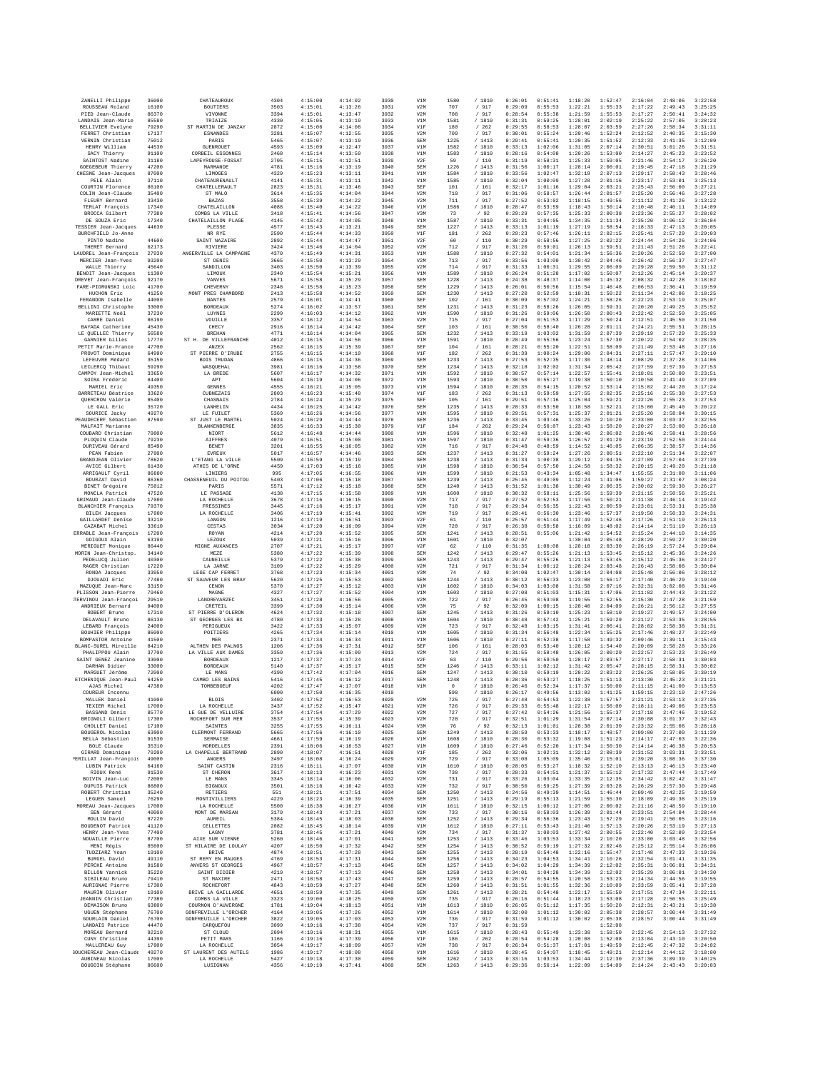| | | | | | | | | | | | | | | | |
|---|---|---|---|---|---|---|---|---|---|---|---|---|---|---|---|
| ZANELLI Philippe | 36000 | CHATEAUROUX | 4304 | 4:15:00 | 4:14:02 | 3930 | V1M | 1580 | / 1810 | 0:26:01 | 0:51:41 | 1:18:20 | 1:52:47 | 2:16:04 | 2:48:06 | 3:22:58 |
| ROUSSEAU Roland | 16100 | BOUTIERS | 3503 | 4:15:01 | 4:13:26 | 3931 | V2M | 707 | / 917 | 0:29:09 | 0:55:53 | 1:22:21 | 1:55:33 | 2:17:22 | 2:49:43 | 3:25:25 |
| PIED Jean-Claude | 86370 | VIVONNE | 3394 | 4:15:01 | 4:13:47 | 3932 | V2M | 708 | / 917 | 0:28:54 | 0:55:38 | 1:21:59 | 1:55:53 | 2:17:27 | 2:50:41 | 3:24:32 |
| LANDAIS Jean-Marie | 85580 | TRIAIZE | 4330 | 4:15:05 | 4:13:19 | 3933 | V1M | 1581 | / 1810 | 0:31:31 | 0:59:25 | 1:28:01 | 2:02:19 | 2:25:22 | 2:57:05 | 3:28:23 |
| BELLIVIER Evelyne | 79290 | ST MARTIN DE JANZAY | 2872 | 4:15:06 | 4:14:08 | 3934 | V1F | 180 | / 262 | 0:29:55 | 0:58:53 | 1:28:07 | 2:03:59 | 2:27:26 | 2:58:34 | 3:31:11 |
| FERRET Christian | 17137 | ESNANDES | 3281 | 4:15:07 | 4:12:55 | 3935 | V2M | 709 | / 917 | 0:30:01 | 0:55:24 | 1:20:46 | 1:52:24 | 2:12:52 | 2:40:35 | 3:15:30 |
| VERNIN Christian | 75012 | PARIS | 5465 | 4:15:07 | 4:13:19 | 3936 | SEM | 1225 | / 1413 | 0:29:41 | 0:55:41 | 1:20:35 | 1:51:52 | 2:12:33 | 2:41:35 | 3:12:09 |
| HENRY William | 44530 | GUENROUET | 4593 | 4:15:09 | 4:12:47 | 3937 | V1M | 1582 | / 1810 | 0:33:13 | 1:02:06 | 1:31:05 | 2:07:14 | 2:30:51 | 3:01:26 | 3:31:51 |
| SACY Thierry | 91100 | CORBEIL ESSONNES | 2468 | 4:15:14 | 4:13:59 | 3938 | V1M | 1583 | / 1810 | 0:28:16 | 0:54:08 | 1:20:26 | 1:53:00 | 2:14:27 | 2:45:23 | 3:23:52 |
| SAINTOST Nadine | 31180 | LAPEYROUSE-FOSSAT | 2705 | 4:15:15 | 4:12:51 | 3939 | V2F | 59 | / 110 | 0:31:19 | 0:58:31 | 1:25:33 | 1:59:05 | 2:21:46 | 2:54:17 | 3:26:20 |
| GOEGEBEUR Thierry | 47200 | MARMANDE | 4781 | 4:15:16 | 4:13:19 | 3940 | SEM | 1226 | / 1413 | 0:31:56 | 1:00:17 | 1:28:14 | 2:00:01 | 2:19:45 | 2:47:18 | 3:21:29 |
| CHESNE Jean-Jacques | 87000 | LIMOGES | 4329 | 4:15:23 | 4:13:11 | 3941 | V1M | 1584 | / 1810 | 0:33:56 | 1:02:47 | 1:32:19 | 2:07:13 | 2:29:17 | 2:58:43 | 3:28:46 |
| PELE Alain | 37110 | CHATEAURENAULT | 4141 | 4:15:31 | 4:13:11 | 3942 | V1M | 1585 | / 1810 | 0:32:04 | 1:00:09 | 1:27:28 | 2:01:16 | 2:23:17 | 2:53:01 | 3:25:13 |
| COURTIN Florence | 86100 | CHATELLERAULT | 2823 | 4:15:31 | 4:13:46 | 3943 | SEF | 101 | / 161 | 0:32:17 | 1:01:16 | 1:29:04 | 2:03:21 | 2:25:43 | 2:56:00 | 3:27:21 |
| COLIN Jean-Claude | 35400 | ST MALO | 3614 | 4:15:35 | 4:14:04 | 3944 | V2M | 710 | / 917 | 0:31:06 | 0:58:57 | 1:26:44 | 2:01:57 | 2:25:20 | 2:56:46 | 3:27:28 |
| FLEURY Bernard | 33430 | BAZAS | 3558 | 4:15:39 | 4:14:22 | 3945 | V2M | 711 | / 917 | 0:27:52 | 0:53:02 | 1:18:15 | 1:49:56 | 2:11:12 | 2:41:26 | 3:13:22 |
| TERLAT François | 17340 | CHATELAILLON | 4088 | 4:15:40 | 4:14:22 | 3946 | V1M | 1586 | / 1810 | 0:28:47 | 0:53:59 | 1:18:43 | 1:50:14 | 2:10:48 | 2:40:11 | 3:14:09 |
| BROCCA Gilbert | 77380 | COMBS LA VILLE | 3418 | 4:15:41 | 4:14:56 | 3947 | V3M | 73 | / 92 | 0:29:29 | 0:57:35 | 1:25:33 | 2:00:38 | 2:23:36 | 2:55:27 | 3:28:02 |
| DE SOUZA Eric | 17340 | CHATELAILLON PLAGE | 4145 | 4:15:42 | 4:14:05 | 3948 | V1M | 1587 | / 1810 | 0:33:31 | 1:04:05 | 1:34:35 | 2:11:34 | 2:35:20 | 3:06:12 | 3:36:04 |
| TESSIER Jean-Jacques | 44630 | PLESSE | 4577 | 4:15:43 | 4:13:21 | 3949 | SEM | 1227 | / 1413 | 0:33:13 | 1:01:19 | 1:27:19 | 1:58:54 | 2:18:33 | 2:47:13 | 3:20:05 |
| BURCHFIELD Jo-Anne | | NR RYE | 2590 | 4:15:44 | 4:14:33 | 3950 | V1F | 181 | / 262 | 0:29:23 | 0:57:46 | 1:26:11 | 2:02:15 | 2:25:41 | 2:57:29 | 3:29:03 |
| PINTO Nadine | 44600 | SAINT NAZAIRE | 2892 | 4:15:44 | 4:14:47 | 3951 | V2F | 60 | / 110 | 0:30:29 | 0:58:56 | 1:27:25 | 2:02:22 | 2:24:44 | 2:54:26 | 3:24:06 |
| THERET Bernard | 62173 | RIVIERE | 3424 | 4:15:46 | 4:14:04 | 3952 | V2M | 712 | / 917 | 0:31:20 | 0:59:01 | 1:26:13 | 1:59:51 | 2:21:43 | 2:51:26 | 3:22:41 |
| LAUDREL Jean-François | 27930 | ANGERVILLE LA CAMPAGNE | 4370 | 4:15:49 | 4:14:31 | 3953 | V1M | 1588 | / 1810 | 0:27:32 | 0:54:01 | 1:21:34 | 1:56:36 | 2:20:26 | 2:52:50 | 3:27:00 |
| MERCIER Jean-Yves | 93200 | ST DENIS | 3665 | 4:15:50 | 4:13:29 | 3954 | V2M | 713 | / 917 | 0:33:56 | 1:03:00 | 1:30:42 | 2:04:46 | 2:26:42 | 2:56:37 | 3:27:47 |
| WALLE Thierry | 45640 | SANDILLON | 3403 | 4:15:50 | 4:13:39 | 3955 | V2M | 714 | / 917 | 0:31:33 | 1:00:31 | 1:29:55 | 2:06:09 | 2:29:28 | 2:59:50 | 3:31:12 |
| BENOIT Jean-Jacques | 11300 | LIMOUX | 2340 | 4:15:54 | 4:15:21 | 3956 | V1M | 1589 | / 1810 | 0:26:24 | 0:51:28 | 1:17:02 | 1:50:07 | 2:12:26 | 2:45:14 | 3:20:37 |
| DREVET Jean-François | 92170 | VANVES | 5671 | 4:15:58 | 4:15:29 | 3957 | SEM | 1228 | / 1413 | 0:24:38 | 0:48:37 | 1:14:08 | 1:45:32 | 2:08:32 | 2:42:28 | 3:18:02 |
| FARE-PIORUNSKI Loïc | 41700 | CHEVERNY | 2348 | 4:15:58 | 4:15:23 | 3958 | SEM | 1229 | / 1413 | 0:26:01 | 0:50:56 | 1:15:54 | 1:46:48 | 2:06:53 | 2:36:41 | 3:19:59 |
| HUCHON Eric | 41250 | MONT PRES CHAMBORD | 2413 | 4:15:58 | 4:14:52 | 3959 | SEM | 1230 | / 1413 | 0:27:28 | 0:52:59 | 1:18:31 | 1:50:22 | 2:11:34 | 2:42:06 | 3:18:25 |
| FERANDON Isabelle | 44000 | NANTES | 2579 | 4:16:01 | 4:14:41 | 3960 | SEF | 102 | / 161 | 0:30:09 | 0:57:02 | 1:24:21 | 1:58:26 | 2:22:23 | 2:53:19 | 3:25:07 |
| BELLINI Christophe | 33000 | BORDEAUX | 5274 | 4:16:02 | 4:13:57 | 3961 | SEM | 1231 | / 1413 | 0:31:23 | 0:58:26 | 1:26:05 | 1:59:31 | 2:20:20 | 2:49:25 | 3:25:52 |
| MARIETTE Noël | 37230 | LUYNES | 2299 | 4:16:03 | 4:14:12 | 3962 | V1M | 1590 | / 1810 | 0:31:26 | 0:59:06 | 1:26:50 | 2:00:43 | 2:22:42 | 2:52:50 | 3:25:05 |
| CARRE Daniel | 86190 | VOUILLE | 3357 | 4:16:12 | 4:14:54 | 3963 | V2M | 715 | / 917 | 0:27:04 | 0:51:53 | 1:17:29 | 1:50:24 | 2:12:51 | 2:45:50 | 3:21:50 |
| BAYADA Catherine | 45430 | CHECY | 2916 | 4:16:14 | 4:14:42 | 3964 | SEF | 103 | / 161 | 0:30:50 | 0:58:40 | 1:26:28 | 2:01:11 | 2:24:21 | 2:55:51 | 3:28:15 |
| LE QUELLEC Thierry | 56580 | BREHAN | 4771 | 4:16:14 | 4:14:04 | 3965 | SEM | 1232 | / 1413 | 0:33:19 | 1:03:02 | 1:31:59 | 2:07:39 | 2:29:19 | 2:57:29 | 3:25:33 |
| GARNIER Gilles | 17770 | ST H. DE VILLEFRANCHE | 4012 | 4:16:15 | 4:14:56 | 3966 | V1M | 1591 | / 1810 | 0:28:49 | 0:55:56 | 1:23:24 | 1:57:30 | 2:20:22 | 2:54:02 | 3:28:35 |
| PETIT Marie-France | 47700 | ANZEX | 2562 | 4:16:15 | 4:15:39 | 3967 | SEF | 104 | / 161 | 0:28:21 | 0:55:20 | 1:22:51 | 1:58:09 | 2:21:49 | 2:53:48 | 3:27:16 |
| PROVOT Dominique | 64990 | ST PIERRE D'IRUBE | 2755 | 4:16:15 | 4:14:10 | 3968 | V1F | 182 | / 262 | 0:31:30 | 1:00:24 | 1:29:00 | 2:04:31 | 2:27:11 | 2:57:47 | 3:29:10 |
| LEFEUVRE Médard | 35150 | BOIS TRUDAN | 4066 | 4:16:15 | 4:14:36 | 3969 | SEM | 1233 | / 1413 | 0:27:53 | 0:52:35 | 1:17:30 | 1:48:14 | 2:08:29 | 2:37:28 | 3:14:06 |
| LECLERCQ Thibaut | 59290 | WASQUEHAL | 3981 | 4:16:16 | 4:13:58 | 3970 | SEM | 1234 | / 1413 | 0:32:18 | 1:02:02 | 1:31:34 | 2:05:42 | 2:27:59 | 2:57:39 | 3:27:53 |
| CAMPOY Jean-Michel | 33650 | LA BREDE | 5607 | 4:16:17 | 4:14:32 | 3971 | V1M | 1592 | / 1810 | 0:30:57 | 0:57:14 | 1:22:57 | 1:55:41 | 2:18:01 | 2:50:00 | 3:23:51 |
| SOIRA Frédéric | 84400 | APT | 5604 | 4:16:19 | 4:14:06 | 3972 | V1M | 1593 | / 1810 | 0:30:58 | 0:55:27 | 1:19:38 | 1:50:10 | 2:10:58 | 2:41:49 | 3:27:09 |
| MARIEL Eric | 49350 | GENNES | 4555 | 4:16:21 | 4:15:05 | 3973 | V1M | 1594 | / 1810 | 0:28:35 | 0:54:15 | 1:20:52 | 1:53:14 | 2:15:02 | 2:44:20 | 3:17:24 |
| BARRETEAU Béatrice | 33620 | CUBNEZAIS | 2803 | 4:16:23 | 4:15:40 | 3974 | V1F | 183 | / 262 | 0:31:13 | 0:59:59 | 1:27:55 | 2:02:35 | 2:25:16 | 2:55:38 | 3:27:53 |
| QUERCRON Valérie | 85400 | CHASNAIS | 2784 | 4:16:24 | 4:15:29 | 3975 | SEF | 105 | / 161 | 0:29:51 | 0:57:16 | 1:25:04 | 1:59:21 | 2:22:06 | 2:55:23 | 3:27:53 |
| LE GALL Eric | 35720 | LANHELIN | 4434 | 4:16:25 | 4:14:42 | 3976 | SEM | 1235 | / 1413 | 0:28:33 | 0:53:50 | 1:18:58 | 1:52:21 | 2:15:00 | 2:45:40 | 3:20:22 |
| SOURICE Jacky | 49270 | LE FUILET | 5369 | 4:16:26 | 4:14:56 | 3977 | V1M | 1595 | / 1810 | 0:29:51 | 0:57:31 | 1:25:37 | 2:01:21 | 2:25:20 | 2:58:04 | 3:30:15 |
| PEAUDECERF Sébastien | 87590 | ST JUST LE MARTEL | 5024 | 4:16:29 | 4:14:44 | 3978 | SEM | 1236 | / 1413 | 0:33:45 | 1:03:46 | 1:33:26 | 2:10:20 | 2:33:00 | 3:03:37 | 3:32:55 |
| MALFAIT Marianne | | BLANKENBERGE | 3835 | 4:16:33 | 4:15:38 | 3979 | V1F | 184 | / 262 | 0:29:24 | 0:56:07 | 1:23:43 | 1:58:20 | 2:20:27 | 2:53:00 | 3:26:18 |
| COUBARD Christian | 79000 | NIORT | 5612 | 4:16:48 | 4:14:44 | 3980 | V1M | 1596 | / 1810 | 0:32:48 | 1:01:25 | 1:30:46 | 2:06:02 | 2:28:46 | 2:58:41 | 3:28:56 |
| PLOQUIN Claude | 79230 | AIFFRES | 4079 | 4:16:51 | 4:15:00 | 3981 | V1M | 1597 | / 1810 | 0:31:47 | 0:59:36 | 1:26:57 | 2:01:29 | 2:23:19 | 2:52:50 | 3:24:44 |
| DURIVEAU Gérard | 85490 | BENET | 3201 | 4:16:55 | 4:16:05 | 3982 | V2M | 716 | / 917 | 0:24:48 | 0:48:59 | 1:14:52 | 1:46:05 | 2:06:35 | 2:38:57 | 3:14:36 |
| PEAN Fabien | 27000 | EVREUX | 5017 | 4:16:57 | 4:14:46 | 3983 | SEM | 1237 | / 1413 | 0:31:27 | 0:59:24 | 1:27:26 | 2:00:51 | 2:22:10 | 2:51:34 | 3:22:07 |
| GRANDJEAN Olivier | 78620 | L'ETANG LA VILLE | 5509 | 4:16:59 | 4:15:19 | 3984 | SEM | 1238 | / 1413 | 0:31:33 | 1:00:38 | 1:29:12 | 2:04:35 | 2:27:09 | 2:57:04 | 3:27:39 |
| AVICE Gilbert | 61430 | ATHIS DE L'ORNE | 4459 | 4:17:03 | 4:15:16 | 3985 | V1M | 1598 | / 1810 | 0:30:54 | 0:57:50 | 1:24:58 | 1:58:32 | 2:20:15 | 2:49:20 | 3:21:18 |
| ARRIGAULT Cyril | 86800 | LINIERS | 995 | 4:17:05 | 4:16:55 | 3986 | V1M | 1599 | / 1810 | 0:21:53 | 0:43:34 | 1:05:48 | 1:34:47 | 1:55:55 | 2:31:08 | 3:11:06 |
| BOURZAT David | 86360 | CHASSENEUIL DU POITOU | 5403 | 4:17:06 | 4:15:18 | 3987 | SEM | 1239 | / 1413 | 0:25:45 | 0:49:09 | 1:12:24 | 1:41:06 | 1:59:27 | 2:31:07 | 3:08:24 |
| BINET Grégoire | 75012 | PARIS | 5571 | 4:17:12 | 4:15:10 | 3988 | SEM | 1240 | / 1413 | 0:31:52 | 1:01:38 | 1:30:49 | 2:06:35 | 2:30:02 | 2:59:30 | 3:26:27 |
| MONCLA Patrick | 47520 | LE PASSAGE | 4138 | 4:17:15 | 4:15:58 | 3989 | V1M | 1600 | / 1810 | 0:30:32 | 0:58:11 | 1:25:56 | 1:59:39 | 2:21:15 | 2:50:56 | 3:25:21 |
| GRIMAUD Jean-Claude | 17000 | LA ROCHELLE | 3678 | 4:17:16 | 4:16:15 | 3990 | V2M | 717 | / 917 | 0:27:52 | 0:52:53 | 1:17:56 | 1:50:21 | 2:11:38 | 2:40:14 | 3:19:42 |
| BLANCHIER François | 79370 | FRESSINES | 3445 | 4:17:16 | 4:15:17 | 3991 | V2M | 718 | / 917 | 0:29:34 | 0:56:35 | 1:22:43 | 2:00:59 | 2:23:01 | 2:53:31 | 3:25:38 |
| BILEK Jacques | 17000 | LA ROCHELLE | 3406 | 4:17:19 | 4:15:41 | 3992 | V2M | 719 | / 917 | 0:29:41 | 0:56:30 | 1:23:46 | 1:57:37 | 2:19:50 | 2:50:33 | 3:24:31 |
| GAILLARDET Denise | 33210 | LANGON | 1216 | 4:17:19 | 4:16:51 | 3993 | V2F | 61 | / 110 | 0:25:57 | 0:51:44 | 1:17:49 | 1:52:46 | 2:17:26 | 2:51:19 | 3:26:13 |
| CAZABAT Michel | 33610 | CESTAS | 3034 | 4:17:20 | 4:16:09 | 3994 | V2M | 720 | / 917 | 0:26:38 | 0:50:58 | 1:16:09 | 1:48:02 | 2:14:14 | 2:51:19 | 3:26:13 |
| ERRABLE Jean-François | 17200 | ROYAN | 4214 | 4:17:20 | 4:15:52 | 3995 | SEM | 1241 | / 1413 | 0:28:51 | 0:55:06 | 1:21:42 | 1:54:52 | 2:15:24 | 2:44:10 | 3:14:35 |
| GOIGOUX Alain | 63190 | LEZOUX | 5039 | 4:17:21 | 4:15:16 | 3996 | V1M | 1601 | / 1810 | 0:32:07 | | 1:30:04 | 2:05:48 | 2:28:29 | 2:59:27 | 3:30:20 |
| MERIGUET Monique | 86440 | MIGNE AUXANCES | 2707 | 4:17:21 | 4:15:17 | 3997 | V2F | 62 | / 110 | 0:31:35 | 1:00:08 | 1:28:18 | 2:03:30 | 2:26:19 | 2:57:24 | 3:29:04 |
| MORIN Jean-Christop. | 34140 | MEZE | 5380 | 4:17:22 | 4:15:39 | 3998 | SEM | 1242 | / 1413 | 0:29:47 | 0:55:26 | 1:21:13 | 1:53:45 | 2:15:12 | 2:45:36 | 3:24:26 |
| PEDELUCQ Julien | 40300 | CAUNEILLE | 5379 | 4:17:22 | 4:15:38 | 3999 | SEM | 1243 | / 1413 | 0:29:47 | 0:55:26 | 1:21:13 | 1:53:45 | 2:15:12 | 2:45:36 | 3:24:27 |
| RAGER Christian | 17220 | LA JARNE | 3109 | 4:17:22 | 4:15:29 | 4000 | V2M | 721 | / 917 | 0:31:34 | 1:00:12 | 1:28:24 | 2:03:48 | 2:26:43 | 2:58:08 | 3:30:04 |
| RONDA Jacques | 33950 | LEGE CAP FERRET | 3768 | 4:17:23 | 4:15:34 | 4001 | V3M | 74 | / 92 | 0:34:08 | 1:02:47 | 1:30:14 | 2:04:08 | 2:25:48 | 2:56:06 | 3:28:12 |
| DJOUADI Eric | 77480 | ST SAUVEUR LES BRAY | 5620 | 4:17:25 | 4:15:53 | 4002 | SEM | 1244 | / 1413 | 0:30:12 | 0:56:33 | 1:23:08 | 1:56:17 | 2:17:40 | 2:46:29 | 3:19:40 |
| MAZUQUE Jean-Marc | 33150 | CENON | 5370 | 4:17:27 | 4:15:12 | 4003 | V1M | 1602 | / 1810 | 0:34:03 | 1:03:08 | 1:31:58 | 2:07:16 | 2:32:31 | 3:02:08 | 3:31:46 |
| PLISSON Jean-Pierre | 79460 | MAGNE | 4327 | 4:17:27 | 4:15:52 | 4004 | V1M | 1603 | / 1810 | 0:27:08 | 0:51:03 | 1:15:31 | 1:47:06 | 2:11:02 | 2:44:43 | 3:21:22 |
| TERVINOU Jean-François | 29510 | LANDREVARZEC | 3451 | 4:17:28 | 4:16:56 | 4005 | V2M | 722 | / 917 | 0:26:45 | 0:53:08 | 1:19:55 | 1:52:55 | 2:15:30 | 2:47:28 | 3:21:59 |
| ANDRIEUX Bernard | 94000 | CRETEIL | 3399 | 4:17:30 | 4:15:14 | 4006 | V3M | 75 | / 92 | 0:32:09 | 1:00:15 | 1:28:40 | 2:04:09 | 2:26:21 | 2:56:12 | 3:27:55 |
| ROBERT Bruno | 17310 | ST PIERRE D'OLERON | 4624 | 4:17:32 | 4:15:18 | 4007 | SEM | 1245 | / 1413 | 0:31:26 | 0:59:10 | 1:25:23 | 1:58:10 | 2:19:27 | 2:49:57 | 3:24:00 |
| DELAVAULT Bruno | 86130 | ST GEORGES LES BX | 4700 | 4:17:33 | 4:15:28 | 4008 | V1M | 1604 | / 1810 | 0:30:48 | 0:57:42 | 1:25:21 | 1:59:29 | 2:21:27 | 2:53:35 | 3:28:55 |
| LEBARD François | 24000 | PERIGUEUX | 3422 | 4:17:33 | 4:15:07 | 4009 | V2M | 723 | / 917 | 0:32:48 | 1:03:15 | 1:31:41 | 2:06:41 | 2:28:02 | 2:58:38 | 3:31:31 |
| BOUHIER Philippe | 86000 | POITIERS | 4265 | 4:17:34 | 4:15:14 | 4010 | V1M | 1605 | / 1810 | 0:31:34 | 0:56:48 | 1:22:34 | 1:55:25 | 2:17:46 | 2:48:27 | 3:22:49 |
| BOMPASTOR Antoine | 41500 | MER | 2371 | 4:17:34 | 4:16:34 | 4011 | V1M | 1606 | / 1810 | 0:27:11 | 0:52:38 | 1:17:58 | 1:49:32 | 2:09:46 | 2:39:11 | 3:15:43 |
| BLANC-SUREL Mireille | 84210 | ALTHEN DES PALNOS | 1206 | 4:17:36 | 4:17:31 | 4012 | SEF | 106 | / 161 | 0:28:03 | 0:53:40 | 1:20:12 | 1:54:40 | 2:20:09 | 2:58:28 | 3:33:26 |
| PHALIPPOU Alain | 37700 | LA VILLE AUX DAMES | 3359 | 4:17:36 | 4:15:09 | 4013 | V2M | 724 | / 917 | 0:31:55 | 0:58:48 | 1:26:05 | 2:00:29 | 2:22:57 | 2:53:23 | 3:26:49 |
| SAINT GENEZ Jeanine | 33000 | BORDEAUX | 1217 | 4:17:37 | 4:17:24 | 4014 | V2F | 63 | / 110 | 0:29:56 | 0:59:50 | 1:28:17 | 2:03:57 | 2:27:17 | 2:58:31 | 3:30:03 |
| DARHAN Didier | 33000 | BORDEAUX | 5140 | 4:17:37 | 4:15:17 | 4015 | SEM | 1246 | / 1413 | 0:33:11 | 1:02:12 | 1:31:42 | 2:05:47 | 2:28:15 | 2:58:31 | 3:30:02 |
| MARGUET Jérôme | 72000 | LE MANS | 4390 | 4:17:42 | 4:17:04 | 4016 | SEM | 1247 | / 1413 | 0:30:18 | 0:59:19 | 1:28:22 | 2:03:22 | 2:26:25 | 2:58:05 | 3:30:19 |
| ETCHENIQUE Jean-Paul | 64250 | CAMBO LES BAINS | 5416 | 4:17:45 | 4:16:12 | 4017 | SEM | 1248 | / 1413 | 0:28:36 | 0:53:27 | 1:18:25 | 1:51:13 | 2:13:30 | 2:45:23 | 3:21:21 |
| AJAS Michel | 47380 | TOMBEBOEUF | 4202 | 4:17:47 | 4:17:07 | 4018 | V1M | 0 | / 1810 | 0:26:46 | 0:52:34 | 1:17:37 | 1:50:00 | 2:11:15 | 2:41:00 | 3:13:53 |
| COUREUR Inconnu | | | 6000 | 4:17:50 | 4:16:35 | 4019 | | 590 | / 1810 | 0:26:17 | 0:49:56 | 1:13:02 | 1:41:25 | 1:59:15 | 2:23:19 | 2:47:26 |
| MALLEK Daniel | 41000 | BLOIS | 3402 | 4:17:52 | 4:16:53 | 4020 | V2M | 725 | / 917 | 0:27:48 | 0:54:53 | 1:22:38 | 1:57:57 | 2:21:21 | 2:53:13 | 3:27:35 |
| TEXIER Michel | 17000 | LA ROCHELLE | 3437 | 4:17:52 | 4:15:47 | 4021 | V2M | 726 | / 917 | 0:29:33 | 0:55:48 | 1:22:17 | 1:56:00 | 2:18:11 | 2:49:06 | 3:23:53 |
| BASSAND Denis | 85770 | LE GUE DE VELLUIRE | 3754 | 4:17:54 | 4:17:29 | 4022 | V2M | 727 | / 917 | 0:27:42 | 0:54:26 | 1:21:56 | 1:55:37 | 2:17:18 | 2:47:46 | 3:19:52 |
| BRIGNOLI Gilbert | 17300 | ROCHEFORT SUR MER | 3537 | 4:17:55 | 4:15:39 | 4023 | V2M | 728 | / 917 | 0:32:51 | 1:01:29 | 1:31:54 | 2:07:14 | 2:30:08 | 3:01:37 | 3:32:43 |
| CHOLLET Daniel | 17100 | SAINTES | 3255 | 4:17:55 | 4:16:11 | 4024 | V3M | 76 | / 92 | 0:32:13 | 1:01:01 | 1:28:38 | 2:01:30 | 2:23:32 | 2:55:08 | 3:28:18 |
| BOUGEROL Nicolas | 63000 | CLERMONT FERRAND | 5665 | 4:17:56 | 4:16:10 | 4025 | SEM | 1249 | / 1413 | 0:28:59 | 0:53:33 | 1:18:17 | 1:48:57 | 2:09:00 | 2:37:00 | 3:11:39 |
| BELLA Sébastien | 91530 | SERMAISE | 4661 | 4:17:59 | 4:16:19 | 4026 | V1M | 1608 | / 1810 | 0:28:30 | 0:53:32 | 1:19:08 | 1:51:23 | 2:14:17 | 2:47:03 | 3:22:36 |
| BOLE Claude | 35310 | MORDELLES | 2391 | 4:18:06 | 4:16:53 | 4027 | V1M | 1609 | / 1810 | 0:27:46 | 0:52:20 | 1:17:34 | 1:50:30 | 2:14:14 | 2:46:38 | 3:20:53 |
| GIRARD Dominique | 79200 | LA CHAPELLE BERTRAND | 2890 | 4:18:07 | 4:16:51 | 4028 | V1F | 185 | / 262 | 0:32:06 | 1:02:31 | 1:32:12 | 2:08:39 | 2:31:52 | 3:03:31 | 3:33:51 |
| PERILLAT Jean-François | 49000 | ANGERS | 3497 | 4:18:08 | 4:16:24 | 4029 | V2M | 729 | / 917 | 0:33:08 | 1:05:09 | 1:35:46 | 2:15:01 | 2:39:20 | 3:08:36 | 3:37:30 |
| LUBIN Patrick | 64160 | SAINT CASTIN | 2316 | 4:18:11 | 4:17:07 | 4030 | V1M | 1610 | / 1810 | 0:28:05 | 0:53:27 | 1:18:32 | 1:52:10 | 2:13:13 | 2:46:13 | 3:23:40 |
| RIOUX René | 91530 | ST CHERON | 3617 | 4:18:13 | 4:16:23 | 4031 | V2M | 730 | / 917 | 0:28:33 | 0:54:51 | 1:21:37 | 1:55:12 | 2:17:32 | 2:47:44 | 3:17:49 |
| BOIVIN Jean-Luc | 72000 | LE MANS | 3345 | 4:18:14 | 4:16:06 | 4032 | V2M | 731 | / 917 | 0:33:26 | 1:03:04 | 1:33:35 | 2:12:35 | 2:34:42 | 3:02:42 | 3:31:47 |
| DUPUIS Patrick | 86800 | BIGNOUX | 3501 | 4:18:16 | 4:16:42 | 4033 | V2M | 732 | / 917 | 0:30:50 | 0:59:25 | 1:27:39 | 2:03:28 | 2:26:29 | 2:57:30 | 3:29:48 |
| ROBERT Christian | 35240 | RETIERS | 551 | 4:18:21 | 4:17:51 | 4034 | SEM | 1250 | / 1413 | 0:24:58 | 0:49:39 | 1:14:51 | 1:46:44 | 2:09:49 | 2:42:25 | 3:19:59 |
| LEGUEN Samuel | 76290 | MONTIVILLIERS | 4229 | 4:18:23 | 4:16:39 | 4035 | SEM | 1251 | / 1413 | 0:29:19 | 0:55:13 | 1:21:59 | 1:55:30 | 2:18:09 | 2:49:38 | 3:25:19 |
| MOREAU Jean-Jacques | 17000 | LA ROCHELLE | 5500 | 4:18:38 | 4:16:27 | 4036 | V1M | 1611 | / 1810 | 0:32:15 | 1:00:12 | 1:27:06 | 2:00:02 | 2:21:16 | 2:48:59 | 3:19:10 |
| SEN Gérard | 40000 | MONT DE MARSAN | 3179 | 4:18:43 | 4:17:21 | 4037 | V2M | 733 | / 917 | 0:30:16 | 0:58:03 | 1:26:39 | 2:01:44 | 2:23:51 | 2:54:04 | 3:28:44 |
| MOULIN David | 87220 | AUREIL | 5384 | 4:18:45 | 4:18:03 | 4038 | SEM | 1252 | / 1413 | 0:29:34 | 0:56:36 | 1:23:43 | 1:57:29 | 2:19:41 | 2:50:05 | 3:23:16 |
| BOUDENOT Patrick | 41120 | CELLETTES | 2082 | 4:18:45 | 4:18:14 | 4039 | V1M | 1612 | / 1810 | 0:27:11 | 0:53:43 | 1:21:46 | 1:57:13 | 2:20:26 | 2:53:19 | 3:27:13 |
| HENRY Jean-Yves | 77400 | LAGNY | 3781 | 4:18:45 | 4:17:21 | 4040 | V2M | 734 | / 917 | 0:31:37 | 1:00:03 | 1:27:42 | 2:00:55 | 2:22:40 | 2:52:09 | 3:23:54 |
| NOUAILLE Pierre | 87700 | AIXE SUR VIENNE | 5260 | 4:18:46 | 4:17:01 | 4041 | SEM | 1253 | / 1413 | 0:33:46 | 1:03:53 | 1:33:34 | 2:10:20 | 2:33:00 | 3:03:48 | 3:32:56 |
| MENI Régis | 85600 | ST HILAIRE DE LOULAY | 4207 | 4:18:50 | 4:17:32 | 4042 | SEM | 1254 | / 1413 | 0:30:52 | 0:59:19 | 1:27:32 | 2:02:46 | 2:25:12 | 2:55:14 | 3:26:06 |
| TUDZIARZ Yoan | 19100 | BRIVE | 4874 | 4:18:51 | 4:17:28 | 4043 | SEM | 1255 | / 1413 | 0:28:19 | 0:54:48 | 1:22:16 | 1:55:47 | 2:17:48 | 2:47:33 | 3:19:36 |
| BURGEL David | 49110 | ST REMY EN MAUGES | 4769 | 4:18:53 | 4:17:31 | 4044 | SEM | 1256 | / 1413 | 0:34:23 | 1:04:53 | 1:34:41 | 2:10:26 | 2:32:54 | 3:01:41 | 3:31:35 |
| PERCHE Antoine | 91580 | ANVERS ST GEORGES | 4967 | 4:18:57 | 4:17:13 | 4045 | SEM | 1257 | / 1413 | 0:34:02 | 1:04:29 | 1:34:39 | 2:12:01 | 2:35:31 | 3:06:01 | 3:34:31 |
| BILLON Yannick | 35220 | SAINT DIDIER | 4219 | 4:18:57 | 4:17:13 | 4046 | SEM | 1258 | / 1413 | 0:34:01 | 1:04:28 | 1:34:39 | 2:12:02 | 2:35:29 | 3:06:01 | 3:34:30 |
| SIBILEAU Bruno | 79410 | ST MAXIRE | 2471 | 4:18:58 | 4:17:43 | 4047 | SEM | 1259 | / 1413 | 0:28:57 | 0:54:55 | 1:20:58 | 1:53:23 | 2:14:34 | 2:44:56 | 3:19:55 |
| AURIGNAC Pierre | 17300 | ROCHEFORT | 4843 | 4:18:59 | 4:17:27 | 4048 | SEM | 1260 | / 1413 | 0:31:51 | 1:01:55 | 1:32:36 | 2:10:09 | 2:33:59 | 3:05:41 | 3:37:28 |
| MAURIN Olivier | 19100 | BRIVE LA GAILLARDE | 4651 | 4:18:59 | 4:17:35 | 4049 | SEM | 1261 | / 1413 | 0:28:21 | 0:54:48 | 1:22:17 | 1:55:50 | 2:17:51 | 2:47:34 | 3:22:11 |
| JEANNIN Christian | 77380 | COMBS LA VILLE | 3323 | 4:19:00 | 4:18:25 | 4050 | V2M | 735 | / 917 | 0:26:16 | 0:51:44 | 1:18:23 | 1:53:08 | 2:17:28 | 2:50:55 | 3:25:49 |
| DEMAISON Bruno | 63800 | COURNON D'AUVERGNE | 1781 | 4:19:04 | 4:18:13 | 4051 | V1M | 1613 | / 1810 | 0:26:05 | 0:51:12 | 1:17:35 | 1:50:20 | 2:12:31 | 2:43:21 | 3:19:38 |
| UGUEN Stéphane | 76700 | GONFREVILLE L'ORCHER | 4164 | 4:19:05 | 4:17:26 | 4052 | V1M | 1614 | / 1810 | 0:32:00 | 1:01:12 | 1:30:02 | 2:05:38 | 2:28:57 | 3:00:44 | 3:31:49 |
| GOURLAIN Daniel | 76700 | GONFREVILLE L'ORCHER | 3822 | 4:19:05 | 4:17:03 | 4053 | V2M | 736 | / 917 | 0:31:59 | 1:01:12 | 1:30:02 | 2:05:38 | 2:28:57 | 3:00:44 | 3:31:49 |
| LANDAIS Patrice | 44470 | CARQUEFOU | 3099 | 4:19:16 | 4:17:38 | 4054 | V2M | 737 | / 917 | 0:31:59 | | | 1:52:08 | | | |
| MOREAU Bernard | 92210 | ST CLOUD | 2094 | 4:19:16 | 4:18:31 | 4055 | V1M | 1615 | / 1810 | 0:28:43 | 0:55:49 | 1:23:38 | 1:58:50 | 2:22:45 | 2:54:13 | 3:27:32 |
| CUNY Christine | 44390 | PETIT MARS | 1166 | 4:19:16 | 4:17:39 | 4056 | V1F | 186 | / 262 | 0:28:54 | 0:54:28 | 1:20:08 | 1:52:08 | 2:13:04 | 2:43:10 | 3:20:50 |
| MALLEREAU Guy | 17000 | LA ROCHELLE | 3054 | 4:19:17 | 4:18:09 | 4057 | V2M | 738 | / 917 | 0:26:34 | 0:51:37 | 1:17:01 | 1:49:59 | 2:12:45 | 2:47:32 | 3:24:02 |
| BOUCHEREAU Jean-Claude | 49270 | ST LAURENT DES AUTELS | 1986 | 4:19:17 | 4:18:08 | 4058 | V1M | 1616 | / 1810 | 0:28:45 | 0:54:07 | 1:18:45 | 1:49:21 | 2:12:14 | 2:44:12 | 3:18:00 |
| AUBINEAU Nicolas | 17000 | LA ROCHELLE | 5427 | 4:19:18 | 4:17:30 | 4059 | SEM | 1262 | / 1413 | 0:33:16 | 1:03:53 | 1:34:44 | 2:12:30 | 2:37:36 | 3:09:39 | 3:40:25 |
| BOUGOIN Stéphane | 86600 | LUSIGNAN | 4356 | 4:19:19 | 4:17:41 | 4060 | SEM | 1263 | / 1413 | 0:29:36 | 0:56:14 | 1:22:09 | 1:54:09 | 2:14:24 | 2:43:43 | 3:20:03 |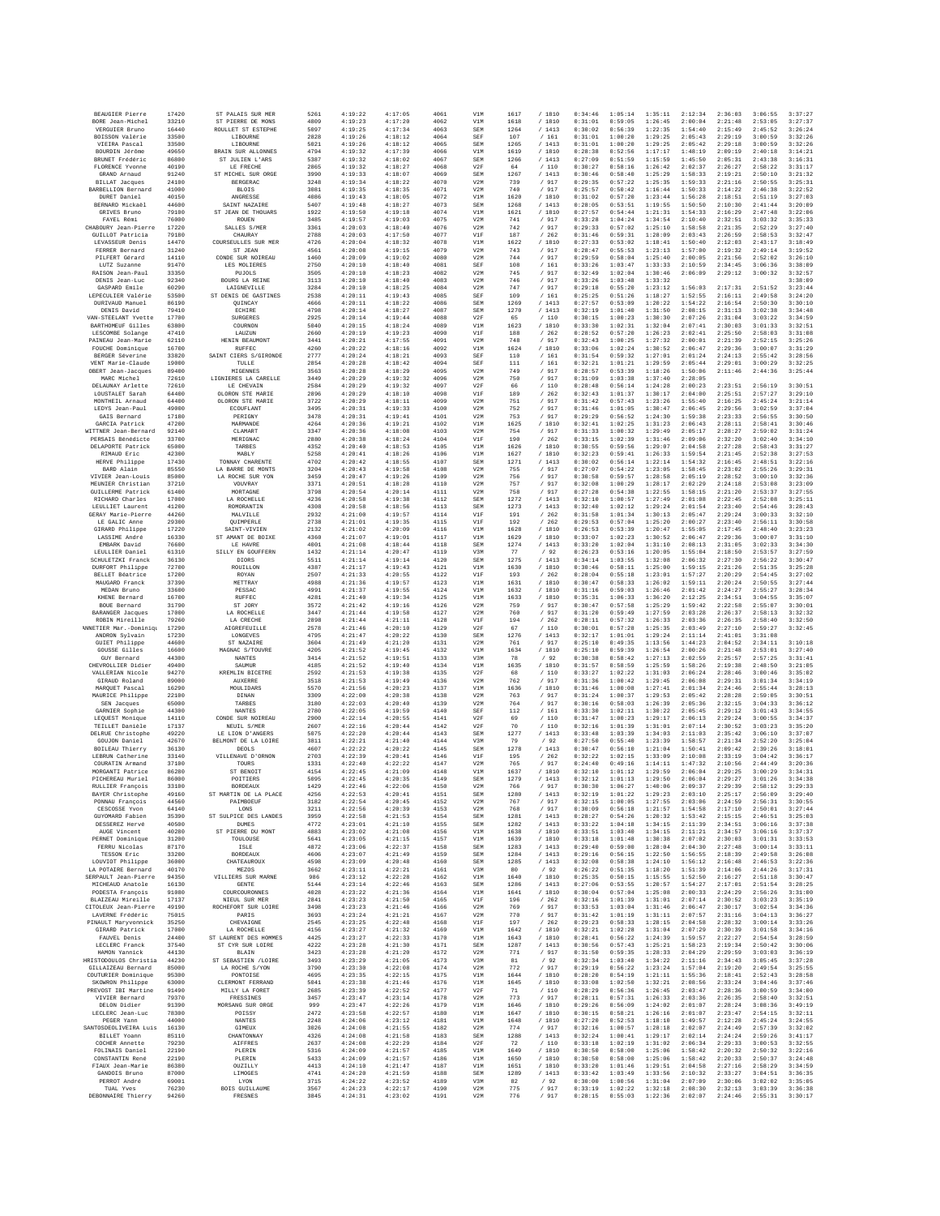| | | | | | | | | | | | | | | | | |
|---|---|---|---|---|---|---|---|---|---|---|---|---|---|---|---|---|
| BEAUGIER Pierre | 17420 | ST PALAIS SUR MER | 5261 | 4:19:22 | 4:17:05 | 4061 | V1M | 1617 | / 1810 | 0:34:46 | 1:05:14 | 1:35:11 | 2:12:34 | 2:36:03 | 3:06:55 | 3:37:27 |
| BORE Jean-Michel | 33210 | ST PIERRE DE MONS | 4809 | 4:19:23 | 4:17:20 | 4062 | V1M | 1618 | / 1810 | 0:31:01 | 0:59:05 | 1:26:45 | 2:00:04 | 2:21:48 | 2:53:05 | 3:27:37 |
| VERGUIER Bruno | 16440 | ROULLET ST ESTEPHE | 5097 | 4:19:25 | 4:17:34 | 4063 | SEM | 1264 | / 1413 | 0:30:02 | 0:56:39 | 1:22:35 | 1:54:40 | 2:15:49 | 2:45:52 | 3:26:24 |
| BOISSON Valérie | 33500 | LIBOURNE | 2828 | 4:19:26 | 4:18:12 | 4064 | SEF | 107 | / 161 | 0:31:01 | 1:00:20 | 1:29:25 | 2:05:43 | 2:29:19 | 3:00:59 | 3:32:26 |
| VIEIRA Pascal | 33500 | LIBOURNE | 5021 | 4:19:26 | 4:18:12 | 4065 | SEM | 1265 | / 1413 | 0:31:01 | 1:00:20 | 1:29:25 | 2:05:42 | 2:29:18 | 3:00:59 | 3:32:26 |
| BOURDIN Jérôme | 49650 | BRAIN SUR ALLONNES | 4794 | 4:19:32 | 4:17:39 | 4066 | V1M | 1619 | / 1810 | 0:28:38 | 0:52:56 | 1:17:17 | 1:48:19 | 2:09:19 | 2:40:18 | 3:14:21 |
| BRUNET Frédéric | 86800 | ST JULIEN L'ARS | 5387 | 4:19:32 | 4:18:02 | 4067 | SEM | 1266 | / 1413 | 0:27:09 | 0:51:59 | 1:15:59 | 1:45:50 | 2:05:31 | 2:43:38 | 3:16:31 |
| FLORENCE Yvonne | 40190 | LE FRECHE | 2865 | 4:19:32 | 4:18:27 | 4068 | V2F | 64 | / 110 | 0:30:27 | 0:58:16 | 1:26:42 | 2:02:37 | 2:26:27 | 2:58:22 | 3:31:17 |
| GRAND Arnaud | 91240 | ST MICHEL SUR ORGE | 3990 | 4:19:33 | 4:18:07 | 4069 | SEM | 1267 | / 1413 | 0:30:46 | 0:58:40 | 1:25:29 | 1:58:33 | 2:19:21 | 2:50:10 | 3:21:32 |
| BILLAT Jacques | 24100 | BERGERAC | 3248 | 4:19:34 | 4:18:22 | 4070 | V2M | 739 | / 917 | 0:29:35 | 0:57:22 | 1:25:35 | 1:59:33 | 2:21:16 | 2:50:55 | 3:25:31 |
| BARBELLION Bernard | 41000 | BLOIS | 3081 | 4:19:35 | 4:18:35 | 4071 | V2M | 740 | / 917 | 0:25:57 | 0:50:42 | 1:16:44 | 1:50:33 | 2:14:22 | 2:46:38 | 3:22:52 |
| DURET Daniel | 40150 | ANGRESSE | 4086 | 4:19:43 | 4:18:05 | 4072 | V1M | 1620 | / 1810 | 0:31:02 | 0:57:20 | 1:23:44 | 1:56:28 | 2:18:51 | 2:51:19 | 3:27:03 |
| BERNARD Mickaël | 44600 | SAINT NAZAIRE | 5407 | 4:19:48 | 4:18:27 | 4073 | SEM | 1268 | / 1413 | 0:28:05 | 0:53:51 | 1:19:55 | 1:50:50 | 2:10:30 | 2:41:44 | 3:20:09 |
| GRIVES Bruno | 79100 | ST JEAN DE THOUARS | 1922 | 4:19:50 | 4:19:18 | 4074 | V1M | 1621 | / 1810 | 0:27:57 | 0:54:44 | 1:21:31 | 1:54:33 | 2:16:29 | 2:47:48 | 3:22:06 |
| FAYEL Rémi | 76000 | ROUEN | 3485 | 4:19:57 | 4:19:03 | 4075 | V2M | 741 | / 917 | 0:33:28 | 1:04:24 | 1:34:54 | 2:10:40 | 2:32:51 | 3:03:32 | 3:35:33 |
| CHABOURY Jean-Pierre | 17220 | SALLES S/MER | 3361 | 4:20:03 | 4:18:49 | 4076 | V2M | 742 | / 917 | 0:29:33 | 0:57:02 | 1:25:10 | 1:58:58 | 2:21:35 | 2:52:29 | 3:27:40 |
| GUILLOT Patricia | 79180 | CHAURAY | 2788 | 4:20:03 | 4:17:50 | 4077 | V1F | 187 | / 262 | 0:31:46 | 0:59:31 | 1:28:09 | 2:03:43 | 2:26:59 | 2:58:53 | 3:32:47 |
| LEVASSEUR Denis | 14470 | COURSEULLES SUR MER | 4726 | 4:20:04 | 4:18:32 | 4078 | V1M | 1622 | / 1810 | 0:27:33 | 0:53:02 | 1:18:41 | 1:50:40 | 2:12:03 | 2:43:17 | 3:18:49 |
| FERRER Bernard | 31240 | ST JEAN | 4561 | 4:20:08 | 4:19:15 | 4079 | V2M | 743 | / 917 | 0:28:47 | 0:55:53 | 1:23:13 | 1:57:00 | 2:19:32 | 2:49:14 | 3:19:52 |
| PILFERT Gérard | 14110 | CONDE SUR NOIREAU | 1460 | 4:20:09 | 4:19:02 | 4080 | V2M | 744 | / 917 | 0:29:59 | 0:58:04 | 1:25:40 | 2:00:05 | 2:21:56 | 2:52:02 | 3:26:10 |
| LUTZ Suzanne | 91470 | LES MOLIERES | 2750 | 4:20:10 | 4:18:40 | 4081 | SEF | 108 | / 161 | 0:33:26 | 1:03:47 | 1:33:33 | 2:10:59 | 2:34:45 | 3:06:36 | 3:38:09 |
| RAISON Jean-Paul | 33350 | PUJOLS | 3505 | 4:20:10 | 4:18:23 | 4082 | V2M | 745 | / 917 | 0:32:49 | 1:02:04 | 1:30:46 | 2:06:09 | 2:29:12 | 3:00:32 | 3:32:57 |
| DENIS Jean-Luc | 92340 | BOURG LA REINE | 3113 | 4:20:10 | 4:18:40 | 4083 | V2M | 746 | / 917 | 0:33:26 | 1:03:48 | 1:33:32 | | | | 3:38:09 |
| GASPARD Emile | 60290 | LAIGNEVILLE | 3284 | 4:20:10 | 4:18:25 | 4084 | V2M | 747 | / 917 | 0:29:18 | 0:55:20 | 1:23:12 | 1:56:03 | 2:17:31 | 2:51:52 | 3:23:44 |
| LEPECULIER Valérie | 53500 | ST DENIS DE GASTINES | 2538 | 4:20:11 | 4:19:43 | 4085 | SEF | 109 | / 161 | 0:25:25 | 0:51:26 | 1:18:27 | 1:52:55 | 2:16:11 | 2:49:58 | 3:24:20 |
| DURIVAUD Manuel | 86190 | QUINCAY | 4666 | 4:20:11 | 4:18:22 | 4086 | SEM | 1269 | / 1413 | 0:27:57 | 0:53:09 | 1:20:22 | 1:54:22 | 2:16:54 | 2:50:30 | 3:30:10 |
| DENIS David | 79410 | ECHIRE | 4798 | 4:20:14 | 4:18:27 | 4087 | SEM | 1270 | / 1413 | 0:32:19 | 1:01:40 | 1:31:50 | 2:08:15 | 2:31:13 | 3:02:38 | 3:34:48 |
| VAN-STEELANT Yvette | 17780 | SURGERES | 2925 | 4:20:14 | 4:19:44 | 4088 | V2F | 65 | / 110 | 0:30:15 | 1:00:23 | 1:30:30 | 2:07:26 | 2:31:04 | 3:03:22 | 3:34:59 |
| BARTHOMEUF Gilles | 63800 | COURNON | 5040 | 4:20:15 | 4:18:24 | 4089 | V1M | 1623 | / 1810 | 0:33:30 | 1:02:31 | 1:32:04 | 2:07:41 | 2:30:03 | 3:01:33 | 3:32:51 |
| LESCOMBE Solange | 47410 | LAUZUN | 2660 | 4:20:19 | 4:19:23 | 4090 | V1F | 188 | / 262 | 0:28:52 | 0:57:20 | 1:26:23 | 2:02:41 | 2:25:50 | 2:58:03 | 3:31:08 |
| PAINEAU Jean-Marie | 62110 | HENIN BEAUMONT | 3441 | 4:20:21 | 4:17:55 | 4091 | V2M | 748 | / 917 | 0:32:43 | 1:00:25 | 1:27:32 | 2:00:01 | 2:21:39 | 2:52:15 | 3:25:26 |
| FOUCHE Dominique | 16700 | RUFFEC | 4260 | 4:20:22 | 4:18:16 | 4092 | V1M | 1624 | / 1810 | 0:33:06 | 1:02:24 | 1:30:52 | 2:06:47 | 2:29:36 | 3:00:07 | 3:31:29 |
| BERGER Séverine | 33820 | SAINT CIERS S/GIRONDE | 2777 | 4:20:24 | 4:18:21 | 4093 | SEF | 110 | / 161 | 0:31:54 | 0:59:32 | 1:27:01 | 2:01:24 | 2:24:13 | 2:55:42 | 3:28:56 |
| VENT Marie-Claude | 19000 | TULLE | 2854 | 4:20:28 | 4:18:42 | 4094 | SEF | 111 | / 161 | 0:32:21 | 1:01:21 | 1:29:59 | 2:05:44 | 2:29:01 | 3:00:29 | 3:32:25 |
| OBERT Jean-Jacques | 89400 | MIGENNES | 3563 | 4:20:28 | 4:18:29 | 4095 | V2M | 749 | / 917 | 0:28:57 | 0:53:39 | 1:18:26 | 1:50:06 | 2:11:46 | 2:44:36 | 3:25:44 |
| MARC Michel | 72610 | LIGNIERES LA CARELLE | 3440 | 4:20:29 | 4:19:32 | 4096 | V2M | 750 | / 917 | 0:31:09 | 1:03:38 | 1:37:40 | 2:28:05 | | | |
| DELAUNAY Arlette | 72610 | LE CHEVAIN | 2584 | 4:20:29 | 4:19:32 | 4097 | V2F | 66 | / 110 | 0:28:48 | 0:56:14 | 1:24:28 | 2:00:23 | 2:23:51 | 2:56:19 | 3:30:51 |
| LOUSTALET Sarah | 64400 | OLORON STE MARIE | 2896 | 4:20:29 | 4:18:10 | 4098 | V1F | 189 | / 262 | 0:32:43 | 1:01:37 | 1:30:17 | 2:04:00 | 2:25:51 | 2:57:27 | 3:29:10 |
| MONTHEIL Arnaud | 64400 | OLORON STE MARIE | 3722 | 4:20:29 | 4:18:11 | 4099 | V2M | 751 | / 917 | 0:31:42 | 0:57:43 | 1:23:26 | 1:55:40 | 2:16:25 | 2:45:24 | 3:21:14 |
| LEDYS Jean-Paul | 49080 | ECOUFLANT | 3495 | 4:20:31 | 4:19:33 | 4100 | V2M | 752 | / 917 | 0:31:46 | 1:01:05 | 1:30:47 | 2:06:45 | 2:29:56 | 3:02:59 | 3:37:04 |
| GAIS Bernard | 17180 | PERIGNY | 3478 | 4:20:31 | 4:19:41 | 4101 | V2M | 753 | / 917 | 0:29:29 | 0:56:52 | 1:24:30 | 1:59:38 | 2:23:33 | 2:56:55 | 3:30:50 |
| GARCIA Patrick | 47200 | MARMANDE | 4264 | 4:20:36 | 4:19:21 | 4102 | V1M | 1625 | / 1810 | 0:32:41 | 1:02:25 | 1:31:23 | 2:06:43 | 2:28:11 | 2:58:41 | 3:30:46 |
| WITTNER Jean-Bernard | 92140 | CLAMART | 3347 | 4:20:36 | 4:18:08 | 4103 | V2M | 754 | / 917 | 0:31:33 | 1:00:32 | 1:29:49 | 2:05:17 | 2:28:27 | 2:59:02 | 3:31:24 |
| PERSAIS Bénédicte | 33700 | MERIGNAC | 2880 | 4:20:38 | 4:18:24 | 4104 | V1F | 190 | / 262 | 0:33:15 | 1:02:39 | 1:31:46 | 2:09:06 | 2:32:20 | 3:02:40 | 3:34:10 |
| DELAPORTE Patrick | 65000 | TARBES | 4352 | 4:20:40 | 4:18:53 | 4105 | V1M | 1626 | / 1810 | 0:30:55 | 0:59:56 | 1:29:07 | 2:04:58 | 2:27:28 | 2:58:43 | 3:31:27 |
| RIMAUD Eric | 42300 | MABLY | 5258 | 4:20:41 | 4:18:26 | 4106 | V1M | 1627 | / 1810 | 0:32:23 | 0:59:41 | 1:26:33 | 1:59:54 | 2:21:45 | 2:52:38 | 3:27:53 |
| HERVE Philippe | 17430 | TONNAY CHARENTE | 4702 | 4:20:42 | 4:18:55 | 4107 | SEM | 1271 | / 1413 | 0:30:02 | 0:56:14 | 1:22:14 | 1:54:32 | 2:16:45 | 2:48:51 | 3:22:16 |
| BARD Alain | 85550 | LA BARRE DE MONTS | 3204 | 4:20:43 | 4:19:58 | 4108 | V2M | 755 | / 917 | 0:27:07 | 0:54:22 | 1:23:05 | 1:58:45 | 2:23:02 | 2:55:26 | 3:29:31 |
| VIVIER Jean-Louis | 85000 | LA ROCHE SUR YON | 3459 | 4:20:47 | 4:19:26 | 4109 | V2M | 756 | / 917 | 0:30:58 | 0:59:57 | 1:28:58 | 2:05:19 | 2:28:52 | 3:00:10 | 3:32:36 |
| MEUNIER Christian | 37210 | VOUVRAY | 3371 | 4:20:51 | 4:18:28 | 4110 | V2M | 757 | / 917 | 0:32:08 | 1:00:29 | 1:28:17 | 2:02:29 | 2:24:18 | 2:53:08 | 3:23:09 |
| GUILLERME Patrick | 61400 | MORTAGNE | 3798 | 4:20:54 | 4:20:14 | 4111 | V2M | 758 | / 917 | 0:27:28 | 0:54:30 | 1:22:55 | 1:58:15 | 2:21:20 | 2:53:37 | 3:27:55 |
| RICHARD Charles | 17000 | LA ROCHELLE | 4236 | 4:20:58 | 4:19:38 | 4112 | SEM | 1272 | / 1413 | 0:32:10 | 1:00:57 | 1:27:49 | 2:01:08 | 2:22:45 | 2:52:08 | 3:25:11 |
| LEULLIET Laurent | 41200 | ROMORANTIN | 4308 | 4:20:58 | 4:18:56 | 4113 | SEM | 1273 | / 1413 | 0:32:40 | 1:02:12 | 1:29:24 | 2:01:54 | 2:23:40 | 2:54:46 | 3:28:43 |
| GERAY Marie-Pierre | 44260 | MALVILLE | 2932 | 4:21:00 | 4:19:57 | 4114 | V1F | 191 | / 262 | 0:31:58 | 1:01:34 | 1:30:13 | 2:05:47 | 2:29:24 | 3:00:33 | 3:32:10 |
| LE GALIC Anne | 29300 | QUIMPERLE | 2738 | 4:21:01 | 4:19:35 | 4115 | V1F | 192 | / 262 | 0:29:53 | 0:57:04 | 1:25:20 | 2:00:27 | 2:23:40 | 2:56:11 | 3:30:58 |
| GIRARD Philippe | 17220 | SAINT-VIVIEN | 2132 | 4:21:02 | 4:20:09 | 4116 | V1M | 1628 | / 1810 | 0:26:53 | 0:53:39 | 1:20:47 | 1:55:05 | 2:17:45 | 2:48:40 | 3:23:23 |
| LASSIME André | 16330 | ST AMANT DE BOIXE | 4368 | 4:21:07 | 4:19:01 | 4117 | V1M | 1629 | / 1810 | 0:33:07 | 1:02:23 | 1:30:52 | 2:06:47 | 2:29:36 | 3:00:07 | 3:31:10 |
| EMBARK David | 76600 | LE HAVRE | 4801 | 4:21:08 | 4:18:44 | 4118 | SEM | 1274 | / 1413 | 0:33:20 | 1:02:04 | 1:31:10 | 2:08:13 | 2:31:05 | 3:02:33 | 3:34:30 |
| LEULLIER Daniel | 61310 | SILLY EN GOUFFERN | 1432 | 4:21:14 | 4:20:47 | 4119 | V3M | 77 | / 92 | 0:26:23 | 0:53:16 | 1:20:05 | 1:55:04 | 2:18:50 | 2:53:57 | 3:27:59 |
| SCHULETZKI Franck | 36130 | DIORS | 5511 | 4:21:14 | 4:19:14 | 4120 | SEM | 1275 | / 1413 | 0:34:14 | 1:03:55 | 1:32:08 | 2:06:32 | 2:27:30 | 2:56:22 | 3:30:47 |
| DURFORT Philippe | 72700 | ROUILLON | 4387 | 4:21:17 | 4:19:43 | 4121 | V1M | 1630 | / 1810 | 0:30:46 | 0:58:11 | 1:25:00 | 1:59:15 | 2:21:26 | 2:51:35 | 3:25:28 |
| BELLET Béatrice | 17200 | ROYAN | 2507 | 4:21:33 | 4:20:55 | 4122 | V1F | 193 | / 262 | 0:28:04 | 0:55:18 | 1:23:01 | 1:57:27 | 2:20:29 | 2:54:45 | 3:27:02 |
| MAUGARD Franck | 37390 | METTRAY | 4988 | 4:21:36 | 4:19:57 | 4123 | V1M | 1631 | / 1810 | 0:30:47 | 0:58:33 | 1:26:02 | 1:59:11 | 2:20:24 | 2:50:55 | 3:27:44 |
| MEDAN Bruno | 33600 | PESSAC | 4991 | 4:21:37 | 4:19:55 | 4124 | V1M | 1632 | / 1810 | 0:31:16 | 0:59:03 | 1:26:46 | 2:01:42 | 2:24:27 | 2:55:27 | 3:28:34 |
| KHENE Bernard | 16700 | RUFFEC | 4281 | 4:21:40 | 4:19:34 | 4125 | V1M | 1633 | / 1810 | 0:35:31 | 1:06:33 | 1:36:20 | 2:12:25 | 2:34:51 | 3:04:55 | 3:35:07 |
| BOUE Bernard | 31790 | ST JORY | 3572 | 4:21:42 | 4:19:16 | 4126 | V2M | 759 | / 917 | 0:30:47 | 0:57:58 | 1:25:29 | 1:59:42 | 2:22:58 | 2:55:07 | 3:30:01 |
| BARANGER Jacques | 17000 | LA ROCHELLE | 3447 | 4:21:44 | 4:19:58 | 4127 | V2M | 760 | / 917 | 0:31:20 | 0:59:49 | 1:27:59 | 2:03:28 | 2:26:37 | 2:58:13 | 3:32:32 |
| ROBIN Mireille | 79260 | LA CRECHE | 2898 | 4:21:44 | 4:21:11 | 4128 | V1F | 194 | / 262 | 0:28:11 | 0:57:32 | 1:26:33 | 2:03:36 | 2:26:35 | 2:58:40 | 3:32:50 |
| NNETIER Mar.-Dominiqu | 17290 | AIGREFEUILLE | 2578 | 4:21:46 | 4:20:18 | 4129 | V2F | 67 | / 110 | 0:30:01 | 0:57:28 | 1:25:35 | 2:03:49 | 2:27:10 | 2:59:27 | 3:32:45 |
| ANDRON Sylvain | 17230 | LONGEVES | 4795 | 4:21:47 | 4:20:22 | 4130 | SEM | 1276 | / 1413 | 0:32:17 | 1:01:01 | 1:29:24 | 2:11:14 | 2:41:01 | 3:31:08 | |
| GUIET Philippe | 44600 | ST NAZAIRE | 3604 | 4:21:49 | 4:21:20 | 4131 | V2M | 761 | / 917 | 0:25:10 | 0:49:35 | 1:13:56 | 1:44:23 | 2:04:52 | 2:34:11 | 3:10:18 |
| GOUSSE Gilles | 16600 | MAGNAC S/TOUVRE | 4205 | 4:21:52 | 4:19:45 | 4132 | V1M | 1634 | / 1810 | 0:25:10 | 0:59:39 | 1:26:54 | 2:00:26 | 2:21:48 | 2:53:01 | 3:27:40 |
| GUY Bernard | 44300 | NANTES | 3414 | 4:21:52 | 4:19:51 | 4133 | V3M | 78 | / 92 | 0:30:38 | 0:58:42 | 1:27:13 | 2:02:59 | 2:25:57 | 2:57:25 | 3:31:41 |
| CHEVROLLIER Didier | 49400 | SAUMUR | 4185 | 4:21:52 | 4:19:40 | 4134 | V1M | 1635 | / 1810 | 0:31:57 | 0:58:59 | 1:25:59 | 1:58:26 | 2:19:38 | 2:48:50 | 3:21:05 |
| VALLERIAN Nicole | 94270 | KREMLIN BICETRE | 2592 | 4:21:53 | 4:19:38 | 4135 | V2F | 68 | / 110 | 0:33:27 | 1:02:22 | 1:31:03 | 2:06:24 | 2:28:46 | 3:00:46 | 3:35:02 |
| GIRAUD Roland | 89000 | AUXERRE | 3518 | 4:21:53 | 4:19:49 | 4136 | V2M | 762 | / 917 | 0:31:36 | 1:00:42 | 1:29:45 | 2:06:08 | 2:29:31 | 3:01:34 | 3:34:19 |
| MARQUET Pascal | 16290 | MOULIDARS | 5570 | 4:21:56 | 4:20:23 | 4137 | V1M | 1636 | / 1810 | 0:31:46 | 1:00:08 | 1:27:41 | 2:01:34 | 2:24:46 | 2:55:44 | 3:28:13 |
| MAURICE Philippe | 22100 | DINAN | 3309 | 4:22:00 | 4:20:38 | 4138 | V2M | 763 | / 917 | 0:31:24 | 1:00:37 | 1:29:53 | 2:05:42 | 2:28:28 | 2:59:05 | 3:30:51 |
| SEN Jacques | 65000 | TARBES | 3180 | 4:22:03 | 4:20:48 | 4139 | V2M | 764 | / 917 | 0:30:16 | 0:58:03 | 1:26:39 | 2:05:36 | 2:32:15 | 3:04:33 | 3:36:12 |
| GARNIER Sophie | 44300 | NANTES | 2780 | 4:22:05 | 4:19:59 | 4140 | SEF | 112 | / 161 | 0:33:30 | 1:02:11 | 1:30:22 | 2:05:45 | 2:29:12 | 3:01:43 | 3:34:55 |
| LEQUEST Monique | 14110 | CONDE SUR NOIREAU | 2900 | 4:22:14 | 4:20:55 | 4141 | V2F | 69 | / 110 | 0:31:47 | 1:00:23 | 1:29:17 | 2:06:13 | 2:29:24 | 3:00:55 | 3:34:37 |
| TEILLET Danièle | 17137 | NEUIL S/MER | 2607 | 4:22:16 | 4:20:44 | 4142 | V2F | 70 | / 110 | 0:32:16 | 1:01:39 | 1:31:01 | 2:07:14 | 2:30:52 | 3:03:23 | 3:35:20 |
| DELRUE Christophe | 49220 | LE LION D'ANGERS | 5075 | 4:22:20 | 4:20:44 | 4143 | SEM | 1277 | / 1413 | 0:33:48 | 1:03:39 | 1:34:03 | 2:11:03 | 2:35:42 | 3:06:10 | 3:37:07 |
| GOUJON Daniel | 42670 | BELMONT DE LA LOIRE | 3811 | 4:22:21 | 4:21:40 | 4144 | V3M | 79 | / 92 | 0:27:58 | 0:55:40 | 1:23:39 | 1:58:57 | 2:21:34 | 2:52:20 | 3:25:04 |
| BOILEAU Thierry | 36130 | DEOLS | 4607 | 4:22:22 | 4:20:22 | 4145 | SEM | 1278 | / 1413 | 0:30:47 | 0:56:10 | 1:21:04 | 1:50:41 | 2:09:42 | 2:39:26 | 3:18:01 |
| LEBRUN Catherine | 33140 | VILLENAVE D'ORNON | 2703 | 4:22:39 | 4:20:41 | 4146 | V1F | 195 | / 262 | 0:32:22 | 1:02:15 | 1:33:09 | 2:10:08 | 2:33:19 | 3:04:42 | 3:36:17 |
| COURATIN Armand | 37100 | TOURS | 1331 | 4:22:40 | 4:22:22 | 4147 | V2M | 765 | / 917 | 0:24:40 | 0:49:16 | 1:14:11 | 1:47:32 | 2:10:56 | 2:44:49 | 3:20:36 |
| MORGANTI Patrice | 86280 | ST BENOIT | 4154 | 4:22:45 | 4:21:09 | 4148 | V1M | 1637 | / 1810 | 0:32:10 | 1:01:12 | 1:29:59 | 2:06:04 | 2:29:25 | 3:00:29 | 3:34:31 |
| PICHEREAU Muriel | 86000 | POITIERS | 5095 | 4:22:45 | 4:20:35 | 4149 | SEM | 1279 | / 1413 | 0:32:12 | 1:01:13 | 1:29:50 | 2:06:04 | 2:29:27 | 3:01:26 | 3:34:38 |
| RULLIER François | 33100 | BORDEAUX | 1429 | 4:22:46 | 4:22:06 | 4150 | V2M | 766 | / 917 | 0:30:38 | 1:06:27 | 1:40:06 | 2:09:37 | 2:29:39 | 2:58:12 | 3:29:33 |
| BAYER Christophe | 49160 | ST MARTIN DE LA PLACE | 4256 | 4:22:53 | 4:20:41 | 4151 | SEM | 1280 | / 1413 | 0:32:19 | 1:01:22 | 1:29:23 | 2:03:10 | 2:25:17 | 2:56:09 | 3:29:40 |
| PONNAU François | 44560 | PAIMBOEUF | 3182 | 4:22:54 | 4:20:45 | 4152 | V2M | 767 | / 917 | 0:32:15 | 1:00:05 | 1:27:55 | 2:03:06 | 2:24:59 | 2:56:31 | 3:30:55 |
| CESCOSSE Yvon | 64140 | LONS | 3211 | 4:22:56 | 4:20:39 | 4153 | V2M | 768 | / 917 | 0:30:09 | 0:56:18 | 1:21:57 | 1:54:58 | 2:17:10 | 2:50:01 | 3:27:44 |
| GUYOMARD Fabien | 35390 | ST SULPICE DES LANDES | 3959 | 4:22:58 | 4:21:53 | 4154 | SEM | 1281 | / 1413 | 0:28:27 | 0:54:26 | 1:20:32 | 1:53:42 | 2:15:15 | 2:46:51 | 3:25:03 |
| DESSEREZ Hervé | 40500 | DUMES | 4772 | 4:23:01 | 4:21:18 | 4155 | SEM | 1282 | / 1413 | 0:33:22 | 1:04:18 | 1:34:15 | 2:11:39 | 2:34:51 | 3:06:16 | 3:37:38 |
| AUGE Vincent | 40280 | ST PIERRE DU MONT | 4883 | 4:23:02 | 4:21:08 | 4156 | V1M | 1638 | / 1810 | 0:33:51 | 1:03:40 | 1:34:15 | 2:11:21 | 2:34:57 | 3:06:16 | 3:37:37 |
| PERNET Dominique | 31200 | TOULOUSE | 5641 | 4:23:05 | 4:21:15 | 4157 | V1M | 1639 | / 1810 | 0:33:18 | 1:01:48 | 1:30:38 | 2:07:02 | 2:30:03 | 3:01:31 | 3:33:53 |
| FERRU Nicolas | 87170 | ISLE | 4872 | 4:23:06 | 4:22:37 | 4158 | SEM | 1283 | / 1413 | 0:29:40 | 0:59:00 | 1:28:04 | 2:04:30 | 2:27:48 | 3:00:14 | 3:33:11 |
| TESSON Eric | 33200 | BORDEAUX | 4606 | 4:23:07 | 4:21:49 | 4159 | SEM | 1284 | / 1413 | 0:29:16 | 0:56:15 | 1:22:50 | 1:56:55 | 2:18:39 | 2:49:58 | 3:26:08 |
| LOUVIOT Philippe | 36000 | CHATEAUROUX | 4598 | 4:23:09 | 4:20:48 | 4160 | SEM | 1285 | / 1413 | 0:32:08 | 0:58:30 | 1:24:10 | 1:56:12 | 2:16:48 | 2:46:53 | 3:22:36 |
| LA POTAIRE Bernard | 40170 | MEZOS | 3662 | 4:23:11 | 4:22:21 | 4161 | V3M | 80 | / 92 | 0:26:22 | 0:51:35 | 1:18:20 | 1:51:39 | 2:14:06 | 2:44:26 | 3:17:31 |
| SERPAULT Jean-Pierre | 94350 | VILLIERS SUR MARNE | 986 | 4:23:12 | 4:22:28 | 4162 | V1M | 1640 | / 1810 | 0:25:35 | 0:50:15 | 1:15:55 | 1:52:50 | 2:16:27 | 2:51:18 | 3:30:47 |
| MICHEAUD Anatole | 16130 | GENTE | 5144 | 4:23:14 | 4:22:46 | 4163 | SEM | 1286 | / 1413 | 0:27:06 | 0:53:55 | 1:20:57 | 1:54:27 | 2:17:01 | 2:51:54 | 3:28:25 |
| PODESTA François | 91080 | COURCOURONNES | 4028 | 4:23:22 | 4:21:36 | 4164 | V1M | 1641 | / 1810 | 0:30:04 | 0:57:04 | 1:25:08 | 2:00:33 | 2:24:29 | 2:56:26 | 3:31:00 |
| BLAIZEAU Mireille | 17137 | NIEUL SUR MER | 2841 | 4:23:23 | 4:21:50 | 4165 | V1F | 196 | / 262 | 0:32:16 | 1:01:39 | 1:31:01 | 2:07:14 | 2:30:52 | 3:03:23 | 3:35:19 |
| CITOLEUX Jean-Pierre | 49190 | ROCHEFORT SUR LOIRE | 3498 | 4:23:23 | 4:21:46 | 4166 | V2M | 769 | / 917 | 0:33:53 | 1:03:04 | 1:31:46 | 2:06:47 | 2:30:17 | 3:02:54 | 3:34:36 |
| LAVERNE Frédéric | 75015 | PARIS | 3693 | 4:23:24 | 4:21:21 | 4167 | V2M | 770 | / 917 | 0:31:42 | 1:01:19 | 1:31:11 | 2:07:57 | 2:31:16 | 3:04:13 | 3:36:27 |
| PINAULT Maryvonnick | 35250 | CHEVAIGNE | 2545 | 4:23:25 | 4:22:48 | 4168 | V1F | 197 | / 262 | 0:29:23 | 0:58:33 | 1:28:15 | 2:04:58 | 2:28:32 | 3:00:14 | 3:33:26 |
| GIRARD Patrick | 17000 | LA ROCHELLE | 4156 | 4:23:27 | 4:21:32 | 4169 | V1M | 1642 | / 1810 | 0:32:21 | 1:02:28 | 1:31:04 | 2:07:29 | 2:30:39 | 3:01:58 | 3:34:16 |
| FAUVEL Denis | 24480 | ST LAURENT DES HOMMES | 4425 | 4:23:27 | 4:22:33 | 4170 | V1M | 1643 | / 1810 | 0:28:41 | 0:56:22 | 1:24:39 | 1:59:57 | 2:22:27 | 2:54:54 | 3:28:59 |
| LECLERC Franck | 37540 | ST CYR SUR LOIRE | 4222 | 4:23:28 | 4:21:30 | 4171 | SEM | 1287 | / 1413 | 0:30:56 | 0:57:43 | 1:25:21 | 1:58:23 | 2:19:34 | 2:50:42 | 3:30:06 |
| HAMON Yannick | 44130 | BLAIN | 3423 | 4:23:28 | 4:21:20 | 4172 | V2M | 771 | / 917 | 0:31:50 | 0:59:35 | 1:28:33 | 2:04:29 | 2:29:59 | 3:03:03 | 3:36:19 |
| HRISTODOULOS Christia | 44230 | ST SEBASTIEN /LOIRE | 3493 | 4:23:29 | 4:21:05 | 4173 | V3M | 81 | / 92 | 0:32:34 | 1:03:40 | 1:34:22 | 2:11:16 | 2:34:43 | 3:05:45 | 3:37:28 |
| GILLAIZEAU Bernard | 85000 | LA ROCHE S/YON | 3790 | 4:23:30 | 4:22:08 | 4174 | V2M | 772 | / 917 | 0:29:19 | 0:56:22 | 1:23:24 | 1:57:04 | 2:19:20 | 2:49:54 | 3:25:55 |
| COUTURIER Dominique | 95300 | PONTOISE | 4695 | 4:23:35 | 4:22:15 | 4175 | V1M | 1644 | / 1810 | 0:28:20 | 0:54:19 | 1:21:11 | 1:55:36 | 2:18:41 | 2:52:43 | 3:28:58 |
| SKOWRON Philippe | 63000 | CLERMONT FERRAND | 5041 | 4:23:38 | 4:21:46 | 4176 | V1M | 1645 | / 1810 | 0:33:08 | 1:02:50 | 1:32:21 | 2:08:56 | 2:33:24 | 3:04:46 | 3:37:46 |
| PREVOST IBI Martine | 91490 | MILLY LA FORET | 2685 | 4:23:39 | 4:22:52 | 4177 | V2F | 71 | / 110 | 0:28:29 | 0:56:36 | 1:26:45 | 2:03:47 | 2:28:36 | 3:00:59 | 3:34:00 |
| VIVIER Bernard | 79370 | FRESSINES | 3457 | 4:23:47 | 4:23:14 | 4178 | V2M | 773 | / 917 | 0:28:11 | 0:57:31 | 1:26:33 | 2:03:36 | 2:26:35 | 2:58:40 | 3:32:51 |
| DELON Didier | 91390 | MORSANG SUR ORGE | 999 | 4:23:47 | 4:22:26 | 4179 | V1M | 1646 | / 1810 | 0:29:26 | 0:56:09 | 1:24:02 | 2:01:07 | 2:28:24 | 3:08:36 | 3:49:19 |
| LECLERC Jean-Luc | 78300 | POISSY | 2472 | 4:23:58 | 4:22:57 | 4180 | V1M | 1647 | / 1810 | 0:30:15 | 0:58:21 | 1:26:16 | 2:01:07 | 2:23:47 | 2:54:15 | 3:32:11 |
| PEGER Yann | 44000 | NANTES | 2248 | 4:24:06 | 4:23:12 | 4181 | V1M | 1648 | / 1810 | 0:27:28 | 0:52:53 | 1:18:18 | 1:49:57 | 2:12:28 | 2:45:24 | 3:24:55 |
| SANTOSDEOLIVEIRA Luis | 16130 | GIMEUX | 3826 | 4:24:08 | 4:21:55 | 4182 | V2M | 774 | / 917 | 0:32:16 | 1:00:57 | 1:28:18 | 2:02:07 | 2:24:49 | 2:57:39 | 3:32:02 |
| BILLET Yoann | 85110 | CHANTONNAY | 4326 | 4:24:08 | 4:21:58 | 4183 | SEM | 1288 | / 1413 | 0:32:24 | 1:00:41 | 1:29:17 | 2:02:14 | 2:24:24 | 2:59:26 | 3:41:17 |
| COCHER Annette | 79230 | AIFFRES | 2637 | 4:24:08 | 4:22:29 | 4184 | V2F | 72 | / 110 | 0:33:18 | 1:02:19 | 1:31:02 | 2:06:34 | 2:29:33 | 3:00:53 | 3:32:55 |
| FOLINAIS Daniel | 22190 | PLERIN | 5316 | 4:24:09 | 4:21:57 | 4185 | V1M | 1649 | / 1810 | 0:30:50 | 0:58:00 | 1:25:06 | 1:58:42 | 2:20:32 | 2:50:32 | 3:22:16 |
| CONSTANTIN René | 22190 | PLERIN | 5433 | 4:24:09 | 4:21:57 | 4186 | V1M | 1650 | / 1810 | 0:30:50 | 0:58:00 | 1:25:06 | 1:58:42 | 2:20:33 | 2:50:37 | 3:24:48 |
| FIAUX Jean-Marie | 86380 | OUZILLY | 4413 | 4:24:18 | 4:21:47 | 4187 | V1M | 1651 | / 1810 | 0:33:20 | 1:01:46 | 1:29:51 | 2:04:58 | 2:27:16 | 2:58:29 | 3:34:59 |
| GANDOIS Bruno | 87000 | LIMOGES | 4741 | 4:24:20 | 4:21:59 | 4188 | SEM | 1289 | / 1413 | 0:33:42 | 1:03:49 | 1:33:56 | 2:10:32 | 2:33:27 | 3:04:51 | 3:36:35 |
| PERROT André | 69001 | LYON | 3715 | 4:24:22 | 4:23:52 | 4189 | V3M | 82 | / 92 | 0:30:00 | 1:00:56 | 1:31:04 | 2:07:09 | 2:30:06 | 3:02:02 | 3:35:05 |
| TUAL Yves | 76230 | BOIS GUILLAUME | 3567 | 4:24:23 | 4:22:17 | 4190 | V2M | 775 | / 917 | 0:33:19 | 1:02:22 | 1:32:18 | 2:08:30 | 2:32:13 | 3:03:39 | 3:36:38 |
| DEBONNAIRE Thierry | 94260 | FRESNES | 3845 | 4:24:31 | 4:23:02 | 4191 | V2M | 776 | / 917 | 0:28:15 | 0:55:03 | 1:22:36 | 2:02:07 | 2:24:46 | 2:55:31 | 3:30:17 |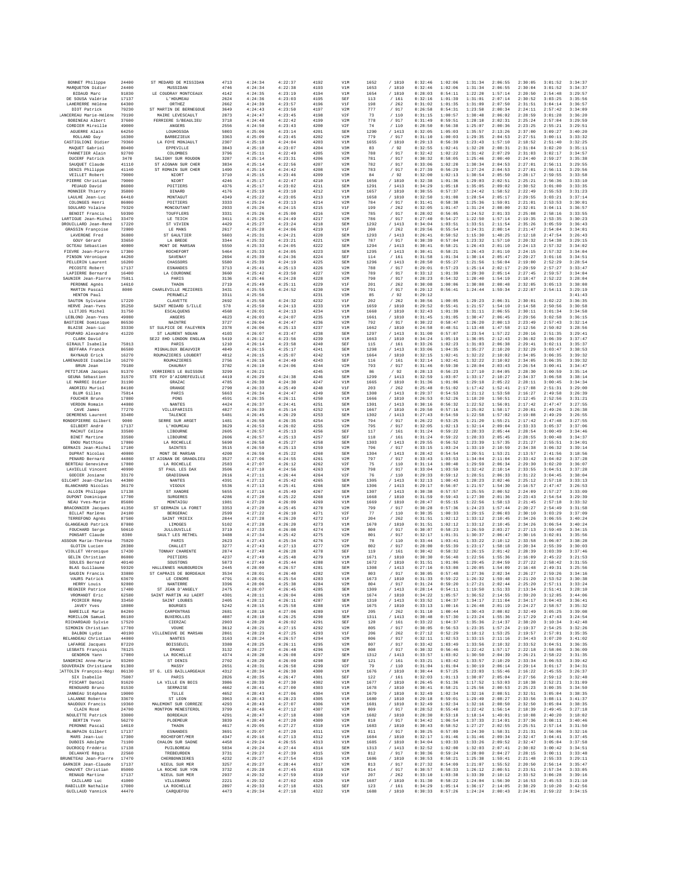| | | | | | | | | | | | | | | | | |
|---|---|---|---|---|---|---|---|---|---|---|---|---|---|---|---|---|
| BONNET Philippe | 24400 | ST MEDARD DE MISSIDAN | 4713 | 4:24:34 | 4:22:37 | 4192 | V1M | 1652 | / 1810 | 0:32:46 | 1:02:06 | 1:31:34 | 2:06:55 | 2:30:05 | 3:01:52 | 3:34:37 |
| MARQUETON Didier | 24400 | MUSSIDAN | 4746 | 4:24:34 | 4:22:38 | 4193 | V1M | 1653 | / 1810 | 0:32:46 | 1:02:06 | 1:31:34 | 2:06:55 | 2:30:04 | 3:01:52 | 3:34:37 |
| BIDAUD Marc | 91830 | LE COUDRAY MONTCEAUX | 4142 | 4:24:35 | 4:23:19 | 4194 | V1M | 1654 | / 1810 | 0:28:03 | 0:54:11 | 1:22:20 | 1:57:14 | 2:20:50 | 2:54:48 | 3:29:57 |
| DE SOUSA Valérie | 17137 | L'HOUMEAU | 2624 | 4:24:36 | 4:23:03 | 4195 | SEF | 113 | / 161 | 0:32:16 | 1:01:39 | 1:31:01 | 2:07:14 | 2:30:52 | 3:03:25 | 3:35:56 |
| LAHERERRE Hélène | 64300 | ORTHEZ | 2662 | 4:24:39 | 4:23:57 | 4196 | V1F | 198 | / 262 | 0:31:02 | 1:01:35 | 1:31:09 | 2:07:50 | 2:31:51 | 3:04:14 | 3:36:57 |
| DIOT Patrick | 79230 | ST MARTIN DE BERNEGOUE | 3649 | 4:24:43 | 4:23:50 | 4197 | V2M | 777 | / 917 | 0:26:58 | 0:54:31 | 1:23:50 | 2:00:34 | 2:24:11 | 2:57:42 | 3:34:09 |
| LANCEREAU Marie-Hélène | 79190 | MAIRE LEVESCAULT | 2873 | 4:24:47 | 4:23:45 | 4198 | V2F | 73 | / 110 | 0:31:15 | 1:00:57 | 1:30:48 | 2:06:02 | 2:28:59 | 3:01:28 | 3:36:20 |
| BOBINEAU Albert | 37600 | FERRIERE S/BEAULIEU | 3718 | 4:24:48 | 4:22:42 | 4199 | V2M | 778 | / 917 | 0:29:49 | 0:59:51 | 1:28:18 | 2:02:31 | 2:25:24 | 2:57:04 | 3:29:59 |
| CORDIER Mireille | 49000 | ANGERS | 2556 | 4:24:50 | 4:23:43 | 4200 | V2F | 74 | / 110 | 0:28:50 | 0:56:38 | 1:25:07 | 2:00:36 | 2:23:25 | 2:55:21 | 3:29:51 |
| AGUERRE Alain | 64250 | LOUHOSSOA | 5003 | 4:25:06 | 4:23:14 | 4201 | SEM | 1290 | / 1413 | 0:32:05 | 1:05:03 | 1:35:57 | 2:13:26 | 2:37:00 | 3:09:27 | 3:40:20 |
| ROLLAND Guy | 16300 | BARBEZIEUX | 3363 | 4:25:09 | 4:23:45 | 4202 | V2M | 779 | / 917 | 0:31:10 | 1:00:03 | 1:29:35 | 2:04:53 | 2:27:51 | 3:00:11 | 3:33:32 |
| CASTIGLIONI Didier | 79360 | LA FOYE MONJAULT | 2307 | 4:25:10 | 4:24:04 | 4203 | V1M | 1655 | / 1810 | 0:29:13 | 0:56:39 | 1:23:43 | 1:57:10 | 2:18:52 | 2:51:40 | 3:32:25 |
| MAQUET Gabriel | 80400 | EPPEVILLE | 3843 | 4:25:10 | 4:23:07 | 4204 | V3M | 83 | / 92 | 0:32:55 | 1:02:41 | 1:32:20 | 2:08:31 | 2:31:04 | 3:02:20 | 3:35:11 |
| PANNETIER Alain | 92700 | COLOMBES | 3796 | 4:25:11 | 4:22:49 | 4205 | V2M | 780 | / 917 | 0:32:42 | 1:02:22 | 1:31:42 | 2:07:29 | 2:31:03 | 3:02:17 | 3:34:57 |
| DUCERF Patrick | 3470 | SALIGNY SUR ROUDON | 3287 | 4:25:14 | 4:23:31 | 4206 | V2M | 781 | / 917 | 0:30:32 | 0:58:05 | 1:25:46 | 2:00:40 | 2:24:40 | 2:59:27 | 3:35:38 |
| SAUQUET Claude | 41110 | ST AIGNAN SUR CHER | 3834 | 4:25:14 | 4:22:56 | 4207 | V2M | 782 | / 917 | 0:33:06 | 1:02:20 | 1:30:34 | 2:04:53 | 2:27:01 | 2:56:11 | 3:29:55 |
| DENIS Philippe | 41140 | ST ROMAIN SUR CHER | 1490 | 4:25:14 | 4:24:42 | 4208 | V2M | 783 | / 917 | 0:27:39 | 0:56:29 | 1:27:24 | 2:04:53 | 2:27:01 | 2:56:11 | 3:29:56 |
| VEILLET Robert | 79000 | NIORT | 3710 | 4:25:15 | 4:23:46 | 4209 | V3M | 84 | / 92 | 0:32:08 | 1:02:13 | 1:30:54 | 2:05:50 | 2:28:17 | 2:59:55 | 3:33:58 |
| PIERRE Christian | 79000 | NIORT | 4246 | 4:25:17 | 4:22:47 | 4210 | V1M | 1656 | / 1810 | 0:32:38 | 1:01:36 | 1:29:03 | 2:02:51 | 2:25:21 | 2:56:36 | 3:33:10 |
| PEUAUD David | 86000 | POITIERS | 4376 | 4:25:17 | 4:23:02 | 4211 | SEM | 1291 | / 1413 | 0:34:29 | 1:05:18 | 1:35:05 | 2:09:02 | 2:30:52 | 3:00:00 | 3:33:35 |
| MONNIER Thierry | 35800 | DINARD | 4176 | 4:25:19 | 4:23:18 | 4212 | V1M | 1657 | / 1810 | 0:30:55 | 0:57:37 | 1:24:42 | 1:58:52 | 2:22:49 | 2:55:53 | 3:31:23 |
| LAULHE Jean-Luc | 64410 | MONTAGUT | 4349 | 4:25:22 | 4:23:05 | 4213 | V1M | 1658 | / 1810 | 0:32:50 | 1:01:08 | 1:28:54 | 2:05:17 | 2:29:55 | 3:03:21 | 3:37:14 |
| COLONGES Henri | 86000 | POITIERS | 3333 | 4:25:24 | 4:23:13 | 4214 | V2M | 784 | / 917 | 0:31:41 | 0:58:38 | 1:25:36 | 1:59:01 | 2:21:01 | 2:53:53 | 3:30:01 |
| SOULARD Yolaine | 79320 | MONCOUTANT | 2933 | 4:25:26 | 4:24:15 | 4215 | V1F | 199 | / 262 | 0:32:05 | 1:01:47 | 1:31:24 | 2:08:00 | 2:32:01 | 3:04:11 | 3:36:57 |
| BENOIT Francis | 59390 | TOUFFLERS | 3331 | 4:25:26 | 4:25:00 | 4216 | V2M | 785 | / 917 | 0:28:02 | 0:56:05 | 1:24:52 | 2:01:33 | 2:25:08 | 2:58:16 | 3:33:55 |
| LARTIGUE Jean-Michel | 33470 | LE TEICH | 3411 | 4:25:26 | 4:24:49 | 4217 | V2M | 786 | / 917 | 0:27:48 | 0:54:27 | 1:22:50 | 1:57:14 | 2:19:35 | 2:53:35 | 3:30:23 |
| DROUILLARD Jean-René | 17220 | ST VIVIEN | 4420 | 4:25:27 | 4:23:24 | 4218 | SEM | 1292 | / 1413 | 0:34:04 | 1:03:51 | 1:33:51 | 2:11:54 | 2:35:26 | 3:05:59 | 3:36:43 |
| GRASSIN Françoise | 72000 | LE MANS | 2617 | 4:25:28 | 4:24:06 | 4219 | V1F | 200 | / 262 | 0:29:56 | 0:55:54 | 1:24:31 | 2:00:14 | 2:21:47 | 2:54:04 | 3:34:01 |
| LAVERGNE Fred | 36800 | ST GAULTIER | 5603 | 4:25:31 | 4:24:21 | 4220 | SEM | 1293 | / 1413 | 0:26:41 | 0:50:52 | 1:15:30 | 1:48:25 | 2:12:18 | 2:47:54 | 3:26:43 |
| GOUY Gérard | 33650 | LA BREDE | 3344 | 4:25:32 | 4:23:21 | 4221 | V2M | 787 | / 917 | 0:30:39 | 0:57:04 | 1:23:32 | 1:57:10 | 2:20:32 | 2:54:38 | 3:29:15 |
| OCTEAU Sébastien | 40000 | MONT DE MARSAN | 5550 | 4:25:33 | 4:24:05 | 4222 | SEM | 1294 | / 1413 | 0:30:41 | 0:58:21 | 1:26:43 | 2:01:10 | 2:24:13 | 2:57:32 | 3:34:02 |
| FIEVRE Jean-Pierre | 17300 | ROCHEFORT | 5464 | 4:25:33 | 4:24:05 | 4223 | SEM | 1295 | / 1413 | 0:30:41 | 0:58:21 | 1:26:43 | 2:01:10 | 2:24:15 | 2:57:32 | 3:34:04 |
| PINSON Véronique | 44260 | SAVENAY | 2694 | 4:25:39 | 4:24:36 | 4224 | SEF | 114 | / 161 | 0:31:58 | 1:01:34 | 1:30:14 | 2:05:47 | 2:29:27 | 3:01:16 | 3:34:51 |
| PELLERIN Laurent | 16200 | CHASSORS | 5580 | 4:25:39 | 4:24:19 | 4225 | SEM | 1296 | / 1413 | 0:28:58 | 0:55:27 | 1:21:56 | 1:56:04 | 2:19:00 | 2:52:29 | 3:28:54 |
| PECOSTE Robert | 17137 | ESNANDES | 3713 | 4:25:41 | 4:25:13 | 4226 | V2M | 788 | / 917 | 0:29:01 | 0:57:23 | 1:25:14 | 2:02:17 | 2:29:59 | 2:57:27 | 3:33:47 |
| LAPIERRE Bernard | 16400 | LA COURONNE | 3660 | 4:25:42 | 4:23:50 | 4227 | V2M | 789 | / 917 | 0:33:12 | 1:01:39 | 1:29:30 | 2:05:14 | 2:27:45 | 2:59:57 | 3:34:04 |
| SAUNIER Jean-Pierre | 75011 | PARIS | 3136 | 4:25:46 | 4:24:28 | 4228 | V2M | 790 | / 917 | 0:28:23 | 0:54:32 | 1:20:40 | 1:54:19 | 2:18:47 | 2:52:22 | 3:28:04 |
| PERONNE Agnès | 14610 | THAON | 2719 | 4:25:49 | 4:25:11 | 4229 | V1F | 201 | / 262 | 0:30:08 | 1:00:06 | 1:30:08 | 2:08:48 | 2:32:05 | 3:05:13 | 3:38:08 |
| MARTIN Pascal | 8000 | CHARLEVILLE MEZIERES | 3431 | 4:25:55 | 4:24:52 | 4230 | V2M | 791 | / 917 | 0:29:12 | 0:56:41 | 1:24:44 | 1:59:34 | 2:22:07 | 2:54:11 | 3:29:19 |
| HENTON Paul | | PERUWELZ | 3311 | 4:25:56 | | 4231 | V3M | 85 | / 92 | 0:29:12 | | | | | | 3:41:43 |
| SAUTON Sylviane | 17220 | CLAVETTE | 2692 | 4:25:58 | 4:24:32 | 4232 | V1F | 202 | / 262 | 0:30:56 | 1:00:05 | 1:29:23 | 2:06:31 | 2:30:01 | 3:02:22 | 3:36:35 |
| HERVE Jean-Yves | 35250 | SAINT MEDARD S/ILLE | 578 | 4:25:59 | 4:24:13 | 4233 | V1M | 1659 | / 1810 | 0:29:52 | 0:55:41 | 1:21:57 | 1:54:10 | 2:14:58 | 2:50:56 | 3:30:58 |
| LLITJOS Michel | 31750 | ESCALQUENS | 4568 | 4:26:01 | 4:24:13 | 4234 | V1M | 1660 | / 1810 | 0:32:43 | 1:01:39 | 1:31:11 | 2:06:55 | 2:30:11 | 3:01:04 | 3:34:58 |
| LEBLOND Jean-Yves | 49000 | ANGERS | 4623 | 4:26:03 | 4:24:07 | 4235 | V1M | 1661 | / 1810 | 0:31:45 | 1:01:05 | 1:30:47 | 2:06:45 | 2:29:56 | 3:02:58 | 3:36:15 |
| BASTIERE Dominique | 86530 | NAINTRE | 3727 | 4:26:04 | 4:24:47 | 4236 | V2M | 792 | / 917 | 0:30:22 | 0:58:47 | 1:26:20 | 2:00:13 | 2:23:49 | 2:57:43 | 3:32:14 |
| BLAISE Jean-Luc | 33330 | ST SULPICE DE FALEYREN | 2378 | 4:26:06 | 4:25:13 | 4237 | V1M | 1662 | / 1810 | 0:24:58 | 0:48:51 | 1:13:48 | 1:47:58 | 2:12:56 | 2:50:02 | 3:28:56 |
| POUPARD Alexandre | 41220 | ST LAURENT NOUAN | 4103 | 4:26:07 | 4:23:47 | 4238 | SEM | 1297 | / 1413 | 0:31:00 | 0:57:07 | 1:23:54 | 1:57:22 | 2:20:16 | 2:51:35 | 3:29:41 |
| CLARK David | | SE22 8HD LONDON ENGLAN | 5410 | 4:26:12 | 4:23:56 | 4239 | V1M | 1663 | / 1810 | 0:34:24 | 1:05:19 | 1:36:05 | 2:12:43 | 2:36:02 | 3:06:39 | 3:37:47 |
| GIRAULT Isabelle | 75013 | PARIS | 1210 | 4:26:14 | 4:23:58 | 4240 | SEF | 115 | / 161 | 0:33:26 | 1:02:23 | 1:31:03 | 2:06:38 | 2:29:41 | 3:02:11 | 3:35:37 |
| BEFFARA Franck | 86500 | MIGNALOUX BEAUVOIR | 4049 | 4:26:15 | 4:25:17 | 4241 | SEM | 1298 | / 1413 | 0:33:06 | 1:04:35 | 1:35:27 | 2:10:20 | 2:32:29 | 3:03:47 | 3:38:53 |
| RAYNAUD Erick | 16270 | ROUMAZIERES LOUBERT | 4812 | 4:26:15 | 4:25:07 | 4242 | V1M | 1664 | / 1810 | 0:32:15 | 1:02:41 | 1:32:22 | 2:10:02 | 2:34:05 | 3:06:35 | 3:39:32 |
| LARENAUDIE Isabelle | 16270 | ROUMAZIERES | 2756 | 4:26:16 | 4:24:49 | 4243 | SEF | 116 | / 161 | 0:32:14 | 1:02:41 | 1:32:22 | 2:10:02 | 2:34:05 | 3:06:35 | 3:39:32 |
| BRUN Jean | 79180 | CHAURAY | 3782 | 4:26:19 | 4:24:06 | 4244 | V2M | 793 | / 917 | 0:31:46 | 0:59:30 | 1:28:04 | 2:03:43 | 2:26:54 | 3:00:41 | 3:34:47 |
| PETITJEAN Jacques | 91370 | VERRIERES LE BUISSON | 3299 | 4:26:21 | | 4245 | V3M | 86 | / 92 | 0:28:13 | 0:56:23 | 1:27:10 | 2:04:05 | 2:28:30 | 3:00:59 | 3:35:14 |
| GEUNA Sébastien | 31570 | STE FOY D'AIGREFEUILLE | 4419 | 4:26:29 | 4:24:38 | 4246 | SEM | 1299 | / 1413 | 0:32:59 | 1:03:07 | 1:33:17 | 2:10:27 | 2:34:37 | 3:06:58 | 3:38:14 |
| LE MARREC Didier | 31190 | GRAZAC | 4785 | 4:26:30 | 4:24:30 | 4247 | V1M | 1665 | / 1810 | 0:31:36 | 1:01:06 | 1:29:18 | 2:05:22 | 2:28:11 | 3:00:45 | 3:34:34 |
| ANDRIEU Muriel | 84100 | ORANGE | 2798 | 4:26:33 | 4:25:49 | 4248 | V1F | 203 | / 262 | 0:25:48 | 0:51:02 | 1:17:42 | 1:52:41 | 2:17:08 | 2:51:31 | 3:29:00 |
| BLUM Gilles | 75014 | PARIS | 5663 | 4:26:34 | 4:24:47 | 4249 | SEM | 1300 | / 1413 | 0:29:37 | 0:54:53 | 1:21:12 | 1:53:58 | 2:16:27 | 2:49:58 | 3:26:39 |
| FOUCHER Bruno | 17800 | PONS | 4591 | 4:26:35 | 4:26:11 | 4250 | V1M | 1666 | / 1810 | 0:26:53 | 0:52:26 | 1:18:20 | 1:50:51 | 2:12:45 | 2:52:56 | 3:31:21 |
| VERDON Romain | 44000 | NANTES | 4424 | 4:26:37 | 4:24:41 | 4251 | SEM | 1301 | / 1413 | 0:30:16 | 0:56:32 | 1:22:52 | 1:56:01 | 2:17:42 | 2:47:47 | 3:27:55 |
| CAVE James | 77270 | VILLEPARISIS | 4827 | 4:26:39 | 4:25:14 | 4252 | V1M | 1667 | / 1810 | 0:29:50 | 0:57:16 | 1:25:02 | 1:58:17 | 2:20:01 | 2:49:26 | 3:26:38 |
| DEMERENS Laurent | 33400 | TALENCE | 5481 | 4:26:45 | 4:26:29 | 4253 | SEM | 1302 | / 1413 | 0:27:43 | 0:54:59 | 1:22:58 | 1:57:02 | 2:19:08 | 2:49:29 | 3:26:55 |
| RONDEPIERRE Gilbert | 9000 | SERRE SUR ARGET | 1481 | 4:26:50 | 4:26:35 | 4254 | V2M | 794 | / 917 | 0:26:22 | 0:53:25 | 1:21:20 | 1:55:21 | 2:17:42 | 2:47:48 | 3:27:55 |
| GILBERT André | 17137 | L'HOUMEAU | 3629 | 4:26:53 | 4:26:02 | 4255 | V2M | 795 | / 917 | 0:32:05 | 1:02:13 | 1:32:14 | 2:09:04 | 2:33:33 | 3:05:37 | 3:37:06 |
| MACHUT Céline | 33500 | LIBOURNE | 2605 | 4:26:57 | 4:25:13 | 4256 | SEF | 117 | / 161 | 0:31:24 | 0:59:22 | 1:28:33 | 2:05:44 | 2:28:54 | 3:00:49 | 3:34:46 |
| BINET Martine | 33500 | LIBOURNE | 2606 | 4:26:57 | 4:25:13 | 4257 | SEF | 118 | / 161 | 0:31:24 | 0:59:22 | 1:28:33 | 2:05:45 | 2:28:55 | 3:00:48 | 3:34:37 |
| ENOU Matthieu | 17000 | LA ROCHELLE | 5690 | 4:26:58 | 4:25:27 | 4258 | SEM | 1303 | / 1413 | 0:29:55 | 0:56:52 | 1:23:39 | 1:57:35 | 2:21:27 | 2:55:51 | 3:34:01 |
| GERNAIS Jean-Michel | 17100 | SAINTES | 3515 | 4:26:59 | 4:25:13 | 4259 | V2M | 796 | / 917 | 0:33:15 | 1:03:24 | 1:33:19 | 2:10:59 | 2:34:38 | 3:06:32 | 3:39:14 |
| DUPRAT Nicolas | 40000 | MONT DE MARSAN | 4208 | 4:26:59 | 4:25:22 | 4260 | SEM | 1304 | / 1413 | 0:28:42 | 0:54:54 | 1:20:51 | 1:53:21 | 2:13:57 | 2:41:56 | 3:18:56 |
| PENARD Bernard | 44860 | ST AIGNAN DE GRANDLIEU | 3527 | 4:27:06 | 4:24:55 | 4261 | V2M | 797 | / 917 | 0:33:43 | 1:03:53 | 1:34:04 | 2:11:04 | 2:33:42 | 3:04:02 | 3:37:28 |
| BERTEAU Geneviève | 17000 | LA ROCHELLE | 2583 | 4:27:07 | 4:26:12 | 4262 | V2F | 75 | / 110 | 0:31:14 | 1:00:40 | 1:29:59 | 2:06:34 | 2:29:30 | 3:02:20 | 3:36:07 |
| LAVIELLE Vincent | 40990 | ST PAUL LES DAX | 3506 | 4:27:10 | 4:24:56 | 4263 | V2M | 798 | / 917 | 0:33:04 | 1:03:59 | 1:32:42 | 2:10:14 | 2:33:55 | 3:04:51 | 3:37:28 |
| GODIER Josiane | 33170 | GRADIGNAN | 2616 | 4:27:11 | 4:26:44 | 4264 | V2F | 76 | / 110 | 0:29:33 | 0:59:12 | 1:28:51 | 2:06:33 | 2:31:22 | 3:04:45 | 3:38:04 |
| GILCART Jean-Charles | 44300 | NANTES | 4391 | 4:27:12 | 4:25:42 | 4265 | SEM | 1305 | / 1413 | 0:32:13 | 1:00:43 | 1:28:23 | 2:02:46 | 2:25:12 | 2:57:18 | 3:33:13 |
| BLANCHARD Nicolas | 36170 | VIGOUX | 5536 | 4:27:13 | 4:25:41 | 4266 | SEM | 1306 | / 1413 | 0:29:17 | 0:56:07 | 1:21:57 | 1:54:30 | 2:16:57 | 2:47:47 | 3:26:53 |
| ALLOIN Philippe | 17138 | ST XANDRE | 5655 | 4:27:16 | 4:25:49 | 4267 | SEM | 1307 | / 1413 | 0:30:38 | 0:57:57 | 1:25:55 | 2:00:52 | 2:24:09 | 2:57:27 | 3:33:09 |
| DUPONT Dominique | 17700 | SURGERES | 4286 | 4:27:20 | 4:26:12 | 4268 | V1M | 1668 | / 1810 | 0:31:59 | 0:59:43 | 1:27:30 | 2:01:36 | 2:23:43 | 2:54:54 | 3:29:39 |
| NEAU Yves-Marie | 85600 | MONTAIGU | 1981 | 4:27:20 | 4:26:09 | 4269 | V1M | 1669 | / 1810 | 0:28:47 | 0:55:15 | 1:22:56 | 1:58:13 | 2:21:45 | 2:57:18 | 3:33:32 |
| BRACONNIER Jacques | 41350 | ST GERMAIN LA FORET | 3353 | 4:27:20 | 4:25:35 | 4270 | V2M | 799 | / 917 | 0:30:28 | 0:57:36 | 1:24:23 | 1:57:44 | 2:20:27 | 2:54:49 | 3:31:58 |
| BILLAT Marlène | 24100 | BERGERAC | 2599 | 4:27:22 | 4:26:10 | 4271 | V2F | 77 | / 110 | 0:30:35 | 1:00:33 | 1:29:15 | 2:06:03 | 2:30:10 | 3:03:29 | 3:37:09 |
| TERREFOND Agnès | 87500 | SAINT YRIEIX | 2844 | 4:27:28 | 4:26:20 | 4272 | V1F | 204 | / 262 | 0:31:51 | 1:02:12 | 1:33:12 | 2:10:45 | 2:34:26 | 3:06:55 | 3:40:24 |
| GLANGEAUD Patrick | 87000 | LIMOGES | 5102 | 4:27:28 | 4:26:20 | 4273 | V1M | 1670 | / 1810 | 0:31:51 | 1:02:12 | 1:33:12 | 2:10:45 | 2:34:26 | 3:06:54 | 3:40:24 |
| FOUCHARD Serge | 50610 | JULLOUVILLE | 3719 | 4:27:33 | 4:26:08 | 4274 | V2M | 800 | / 917 | 0:30:07 | 0:58:23 | 1:26:59 | 2:03:27 | 2:27:13 | 2:59:49 | 3:34:15 |
| PONSART Claude | 8300 | SAULT LES RETHEL | 3488 | 4:27:34 | 4:25:42 | 4275 | V2M | 801 | / 917 | 0:32:17 | 1:01:31 | 1:30:37 | 2:06:47 | 2:30:16 | 3:02:01 | 3:35:56 |
| ASSOUN Marie-Thérèse | 75020 | PARIS | 2623 | 4:27:43 | 4:25:34 | 4276 | V2F | 78 | / 110 | 0:33:44 | 1:03:41 | 1:33:22 | 2:10:12 | 2:33:58 | 3:06:07 | 3:38:28 |
| GLOTIN Lucien | 28300 | CHALLET | 3277 | 4:27:43 | 4:27:13 | 4277 | V2M | 802 | / 917 | 0:28:00 | 0:55:39 | 1:23:17 | 1:58:18 | 2:20:34 | 2:55:39 | 3:30:03 |
| VIOLLET Véronique | 17430 | TONNAY CHARENTE | 2874 | 4:27:48 | 4:26:28 | 4278 | SEF | 119 | / 161 | 0:30:42 | 0:58:32 | 1:26:15 | 2:01:42 | 2:28:39 | 3:03:39 | 3:37:46 |
| GELIN Christian | 86000 | POITIERS | 4237 | 4:27:49 | 4:25:48 | 4279 | V1M | 1671 | / 1810 | 0:30:30 | 0:56:48 | 1:22:56 | 1:55:36 | 2:16:09 | 2:45:22 | 3:21:53 |
| SOULES Bernard | 40140 | SOUSTONS | 5073 | 4:27:49 | 4:25:44 | 4280 | V1M | 1672 | / 1810 | 0:31:51 | 1:01:06 | 1:29:45 | 2:04:59 | 2:27:22 | 2:58:42 | 3:31:55 |
| BLAS Guillaume | 59320 | HALLENNES HAUBOURDIN | 2445 | 4:28:00 | 4:26:57 | 4281 | SEM | 1308 | / 1413 | 0:27:16 | 0:53:08 | 1:20:05 | 1:54:09 | 2:16:48 | 2:49:31 | 3:25:56 |
| GAUDIN Francis | 33880 | ST CAPRAIS DE BORDEAUX | 3534 | 4:28:01 | 4:26:40 | 4282 | V2M | 803 | / 917 | 0:30:05 | 0:57:48 | 1:27:36 | 2:02:34 | 2:26:27 | 2:59:26 | 3:34:16 |
| VAURS Patrick | 63670 | LE CENDRE | 4791 | 4:28:01 | 4:25:54 | 4283 | V1M | 1673 | / 1810 | 0:31:33 | 0:59:22 | 1:26:32 | 1:59:48 | 2:21:20 | 2:53:52 | 3:30:38 |
| HERRY Louis | 92000 | NANTERRE | 3396 | 4:28:06 | 4:25:38 | 4284 | V2M | 804 | / 917 | 0:31:24 | 0:59:20 | 1:27:21 | 2:02:44 | 2:25:20 | 2:57:11 | 3:33:24 |
| REGNIER Patrice | 17400 | ST JEAN D'ANGELY | 2475 | 4:28:07 | 4:26:45 | 4285 | SEM | 1309 | / 1413 | 0:28:14 | 0:54:11 | 1:19:50 | 1:51:33 | 2:13:34 | 2:51:41 | 3:28:10 |
| VROMANDT Eric | 62580 | SAINT MARTIN AU LAERT | 4301 | 4:28:11 | 4:26:04 | 4286 | V1M | 1674 | / 1810 | 0:34:22 | 1:05:57 | 1:36:52 | 2:14:55 | 2:39:20 | 3:12:05 | 3:44:06 |
| POIRIER Rémy | 33450 | SAINT LOUBES | 2405 | 4:28:12 | 4:26:11 | 4287 | SEM | 1310 | / 1413 | 0:33:52 | 1:04:37 | 1:34:17 | 2:11:04 | 2:34:17 | 3:04:43 | 3:36:41 |
| JAVEY Yves | 18000 | BOURGES | 5242 | 4:28:15 | 4:25:58 | 4288 | V1M | 1675 | / 1810 | 0:33:13 | 1:00:16 | 1:26:48 | 2:01:19 | 2:24:27 | 2:58:57 | 3:35:32 |
| BAREILLE Marie | 84200 | CARPENTRAS | 2681 | 4:28:16 | 4:27:06 | 4289 | V1F | 205 | / 262 | 0:31:10 | 1:00:44 | 1:30:43 | 2:08:02 | 2:32:49 | 3:05:25 | 3:39:08 |
| MORILLON Samuel | 86180 | BUXEROLLES | 4087 | 4:28:19 | 4:26:25 | 4290 | SEM | 1311 | / 1413 | 0:30:48 | 0:57:30 | 1:23:24 | 1:55:36 | 2:17:29 | 2:47:43 | 3:24:54 |
| RICHARDAUD Sylvie | 17520 | CIERZAC | 2903 | 4:28:20 | 4:26:02 | 4291 | SEF | 120 | / 161 | 0:33:22 | 1:04:37 | 1:35:36 | 2:14:37 | 2:38:20 | 3:10:34 | 3:42:48 |
| SIMONIN Christian | 17700 | VOUHE | 3612 | 4:28:21 | 4:27:15 | 4292 | V2M | 805 | / 917 | 0:30:05 | 0:56:53 | 1:23:35 | 1:57:24 | 2:19:37 | 2:54:25 | 3:32:26 |
| DALBON Lydie | 40190 | VILLENEUVE DE MARSAN | 2861 | 4:28:23 | 4:27:25 | 4293 | V1F | 206 | / 262 | 0:27:12 | 0:52:29 | 1:18:12 | 1:53:25 | 2:19:57 | 2:57:01 | 3:35:35 |
| RELANDEAU Christian | 44000 | NANTES | 3163 | 4:28:24 | 4:26:57 | 4294 | V2M | 806 | / 917 | 0:32:11 | 1:02:53 | 1:33:15 | 2:11:16 | 2:34:43 | 3:07:20 | 3:41:02 |
| LAFARGE Jacques | 87220 | BOISSEUIL | 3380 | 4:28:25 | 4:26:11 | 4295 | V2M | 807 | / 917 | 0:33:42 | 1:03:49 | 1:33:56 | 2:10:32 | 2:33:52 | 3:04:51 | 3:36:35 |
| LESBATS François | 78125 | EMANCE | 3132 | 4:28:27 | 4:26:48 | 4296 | V2M | 808 | / 917 | 0:30:32 | 0:56:46 | 1:22:42 | 1:57:17 | 2:22:18 | 2:58:06 | 3:36:09 |
| GENDRON Yann | 17000 | LA ROCHELLE | 4374 | 4:28:28 | 4:26:08 | 4297 | SEM | 1312 | / 1413 | 0:33:57 | 1:03:02 | 1:30:50 | 2:04:39 | 2:26:21 | 2:58:22 | 3:31:35 |
| SANDRINI Anne-Marie | 93200 | ST DENIS | 2702 | 4:28:29 | 4:26:09 | 4298 | SEF | 121 | / 161 | 0:33:21 | 1:03:42 | 1:33:57 | 2:10:29 | 2:33:34 | 3:06:53 | 3:39:42 |
| SOUVERAIN Christiane | 91300 | MASSY | 2651 | 4:28:31 | 4:26:50 | 4299 | V2F | 79 | / 110 | 0:31:04 | 1:01:04 | 1:30:19 | 2:06:14 | 2:29:14 | 3:01:17 | 3:34:31 |
| CATTOLIN François-Régi | 86130 | ST G. LES BAILLARGEAUX | 4312 | 4:28:34 | 4:26:30 | 4300 | V1M | 1676 | / 1810 | 0:30:44 | 0:57:25 | 1:23:03 | 1:55:46 | 2:16:22 | 2:45:55 | 3:26:37 |
| SIX Isabelle | 75007 | PARIS | 2826 | 4:28:35 | 4:26:47 | 4301 | SEF | 122 | / 161 | 0:32:03 | 1:01:13 | 1:30:07 | 2:05:04 | 2:27:56 | 2:59:12 | 3:32:48 |
| PISCART Daniel | 91620 | LA VILLE EN BOIS | 3986 | 4:28:39 | 4:27:30 | 4302 | V1M | 1677 | / 1810 | 0:26:45 | 0:51:36 | 1:17:52 | 1:53:03 | 2:18:38 | 2:52:21 | 3:31:09 |
| RENOUARD Bruno | 91530 | SERMAISE | 4662 | 4:28:41 | 4:27:00 | 4303 | V1M | 1678 | / 1810 | 0:30:41 | 0:58:21 | 1:25:56 | 2:00:53 | 2:25:23 | 3:00:35 | 3:34:50 |
| JANNEAU Stéphane | 19000 | TULLE | 4652 | 4:28:43 | 4:27:06 | 4304 | V1M | 1679 | / 1810 | 0:32:49 | 1:02:34 | 1:32:16 | 2:08:51 | 2:32:51 | 3:05:04 | 3:38:35 |
| LALANNE Roberto | 33670 | ST LEON | 3963 | 4:28:43 | 4:28:23 | 4305 | V1M | 1680 | / 1810 | 0:29:18 | 0:59:01 | 1:29:49 | 2:08:27 | 2:33:56 | 3:08:11 | 3:41:37 |
| NAUDOUX Francis | 19360 | MALEMORT SUR CORREZE | 4293 | 4:28:43 | 4:27:07 | 4306 | V1M | 1681 | / 1810 | 0:32:49 | 1:02:34 | 1:32:16 | 2:08:50 | 2:32:50 | 3:05:04 | 3:38:35 |
| CLAIN René | 24700 | MONTPON MENESTEROL | 3799 | 4:28:46 | 4:27:12 | 4307 | V2M | 809 | / 917 | 0:28:52 | 0:55:40 | 1:22:42 | 1:56:14 | 2:18:39 | 2:49:45 | 3:27:18 |
| NOULETTE Patrick | 33000 | BORDEAUX | 4291 | 4:28:47 | 4:27:18 | 4308 | V1M | 1682 | / 1810 | 0:28:30 | 0:53:18 | 1:18:14 | 1:49:01 | 2:10:08 | 2:40:20 | 3:18:02 |
| BERTIN Yvon | 56270 | PLOEMEUR | 3839 | 4:28:49 | 4:27:28 | 4309 | V2M | 810 | / 917 | 0:34:42 | 1:06:54 | 1:37:33 | 2:14:01 | 2:37:36 | 3:08:11 | 3:40:46 |
| PERONNE Pascal | 14610 | THAON | 4617 | 4:29:05 | 4:27:27 | 4310 | V1M | 1683 | / 1810 | 0:30:43 | 0:58:52 | 1:27:27 | 2:02:55 | 2:25:51 | 2:57:14 | 3:31:50 |
| BLANPAIN Gilbert | 17137 | ESNANDES | 3691 | 4:29:07 | 4:27:20 | 4311 | V2M | 811 | / 917 | 0:30:25 | 0:57:09 | 1:24:30 | 1:58:31 | 2:21:31 | 2:56:06 | 3:32:16 |
| MARS Jean-Luc | 17300 | ROCHEFORT/MER | 4347 | 4:29:16 | 4:27:13 | 4312 | V1M | 1684 | / 1810 | 0:32:17 | 1:01:46 | 1:31:46 | 2:09:34 | 2:32:47 | 3:04:41 | 3:37:45 |
| DUBOIS Adolphe | 71100 | CHALON SUR SAONE | 4458 | 4:29:24 | 4:26:55 | 4313 | V1M | 1685 | / 1810 | 0:34:04 | 1:03:33 | 1:33:26 | 2:09:52 | 2:32:47 | 3:05:04 | 3:37:58 |
| DUCROCQ Frédéric | 17138 | PUILBOREAU | 5034 | 4:29:24 | 4:27:44 | 4314 | SEM | 1313 | / 1413 | 0:32:52 | 1:02:00 | 1:32:03 | 2:07:41 | 2:30:02 | 3:00:42 | 3:34:51 |
| DELAHAYE Régis | 22560 | TREBEURDEN | 3731 | 4:29:27 | 4:27:39 | 4315 | V2M | 812 | / 917 | 0:30:36 | 0:59:24 | 1:28:00 | 2:04:27 | 2:28:15 | 3:00:11 | 3:33:48 |
| BRUNETEAU Jean-Pierre | 17470 | CHERBONNIERES | 4232 | 4:29:27 | 4:27:54 | 4316 | V1M | 1686 | / 1810 | 0:30:53 | 0:58:21 | 1:25:38 | 1:59:41 | 2:21:48 | 2:55:33 | 3:29:11 |
| GARNIER Jean-Claude | 17137 | NIEUL SUR MER | 3257 | 4:29:27 | 4:28:44 | 4317 | V2M | 813 | / 917 | 0:27:32 | 0:54:09 | 1:21:07 | 1:55:52 | 2:20:50 | 2:56:14 | 3:35:47 |
| CHAUVET Christian | 85000 | LA ROCHE SUR YON | 3732 | 4:29:28 | 4:27:45 | 4318 | V2M | 814 | / 917 | 0:30:57 | 0:58:33 | 1:26:12 | 2:00:51 | 2:23:51 | 2:57:34 | 3:33:05 |
| RENAUD Martine | 17137 | NIEUL SUR MER | 2937 | 4:29:32 | 4:27:59 | 4319 | V1F | 207 | / 262 | 0:33:10 | 1:03:38 | 1:33:39 | 2:10:12 | 2:33:52 | 3:06:28 | 3:39:16 |
| CAILLARD Luc | 41000 | VILLEBAROU | 2221 | 4:29:32 | 4:27:02 | 4320 | V1M | 1687 | / 1810 | 0:31:30 | 0:58:22 | 1:24:04 | 1:56:30 | 2:16:53 | 2:45:53 | 3:21:10 |
| RABILLER Nathalie | 17000 | LA ROCHELLE | 2897 | 4:29:33 | 4:27:18 | 4321 | SEF | 123 | / 161 | 0:34:29 | 1:05:14 | 1:36:17 | 2:14:05 | 2:38:29 | 3:10:20 | 3:42:56 |
| GUILLAUD Yannick | 44470 | CARQUEFOU | 4473 | 4:29:34 | 4:27:18 | 4322 | V1M | 1688 | / 1810 | 0:30:33 | 0:57:26 | 1:24:24 | 2:00:43 | 2:24:01 | 2:59:22 | 3:34:15 |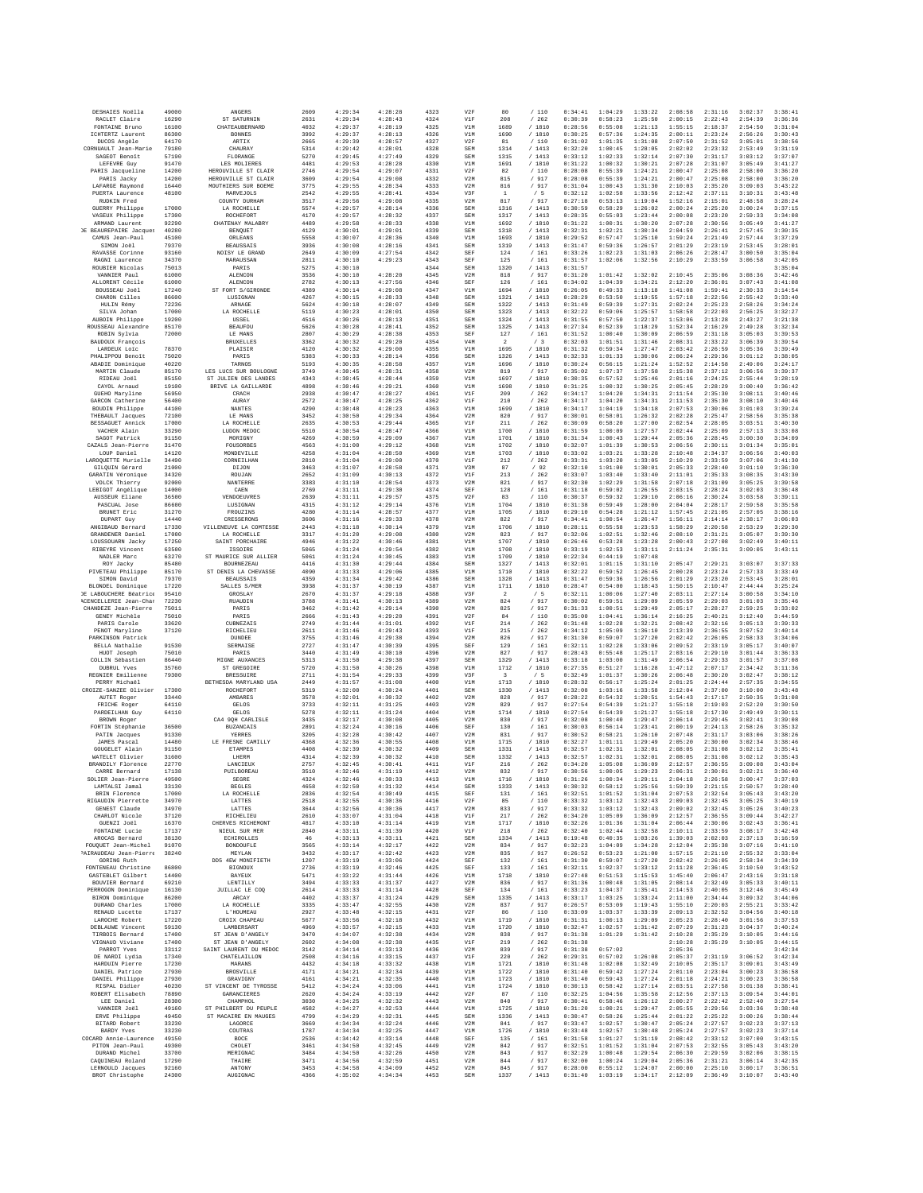| DESHAIES Noëlla | 49000 | ANGERS | 2609 | 4:29:34 | 4:28:28 | 4323 | V2F | 80 | / 110 | 0:34:41 | 1:04:29 | 1:33:22 | 2:08:58 | 2:31:16 | 3:02:37 | 3:38:41 |
|---|---|---|---|---|---|---|---|---|---|---|---|---|---|---|---|---|
| RACLET Claire | 16290 | ST SATURNIN | 2631 | 4:29:34 | 4:28:43 | 4324 | V1F | 208 | / 262 | 0:30:39 | 0:58:23 | 1:25:50 | 2:00:15 | 2:22:43 | 2:54:39 | 3:36:34 |
| FONTAINE Bruno | 16180 | CHATEAUBERNARD | 4032 | 4:29:37 | 4:28:19 | 4325 | V1M | 1689 | / 1810 | 0:28:56 | 0:55:08 | 1:21:13 | 1:55:15 | 2:18:37 | 2:54:50 | 3:31:04 |
| ICHTERTZ Laurent | 86300 | BONNES | 3992 | 4:29:37 | 4:28:13 | 4326 | V1M | 1690 | / 1810 | 0:30:25 | 0:57:36 | 1:24:35 | 2:00:11 | 2:23:24 | 2:56:26 | 3:30:43 |
| DUCOS Angèle | 64170 | ARTIX | 2665 | 4:29:39 | 4:28:57 | 4327 | V2F | 81 | / 110 | 0:31:02 | 1:01:35 | 1:31:08 | 2:07:50 | 2:31:52 | 3:05:01 | 3:38:56 |
| CORNUAULT Jean-Marie | 79180 | CHAURAY | 5314 | 4:29:42 | 4:28:01 | 4328 | SEM | 1314 | / 1413 | 0:32:20 | 1:00:45 | 1:28:05 | 2:02:02 | 2:23:32 | 2:53:49 | 3:31:19 |
| SAGEOT Benoît | 57190 | FLORANGE | 5270 | 4:29:45 | 4:27:49 | 4329 | SEM | 1315 | / 1413 | 0:33:12 | 1:02:33 | 1:32:14 | 2:07:30 | 2:31:17 | 3:03:12 | 3:37:07 |
| LEFEVRE Guy | 91470 | LES MOLIERES | 4481 | 4:29:53 | 4:28:28 | 4330 | V1M | 1691 | / 1810 | 0:31:22 | 1:00:32 | 1:30:21 | 2:07:28 | 2:31:07 | 3:05:49 | 3:41:27 |
| PARIS Jacqueline | 14200 | HEROUVILLE ST CLAIR | 2746 | 4:29:54 | 4:29:07 | 4331 | V2F | 82 | / 110 | 0:28:08 | 0:55:39 | 1:24:21 | 2:00:47 | 2:25:08 | 2:58:00 | 3:36:20 |
| PARIS Jacky | 14200 | HEROUVILLE ST CLAIR | 3609 | 4:29:54 | 4:29:08 | 4332 | V2M | 815 | / 917 | 0:28:08 | 0:55:39 | 1:24:21 | 2:00:47 | 2:25:08 | 2:58:00 | 3:36:20 |
| LAFARGE Raymond | 16440 | MOUTHIERS SUR BOEME | 3775 | 4:29:55 | 4:28:34 | 4333 | V2M | 816 | / 917 | 0:31:04 | 1:00:43 | 1:31:30 | 2:10:03 | 2:35:20 | 3:09:03 | 3:43:22 |
| PUERTA Laurence | 48100 | MARVEJOLS | 2542 | 4:29:55 | 4:28:41 | 4334 | V3F | 1 | / 5 | 0:32:12 | 1:02:58 | 1:33:56 | 2:12:42 | 2:37:11 | 3:10:31 | 3:43:48 |
| RUDKIN Fred | | COUNTY DURHAM | 3517 | 4:29:56 | 4:29:08 | 4335 | V2M | 817 | / 917 | 0:27:18 | 0:53:13 | 1:19:04 | 1:52:16 | 2:15:01 | 2:48:58 | 3:28:24 |
| GUERRY Philippe | 17000 | LA ROCHELLE | 5574 | 4:29:57 | 4:28:14 | 4336 | SEM | 1316 | / 1413 | 0:30:59 | 0:58:29 | 1:26:02 | 2:00:24 | 2:25:20 | 3:00:24 | 3:37:15 |
| VASEUX Philippe | 17300 | ROCHEFORT | 4170 | 4:29:57 | 4:28:32 | 4337 | SEM | 1317 | / 1413 | 0:28:35 | 0:55:03 | 1:23:44 | 2:00:08 | 2:23:20 | 2:59:33 | 3:34:08 |
| ARMAND Laurent | 92290 | CHATENAY MALABRY | 4489 | 4:29:58 | 4:28:33 | 4338 | V1M | 1692 | / 1810 | 0:31:22 | 1:00:31 | 1:30:20 | 2:07:28 | 2:30:56 | 3:05:49 | 3:41:27 |
| DE BEAUREPAIRE Jacques | 40280 | BENQUET | 4129 | 4:30:01 | 4:29:01 | 4339 | SEM | 1318 | / 1413 | 0:32:31 | 1:02:21 | 1:30:34 | 2:04:59 | 2:26:41 | 2:57:45 | 3:30:35 |
| CAMUS Jean-Paul | 45100 | ORLEANS | 5558 | 4:30:07 | 4:28:36 | 4340 | V1M | 1693 | / 1810 | 0:29:52 | 0:57:47 | 1:25:10 | 1:59:24 | 2:21:49 | 2:57:44 | 3:37:29 |
| SIMON Joël | 79370 | BEAUSSAIS | 3936 | 4:30:08 | 4:28:16 | 4341 | SEM | 1319 | / 1413 | 0:31:47 | 0:59:36 | 1:26:57 | 2:01:29 | 2:23:19 | 2:53:45 | 3:28:01 |
| RAVASSE Corinne | 93160 | NOISY LE GRAND | 2649 | 4:30:09 | 4:27:54 | 4342 | SEF | 124 | / 161 | 0:33:26 | 1:02:23 | 1:31:03 | 2:06:26 | 2:28:47 | 3:00:50 | 3:35:04 |
| RAGNI Laurence | 34370 | MARAUSSAN | 2811 | 4:30:10 | 4:29:23 | 4343 | SEF | 125 | / 161 | 0:31:57 | 1:02:06 | 1:32:56 | 2:10:29 | 2:33:59 | 3:06:58 | 3:42:05 |
| ROUBIER Nicolas | 75013 | PARIS | 5275 | 4:30:10 | | 4344 | SEM | 1320 | / 1413 | 0:31:57 | | | | | | 3:35:04 |
| VANNIER Paul | 61000 | ALENCON | 3536 | 4:30:10 | 4:28:20 | 4345 | V2M | 818 | / 917 | 0:31:20 | 1:01:42 | 1:32:02 | 2:10:45 | 2:35:06 | 3:08:36 | 3:42:46 |
| ALLORENT Cécile | 61000 | ALENCON | 2782 | 4:30:13 | 4:27:56 | 4346 | SEF | 126 | / 161 | 0:34:02 | 1:04:39 | 1:34:21 | 2:12:20 | 2:36:01 | 3:07:43 | 3:41:08 |
| BOUSSEAU Joël | 17240 | ST FORT S/GIRONDE | 4389 | 4:30:14 | 4:29:08 | 4347 | V1M | 1694 | / 1810 | 0:26:05 | 0:49:33 | 1:13:18 | 1:41:08 | 1:59:41 | 2:30:33 | 3:14:54 |
| CHARON Cilles | 86600 | LUSIGNAN | 4267 | 4:30:15 | 4:28:33 | 4348 | SEM | 1321 | / 1413 | 0:28:29 | 0:53:50 | 1:19:55 | 1:57:18 | 2:22:56 | 2:55:42 | 3:33:40 |
| HULIN Rémy | 72236 | ARNAGE | 5624 | 4:30:18 | 4:28:07 | 4349 | SEM | 1322 | / 1413 | 0:31:49 | 0:59:39 | 1:27:31 | 2:02:24 | 2:25:23 | 2:58:26 | 3:34:24 |
| SILVA Johan | 17000 | LA ROCHELLE | 5119 | 4:30:23 | 4:28:01 | 4350 | SEM | 1323 | / 1413 | 0:32:22 | 0:59:06 | 1:25:57 | 1:58:58 | 2:22:03 | 2:56:25 | 3:32:27 |
| AUBOIN Philippe | 19200 | USSEL | 4516 | 4:30:26 | 4:28:13 | 4351 | SEM | 1324 | / 1413 | 0:31:55 | 0:57:50 | 1:22:37 | 1:53:06 | 2:13:28 | 2:43:27 | 3:21:38 |
| ROUSSEAU Alexandre | 85170 | BEAUFOU | 5626 | 4:30:28 | 4:28:41 | 4352 | SEM | 1325 | / 1413 | 0:27:34 | 0:52:39 | 1:18:29 | 1:52:34 | 2:16:29 | 2:49:28 | 3:32:34 |
| ROBIN Sylvia | 72000 | LE MANS | 2807 | 4:30:29 | 4:28:38 | 4353 | SEF | 127 | / 161 | 0:31:52 | 1:00:40 | 1:30:09 | 2:06:59 | 2:31:18 | 3:05:03 | 3:39:53 |
| BAUDOUX François | | BRUXELLES | 3362 | 4:30:32 | 4:29:20 | 4354 | V4M | 2 | / 3 | 0:32:03 | 1:01:51 | 1:31:46 | 2:08:31 | 2:33:22 | 3:06:39 | 3:39:54 |
| LARDEUX Loïc | 78370 | PLAISIR | 4120 | 4:30:32 | 4:29:00 | 4355 | V1M | 1695 | / 1810 | 0:31:32 | 0:59:34 | 1:27:47 | 2:03:42 | 2:26:59 | 3:05:36 | 3:39:49 |
| PHALIPPOU Benoît | 75020 | PARIS | 5383 | 4:30:33 | 4:28:14 | 4356 | SEM | 1326 | / 1413 | 0:32:33 | 1:01:33 | 1:30:06 | 2:06:24 | 2:29:36 | 3:01:12 | 3:38:05 |
| ABADIE Dominique | 40220 | TARNOS | 5193 | 4:30:35 | 4:28:58 | 4357 | V1M | 1696 | / 1810 | 0:30:24 | 0:56:15 | 1:21:24 | 1:52:52 | 2:14:58 | 2:49:06 | 3:24:17 |
| MARTIN Claude | 85170 | LES LUCS SUR BOULOGNE | 3749 | 4:30:45 | 4:28:31 | 4358 | V2M | 819 | / 917 | 0:35:02 | 1:07:37 | 1:37:58 | 2:15:38 | 2:37:12 | 3:06:56 | 3:39:37 |
| RIDEAU Joël | 85150 | ST JULIEN DES LANDES | 4343 | 4:30:45 | 4:28:44 | 4359 | V1M | 1697 | / 1810 | 0:30:35 | 0:57:52 | 1:25:46 | 2:01:16 | 2:24:25 | 2:55:44 | 3:28:19 |
| CAYOL Arnaud | 19100 | BRIVE LA GAILLARDE | 4098 | 4:30:46 | 4:29:21 | 4360 | V1M | 1698 | / 1810 | 0:31:25 | 1:00:32 | 1:30:25 | 2:05:45 | 2:28:29 | 3:00:40 | 3:36:42 |
| GUEHO Maryline | 56950 | CRACH | 2938 | 4:30:47 | 4:28:27 | 4361 | V1F | 209 | / 262 | 0:34:17 | 1:04:20 | 1:34:31 | 2:11:54 | 2:35:30 | 3:08:11 | 3:40:46 |
| GARCON Catherine | 56400 | AURAY | 2572 | 4:30:47 | 4:28:25 | 4362 | V1F | 210 | / 262 | 0:34:17 | 1:04:20 | 1:34:31 | 2:11:53 | 2:35:30 | 3:08:10 | 3:40:46 |
| BOUDIN Philippe | 44100 | NANTES | 4290 | 4:30:48 | 4:28:23 | 4363 | V1M | 1699 | / 1810 | 0:34:17 | 1:04:19 | 1:34:18 | 2:07:53 | 2:30:06 | 3:01:03 | 3:39:24 |
| THEBAULT Jacques | 72100 | LE MANS | 3452 | 4:30:50 | 4:29:34 | 4364 | V2M | 820 | / 917 | 0:30:01 | 0:58:01 | 1:26:32 | 2:02:28 | 2:25:47 | 2:58:56 | 3:35:38 |
| BESSAGUET Annick | 17000 | LA ROCHELLE | 2635 | 4:30:53 | 4:29:44 | 4365 | V1F | 211 | / 262 | 0:30:09 | 0:58:20 | 1:27:00 | 2:02:54 | 2:28:05 | 3:03:51 | 3:40:30 |
| VACHER Alain | 33290 | LUDON MEDOC | 5510 | 4:30:54 | 4:28:47 | 4366 | V1M | 1700 | / 1810 | 0:31:59 | 1:00:09 | 1:27:57 | 2:02:44 | 2:25:09 | 2:57:13 | 3:33:08 |
| SAGOT Patrick | 91150 | MORIGNY | 4269 | 4:30:59 | 4:29:09 | 4367 | V1M | 1701 | / 1810 | 0:31:34 | 1:00:43 | 1:29:44 | 2:05:36 | 2:28:45 | 3:00:30 | 3:34:09 |
| CAZALS Jean-Pierre | 31470 | FOUSORBES | 4563 | 4:31:00 | 4:29:12 | 4368 | V1M | 1702 | / 1810 | 0:32:07 | 1:01:39 | 1:30:53 | 2:06:56 | 2:30:11 | 3:01:34 | 3:35:01 |
| LOUP Daniel | 14120 | MONDEVILLE | 4258 | 4:31:04 | 4:28:50 | 4369 | V1M | 1703 | / 1810 | 0:33:02 | 1:03:21 | 1:33:28 | 2:10:48 | 2:34:37 | 3:06:56 | 3:40:03 |
| LAROQUETTE Murielle | 34490 | CORNEILHAN | 2810 | 4:31:04 | 4:29:00 | 4370 | V1F | 212 | / 262 | 0:33:31 | 1:03:20 | 1:33:05 | 2:10:29 | 2:33:59 | 3:07:06 | 3:41:30 |
| GILQUIN Gérard | 21000 | DIJON | 3463 | 4:31:07 | 4:28:58 | 4371 | V3M | 87 | / 92 | 0:32:18 | 1:01:00 | 1:30:01 | 2:05:33 | 2:28:40 | 3:01:10 | 3:36:30 |
| GARATIN Véronique | 34320 | ROUJAN | 2652 | 4:31:09 | 4:30:13 | 4372 | V1F | 213 | / 262 | 0:33:07 | 1:03:40 | 1:33:40 | 2:11:01 | 2:35:33 | 3:08:35 | 3:43:30 |
| VOLCK Thierry | 92000 | NANTERRE | 3383 | 4:31:10 | 4:28:54 | 4373 | V2M | 821 | / 917 | 0:32:38 | 1:02:29 | 1:31:58 | 2:07:18 | 2:31:09 | 3:05:25 | 3:39:58 |
| LEBIGOT Angélique | 14000 | CAEN | 2769 | 4:31:11 | 4:29:30 | 4374 | SEF | 128 | / 161 | 0:31:18 | 0:59:02 | 1:26:55 | 2:03:15 | 2:28:24 | 3:02:03 | 3:36:48 |
| AUSSEUR Eliane | 36500 | VENDOEUVRES | 2639 | 4:31:11 | 4:29:57 | 4375 | V2F | 83 | / 110 | 0:30:37 | 0:59:32 | 1:29:10 | 2:06:16 | 2:30:24 | 3:03:58 | 3:39:11 |
| PASCUAL Jose | 86600 | LUSIGNAN | 4315 | 4:31:12 | 4:29:14 | 4376 | V1M | 1704 | / 1810 | 0:31:30 | 0:59:49 | 1:28:00 | 2:04:04 | 2:28:17 | 2:59:58 | 3:35:58 |
| BRUNET Eric | 31270 | FROUZINS | 4280 | 4:31:14 | 4:28:57 | 4377 | V1M | 1705 | / 1810 | 0:29:10 | 0:54:28 | 1:21:12 | 1:57:45 | 2:21:05 | 2:57:55 | 3:38:16 |
| DUPART Guy | 14440 | CRESSERONS | 3606 | 4:31:16 | 4:29:33 | 4378 | V2M | 822 | / 917 | 0:34:41 | 1:00:54 | 1:26:47 | 1:56:11 | 2:14:14 | 2:38:17 | 3:06:03 |
| ANGIBAUD Bernard | 17330 | VILLENEUVE LA COMTESSE | 2443 | 4:31:18 | 4:30:14 | 4379 | V1M | 1706 | / 1810 | 0:28:11 | 0:55:58 | 1:23:53 | 1:58:29 | 2:20:58 | 2:53:29 | 3:29:30 |
| GRANDEMER Daniel | 17000 | LA ROCHELLE | 3317 | 4:31:20 | 4:29:08 | 4380 | V2M | 823 | / 917 | 0:32:06 | 1:02:51 | 1:32:46 | 2:08:10 | 2:31:21 | 3:05:07 | 3:39:30 |
| LOUSSOUARN Jacky | 17250 | SAINT PORCHAIRE | 4946 | 4:31:22 | 4:30:46 | 4381 | V1M | 1707 | / 1810 | 0:26:46 | 0:53:28 | 1:23:28 | 2:00:43 | 2:27:08 | 3:02:49 | 3:40:11 |
| RIBEYRE Vincent | 63500 | ISSOIRE | 5065 | 4:31:24 | 4:29:54 | 4382 | V1M | 1708 | / 1810 | 0:33:19 | 1:02:53 | 1:33:11 | 2:11:24 | 2:35:31 | 3:09:05 | 3:43:11 |
| NADLER Marc | 63270 | ST MAURICE SUR ALLIER | 5061 | 4:31:24 | 4:30:45 | 4383 | V1M | 1709 | / 1810 | 0:22:34 | 0:44:19 | 1:07:48 | | | | |
| ROY Jacky | 85480 | BOURNEZEAU | 4416 | 4:31:30 | 4:29:44 | 4384 | SEM | 1327 | / 1413 | 0:32:01 | 1:01:15 | 1:31:10 | 2:05:47 | 2:29:21 | 3:03:07 | 3:37:33 |
| PIVETEAU Philippe | 85170 | ST DENIS LA CHEVASSE | 4090 | 4:31:33 | 4:29:06 | 4385 | V1M | 1710 | / 1810 | 0:32:22 | 0:59:52 | 1:26:45 | 2:00:28 | 2:23:24 | 2:57:33 | 3:33:49 |
| SIMON David | 79370 | BEAUSSAIS | 4359 | 4:31:34 | 4:29:42 | 4386 | SEM | 1328 | / 1413 | 0:31:47 | 0:59:36 | 1:26:56 | 2:01:29 | 2:23:20 | 2:53:45 | 3:28:01 |
| BLONDEL Dominique | 17220 | SALLES S/MER | 3938 | 4:31:37 | 4:30:19 | 4387 | V1M | 1711 | / 1810 | 0:28:47 | 0:54:00 | 1:18:43 | 1:50:15 | 2:10:47 | 2:44:44 | 3:25:24 |
| DE LABOUCHERE Béatrice | 95410 | GROSLAY | 2670 | 4:31:37 | 4:29:18 | 4388 | V3F | 2 | / 5 | 0:32:11 | 1:00:06 | 1:27:40 | 2:03:11 | 2:27:14 | 3:00:58 | 3:34:10 |
| ACENCELLERIE Jean-Charles | 72230 | RUAUDIN | 3788 | 4:31:41 | 4:30:13 | 4389 | V2M | 824 | / 917 | 0:30:02 | 0:59:51 | 1:29:09 | 2:05:59 | 2:29:03 | 3:01:03 | 3:35:46 |
| CHANDEZE Jean-Pierre | 75011 | PARIS | 3462 | 4:31:42 | 4:29:14 | 4390 | V2M | 825 | / 917 | 0:31:33 | 1:00:51 | 1:29:49 | 2:05:17 | 2:28:27 | 2:59:25 | 3:33:02 |
| GENEY Michèle | 75010 | PARIS | 2666 | 4:31:43 | 4:29:20 | 4391 | V2F | 84 | / 110 | 0:35:00 | 1:04:41 | 1:36:14 | 2:16:25 | 2:40:21 | 3:12:40 | 3:44:59 |
| PARIS Carole | 33620 | CUBNEZAIS | 2749 | 4:31:44 | 4:31:01 | 4392 | V1F | 214 | / 262 | 0:31:48 | 1:02:28 | 1:32:21 | 2:08:42 | 2:32:16 | 3:05:13 | 3:39:33 |
| PENOT Maryline | 37120 | RICHELIEU | 2611 | 4:31:46 | 4:29:43 | 4393 | V1F | 215 | / 262 | 0:34:12 | 1:05:09 | 1:36:18 | 2:13:39 | 2:36:55 | 3:07:52 | 3:40:14 |
| PARKINSON Patrick | | DUNDEE | 3755 | 4:31:46 | 4:29:38 | 4394 | V2M | 826 | / 917 | 0:31:30 | 0:59:07 | 1:27:20 | 2:02:42 | 2:26:05 | 2:58:33 | 3:34:06 |
| BELLA Nathalie | 91530 | SERMAISE | 2727 | 4:31:47 | 4:30:39 | 4395 | SEF | 129 | / 161 | 0:32:11 | 1:02:28 | 1:33:06 | 2:09:52 | 2:33:19 | 3:05:17 | 3:40:07 |
| HUOT Joseph | 75010 | PARIS | 3440 | 4:31:49 | 4:30:10 | 4396 | V2M | 827 | / 917 | 0:28:43 | 0:55:48 | 1:25:17 | 2:03:16 | 2:29:10 | 3:01:44 | 3:36:33 |
| COLLIN Sébastien | 86440 | MIGNE AUXANCES | 5313 | 4:31:50 | 4:29:38 | 4397 | SEM | 1329 | / 1413 | 0:33:18 | 1:03:00 | 1:31:49 | 2:06:54 | 2:29:33 | 3:01:57 | 3:37:08 |
| DUBRUL Yves | 35760 | ST GREGOIRE | 5720 | 4:31:50 | 4:30:26 | 4398 | V1M | 1712 | / 1810 | 0:27:35 | 0:51:27 | 1:16:28 | 1:47:12 | 2:07:17 | 2:34:42 | 3:11:36 |
| REGNIER Emilienne | 79300 | BRESSUIRE | 2711 | 4:31:54 | 4:29:33 | 4399 | V3F | 3 | / 5 | 0:32:49 | 1:01:37 | 1:30:26 | 2:06:48 | 2:30:20 | 3:02:47 | 3:38:12 |
| PERRY Michaël | | BETHESDA MARYLAND USA | 2449 | 4:31:57 | 4:31:08 | 4400 | V1M | 1713 | / 1810 | 0:28:32 | 0:56:17 | 1:25:24 | 2:01:25 | 2:24:44 | 2:57:35 | 3:34:55 |
| CROIZE-SANZEE Olivier | 17300 | ROCHEFORT | 5319 | 4:32:00 | 4:30:24 | 4401 | SEM | 1330 | / 1413 | 0:32:08 | 1:03:16 | 1:33:58 | 2:12:04 | 2:37:00 | 3:10:00 | 3:43:48 |
| AUTET Roger | 33440 | AMBARES | 3578 | 4:32:01 | 4:30:32 | 4402 | V2M | 828 | / 917 | 0:28:22 | 0:54:32 | 1:20:51 | 1:54:43 | 2:17:17 | 2:50:35 | 3:31:08 |
| FRICHE Roger | 64110 | GELOS | 3733 | 4:32:11 | 4:31:25 | 4403 | V2M | 829 | / 917 | 0:27:54 | 0:54:39 | 1:21:27 | 1:55:18 | 2:19:03 | 2:52:20 | 3:30:50 |
| PARDEILHAN Guy | 64110 | GELOS | 5278 | 4:32:11 | 4:31:24 | 4404 | V1M | 1714 | / 1810 | 0:27:54 | 0:54:39 | 1:21:27 | 1:55:18 | 2:17:30 | 2:49:49 | 3:30:11 |
| BROWN Roger | | CA4 9QH CARLISLE | 3435 | 4:32:17 | 4:30:08 | 4405 | V2M | 830 | / 917 | 0:32:08 | 1:00:40 | 1:29:47 | 2:06:14 | 2:29:45 | 3:02:41 | 3:39:08 |
| FORTIN Stéphanie | 36500 | BUZANCAIS | 2891 | 4:32:24 | 4:30:16 | 4406 | SEF | 130 | / 161 | 0:30:03 | 0:56:14 | 1:23:41 | 2:00:19 | 2:24:13 | 2:58:26 | 3:35:32 |
| PATIN Jacques | 91330 | YERRES | 3205 | 4:32:28 | 4:30:42 | 4407 | V2M | 831 | / 917 | 0:30:52 | 0:58:21 | 1:26:10 | 2:07:48 | 2:31:17 | 3:03:06 | 3:38:26 |
| JAMES Pascal | 14480 | LE FRESNE CAMILLY | 4368 | 4:32:36 | 4:30:55 | 4408 | V1M | 1715 | / 1810 | 0:32:27 | 1:01:11 | 1:29:49 | 2:05:20 | 2:30:00 | 3:02:34 | 3:38:46 |
| GOUGELET Alain | 91150 | ETAMPES | 4408 | 4:32:39 | 4:30:32 | 4409 | SEM | 1331 | / 1413 | 0:32:57 | 1:02:31 | 1:32:01 | 2:08:05 | 2:31:08 | 3:02:12 | 3:35:41 |
| WATELET Olivier | 31600 | LHERM | 4314 | 4:32:39 | 4:30:32 | 4410 | SEM | 1332 | / 1413 | 0:32:57 | 1:02:31 | 1:32:01 | 2:08:05 | 2:31:08 | 3:02:12 | 3:35:43 |
| BRANDILY Florence | 22770 | LANCIEUX | 2757 | 4:32:45 | 4:30:41 | 4411 | V1F | 216 | / 262 | 0:34:20 | 1:05:08 | 1:36:09 | 2:12:57 | 2:36:55 | 3:09:08 | 3:43:04 |
| CARRE Bernard | 17138 | PUILBOREAU | 3510 | 4:32:46 | 4:31:19 | 4412 | V2M | 832 | / 917 | 0:30:56 | 1:00:05 | 1:29:23 | 2:06:31 | 2:30:01 | 3:02:21 | 3:36:40 |
| SOLIER Jean-Pierre | 49500 | SEGRE | 4324 | 4:32:46 | 4:30:33 | 4413 | V1M | 1716 | / 1810 | 0:31:26 | 1:00:34 | 1:29:11 | 2:04:18 | 2:26:58 | 3:00:47 | 3:37:03 |
| LAMTALSI Jamal | 33130 | BEGLES | 4658 | 4:32:50 | 4:31:42 | 4414 | SEM | 1333 | / 1413 | 0:30:32 | 0:58:12 | 1:25:56 | 1:59:39 | 2:21:15 | 2:50:57 | 3:28:40 |
| BRIN Florence | 17000 | LA ROCHELLE | 2836 | 4:32:54 | 4:30:49 | 4415 | SEF | 131 | / 161 | 0:32:51 | 1:01:52 | 1:31:04 | 2:07:53 | 2:32:54 | 3:05:43 | 3:43:20 |
| RIGAUDIN Pierrette | 34970 | LATTES | 2518 | 4:32:55 | 4:30:36 | 4416 | V2F | 85 | / 110 | 0:33:32 | 1:03:12 | 1:32:43 | 2:09:03 | 2:32:45 | 3:05:25 | 3:40:19 |
| GENEST Claude | 34970 | LATTES | 3644 | 4:32:56 | 4:30:36 | 4417 | V2M | 833 | / 917 | 0:33:32 | 1:03:12 | 1:32:43 | 2:09:02 | 2:32:45 | 3:05:26 | 3:40:23 |
| CHARLOT Nicole | 37120 | RICHELIEU | 2610 | 4:33:07 | 4:31:04 | 4418 | V1F | 217 | / 262 | 0:34:20 | 1:05:09 | 1:36:09 | 2:12:57 | 2:36:55 | 3:09:44 | 3:42:27 |
| GUENZI Joël | 16370 | CHERVES RICHEMONT | 4817 | 4:33:10 | 4:31:14 | 4419 | V1M | 1717 | / 1810 | 0:32:26 | 1:01:36 | 1:31:04 | 2:06:44 | 2:30:06 | 3:02:43 | 3:36:41 |
| FONTAINE Lucie | 17137 | NIEUL SUR MER | 2840 | 4:33:11 | 4:31:39 | 4420 | V1F | 218 | / 262 | 0:32:40 | 1:02:44 | 1:32:58 | 2:10:11 | 2:33:59 | 3:08:17 | 3:42:48 |
| AROCAS Bernard | 38130 | ECHIROLLES | 46 | 4:33:13 | 4:33:11 | 4421 | SEM | 1334 | / 1413 | 0:19:48 | 0:40:35 | 1:03:26 | 1:39:03 | 2:02:03 | 2:37:13 | 3:16:59 |
| FOUQUET Jean-Michel | 91070 | BONDOUFLE | 3565 | 4:33:14 | 4:32:17 | 4422 | V2M | 834 | / 917 | 0:32:23 | 1:04:09 | 1:34:28 | 2:12:04 | 2:35:38 | 3:07:16 | 3:41:10 |
| PAIRAUDEAU Jean-Pierre | 38240 | MEYLAN | 3432 | 4:33:17 | 4:32:42 | 4423 | V2M | 835 | / 917 | 0:26:52 | 0:53:23 | 1:21:08 | 1:57:15 | 2:21:10 | 2:55:32 | 3:33:04 |
| GORING Ruth | | DD5 4EW MONIFIETH | 1207 | 4:33:19 | 4:33:06 | 4424 | SEF | 132 | / 161 | 0:31:30 | 0:59:07 | 1:27:20 | 2:02:42 | 2:26:05 | 2:58:34 | 3:34:39 |
| FONTENEAU Christine | 86800 | BIGNOUX | 2736 | 4:33:19 | 4:32:46 | 4425 | SEF | 133 | / 161 | 0:32:11 | 1:02:37 | 1:33:12 | 2:11:28 | 2:36:45 | 3:10:50 | 3:43:52 |
| GASTEBLET Gilbert | 14400 | BAYEUX | 5471 | 4:33:22 | 4:31:44 | 4426 | V1M | 1718 | / 1810 | 0:27:48 | 0:51:53 | 1:15:53 | 1:45:40 | 2:06:47 | 2:43:16 | 3:31:18 |
| BOUVIER Bernard | 69210 | LENTILLY | 3494 | 4:33:33 | 4:31:37 | 4427 | V2M | 836 | / 917 | 0:31:36 | 1:00:48 | 1:31:05 | 2:08:14 | 2:32:49 | 3:05:33 | 3:40:11 |
| PERROGON Dominique | 16130 | JUILLAC LE COQ | 2614 | 4:33:33 | 4:31:14 | 4428 | SEF | 134 | / 161 | 0:33:23 | 1:04:37 | 1:35:41 | 2:14:53 | 2:40:05 | 3:12:46 | 3:45:49 |
| BIRON Dominique | 86200 | ARCAY | 4402 | 4:33:37 | 4:31:24 | 4429 | SEM | 1335 | / 1413 | 0:33:17 | 1:03:25 | 1:33:24 | 2:11:00 | 2:34:44 | 3:09:32 | 3:44:06 |
| DURAND Charles | 17000 | LA ROCHELLE | 3335 | 4:33:47 | 4:32:55 | 4430 | V2M | 837 | / 917 | 0:26:57 | 0:53:09 | 1:19:43 | 1:55:10 | 2:20:03 | 2:55:21 | 3:33:42 |
| RENAUD Lucette | 17137 | L'HOUMEAU | 2927 | 4:33:48 | 4:32:15 | 4431 | V2F | 86 | / 110 | 0:33:09 | 1:03:37 | 1:33:39 | 2:09:13 | 2:32:52 | 3:04:56 | 3:40:18 |
| LAROCHE Robert | 17220 | CROIX CHAPEAU | 5677 | 4:33:56 | 4:32:18 | 4432 | V1M | 1719 | / 1810 | 0:31:31 | 1:00:13 | 1:29:09 | 2:05:23 | 2:28:40 | 3:01:56 | 3:37:53 |
| DEBLAUWE Vincent | 59130 | LAMBERSART | 4969 | 4:33:57 | 4:32:15 | 4433 | V1M | 1720 | / 1810 | 0:32:47 | 1:02:57 | 1:31:42 | 2:07:29 | 2:31:23 | 3:04:37 | 3:40:24 |
| TIRBOIS Bernard | 17400 | ST JEAN D'ANGELY | 3470 | 4:34:07 | 4:32:38 | 4434 | V2M | 838 | / 917 | 0:31:38 | 1:01:29 | 1:31:42 | 2:10:28 | 2:35:29 | 3:10:05 | 3:44:16 |
| VIGNAUD Viviane | 17400 | ST JEAN D'ANGELY | 2602 | 4:34:08 | 4:32:38 | 4435 | V1F | 219 | / 262 | 0:31:38 | | | 2:10:28 | 2:35:29 | 3:10:05 | 3:44:15 |
| PARROT Yves | 33112 | SAINT LAURENT DU MEDOC | 3142 | 4:34:14 | 4:33:13 | 4436 | V2M | 839 | / 917 | 0:31:38 | 0:57:02 | | 2:05:36 | | | 3:42:34 |
| DE NARDI Lydia | 17340 | CHATELAILLON | 2508 | 4:34:16 | 4:33:15 | 4437 | V1F | 220 | / 262 | 0:29:31 | 0:57:02 | 1:26:08 | 2:05:37 | 2:31:19 | 3:06:52 | 3:42:34 |
| HARDUIN Pierre | 17230 | MARANS | 4432 | 4:34:18 | 4:33:32 | 4438 | V1M | 1721 | / 1810 | 0:31:48 | 1:02:08 | 1:32:49 | 2:10:05 | 2:35:17 | 3:09:01 | 3:43:49 |
| DANIEL Patrice | 27930 | BROSVILLE | 4171 | 4:34:21 | 4:32:34 | 4439 | V1M | 1722 | / 1810 | 0:31:40 | 0:59:42 | 1:27:24 | 2:01:10 | 2:23:04 | 3:00:23 | 3:36:58 |
| DANIEL Philippe | 27930 | GRAVIGNY | 4161 | 4:34:21 | 4:32:35 | 4440 | V1M | 1723 | / 1810 | 0:31:40 | 0:59:43 | 1:27:24 | 2:01:18 | 2:24:21 | 3:00:23 | 3:36:58 |
| RISPAL Didier | 40230 | ST VINCENT DE TYROSSE | 5412 | 4:34:24 | 4:33:06 | 4441 | V1M | 1724 | / 1810 | 0:30:13 | 0:58:42 | 1:27:14 | 2:03:51 | 2:27:58 | 3:01:38 | 3:38:41 |
| ROBERT Elisabeth | 78890 | GARANCIERES | 2620 | 4:34:24 | 4:33:19 | 4442 | V2F | 87 | / 110 | 0:32:25 | 1:04:56 | 1:35:58 | 2:12:56 | 2:37:13 | 3:09:54 | 3:44:01 |
| LEE Daniel | 28300 | CHAMPHOL | 3030 | 4:34:25 | 4:32:32 | 4443 | V2M | 840 | / 917 | 0:30:41 | 0:58:46 | 1:26:12 | 2:00:27 | 2:22:42 | 2:52:40 | 3:27:54 |
| VANNIER Joël | 49160 | ST PHILBERT DU PEUPLE | 4582 | 4:34:27 | 4:32:53 | 4444 | V1M | 1725 | / 1810 | 0:31:20 | 1:00:21 | 1:29:47 | 2:05:55 | 2:29:56 | 3:03:36 | 3:38:48 |
| ERVE Philippe | 49450 | ST MACAIRE EN MAUGES | 4799 | 4:34:29 | 4:32:31 | 4445 | SEM | 1336 | / 1413 | 0:30:47 | 0:58:26 | 1:25:44 | 2:01:22 | 2:25:22 | 3:00:26 | 3:38:44 |
| BITARD Robert | 33230 | LAGORCE | 3669 | 4:34:34 | 4:32:24 | 4446 | V2M | 841 | / 917 | 0:33:47 | 1:02:57 | 1:30:47 | 2:05:24 | 2:27:57 | 3:02:23 | 3:37:13 |
| BARDY Yves | 33230 | COUTRAS | 1787 | 4:34:34 | 4:32:25 | 4447 | V1M | 1726 | / 1810 | 0:33:48 | 1:02:57 | 1:30:48 | 2:05:24 | 2:27:57 | 3:02:23 | 3:37:14 |
| COCARD Annie-Laurence | 49150 | BOCE | 2536 | 4:34:42 | 4:33:14 | 4448 | SEF | 135 | / 161 | 0:31:58 | 1:01:27 | 1:31:19 | 2:08:42 | 2:33:12 | 3:07:00 | 3:43:15 |
| PITON Jean-Paul | 49300 | CHOLET | 3461 | 4:34:50 | 4:32:45 | 4449 | V2M | 842 | / 917 | 0:32:51 | 1:01:52 | 1:31:04 | 2:07:53 | 2:32:55 | 3:05:43 | 3:43:20 |
| DURAND Michel | 33700 | MERIGNAC | 3484 | 4:34:50 | 4:32:26 | 4450 | V2M | 843 | / 917 | 0:32:29 | 1:00:48 | 1:29:54 | 2:06:30 | 2:29:59 | 3:02:06 | 3:38:15 |
| CAQUINEAU Roland | 17290 | THAIRE | 3471 | 4:34:56 | 4:32:59 | 4451 | V2M | 844 | / 917 | 0:32:08 | 1:00:24 | 1:29:04 | 2:05:36 | 2:31:21 | 3:06:14 | 3:42:35 |
| LERNOULD Jacques | 92160 | ANTONY | 3453 | 4:34:58 | 4:34:09 | 4452 | V2M | 845 | / 917 | 0:28:08 | 0:55:12 | 1:24:07 | 2:00:00 | 2:25:10 | 3:00:17 | 3:36:51 |
| BROT Christophe | 24300 | AUGIGNAC | 4366 | 4:35:02 | 4:34:34 | 4453 | SEM | 1337 | / 1413 | 0:31:40 | 1:03:19 | 1:34:17 | 2:12:09 | 2:36:49 | 3:10:07 | 3:43:40 |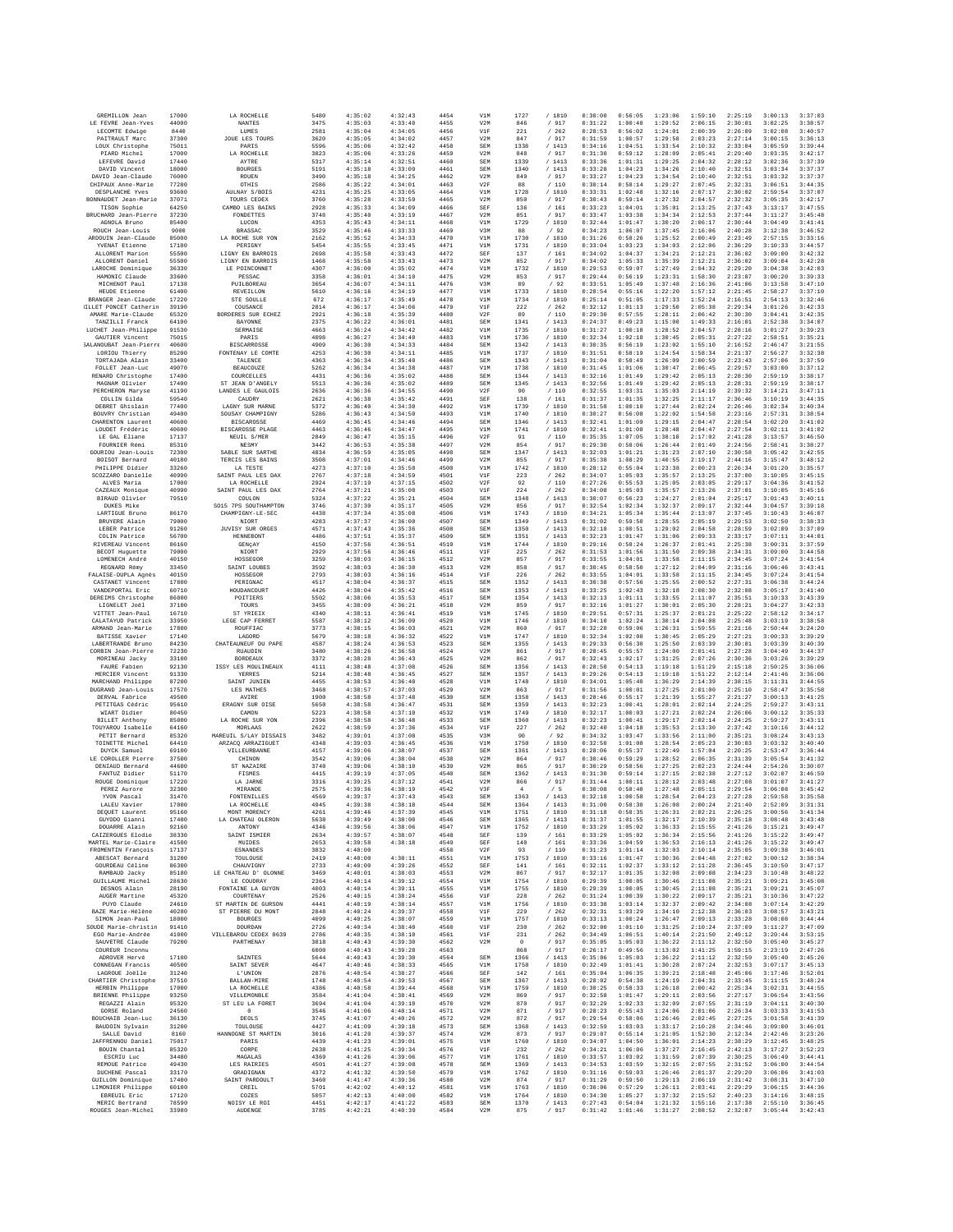| | | | | | | | | | | | | | | | |
|---|---|---|---|---|---|---|---|---|---|---|---|---|---|---|---|
| GREMILLON Jean | 17000 | LA ROCHELLE | 5400 | 4:35:02 | 4:32:43 | 4454 | V1M | 1727 | / 1810 | 0:30:00 | 0:56:05 | 1:23:06 | 1:59:10 | 2:25:19 | 3:00:13 | 3:37:03 |
| LE FEVRE Jean-Yves | 44000 | NANTES | 3475 | 4:35:03 | 4:33:40 | 4455 | V2M | 846 | / 917 | 0:31:22 | 1:00:40 | 1:29:52 | 2:06:15 | 2:30:01 | 3:02:25 | 3:38:57 |
| LECOMTE Edwige | 8440 | LUMES | 2581 | 4:35:04 | 4:34:05 | 4456 | V1F | 221 | / 262 | 0:28:53 | 0:56:02 | 1:24:01 | 2:00:39 | 2:26:09 | 3:02:08 | 3:40:57 |
| PAITRAULT Marc | 37300 | JOUE LES TOURS | 3620 | 4:35:05 | 4:34:02 | 4457 | V2M | 847 | / 917 | 0:31:59 | 1:00:57 | 1:29:58 | 2:03:23 | 2:27:14 | 3:00:15 | 3:36:13 |
| LOUX Christophe | 75011 | PARIS | 5596 | 4:35:06 | 4:32:42 | 4458 | SEM | 1338 | / 1413 | 0:34:16 | 1:04:51 | 1:33:54 | 2:10:32 | 2:33:04 | 3:05:59 | 3:39:44 |
| PIARD Michel | 17000 | LA ROCHELLE | 3823 | 4:35:06 | 4:33:26 | 4459 | V2M | 848 | / 917 | 0:31:30 | 0:59:12 | 1:28:09 | 2:05:41 | 2:29:40 | 3:03:35 | 3:42:17 |
| LEFEVRE David | 17440 | AYTRE | 5317 | 4:35:14 | 4:32:51 | 4460 | SEM | 1339 | / 1413 | 0:33:36 | 1:01:31 | 1:29:25 | 2:04:32 | 2:28:12 | 3:02:36 | 3:37:39 |
| DAVID Vincent | 18000 | BOURGES | 5191 | 4:35:18 | 4:33:09 | 4461 | SEM | 1340 | / 1413 | 0:33:28 | 1:04:23 | 1:34:26 | 2:10:40 | 2:32:51 | 3:03:34 | 3:37:37 |
| DAVID Jean-Claude | 76000 | ROUEN | 3490 | 4:35:18 | 4:34:25 | 4462 | V2M | 849 | / 917 | 0:33:27 | 1:04:23 | 1:34:54 | 2:10:40 | 2:32:51 | 3:03:32 | 3:37:37 |
| CHIPAUX Anne-Marie | 77280 | OTHIS | 2586 | 4:35:22 | 4:34:01 | 4463 | V2F | 88 | / 110 | 0:30:14 | 0:58:14 | 1:29:27 | 2:07:45 | 2:32:31 | 3:06:51 | 3:44:35 |
| DESPLANCHE Yves | 93600 | AULNAY S/BOIS | 4231 | 4:35:25 | 4:33:05 | 4464 | V1M | 1728 | / 1810 | 0:33:31 | 1:02:48 | 1:32:16 | 2:07:17 | 2:30:02 | 2:59:54 | 3:37:07 |
| BONNAUDET Jean-Marie | 37071 | TOURS CEDEX | 3760 | 4:35:28 | 4:33:59 | 4465 | V2M | 850 | / 917 | 0:30:43 | 0:59:14 | 1:27:32 | 2:04:57 | 2:32:32 | 3:05:35 | 3:42:17 |
| TISON Sophie | 64250 | CAMBO LES BAINS | 2928 | 4:35:33 | 4:34:09 | 4466 | SEF | 136 | / 161 | 0:33:23 | 1:04:01 | 1:35:01 | 2:13:25 | 2:37:43 | 3:13:17 | 3:47:55 |
| BRUCHARD Jean-Pierre | 37230 | FONDETTES | 3748 | 4:35:40 | 4:33:19 | 4467 | V2M | 851 | / 917 | 0:33:47 | 1:03:38 | 1:34:34 | 2:12:53 | 2:37:44 | 3:11:27 | 3:45:48 |
| AGNOLA Bruno | 85400 | LUCON | 4353 | 4:35:43 | 4:34:11 | 4468 | V1M | 1729 | / 1810 | 0:32:44 | 1:01:47 | 1:30:20 | 2:06:17 | 2:30:44 | 3:04:49 | 3:41:41 |
| ROUCH Jean-Louis | 9000 | BRASSAC | 3529 | 4:35:46 | 4:33:33 | 4469 | V3M | 88 | / 92 | 0:34:23 | 1:06:07 | 1:37:45 | 2:16:06 | 2:40:28 | 3:12:38 | 3:46:52 |
| ARDOUIN Jean-Claude | 85000 | LA ROCHE SUR YON | 2162 | 4:35:52 | 4:34:33 | 4470 | V1M | 1730 | / 1810 | 0:31:26 | 0:58:26 | 1:25:52 | 2:00:49 | 2:23:49 | 2:57:15 | 3:33:16 |
| YVENAT Etienne | 17180 | PERIGNY | 5454 | 4:35:55 | 4:33:45 | 4471 | V1M | 1731 | / 1810 | 0:33:04 | 1:03:23 | 1:34:03 | 2:12:06 | 2:36:29 | 3:10:33 | 3:44:57 |
| ALLORENT Marion | 55500 | LIGNY EN BARROIS | 2698 | 4:35:58 | 4:33:43 | 4472 | SEF | 137 | / 161 | 0:34:02 | 1:04:37 | 1:34:21 | 2:12:21 | 2:36:02 | 3:09:00 | 3:42:32 |
| ALLORENT Daniel | 55500 | LIGNY EN BARROIS | 1468 | 4:35:58 | 4:33:43 | 4473 | V2M | 852 | / 917 | 0:34:02 | 1:05:33 | 1:35:39 | 2:12:21 | 2:36:02 | 3:09:04 | 3:42:28 |
| LAROCHE Dominique | 36330 | LE POINCONNET | 4307 | 4:36:00 | 4:35:02 | 4474 | V1M | 1732 | / 1810 | 0:29:53 | 0:59:07 | 1:27:49 | 2:04:32 | 2:29:20 | 3:04:38 | 3:42:03 |
| HAMONIC Claude | 33600 | PESSAC | 3358 | 4:36:01 | 4:34:10 | 4475 | V2M | 853 | / 917 | 0:29:44 | 0:56:19 | 1:23:31 | 1:58:30 | 2:23:07 | 3:00:20 | 3:39:33 |
| MICHENOT Paul | 17138 | PUILBOREAU | 3654 | 4:36:07 | 4:34:11 | 4476 | V3M | 89 | / 92 | 0:33:51 | 1:05:49 | 1:37:48 | 2:16:36 | 2:41:06 | 3:13:58 | 3:47:10 |
| HEUDE Etienne | 61400 | REVEILLON | 5610 | 4:36:16 | 4:34:19 | 4477 | V1M | 1733 | / 1810 | 0:28:54 | 0:55:16 | 1:22:20 | 1:57:12 | 2:21:45 | 2:58:27 | 3:37:10 |
| BRANGER Jean-Claude | 17220 | STE SOULLE | 672 | 4:36:17 | 4:35:49 | 4478 | V1M | 1734 | / 1810 | 0:25:14 | 0:51:05 | 1:17:33 | 1:52:24 | 2:16:51 | 2:54:13 | 3:32:46 |
| ILLET PONCET Catherin | 39190 | COUSANCE | 2814 | 4:36:17 | 4:34:06 | 4479 | V1F | 222 | / 262 | 0:32:12 | 1:01:13 | 1:29:50 | 2:05:38 | 2:29:34 | 3:01:26 | 3:42:33 |
| AMARE Marie-Claude | 65320 | BORDERES SUR ECHEZ | 2921 | 4:36:18 | 4:35:39 | 4480 | V2F | 89 | / 110 | 0:29:30 | 0:57:55 | 1:28:11 | 2:06:42 | 2:30:30 | 3:04:41 | 3:42:35 |
| TANZILLI Franck | 64100 | BAYONNE | 2375 | 4:36:22 | 4:36:01 | 4481 | SEM | 1341 | / 1413 | 0:24:37 | 0:49:23 | 1:15:00 | 1:49:33 | 2:16:01 | 2:52:38 | 3:34:07 |
| LUCHET Jean-Philippe | 91530 | SERMAISE | 4663 | 4:36:24 | 4:34:42 | 4482 | V1M | 1735 | / 1810 | 0:31:27 | 1:00:18 | 1:28:52 | 2:04:57 | 2:28:16 | 3:01:27 | 3:39:23 |
| GAUTIER Vincent | 75015 | PARIS | 4098 | 4:36:27 | 4:34:40 | 4483 | V1M | 1736 | / 1810 | 0:32:34 | 1:02:18 | 1:30:45 | 2:05:31 | 2:27:22 | 2:58:51 | 3:35:21 |
| SALANOUBAT Jean-Pierre | 40600 | BISCARROSSE | 4909 | 4:36:30 | 4:34:33 | 4484 | SEM | 1342 | / 1413 | 0:30:35 | 0:56:19 | 1:23:02 | 1:55:10 | 2:16:52 | 2:46:47 | 3:21:55 |
| LORIOU Thierry | 85200 | FONTENAY LE COMTE | 4253 | 4:36:30 | 4:34:11 | 4485 | V1M | 1737 | / 1810 | 0:31:51 | 0:58:19 | 1:24:54 | 1:58:34 | 2:21:37 | 2:56:27 | 3:32:38 |
| TORTAJADA Alain | 33400 | TALENCE | 4363 | 4:36:34 | 4:35:40 | 4486 | SEM | 1343 | / 1413 | 0:31:04 | 0:58:49 | 1:26:09 | 2:00:59 | 2:23:43 | 2:57:06 | 3:37:59 |
| FOLLET Jean-Luc | 49070 | BEAUCOUZE | 5262 | 4:36:34 | 4:34:38 | 4487 | V1M | 1738 | / 1810 | 0:31:45 | 1:01:06 | 1:30:47 | 2:06:45 | 2:29:57 | 3:03:00 | 3:37:12 |
| RENARD Christophe | 17400 | COURCELLES | 4431 | 4:36:36 | 4:35:02 | 4488 | SEM | 1344 | / 1413 | 0:32:16 | 1:01:49 | 1:29:42 | 2:05:13 | 2:28:30 | 2:59:19 | 3:38:17 |
| MAGNAM Olivier | 17400 | ST JEAN D'ANGELY | 5513 | 4:36:36 | 4:35:02 | 4489 | SEM | 1345 | / 1413 | 0:32:16 | 1:01:49 | 1:29:42 | 2:05:13 | 2:28:31 | 2:59:19 | 3:38:17 |
| PERCHERON Maryse | 41190 | LANDES LE GAULOIS | 2636 | 4:36:36 | 4:34:55 | 4490 | V2F | 90 | / 110 | 0:32:55 | 1:03:31 | 1:35:03 | 2:14:19 | 2:39:32 | 3:14:21 | 3:47:11 |
| COLLIN Gilda | 59540 | CAUDRY | 2621 | 4:36:38 | 4:35:42 | 4491 | SEF | 138 | / 161 | 0:31:37 | 1:01:35 | 1:32:25 | 2:11:17 | 2:36:46 | 3:10:19 | 3:44:35 |
| DEBRET Ghislain | 77400 | LAGNY SUR MARNE | 5372 | 4:36:40 | 4:34:30 | 4492 | V1M | 1739 | / 1810 | 0:31:58 | 1:00:10 | 1:27:44 | 2:02:24 | 2:26:46 | 3:02:34 | 3:40:34 |
| BOUVRY Christian | 49400 | SOUSAY CHAMPIGNY | 5286 | 4:36:43 | 4:34:50 | 4493 | V1M | 1740 | / 1810 | 0:30:27 | 0:56:08 | 1:22:02 | 1:54:58 | 2:23:16 | 2:57:31 | 3:38:54 |
| CHARENTON Laurent | 40600 | BISCAROSSE | 4469 | 4:36:45 | 4:34:46 | 4494 | SEM | 1346 | / 1413 | 0:32:41 | 1:01:09 | 1:29:15 | 2:04:47 | 2:28:54 | 3:02:20 | 3:41:02 |
| LOUDET Frédéric | 40600 | BISCAROSSE PLAGE | 4463 | 4:36:46 | 4:34:47 | 4495 | V1M | 1741 | / 1810 | 0:32:41 | 1:01:08 | 1:28:48 | 2:04:47 | 2:27:54 | 3:02:11 | 3:41:02 |
| LE GAL Eliane | 17137 | NEUIL S/MER | 2849 | 4:36:47 | 4:35:15 | 4496 | V2F | 91 | / 110 | 0:35:35 | 1:07:05 | 1:38:18 | 2:17:02 | 2:41:28 | 3:13:57 | 3:46:50 |
| FOURNIER Rémi | 85310 | NESMY | 3442 | 4:36:53 | 4:35:38 | 4497 | V2M | 854 | / 917 | 0:29:30 | 0:58:06 | 1:26:44 | 2:01:49 | 2:24:56 | 2:58:41 | 3:38:27 |
| GOURIOU Jean-Louis | 72300 | SABLE SUR SARTHE | 4834 | 4:36:59 | 4:35:05 | 4498 | SEM | 1347 | / 1413 | 0:32:03 | 1:01:21 | 1:31:23 | 2:07:10 | 2:30:58 | 3:05:42 | 3:42:55 |
| BOISOT Bernard | 40180 | TERCIS LES BAINS | 3508 | 4:37:01 | 4:34:46 | 4499 | V2M | 855 | / 917 | 0:35:38 | 1:08:29 | 1:40:55 | 2:19:17 | 2:44:16 | 3:15:47 | 3:48:12 |
| PHILIPPE Didier | 33260 | LA TESTE | 4273 | 4:37:10 | 4:35:50 | 4500 | V1M | 1742 | / 1810 | 0:28:12 | 0:55:04 | 1:23:38 | 2:00:23 | 2:26:34 | 3:01:20 | 3:35:57 |
| SCOZZARO Danielle | 40990 | SAINT PAUL LES DAX | 2767 | 4:37:18 | 4:34:59 | 4501 | V1F | 223 | / 262 | 0:34:07 | 1:05:03 | 1:35:57 | 2:13:25 | 2:37:00 | 3:10:05 | 3:45:15 |
| ALVES Maria | 17000 | LA ROCHELLE | 2924 | 4:37:19 | 4:37:15 | 4502 | V2F | 92 | / 110 | 0:27:26 | 0:55:53 | 1:25:05 | 2:03:05 | 2:29:17 | 3:04:36 | 3:41:52 |
| CAZEAUX Monique | 40990 | SAINT PAUL LES DAX | 2764 | 4:37:21 | 4:35:00 | 4503 | V1F | 224 | / 262 | 0:34:08 | 1:05:03 | 1:35:57 | 2:13:26 | 2:37:01 | 3:10:05 | 3:45:16 |
| BIRAUD Olivier | 79510 | COULON | 5324 | 4:37:22 | 4:35:21 | 4504 | SEM | 1348 | / 1413 | 0:30:07 | 0:56:23 | 1:24:27 | 2:01:04 | 2:25:17 | 3:01:43 | 3:40:11 |
| DUKES Mike | | SO15 7PS SOUTHAMPTON | 3746 | 4:37:30 | 4:35:17 | 4505 | V2M | 856 | / 917 | 0:32:54 | 1:02:34 | 1:32:37 | 2:09:17 | 2:32:44 | 3:04:57 | 3:39:18 |
| LARTIGUE Bruno | 86170 | CHAMPIGNY-LE-SEC | 4438 | 4:37:34 | 4:35:08 | 4506 | V1M | 1743 | / 1810 | 0:34:21 | 1:05:34 | 1:35:44 | 2:13:07 | 2:37:45 | 3:10:43 | 3:46:07 |
| BRUYERE Alain | 79000 | NIORT | 4283 | 4:37:37 | 4:36:08 | 4507 | SEM | 1349 | / 1413 | 0:31:02 | 0:59:50 | 1:28:55 | 2:05:19 | 2:29:53 | 3:02:50 | 3:38:33 |
| LEBER Patrice | 91260 | JUVISY SUR ORGES | 4571 | 4:37:43 | 4:35:36 | 4508 | SEM | 1350 | / 1413 | 0:32:18 | 1:00:51 | 1:29:02 | 2:04:58 | 2:28:59 | 3:02:09 | 3:37:09 |
| COLIN Patrice | 56700 | HENNEBONT | 4486 | 4:37:51 | 4:35:37 | 4509 | SEM | 1351 | / 1413 | 0:32:23 | 1:01:47 | 1:31:06 | 2:09:33 | 2:33:17 | 3:07:11 | 3:44:01 |
| RIVEREAU Vincent | 86160 | GENçAY | 4150 | 4:37:56 | 4:36:51 | 4510 | V1M | 1744 | / 1810 | 0:29:16 | 0:58:24 | 1:26:37 | 2:01:41 | 2:25:38 | 3:00:31 | 3:37:59 |
| BECOT Huguette | 79000 | NIORT | 2929 | 4:37:56 | 4:36:46 | 4511 | V1F | 225 | / 262 | 0:31:53 | 1:01:56 | 1:31:50 | 2:09:38 | 2:34:31 | 3:09:00 | 3:44:58 |
| LOMENECH André | 40150 | HOSSEGOR | 3259 | 4:38:03 | 4:36:15 | 4512 | V2M | 857 | / 917 | 0:33:55 | 1:04:01 | 1:33:58 | 2:11:15 | 2:34:45 | 3:07:24 | 3:41:54 |
| REGNARD Rémy | 33450 | SAINT LOUBES | 3592 | 4:38:03 | 4:36:38 | 4513 | V2M | 858 | / 917 | 0:30:45 | 0:58:50 | 1:27:12 | 2:04:09 | 2:31:16 | 3:06:46 | 3:43:41 |
| FALAISE-DUPLA Agnès | 40150 | HOSSEGOR | 2793 | 4:38:03 | 4:36:16 | 4514 | V1F | 226 | / 262 | 0:33:55 | 1:04:01 | 1:33:58 | 2:11:15 | 2:34:45 | 3:07:24 | 3:41:54 |
| CASTANET Vincent | 17000 | PERIGNAC | 4517 | 4:38:04 | 4:36:37 | 4515 | SEM | 1352 | / 1413 | 0:30:38 | 0:57:56 | 1:25:55 | 2:00:52 | 2:27:31 | 3:06:38 | 3:44:24 |
| VANDEPORTAL Eric | 60710 | HOUDANCOURT | 4426 | 4:38:04 | 4:35:42 | 4516 | SEM | 1353 | / 1413 | 0:33:25 | 1:02:43 | 1:32:18 | 2:08:30 | 2:32:08 | 3:05:17 | 3:41:40 |
| DEREIMS Christophe | 86000 | POITIERS | 5502 | 4:38:06 | 4:35:53 | 4517 | SEM | 1354 | / 1413 | 0:32:13 | 1:01:11 | 1:33:55 | 2:11:07 | 2:35:51 | 3:10:33 | 3:43:39 |
| LIGNELET Joël | 37100 | TOURS | 3455 | 4:38:09 | 4:36:21 | 4518 | V2M | 859 | / 917 | 0:32:16 | 1:01:27 | 1:30:01 | 2:05:30 | 2:28:21 | 3:04:27 | 3:42:33 |
| VITTET Jean-Paul | 16710 | ST YRIEIX | 4340 | 4:38:11 | 4:36:41 | 4519 | V1M | 1745 | / 1810 | 0:29:51 | 0:57:31 | 1:25:37 | 2:01:21 | 2:25:22 | 2:58:12 | 3:34:17 |
| CALATAYUD Patrick | 33950 | LEGE CAP FERRET | 5587 | 4:38:12 | 4:36:09 | 4520 | V1M | 1746 | / 1810 | 0:34:10 | 1:02:24 | 1:30:14 | 2:04:08 | 2:25:48 | 3:03:19 | 3:38:58 |
| ARMAND Jean-Marie | 17000 | ROUFFIAC | 3773 | 4:38:15 | 4:36:03 | 4521 | V2M | 860 | / 917 | 0:32:20 | 0:59:06 | 1:26:31 | 1:59:55 | 2:21:16 | 2:50:44 | 3:24:20 |
| BATISSE Xavier | 17140 | LAGORD | 5679 | 4:38:16 | 4:36:32 | 4522 | V1M | 1747 | / 1810 | 0:32:34 | 1:02:00 | 1:30:45 | 2:05:29 | 2:27:21 | 3:00:33 | 3:39:29 |
| LABERTRANDE Bruno | 84230 | CHATEAUNEUF DU PAPE | 4587 | 4:38:24 | 4:36:53 | 4523 | SEM | 1355 | / 1413 | 0:29:33 | 0:56:30 | 1:25:50 | 2:03:39 | 2:30:01 | 3:03:39 | 3:40:39 |
| CORBIN Jean-Pierre | 72230 | RUAUDIN | 3480 | 4:38:26 | 4:36:58 | 4524 | V2M | 861 | / 917 | 0:28:45 | 0:55:57 | 1:24:00 | 2:01:41 | 2:27:28 | 3:04:49 | 3:44:37 |
| MORINEAU Jacky | 33100 | BORDEAUX | 3372 | 4:38:28 | 4:36:43 | 4525 | V2M | 862 | / 917 | 0:32:43 | 1:02:17 | 1:31:25 | 2:07:26 | 2:30:36 | 3:03:26 | 3:39:29 |
| FAURE Fabien | 92130 | ISSY LES MOULINEAUX | 4111 | 4:38:40 | 4:37:00 | 4526 | SEM | 1356 | / 1413 | 0:28:50 | 0:54:13 | 1:19:18 | 1:51:29 | 2:15:18 | 2:50:25 | 3:36:06 |
| MERCIER Vincent | 91330 | YERRES | 5214 | 4:38:40 | 4:36:45 | 4527 | SEM | 1357 | / 1413 | 0:29:26 | 0:54:13 | 1:19:18 | 1:51:22 | 2:12:14 | 2:41:46 | 3:36:06 |
| MARCHAND Philippe | 87280 | SAINT JUNIEN | 4455 | 4:38:53 | 4:36:40 | 4528 | V1M | 1748 | / 1810 | 0:34:01 | 1:05:40 | 1:36:29 | 2:14:39 | 2:38:15 | 3:11:31 | 3:44:55 |
| DUGRAND Jean-Louis | 17570 | LES MATHES | 3468 | 4:38:57 | 4:37:03 | 4529 | V2M | 863 | / 917 | 0:31:56 | 1:00:01 | 1:27:25 | 2:01:00 | 2:25:10 | 2:58:47 | 3:35:58 |
| DERVAL Fabrice | 49500 | AVIRE | 1908 | 4:38:58 | 4:37:48 | 4530 | SEM | 1358 | / 1413 | 0:28:46 | 0:55:17 | 1:21:39 | 1:55:27 | 2:21:27 | 3:00:13 | 3:41:25 |
| PETITGAS Cédric | 95610 | ERAGNY SUR OISE | 5658 | 4:38:58 | 4:36:47 | 4531 | SEM | 1359 | / 1413 | 0:32:23 | 1:00:41 | 1:28:01 | 2:02:14 | 2:24:25 | 2:59:27 | 3:43:11 |
| WIART Didier | 80450 | CAMON | 5223 | 4:38:58 | 4:37:10 | 4532 | V1M | 1749 | / 1810 | 0:32:17 | 1:00:03 | 1:27:21 | 2:02:24 | 2:26:06 | 3:00:12 | 3:35:33 |
| BILLET Anthony | 85000 | LA ROCHE SUR YON | 2396 | 4:38:58 | 4:36:48 | 4533 | SEM | 1360 | / 1413 | 0:32:23 | 1:00:41 | 1:29:17 | 2:02:14 | 2:24:25 | 2:59:27 | 3:43:11 |
| TOUYAROU Isabelle | 64160 | MORLAAS | 2622 | 4:38:59 | 4:37:36 | 4534 | V1F | 227 | / 262 | 0:32:40 | 1:04:18 | 1:35:53 | 2:13:30 | 2:37:42 | 3:10:16 | 3:44:12 |
| PETIT Bernard | 85320 | MAREUIL S/LAY DISSAIS | 3482 | 4:39:01 | 4:37:08 | 4535 | V3M | 90 | / 92 | 0:34:32 | 1:03:47 | 1:33:56 | 2:11:00 | 2:35:21 | 3:08:24 | 3:43:13 |
| TOINETTE Michel | 64410 | ARZACQ ARRAZIGUET | 4348 | 4:39:03 | 4:36:45 | 4536 | V1M | 1750 | / 1810 | 0:32:50 | 1:01:08 | 1:28:54 | 2:05:23 | 2:30:03 | 3:03:32 | 3:40:40 |
| DUYCK Samuel | 69100 | VILLEURBANNE | 4157 | 4:39:06 | 4:38:07 | 4537 | SEM | 1361 | / 1413 | 0:28:06 | 0:55:37 | 1:22:49 | 1:57:04 | 2:20:25 | 2:53:47 | 3:36:44 |
| LE COROLLER Pierre | 37500 | CHINON | 3542 | 4:39:06 | 4:38:04 | 4538 | V2M | 864 | / 917 | 0:30:46 | 0:59:29 | 1:28:52 | 2:06:35 | 2:31:39 | 3:05:54 | 3:41:32 |
| DENIAUD Bernard | 44600 | ST NAZAIRE | 3740 | 4:39:06 | 4:38:10 | 4539 | V2M | 865 | / 917 | 0:30:29 | 0:58:56 | 1:27:25 | 2:02:23 | 2:24:44 | 2:54:26 | 3:30:07 |
| FANTUZ Didier | 51170 | FISMES | 4415 | 4:39:19 | 4:37:05 | 4540 | SEM | 1362 | / 1413 | 0:31:30 | 0:59:14 | 1:27:15 | 2:02:38 | 2:27:12 | 3:02:07 | 3:46:59 |
| ROUGE Dominique | 17220 | LA JARNE | 3316 | 4:39:25 | 4:37:12 | 4541 | V2M | 866 | / 917 | 0:31:44 | 1:00:11 | 1:28:12 | 2:03:48 | 2:27:08 | 3:01:07 | 3:41:27 |
| PEREZ Aurore | 32300 | MIRANDE | 2575 | 4:39:36 | 4:38:19 | 4542 | V3F | 4 | / 5 | 0:30:08 | 0:58:40 | 1:27:48 | 2:05:11 | 2:29:54 | 3:06:08 | 3:45:42 |
| YVON Pascal | 31470 | FONTENILLES | 4569 | 4:39:37 | 4:37:43 | 4543 | SEM | 1363 | / 1413 | 0:32:18 | 1:00:58 | 1:28:54 | 2:04:23 | 2:27:28 | 2:59:58 | 3:35:58 |
| LALEU Xavier | 17000 | LA ROCHELLE | 4945 | 4:39:38 | 4:38:18 | 4544 | SEM | 1364 | / 1413 | 0:31:00 | 0:58:30 | 1:26:08 | 2:00:24 | 2:21:40 | 2:52:09 | 3:31:31 |
| DEQUET Laurent | 95160 | MONT MORENCY | 4261 | 4:39:46 | 4:37:39 | 4545 | V1M | 1751 | / 1810 | 0:31:18 | 0:58:35 | 1:26:31 | 2:02:21 | 2:26:25 | 3:00:56 | 3:41:34 |
| GUYODO Gianni | 17480 | LA CHATEAU OLERON | 5638 | 4:39:49 | 4:38:00 | 4546 | SEM | 1365 | / 1413 | 0:31:37 | 1:01:55 | 1:32:17 | 2:10:39 | 2:35:18 | 3:08:48 | 3:43:48 |
| DOUARRE Alain | 92160 | ANTONY | 4346 | 4:39:56 | 4:38:06 | 4547 | V1M | 1752 | / 1810 | 0:33:29 | 1:05:02 | 1:36:33 | 2:15:55 | 2:41:26 | 3:15:21 | 3:49:47 |
| CAIZERGUES Elodie | 38330 | SAINT ISMIER | 2634 | 4:39:57 | 4:38:07 | 4548 | SEF | 139 | / 161 | 0:33:29 | 1:05:02 | 1:36:34 | 2:15:56 | 2:41:26 | 3:15:22 | 3:49:47 |
| MARTEL Marie-Claire | 41500 | MUIDES | 2653 | 4:39:58 | 4:38:18 | 4549 | SEF | 140 | / 161 | 0:33:36 | 1:04:59 | 1:36:53 | 2:16:13 | 2:41:26 | 3:15:22 | 3:49:47 |
| FROMENTIN François | 17137 | ESNANDES | 3832 | 4:40:00 | | 4550 | V2M | 93 | / 110 | 0:31:23 | 1:01:14 | 1:32:03 | 2:10:14 | 2:35:05 | 3:09:38 | 3:46:01 |
| ABESCAT Bernard | 31200 | TOULOUSE | 2419 | 4:40:00 | 4:38:11 | 4551 | V1M | 1753 | / 1810 | 0:33:16 | 1:01:47 | 1:30:36 | 2:04:48 | 2:27:02 | 3:00:12 | 3:38:34 |
| GOURDEAU Céline | 86300 | CHAUVIGNY | 2733 | 4:40:00 | 4:39:26 | 4552 | SEF | 141 | / 161 | 0:32:11 | 1:02:37 | 1:33:12 | 2:11:28 | 2:36:45 | 3:10:50 | 3:47:17 |
| RAMBAUD Jacky | 85180 | LE CHATEAU D' OLONNE | 3469 | 4:40:01 | 4:38:03 | 4553 | V2M | 867 | / 917 | 0:32:17 | 1:01:35 | 1:32:08 | 2:09:08 | 2:34:23 | 3:10:48 | 3:48:22 |
| GUILLAUME Michel | 28630 | LE COUDRAY | 2364 | 4:40:14 | 4:39:12 | 4554 | V1M | 1754 | / 1810 | 0:29:39 | 1:00:05 | 1:30:46 | 2:11:08 | 2:35:21 | 3:09:21 | 3:45:08 |
| DESNOS Alain | 28190 | FONTAINE LA GUYON | 4803 | 4:40:14 | 4:39:11 | 4555 | V1M | 1755 | / 1810 | 0:29:39 | 1:00:05 | 1:30:45 | 2:11:08 | 2:35:21 | 3:09:21 | 3:45:07 |
| AUGER Martine | 45320 | COURTENAY | 2526 | 4:40:15 | 4:38:24 | 4556 | V1F | 228 | / 262 | 0:31:24 | 1:00:39 | 1:30:22 | 2:09:17 | 2:35:21 | 3:10:36 | 3:47:22 |
| PUYO Claude | 24610 | ST MARTIN DE GURSON | 4441 | 4:40:19 | 4:38:14 | 4557 | V1M | 1756 | / 1810 | 0:33:38 | 1:03:14 | 1:32:37 | 2:09:42 | 2:34:08 | 3:07:14 | 3:42:29 |
| BAZE Marie-Hélène | 40280 | ST PIERRE DU MONT | 2848 | 4:40:24 | 4:39:37 | 4558 | V1F | 229 | / 262 | 0:32:31 | 1:03:29 | 1:34:10 | 2:12:38 | 2:36:03 | 3:08:57 | 3:43:21 |
| SIMON Jean-Paul | 18000 | BOURGES | 4899 | 4:40:25 | 4:38:07 | 4559 | V1M | 1757 | / 1810 | 0:33:13 | 1:00:24 | 1:26:47 | 2:09:13 | 2:23:28 | 3:08:08 | 3:44:44 |
| SOUDE Marie-christin | 91410 | DOURDAN | 2726 | 4:40:34 | 4:38:40 | 4560 | V1F | 230 | / 262 | 0:32:00 | 1:01:10 | 1:31:25 | 2:10:24 | 2:37:09 | 3:11:27 | 3:47:09 |
| EGO Marie-Andrée | 41000 | VILLEBAROU CEDEX 8639 | 2786 | 4:40:35 | 4:38:10 | 4561 | V1F | 231 | / 262 | 0:34:49 | 1:06:51 | 1:40:14 | 2:21:50 | 2:49:12 | 3:20:44 | 3:53:15 |
| SAUVETRE Claude | 79200 | PARTHENAY | 3818 | 4:40:43 | 4:39:30 | 4562 | V2M | 0 | / 917 | 0:35:05 | 1:05:03 | 1:36:22 | 2:11:12 | 2:32:50 | 3:05:40 | 3:45:27 |
| COUREUR Inconnu | | | 6000 | 4:40:43 | 4:39:28 | 4563 | | 868 | / 917 | 0:26:17 | 0:49:56 | 1:13:02 | 1:41:25 | 1:59:15 | 2:23:19 | 2:47:26 |
| ADROVER Hervé | 17100 | SAINTES | 5644 | 4:40:43 | 4:39:30 | 4564 | SEM | 1366 | / 1413 | 0:35:06 | 1:05:03 | 1:36:22 | 2:11:12 | 2:32:50 | 3:05:40 | 3:45:26 |
| CONNEGAN Francis | 40500 | SAINT SEVER | 4647 | 4:40:46 | 4:38:33 | 4565 | V1M | 1758 | / 1810 | 0:32:49 | 1:01:41 | 1:30:28 | 2:07:24 | 2:32:53 | 3:07:17 | 3:45:13 |
| LAGROUE Joëlle | 31240 | L'UNION | 2876 | 4:40:54 | 4:38:27 | 4566 | SEF | 142 | / 161 | 0:35:04 | 1:06:35 | 1:39:21 | 2:18:48 | 2:45:06 | 3:17:46 | 3:52:01 |
| CHARTIER Christophe | 37510 | BALLAN-MIRE | 1748 | 4:40:54 | 4:39:53 | 4567 | SEM | 1367 | / 1413 | 0:28:02 | 0:54:30 | 1:24:19 | 2:04:31 | 2:33:45 | 3:11:15 | 3:48:24 |
| HERBIN Philippe | 17000 | LA ROCHELLE | 4386 | 4:40:58 | 4:39:44 | 4568 | V1M | 1759 | / 1810 | 0:30:25 | 0:58:33 | 1:26:18 | 2:00:42 | 2:25:34 | 3:02:31 | 3:44:55 |
| BRIENNE Philippe | 93250 | VILLEMOMBLE | 3584 | 4:41:04 | 4:38:41 | 4569 | V2M | 869 | / 917 | 0:32:58 | 1:01:47 | 1:29:11 | 2:03:56 | 2:27:17 | 3:06:54 | 3:43:56 |
| REGAZZI Alain | 95320 | ST LEU LA FORET | 3694 | 4:41:04 | 4:39:10 | 4570 | V2M | 870 | / 917 | 0:32:29 | 1:02:33 | 1:32:09 | 2:07:55 | 2:31:19 | 3:04:11 | 3:40:30 |
| GORSE Roland | 24560 | 0 | 3546 | 4:41:06 | 4:40:14 | 4571 | V2M | 871 | / 917 | 0:28:23 | 0:55:43 | 1:24:06 | 2:01:06 | 2:26:34 | 3:03:33 | 3:41:53 |
| BOUCHAIB Jean-Luc | 36130 | DEOLS | 3745 | 4:41:07 | 4:40:26 | 4572 | V2M | 872 | / 917 | 0:29:54 | 0:58:06 | 1:26:46 | 2:02:45 | 2:27:25 | 3:01:58 | 3:41:39 |
| BAUDOIN Sylvain | 31200 | TOULOUSE | 4427 | 4:41:09 | 4:39:18 | 4573 | SEM | 1368 | / 1413 | 0:32:59 | 1:03:03 | 1:33:17 | 2:10:28 | 2:34:46 | 3:09:00 | 3:46:01 |
| SALLE David | 8160 | HANNOGNE ST MARTIN | 3016 | 4:41:20 | 4:39:37 | 4574 | V2M | 873 | / 917 | 0:29:07 | 0:55:14 | 1:21:05 | 1:52:30 | 2:12:34 | 2:42:46 | 3:23:26 |
| JAFFRENNOU Daniel | 75017 | PARIS | 4439 | 4:41:23 | 4:39:01 | 4575 | V1M | 1760 | / 1810 | 0:34:07 | 1:04:50 | 1:36:01 | 2:14:23 | 2:38:29 | 3:12:45 | 3:48:25 |
| BOUIN Chantal | 85320 | CORPE | 2638 | 4:41:25 | 4:39:34 | 4576 | V1F | 232 | / 262 | 0:34:21 | 1:06:06 | 1:37:27 | 2:16:45 | 2:42:13 | 3:17:27 | 3:52:23 |
| ESCRIU Luc | 34480 | MAGALAS | 4369 | 4:41:26 | 4:39:06 | 4577 | V1M | 1761 | / 1810 | 0:33:57 | 1:03:02 | 1:31:59 | 2:07:39 | 2:30:25 | 3:06:49 | 3:44:41 |
| REMOUE Patrice | 49430 | LES RAIRIES | 4501 | 4:41:27 | 4:39:08 | 4578 | SEM | 1369 | / 1413 | 0:34:53 | 1:03:59 | 1:32:15 | 2:07:55 | 2:31:52 | 3:06:00 | 3:44:54 |
| DUCHENE Pascal | 33170 | GRADIGNAN | 4372 | 4:41:32 | 4:39:58 | 4579 | V1M | 1762 | / 1810 | 0:31:16 | 0:59:03 | 1:26:46 | 2:01:37 | 2:29:20 | 3:06:06 | 3:41:03 |
| GUILLON Dominique | 17400 | SAINT PARDOULT | 3468 | 4:41:47 | 4:39:36 | 4580 | V2M | 874 | / 917 | 0:31:29 | 0:59:50 | 1:29:13 | 2:06:19 | 2:31:42 | 3:08:31 | 3:47:10 |
| LIMONIER Philippe | 60100 | CREIL | 5701 | 4:42:02 | 4:40:12 | 4581 | V1M | 1763 | / 1810 | 0:30:06 | 0:57:29 | 1:26:11 | 2:03:41 | 2:29:29 | 3:06:15 | 3:44:36 |
| EBREUIL Eric | 17120 | COZES | 5057 | 4:42:13 | 4:40:08 | 4582 | V1M | 1764 | / 1810 | 0:34:30 | 1:05:27 | 1:37:32 | 2:15:52 | 2:40:23 | 3:14:16 | 3:48:15 |
| MERIC Bertrand | 78590 | NOISY LE ROI | 4451 | 4:42:17 | 4:41:22 | 4583 | SEM | 1370 | / 1413 | 0:27:43 | 0:54:04 | 1:21:32 | 1:55:16 | 2:17:38 | 2:55:10 | 3:36:45 |
| ROUGES Jean-Michel | 33980 | AUDENGE | 3785 | 4:42:21 | 4:40:39 | 4584 | V2M | 875 | / 917 | 0:31:42 | 1:01:46 | 1:31:27 | 2:08:52 | 2:32:07 | 3:05:44 | 3:42:43 |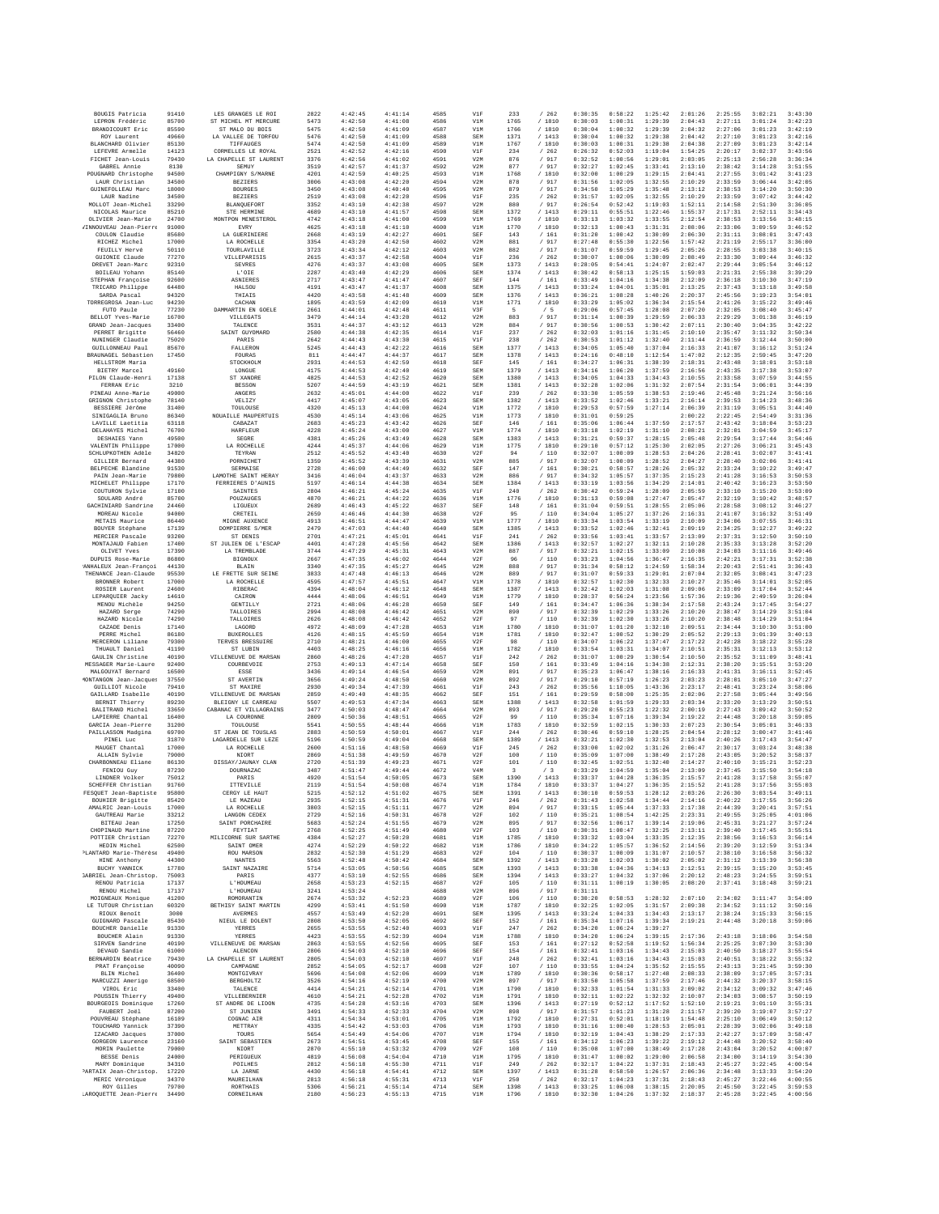| BOUGIS Patricia | 91410 | LES GRANGES LE ROI | 2822 | 4:42:45 | 4:41:14 | 4585 | V1F | 233 | / 262 | 0:38:35 | 0:58:22 | 1:25:42 | 2:01:26 | 2:25:55 | 3:02:21 | 3:43:30 |
|---|---|---|---|---|---|---|---|---|---|---|---|---|---|---|---|---|
| LEPRON Frédéric | 85700 | ST MICHEL MT MERCURE | 5473 | 4:42:50 | 4:41:08 | 4586 | V1M | 1765 | / 1810 | 0:30:03 | 1:00:31 | 1:29:39 | 2:04:43 | 2:27:11 | 3:01:24 | 3:42:23 |
| BRANDICOURT Eric | 85590 | ST MALO DU BOIS | 5475 | 4:42:50 | 4:41:09 | 4587 | V1M | 1766 | / 1810 | 0:30:04 | 1:00:32 | 1:29:39 | 2:04:32 | 2:27:06 | 3:01:23 | 3:42:19 |
| ROY Laurent | 49660 | LA VALLEE DE TORFOU | 5476 | 4:42:50 | 4:41:09 | 4588 | SEM | 1371 | / 1413 | 0:30:04 | 1:00:32 | 1:29:38 | 2:04:42 | 2:27:10 | 3:01:23 | 3:42:16 |
| BLANCHARD Olivier | 85130 | TIFFAUGES | 5474 | 4:42:50 | 4:41:09 | 4589 | V1M | 1767 | / 1810 | 0:30:03 | 1:00:31 | 1:29:38 | 2:04:38 | 2:27:09 | 3:01:23 | 3:42:14 |
| LEFEVRE Armelle | 14123 | CORMELLES LE ROYAL | 2521 | 4:42:52 | 4:42:16 | 4590 | V1F | 234 | / 262 | 0:26:32 | 0:52:03 | 1:19:04 | 1:54:25 | 2:20:17 | 3:02:37 | 3:43:56 |
| FICHET Jean-Louis | 79430 | LA CHAPELLE ST LAURENT | 3376 | 4:42:56 | 4:41:02 | 4591 | V2M | 876 | / 917 | 0:32:52 | 1:00:56 | 1:29:01 | 2:03:05 | 2:25:13 | 2:56:28 | 3:36:34 |
| GABREL Annie | 8138 | SEMUY | 3519 | 4:42:57 | 4:41:37 | 4592 | V2M | 877 | / 917 | 0:32:27 | 1:02:45 | 1:33:41 | 2:13:10 | 2:38:42 | 3:14:28 | 3:51:55 |
| POUGNARD Christophe | 94500 | CHAMPIGNY S/MARNE | 4201 | 4:42:59 | 4:40:25 | 4593 | V1M | 1768 | / 1810 | 0:32:00 | 1:00:29 | 1:29:15 | 2:04:41 | 2:27:55 | 3:01:42 | 3:41:23 |
| LAUR Christian | 34500 | BEZIERS | 3006 | 4:43:08 | 4:42:28 | 4594 | V2M | 878 | / 917 | 0:31:56 | 1:02:05 | 1:32:55 | 2:10:29 | 2:33:59 | 3:06:44 | 3:42:05 |
| GUINEFOLLEAU Marc | 18000 | BOURGES | 3450 | 4:43:08 | 4:40:48 | 4595 | V2M | 879 | / 917 | 0:34:50 | 1:05:29 | 1:35:48 | 2:13:12 | 2:38:53 | 3:14:20 | 3:50:30 |
| LAUR Nadine | 34500 | BEZIERS | 2519 | 4:43:08 | 4:42:28 | 4596 | V1F | 235 | / 262 | 0:31:57 | 1:02:05 | 1:32:55 | 2:10:29 | 2:33:59 | 3:07:42 | 3:44:42 |
| MOLLOT Jean-Michel | 33290 | BLANQUEFORT | 3352 | 4:43:10 | 4:42:38 | 4597 | V2M | 880 | / 917 | 0:26:54 | 0:52:42 | 1:19:03 | 1:52:11 | 2:14:58 | 2:51:30 | 3:36:05 |
| NICOLAS Maurice | 85210 | STE HERMINE | 4689 | 4:43:10 | 4:41:57 | 4598 | SEM | 1372 | / 1413 | 0:29:11 | 0:55:51 | 1:22:46 | 1:55:37 | 2:17:31 | 2:52:11 | 3:34:43 |
| OLIVIER Jean-Marie | 24700 | MONTPON MENESTEROL | 4742 | 4:43:18 | 4:41:00 | 4599 | V1M | 1769 | / 1810 | 0:33:13 | 1:03:32 | 1:33:55 | 2:12:54 | 2:38:53 | 3:13:56 | 3:48:15 |
| VINNOUVEAU Jean-Pierre | 91000 | EVRY | 4625 | 4:43:18 | 4:41:10 | 4600 | V1M | 1770 | / 1810 | 0:32:13 | 1:00:43 | 1:31:31 | 2:08:06 | 2:33:06 | 3:09:59 | 3:46:52 |
| COULON Claudie | 85680 | LA GUERINIERE | 2668 | 4:43:19 | 4:42:27 | 4601 | SEF | 143 | / 161 | 0:31:20 | 1:00:42 | 1:30:09 | 2:06:30 | 2:31:11 | 3:08:01 | 3:47:43 |
| RICHEZ Michel | 17000 | LA ROCHELLE | 3354 | 4:43:20 | 4:42:50 | 4602 | V2M | 881 | / 917 | 0:27:48 | 0:55:30 | 1:22:56 | 1:57:42 | 2:21:19 | 2:55:17 | 3:36:00 |
| FEUILLY Hervé | 50110 | TOURLAVILLE | 3723 | 4:43:34 | 4:42:12 | 4603 | V2M | 882 | / 917 | 0:31:07 | 0:59:59 | 1:29:45 | 2:05:26 | 2:28:55 | 3:03:38 | 3:40:15 |
| GUIONIE Claude | 77270 | VILLEPARISIS | 2615 | 4:43:37 | 4:42:58 | 4604 | V1F | 236 | / 262 | 0:30:07 | 1:00:06 | 1:30:09 | 2:08:49 | 2:33:30 | 3:09:44 | 3:46:32 |
| DREVET Jean-Marc | 92310 | SEVRES | 4276 | 4:43:37 | 4:43:08 | 4605 | SEM | 1373 | / 1413 | 0:28:05 | 0:54:41 | 1:24:07 | 2:02:47 | 2:29:44 | 3:05:54 | 3:46:12 |
| BOILEAU Yohann | 85140 | L'OIE | 2287 | 4:43:40 | 4:42:29 | 4606 | SEM | 1374 | / 1413 | 0:30:42 | 0:58:13 | 1:25:15 | 1:59:03 | 2:21:31 | 2:55:38 | 3:39:29 |
| STEPHAN Françoise | 92600 | ASNIERES | 2717 | 4:43:47 | 4:41:47 | 4607 | SEF | 144 | / 161 | 0:33:49 | 1:04:16 | 1:34:38 | 2:12:09 | 2:36:18 | 3:10:30 | 3:47:19 |
| TRICARD Philippe | 64480 | HALSOU | 4191 | 4:43:47 | 4:41:37 | 4608 | SEM | 1375 | / 1413 | 0:33:24 | 1:04:01 | 1:35:01 | 2:13:25 | 2:37:43 | 3:13:18 | 3:49:58 |
| SARDA Pascal | 94320 | THIAIS | 4420 | 4:43:58 | 4:41:48 | 4609 | SEM | 1376 | / 1413 | 0:36:21 | 1:08:28 | 1:40:26 | 2:20:37 | 2:45:56 | 3:19:23 | 3:54:01 |
| TORREGROSA Jean-Luc | 94230 | CACHAN | 1895 | 4:43:59 | 4:42:09 | 4610 | V1M | 1771 | / 1810 | 0:33:29 | 1:05:02 | 1:36:34 | 2:15:54 | 2:41:26 | 3:15:22 | 3:49:46 |
| FUTO Paule | 77230 | DAMMARTIN EN GOELE | 2661 | 4:44:01 | 4:42:48 | 4611 | V3F | 5 | / 5 | 0:29:06 | 0:57:45 | 1:28:08 | 2:07:20 | 2:32:05 | 3:08:40 | 3:45:47 |
| BELLOT Yves-Marie | 16700 | VILLEGATS | 3479 | 4:44:14 | 4:43:28 | 4612 | V2M | 883 | / 917 | 0:31:14 | 1:00:39 | 1:29:59 | 2:06:33 | 2:29:29 | 3:01:38 | 3:46:19 |
| GRAND Jean-Jacques | 33400 | TALENCE | 3531 | 4:44:37 | 4:43:12 | 4613 | V2M | 884 | / 917 | 0:30:56 | 1:00:53 | 1:30:42 | 2:07:11 | 2:30:40 | 3:04:35 | 3:42:22 |
| PERRET Brigitte | 56460 | SAINT GUYOMARD | 2580 | 4:44:38 | 4:42:35 | 4614 | V1F | 237 | / 262 | 0:32:03 | 1:01:16 | 1:31:45 | 2:10:10 | 2:35:47 | 3:11:32 | 3:50:34 |
| NUNINGER Claudie | 75020 | PARIS | 2642 | 4:44:43 | 4:43:30 | 4615 | V1F | 238 | / 262 | 0:30:53 | 1:01:12 | 1:32:40 | 2:11:44 | 2:36:59 | 3:12:44 | 3:50:00 |
| GUILLONNEAU Paul | 85670 | FALLERON | 5245 | 4:44:43 | 4:42:22 | 4616 | SEM | 1377 | / 1413 | 0:34:05 | 1:05:40 | 1:37:04 | 2:16:33 | 2:41:07 | 3:16:12 | 3:51:24 |
| BRAUNAGEL Sébastien | 17450 | FOURAS | 811 | 4:44:47 | 4:44:37 | 4617 | SEM | 1378 | / 1413 | 0:24:16 | 0:48:10 | 1:12:54 | 1:47:02 | 2:12:35 | 2:50:45 | 3:47:20 |
| HELLSTROM Maria |  | STOCKHOLM | 2931 | 4:44:53 | 4:42:59 | 4618 | SEF | 145 | / 161 | 0:34:27 | 1:06:31 | 1:38:39 | 2:18:31 | 2:43:48 | 3:18:01 | 3:53:18 |
| BIETRY Marcel | 49160 | LONGUE | 4175 | 4:44:53 | 4:42:40 | 4619 | SEM | 1379 | / 1413 | 0:34:16 | 1:06:20 | 1:37:59 | 2:16:56 | 2:43:35 | 3:17:38 | 3:53:07 |
| PILON Claude-Henri | 17138 | ST XANDRE | 4825 | 4:44:53 | 4:42:52 | 4620 | SEM | 1380 | / 1413 | 0:34:05 | 1:04:33 | 1:34:43 | 2:10:55 | 2:33:58 | 3:07:59 | 3:44:55 |
| FERRAN Eric | 3210 | BESSON | 5207 | 4:44:59 | 4:43:19 | 4621 | SEM | 1381 | / 1413 | 0:32:28 | 1:02:06 | 1:31:32 | 2:07:54 | 2:31:54 | 3:06:01 | 3:44:39 |
| PINEAU Anne-Marie | 49000 | ANGERS | 2632 | 4:45:01 | 4:44:00 | 4622 | V1F | 239 | / 262 | 0:33:30 | 1:05:59 | 1:38:53 | 2:19:46 | 2:45:48 | 3:21:24 | 3:56:16 |
| GRIGNON Christophe | 78140 | VELIZY | 4417 | 4:45:07 | 4:43:05 | 4623 | SEM | 1382 | / 1413 | 0:33:52 | 1:02:46 | 1:33:21 | 2:16:14 | 2:39:53 | 3:14:23 | 3:48:36 |
| BESSIERE Jérôme | 31400 | TOULOUSE | 4320 | 4:45:13 | 4:44:00 | 4624 | V1M | 1772 | / 1810 | 0:29:53 | 0:57:59 | 1:27:14 | 2:06:39 | 2:31:19 | 3:05:51 | 3:44:40 |
| SINIGAGLIA Bruno | 86340 | NOUAILLE MAUPERTUIS | 4530 | 4:45:14 | 4:43:06 | 4625 | V1M | 1773 | / 1810 | 0:31:01 | 0:59:25 |  | 2:00:22 | 2:22:45 | 2:54:49 | 3:31:36 |
| LAVILLE Laetitia | 63118 | CABAZAT | 2683 | 4:45:23 | 4:43:42 | 4626 | SEF | 146 | / 161 | 0:35:06 | 1:06:44 | 1:37:59 | 2:17:57 | 2:43:42 | 3:18:04 | 3:53:23 |
| DELAHAYES Michel | 76700 | HARFLEUR | 4228 | 4:45:24 | 4:43:09 | 4627 | V1M | 1774 | / 1810 | 0:33:18 | 1:02:19 | 1:31:10 | 2:08:21 | 2:32:01 | 3:04:59 | 3:45:17 |
| DESHAIES Yann | 49500 | SEGRE | 4381 | 4:45:26 | 4:43:49 | 4628 | SEM | 1383 | / 1413 | 0:31:21 | 0:59:37 | 1:28:15 | 2:05:48 | 2:29:54 | 3:17:44 | 3:54:46 |
| VALENTIN Philippe | 17000 | LA ROCHELLE | 4244 | 4:45:37 | 4:44:06 | 4629 | V1M | 1775 | / 1810 | 0:29:10 | 0:57:12 | 1:25:30 | 2:02:05 | 2:27:26 | 3:06:21 | 3:45:43 |
| SCHLUPKOTHEN Adèle | 34820 | TEYRAN | 2512 | 4:45:52 | 4:43:49 | 4630 | V2F | 94 | / 110 | 0:32:07 | 1:00:09 | 1:28:53 | 2:04:26 | 2:28:41 | 3:02:07 | 3:41:41 |
| GILLIER Bernard | 44380 | PORNICHET | 1359 | 4:45:52 | 4:43:39 | 4631 | V2M | 885 | / 917 | 0:32:07 | 1:00:09 | 1:28:52 | 2:04:27 | 2:28:40 | 3:02:06 | 3:41:41 |
| BELPECHE Blandine | 91530 | SERMAISE | 2728 | 4:46:00 | 4:44:49 | 4632 | SEF | 147 | / 161 | 0:30:21 | 0:58:57 | 1:28:26 | 2:05:32 | 2:33:24 | 3:10:22 | 3:49:47 |
| PAIN Jean-Marie | 79800 | LAMOTHE SAINT HERAY | 3416 | 4:46:04 | 4:43:37 | 4633 | V2M | 886 | / 917 | 0:34:32 | 1:05:57 | 1:37:35 | 2:15:23 | 2:41:28 | 3:16:53 | 3:50:53 |
| MICHELET Philippe | 17170 | FERRIERES D'AUNIS | 5197 | 4:46:14 | 4:44:38 | 4634 | SEM | 1384 | / 1413 | 0:33:19 | 1:03:56 | 1:34:29 | 2:14:01 | 2:40:42 | 3:16:23 | 3:53:50 |
| COUTURON Sylvie | 17100 | SAINTES | 2804 | 4:46:21 | 4:45:24 | 4635 | V1F | 240 | / 262 | 0:30:42 | 0:59:24 | 1:28:09 | 2:05:59 | 2:33:10 | 3:15:20 | 3:53:09 |
| SOULARD André | 85700 | POUZAUGES | 4870 | 4:46:21 | 4:44:22 | 4636 | V1M | 1776 | / 1810 | 0:31:13 | 0:59:08 | 1:27:47 | 2:05:47 | 2:32:19 | 3:10:42 | 3:48:57 |
| GACHINIARD Sandrine | 24460 | LIGUEUX | 2689 | 4:46:43 | 4:45:22 | 4637 | SEF | 148 | / 161 | 0:31:04 | 0:59:51 | 1:28:55 | 2:05:06 | 2:28:58 | 3:08:12 | 3:46:27 |
| MOREAU Nicole | 94000 | CRETEIL | 2650 | 4:46:46 | 4:44:38 | 4638 | V2F | 95 | / 110 | 0:34:04 | 1:05:27 | 1:37:26 | 2:16:31 | 2:41:07 | 3:16:32 | 3:51:49 |
| METAIS Maurice | 86440 | MIGNE AUXENCE | 4913 | 4:46:51 | 4:44:47 | 4639 | V1M | 1777 | / 1810 | 0:33:34 | 1:03:54 | 1:33:19 | 2:10:09 | 2:34:06 | 3:07:55 | 3:46:31 |
| BOUYER Stéphane | 17139 | DOMPIERRE S/MER | 2479 | 4:47:03 | 4:44:40 | 4640 | SEM | 1385 | / 1413 | 0:33:52 | 1:02:46 | 1:32:41 | 2:09:19 | 2:34:25 | 3:12:27 | 3:49:22 |
| MERCIER Pascale | 93200 | ST DENIS | 2701 | 4:47:21 | 4:45:01 | 4641 | V1F | 241 | / 262 | 0:33:56 | 1:03:41 | 1:33:57 | 2:13:09 | 2:37:31 | 3:12:50 | 3:50:10 |
| MONTAJAUD Fabien | 17400 | ST JULIEN DE L'ESCAP | 4401 | 4:47:28 | 4:45:56 | 4642 | SEM | 1386 | / 1413 | 0:32:57 | 1:02:27 | 1:32:11 | 2:10:28 | 2:35:33 | 3:13:28 | 3:52:20 |
| OLIVET Yves | 17390 | LA TREMBLADE | 3744 | 4:47:29 | 4:45:31 | 4643 | V2M | 887 | / 917 | 0:32:21 | 1:02:15 | 1:33:09 | 2:10:08 | 2:34:03 | 3:11:16 | 3:49:46 |
| DUPUIS Rose-Marie | 86800 | BIGNOUX | 2667 | 4:47:35 | 4:46:02 | 4644 | V2F | 96 | / 110 | 0:33:23 | 1:04:56 | 1:36:47 | 2:16:35 | 2:42:21 | 3:17:31 | 3:52:38 |
| YANHALEUX Jean-François | 44130 | BLAIN | 3340 | 4:47:35 | 4:45:27 | 4645 | V2M | 888 | / 917 | 0:31:34 | 0:58:12 | 1:24:59 | 1:58:34 | 2:20:43 | 2:51:41 | 3:36:43 |
| THENANCE Jean-Claude | 95530 | LE FRETTE SUR SEINE | 3833 | 4:47:48 | 4:46:13 | 4646 | V2M | 889 | / 917 | 0:31:07 | 0:59:33 | 1:29:01 | 2:07:04 | 2:32:05 | 3:08:41 | 3:47:23 |
| BRONNER Robert | 17000 | LA ROCHELLE | 4595 | 4:47:57 | 4:45:51 | 4647 | V1M | 1778 | / 1810 | 0:32:57 | 1:02:30 | 1:32:33 | 2:10:27 | 2:35:46 | 3:14:01 | 3:52:05 |
| ROSIER Laurent | 24600 | RIBERAC | 4394 | 4:48:04 | 4:46:12 | 4648 | SEM | 1387 | / 1413 | 0:32:42 | 1:02:03 | 1:31:08 | 2:09:06 | 2:33:09 | 3:17:04 | 3:52:44 |
| LEPARQUIER Jacky | 14610 | CAIRON | 4444 | 4:48:06 | 4:46:51 | 4649 | V1M | 1779 | / 1810 | 0:28:37 | 0:56:24 | 1:23:56 | 1:57:36 | 2:19:36 | 2:49:59 | 3:26:04 |
| MENOU Michèle | 94250 | GENTILLY | 2721 | 4:48:06 | 4:46:28 | 4650 | SEF | 149 | / 161 | 0:34:47 | 1:06:36 | 1:38:34 | 2:17:58 | 2:43:24 | 3:17:45 | 3:54:27 |
| HAZARD Serge | 74290 | TALLOIRES | 2994 | 4:48:08 | 4:46:42 | 4651 | V2M | 890 | / 917 | 0:32:39 | 1:02:29 | 1:33:26 | 2:10:20 | 2:38:47 | 3:14:29 | 3:51:04 |
| HAZARD Nicole | 74290 | TALLOIRES | 2626 | 4:48:08 | 4:46:42 | 4652 | V2F | 97 | / 110 | 0:32:39 | 1:02:30 | 1:33:26 | 2:10:20 | 2:38:48 | 3:14:29 | 3:51:04 |
| CAZADE Denis | 17140 | LAGORD | 4972 | 4:48:09 | 4:47:28 | 4653 | V1M | 1780 | / 1810 | 0:31:07 | 1:01:20 | 1:32:18 | 2:09:51 | 2:34:44 | 3:10:30 | 3:51:00 |
| PERRE Michel | 86180 | BUXEROLLES | 4126 | 4:48:15 | 4:45:59 | 4654 | V1M | 1781 | / 1810 | 0:32:47 | 1:00:52 | 1:30:29 | 2:05:52 | 2:29:13 | 3:01:39 | 3:40:13 |
| MERCERON Liliane | 79300 | TERVES BRESSUIRE | 2710 | 4:48:21 | 4:46:00 | 4655 | V2F | 98 | / 110 | 0:34:07 | 1:06:22 | 1:37:47 | 2:17:22 | 2:42:28 | 3:18:22 | 3:55:28 |
| THUAULT Daniel | 41190 | ST LUBIN | 4403 | 4:48:25 | 4:46:16 | 4656 | V1M | 1782 | / 1810 | 0:33:54 | 1:03:31 | 1:34:07 | 2:10:51 | 2:35:31 | 3:12:13 | 3:53:12 |
| GAULIN Christine | 40190 | VILLENEUVE DE MARSAN | 2860 | 4:48:26 | 4:47:20 | 4657 | V1F | 242 | / 262 | 0:31:07 | 1:00:29 | 1:30:54 | 2:10:50 | 2:35:52 | 3:11:09 | 3:48:41 |
| MESSAGER Marie-Laure | 92400 | COURBEVOIE | 2753 | 4:49:13 | 4:47:14 | 4658 | SEF | 150 | / 161 | 0:33:49 | 1:04:16 | 1:34:38 | 2:12:31 | 2:38:20 | 3:15:51 | 3:53:20 |
| MALGOUYAT Bernard | 16500 | ESSE | 3436 | 4:49:14 | 4:46:54 | 4659 | V2M | 891 | / 917 | 0:35:23 | 1:06:47 | 1:38:16 | 2:16:33 | 2:41:31 | 3:16:11 | 3:52:45 |
| MONTANGON Jean-Jacques | 37550 | ST AVERTIN | 3656 | 4:49:24 | 4:48:50 | 4660 | V2M | 892 | / 917 | 0:29:16 | 0:57:19 | 1:26:23 | 2:03:23 | 2:28:01 | 3:05:10 | 3:47:27 |
| GUILLIOT Nicole | 79410 | ST MAXIRE | 2930 | 4:49:34 | 4:47:39 | 4661 | V1F | 243 | / 262 | 0:35:56 | 1:10:05 | 1:43:36 | 2:23:17 | 2:48:41 | 3:23:24 | 3:58:06 |
| GAILLARD Isabelle | 40190 | VILLENEUVE DE MARSAN | 2859 | 4:49:40 | 4:48:35 | 4662 | SEF | 151 | / 161 | 0:29:59 | 0:58:00 | 1:25:35 | 2:02:06 | 2:27:58 | 3:05:44 | 3:49:56 |
| BERNIT Thierry | 89230 | BLEIGNY LE CARREAU | 5507 | 4:49:53 | 4:47:34 | 4663 | SEM | 1388 | / 1413 | 0:32:58 | 1:01:59 | 1:29:33 | 2:03:34 | 2:33:20 | 3:13:29 | 3:50:51 |
| BALITRAND Michel | 33650 | CABANAC ET VILLAGRAINS | 3477 | 4:50:03 | 4:48:47 | 4664 | V2M | 893 | / 917 | 0:29:20 | 0:55:23 | 1:22:32 | 2:00:19 | 2:27:43 | 3:09:42 | 3:50:52 |
| LAPIERRE Chantal | 16400 | LA COURONNE | 2809 | 4:50:36 | 4:48:51 | 4665 | V2F | 99 | / 110 | 0:35:34 | 1:07:16 | 1:39:34 | 2:19:22 | 2:44:48 | 3:20:18 | 3:59:05 |
| GARCIA Jean-Pierre | 31200 | TOULOUSE | 5541 | 4:50:55 | 4:48:44 | 4666 | V1M | 1783 | / 1810 | 0:32:59 | 1:02:15 | 1:30:33 | 2:07:23 | 2:30:54 | 3:05:01 | 3:46:33 |
| PAILLASSON Madgina | 69700 | ST JEAN DE TOUSLAS | 2883 | 4:50:59 | 4:50:01 | 4667 | V1F | 244 | / 262 | 0:30:46 | 0:59:10 | 1:28:25 | 2:04:54 | 2:28:12 | 3:00:47 | 3:41:46 |
| PINEL Luc | 31870 | LAGARDELLE SUR LEZE | 5196 | 4:50:59 | 4:49:04 | 4668 | SEM | 1389 | / 1413 | 0:32:21 | 1:02:30 | 1:32:53 | 2:13:04 | 2:40:26 | 3:17:43 | 3:54:47 |
| MAUGET Chantal | 17000 | LA ROCHELLE | 2600 | 4:51:16 | 4:48:50 | 4669 | V1F | 245 | / 262 | 0:33:00 | 1:02:02 | 1:31:26 | 2:06:47 | 2:30:17 | 3:03:24 | 3:48:38 |
| ALLAIN Sylvie | 79000 | NIORT | 2869 | 4:51:38 | 4:49:59 | 4670 | V2F | 100 | / 110 | 0:35:09 | 1:07:00 | 1:38:49 | 2:17:28 | 2:43:05 | 3:20:52 | 3:58:37 |
| CHARBONNEAU Eliane | 86130 | DISSAY/JAUNAY CLAN | 2720 | 4:51:39 | 4:49:23 | 4671 | V2F | 101 | / 110 | 0:32:45 | 1:02:51 | 1:32:40 | 2:14:27 | 2:40:10 | 3:15:21 | 3:52:23 |
| FENIOU Guy | 87230 | DOURNAZAC | 3487 | 4:51:47 | 4:49:44 | 4672 | V4M | 3 | / 3 | 0:33:29 | 1:04:59 | 1:35:04 | 2:13:09 | 2:37:45 | 3:15:50 | 3:54:18 |
| LINDNER Volker | 75012 | PARIS | 4920 | 4:51:54 | 4:50:05 | 4673 | SEM | 1390 | / 1413 | 0:33:37 | 1:04:28 | 1:36:35 | 2:15:57 | 2:41:28 | 3:17:58 | 3:55:07 |
| SCHEFFER Christian | 91760 | ITTEVILLE | 2119 | 4:51:54 | 4:50:08 | 4674 | V1M | 1784 | / 1810 | 0:33:37 | 1:04:27 | 1:36:35 | 2:15:52 | 2:41:28 | 3:17:56 | 3:55:03 |
| FESQUET Jean-Baptiste | 95800 | CERGY LE HAUT | 5215 | 4:52:12 | 4:51:02 | 4675 | SEM | 1391 | / 1413 | 0:30:18 | 0:59:53 | 1:28:12 | 2:03:26 | 2:26:30 | 3:03:54 | 3:49:11 |
| BOUHIER Brigitte | 85420 | LE MAZEAU | 2935 | 4:52:15 | 4:51:31 | 4676 | V1F | 246 | / 262 | 0:31:43 | 1:02:58 | 1:34:44 | 2:14:16 | 2:40:22 | 3:17:55 | 3:56:26 |
| AMALRIC Jean-Louis | 17000 | LA ROCHELLE | 3803 | 4:52:15 | 4:51:11 | 4677 | V2M | 894 | / 917 | 0:33:15 | 1:05:44 | 1:37:33 | 2:17:38 | 2:44:39 | 3:20:41 | 3:57:51 |
| GAUTREAU Marie | 33212 | LANGON CEDEX | 2729 | 4:52:16 | 4:50:31 | 4678 | V2F | 102 | / 110 | 0:35:21 | 1:08:54 | 1:42:25 | 2:23:31 | 2:49:55 | 3:25:05 | 4:01:06 |
| BITEAU Jean | 17250 | SAINT PORCHAIRE | 5683 | 4:52:24 | 4:51:55 | 4679 | V2M | 895 | / 917 | 0:32:56 | 1:06:17 | 1:39:14 | 2:19:06 | 2:45:31 | 3:21:27 | 3:57:24 |
| CHOPINAUD Martine | 87220 | FEYTIAT | 2768 | 4:52:25 | 4:51:49 | 4680 | V2F | 103 | / 110 | 0:30:31 | 1:00:47 | 1:32:25 | 2:13:11 | 2:39:40 | 3:17:45 | 3:55:51 |
| POTTIER Christian | 72270 | MILICORNE SUR SARTHE | 4384 | 4:52:27 | 4:50:20 | 4681 | V1M | 1785 | / 1810 | 0:33:32 | 1:03:04 | 1:33:35 | 2:12:35 | 2:38:56 | 3:16:53 | 3:56:14 |
| HEDIN Michel | 62500 | SAINT OMER | 4274 | 4:52:29 | 4:50:22 | 4682 | V1M | 1786 | / 1810 | 0:34:22 | 1:05:57 | 1:36:52 | 2:14:56 | 2:39:20 | 3:12:59 | 3:51:34 |
| PLANTARD Marie-Thérèse | 49400 | ROU MARSON | 2832 | 4:52:30 | 4:51:29 | 4683 | V2F | 104 | / 110 | 0:30:37 | 1:00:09 | 1:31:07 | 2:10:57 | 2:38:10 | 3:16:58 | 3:56:32 |
| HINE Anthony | 44300 | NANTES | 5563 | 4:52:48 | 4:50:42 | 4684 | SEM | 1392 | / 1413 | 0:33:28 | 1:02:03 | 1:30:02 | 2:05:02 | 2:31:12 | 3:13:39 | 3:56:38 |
| BUCHY YANNICK | 17780 | SAINT NAZAIRE | 5714 | 4:53:05 | 4:50:56 | 4685 | SEM | 1393 | / 1413 | 0:33:38 | 1:04:36 | 1:34:13 | 2:12:51 | 2:39:15 | 3:15:20 | 3:53:45 |
| GABRIEL Jean-Christophe | 75003 | PARIS | 4377 | 4:53:10 | 4:52:55 | 4686 | SEM | 1394 | / 1413 | 0:33:27 | 1:04:32 | 1:37:06 | 2:20:12 | 2:48:23 | 3:24:55 | 3:59:51 |
| RENOU Patricia | 17137 | L'HOUMEAU | 2658 | 4:53:23 | 4:52:15 | 4687 | V2F | 105 | / 110 | 0:31:11 | 1:00:19 | 1:30:05 | 2:08:20 | 2:37:41 | 3:18:48 | 3:59:21 |
| RENOU Michel | 17137 | L'HOUMEAU | 3241 | 4:53:24 |  | 4688 | V2M | 896 | / 917 | 0:31:11 |  |  |  |  |  |  |
| MOIGNEAUX Monique | 41200 | ROMORANTIN | 2674 | 4:53:32 | 4:52:23 | 4689 | V2F | 106 | / 110 | 0:30:28 | 0:58:53 | 1:28:32 | 2:07:10 | 2:34:02 | 3:11:47 | 3:54:09 |
| LE TUTOUR Christian | 60320 | BETHISY SAINT MARTIN | 4299 | 4:53:41 | 4:51:50 | 4690 | V1M | 1787 | / 1810 | 0:32:25 | 1:02:05 | 1:31:57 | 2:09:38 | 2:34:52 | 3:11:12 | 3:50:16 |
| RIOUX Benoît | 3000 | AVERMES | 4557 | 4:53:49 | 4:52:20 | 4691 | SEM | 1395 | / 1413 | 0:33:24 | 1:04:33 | 1:34:43 | 2:13:17 | 2:38:24 | 3:15:33 | 3:56:15 |
| GUIGNARD Pascale | 85430 | NIEUL LE DOLENT | 2808 | 4:53:50 | 4:52:05 | 4692 | SEF | 152 | / 161 | 0:35:34 | 1:07:16 | 1:39:34 | 2:19:21 | 2:44:48 | 3:20:18 | 3:59:06 |
| BOUCHER Danielle | 91330 | YERRES | 2655 | 4:53:55 | 4:52:49 | 4693 | V1F | 247 | / 262 | 0:34:20 | 1:06:24 | 1:39:27 |  |  |  |  |
| BOUCHER Alain | 91330 | YERRES | 4423 | 4:53:55 | 4:52:39 | 4694 | V1M | 1788 | / 1810 | 0:34:20 | 1:06:24 | 1:39:15 | 2:17:36 | 2:43:18 | 3:18:06 | 3:54:58 |
| SIRVEN Sandrine | 40190 | VILLENEUVE DE MARSAN | 2863 | 4:53:55 | 4:52:56 | 4695 | SEF | 153 | / 161 | 0:27:12 | 0:52:58 | 1:19:52 | 1:56:34 | 2:25:25 | 3:07:30 | 3:53:30 |
| DEVAUD Sandie | 61000 | ALENCON | 2806 | 4:54:03 | 4:52:10 | 4696 | SEF | 154 | / 161 | 0:32:41 | 1:03:16 | 1:34:43 | 2:15:03 | 2:40:50 | 3:18:27 | 3:55:54 |
| BERNARDIN Béatrice | 79430 | LA CHAPELLE ST LAURENT | 2805 | 4:54:03 | 4:52:10 | 4697 | V1F | 248 | / 262 | 0:32:41 | 1:03:16 | 1:34:43 | 2:15:03 | 2:40:51 | 3:18:22 | 3:55:32 |
| PRAT Françoise | 40090 | CAMPAGNE | 2852 | 4:54:05 | 4:52:17 | 4698 | V2F | 107 | / 110 | 0:33:55 | 1:04:24 | 1:35:52 | 2:15:55 | 2:43:13 | 3:21:45 | 3:59:30 |
| BLIN Michel | 36400 | MONTGIVRAY | 5696 | 4:54:08 | 4:52:06 | 4699 | V1M | 1789 | / 1810 | 0:30:36 | 0:58:17 | 1:27:48 | 2:08:33 | 2:38:09 | 3:17:05 | 3:57:31 |
| MARCUZZI Amerigo | 68500 | BERGHOLTZ | 3526 | 4:54:16 | 4:52:19 | 4700 | V2M | 897 | / 917 | 0:33:50 | 1:05:58 | 1:37:59 | 2:17:46 | 2:44:32 | 3:20:37 | 3:58:15 |
| VIROL Eric | 33400 | TALENCE | 4414 | 4:54:21 | 4:52:14 | 4701 | V1M | 1790 | / 1810 | 0:32:33 | 1:01:54 | 1:31:33 | 2:09:02 | 2:34:12 | 3:09:32 | 3:47:46 |
| POUSSIN Thierry | 49400 | VILLEBERNIER | 4610 | 4:54:21 | 4:52:28 | 4702 | V1M | 1791 | / 1810 | 0:32:11 | 1:02:22 | 1:32:32 | 2:10:07 | 2:34:03 | 3:08:57 | 3:50:19 |
| BOURGEOIS Dominique | 17260 | ST ANDRE DE LIDON | 4735 | 4:54:28 | 4:53:16 | 4703 | SEM | 1396 | / 1413 | 0:27:19 | 0:52:12 | 1:17:52 | 1:52:10 | 2:19:21 | 3:01:10 | 3:55:31 |
| FAUBERT Joël | 87200 | ST JUNIEN | 3491 | 4:54:33 | 4:52:33 | 4704 | V2M | 898 | / 917 | 0:31:57 | 1:01:23 | 1:31:28 | 2:11:57 | 2:39:20 | 3:19:07 | 3:57:27 |
| POUVREAU Stéphane | 16109 | COGNAC AIR | 4311 | 4:54:34 | 4:53:01 | 4705 | V1M | 1792 | / 1810 | 0:27:31 | 0:52:01 | 1:18:19 | 1:54:48 | 2:25:10 | 3:06:49 | 3:50:12 |
| TOUCHARD Yannick | 37390 | METTRAY | 4335 | 4:54:42 | 4:53:03 | 4706 | V1M | 1793 | / 1810 | 0:31:16 | 1:00:40 | 1:28:53 | 2:05:01 | 2:28:39 | 3:02:06 | 3:49:18 |
| IZACARD Jacques | 37000 | TOURS | 5654 | 4:54:49 | 4:54:06 | 4707 | V1M | 1794 | / 1810 | 0:32:19 | 1:04:43 | 1:38:29 | 2:17:33 | 2:42:27 | 3:17:09 | 3:58:47 |
| GORGEON Laurence | 23160 | SAINT SEBASTIEN | 2673 | 4:54:51 | 4:53:45 | 4708 | SEF | 155 | / 161 | 0:34:12 | 1:06:23 | 1:39:22 | 2:19:12 | 2:44:48 | 3:20:52 | 3:58:40 |
| MORIN Paulette | 79000 | NIORT | 2870 | 4:55:10 | 4:53:32 | 4709 | V2F | 108 | / 110 | 0:35:08 | 1:07:00 | 1:38:49 | 2:17:28 | 2:43:04 | 3:20:52 | 4:00:07 |
| BESSE Denis | 24000 | PERIGUEUX | 4819 | 4:56:08 | 4:54:04 | 4710 | V1M | 1795 | / 1810 | 0:31:47 | 1:00:02 | 1:29:00 | 2:06:58 | 2:34:00 | 3:14:19 | 3:54:30 |
| MARY Dominique | 34310 | POILHES | 2812 | 4:56:18 | 4:55:30 | 4711 | V1F | 249 | / 262 | 0:32:17 | 1:04:22 | 1:37:31 | 2:18:43 | 2:45:27 | 3:22:45 | 4:00:54 |
| PARTAIX Jean-Christophe | 17220 | LA JARNE | 4430 | 4:56:18 | 4:54:41 | 4712 | SEM | 1397 | / 1413 | 0:31:28 | 0:58:50 | 1:26:57 | 2:06:36 | 2:34:48 | 3:13:33 | 3:54:20 |
| MERIC Véronique | 34370 | MAUREILHAN | 2813 | 4:56:18 | 4:55:31 | 4713 | V1F | 250 | / 262 | 0:32:17 | 1:04:23 | 1:37:31 | 2:18:43 | 2:45:27 | 3:22:46 | 4:00:55 |
| ROY Gilles | 79700 | RORTHAIS | 5306 | 4:56:21 | 4:55:14 | 4714 | SEM | 1398 | / 1413 | 0:33:25 | 1:06:08 | 1:38:15 | 2:20:05 | 2:45:50 | 3:22:45 | 3:59:53 |
| LAROQUETTE Jean-Pierre | 34490 | CORNEILHAN | 2180 | 4:56:23 | 4:55:13 | 4715 | V1M | 1796 | / 1810 | 0:32:30 | 1:04:26 | 1:37:32 | 2:18:37 | 2:45:28 | 3:22:45 | 4:00:56 |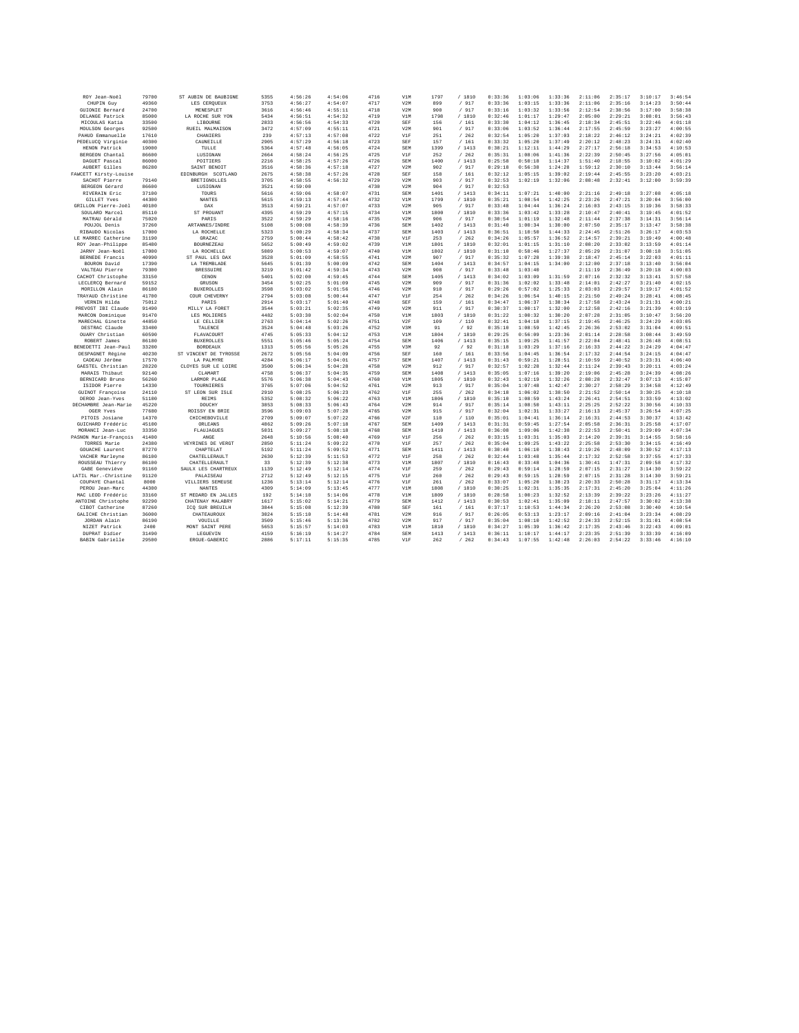| | | | | | | | | | | | | | | | | |
|---|---|---|---|---|---|---|---|---|---|---|---|---|---|---|---|---|
| ROY Jean-Noël | 79700 | ST AUBIN DE BAUBIGNE | 5355 | 4:56:26 | 4:54:06 | 4716 | V1M | 1797 | / 1810 | 0:33:36 | 1:03:06 | 1:33:36 | 2:11:06 | 2:35:17 | 3:10:17 | 3:46:54 |
| CHUPIN Guy | 49360 | LES CERQUEUX | 3753 | 4:56:27 | 4:54:07 | 4717 | V2M | 899 | / 917 | 0:33:36 | 1:03:15 | 1:33:36 | 2:11:06 | 2:35:16 | 3:14:23 | 3:50:44 |
| GUIONIE Bernard | 24780 | MENESPLET | 3616 | 4:56:46 | 4:55:11 | 4718 | V2M | 900 | / 917 | 0:33:16 | 1:03:32 | 1:33:56 | 2:12:54 | 2:38:56 | 3:17:00 | 3:58:38 |
| DELANGE Patrick | 85000 | LA ROCHE SUR YON | 5434 | 4:56:51 | 4:54:32 | 4719 | V1M | 1798 | / 1810 | 0:32:46 | 1:01:17 | 1:29:47 | 2:05:00 | 2:29:21 | 3:08:01 | 3:56:43 |
| MICOULAS Katia | 33500 | LIBOURNE | 2833 | 4:56:56 | 4:54:33 | 4720 | SEF | 156 | / 161 | 0:33:30 | 1:04:12 | 1:36:45 | 2:18:34 | 2:45:51 | 3:22:46 | 4:01:18 |
| MOULSON Georges | 92500 | RUEIL MALMAISON | 3472 | 4:57:09 | 4:55:11 | 4721 | V2M | 901 | / 917 | 0:33:06 | 1:03:52 | 1:36:44 | 2:17:55 | 2:45:59 | 3:23:27 | 4:00:55 |
| PAHUD Emmanuelle | 17610 | CHANIERS | 239 | 4:57:13 | 4:57:08 | 4722 | V1F | 251 | / 262 | 0:32:54 | 1:05:20 | 1:37:03 | 2:18:22 | 2:46:12 | 3:24:21 | 4:02:39 |
| PEDELUCQ Virginie | 40300 | CAUNEILLE | 2905 | 4:57:29 | 4:56:18 | 4723 | SEF | 157 | / 161 | 0:33:32 | 1:05:20 | 1:37:49 | 2:20:12 | 2:48:23 | 3:24:31 | 4:02:40 |
| HENON Patrick | 19000 | TULLE | 5364 | 4:57:48 | 4:56:05 | 4724 | SEM | 1399 | / 1413 | 0:38:21 | 1:12:11 | 1:44:29 | 2:27:17 | 2:56:18 | 3:34:53 | 4:10:53 |
| BERGEON Chantal | 86600 | LUSIGNAN | 2664 | 4:58:24 | 4:56:25 | 4725 | V1F | 252 | / 262 | 0:35:31 | 1:08:06 | 1:41:36 | 2:22:39 | 2:50:45 | 3:27:56 | 4:05:01 |
| DAGUET Pascal | 86000 | POITIERS | 2216 | 4:58:25 | 4:57:26 | 4726 | SEM | 1400 | / 1413 | 0:25:58 | 0:50:18 | 1:14:37 | 1:51:40 | 2:18:55 | 3:10:02 | 4:01:29 |
| AUBERT Gilles | 86280 | SAINT BENOIT | 3516 | 4:58:36 | 4:57:18 | 4727 | V2M | 902 | / 917 | 0:29:18 | 0:56:38 | 1:24:28 | 1:59:12 | 2:30:10 | 3:13:44 | 3:56:14 |
| FAWCETT Kirsty-Louise | | EDINBURGH SCOTLAND | 2675 | 4:58:38 | 4:57:26 | 4728 | SEF | 158 | / 161 | 0:32:12 | 1:05:15 | 1:39:02 | 2:19:44 | 2:45:55 | 3:23:20 | 4:03:21 |
| SACHOT Pierre | 79140 | BRETIGNOLLES | 3705 | 4:58:55 | 4:56:32 | 4729 | V2M | 903 | / 917 | 0:32:53 | 1:02:19 | 1:32:06 | 2:08:48 | 2:32:41 | 3:12:00 | 3:59:39 |
| BERGEON Gérard | 86600 | LUSIGNAN | 3521 | 4:59:00 | | 4730 | V2M | 904 | / 917 | 0:32:53 | | | | | | |
| RIVERAIN Eric | 37100 | TOURS | 5616 | 4:59:06 | 4:58:07 | 4731 | SEM | 1401 | / 1413 | 0:34:11 | 1:07:21 | 1:40:00 | 2:21:16 | 2:49:18 | 3:27:08 | 4:05:18 |
| GILLET Yves | 44300 | NANTES | 5615 | 4:59:13 | 4:57:44 | 4732 | V1M | 1799 | / 1810 | 0:35:21 | 1:08:54 | 1:42:25 | 2:23:26 | 2:47:21 | 3:20:04 | 3:56:00 |
| GRILLON Pierre-Joël | 40100 | DAX | 3513 | 4:59:21 | 4:57:07 | 4733 | V2M | 905 | / 917 | 0:33:48 | 1:04:44 | 1:36:24 | 2:16:03 | 2:43:15 | 3:19:36 | 3:58:33 |
| SOULARD Marcel | 85110 | ST PROUANT | 4395 | 4:59:29 | 4:57:15 | 4734 | V1M | 1800 | / 1810 | 0:33:36 | 1:03:42 | 1:33:28 | 2:10:47 | 2:40:41 | 3:19:45 | 4:01:52 |
| MATRAU Gérald | 75020 | PARIS | 3522 | 4:59:29 | 4:58:16 | 4735 | V2M | 906 | / 917 | 0:30:54 | 1:01:19 | 1:32:48 | 2:11:44 | 2:37:38 | 3:14:31 | 3:56:14 |
| POUJOL Denis | 37260 | ARTANNES/INDRE | 5108 | 5:00:08 | 4:58:39 | 4736 | SEM | 1402 | / 1413 | 0:31:40 | 1:00:34 | 1:30:00 | 2:07:50 | 2:35:17 | 3:13:47 | 3:58:38 |
| RIBAUDO Nicolas | 17000 | LA ROCHELLE | 5323 | 5:00:29 | 4:58:34 | 4737 | SEM | 1403 | / 1413 | 0:36:51 | 1:10:50 | 1:44:33 | 2:24:45 | 2:51:26 | 3:26:17 | 4:03:53 |
| LE MARREC Catherine | 31190 | GRAZAC | 2759 | 5:00:44 | 4:58:42 | 4738 | V1F | 253 | / 262 | 0:34:26 | 1:05:57 | 1:36:52 | 2:14:57 | 2:39:21 | 3:19:49 | 4:00:48 |
| ROY Jean-Philippe | 85480 | BOURNEZEAU | 5652 | 5:00:49 | 4:59:02 | 4739 | V1M | 1801 | / 1810 | 0:32:01 | 1:01:15 | 1:31:10 | 2:08:20 | 2:33:02 | 3:13:59 | 4:01:14 |
| JARNY Jean-Noël | 17000 | LA ROCHELLE | 5089 | 5:00:53 | 4:59:07 | 4740 | V1M | 1802 | / 1810 | 0:31:10 | 0:58:46 | 1:27:37 | 2:05:29 | 2:31:07 | 3:08:18 | 3:51:05 |
| BERNEDE Francis | 40990 | ST PAUL LES DAX | 3528 | 5:01:09 | 4:58:55 | 4741 | V2M | 907 | / 917 | 0:35:32 | 1:07:28 | 1:39:38 | 2:18:47 | 2:45:14 | 3:22:03 | 4:01:11 |
| BOURON David | 17390 | LA TREMBLADE | 5645 | 5:01:39 | 5:00:09 | 4742 | SEM | 1404 | / 1413 | 0:34:57 | 1:04:15 | 1:34:00 | 2:12:00 | 2:37:18 | 3:13:40 | 3:56:04 |
| VALTEAU Pierre | 79300 | BRESSUIRE | 3219 | 5:01:42 | 4:59:34 | 4743 | V2M | 908 | / 917 | 0:33:48 | 1:03:40 | | 2:11:19 | 2:36:49 | 3:20:18 | 4:00:03 |
| CACHOT Christophe | 33150 | CENON | 5401 | 5:02:00 | 4:59:45 | 4744 | SEM | 1405 | / 1413 | 0:34:02 | 1:03:09 | 1:31:59 | 2:07:16 | 2:32:32 | 3:13:41 | 3:57:58 |
| LECLERCQ Bernard | 59152 | GRUSON | 3454 | 5:02:25 | 5:01:09 | 4745 | V2M | 909 | / 917 | 0:31:36 | 1:02:02 | 1:33:48 | 2:14:01 | 2:42:27 | 3:21:40 | 4:02:15 |
| MORILLON Alain | 86180 | BUXEROLLES | 3598 | 5:03:02 | 5:01:56 | 4746 | V2M | 910 | / 917 | 0:29:26 | 0:57:02 | 1:25:33 | 2:03:03 | 2:29:57 | 3:19:17 | 4:01:52 |
| TRAYAUD Christine | 41700 | COUR CHEVERNY | 2794 | 5:03:08 | 5:00:44 | 4747 | V1F | 254 | / 262 | 0:34:26 | 1:06:54 | 1:40:15 | 2:21:50 | 2:49:24 | 3:28:41 | 4:08:45 |
| VERNIN Hilda | 75012 | PARIS | 2914 | 5:03:17 | 5:01:40 | 4748 | SEF | 159 | / 161 | 0:34:47 | 1:06:37 | 1:38:34 | 2:17:58 | 2:43:24 | 3:21:31 | 4:00:21 |
| PREVOST IBI Claude | 91490 | MILLY LA FORET | 3544 | 5:03:21 | 5:02:35 | 4749 | V2M | 911 | / 917 | 0:30:37 | 1:00:17 | 1:32:00 | 2:12:58 | 2:42:16 | 3:21:39 | 4:03:19 |
| MARCON Dominique | 91470 | LES MOLIERES | 4482 | 5:03:30 | 5:02:04 | 4750 | V1M | 1803 | / 1810 | 0:31:22 | 1:00:32 | 1:30:20 | 2:07:28 | 2:31:05 | 3:10:47 | 3:56:20 |
| MARECHAL Ginette | 44850 | LE CELLIER | 2763 | 5:04:14 | 5:02:26 | 4751 | V2F | 109 | / 110 | 0:32:41 | 1:04:18 | 1:37:15 | 2:19:45 | 2:46:25 | 3:24:29 | 4:03:05 |
| DESTRAC Claude | 33400 | TALENCE | 3524 | 5:04:48 | 5:03:26 | 4752 | V3M | 91 | / 92 | 0:35:10 | 1:08:59 | 1:42:45 | 2:26:36 | 2:53:02 | 3:31:04 | 4:09:51 |
| OUARY Christian | 60590 | FLAVACOURT | 4745 | 5:05:33 | 5:04:12 | 4753 | V1M | 1804 | / 1810 | 0:29:25 | 0:56:09 | 1:23:36 | 2:01:14 | 2:28:58 | 3:08:44 | 3:49:59 |
| ROBERT James | 86180 | BUXEROLLES | 5551 | 5:05:46 | 5:05:24 | 4754 | SEM | 1406 | / 1413 | 0:35:15 | 1:09:25 | 1:41:57 | 2:22:04 | 2:48:41 | 3:26:48 | 4:08:51 |
| BENEDETTI Jean-Paul | 33200 | BORDEAUX | 1313 | 5:05:56 | 5:05:26 | 4755 | V3M | 92 | / 92 | 0:31:18 | 1:03:29 | 1:37:16 | 2:16:33 | 2:44:22 | 3:24:29 | 4:04:47 |
| DESPAGNET Régine | 40230 | ST VINCENT DE TYROSSE | 2672 | 5:05:56 | 5:04:09 | 4756 | SEF | 160 | / 161 | 0:33:56 | 1:04:45 | 1:36:54 | 2:17:32 | 2:44:54 | 3:24:15 | 4:04:47 |
| CADEAU Jérôme | 17570 | LA PALMYRE | 4284 | 5:06:17 | 5:04:01 | 4757 | SEM | 1407 | / 1413 | 0:31:43 | 0:59:21 | 1:28:51 | 2:10:59 | 2:40:52 | 3:23:31 | 4:06:40 |
| GAESTEL Christian | 28220 | CLOYES SUR LE LOIRE | 3500 | 5:06:34 | 5:04:28 | 4758 | V2M | 912 | / 917 | 0:32:57 | 1:02:28 | 1:32:44 | 2:11:24 | 2:39:43 | 3:20:11 | 4:03:24 |
| MARAIS Thibaut | 92140 | CLAMART | 4758 | 5:06:37 | 5:04:35 | 4759 | SEM | 1408 | / 1413 | 0:35:05 | 1:07:16 | 1:39:20 | 2:19:06 | 2:45:28 | 3:24:39 | 4:08:26 |
| BERNICARD Bruno | 56260 | LARMOR PLAGE | 5576 | 5:06:38 | 5:04:43 | 4760 | V1M | 1805 | / 1810 | 0:32:43 | 1:02:19 | 1:32:26 | 2:08:28 | 2:32:47 | 3:07:13 | 4:15:07 |
| ISIDOR Pierre | 14330 | TOURNIERES | 3765 | 5:07:06 | 5:04:52 | 4761 | V2M | 913 | / 917 | 0:35:04 | 1:07:48 | 1:42:47 | 2:30:27 | 2:58:29 | 3:34:58 | 4:12:49 |
| GUINOT Françoise | 24110 | ST LEON SUR ISLE | 2910 | 5:08:25 | 5:06:23 | 4762 | V1F | 255 | / 262 | 0:34:18 | 1:06:02 | 1:38:50 | 2:21:52 | 2:50:14 | 3:30:25 | 4:10:18 |
| DEROO Jean-Yves | 51100 | REIMS | 5352 | 5:08:32 | 5:06:22 | 4763 | V1M | 1806 | / 1810 | 0:35:10 | 1:08:59 | 1:43:24 | 2:26:41 | 2:54:51 | 3:33:59 | 4:13:02 |
| DECHAMBRE Jean-Marie | 45220 | DOUCHY | 3853 | 5:08:33 | 5:06:43 | 4764 | V2M | 914 | / 917 | 0:35:14 | 1:08:50 | 1:43:11 | 2:25:25 | 2:52:22 | 3:30:56 | 4:10:33 |
| OGER Yves | 77680 | ROISSY EN BRIE | 3596 | 5:09:03 | 5:07:28 | 4765 | V2M | 915 | / 917 | 0:32:04 | 1:02:31 | 1:33:27 | 2:16:13 | 2:45:37 | 3:26:54 | 4:07:25 |
| PITOIS Josiane | 14370 | CHICHEBOVILLE | 2709 | 5:09:07 | 5:07:22 | 4766 | V2F | 110 | / 110 | 0:35:01 | 1:04:41 | 1:36:14 | 2:16:31 | 2:44:53 | 3:30:37 | 4:13:42 |
| GUICHARD Frédéric | 45100 | ORLEANS | 4862 | 5:09:26 | 5:07:18 | 4767 | SEM | 1409 | / 1413 | 0:31:31 | 0:59:45 | 1:27:54 | 2:05:58 | 2:36:31 | 3:25:58 | 4:17:07 |
| MORANCI Jean-Luc | 33350 | FLAUJAGUES | 5031 | 5:09:27 | 5:08:18 | 4768 | SEM | 1410 | / 1413 | 0:36:08 | 1:09:06 | 1:42:38 | 2:22:53 | 2:50:41 | 3:29:09 | 4:07:34 |
| PASNON Marie-François | 41400 | ANGE | 2648 | 5:10:56 | 5:08:48 | 4769 | V1F | 256 | / 262 | 0:33:15 | 1:03:31 | 1:35:03 | 2:14:20 | 2:39:31 | 3:14:55 | 3:58:16 |
| TORRES Marie | 24380 | VEYRINES DE VERGT | 2850 | 5:11:24 | 5:09:22 | 4770 | V1F | 257 | / 262 | 0:35:04 | 1:09:25 | 1:43:22 | 2:25:58 | 2:53:30 | 3:34:15 | 4:16:49 |
| GOUACHE Laurent | 87270 | CHAPTELAT | 5192 | 5:11:24 | 5:09:52 | 4771 | SEM | 1411 | / 1413 | 0:30:40 | 1:06:10 | 1:38:43 | 2:19:26 | 2:48:09 | 3:30:52 | 4:17:13 |
| VACHER Marleyne | 86100 | CHATELLERAULT | 2630 | 5:12:39 | 5:11:53 | 4772 | V1F | 258 | / 262 | 0:32:44 | 1:03:48 | 1:35:44 | 2:17:32 | 2:52:58 | 3:37:55 | 4:17:33 |
| ROUSSEAU Thierry | 86100 | CHATELLERAULT | 33 | 5:12:39 | 5:12:38 | 4773 | V1M | 1807 | / 1810 | 0:16:43 | 0:33:48 | 1:04:36 | 1:30:41 | 1:47:31 | 2:09:58 | 4:17:32 |
| GABE Geneviève | 91160 | SAULX LES CHARTREUX | 1139 | 5:12:49 | 5:12:14 | 4774 | V1F | 259 | / 262 | 0:29:43 | 0:59:14 | 1:28:59 | 2:07:15 | 2:31:27 | 3:14:30 | 3:59:22 |
| LATIL Mar.-Christine | 91120 | PALAISEAU | 2712 | 5:12:49 | 5:12:15 | 4775 | V1F | 260 | / 262 | 0:29:43 | 0:59:15 | 1:28:59 | 2:07:15 | 2:31:28 | 3:14:30 | 3:59:21 |
| COUPAYE Chantal | 8008 | VILLIERS SEMEUSE | 1236 | 5:13:14 | 5:12:14 | 4776 | V1F | 261 | / 262 | 0:33:07 | 1:05:20 | 1:38:23 | 2:20:33 | 2:50:28 | 3:31:17 | 4:13:34 |
| PEROU Jean-Marc | 44300 | NANTES | 4309 | 5:14:09 | 5:13:45 | 4777 | V1M | 1808 | / 1810 | 0:30:25 | 1:02:31 | 1:35:35 | 2:17:31 | 2:45:20 | 3:25:04 | 4:11:26 |
| MAC LEOD Frédéric | 33160 | ST MEDARD EN JALLES | 192 | 5:14:10 | 5:14:06 | 4778 | V1M | 1809 | / 1810 | 0:28:58 | 1:00:23 | 1:32:52 | 2:13:39 | 2:39:22 | 3:23:26 | 4:11:27 |
| ANTOINE Christophe | 92290 | CHATENAY MALABRY | 1617 | 5:15:02 | 5:14:21 | 4779 | SEM | 1412 | / 1413 | 0:30:53 | 1:02:41 | 1:35:09 | 2:18:11 | 2:47:57 | 3:30:02 | 4:13:38 |
| CIBOT Catherine | 87260 | ICQ SUR BREUILH | 3844 | 5:15:08 | 5:12:39 | 4780 | SEF | 161 | / 161 | 0:37:17 | 1:10:53 | 1:44:34 | 2:26:20 | 2:53:08 | 3:30:40 | 4:10:54 |
| GALICHE Christian | 36000 | CHATEAUROUX | 3024 | 5:15:10 | 5:14:48 | 4781 | V2M | 916 | / 917 | 0:26:05 | 0:53:13 | 1:23:17 | 2:09:16 | 2:41:04 | 3:23:34 | 4:08:29 |
| JORDAN Alain | 86190 | VOUILLE | 3509 | 5:15:46 | 5:13:36 | 4782 | V2M | 917 | / 917 | 0:35:04 | 1:08:10 | 1:42:52 | 2:24:33 | 2:52:15 | 3:31:01 | 4:08:54 |
| NIZET Patrick | 2400 | MONT SAINT PERE | 5653 | 5:15:57 | 5:14:03 | 4783 | V1M | 1810 | / 1810 | 0:34:27 | 1:05:39 | 1:36:42 | 2:17:35 | 2:43:46 | 3:22:43 | 4:09:01 |
| DUPRAT Didier | 31490 | LEGUEVIN | 4159 | 5:16:19 | 5:14:27 | 4784 | SEM | 1413 | / 1413 | 0:36:11 | 1:10:17 | 1:44:17 | 2:23:35 | 2:51:39 | 3:33:39 | 4:16:09 |
| BABIN Gabrielle | 29500 | ERGUE-GABERIC | 2886 | 5:17:11 | 5:15:35 | 4785 | V1F | 262 | / 262 | 0:34:43 | 1:07:55 | 1:42:48 | 2:26:03 | 2:54:22 | 3:33:46 | 4:16:10 |